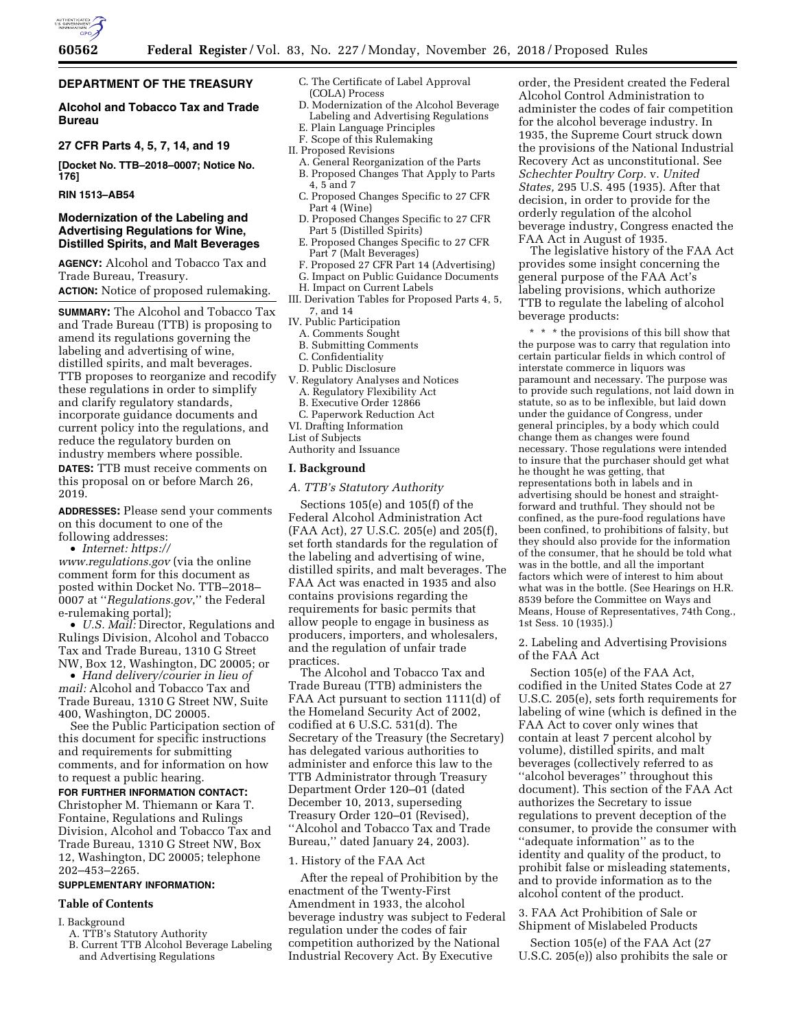**DEPARTMENT OF THE TREASURY**

**Alcohol and Tobacco Tax and Trade Bureau**

**27 CFR Parts 4, 5, 7, 14, and 19**

**[Docket No. TTB–2018–0007; Notice No. 176]**

**RIN 1513–AB54**

## Modernization of the Labeling and Advertising Regulations for Wine, Distilled Spirits, and Malt Beverages

**AGENCY:** Alcohol and Tobacco Tax and Trade Bureau, Treasury.

**ACTION:** Notice of proposed rulemaking.

**SUMMARY:** The Alcohol and Tobacco Tax and Trade Bureau (TTB) is proposing to amend its regulations governing the labeling and advertising of wine, distilled spirits, and malt beverages. TTB proposes to reorganize and recodify these regulations in order to simplify and clarify regulatory standards, incorporate guidance documents and current policy into the regulations, and reduce the regulatory burden on industry members where possible.

**DATES:** TTB must receive comments on this proposal on or before March 26, 2019.

**ADDRESSES:** Please send your comments on this document to one of the following addresses:

- *Internet: https://www.regulations.gov* (via the online comment form for this document as posted within Docket No. TTB–2018–0007 at ''*Regulations.gov,*'' the Federal e-rulemaking portal);
- *U.S. Mail:* Director, Regulations and Rulings Division, Alcohol and Tobacco Tax and Trade Bureau, 1310 G Street NW, Box 12, Washington, DC 20005; or
- *Hand delivery/courier in lieu of mail:* Alcohol and Tobacco Tax and Trade Bureau, 1310 G Street NW, Suite 400, Washington, DC 20005.

See the Public Participation section of this document for specific instructions and requirements for submitting comments, and for information on how to request a public hearing.

**FOR FURTHER INFORMATION CONTACT:** Christopher M. Thiemann or Kara T. Fontaine, Regulations and Rulings Division, Alcohol and Tobacco Tax and Trade Bureau, 1310 G Street NW, Box 12, Washington, DC 20005; telephone 202–453–2265.

**SUPPLEMENTARY INFORMATION:**

**Table of Contents**

I. Background
  A. TTB's Statutory Authority
  B. Current TTB Alcohol Beverage Labeling and Advertising Regulations
  C. The Certificate of Label Approval (COLA) Process
  D. Modernization of the Alcohol Beverage Labeling and Advertising Regulations
  E. Plain Language Principles
  F. Scope of this Rulemaking
II. Proposed Revisions
  A. General Reorganization of the Parts
  B. Proposed Changes That Apply to Parts 4, 5 and 7
  C. Proposed Changes Specific to 27 CFR Part 4 (Wine)
  D. Proposed Changes Specific to 27 CFR Part 5 (Distilled Spirits)
  E. Proposed Changes Specific to 27 CFR Part 7 (Malt Beverages)
  F. Proposed 27 CFR Part 14 (Advertising)
  G. Impact on Public Guidance Documents
  H. Impact on Current Labels
III. Derivation Tables for Proposed Parts 4, 5, 7, and 14
IV. Public Participation
  A. Comments Sought
  B. Submitting Comments
  C. Confidentiality
  D. Public Disclosure
V. Regulatory Analyses and Notices
  A. Regulatory Flexibility Act
  B. Executive Order 12866
  C. Paperwork Reduction Act
VI. Drafting Information
List of Subjects
Authority and Issuance

### I. Background

#### *A. TTB's Statutory Authority*

Sections 105(e) and 105(f) of the Federal Alcohol Administration Act (FAA Act), 27 U.S.C. 205(e) and 205(f), set forth standards for the regulation of the labeling and advertising of wine, distilled spirits, and malt beverages. The FAA Act was enacted in 1935 and also contains provisions regarding the requirements for basic permits that allow people to engage in business as producers, importers, and wholesalers, and the regulation of unfair trade practices.

The Alcohol and Tobacco Tax and Trade Bureau (TTB) administers the FAA Act pursuant to section 1111(d) of the Homeland Security Act of 2002, codified at 6 U.S.C. 531(d). The Secretary of the Treasury (the Secretary) has delegated various authorities to administer and enforce this law to the TTB Administrator through Treasury Department Order 120–01 (dated December 10, 2013, superseding Treasury Order 120–01 (Revised), ''Alcohol and Tobacco Tax and Trade Bureau,'' dated January 24, 2003).

1. History of the FAA Act

After the repeal of Prohibition by the enactment of the Twenty-First Amendment in 1933, the alcohol beverage industry was subject to Federal regulation under the codes of fair competition authorized by the National Industrial Recovery Act. By Executive order, the President created the Federal Alcohol Control Administration to administer the codes of fair competition for the alcohol beverage industry. In 1935, the Supreme Court struck down the provisions of the National Industrial Recovery Act as unconstitutional. See *Schechter Poultry Corp.* v. *United States,* 295 U.S. 495 (1935). After that decision, in order to provide for the orderly regulation of the alcohol beverage industry, Congress enacted the FAA Act in August of 1935.

The legislative history of the FAA Act provides some insight concerning the general purpose of the FAA Act's labeling provisions, which authorize TTB to regulate the labeling of alcohol beverage products:

> * * * the provisions of this bill show that the purpose was to carry that regulation into certain particular fields in which control of interstate commerce in liquors was paramount and necessary. The purpose was to provide such regulations, not laid down in statute, so as to be inflexible, but laid down under the guidance of Congress, under general principles, by a body which could change them as changes were found necessary. Those regulations were intended to insure that the purchaser should get what he thought he was getting, that representations both in labels and in advertising should be honest and straightforward and truthful. They should not be confined, as the pure-food regulations have been confined, to prohibitions of falsity, but they should also provide for the information of the consumer, that he should be told what was in the bottle, and all the important factors which were of interest to him about what was in the bottle. (See Hearings on H.R. 8539 before the Committee on Ways and Means, House of Representatives, 74th Cong., 1st Sess. 10 (1935).)

2. Labeling and Advertising Provisions of the FAA Act

Section 105(e) of the FAA Act, codified in the United States Code at 27 U.S.C. 205(e), sets forth requirements for labeling of wine (which is defined in the FAA Act to cover only wines that contain at least 7 percent alcohol by volume), distilled spirits, and malt beverages (collectively referred to as ''alcohol beverages'' throughout this document). This section of the FAA Act authorizes the Secretary to issue regulations to prevent deception of the consumer, to provide the consumer with ''adequate information'' as to the identity and quality of the product, to prohibit false or misleading statements, and to provide information as to the alcohol content of the product.

3. FAA Act Prohibition of Sale or Shipment of Mislabeled Products

Section 105(e) of the FAA Act (27 U.S.C. 205(e)) also prohibits the sale or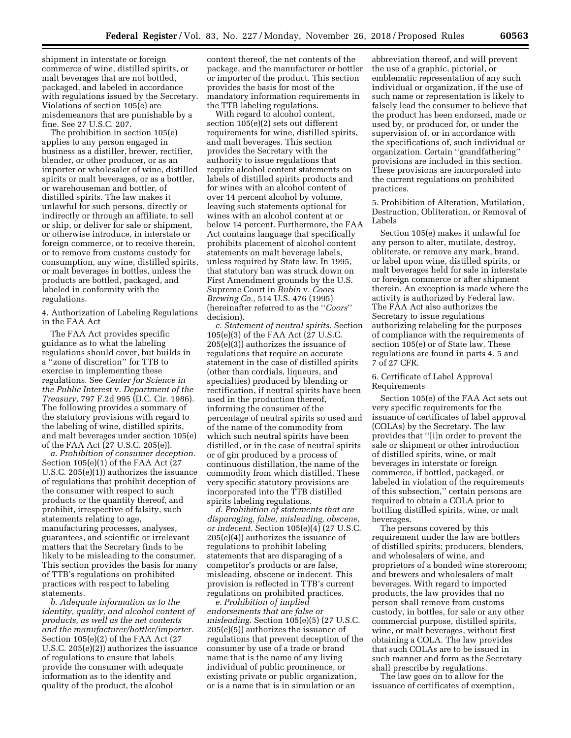shipment in interstate or foreign commerce of wine, distilled spirits, or malt beverages that are not bottled, packaged, and labeled in accordance with regulations issued by the Secretary. Violations of section 105(e) are misdemeanors that are punishable by a fine. See 27 U.S.C. 207.

The prohibition in section 105(e) applies to any person engaged in business as a distiller, brewer, rectifier, blender, or other producer, or as an importer or wholesaler of wine, distilled spirits or malt beverages, or as a bottler, or warehouseman and bottler, of distilled spirits. The law makes it unlawful for such persons, directly or indirectly or through an affiliate, to sell or ship, or deliver for sale or shipment, or otherwise introduce, in interstate or foreign commerce, or to receive therein, or to remove from customs custody for consumption, any wine, distilled spirits, or malt beverages in bottles, unless the products are bottled, packaged, and labeled in conformity with the regulations.

4. Authorization of Labeling Regulations in the FAA Act

The FAA Act provides specific guidance as to what the labeling regulations should cover, but builds in a ''zone of discretion'' for TTB to exercise in implementing these regulations. See *Center for Science in the Public Interest* v. *Department of the Treasury,* 797 F.2d 995 (D.C. Cir. 1986). The following provides a summary of the statutory provisions with regard to the labeling of wine, distilled spirits, and malt beverages under section 105(e) of the FAA Act (27 U.S.C. 205(e)).

*a. Prohibition of consumer deception.* Section 105(e)(1) of the FAA Act (27 U.S.C. 205(e)(1)) authorizes the issuance of regulations that prohibit deception of the consumer with respect to such products or the quantity thereof, and prohibit, irrespective of falsity, such statements relating to age, manufacturing processes, analyses, guarantees, and scientific or irrelevant matters that the Secretary finds to be likely to be misleading to the consumer. This section provides the basis for many of TTB's regulations on prohibited practices with respect to labeling statements.

*b. Adequate information as to the identity, quality, and alcohol content of products, as well as the net contents and the manufacturer/bottler/importer.* Section 105(e)(2) of the FAA Act (27 U.S.C. 205(e)(2)) authorizes the issuance of regulations to ensure that labels provide the consumer with adequate information as to the identity and quality of the product, the alcohol content thereof, the net contents of the package, and the manufacturer or bottler or importer of the product. This section provides the basis for most of the mandatory information requirements in the TTB labeling regulations.

With regard to alcohol content, section 105(e)(2) sets out different requirements for wine, distilled spirits, and malt beverages. This section provides the Secretary with the authority to issue regulations that require alcohol content statements on labels of distilled spirits products and for wines with an alcohol content of over 14 percent alcohol by volume, leaving such statements optional for wines with an alcohol content at or below 14 percent. Furthermore, the FAA Act contains language that specifically prohibits placement of alcohol content statements on malt beverage labels, unless required by State law. In 1995, that statutory ban was struck down on First Amendment grounds by the U.S. Supreme Court in *Rubin* v. *Coors Brewing Co.,* 514 U.S. 476 (1995) (hereinafter referred to as the ''*Coors*'' decision).

*c. Statement of neutral spirits.* Section 105(e)(3) of the FAA Act (27 U.S.C. 205(e)(3)) authorizes the issuance of regulations that require an accurate statement in the case of distilled spirits (other than cordials, liqueurs, and specialties) produced by blending or rectification, if neutral spirits have been used in the production thereof, informing the consumer of the percentage of neutral spirits so used and of the name of the commodity from which such neutral spirits have been distilled, or in the case of neutral spirits or of gin produced by a process of continuous distillation, the name of the commodity from which distilled. These very specific statutory provisions are incorporated into the TTB distilled spirits labeling regulations.

*d. Prohibition of statements that are disparaging, false, misleading, obscene, or indecent.* Section 105(e)(4) (27 U.S.C. 205(e)(4)) authorizes the issuance of regulations to prohibit labeling statements that are disparaging of a competitor's products or are false, misleading, obscene or indecent. This provision is reflected in TTB's current regulations on prohibited practices.

*e. Prohibition of implied endorsements that are false or misleading.* Section 105(e)(5) (27 U.S.C. 205(e)(5)) authorizes the issuance of regulations that prevent deception of the consumer by use of a trade or brand name that is the name of any living individual of public prominence, or existing private or public organization, or is a name that is in simulation or an abbreviation thereof, and will prevent the use of a graphic, pictorial, or emblematic representation of any such individual or organization, if the use of such name or representation is likely to falsely lead the consumer to believe that the product has been endorsed, made or used by, or produced for, or under the supervision of, or in accordance with the specifications of, such individual or organization. Certain ''grandfathering'' provisions are included in this section. These provisions are incorporated into the current regulations on prohibited practices.

5. Prohibition of Alteration, Mutilation, Destruction, Obliteration, or Removal of Labels

Section 105(e) makes it unlawful for any person to alter, mutilate, destroy, obliterate, or remove any mark, brand, or label upon wine, distilled spirits, or malt beverages held for sale in interstate or foreign commerce or after shipment therein. An exception is made where the activity is authorized by Federal law. The FAA Act also authorizes the Secretary to issue regulations authorizing relabeling for the purposes of compliance with the requirements of section 105(e) or of State law. These regulations are found in parts 4, 5 and 7 of 27 CFR.

6. Certificate of Label Approval Requirements

Section 105(e) of the FAA Act sets out very specific requirements for the issuance of certificates of label approval (COLAs) by the Secretary. The law provides that ''[i]n order to prevent the sale or shipment or other introduction of distilled spirits, wine, or malt beverages in interstate or foreign commerce, if bottled, packaged, or labeled in violation of the requirements of this subsection,'' certain persons are required to obtain a COLA prior to bottling distilled spirits, wine, or malt beverages.

The persons covered by this requirement under the law are bottlers of distilled spirits; producers, blenders, and wholesalers of wine, and proprietors of a bonded wine storeroom; and brewers and wholesalers of malt beverages. With regard to imported products, the law provides that no person shall remove from customs custody, in bottles, for sale or any other commercial purpose, distilled spirits, wine, or malt beverages, without first obtaining a COLA. The law provides that such COLAs are to be issued in such manner and form as the Secretary shall prescribe by regulations.

The law goes on to allow for the issuance of certificates of exemption,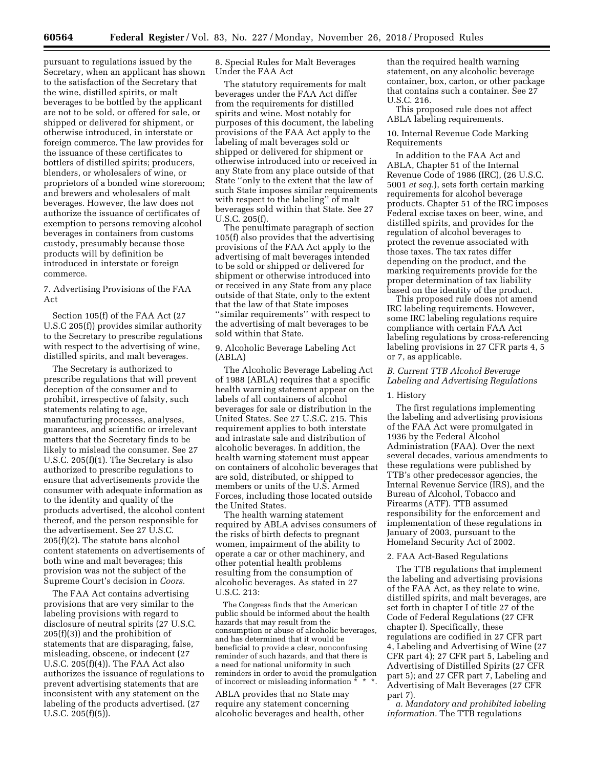pursuant to regulations issued by the Secretary, when an applicant has shown to the satisfaction of the Secretary that the wine, distilled spirits, or malt beverages to be bottled by the applicant are not to be sold, or offered for sale, or shipped or delivered for shipment, or otherwise introduced, in interstate or foreign commerce. The law provides for the issuance of these certificates to bottlers of distilled spirits; producers, blenders, or wholesalers of wine, or proprietors of a bonded wine storeroom; and brewers and wholesalers of malt beverages. However, the law does not authorize the issuance of certificates of exemption to persons removing alcohol beverages in containers from customs custody, presumably because those products will by definition be introduced in interstate or foreign commerce.

7. Advertising Provisions of the FAA Act

Section 105(f) of the FAA Act (27 U.S.C 205(f)) provides similar authority to the Secretary to prescribe regulations with respect to the advertising of wine, distilled spirits, and malt beverages.

The Secretary is authorized to prescribe regulations that will prevent deception of the consumer and to prohibit, irrespective of falsity, such statements relating to age, manufacturing processes, analyses, guarantees, and scientific or irrelevant matters that the Secretary finds to be likely to mislead the consumer. See 27 U.S.C. 205(f)(1). The Secretary is also authorized to prescribe regulations to ensure that advertisements provide the consumer with adequate information as to the identity and quality of the products advertised, the alcohol content thereof, and the person responsible for the advertisement. See 27 U.S.C. 205(f)(2). The statute bans alcohol content statements on advertisements of both wine and malt beverages; this provision was not the subject of the Supreme Court's decision in *Coors.*

The FAA Act contains advertising provisions that are very similar to the labeling provisions with regard to disclosure of neutral spirits (27 U.S.C. 205(f)(3)) and the prohibition of statements that are disparaging, false, misleading, obscene, or indecent (27 U.S.C. 205(f)(4)). The FAA Act also authorizes the issuance of regulations to prevent advertising statements that are inconsistent with any statement on the labeling of the products advertised. (27 U.S.C. 205(f)(5)).

8. Special Rules for Malt Beverages Under the FAA Act

The statutory requirements for malt beverages under the FAA Act differ from the requirements for distilled spirits and wine. Most notably for purposes of this document, the labeling provisions of the FAA Act apply to the labeling of malt beverages sold or shipped or delivered for shipment or otherwise introduced into or received in any State from any place outside of that State "only to the extent that the law of such State imposes similar requirements with respect to the labeling" of malt beverages sold within that State. See 27 U.S.C. 205(f).

The penultimate paragraph of section 105(f) also provides that the advertising provisions of the FAA Act apply to the advertising of malt beverages intended to be sold or shipped or delivered for shipment or otherwise introduced into or received in any State from any place outside of that State, only to the extent that the law of that State imposes "similar requirements" with respect to the advertising of malt beverages to be sold within that State.

9. Alcoholic Beverage Labeling Act (ABLA)

The Alcoholic Beverage Labeling Act of 1988 (ABLA) requires that a specific health warning statement appear on the labels of all containers of alcohol beverages for sale or distribution in the United States. See 27 U.S.C. 215. This requirement applies to both interstate and intrastate sale and distribution of alcoholic beverages. In addition, the health warning statement must appear on containers of alcoholic beverages that are sold, distributed, or shipped to members or units of the U.S. Armed Forces, including those located outside the United States.

The health warning statement required by ABLA advises consumers of the risks of birth defects to pregnant women, impairment of the ability to operate a car or other machinery, and other potential health problems resulting from the consumption of alcoholic beverages. As stated in 27 U.S.C. 213:

> The Congress finds that the American public should be informed about the health hazards that may result from the consumption or abuse of alcoholic beverages, and has determined that it would be beneficial to provide a clear, nonconfusing reminder of such hazards, and that there is a need for national uniformity in such reminders in order to avoid the promulgation of incorrect or misleading information * * *.

ABLA provides that no State may require any statement concerning alcoholic beverages and health, other than the required health warning statement, on any alcoholic beverage container, box, carton, or other package that contains such a container. See 27 U.S.C. 216.

This proposed rule does not affect ABLA labeling requirements.

10. Internal Revenue Code Marking Requirements

In addition to the FAA Act and ABLA, Chapter 51 of the Internal Revenue Code of 1986 (IRC), (26 U.S.C. 5001 *et seq.*), sets forth certain marking requirements for alcohol beverage products. Chapter 51 of the IRC imposes Federal excise taxes on beer, wine, and distilled spirits, and provides for the regulation of alcohol beverages to protect the revenue associated with those taxes. The tax rates differ depending on the product, and the marking requirements provide for the proper determination of tax liability based on the identity of the product.

This proposed rule does not amend IRC labeling requirements. However, some IRC labeling regulations require compliance with certain FAA Act labeling regulations by cross-referencing labeling provisions in 27 CFR parts 4, 5 or 7, as applicable.

*B. Current TTB Alcohol Beverage Labeling and Advertising Regulations*

1. History

The first regulations implementing the labeling and advertising provisions of the FAA Act were promulgated in 1936 by the Federal Alcohol Administration (FAA). Over the next several decades, various amendments to these regulations were published by TTB's other predecessor agencies, the Internal Revenue Service (IRS), and the Bureau of Alcohol, Tobacco and Firearms (ATF). TTB assumed responsibility for the enforcement and implementation of these regulations in January of 2003, pursuant to the Homeland Security Act of 2002.

2. FAA Act-Based Regulations

The TTB regulations that implement the labeling and advertising provisions of the FAA Act, as they relate to wine, distilled spirits, and malt beverages, are set forth in chapter I of title 27 of the Code of Federal Regulations (27 CFR chapter I). Specifically, these regulations are codified in 27 CFR part 4, Labeling and Advertising of Wine (27 CFR part 4); 27 CFR part 5, Labeling and Advertising of Distilled Spirits (27 CFR part 5); and 27 CFR part 7, Labeling and Advertising of Malt Beverages (27 CFR part 7).

*a. Mandatory and prohibited labeling information.* The TTB regulations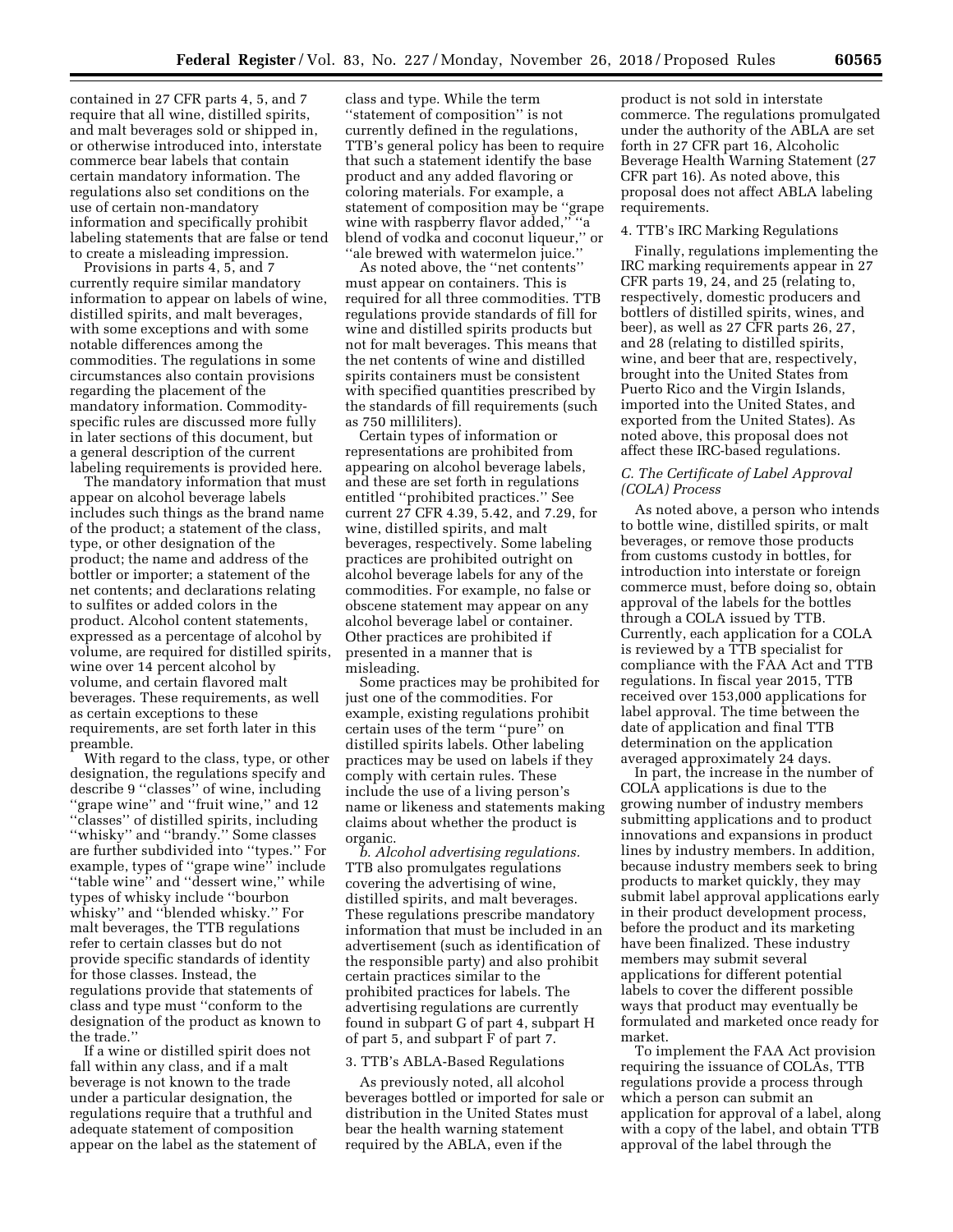contained in 27 CFR parts 4, 5, and 7 require that all wine, distilled spirits, and malt beverages sold or shipped in, or otherwise introduced into, interstate commerce bear labels that contain certain mandatory information. The regulations also set conditions on the use of certain non-mandatory information and specifically prohibit labeling statements that are false or tend to create a misleading impression.

Provisions in parts 4, 5, and 7 currently require similar mandatory information to appear on labels of wine, distilled spirits, and malt beverages, with some exceptions and with some notable differences among the commodities. The regulations in some circumstances also contain provisions regarding the placement of the mandatory information. Commodity-specific rules are discussed more fully in later sections of this document, but a general description of the current labeling requirements is provided here.

The mandatory information that must appear on alcohol beverage labels includes such things as the brand name of the product; a statement of the class, type, or other designation of the product; the name and address of the bottler or importer; a statement of the net contents; and declarations relating to sulfites or added colors in the product. Alcohol content statements, expressed as a percentage of alcohol by volume, are required for distilled spirits, wine over 14 percent alcohol by volume, and certain flavored malt beverages. These requirements, as well as certain exceptions to these requirements, are set forth later in this preamble.

With regard to the class, type, or other designation, the regulations specify and describe 9 "classes" of wine, including "grape wine" and "fruit wine," and 12 "classes" of distilled spirits, including "whisky" and "brandy." Some classes are further subdivided into "types." For example, types of "grape wine" include "table wine" and "dessert wine," while types of whisky include "bourbon whisky" and "blended whisky." For malt beverages, the TTB regulations refer to certain classes but do not provide specific standards of identity for those classes. Instead, the regulations provide that statements of class and type must "conform to the designation of the product as known to the trade."

If a wine or distilled spirit does not fall within any class, and if a malt beverage is not known to the trade under a particular designation, the regulations require that a truthful and adequate statement of composition appear on the label as the statement of class and type. While the term "statement of composition" is not currently defined in the regulations, TTB's general policy has been to require that such a statement identify the base product and any added flavoring or coloring materials. For example, a statement of composition may be "grape wine with raspberry flavor added," "a blend of vodka and coconut liqueur," or "ale brewed with watermelon juice."

As noted above, the "net contents" must appear on containers. This is required for all three commodities. TTB regulations provide standards of fill for wine and distilled spirits products but not for malt beverages. This means that the net contents of wine and distilled spirits containers must be consistent with specified quantities prescribed by the standards of fill requirements (such as 750 milliliters).

Certain types of information or representations are prohibited from appearing on alcohol beverage labels, and these are set forth in regulations entitled "prohibited practices." See current 27 CFR 4.39, 5.42, and 7.29, for wine, distilled spirits, and malt beverages, respectively. Some labeling practices are prohibited outright on alcohol beverage labels for any of the commodities. For example, no false or obscene statement may appear on any alcohol beverage label or container. Other practices are prohibited if presented in a manner that is misleading.

Some practices may be prohibited for just one of the commodities. For example, existing regulations prohibit certain uses of the term "pure" on distilled spirits labels. Other labeling practices may be used on labels if they comply with certain rules. These include the use of a living person's name or likeness and statements making claims about whether the product is organic.

*b. Alcohol advertising regulations.* TTB also promulgates regulations covering the advertising of wine, distilled spirits, and malt beverages. These regulations prescribe mandatory information that must be included in an advertisement (such as identification of the responsible party) and also prohibit certain practices similar to the prohibited practices for labels. The advertising regulations are currently found in subpart G of part 4, subpart H of part 5, and subpart F of part 7.

3. TTB's ABLA-Based Regulations

As previously noted, all alcohol beverages bottled or imported for sale or distribution in the United States must bear the health warning statement required by the ABLA, even if the product is not sold in interstate commerce. The regulations promulgated under the authority of the ABLA are set forth in 27 CFR part 16, Alcoholic Beverage Health Warning Statement (27 CFR part 16). As noted above, this proposal does not affect ABLA labeling requirements.

4. TTB's IRC Marking Regulations

Finally, regulations implementing the IRC marking requirements appear in 27 CFR parts 19, 24, and 25 (relating to, respectively, domestic producers and bottlers of distilled spirits, wines, and beer), as well as 27 CFR parts 26, 27, and 28 (relating to distilled spirits, wine, and beer that are, respectively, brought into the United States from Puerto Rico and the Virgin Islands, imported into the United States, and exported from the United States). As noted above, this proposal does not affect these IRC-based regulations.

### *C. The Certificate of Label Approval (COLA) Process*

As noted above, a person who intends to bottle wine, distilled spirits, or malt beverages, or remove those products from customs custody in bottles, for introduction into interstate or foreign commerce must, before doing so, obtain approval of the labels for the bottles through a COLA issued by TTB. Currently, each application for a COLA is reviewed by a TTB specialist for compliance with the FAA Act and TTB regulations. In fiscal year 2015, TTB received over 153,000 applications for label approval. The time between the date of application and final TTB determination on the application averaged approximately 24 days.

In part, the increase in the number of COLA applications is due to the growing number of industry members submitting applications and to product innovations and expansions in product lines by industry members. In addition, because industry members seek to bring products to market quickly, they may submit label approval applications early in their product development process, before the product and its marketing have been finalized. These industry members may submit several applications for different potential labels to cover the different possible ways that product may eventually be formulated and marketed once ready for market.

To implement the FAA Act provision requiring the issuance of COLAs, TTB regulations provide a process through which a person can submit an application for approval of a label, along with a copy of the label, and obtain TTB approval of the label through the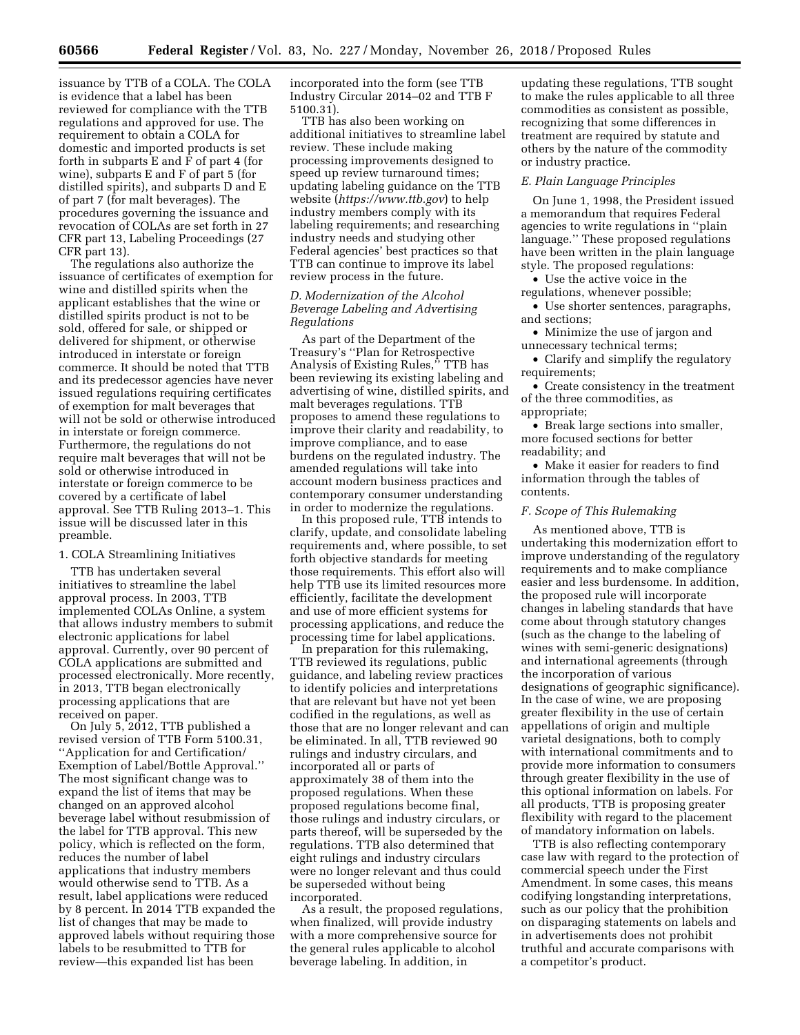issuance by TTB of a COLA. The COLA is evidence that a label has been reviewed for compliance with the TTB regulations and approved for use. The requirement to obtain a COLA for domestic and imported products is set forth in subparts E and F of part 4 (for wine), subparts E and F of part 5 (for distilled spirits), and subparts D and E of part 7 (for malt beverages). The procedures governing the issuance and revocation of COLAs are set forth in 27 CFR part 13, Labeling Proceedings (27 CFR part 13).

The regulations also authorize the issuance of certificates of exemption for wine and distilled spirits when the applicant establishes that the wine or distilled spirits product is not to be sold, offered for sale, or shipped or delivered for shipment, or otherwise introduced in interstate or foreign commerce. It should be noted that TTB and its predecessor agencies have never issued regulations requiring certificates of exemption for malt beverages that will not be sold or otherwise introduced in interstate or foreign commerce. Furthermore, the regulations do not require malt beverages that will not be sold or otherwise introduced in interstate or foreign commerce to be covered by a certificate of label approval. See TTB Ruling 2013–1. This issue will be discussed later in this preamble.

1. COLA Streamlining Initiatives

TTB has undertaken several initiatives to streamline the label approval process. In 2003, TTB implemented COLAs Online, a system that allows industry members to submit electronic applications for label approval. Currently, over 90 percent of COLA applications are submitted and processed electronically. More recently, in 2013, TTB began electronically processing applications that are received on paper.

On July 5, 2012, TTB published a revised version of TTB Form 5100.31, ''Application for and Certification/Exemption of Label/Bottle Approval.'' The most significant change was to expand the list of items that may be changed on an approved alcohol beverage label without resubmission of the label for TTB approval. This new policy, which is reflected on the form, reduces the number of label applications that industry members would otherwise send to TTB. As a result, label applications were reduced by 8 percent. In 2014 TTB expanded the list of changes that may be made to approved labels without requiring those labels to be resubmitted to TTB for review—this expanded list has been incorporated into the form (see TTB Industry Circular 2014–02 and TTB F 5100.31).

TTB has also been working on additional initiatives to streamline label review. These include making processing improvements designed to speed up review turnaround times; updating labeling guidance on the TTB website (*https://www.ttb.gov*) to help industry members comply with its labeling requirements; and researching industry needs and studying other Federal agencies' best practices so that TTB can continue to improve its label review process in the future.

### *D. Modernization of the Alcohol Beverage Labeling and Advertising Regulations*

As part of the Department of the Treasury's ''Plan for Retrospective Analysis of Existing Rules,'' TTB has been reviewing its existing labeling and advertising of wine, distilled spirits, and malt beverages regulations. TTB proposes to amend these regulations to improve their clarity and readability, to improve compliance, and to ease burdens on the regulated industry. The amended regulations will take into account modern business practices and contemporary consumer understanding in order to modernize the regulations.

In this proposed rule, TTB intends to clarify, update, and consolidate labeling requirements and, where possible, to set forth objective standards for meeting those requirements. This effort also will help TTB use its limited resources more efficiently, facilitate the development and use of more efficient systems for processing applications, and reduce the processing time for label applications.

In preparation for this rulemaking, TTB reviewed its regulations, public guidance, and labeling review practices to identify policies and interpretations that are relevant but have not yet been codified in the regulations, as well as those that are no longer relevant and can be eliminated. In all, TTB reviewed 90 rulings and industry circulars, and incorporated all or parts of approximately 38 of them into the proposed regulations. When these proposed regulations become final, those rulings and industry circulars, or parts thereof, will be superseded by the regulations. TTB also determined that eight rulings and industry circulars were no longer relevant and thus could be superseded without being incorporated.

As a result, the proposed regulations, when finalized, will provide industry with a more comprehensive source for the general rules applicable to alcohol beverage labeling. In addition, in updating these regulations, TTB sought to make the rules applicable to all three commodities as consistent as possible, recognizing that some differences in treatment are required by statute and others by the nature of the commodity or industry practice.

### *E. Plain Language Principles*

On June 1, 1998, the President issued a memorandum that requires Federal agencies to write regulations in ''plain language.'' These proposed regulations have been written in the plain language style. The proposed regulations:

- Use the active voice in the regulations, whenever possible;
- Use shorter sentences, paragraphs, and sections;
- Minimize the use of jargon and unnecessary technical terms;
- Clarify and simplify the regulatory requirements;
- Create consistency in the treatment of the three commodities, as appropriate;
- Break large sections into smaller, more focused sections for better readability; and
- Make it easier for readers to find information through the tables of contents.

### *F. Scope of This Rulemaking*

As mentioned above, TTB is undertaking this modernization effort to improve understanding of the regulatory requirements and to make compliance easier and less burdensome. In addition, the proposed rule will incorporate changes in labeling standards that have come about through statutory changes (such as the change to the labeling of wines with semi-generic designations) and international agreements (through the incorporation of various designations of geographic significance). In the case of wine, we are proposing greater flexibility in the use of certain appellations of origin and multiple varietal designations, both to comply with international commitments and to provide more information to consumers through greater flexibility in the use of this optional information on labels. For all products, TTB is proposing greater flexibility with regard to the placement of mandatory information on labels.

TTB is also reflecting contemporary case law with regard to the protection of commercial speech under the First Amendment. In some cases, this means codifying longstanding interpretations, such as our policy that the prohibition on disparaging statements on labels and in advertisements does not prohibit truthful and accurate comparisons with a competitor's product.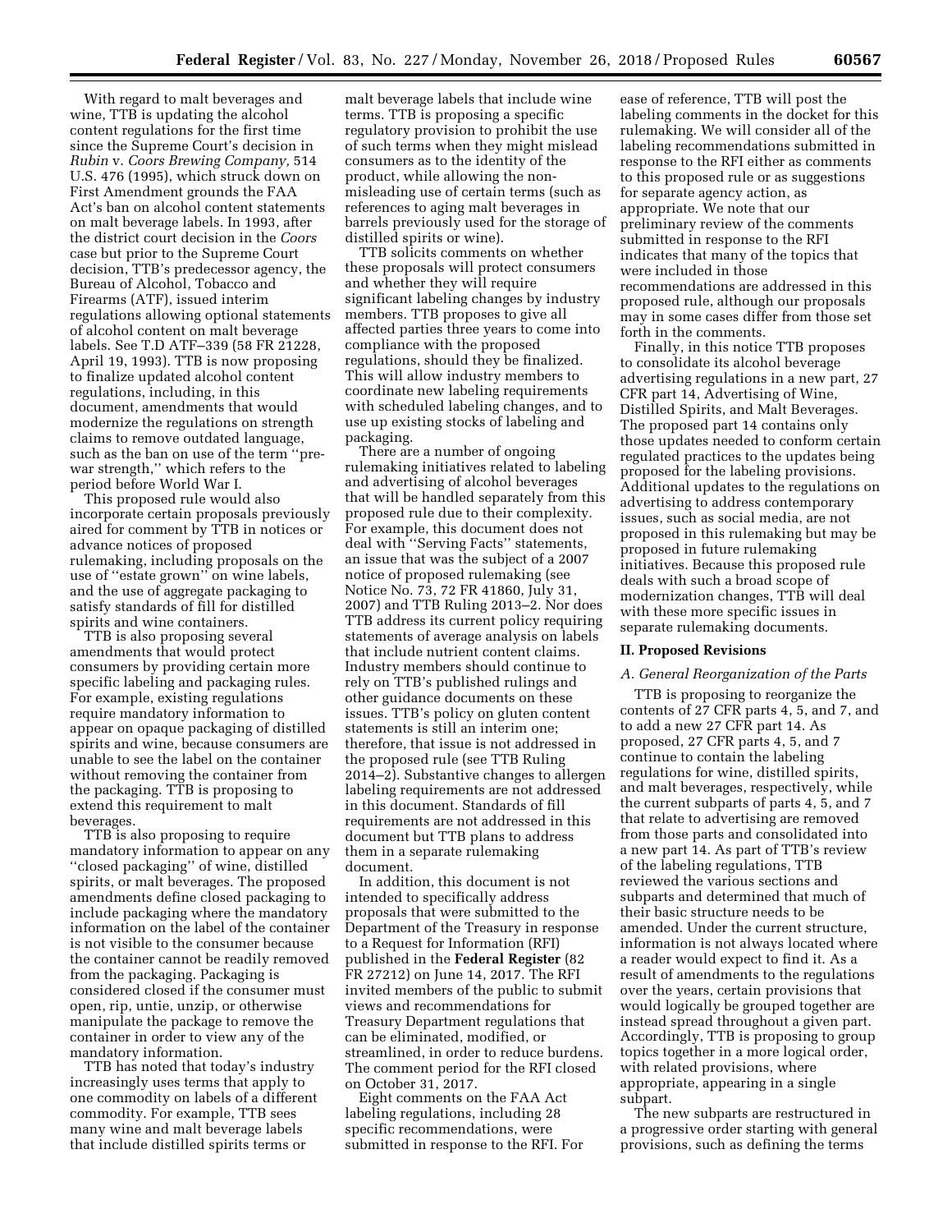With regard to malt beverages and wine, TTB is updating the alcohol content regulations for the first time since the Supreme Court's decision in *Rubin* v. *Coors Brewing Company,* 514 U.S. 476 (1995), which struck down on First Amendment grounds the FAA Act's ban on alcohol content statements on malt beverage labels. In 1993, after the district court decision in the *Coors* case but prior to the Supreme Court decision, TTB's predecessor agency, the Bureau of Alcohol, Tobacco and Firearms (ATF), issued interim regulations allowing optional statements of alcohol content on malt beverage labels. See T.D ATF–339 (58 FR 21228, April 19, 1993). TTB is now proposing to finalize updated alcohol content regulations, including, in this document, amendments that would modernize the regulations on strength claims to remove outdated language, such as the ban on use of the term ''pre-war strength,'' which refers to the period before World War I.

This proposed rule would also incorporate certain proposals previously aired for comment by TTB in notices or advance notices of proposed rulemaking, including proposals on the use of ''estate grown'' on wine labels, and the use of aggregate packaging to satisfy standards of fill for distilled spirits and wine containers.

TTB is also proposing several amendments that would protect consumers by providing certain more specific labeling and packaging rules. For example, existing regulations require mandatory information to appear on opaque packaging of distilled spirits and wine, because consumers are unable to see the label on the container without removing the container from the packaging. TTB is proposing to extend this requirement to malt beverages.

TTB is also proposing to require mandatory information to appear on any ''closed packaging'' of wine, distilled spirits, or malt beverages. The proposed amendments define closed packaging to include packaging where the mandatory information on the label of the container is not visible to the consumer because the container cannot be readily removed from the packaging. Packaging is considered closed if the consumer must open, rip, untie, unzip, or otherwise manipulate the package to remove the container in order to view any of the mandatory information.

TTB has noted that today's industry increasingly uses terms that apply to one commodity on labels of a different commodity. For example, TTB sees many wine and malt beverage labels that include distilled spirits terms or malt beverage labels that include wine terms. TTB is proposing a specific regulatory provision to prohibit the use of such terms when they might mislead consumers as to the identity of the product, while allowing the non-misleading use of certain terms (such as references to aging malt beverages in barrels previously used for the storage of distilled spirits or wine).

TTB solicits comments on whether these proposals will protect consumers and whether they will require significant labeling changes by industry members. TTB proposes to give all affected parties three years to come into compliance with the proposed regulations, should they be finalized. This will allow industry members to coordinate new labeling requirements with scheduled labeling changes, and to use up existing stocks of labeling and packaging.

There are a number of ongoing rulemaking initiatives related to labeling and advertising of alcohol beverages that will be handled separately from this proposed rule due to their complexity. For example, this document does not deal with ''Serving Facts'' statements, an issue that was the subject of a 2007 notice of proposed rulemaking (see Notice No. 73, 72 FR 41860, July 31, 2007) and TTB Ruling 2013–2. Nor does TTB address its current policy requiring statements of average analysis on labels that include nutrient content claims. Industry members should continue to rely on TTB's published rulings and other guidance documents on these issues. TTB's policy on gluten content statements is still an interim one; therefore, that issue is not addressed in the proposed rule (see TTB Ruling 2014–2). Substantive changes to allergen labeling requirements are not addressed in this document. Standards of fill requirements are not addressed in this document but TTB plans to address them in a separate rulemaking document.

In addition, this document is not intended to specifically address proposals that were submitted to the Department of the Treasury in response to a Request for Information (RFI) published in the **Federal Register** (82 FR 27212) on June 14, 2017. The RFI invited members of the public to submit views and recommendations for Treasury Department regulations that can be eliminated, modified, or streamlined, in order to reduce burdens. The comment period for the RFI closed on October 31, 2017.

Eight comments on the FAA Act labeling regulations, including 28 specific recommendations, were submitted in response to the RFI. For ease of reference, TTB will post the labeling comments in the docket for this rulemaking. We will consider all of the labeling recommendations submitted in response to the RFI either as comments to this proposed rule or as suggestions for separate agency action, as appropriate. We note that our preliminary review of the comments submitted in response to the RFI indicates that many of the topics that were included in those recommendations are addressed in this proposed rule, although our proposals may in some cases differ from those set forth in the comments.

Finally, in this notice TTB proposes to consolidate its alcohol beverage advertising regulations in a new part, 27 CFR part 14, Advertising of Wine, Distilled Spirits, and Malt Beverages. The proposed part 14 contains only those updates needed to conform certain regulated practices to the updates being proposed for the labeling provisions. Additional updates to the regulations on advertising to address contemporary issues, such as social media, are not proposed in this rulemaking but may be proposed in future rulemaking initiatives. Because this proposed rule deals with such a broad scope of modernization changes, TTB will deal with these more specific issues in separate rulemaking documents.

## II. Proposed Revisions

### *A. General Reorganization of the Parts*

TTB is proposing to reorganize the contents of 27 CFR parts 4, 5, and 7, and to add a new 27 CFR part 14. As proposed, 27 CFR parts 4, 5, and 7 continue to contain the labeling regulations for wine, distilled spirits, and malt beverages, respectively, while the current subparts of parts 4, 5, and 7 that relate to advertising are removed from those parts and consolidated into a new part 14. As part of TTB's review of the labeling regulations, TTB reviewed the various sections and subparts and determined that much of their basic structure needs to be amended. Under the current structure, information is not always located where a reader would expect to find it. As a result of amendments to the regulations over the years, certain provisions that would logically be grouped together are instead spread throughout a given part. Accordingly, TTB is proposing to group topics together in a more logical order, with related provisions, where appropriate, appearing in a single subpart.

The new subparts are restructured in a progressive order starting with general provisions, such as defining the terms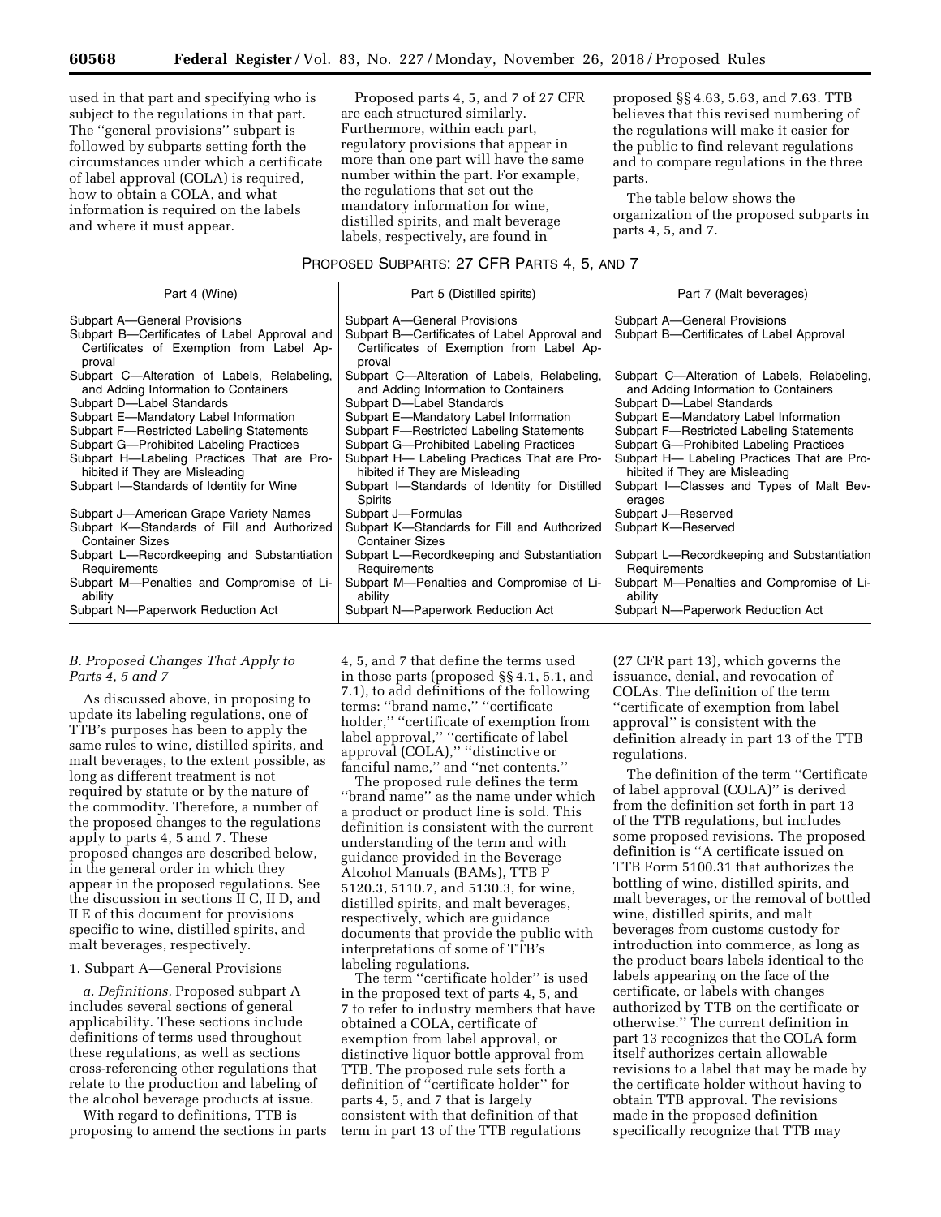used in that part and specifying who is subject to the regulations in that part. The ''general provisions'' subpart is followed by subparts setting forth the circumstances under which a certificate of label approval (COLA) is required, how to obtain a COLA, and what information is required on the labels and where it must appear.

Proposed parts 4, 5, and 7 of 27 CFR are each structured similarly. Furthermore, within each part, regulatory provisions that appear in more than one part will have the same number within the part. For example, the regulations that set out the mandatory information for wine, distilled spirits, and malt beverage labels, respectively, are found in proposed §§ 4.63, 5.63, and 7.63. TTB believes that this revised numbering of the regulations will make it easier for the public to find relevant regulations and to compare regulations in the three parts.

The table below shows the organization of the proposed subparts in parts 4, 5, and 7.

PROPOSED SUBPARTS: 27 CFR PARTS 4, 5, AND 7

| Part 4 (Wine) | Part 5 (Distilled spirits) | Part 7 (Malt beverages) |
|---|---|---|
| Subpart A—General Provisions | Subpart A—General Provisions | Subpart A—General Provisions |
| Subpart B—Certificates of Label Approval and Certificates of Exemption from Label Approval | Subpart B—Certificates of Label Approval and Certificates of Exemption from Label Approval | Subpart B—Certificates of Label Approval |
| Subpart C—Alteration of Labels, Relabeling, and Adding Information to Containers | Subpart C—Alteration of Labels, Relabeling, and Adding Information to Containers | Subpart C—Alteration of Labels, Relabeling, and Adding Information to Containers |
| Subpart D—Label Standards | Subpart D—Label Standards | Subpart D—Label Standards |
| Subpart E—Mandatory Label Information | Subpart E—Mandatory Label Information | Subpart E—Mandatory Label Information |
| Subpart F—Restricted Labeling Statements | Subpart F—Restricted Labeling Statements | Subpart F—Restricted Labeling Statements |
| Subpart G—Prohibited Labeling Practices | Subpart G—Prohibited Labeling Practices | Subpart G—Prohibited Labeling Practices |
| Subpart H—Labeling Practices That are Prohibited if They are Misleading | Subpart H— Labeling Practices That are Prohibited if They are Misleading | Subpart H— Labeling Practices That are Prohibited if They are Misleading |
| Subpart I—Standards of Identity for Wine | Subpart I—Standards of Identity for Distilled Spirits | Subpart I—Classes and Types of Malt Beverages |
| Subpart J—American Grape Variety Names | Subpart J—Formulas | Subpart J—Reserved |
| Subpart K—Standards of Fill and Authorized Container Sizes | Subpart K—Standards for Fill and Authorized Container Sizes | Subpart K—Reserved |
| Subpart L—Recordkeeping and Substantiation Requirements | Subpart L—Recordkeeping and Substantiation Requirements | Subpart L—Recordkeeping and Substantiation Requirements |
| Subpart M—Penalties and Compromise of Liability | Subpart M—Penalties and Compromise of Liability | Subpart M—Penalties and Compromise of Liability |
| Subpart N—Paperwork Reduction Act | Subpart N—Paperwork Reduction Act | Subpart N—Paperwork Reduction Act |

### *B. Proposed Changes That Apply to Parts 4, 5 and 7*

As discussed above, in proposing to update its labeling regulations, one of TTB's purposes has been to apply the same rules to wine, distilled spirits, and malt beverages, to the extent possible, as long as different treatment is not required by statute or by the nature of the commodity. Therefore, a number of the proposed changes to the regulations apply to parts 4, 5 and 7. These proposed changes are described below, in the general order in which they appear in the proposed regulations. See the discussion in sections II C, II D, and II E of this document for provisions specific to wine, distilled spirits, and malt beverages, respectively.

#### 1. Subpart A—General Provisions

*a. Definitions.* Proposed subpart A includes several sections of general applicability. These sections include definitions of terms used throughout these regulations, as well as sections cross-referencing other regulations that relate to the production and labeling of the alcohol beverage products at issue.

With regard to definitions, TTB is proposing to amend the sections in parts 4, 5, and 7 that define the terms used in those parts (proposed §§ 4.1, 5.1, and 7.1), to add definitions of the following terms: ''brand name,'' ''certificate holder,'' ''certificate of exemption from label approval,'' ''certificate of label approval (COLA),'' ''distinctive or fanciful name,'' and ''net contents.''

The proposed rule defines the term ''brand name'' as the name under which a product or product line is sold. This definition is consistent with the current understanding of the term and with guidance provided in the Beverage Alcohol Manuals (BAMs), TTB P 5120.3, 5110.7, and 5130.3, for wine, distilled spirits, and malt beverages, respectively, which are guidance documents that provide the public with interpretations of some of TTB's labeling regulations.

The term ''certificate holder'' is used in the proposed text of parts 4, 5, and 7 to refer to industry members that have obtained a COLA, certificate of exemption from label approval, or distinctive liquor bottle approval from TTB. The proposed rule sets forth a definition of ''certificate holder'' for parts 4, 5, and 7 that is largely consistent with that definition of that term in part 13 of the TTB regulations (27 CFR part 13), which governs the issuance, denial, and revocation of COLAs. The definition of the term ''certificate of exemption from label approval'' is consistent with the definition already in part 13 of the TTB regulations.

The definition of the term ''Certificate of label approval (COLA)'' is derived from the definition set forth in part 13 of the TTB regulations, but includes some proposed revisions. The proposed definition is ''A certificate issued on TTB Form 5100.31 that authorizes the bottling of wine, distilled spirits, and malt beverages, or the removal of bottled wine, distilled spirits, and malt beverages from customs custody for introduction into commerce, as long as the product bears labels identical to the labels appearing on the face of the certificate, or labels with changes authorized by TTB on the certificate or otherwise.'' The current definition in part 13 recognizes that the COLA form itself authorizes certain allowable revisions to a label that may be made by the certificate holder without having to obtain TTB approval. The revisions made in the proposed definition specifically recognize that TTB may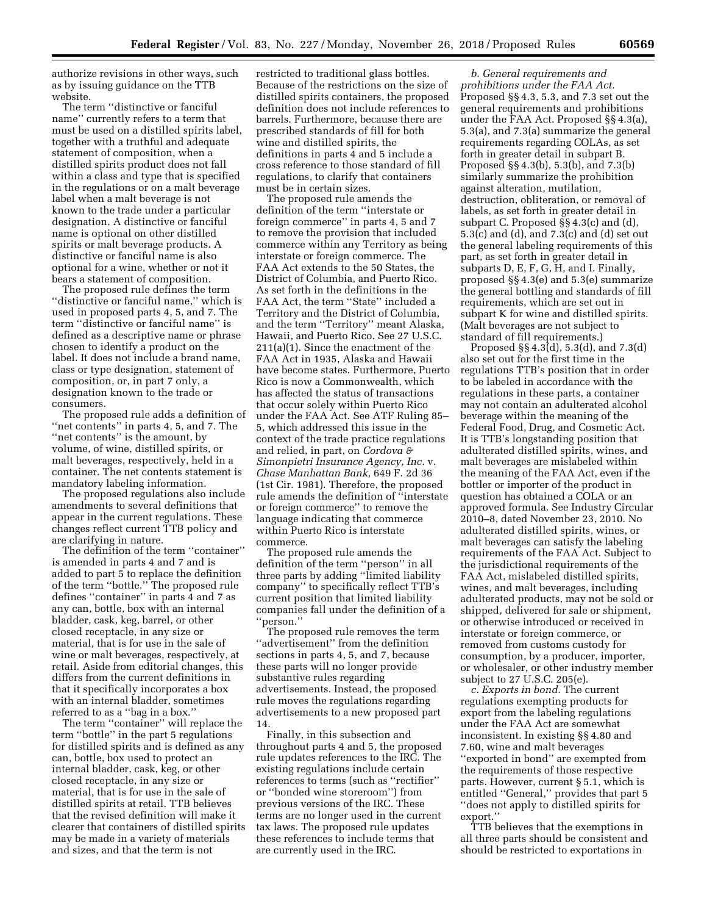authorize revisions in other ways, such as by issuing guidance on the TTB website.

The term ''distinctive or fanciful name'' currently refers to a term that must be used on a distilled spirits label, together with a truthful and adequate statement of composition, when a distilled spirits product does not fall within a class and type that is specified in the regulations or on a malt beverage label when a malt beverage is not known to the trade under a particular designation. A distinctive or fanciful name is optional on other distilled spirits or malt beverage products. A distinctive or fanciful name is also optional for a wine, whether or not it bears a statement of composition.

The proposed rule defines the term ''distinctive or fanciful name,'' which is used in proposed parts 4, 5, and 7. The term ''distinctive or fanciful name'' is defined as a descriptive name or phrase chosen to identify a product on the label. It does not include a brand name, class or type designation, statement of composition, or, in part 7 only, a designation known to the trade or consumers.

The proposed rule adds a definition of ''net contents'' in parts 4, 5, and 7. The ''net contents'' is the amount, by volume, of wine, distilled spirits, or malt beverages, respectively, held in a container. The net contents statement is mandatory labeling information.

The proposed regulations also include amendments to several definitions that appear in the current regulations. These changes reflect current TTB policy and are clarifying in nature.

The definition of the term ''container'' is amended in parts 4 and 7 and is added to part 5 to replace the definition of the term ''bottle.'' The proposed rule defines ''container'' in parts 4 and 7 as any can, bottle, box with an internal bladder, cask, keg, barrel, or other closed receptacle, in any size or material, that is for use in the sale of wine or malt beverages, respectively, at retail. Aside from editorial changes, this differs from the current definitions in that it specifically incorporates a box with an internal bladder, sometimes referred to as a ''bag in a box.''

The term ''container'' will replace the term ''bottle'' in the part 5 regulations for distilled spirits and is defined as any can, bottle, box used to protect an internal bladder, cask, keg, or other closed receptacle, in any size or material, that is for use in the sale of distilled spirits at retail. TTB believes that the revised definition will make it clearer that containers of distilled spirits may be made in a variety of materials and sizes, and that the term is not restricted to traditional glass bottles. Because of the restrictions on the size of distilled spirits containers, the proposed definition does not include references to barrels. Furthermore, because there are prescribed standards of fill for both wine and distilled spirits, the definitions in parts 4 and 5 include a cross reference to those standard of fill regulations, to clarify that containers must be in certain sizes.

The proposed rule amends the definition of the term ''interstate or foreign commerce'' in parts 4, 5 and 7 to remove the provision that included commerce within any Territory as being interstate or foreign commerce. The FAA Act extends to the 50 States, the District of Columbia, and Puerto Rico. As set forth in the definitions in the FAA Act, the term ''State'' included a Territory and the District of Columbia, and the term ''Territory'' meant Alaska, Hawaii, and Puerto Rico. See 27 U.S.C. 211(a)(1). Since the enactment of the FAA Act in 1935, Alaska and Hawaii have become states. Furthermore, Puerto Rico is now a Commonwealth, which has affected the status of transactions that occur solely within Puerto Rico under the FAA Act. See ATF Ruling 85–5, which addressed this issue in the context of the trade practice regulations and relied, in part, on *Cordova & Simonpietri Insurance Agency, Inc.* v. *Chase Manhattan Bank,* 649 F. 2d 36 (1st Cir. 1981). Therefore, the proposed rule amends the definition of ''interstate or foreign commerce'' to remove the language indicating that commerce within Puerto Rico is interstate commerce.

The proposed rule amends the definition of the term ''person'' in all three parts by adding ''limited liability company'' to specifically reflect TTB's current position that limited liability companies fall under the definition of a ''person.''

The proposed rule removes the term ''advertisement'' from the definition sections in parts 4, 5, and 7, because these parts will no longer provide substantive rules regarding advertisements. Instead, the proposed rule moves the regulations regarding advertisements to a new proposed part 14.

Finally, in this subsection and throughout parts 4 and 5, the proposed rule updates references to the IRC. The existing regulations include certain references to terms (such as ''rectifier'' or ''bonded wine storeroom'') from previous versions of the IRC. These terms are no longer used in the current tax laws. The proposed rule updates these references to include terms that are currently used in the IRC.

*b. General requirements and prohibitions under the FAA Act.* Proposed §§ 4.3, 5.3, and 7.3 set out the general requirements and prohibitions under the FAA Act. Proposed §§ 4.3(a), 5.3(a), and 7.3(a) summarize the general requirements regarding COLAs, as set forth in greater detail in subpart B. Proposed §§ 4.3(b), 5.3(b), and 7.3(b) similarly summarize the prohibition against alteration, mutilation, destruction, obliteration, or removal of labels, as set forth in greater detail in subpart C. Proposed §§ 4.3(c) and (d), 5.3(c) and (d), and 7.3(c) and (d) set out the general labeling requirements of this part, as set forth in greater detail in subparts D, E, F, G, H, and I. Finally, proposed §§ 4.3(e) and 5.3(e) summarize the general bottling and standards of fill requirements, which are set out in subpart K for wine and distilled spirits. (Malt beverages are not subject to standard of fill requirements.)

Proposed §§ 4.3(d), 5.3(d), and 7.3(d) also set out for the first time in the regulations TTB's position that in order to be labeled in accordance with the regulations in these parts, a container may not contain an adulterated alcohol beverage within the meaning of the Federal Food, Drug, and Cosmetic Act. It is TTB's longstanding position that adulterated distilled spirits, wines, and malt beverages are mislabeled within the meaning of the FAA Act, even if the bottler or importer of the product in question has obtained a COLA or an approved formula. See Industry Circular 2010–8, dated November 23, 2010. No adulterated distilled spirits, wines, or malt beverages can satisfy the labeling requirements of the FAA Act. Subject to the jurisdictional requirements of the FAA Act, mislabeled distilled spirits, wines, and malt beverages, including adulterated products, may not be sold or shipped, delivered for sale or shipment, or otherwise introduced or received in interstate or foreign commerce, or removed from customs custody for consumption, by a producer, importer, or wholesaler, or other industry member subject to 27 U.S.C. 205(e).

*c. Exports in bond.* The current regulations exempting products for export from the labeling regulations under the FAA Act are somewhat inconsistent. In existing §§ 4.80 and 7.60, wine and malt beverages ''exported in bond'' are exempted from the requirements of those respective parts. However, current § 5.1, which is entitled ''General,'' provides that part 5 ''does not apply to distilled spirits for export.''

TTB believes that the exemptions in all three parts should be consistent and should be restricted to exportations in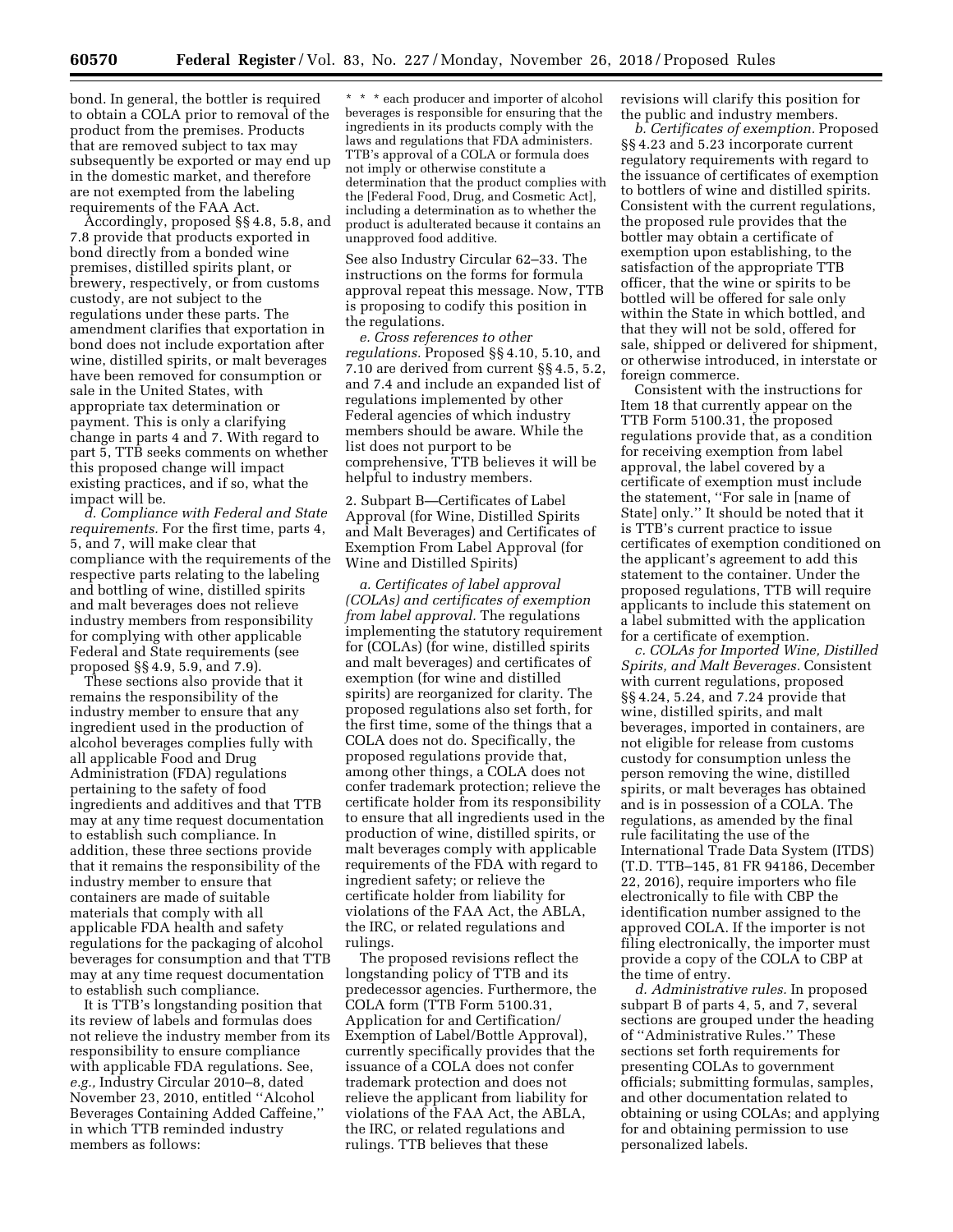bond. In general, the bottler is required to obtain a COLA prior to removal of the product from the premises. Products that are removed subject to tax may subsequently be exported or may end up in the domestic market, and therefore are not exempted from the labeling requirements of the FAA Act.

Accordingly, proposed §§ 4.8, 5.8, and 7.8 provide that products exported in bond directly from a bonded wine premises, distilled spirits plant, or brewery, respectively, or from customs custody, are not subject to the regulations under these parts. The amendment clarifies that exportation in bond does not include exportation after wine, distilled spirits, or malt beverages have been removed for consumption or sale in the United States, with appropriate tax determination or payment. This is only a clarifying change in parts 4 and 7. With regard to part 5, TTB seeks comments on whether this proposed change will impact existing practices, and if so, what the impact will be.

*d. Compliance with Federal and State requirements.* For the first time, parts 4, 5, and 7, will make clear that compliance with the requirements of the respective parts relating to the labeling and bottling of wine, distilled spirits and malt beverages does not relieve industry members from responsibility for complying with other applicable Federal and State requirements (see proposed §§ 4.9, 5.9, and 7.9).

These sections also provide that it remains the responsibility of the industry member to ensure that any ingredient used in the production of alcohol beverages complies fully with all applicable Food and Drug Administration (FDA) regulations pertaining to the safety of food ingredients and additives and that TTB may at any time request documentation to establish such compliance. In addition, these three sections provide that it remains the responsibility of the industry member to ensure that containers are made of suitable materials that comply with all applicable FDA health and safety regulations for the packaging of alcohol beverages for consumption and that TTB may at any time request documentation to establish such compliance.

It is TTB's longstanding position that its review of labels and formulas does not relieve the industry member from its responsibility to ensure compliance with applicable FDA regulations. See, *e.g.,* Industry Circular 2010–8, dated November 23, 2010, entitled ''Alcohol Beverages Containing Added Caffeine,'' in which TTB reminded industry members as follows:

> * * * each producer and importer of alcohol beverages is responsible for ensuring that the ingredients in its products comply with the laws and regulations that FDA administers. TTB's approval of a COLA or formula does not imply or otherwise constitute a determination that the product complies with the [Federal Food, Drug, and Cosmetic Act], including a determination as to whether the product is adulterated because it contains an unapproved food additive.

See also Industry Circular 62–33. The instructions on the forms for formula approval repeat this message. Now, TTB is proposing to codify this position in the regulations.

*e. Cross references to other regulations.* Proposed §§ 4.10, 5.10, and 7.10 are derived from current §§ 4.5, 5.2, and 7.4 and include an expanded list of regulations implemented by other Federal agencies of which industry members should be aware. While the list does not purport to be comprehensive, TTB believes it will be helpful to industry members.

2. Subpart B—Certificates of Label Approval (for Wine, Distilled Spirits and Malt Beverages) and Certificates of Exemption From Label Approval (for Wine and Distilled Spirits)

*a. Certificates of label approval (COLAs) and certificates of exemption from label approval.* The regulations implementing the statutory requirement for (COLAs) (for wine, distilled spirits and malt beverages) and certificates of exemption (for wine and distilled spirits) are reorganized for clarity. The proposed regulations also set forth, for the first time, some of the things that a COLA does not do. Specifically, the proposed regulations provide that, among other things, a COLA does not confer trademark protection; relieve the certificate holder from its responsibility to ensure that all ingredients used in the production of wine, distilled spirits, or malt beverages comply with applicable requirements of the FDA with regard to ingredient safety; or relieve the certificate holder from liability for violations of the FAA Act, the ABLA, the IRC, or related regulations and rulings.

The proposed revisions reflect the longstanding policy of TTB and its predecessor agencies. Furthermore, the COLA form (TTB Form 5100.31, Application for and Certification/Exemption of Label/Bottle Approval), currently specifically provides that the issuance of a COLA does not confer trademark protection and does not relieve the applicant from liability for violations of the FAA Act, the ABLA, the IRC, or related regulations and rulings. TTB believes that these revisions will clarify this position for the public and industry members.

*b. Certificates of exemption.* Proposed §§ 4.23 and 5.23 incorporate current regulatory requirements with regard to the issuance of certificates of exemption to bottlers of wine and distilled spirits. Consistent with the current regulations, the proposed rule provides that the bottler may obtain a certificate of exemption upon establishing, to the satisfaction of the appropriate TTB officer, that the wine or spirits to be bottled will be offered for sale only within the State in which bottled, and that they will not be sold, offered for sale, shipped or delivered for shipment, or otherwise introduced, in interstate or foreign commerce.

Consistent with the instructions for Item 18 that currently appear on the TTB Form 5100.31, the proposed regulations provide that, as a condition for receiving exemption from label approval, the label covered by a certificate of exemption must include the statement, ''For sale in [name of State] only.'' It should be noted that it is TTB's current practice to issue certificates of exemption conditioned on the applicant's agreement to add this statement to the container. Under the proposed regulations, TTB will require applicants to include this statement on a label submitted with the application for a certificate of exemption.

*c. COLAs for Imported Wine, Distilled Spirits, and Malt Beverages.* Consistent with current regulations, proposed §§ 4.24, 5.24, and 7.24 provide that wine, distilled spirits, and malt beverages, imported in containers, are not eligible for release from customs custody for consumption unless the person removing the wine, distilled spirits, or malt beverages has obtained and is in possession of a COLA. The regulations, as amended by the final rule facilitating the use of the International Trade Data System (ITDS) (T.D. TTB–145, 81 FR 94186, December 22, 2016), require importers who file electronically to file with CBP the identification number assigned to the approved COLA. If the importer is not filing electronically, the importer must provide a copy of the COLA to CBP at the time of entry.

*d. Administrative rules.* In proposed subpart B of parts 4, 5, and 7, several sections are grouped under the heading of ''Administrative Rules.'' These sections set forth requirements for presenting COLAs to government officials; submitting formulas, samples, and other documentation related to obtaining or using COLAs; and applying for and obtaining permission to use personalized labels.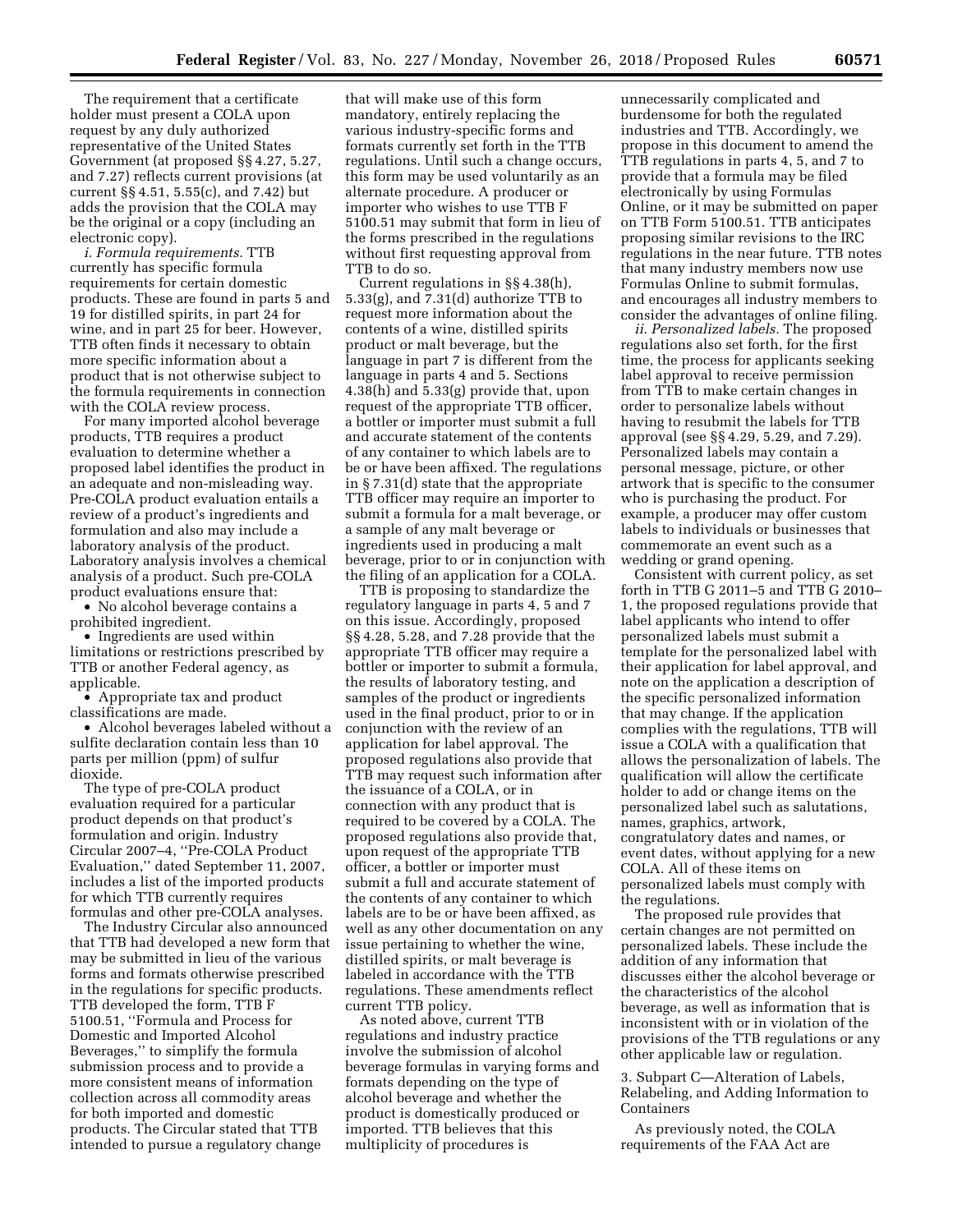The requirement that a certificate holder must present a COLA upon request by any duly authorized representative of the United States Government (at proposed §§ 4.27, 5.27, and 7.27) reflects current provisions (at current §§ 4.51, 5.55(c), and 7.42) but adds the provision that the COLA may be the original or a copy (including an electronic copy).

*i. Formula requirements.* TTB currently has specific formula requirements for certain domestic products. These are found in parts 5 and 19 for distilled spirits, in part 24 for wine, and in part 25 for beer. However, TTB often finds it necessary to obtain more specific information about a product that is not otherwise subject to the formula requirements in connection with the COLA review process.

For many imported alcohol beverage products, TTB requires a product evaluation to determine whether a proposed label identifies the product in an adequate and non-misleading way. Pre-COLA product evaluation entails a review of a product's ingredients and formulation and also may include a laboratory analysis of the product. Laboratory analysis involves a chemical analysis of a product. Such pre-COLA product evaluations ensure that:

- No alcohol beverage contains a prohibited ingredient.
- Ingredients are used within limitations or restrictions prescribed by TTB or another Federal agency, as applicable.
- Appropriate tax and product classifications are made.
- Alcohol beverages labeled without a sulfite declaration contain less than 10 parts per million (ppm) of sulfur dioxide.

The type of pre-COLA product evaluation required for a particular product depends on that product's formulation and origin. Industry Circular 2007–4, "Pre-COLA Product Evaluation," dated September 11, 2007, includes a list of the imported products for which TTB currently requires formulas and other pre-COLA analyses.

The Industry Circular also announced that TTB had developed a new form that may be submitted in lieu of the various forms and formats otherwise prescribed in the regulations for specific products. TTB developed the form, TTB F 5100.51, "Formula and Process for Domestic and Imported Alcohol Beverages," to simplify the formula submission process and to provide a more consistent means of information collection across all commodity areas for both imported and domestic products. The Circular stated that TTB intended to pursue a regulatory change that will make use of this form mandatory, entirely replacing the various industry-specific forms and formats currently set forth in the TTB regulations. Until such a change occurs, this form may be used voluntarily as an alternate procedure. A producer or importer who wishes to use TTB F 5100.51 may submit that form in lieu of the forms prescribed in the regulations without first requesting approval from TTB to do so.

Current regulations in §§ 4.38(h), 5.33(g), and 7.31(d) authorize TTB to request more information about the contents of a wine, distilled spirits product or malt beverage, but the language in part 7 is different from the language in parts 4 and 5. Sections 4.38(h) and 5.33(g) provide that, upon request of the appropriate TTB officer, a bottler or importer must submit a full and accurate statement of the contents of any container to which labels are to be or have been affixed. The regulations in § 7.31(d) state that the appropriate TTB officer may require an importer to submit a formula for a malt beverage, or a sample of any malt beverage or ingredients used in producing a malt beverage, prior to or in conjunction with the filing of an application for a COLA.

TTB is proposing to standardize the regulatory language in parts 4, 5 and 7 on this issue. Accordingly, proposed §§ 4.28, 5.28, and 7.28 provide that the appropriate TTB officer may require a bottler or importer to submit a formula, the results of laboratory testing, and samples of the product or ingredients used in the final product, prior to or in conjunction with the review of an application for label approval. The proposed regulations also provide that TTB may request such information after the issuance of a COLA, or in connection with any product that is required to be covered by a COLA. The proposed regulations also provide that, upon request of the appropriate TTB officer, a bottler or importer must submit a full and accurate statement of the contents of any container to which labels are to be or have been affixed, as well as any other documentation on any issue pertaining to whether the wine, distilled spirits, or malt beverage is labeled in accordance with the TTB regulations. These amendments reflect current TTB policy.

As noted above, current TTB regulations and industry practice involve the submission of alcohol beverage formulas in varying forms and formats depending on the type of alcohol beverage and whether the product is domestically produced or imported. TTB believes that this multiplicity of procedures is unnecessarily complicated and burdensome for both the regulated industries and TTB. Accordingly, we propose in this document to amend the TTB regulations in parts 4, 5, and 7 to provide that a formula may be filed electronically by using Formulas Online, or it may be submitted on paper on TTB Form 5100.51. TTB anticipates proposing similar revisions to the IRC regulations in the near future. TTB notes that many industry members now use Formulas Online to submit formulas, and encourages all industry members to consider the advantages of online filing.

*ii. Personalized labels.* The proposed regulations also set forth, for the first time, the process for applicants seeking label approval to receive permission from TTB to make certain changes in order to personalize labels without having to resubmit the labels for TTB approval (see §§ 4.29, 5.29, and 7.29). Personalized labels may contain a personal message, picture, or other artwork that is specific to the consumer who is purchasing the product. For example, a producer may offer custom labels to individuals or businesses that commemorate an event such as a wedding or grand opening.

Consistent with current policy, as set forth in TTB G 2011–5 and TTB G 2010–1, the proposed regulations provide that label applicants who intend to offer personalized labels must submit a template for the personalized label with their application for label approval, and note on the application a description of the specific personalized information that may change. If the application complies with the regulations, TTB will issue a COLA with a qualification that allows the personalization of labels. The qualification will allow the certificate holder to add or change items on the personalized label such as salutations, names, graphics, artwork, congratulatory dates and names, or event dates, without applying for a new COLA. All of these items on personalized labels must comply with the regulations.

The proposed rule provides that certain changes are not permitted on personalized labels. These include the addition of any information that discusses either the alcohol beverage or the characteristics of the alcohol beverage, as well as information that is inconsistent with or in violation of the provisions of the TTB regulations or any other applicable law or regulation.

3. Subpart C—Alteration of Labels, Relabeling, and Adding Information to Containers

As previously noted, the COLA requirements of the FAA Act are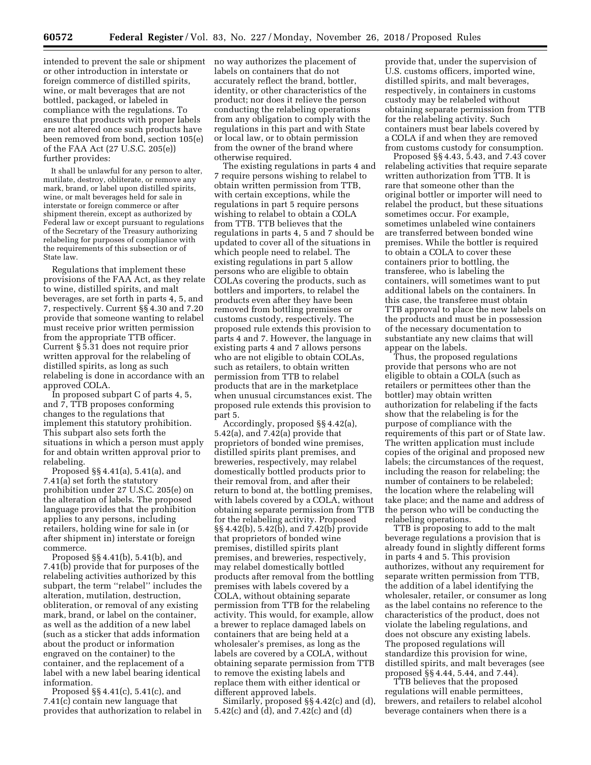intended to prevent the sale or shipment or other introduction in interstate or foreign commerce of distilled spirits, wine, or malt beverages that are not bottled, packaged, or labeled in compliance with the regulations. To ensure that products with proper labels are not altered once such products have been removed from bond, section 105(e) of the FAA Act (27 U.S.C. 205(e)) further provides:

> It shall be unlawful for any person to alter, mutilate, destroy, obliterate, or remove any mark, brand, or label upon distilled spirits, wine, or malt beverages held for sale in interstate or foreign commerce or after shipment therein, except as authorized by Federal law or except pursuant to regulations of the Secretary of the Treasury authorizing relabeling for purposes of compliance with the requirements of this subsection or of State law.

Regulations that implement these provisions of the FAA Act, as they relate to wine, distilled spirits, and malt beverages, are set forth in parts 4, 5, and 7, respectively. Current §§ 4.30 and 7.20 provide that someone wanting to relabel must receive prior written permission from the appropriate TTB officer. Current § 5.31 does not require prior written approval for the relabeling of distilled spirits, as long as such relabeling is done in accordance with an approved COLA.

In proposed subpart C of parts 4, 5, and 7, TTB proposes conforming changes to the regulations that implement this statutory prohibition. This subpart also sets forth the situations in which a person must apply for and obtain written approval prior to relabeling.

Proposed §§ 4.41(a), 5.41(a), and 7.41(a) set forth the statutory prohibition under 27 U.S.C. 205(e) on the alteration of labels. The proposed language provides that the prohibition applies to any persons, including retailers, holding wine for sale in (or after shipment in) interstate or foreign commerce.

Proposed §§ 4.41(b), 5.41(b), and 7.41(b) provide that for purposes of the relabeling activities authorized by this subpart, the term ''relabel'' includes the alteration, mutilation, destruction, obliteration, or removal of any existing mark, brand, or label on the container, as well as the addition of a new label (such as a sticker that adds information about the product or information engraved on the container) to the container, and the replacement of a label with a new label bearing identical information.

Proposed §§ 4.41(c), 5.41(c), and 7.41(c) contain new language that provides that authorization to relabel in no way authorizes the placement of labels on containers that do not accurately reflect the brand, bottler, identity, or other characteristics of the product; nor does it relieve the person conducting the relabeling operations from any obligation to comply with the regulations in this part and with State or local law, or to obtain permission from the owner of the brand where otherwise required.

The existing regulations in parts 4 and 7 require persons wishing to relabel to obtain written permission from TTB, with certain exceptions, while the regulations in part 5 require persons wishing to relabel to obtain a COLA from TTB. TTB believes that the regulations in parts 4, 5 and 7 should be updated to cover all of the situations in which people need to relabel. The existing regulations in part 5 allow persons who are eligible to obtain COLAs covering the products, such as bottlers and importers, to relabel the products even after they have been removed from bottling premises or customs custody, respectively. The proposed rule extends this provision to parts 4 and 7. However, the language in existing parts 4 and 7 allows persons who are not eligible to obtain COLAs, such as retailers, to obtain written permission from TTB to relabel products that are in the marketplace when unusual circumstances exist. The proposed rule extends this provision to part 5.

Accordingly, proposed §§ 4.42(a), 5.42(a), and 7.42(a) provide that proprietors of bonded wine premises, distilled spirits plant premises, and breweries, respectively, may relabel domestically bottled products prior to their removal from, and after their return to bond at, the bottling premises, with labels covered by a COLA, without obtaining separate permission from TTB for the relabeling activity. Proposed §§ 4.42(b), 5.42(b), and 7.42(b) provide that proprietors of bonded wine premises, distilled spirits plant premises, and breweries, respectively, may relabel domestically bottled products after removal from the bottling premises with labels covered by a COLA, without obtaining separate permission from TTB for the relabeling activity. This would, for example, allow a brewer to replace damaged labels on containers that are being held at a wholesaler's premises, as long as the labels are covered by a COLA, without obtaining separate permission from TTB to remove the existing labels and replace them with either identical or different approved labels.

Similarly, proposed §§ 4.42(c) and (d), 5.42(c) and (d), and 7.42(c) and (d) provide that, under the supervision of U.S. customs officers, imported wine, distilled spirits, and malt beverages, respectively, in containers in customs custody may be relabeled without obtaining separate permission from TTB for the relabeling activity. Such containers must bear labels covered by a COLA if and when they are removed from customs custody for consumption.

Proposed §§ 4.43, 5.43, and 7.43 cover relabeling activities that require separate written authorization from TTB. It is rare that someone other than the original bottler or importer will need to relabel the product, but these situations sometimes occur. For example, sometimes unlabeled wine containers are transferred between bonded wine premises. While the bottler is required to obtain a COLA to cover these containers prior to bottling, the transferee, who is labeling the containers, will sometimes want to put additional labels on the containers. In this case, the transferee must obtain TTB approval to place the new labels on the products and must be in possession of the necessary documentation to substantiate any new claims that will appear on the labels.

Thus, the proposed regulations provide that persons who are not eligible to obtain a COLA (such as retailers or permittees other than the bottler) may obtain written authorization for relabeling if the facts show that the relabeling is for the purpose of compliance with the requirements of this part or of State law. The written application must include copies of the original and proposed new labels; the circumstances of the request, including the reason for relabeling; the number of containers to be relabeled; the location where the relabeling will take place; and the name and address of the person who will be conducting the relabeling operations.

TTB is proposing to add to the malt beverage regulations a provision that is already found in slightly different forms in parts 4 and 5. This provision authorizes, without any requirement for separate written permission from TTB, the addition of a label identifying the wholesaler, retailer, or consumer as long as the label contains no reference to the characteristics of the product, does not violate the labeling regulations, and does not obscure any existing labels. The proposed regulations will standardize this provision for wine, distilled spirits, and malt beverages (see proposed §§ 4.44, 5.44, and 7.44).

TTB believes that the proposed regulations will enable permittees, brewers, and retailers to relabel alcohol beverage containers when there is a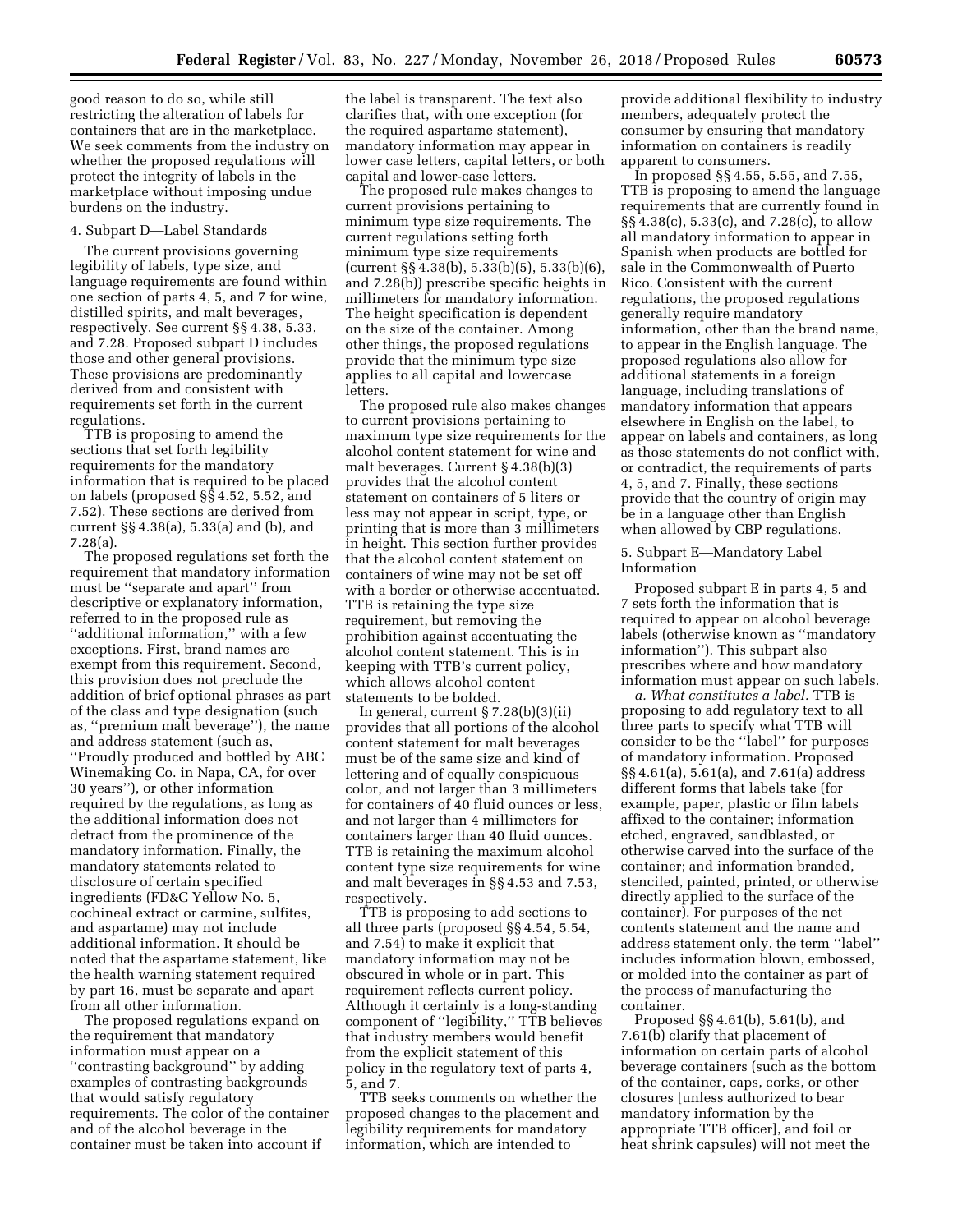good reason to do so, while still restricting the alteration of labels for containers that are in the marketplace. We seek comments from the industry on whether the proposed regulations will protect the integrity of labels in the marketplace without imposing undue burdens on the industry.

4. Subpart D—Label Standards

The current provisions governing legibility of labels, type size, and language requirements are found within one section of parts 4, 5, and 7 for wine, distilled spirits, and malt beverages, respectively. See current §§ 4.38, 5.33, and 7.28. Proposed subpart D includes those and other general provisions. These provisions are predominantly derived from and consistent with requirements set forth in the current regulations.

TTB is proposing to amend the sections that set forth legibility requirements for the mandatory information that is required to be placed on labels (proposed §§ 4.52, 5.52, and 7.52). These sections are derived from current §§ 4.38(a), 5.33(a) and (b), and 7.28(a).

The proposed regulations set forth the requirement that mandatory information must be ''separate and apart'' from descriptive or explanatory information, referred to in the proposed rule as ''additional information,'' with a few exceptions. First, brand names are exempt from this requirement. Second, this provision does not preclude the addition of brief optional phrases as part of the class and type designation (such as, ''premium malt beverage''), the name and address statement (such as, ''Proudly produced and bottled by ABC Winemaking Co. in Napa, CA, for over 30 years''), or other information required by the regulations, as long as the additional information does not detract from the prominence of the mandatory information. Finally, the mandatory statements related to disclosure of certain specified ingredients (FD&C Yellow No. 5, cochineal extract or carmine, sulfites, and aspartame) may not include additional information. It should be noted that the aspartame statement, like the health warning statement required by part 16, must be separate and apart from all other information.

The proposed regulations expand on the requirement that mandatory information must appear on a ''contrasting background'' by adding examples of contrasting backgrounds that would satisfy regulatory requirements. The color of the container and of the alcohol beverage in the container must be taken into account if the label is transparent. The text also clarifies that, with one exception (for the required aspartame statement), mandatory information may appear in lower case letters, capital letters, or both capital and lower-case letters.

The proposed rule makes changes to current provisions pertaining to minimum type size requirements. The current regulations setting forth minimum type size requirements (current §§ 4.38(b), 5.33(b)(5), 5.33(b)(6), and 7.28(b)) prescribe specific heights in millimeters for mandatory information. The height specification is dependent on the size of the container. Among other things, the proposed regulations provide that the minimum type size applies to all capital and lowercase letters.

The proposed rule also makes changes to current provisions pertaining to maximum type size requirements for the alcohol content statement for wine and malt beverages. Current § 4.38(b)(3) provides that the alcohol content statement on containers of 5 liters or less may not appear in script, type, or printing that is more than 3 millimeters in height. This section further provides that the alcohol content statement on containers of wine may not be set off with a border or otherwise accentuated. TTB is retaining the type size requirement, but removing the prohibition against accentuating the alcohol content statement. This is in keeping with TTB's current policy, which allows alcohol content statements to be bolded.

In general, current § 7.28(b)(3)(ii) provides that all portions of the alcohol content statement for malt beverages must be of the same size and kind of lettering and of equally conspicuous color, and not larger than 3 millimeters for containers of 40 fluid ounces or less, and not larger than 4 millimeters for containers larger than 40 fluid ounces. TTB is retaining the maximum alcohol content type size requirements for wine and malt beverages in §§ 4.53 and 7.53, respectively.

TTB is proposing to add sections to all three parts (proposed §§ 4.54, 5.54, and 7.54) to make it explicit that mandatory information may not be obscured in whole or in part. This requirement reflects current policy. Although it certainly is a long-standing component of ''legibility,'' TTB believes that industry members would benefit from the explicit statement of this policy in the regulatory text of parts 4, 5, and 7.

TTB seeks comments on whether the proposed changes to the placement and legibility requirements for mandatory information, which are intended to provide additional flexibility to industry members, adequately protect the consumer by ensuring that mandatory information on containers is readily apparent to consumers.

In proposed §§ 4.55, 5.55, and 7.55, TTB is proposing to amend the language requirements that are currently found in §§ 4.38(c), 5.33(c), and 7.28(c), to allow all mandatory information to appear in Spanish when products are bottled for sale in the Commonwealth of Puerto Rico. Consistent with the current regulations, the proposed regulations generally require mandatory information, other than the brand name, to appear in the English language. The proposed regulations also allow for additional statements in a foreign language, including translations of mandatory information that appears elsewhere in English on the label, to appear on labels and containers, as long as those statements do not conflict with, or contradict, the requirements of parts 4, 5, and 7. Finally, these sections provide that the country of origin may be in a language other than English when allowed by CBP regulations.

5. Subpart E—Mandatory Label Information

Proposed subpart E in parts 4, 5 and 7 sets forth the information that is required to appear on alcohol beverage labels (otherwise known as ''mandatory information''). This subpart also prescribes where and how mandatory information must appear on such labels.

*a. What constitutes a label.* TTB is proposing to add regulatory text to all three parts to specify what TTB will consider to be the ''label'' for purposes of mandatory information. Proposed §§ 4.61(a), 5.61(a), and 7.61(a) address different forms that labels take (for example, paper, plastic or film labels affixed to the container; information etched, engraved, sandblasted, or otherwise carved into the surface of the container; and information branded, stenciled, painted, printed, or otherwise directly applied to the surface of the container). For purposes of the net contents statement and the name and address statement only, the term ''label'' includes information blown, embossed, or molded into the container as part of the process of manufacturing the container.

Proposed §§ 4.61(b), 5.61(b), and 7.61(b) clarify that placement of information on certain parts of alcohol beverage containers (such as the bottom of the container, caps, corks, or other closures [unless authorized to bear mandatory information by the appropriate TTB officer], and foil or heat shrink capsules) will not meet the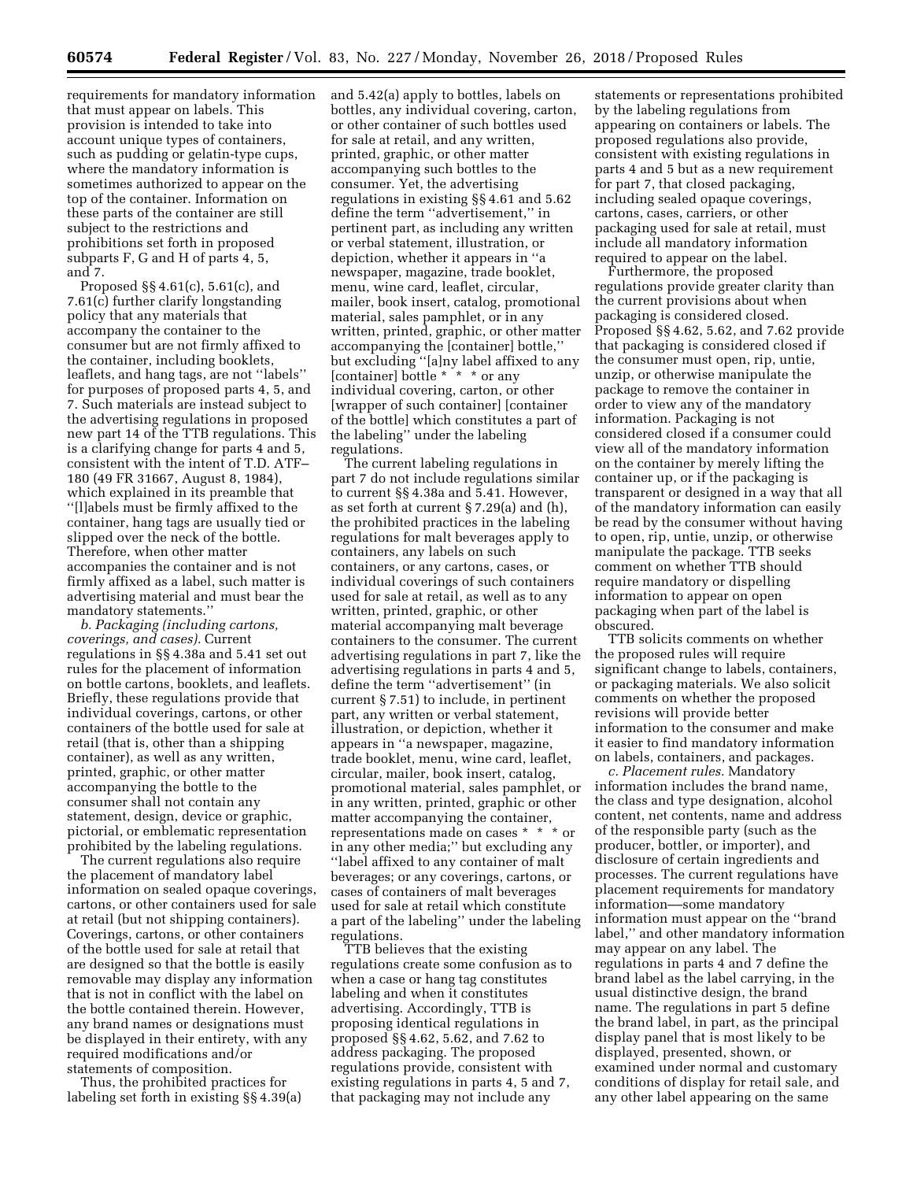requirements for mandatory information that must appear on labels. This provision is intended to take into account unique types of containers, such as pudding or gelatin-type cups, where the mandatory information is sometimes authorized to appear on the top of the container. Information on these parts of the container are still subject to the restrictions and prohibitions set forth in proposed subparts F, G and H of parts 4, 5, and 7.

Proposed §§ 4.61(c), 5.61(c), and 7.61(c) further clarify longstanding policy that any materials that accompany the container to the consumer but are not firmly affixed to the container, including booklets, leaflets, and hang tags, are not ''labels'' for purposes of proposed parts 4, 5, and 7. Such materials are instead subject to the advertising regulations in proposed new part 14 of the TTB regulations. This is a clarifying change for parts 4 and 5, consistent with the intent of T.D. ATF–180 (49 FR 31667, August 8, 1984), which explained in its preamble that ''[l]abels must be firmly affixed to the container, hang tags are usually tied or slipped over the neck of the bottle. Therefore, when other matter accompanies the container and is not firmly affixed as a label, such matter is advertising material and must bear the mandatory statements.''

*b. Packaging (including cartons, coverings, and cases).* Current regulations in §§ 4.38a and 5.41 set out rules for the placement of information on bottle cartons, booklets, and leaflets. Briefly, these regulations provide that individual coverings, cartons, or other containers of the bottle used for sale at retail (that is, other than a shipping container), as well as any written, printed, graphic, or other matter accompanying the bottle to the consumer shall not contain any statement, design, device or graphic, pictorial, or emblematic representation prohibited by the labeling regulations.

The current regulations also require the placement of mandatory label information on sealed opaque coverings, cartons, or other containers used for sale at retail (but not shipping containers). Coverings, cartons, or other containers of the bottle used for sale at retail that are designed so that the bottle is easily removable may display any information that is not in conflict with the label on the bottle contained therein. However, any brand names or designations must be displayed in their entirety, with any required modifications and/or statements of composition.

Thus, the prohibited practices for labeling set forth in existing §§ 4.39(a) and 5.42(a) apply to bottles, labels on bottles, any individual covering, carton, or other container of such bottles used for sale at retail, and any written, printed, graphic, or other matter accompanying such bottles to the consumer. Yet, the advertising regulations in existing §§ 4.61 and 5.62 define the term ''advertisement,'' in pertinent part, as including any written or verbal statement, illustration, or depiction, whether it appears in ''a newspaper, magazine, trade booklet, menu, wine card, leaflet, circular, mailer, book insert, catalog, promotional material, sales pamphlet, or in any written, printed, graphic, or other matter accompanying the [container] bottle,'' but excluding ''[a]ny label affixed to any [container] bottle * * * or any individual covering, carton, or other [wrapper of such container] [container of the bottle] which constitutes a part of the labeling'' under the labeling regulations.

The current labeling regulations in part 7 do not include regulations similar to current §§ 4.38a and 5.41. However, as set forth at current § 7.29(a) and (h), the prohibited practices in the labeling regulations for malt beverages apply to containers, any labels on such containers, or any cartons, cases, or individual coverings of such containers used for sale at retail, as well as to any written, printed, graphic, or other material accompanying malt beverage containers to the consumer. The current advertising regulations in part 7, like the advertising regulations in parts 4 and 5, define the term ''advertisement'' (in current § 7.51) to include, in pertinent part, any written or verbal statement, illustration, or depiction, whether it appears in ''a newspaper, magazine, trade booklet, menu, wine card, leaflet, circular, mailer, book insert, catalog, promotional material, sales pamphlet, or in any written, printed, graphic or other matter accompanying the container, representations made on cases * * * or in any other media;'' but excluding any ''label affixed to any container of malt beverages; or any coverings, cartons, or cases of containers of malt beverages used for sale at retail which constitute a part of the labeling'' under the labeling regulations.

TTB believes that the existing regulations create some confusion as to when a case or hang tag constitutes labeling and when it constitutes advertising. Accordingly, TTB is proposing identical regulations in proposed §§ 4.62, 5.62, and 7.62 to address packaging. The proposed regulations provide, consistent with existing regulations in parts 4, 5 and 7, that packaging may not include any statements or representations prohibited by the labeling regulations from appearing on containers or labels. The proposed regulations also provide, consistent with existing regulations in parts 4 and 5 but as a new requirement for part 7, that closed packaging, including sealed opaque coverings, cartons, cases, carriers, or other packaging used for sale at retail, must include all mandatory information required to appear on the label.

Furthermore, the proposed regulations provide greater clarity than the current provisions about when packaging is considered closed. Proposed §§ 4.62, 5.62, and 7.62 provide that packaging is considered closed if the consumer must open, rip, untie, unzip, or otherwise manipulate the package to remove the container in order to view any of the mandatory information. Packaging is not considered closed if a consumer could view all of the mandatory information on the container by merely lifting the container up, or if the packaging is transparent or designed in a way that all of the mandatory information can easily be read by the consumer without having to open, rip, untie, unzip, or otherwise manipulate the package. TTB seeks comment on whether TTB should require mandatory or dispelling information to appear on open packaging when part of the label is obscured.

TTB solicits comments on whether the proposed rules will require significant change to labels, containers, or packaging materials. We also solicit comments on whether the proposed revisions will provide better information to the consumer and make it easier to find mandatory information on labels, containers, and packages.

*c. Placement rules.* Mandatory information includes the brand name, the class and type designation, alcohol content, net contents, name and address of the responsible party (such as the producer, bottler, or importer), and disclosure of certain ingredients and processes. The current regulations have placement requirements for mandatory information—some mandatory information must appear on the ''brand label,'' and other mandatory information may appear on any label. The regulations in parts 4 and 7 define the brand label as the label carrying, in the usual distinctive design, the brand name. The regulations in part 5 define the brand label, in part, as the principal display panel that is most likely to be displayed, presented, shown, or examined under normal and customary conditions of display for retail sale, and any other label appearing on the same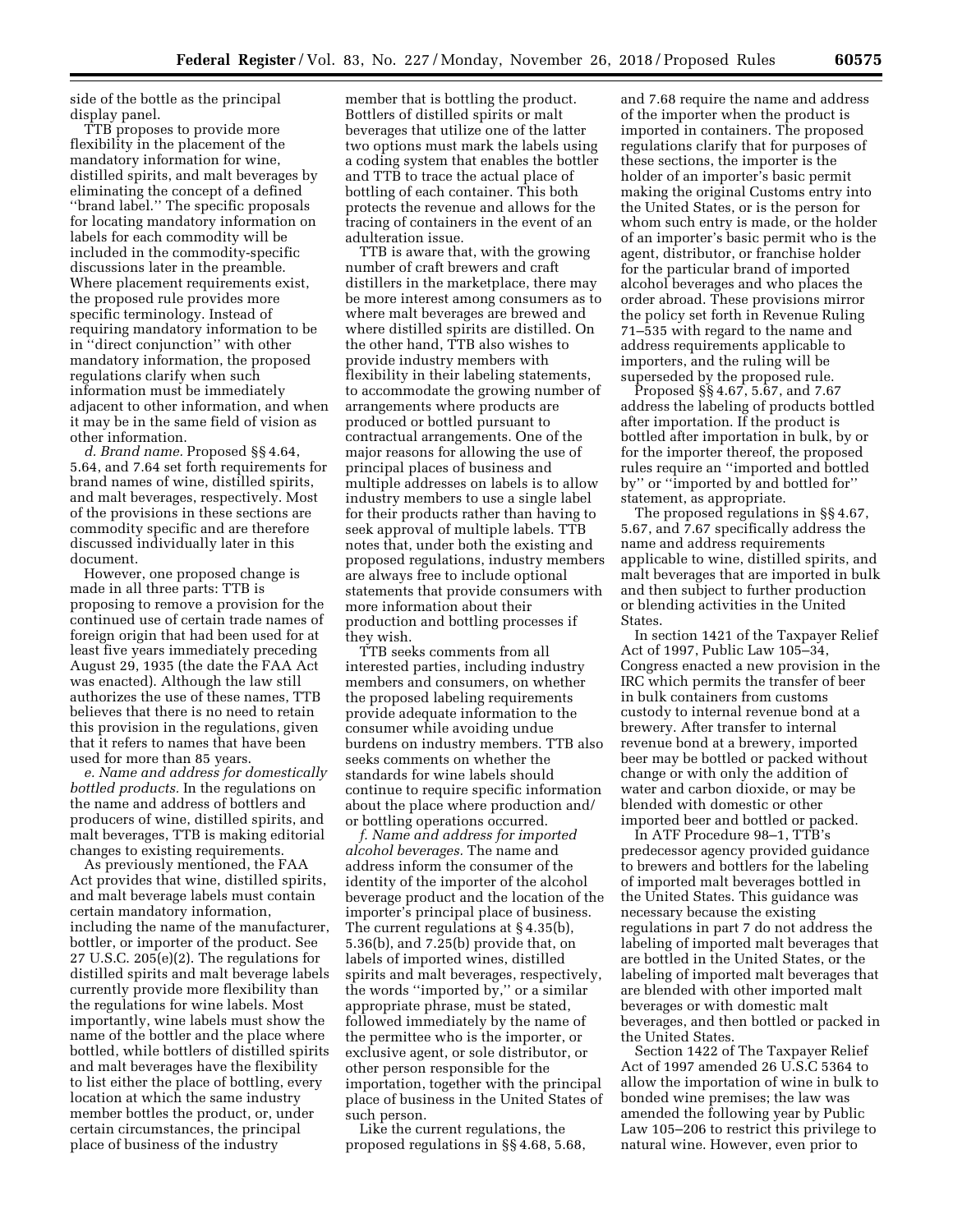side of the bottle as the principal display panel.

TTB proposes to provide more flexibility in the placement of the mandatory information for wine, distilled spirits, and malt beverages by eliminating the concept of a defined ''brand label.'' The specific proposals for locating mandatory information on labels for each commodity will be included in the commodity-specific discussions later in the preamble. Where placement requirements exist, the proposed rule provides more specific terminology. Instead of requiring mandatory information to be in ''direct conjunction'' with other mandatory information, the proposed regulations clarify when such information must be immediately adjacent to other information, and when it may be in the same field of vision as other information.

*d. Brand name.* Proposed §§ 4.64, 5.64, and 7.64 set forth requirements for brand names of wine, distilled spirits, and malt beverages, respectively. Most of the provisions in these sections are commodity specific and are therefore discussed individually later in this document.

However, one proposed change is made in all three parts: TTB is proposing to remove a provision for the continued use of certain trade names of foreign origin that had been used for at least five years immediately preceding August 29, 1935 (the date the FAA Act was enacted). Although the law still authorizes the use of these names, TTB believes that there is no need to retain this provision in the regulations, given that it refers to names that have been used for more than 85 years.

*e. Name and address for domestically bottled products.* In the regulations on the name and address of bottlers and producers of wine, distilled spirits, and malt beverages, TTB is making editorial changes to existing requirements.

As previously mentioned, the FAA Act provides that wine, distilled spirits, and malt beverage labels must contain certain mandatory information, including the name of the manufacturer, bottler, or importer of the product. See 27 U.S.C. 205(e)(2). The regulations for distilled spirits and malt beverage labels currently provide more flexibility than the regulations for wine labels. Most importantly, wine labels must show the name of the bottler and the place where bottled, while bottlers of distilled spirits and malt beverages have the flexibility to list either the place of bottling, every location at which the same industry member bottles the product, or, under certain circumstances, the principal place of business of the industry member that is bottling the product. Bottlers of distilled spirits or malt beverages that utilize one of the latter two options must mark the labels using a coding system that enables the bottler and TTB to trace the actual place of bottling of each container. This both protects the revenue and allows for the tracing of containers in the event of an adulteration issue.

TTB is aware that, with the growing number of craft brewers and craft distillers in the marketplace, there may be more interest among consumers as to where malt beverages are brewed and where distilled spirits are distilled. On the other hand, TTB also wishes to provide industry members with flexibility in their labeling statements, to accommodate the growing number of arrangements where products are produced or bottled pursuant to contractual arrangements. One of the major reasons for allowing the use of principal places of business and multiple addresses on labels is to allow industry members to use a single label for their products rather than having to seek approval of multiple labels. TTB notes that, under both the existing and proposed regulations, industry members are always free to include optional statements that provide consumers with more information about their production and bottling processes if they wish.

TTB seeks comments from all interested parties, including industry members and consumers, on whether the proposed labeling requirements provide adequate information to the consumer while avoiding undue burdens on industry members. TTB also seeks comments on whether the standards for wine labels should continue to require specific information about the place where production and/or bottling operations occurred.

*f. Name and address for imported alcohol beverages.* The name and address inform the consumer of the identity of the importer of the alcohol beverage product and the location of the importer's principal place of business. The current regulations at § 4.35(b), 5.36(b), and 7.25(b) provide that, on labels of imported wines, distilled spirits and malt beverages, respectively, the words ''imported by,'' or a similar appropriate phrase, must be stated, followed immediately by the name of the permittee who is the importer, or exclusive agent, or sole distributor, or other person responsible for the importation, together with the principal place of business in the United States of such person.

Like the current regulations, the proposed regulations in §§ 4.68, 5.68, and 7.68 require the name and address of the importer when the product is imported in containers. The proposed regulations clarify that for purposes of these sections, the importer is the holder of an importer's basic permit making the original Customs entry into the United States, or is the person for whom such entry is made, or the holder of an importer's basic permit who is the agent, distributor, or franchise holder for the particular brand of imported alcohol beverages and who places the order abroad. These provisions mirror the policy set forth in Revenue Ruling 71–535 with regard to the name and address requirements applicable to importers, and the ruling will be superseded by the proposed rule.

Proposed §§ 4.67, 5.67, and 7.67 address the labeling of products bottled after importation. If the product is bottled after importation in bulk, by or for the importer thereof, the proposed rules require an ''imported and bottled by'' or ''imported by and bottled for'' statement, as appropriate.

The proposed regulations in §§ 4.67, 5.67, and 7.67 specifically address the name and address requirements applicable to wine, distilled spirits, and malt beverages that are imported in bulk and then subject to further production or blending activities in the United States.

In section 1421 of the Taxpayer Relief Act of 1997, Public Law 105–34, Congress enacted a new provision in the IRC which permits the transfer of beer in bulk containers from customs custody to internal revenue bond at a brewery. After transfer to internal revenue bond at a brewery, imported beer may be bottled or packed without change or with only the addition of water and carbon dioxide, or may be blended with domestic or other imported beer and bottled or packed.

In ATF Procedure 98–1, TTB's predecessor agency provided guidance to brewers and bottlers for the labeling of imported malt beverages bottled in the United States. This guidance was necessary because the existing regulations in part 7 do not address the labeling of imported malt beverages that are bottled in the United States, or the labeling of imported malt beverages that are blended with other imported malt beverages or with domestic malt beverages, and then bottled or packed in the United States.

Section 1422 of The Taxpayer Relief Act of 1997 amended 26 U.S.C 5364 to allow the importation of wine in bulk to bonded wine premises; the law was amended the following year by Public Law 105–206 to restrict this privilege to natural wine. However, even prior to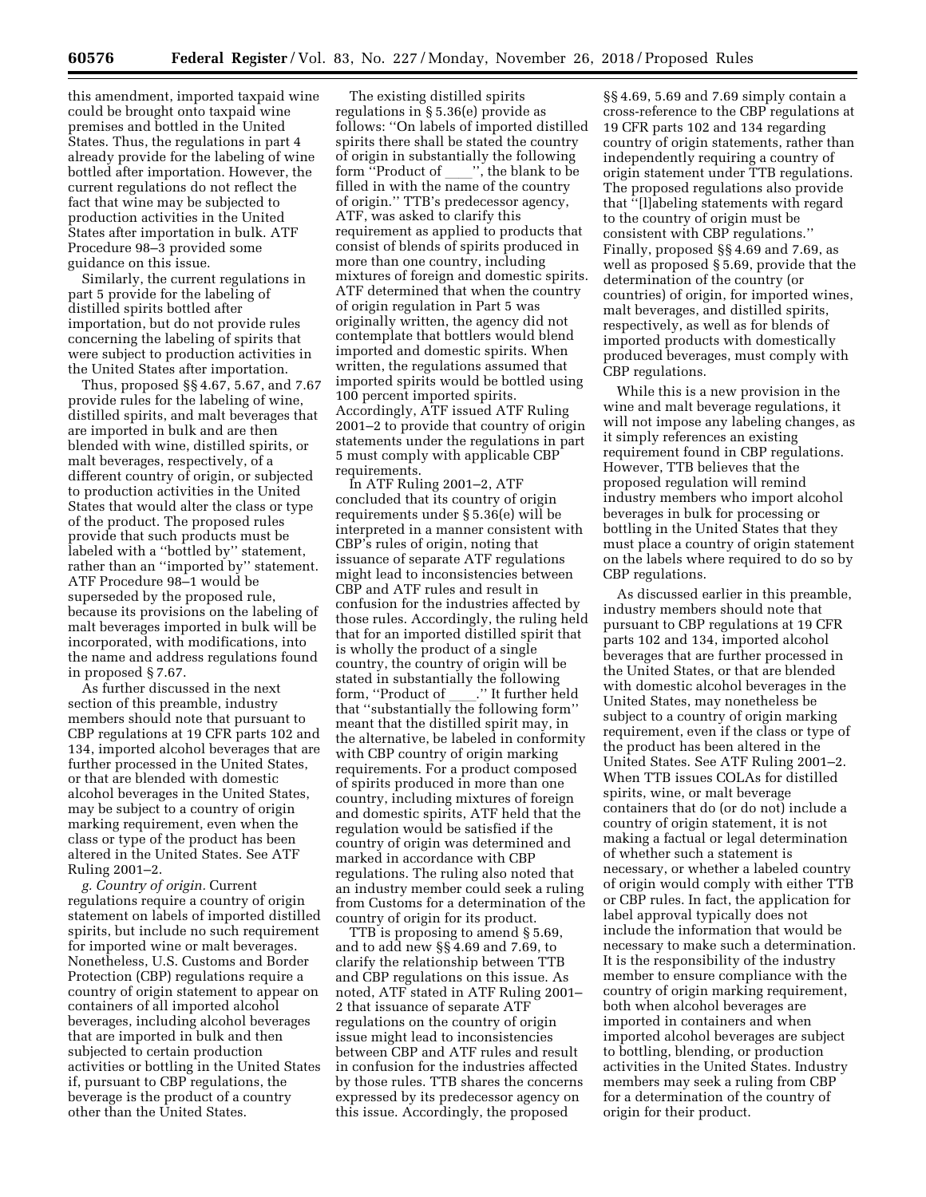this amendment, imported taxpaid wine could be brought onto taxpaid wine premises and bottled in the United States. Thus, the regulations in part 4 already provide for the labeling of wine bottled after importation. However, the current regulations do not reflect the fact that wine may be subjected to production activities in the United States after importation in bulk. ATF Procedure 98–3 provided some guidance on this issue.

Similarly, the current regulations in part 5 provide for the labeling of distilled spirits bottled after importation, but do not provide rules concerning the labeling of spirits that were subject to production activities in the United States after importation.

Thus, proposed §§ 4.67, 5.67, and 7.67 provide rules for the labeling of wine, distilled spirits, and malt beverages that are imported in bulk and are then blended with wine, distilled spirits, or malt beverages, respectively, of a different country of origin, or subjected to production activities in the United States that would alter the class or type of the product. The proposed rules provide that such products must be labeled with a ''bottled by'' statement, rather than an ''imported by'' statement. ATF Procedure 98–1 would be superseded by the proposed rule, because its provisions on the labeling of malt beverages imported in bulk will be incorporated, with modifications, into the name and address regulations found in proposed § 7.67.

As further discussed in the next section of this preamble, industry members should note that pursuant to CBP regulations at 19 CFR parts 102 and 134, imported alcohol beverages that are further processed in the United States, or that are blended with domestic alcohol beverages in the United States, may be subject to a country of origin marking requirement, even when the class or type of the product has been altered in the United States. See ATF Ruling 2001–2.

*g. Country of origin.* Current regulations require a country of origin statement on labels of imported distilled spirits, but include no such requirement for imported wine or malt beverages. Nonetheless, U.S. Customs and Border Protection (CBP) regulations require a country of origin statement to appear on containers of all imported alcohol beverages, including alcohol beverages that are imported in bulk and then subjected to certain production activities or bottling in the United States if, pursuant to CBP regulations, the beverage is the product of a country other than the United States.

The existing distilled spirits regulations in § 5.36(e) provide as follows: ''On labels of imported distilled spirits there shall be stated the country of origin in substantially the following form ''Product of \_\_\_\_'', the blank to be filled in with the name of the country of origin.'' TTB's predecessor agency, ATF, was asked to clarify this requirement as applied to products that consist of blends of spirits produced in more than one country, including mixtures of foreign and domestic spirits. ATF determined that when the country of origin regulation in Part 5 was originally written, the agency did not contemplate that bottlers would blend imported and domestic spirits. When written, the regulations assumed that imported spirits would be bottled using 100 percent imported spirits. Accordingly, ATF issued ATF Ruling 2001–2 to provide that country of origin statements under the regulations in part 5 must comply with applicable CBP requirements.

In ATF Ruling 2001–2, ATF concluded that its country of origin requirements under § 5.36(e) will be interpreted in a manner consistent with CBP's rules of origin, noting that issuance of separate ATF regulations might lead to inconsistencies between CBP and ATF rules and result in confusion for the industries affected by those rules. Accordingly, the ruling held that for an imported distilled spirit that is wholly the product of a single country, the country of origin will be stated in substantially the following form, ''Product of \_\_\_\_.'' It further held that ''substantially the following form'' meant that the distilled spirit may, in the alternative, be labeled in conformity with CBP country of origin marking requirements. For a product composed of spirits produced in more than one country, including mixtures of foreign and domestic spirits, ATF held that the regulation would be satisfied if the country of origin was determined and marked in accordance with CBP regulations. The ruling also noted that an industry member could seek a ruling from Customs for a determination of the country of origin for its product.

TTB is proposing to amend § 5.69, and to add new §§ 4.69 and 7.69, to clarify the relationship between TTB and CBP regulations on this issue. As noted, ATF stated in ATF Ruling 2001–2 that issuance of separate ATF regulations on the country of origin issue might lead to inconsistencies between CBP and ATF rules and result in confusion for the industries affected by those rules. TTB shares the concerns expressed by its predecessor agency on this issue. Accordingly, the proposed §§ 4.69, 5.69 and 7.69 simply contain a cross-reference to the CBP regulations at 19 CFR parts 102 and 134 regarding country of origin statements, rather than independently requiring a country of origin statement under TTB regulations. The proposed regulations also provide that ''[l]abeling statements with regard to the country of origin must be consistent with CBP regulations.'' Finally, proposed §§ 4.69 and 7.69, as well as proposed § 5.69, provide that the determination of the country (or countries) of origin, for imported wines, malt beverages, and distilled spirits, respectively, as well as for blends of imported products with domestically produced beverages, must comply with CBP regulations.

While this is a new provision in the wine and malt beverage regulations, it will not impose any labeling changes, as it simply references an existing requirement found in CBP regulations. However, TTB believes that the proposed regulation will remind industry members who import alcohol beverages in bulk for processing or bottling in the United States that they must place a country of origin statement on the labels where required to do so by CBP regulations.

As discussed earlier in this preamble, industry members should note that pursuant to CBP regulations at 19 CFR parts 102 and 134, imported alcohol beverages that are further processed in the United States, or that are blended with domestic alcohol beverages in the United States, may nonetheless be subject to a country of origin marking requirement, even if the class or type of the product has been altered in the United States. See ATF Ruling 2001–2. When TTB issues COLAs for distilled spirits, wine, or malt beverage containers that do (or do not) include a country of origin statement, it is not making a factual or legal determination of whether such a statement is necessary, or whether a labeled country of origin would comply with either TTB or CBP rules. In fact, the application for label approval typically does not include the information that would be necessary to make such a determination. It is the responsibility of the industry member to ensure compliance with the country of origin marking requirement, both when alcohol beverages are imported in containers and when imported alcohol beverages are subject to bottling, blending, or production activities in the United States. Industry members may seek a ruling from CBP for a determination of the country of origin for their product.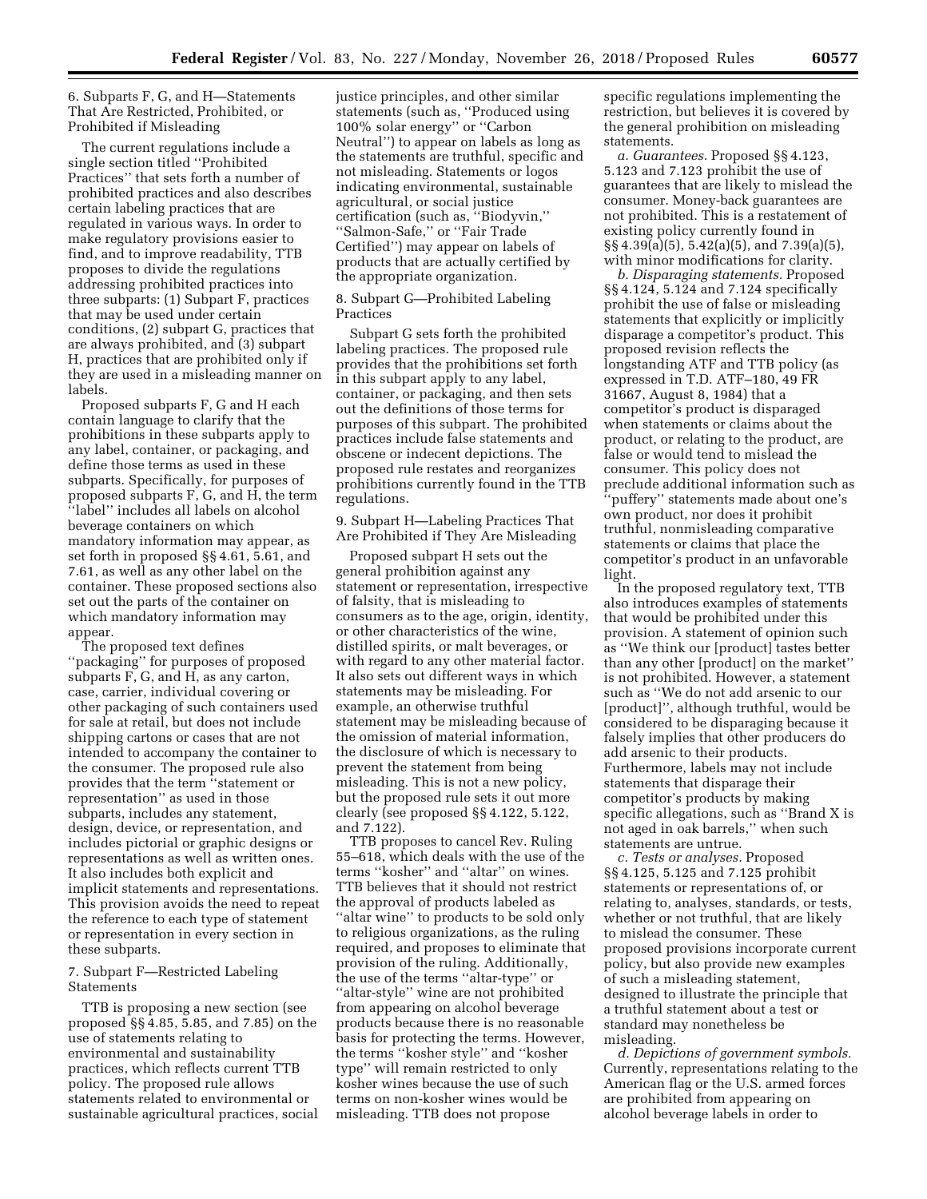6. Subparts F, G, and H—Statements That Are Restricted, Prohibited, or Prohibited if Misleading

The current regulations include a single section titled ''Prohibited Practices'' that sets forth a number of prohibited practices and also describes certain labeling practices that are regulated in various ways. In order to make regulatory provisions easier to find, and to improve readability, TTB proposes to divide the regulations addressing prohibited practices into three subparts: (1) Subpart F, practices that may be used under certain conditions, (2) subpart G, practices that are always prohibited, and (3) subpart H, practices that are prohibited only if they are used in a misleading manner on labels.

Proposed subparts F, G and H each contain language to clarify that the prohibitions in these subparts apply to any label, container, or packaging, and define those terms as used in these subparts. Specifically, for purposes of proposed subparts F, G, and H, the term ''label'' includes all labels on alcohol beverage containers on which mandatory information may appear, as set forth in proposed §§ 4.61, 5.61, and 7.61, as well as any other label on the container. These proposed sections also set out the parts of the container on which mandatory information may appear.

The proposed text defines ''packaging'' for purposes of proposed subparts F, G, and H, as any carton, case, carrier, individual covering or other packaging of such containers used for sale at retail, but does not include shipping cartons or cases that are not intended to accompany the container to the consumer. The proposed rule also provides that the term ''statement or representation'' as used in those subparts, includes any statement, design, device, or representation, and includes pictorial or graphic designs or representations as well as written ones. It also includes both explicit and implicit statements and representations. This provision avoids the need to repeat the reference to each type of statement or representation in every section in these subparts.

7. Subpart F—Restricted Labeling Statements

TTB is proposing a new section (see proposed §§ 4.85, 5.85, and 7.85) on the use of statements relating to environmental and sustainability practices, which reflects current TTB policy. The proposed rule allows statements related to environmental or sustainable agricultural practices, social justice principles, and other similar statements (such as, ''Produced using 100% solar energy'' or ''Carbon Neutral'') to appear on labels as long as the statements are truthful, specific and not misleading. Statements or logos indicating environmental, sustainable agricultural, or social justice certification (such as, ''Biodyvin,'' ''Salmon-Safe,'' or ''Fair Trade Certified'') may appear on labels of products that are actually certified by the appropriate organization.

8. Subpart G—Prohibited Labeling Practices

Subpart G sets forth the prohibited labeling practices. The proposed rule provides that the prohibitions set forth in this subpart apply to any label, container, or packaging, and then sets out the definitions of those terms for purposes of this subpart. The prohibited practices include false statements and obscene or indecent depictions. The proposed rule restates and reorganizes prohibitions currently found in the TTB regulations.

9. Subpart H—Labeling Practices That Are Prohibited if They Are Misleading

Proposed subpart H sets out the general prohibition against any statement or representation, irrespective of falsity, that is misleading to consumers as to the age, origin, identity, or other characteristics of the wine, distilled spirits, or malt beverages, or with regard to any other material factor. It also sets out different ways in which statements may be misleading. For example, an otherwise truthful statement may be misleading because of the omission of material information, the disclosure of which is necessary to prevent the statement from being misleading. This is not a new policy, but the proposed rule sets it out more clearly (see proposed §§ 4.122, 5.122, and 7.122).

TTB proposes to cancel Rev. Ruling 55–618, which deals with the use of the terms ''kosher'' and ''altar'' on wines. TTB believes that it should not restrict the approval of products labeled as ''altar wine'' to products to be sold only to religious organizations, as the ruling required, and proposes to eliminate that provision of the ruling. Additionally, the use of the terms ''altar-type'' or ''altar-style'' wine are not prohibited from appearing on alcohol beverage products because there is no reasonable basis for protecting the terms. However, the terms ''kosher style'' and ''kosher type'' will remain restricted to only kosher wines because the use of such terms on non-kosher wines would be misleading. TTB does not propose specific regulations implementing the restriction, but believes it is covered by the general prohibition on misleading statements.

*a. Guarantees.* Proposed §§ 4.123, 5.123 and 7.123 prohibit the use of guarantees that are likely to mislead the consumer. Money-back guarantees are not prohibited. This is a restatement of existing policy currently found in §§ 4.39(a)(5), 5.42(a)(5), and 7.39(a)(5), with minor modifications for clarity.

*b. Disparaging statements.* Proposed §§ 4.124, 5.124 and 7.124 specifically prohibit the use of false or misleading statements that explicitly or implicitly disparage a competitor's product. This proposed revision reflects the longstanding ATF and TTB policy (as expressed in T.D. ATF–180, 49 FR 31667, August 8, 1984) that a competitor's product is disparaged when statements or claims about the product, or relating to the product, are false or would tend to mislead the consumer. This policy does not preclude additional information such as ''puffery'' statements made about one's own product, nor does it prohibit truthful, nonmisleading comparative statements or claims that place the competitor's product in an unfavorable light.

In the proposed regulatory text, TTB also introduces examples of statements that would be prohibited under this provision. A statement of opinion such as ''We think our [product] tastes better than any other [product] on the market'' is not prohibited. However, a statement such as ''We do not add arsenic to our [product]'', although truthful, would be considered to be disparaging because it falsely implies that other producers do add arsenic to their products. Furthermore, labels may not include statements that disparage their competitor's products by making specific allegations, such as ''Brand X is not aged in oak barrels,'' when such statements are untrue.

*c. Tests or analyses.* Proposed §§ 4.125, 5.125 and 7.125 prohibit statements or representations of, or relating to, analyses, standards, or tests, whether or not truthful, that are likely to mislead the consumer. These proposed provisions incorporate current policy, but also provide new examples of such a misleading statement, designed to illustrate the principle that a truthful statement about a test or standard may nonetheless be misleading.

*d. Depictions of government symbols.* Currently, representations relating to the American flag or the U.S. armed forces are prohibited from appearing on alcohol beverage labels in order to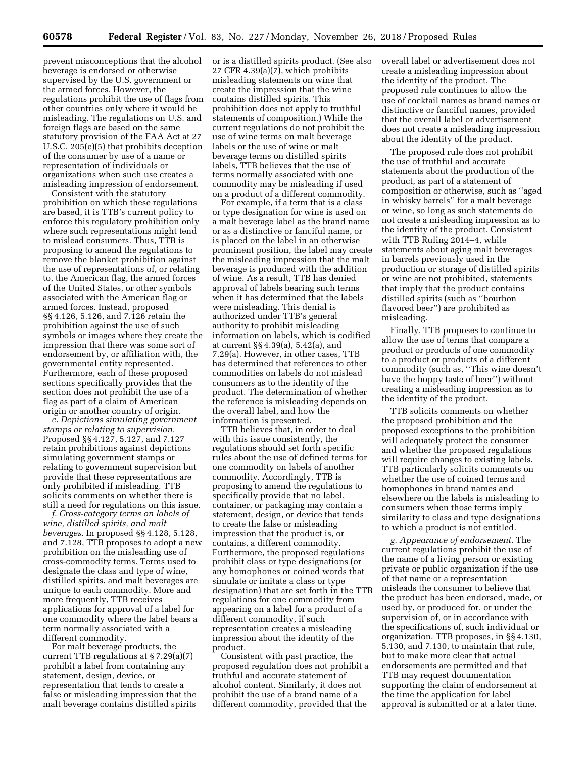prevent misconceptions that the alcohol beverage is endorsed or otherwise supervised by the U.S. government or the armed forces. However, the regulations prohibit the use of flags from other countries only where it would be misleading. The regulations on U.S. and foreign flags are based on the same statutory provision of the FAA Act at 27 U.S.C. 205(e)(5) that prohibits deception of the consumer by use of a name or representation of individuals or organizations when such use creates a misleading impression of endorsement.

Consistent with the statutory prohibition on which these regulations are based, it is TTB's current policy to enforce this regulatory prohibition only where such representations might tend to mislead consumers. Thus, TTB is proposing to amend the regulations to remove the blanket prohibition against the use of representations of, or relating to, the American flag, the armed forces of the United States, or other symbols associated with the American flag or armed forces. Instead, proposed §§ 4.126, 5.126, and 7.126 retain the prohibition against the use of such symbols or images where they create the impression that there was some sort of endorsement by, or affiliation with, the governmental entity represented. Furthermore, each of these proposed sections specifically provides that the section does not prohibit the use of a flag as part of a claim of American origin or another country of origin.

*e. Depictions simulating government stamps or relating to supervision.* Proposed §§ 4.127, 5.127, and 7.127 retain prohibitions against depictions simulating government stamps or relating to government supervision but provide that these representations are only prohibited if misleading. TTB solicits comments on whether there is still a need for regulations on this issue.

*f. Cross-category terms on labels of wine, distilled spirits, and malt beverages.* In proposed §§ 4.128, 5.128, and 7.128, TTB proposes to adopt a new prohibition on the misleading use of cross-commodity terms. Terms used to designate the class and type of wine, distilled spirits, and malt beverages are unique to each commodity. More and more frequently, TTB receives applications for approval of a label for one commodity where the label bears a term normally associated with a different commodity.

For malt beverage products, the current TTB regulations at § 7.29(a)(7) prohibit a label from containing any statement, design, device, or representation that tends to create a false or misleading impression that the malt beverage contains distilled spirits or is a distilled spirits product. (See also 27 CFR 4.39(a)(7), which prohibits misleading statements on wine that create the impression that the wine contains distilled spirits. This prohibition does not apply to truthful statements of composition.) While the current regulations do not prohibit the use of wine terms on malt beverage labels or the use of wine or malt beverage terms on distilled spirits labels, TTB believes that the use of terms normally associated with one commodity may be misleading if used on a product of a different commodity.

For example, if a term that is a class or type designation for wine is used on a malt beverage label as the brand name or as a distinctive or fanciful name, or is placed on the label in an otherwise prominent position, the label may create the misleading impression that the malt beverage is produced with the addition of wine. As a result, TTB has denied approval of labels bearing such terms when it has determined that the labels were misleading. This denial is authorized under TTB's general authority to prohibit misleading information on labels, which is codified at current §§ 4.39(a), 5.42(a), and 7.29(a). However, in other cases, TTB has determined that references to other commodities on labels do not mislead consumers as to the identity of the product. The determination of whether the reference is misleading depends on the overall label, and how the information is presented.

TTB believes that, in order to deal with this issue consistently, the regulations should set forth specific rules about the use of defined terms for one commodity on labels of another commodity. Accordingly, TTB is proposing to amend the regulations to specifically provide that no label, container, or packaging may contain a statement, design, or device that tends to create the false or misleading impression that the product is, or contains, a different commodity. Furthermore, the proposed regulations prohibit class or type designations (or any homophones or coined words that simulate or imitate a class or type designation) that are set forth in the TTB regulations for one commodity from appearing on a label for a product of a different commodity, if such representation creates a misleading impression about the identity of the product.

Consistent with past practice, the proposed regulation does not prohibit a truthful and accurate statement of alcohol content. Similarly, it does not prohibit the use of a brand name of a different commodity, provided that the overall label or advertisement does not create a misleading impression about the identity of the product. The proposed rule continues to allow the use of cocktail names as brand names or distinctive or fanciful names, provided that the overall label or advertisement does not create a misleading impression about the identity of the product.

The proposed rule does not prohibit the use of truthful and accurate statements about the production of the product, as part of a statement of composition or otherwise, such as "aged in whisky barrels" for a malt beverage or wine, so long as such statements do not create a misleading impression as to the identity of the product. Consistent with TTB Ruling 2014–4, while statements about aging malt beverages in barrels previously used in the production or storage of distilled spirits or wine are not prohibited, statements that imply that the product contains distilled spirits (such as "bourbon flavored beer") are prohibited as misleading.

Finally, TTB proposes to continue to allow the use of terms that compare a product or products of one commodity to a product or products of a different commodity (such as, "This wine doesn't have the hoppy taste of beer") without creating a misleading impression as to the identity of the product.

TTB solicits comments on whether the proposed prohibition and the proposed exceptions to the prohibition will adequately protect the consumer and whether the proposed regulations will require changes to existing labels. TTB particularly solicits comments on whether the use of coined terms and homophones in brand names and elsewhere on the labels is misleading to consumers when those terms imply similarity to class and type designations to which a product is not entitled.

*g. Appearance of endorsement.* The current regulations prohibit the use of the name of a living person or existing private or public organization if the use of that name or a representation misleads the consumer to believe that the product has been endorsed, made, or used by, or produced for, or under the supervision of, or in accordance with the specifications of, such individual or organization. TTB proposes, in §§ 4.130, 5.130, and 7.130, to maintain that rule, but to make more clear that actual endorsements are permitted and that TTB may request documentation supporting the claim of endorsement at the time the application for label approval is submitted or at a later time.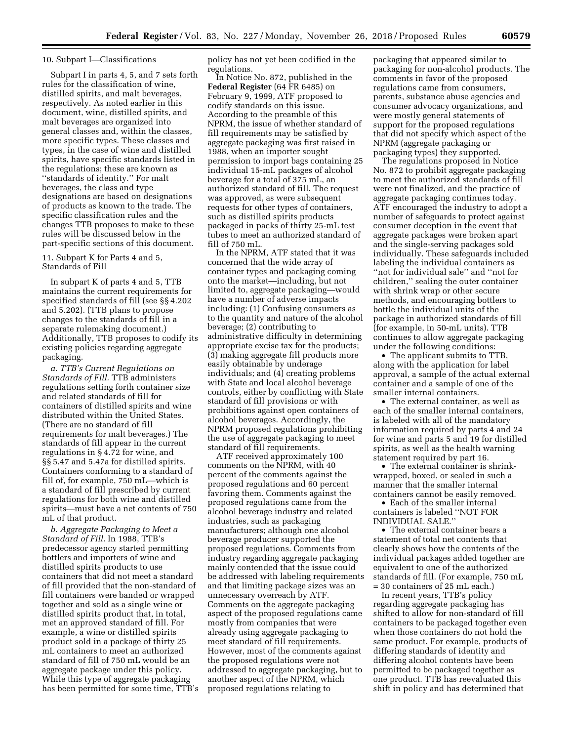10. Subpart I—Classifications

Subpart I in parts 4, 5, and 7 sets forth rules for the classification of wine, distilled spirits, and malt beverages, respectively. As noted earlier in this document, wine, distilled spirits, and malt beverages are organized into general classes and, within the classes, more specific types. These classes and types, in the case of wine and distilled spirits, have specific standards listed in the regulations; these are known as ''standards of identity.'' For malt beverages, the class and type designations are based on designations of products as known to the trade. The specific classification rules and the changes TTB proposes to make to these rules will be discussed below in the part-specific sections of this document.

11. Subpart K for Parts 4 and 5, Standards of Fill

In subpart K of parts 4 and 5, TTB maintains the current requirements for specified standards of fill (see §§ 4.202 and 5.202). (TTB plans to propose changes to the standards of fill in a separate rulemaking document.) Additionally, TTB proposes to codify its existing policies regarding aggregate packaging.

*a. TTB's Current Regulations on Standards of Fill.* TTB administers regulations setting forth container size and related standards of fill for containers of distilled spirits and wine distributed within the United States. (There are no standard of fill requirements for malt beverages.) The standards of fill appear in the current regulations in § 4.72 for wine, and §§ 5.47 and 5.47a for distilled spirits. Containers conforming to a standard of fill of, for example, 750 mL—which is a standard of fill prescribed by current regulations for both wine and distilled spirits—must have a net contents of 750 mL of that product.

*b. Aggregate Packaging to Meet a Standard of Fill.* In 1988, TTB's predecessor agency started permitting bottlers and importers of wine and distilled spirits products to use containers that did not meet a standard of fill provided that the non-standard of fill containers were banded or wrapped together and sold as a single wine or distilled spirits product that, in total, met an approved standard of fill. For example, a wine or distilled spirits product sold in a package of thirty 25 mL containers to meet an authorized standard of fill of 750 mL would be an aggregate package under this policy. While this type of aggregate packaging has been permitted for some time, TTB's policy has not yet been codified in the regulations.

In Notice No. 872, published in the **Federal Register** (64 FR 6485) on February 9, 1999, ATF proposed to codify standards on this issue. According to the preamble of this NPRM, the issue of whether standard of fill requirements may be satisfied by aggregate packaging was first raised in 1988, when an importer sought permission to import bags containing 25 individual 15-mL packages of alcohol beverage for a total of 375 mL, an authorized standard of fill. The request was approved, as were subsequent requests for other types of containers, such as distilled spirits products packaged in packs of thirty 25-mL test tubes to meet an authorized standard of fill of 750 mL.

In the NPRM, ATF stated that it was concerned that the wide array of container types and packaging coming onto the market—including, but not limited to, aggregate packaging—would have a number of adverse impacts including: (1) Confusing consumers as to the quantity and nature of the alcohol beverage; (2) contributing to administrative difficulty in determining appropriate excise tax for the products; (3) making aggregate fill products more easily obtainable by underage individuals; and (4) creating problems with State and local alcohol beverage controls, either by conflicting with State standard of fill provisions or with prohibitions against open containers of alcohol beverages. Accordingly, the NPRM proposed regulations prohibiting the use of aggregate packaging to meet standard of fill requirements.

ATF received approximately 100 comments on the NPRM, with 40 percent of the comments against the proposed regulations and 60 percent favoring them. Comments against the proposed regulations came from the alcohol beverage industry and related industries, such as packaging manufacturers; although one alcohol beverage producer supported the proposed regulations. Comments from industry regarding aggregate packaging mainly contended that the issue could be addressed with labeling requirements and that limiting package sizes was an unnecessary overreach by ATF. Comments on the aggregate packaging aspect of the proposed regulations came mostly from companies that were already using aggregate packaging to meet standard of fill requirements. However, most of the comments against the proposed regulations were not addressed to aggregate packaging, but to another aspect of the NPRM, which proposed regulations relating to packaging that appeared similar to packaging for non-alcohol products. The comments in favor of the proposed regulations came from consumers, parents, substance abuse agencies and consumer advocacy organizations, and were mostly general statements of support for the proposed regulations that did not specify which aspect of the NPRM (aggregate packaging or packaging types) they supported.

The regulations proposed in Notice No. 872 to prohibit aggregate packaging to meet the authorized standards of fill were not finalized, and the practice of aggregate packaging continues today. ATF encouraged the industry to adopt a number of safeguards to protect against consumer deception in the event that aggregate packages were broken apart and the single-serving packages sold individually. These safeguards included labeling the individual containers as ''not for individual sale'' and ''not for children,'' sealing the outer container with shrink wrap or other secure methods, and encouraging bottlers to bottle the individual units of the package in authorized standards of fill (for example, in 50-mL units). TTB continues to allow aggregate packaging under the following conditions:

- The applicant submits to TTB, along with the application for label approval, a sample of the actual external container and a sample of one of the smaller internal containers.
- The external container, as well as each of the smaller internal containers, is labeled with all of the mandatory information required by parts 4 and 24 for wine and parts 5 and 19 for distilled spirits, as well as the health warning statement required by part 16.
- The external container is shrink-wrapped, boxed, or sealed in such a manner that the smaller internal containers cannot be easily removed.
- Each of the smaller internal containers is labeled ''NOT FOR INDIVIDUAL SALE.''
- The external container bears a statement of total net contents that clearly shows how the contents of the individual packages added together are equivalent to one of the authorized standards of fill. (For example, 750 mL = 30 containers of 25 mL each.)

In recent years, TTB's policy regarding aggregate packaging has shifted to allow for non-standard of fill containers to be packaged together even when those containers do not hold the same product. For example, products of differing standards of identity and differing alcohol contents have been permitted to be packaged together as one product. TTB has reevaluated this shift in policy and has determined that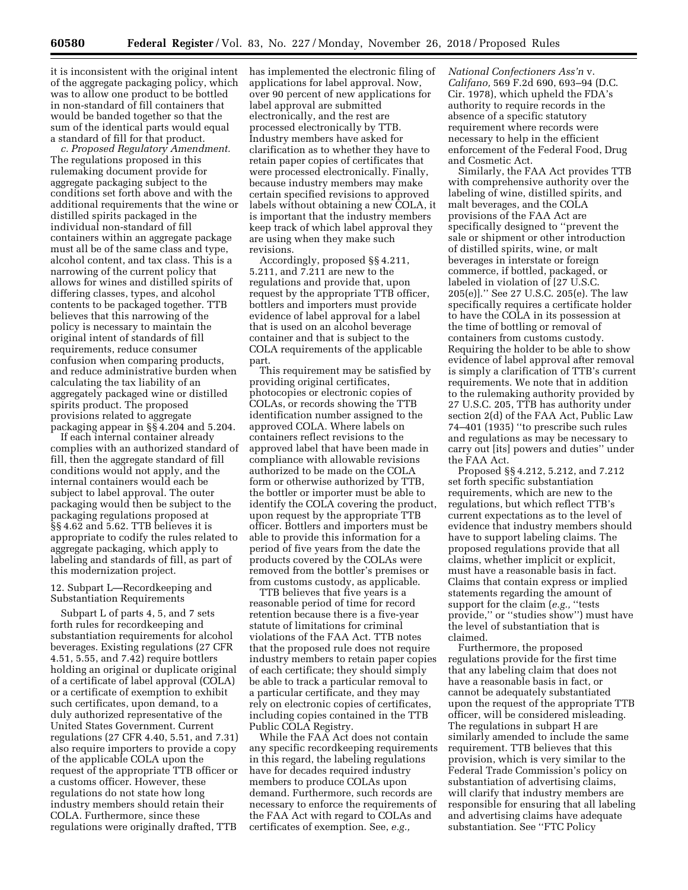it is inconsistent with the original intent of the aggregate packaging policy, which was to allow one product to be bottled in non-standard of fill containers that would be banded together so that the sum of the identical parts would equal a standard of fill for that product.

*c. Proposed Regulatory Amendment.* The regulations proposed in this rulemaking document provide for aggregate packaging subject to the conditions set forth above and with the additional requirements that the wine or distilled spirits packaged in the individual non-standard of fill containers within an aggregate package must all be of the same class and type, alcohol content, and tax class. This is a narrowing of the current policy that allows for wines and distilled spirits of differing classes, types, and alcohol contents to be packaged together. TTB believes that this narrowing of the policy is necessary to maintain the original intent of standards of fill requirements, reduce consumer confusion when comparing products, and reduce administrative burden when calculating the tax liability of an aggregately packaged wine or distilled spirits product. The proposed provisions related to aggregate packaging appear in §§ 4.204 and 5.204.

If each internal container already complies with an authorized standard of fill, then the aggregate standard of fill conditions would not apply, and the internal containers would each be subject to label approval. The outer packaging would then be subject to the packaging regulations proposed at §§ 4.62 and 5.62. TTB believes it is appropriate to codify the rules related to aggregate packaging, which apply to labeling and standards of fill, as part of this modernization project.

12. Subpart L—Recordkeeping and Substantiation Requirements

Subpart L of parts 4, 5, and 7 sets forth rules for recordkeeping and substantiation requirements for alcohol beverages. Existing regulations (27 CFR 4.51, 5.55, and 7.42) require bottlers holding an original or duplicate original of a certificate of label approval (COLA) or a certificate of exemption to exhibit such certificates, upon demand, to a duly authorized representative of the United States Government. Current regulations (27 CFR 4.40, 5.51, and 7.31) also require importers to provide a copy of the applicable COLA upon the request of the appropriate TTB officer or a customs officer. However, these regulations do not state how long industry members should retain their COLA. Furthermore, since these regulations were originally drafted, TTB has implemented the electronic filing of applications for label approval. Now, over 90 percent of new applications for label approval are submitted electronically, and the rest are processed electronically by TTB. Industry members have asked for clarification as to whether they have to retain paper copies of certificates that were processed electronically. Finally, because industry members may make certain specified revisions to approved labels without obtaining a new COLA, it is important that the industry members keep track of which label approval they are using when they make such revisions.

Accordingly, proposed §§ 4.211, 5.211, and 7.211 are new to the regulations and provide that, upon request by the appropriate TTB officer, bottlers and importers must provide evidence of label approval for a label that is used on an alcohol beverage container and that is subject to the COLA requirements of the applicable part.

This requirement may be satisfied by providing original certificates, photocopies or electronic copies of COLAs, or records showing the TTB identification number assigned to the approved COLA. Where labels on containers reflect revisions to the approved label that have been made in compliance with allowable revisions authorized to be made on the COLA form or otherwise authorized by TTB, the bottler or importer must be able to identify the COLA covering the product, upon request by the appropriate TTB officer. Bottlers and importers must be able to provide this information for a period of five years from the date the products covered by the COLAs were removed from the bottler's premises or from customs custody, as applicable.

TTB believes that five years is a reasonable period of time for record retention because there is a five-year statute of limitations for criminal violations of the FAA Act. TTB notes that the proposed rule does not require industry members to retain paper copies of each certificate; they should simply be able to track a particular removal to a particular certificate, and they may rely on electronic copies of certificates, including copies contained in the TTB Public COLA Registry.

While the FAA Act does not contain any specific recordkeeping requirements in this regard, the labeling regulations have for decades required industry members to produce COLAs upon demand. Furthermore, such records are necessary to enforce the requirements of the FAA Act with regard to COLAs and certificates of exemption. See, *e.g., National Confectioners Ass'n* v. *Califano,* 569 F.2d 690, 693–94 (D.C. Cir. 1978), which upheld the FDA's authority to require records in the absence of a specific statutory requirement where records were necessary to help in the efficient enforcement of the Federal Food, Drug and Cosmetic Act.

Similarly, the FAA Act provides TTB with comprehensive authority over the labeling of wine, distilled spirits, and malt beverages, and the COLA provisions of the FAA Act are specifically designed to "prevent the sale or shipment or other introduction of distilled spirits, wine, or malt beverages in interstate or foreign commerce, if bottled, packaged, or labeled in violation of [27 U.S.C. 205(e)]." See 27 U.S.C. 205(e). The law specifically requires a certificate holder to have the COLA in its possession at the time of bottling or removal of containers from customs custody. Requiring the holder to be able to show evidence of label approval after removal is simply a clarification of TTB's current requirements. We note that in addition to the rulemaking authority provided by 27 U.S.C. 205, TTB has authority under section 2(d) of the FAA Act, Public Law 74–401 (1935) "to prescribe such rules and regulations as may be necessary to carry out [its] powers and duties" under the FAA Act.

Proposed §§ 4.212, 5.212, and 7.212 set forth specific substantiation requirements, which are new to the regulations, but which reflect TTB's current expectations as to the level of evidence that industry members should have to support labeling claims. The proposed regulations provide that all claims, whether implicit or explicit, must have a reasonable basis in fact. Claims that contain express or implied statements regarding the amount of support for the claim (*e.g.,* "tests provide," or "studies show") must have the level of substantiation that is claimed.

Furthermore, the proposed regulations provide for the first time that any labeling claim that does not have a reasonable basis in fact, or cannot be adequately substantiated upon the request of the appropriate TTB officer, will be considered misleading. The regulations in subpart H are similarly amended to include the same requirement. TTB believes that this provision, which is very similar to the Federal Trade Commission's policy on substantiation of advertising claims, will clarify that industry members are responsible for ensuring that all labeling and advertising claims have adequate substantiation. See "FTC Policy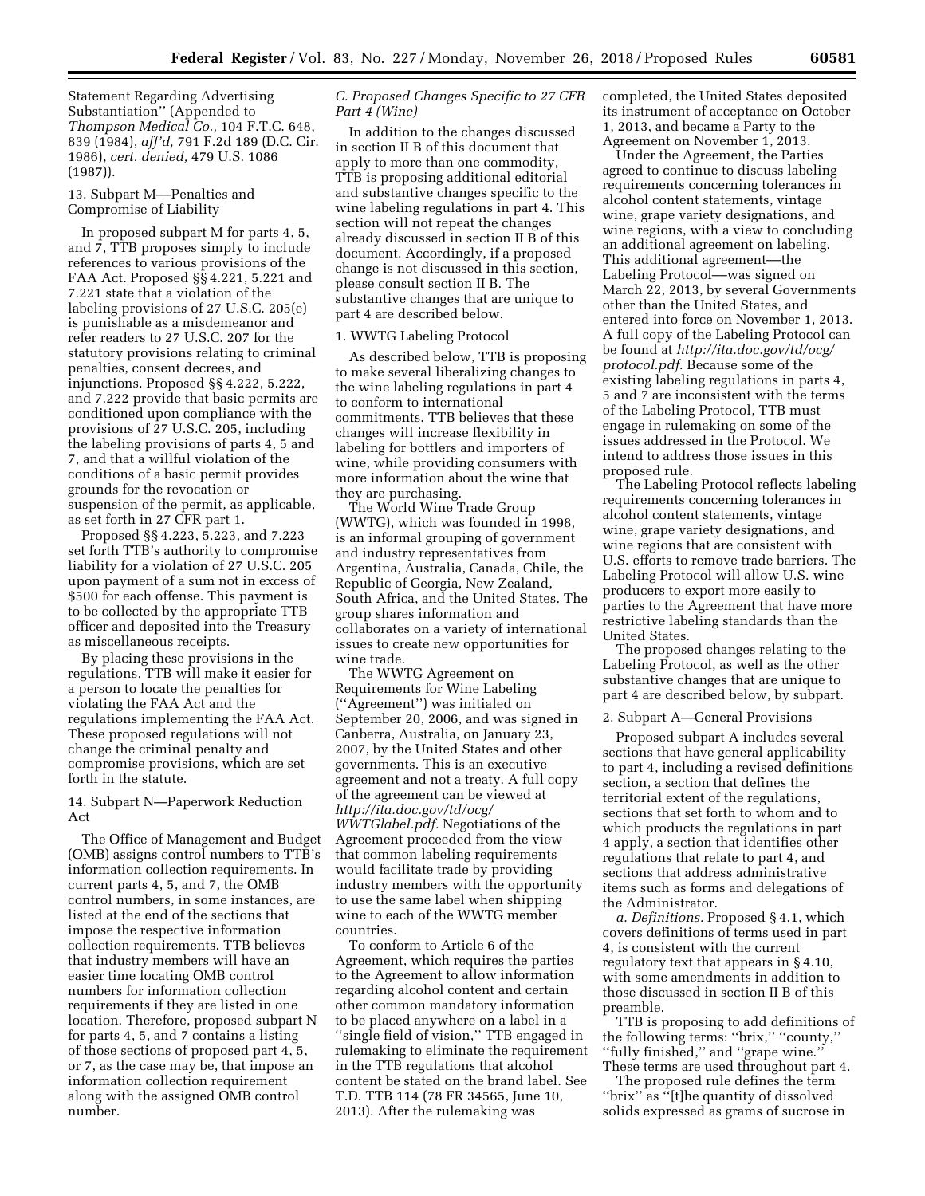Statement Regarding Advertising Substantiation'' (Appended to *Thompson Medical Co.,* 104 F.T.C. 648, 839 (1984), *aff'd,* 791 F.2d 189 (D.C. Cir. 1986), *cert. denied,* 479 U.S. 1086 (1987)).

13. Subpart M—Penalties and Compromise of Liability

In proposed subpart M for parts 4, 5, and 7, TTB proposes simply to include references to various provisions of the FAA Act. Proposed §§ 4.221, 5.221 and 7.221 state that a violation of the labeling provisions of 27 U.S.C. 205(e) is punishable as a misdemeanor and refer readers to 27 U.S.C. 207 for the statutory provisions relating to criminal penalties, consent decrees, and injunctions. Proposed §§ 4.222, 5.222, and 7.222 provide that basic permits are conditioned upon compliance with the provisions of 27 U.S.C. 205, including the labeling provisions of parts 4, 5 and 7, and that a willful violation of the conditions of a basic permit provides grounds for the revocation or suspension of the permit, as applicable, as set forth in 27 CFR part 1.

Proposed §§ 4.223, 5.223, and 7.223 set forth TTB's authority to compromise liability for a violation of 27 U.S.C. 205 upon payment of a sum not in excess of $500 for each offense. This payment is to be collected by the appropriate TTB officer and deposited into the Treasury as miscellaneous receipts.

By placing these provisions in the regulations, TTB will make it easier for a person to locate the penalties for violating the FAA Act and the regulations implementing the FAA Act. These proposed regulations will not change the criminal penalty and compromise provisions, which are set forth in the statute.

14. Subpart N—Paperwork Reduction Act

The Office of Management and Budget (OMB) assigns control numbers to TTB's information collection requirements. In current parts 4, 5, and 7, the OMB control numbers, in some instances, are listed at the end of the sections that impose the respective information collection requirements. TTB believes that industry members will have an easier time locating OMB control numbers for information collection requirements if they are listed in one location. Therefore, proposed subpart N for parts 4, 5, and 7 contains a listing of those sections of proposed part 4, 5, or 7, as the case may be, that impose an information collection requirement along with the assigned OMB control number.

*C. Proposed Changes Specific to 27 CFR Part 4 (Wine)*

In addition to the changes discussed in section II B of this document that apply to more than one commodity, TTB is proposing additional editorial and substantive changes specific to the wine labeling regulations in part 4. This section will not repeat the changes already discussed in section II B of this document. Accordingly, if a proposed change is not discussed in this section, please consult section II B. The substantive changes that are unique to part 4 are described below.

1. WWTG Labeling Protocol

As described below, TTB is proposing to make several liberalizing changes to the wine labeling regulations in part 4 to conform to international commitments. TTB believes that these changes will increase flexibility in labeling for bottlers and importers of wine, while providing consumers with more information about the wine that they are purchasing.

The World Wine Trade Group (WWTG), which was founded in 1998, is an informal grouping of government and industry representatives from Argentina, Australia, Canada, Chile, the Republic of Georgia, New Zealand, South Africa, and the United States. The group shares information and collaborates on a variety of international issues to create new opportunities for wine trade.

The WWTG Agreement on Requirements for Wine Labeling (''Agreement'') was initialed on September 20, 2006, and was signed in Canberra, Australia, on January 23, 2007, by the United States and other governments. This is an executive agreement and not a treaty. A full copy of the agreement can be viewed at *http://ita.doc.gov/td/ocg/WWTGlabel.pdf.* Negotiations of the Agreement proceeded from the view that common labeling requirements would facilitate trade by providing industry members with the opportunity to use the same label when shipping wine to each of the WWTG member countries.

To conform to Article 6 of the Agreement, which requires the parties to the Agreement to allow information regarding alcohol content and certain other common mandatory information to be placed anywhere on a label in a ''single field of vision,'' TTB engaged in rulemaking to eliminate the requirement in the TTB regulations that alcohol content be stated on the brand label. See T.D. TTB 114 (78 FR 34565, June 10, 2013). After the rulemaking was completed, the United States deposited its instrument of acceptance on October 1, 2013, and became a Party to the Agreement on November 1, 2013.

Under the Agreement, the Parties agreed to continue to discuss labeling requirements concerning tolerances in alcohol content statements, vintage wine, grape variety designations, and wine regions, with a view to concluding an additional agreement on labeling. This additional agreement—the Labeling Protocol—was signed on March 22, 2013, by several Governments other than the United States, and entered into force on November 1, 2013. A full copy of the Labeling Protocol can be found at *http://ita.doc.gov/td/ocg/protocol.pdf.* Because some of the existing labeling regulations in parts 4, 5 and 7 are inconsistent with the terms of the Labeling Protocol, TTB must engage in rulemaking on some of the issues addressed in the Protocol. We intend to address those issues in this proposed rule.

The Labeling Protocol reflects labeling requirements concerning tolerances in alcohol content statements, vintage wine, grape variety designations, and wine regions that are consistent with U.S. efforts to remove trade barriers. The Labeling Protocol will allow U.S. wine producers to export more easily to parties to the Agreement that have more restrictive labeling standards than the United States.

The proposed changes relating to the Labeling Protocol, as well as the other substantive changes that are unique to part 4 are described below, by subpart.

2. Subpart A—General Provisions

Proposed subpart A includes several sections that have general applicability to part 4, including a revised definitions section, a section that defines the territorial extent of the regulations, sections that set forth to whom and to which products the regulations in part 4 apply, a section that identifies other regulations that relate to part 4, and sections that address administrative items such as forms and delegations of the Administrator.

*a. Definitions.* Proposed § 4.1, which covers definitions of terms used in part 4, is consistent with the current regulatory text that appears in § 4.10, with some amendments in addition to those discussed in section II B of this preamble.

TTB is proposing to add definitions of the following terms: ''brix,'' ''county,'' ''fully finished,'' and ''grape wine.'' These terms are used throughout part 4.

The proposed rule defines the term ''brix'' as ''[t]he quantity of dissolved solids expressed as grams of sucrose in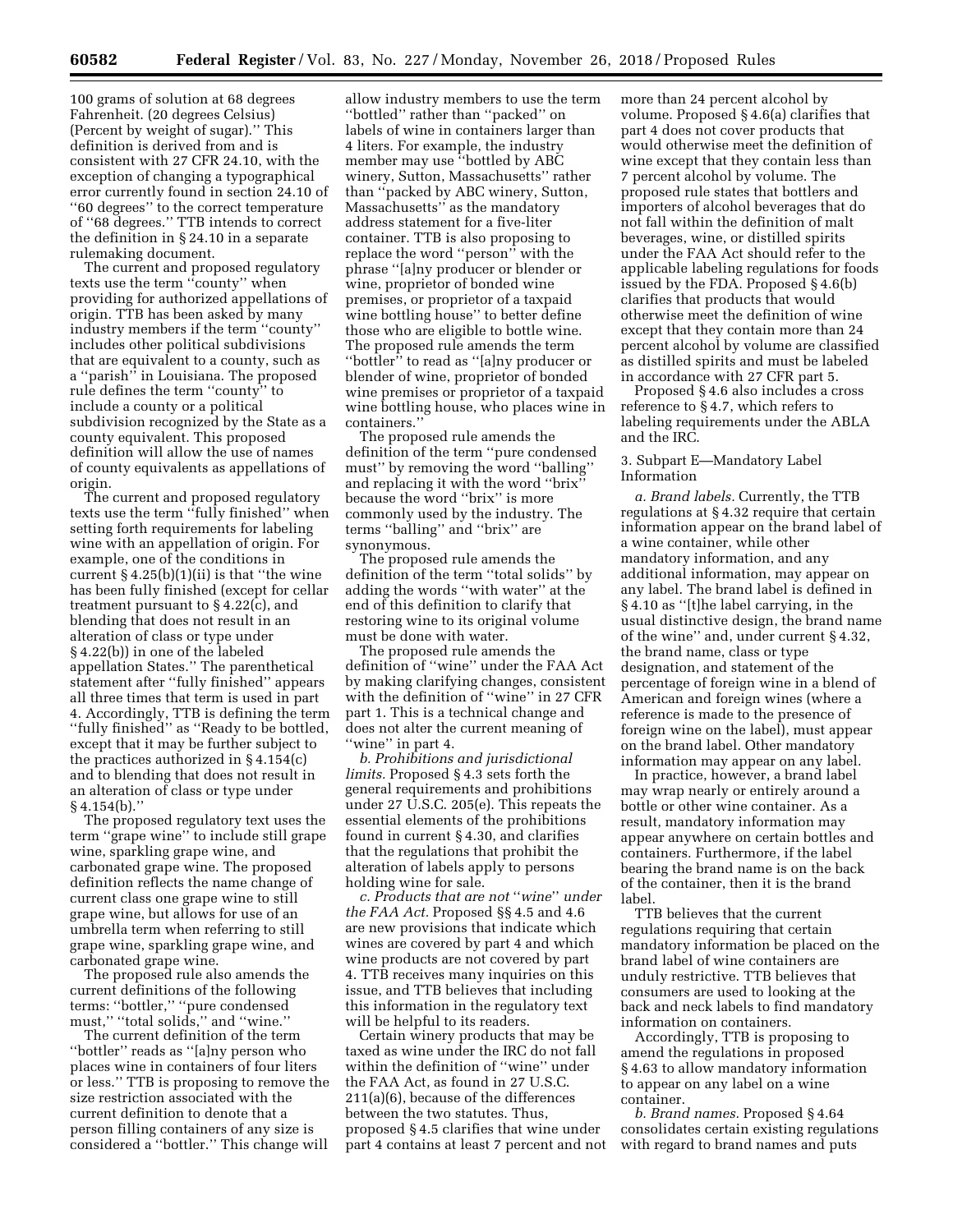100 grams of solution at 68 degrees Fahrenheit. (20 degrees Celsius) (Percent by weight of sugar).'' This definition is derived from and is consistent with 27 CFR 24.10, with the exception of changing a typographical error currently found in section 24.10 of ''60 degrees'' to the correct temperature of ''68 degrees.'' TTB intends to correct the definition in § 24.10 in a separate rulemaking document.

The current and proposed regulatory texts use the term ''county'' when providing for authorized appellations of origin. TTB has been asked by many industry members if the term ''county'' includes other political subdivisions that are equivalent to a county, such as a ''parish'' in Louisiana. The proposed rule defines the term ''county'' to include a county or a political subdivision recognized by the State as a county equivalent. This proposed definition will allow the use of names of county equivalents as appellations of origin.

The current and proposed regulatory texts use the term ''fully finished'' when setting forth requirements for labeling wine with an appellation of origin. For example, one of the conditions in current § 4.25(b)(1)(ii) is that ''the wine has been fully finished (except for cellar treatment pursuant to § 4.22(c), and blending that does not result in an alteration of class or type under § 4.22(b)) in one of the labeled appellation States.'' The parenthetical statement after ''fully finished'' appears all three times that term is used in part 4. Accordingly, TTB is defining the term ''fully finished'' as ''Ready to be bottled, except that it may be further subject to the practices authorized in § 4.154(c) and to blending that does not result in an alteration of class or type under § 4.154(b).''

The proposed regulatory text uses the term ''grape wine'' to include still grape wine, sparkling grape wine, and carbonated grape wine. The proposed definition reflects the name change of current class one grape wine to still grape wine, but allows for use of an umbrella term when referring to still grape wine, sparkling grape wine, and carbonated grape wine.

The proposed rule also amends the current definitions of the following terms: ''bottler,'' ''pure condensed must,'' ''total solids,'' and ''wine.''

The current definition of the term ''bottler'' reads as ''[a]ny person who places wine in containers of four liters or less.'' TTB is proposing to remove the size restriction associated with the current definition to denote that a person filling containers of any size is considered a ''bottler.'' This change will allow industry members to use the term ''bottled'' rather than ''packed'' on labels of wine in containers larger than 4 liters. For example, the industry member may use ''bottled by ABC winery, Sutton, Massachusetts'' rather than ''packed by ABC winery, Sutton, Massachusetts'' as the mandatory address statement for a five-liter container. TTB is also proposing to replace the word ''person'' with the phrase ''[a]ny producer or blender or wine, proprietor of bonded wine premises, or proprietor of a taxpaid wine bottling house'' to better define those who are eligible to bottle wine. The proposed rule amends the term ''bottler'' to read as ''[a]ny producer or blender of wine, proprietor of bonded wine premises or proprietor of a taxpaid wine bottling house, who places wine in containers.''

The proposed rule amends the definition of the term ''pure condensed must'' by removing the word ''balling'' and replacing it with the word ''brix'' because the word ''brix'' is more commonly used by the industry. The terms ''balling'' and ''brix'' are synonymous.

The proposed rule amends the definition of the term ''total solids'' by adding the words ''with water'' at the end of this definition to clarify that restoring wine to its original volume must be done with water.

The proposed rule amends the definition of ''wine'' under the FAA Act by making clarifying changes, consistent with the definition of ''wine'' in 27 CFR part 1. This is a technical change and does not alter the current meaning of ''wine'' in part 4.

*b. Prohibitions and jurisdictional limits.* Proposed § 4.3 sets forth the general requirements and prohibitions under 27 U.S.C. 205(e). This repeats the essential elements of the prohibitions found in current § 4.30, and clarifies that the regulations that prohibit the alteration of labels apply to persons holding wine for sale.

*c. Products that are not ''wine'' under the FAA Act.* Proposed §§ 4.5 and 4.6 are new provisions that indicate which wines are covered by part 4 and which wine products are not covered by part 4. TTB receives many inquiries on this issue, and TTB believes that including this information in the regulatory text will be helpful to its readers.

Certain winery products that may be taxed as wine under the IRC do not fall within the definition of ''wine'' under the FAA Act, as found in 27 U.S.C. 211(a)(6), because of the differences between the two statutes. Thus, proposed § 4.5 clarifies that wine under part 4 contains at least 7 percent and not more than 24 percent alcohol by volume. Proposed § 4.6(a) clarifies that part 4 does not cover products that would otherwise meet the definition of wine except that they contain less than 7 percent alcohol by volume. The proposed rule states that bottlers and importers of alcohol beverages that do not fall within the definition of malt beverages, wine, or distilled spirits under the FAA Act should refer to the applicable labeling regulations for foods issued by the FDA. Proposed § 4.6(b) clarifies that products that would otherwise meet the definition of wine except that they contain more than 24 percent alcohol by volume are classified as distilled spirits and must be labeled in accordance with 27 CFR part 5.

Proposed § 4.6 also includes a cross reference to § 4.7, which refers to labeling requirements under the ABLA and the IRC.

3. Subpart E—Mandatory Label Information

*a. Brand labels.* Currently, the TTB regulations at § 4.32 require that certain information appear on the brand label of a wine container, while other mandatory information, and any additional information, may appear on any label. The brand label is defined in § 4.10 as ''[t]he label carrying, in the usual distinctive design, the brand name of the wine'' and, under current § 4.32, the brand name, class or type designation, and statement of the percentage of foreign wine in a blend of American and foreign wines (where a reference is made to the presence of foreign wine on the label), must appear on the brand label. Other mandatory information may appear on any label.

In practice, however, a brand label may wrap nearly or entirely around a bottle or other wine container. As a result, mandatory information may appear anywhere on certain bottles and containers. Furthermore, if the label bearing the brand name is on the back of the container, then it is the brand label.

TTB believes that the current regulations requiring that certain mandatory information be placed on the brand label of wine containers are unduly restrictive. TTB believes that consumers are used to looking at the back and neck labels to find mandatory information on containers.

Accordingly, TTB is proposing to amend the regulations in proposed § 4.63 to allow mandatory information to appear on any label on a wine container.

*b. Brand names.* Proposed § 4.64 consolidates certain existing regulations with regard to brand names and puts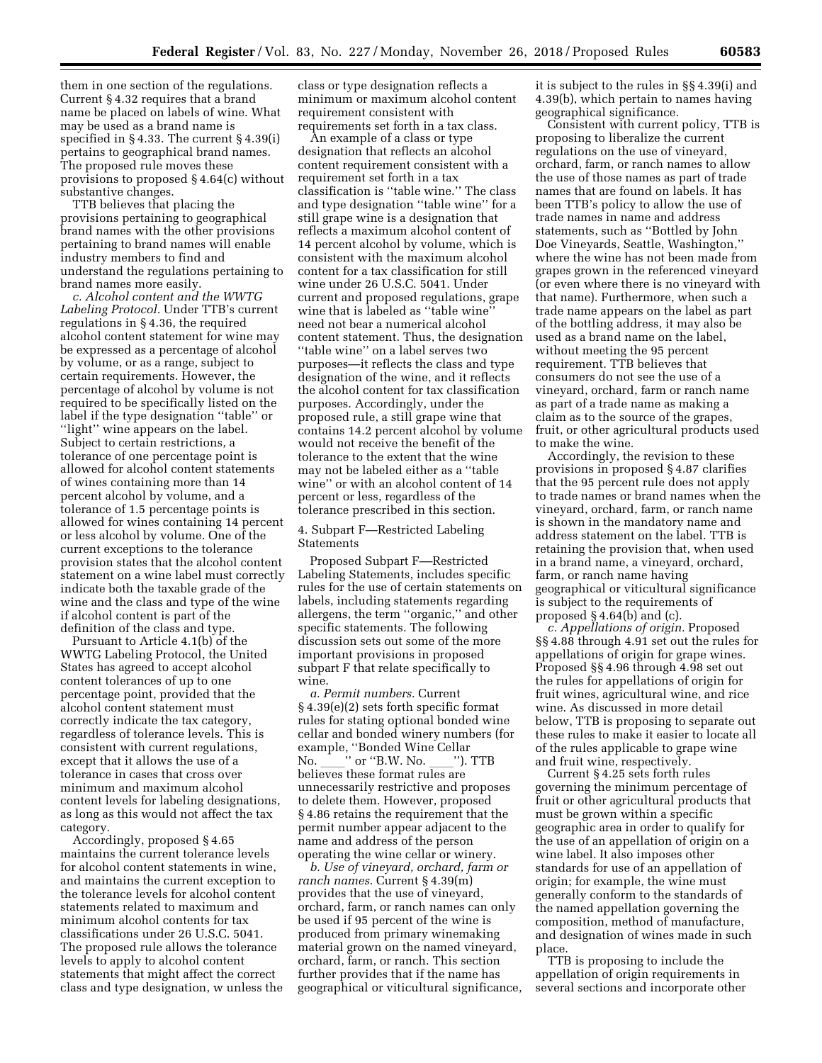them in one section of the regulations. Current § 4.32 requires that a brand name be placed on labels of wine. What may be used as a brand name is specified in § 4.33. The current § 4.39(i) pertains to geographical brand names. The proposed rule moves these provisions to proposed § 4.64(c) without substantive changes.

TTB believes that placing the provisions pertaining to geographical brand names with the other provisions pertaining to brand names will enable industry members to find and understand the regulations pertaining to brand names more easily.

*c. Alcohol content and the WWTG Labeling Protocol.* Under TTB's current regulations in § 4.36, the required alcohol content statement for wine may be expressed as a percentage of alcohol by volume, or as a range, subject to certain requirements. However, the percentage of alcohol by volume is not required to be specifically listed on the label if the type designation ''table'' or ''light'' wine appears on the label. Subject to certain restrictions, a tolerance of one percentage point is allowed for alcohol content statements of wines containing more than 14 percent alcohol by volume, and a tolerance of 1.5 percentage points is allowed for wines containing 14 percent or less alcohol by volume. One of the current exceptions to the tolerance provision states that the alcohol content statement on a wine label must correctly indicate both the taxable grade of the wine and the class and type of the wine if alcohol content is part of the definition of the class and type.

Pursuant to Article 4.1(b) of the WWTG Labeling Protocol, the United States has agreed to accept alcohol content tolerances of up to one percentage point, provided that the alcohol content statement must correctly indicate the tax category, regardless of tolerance levels. This is consistent with current regulations, except that it allows the use of a tolerance in cases that cross over minimum and maximum alcohol content levels for labeling designations, as long as this would not affect the tax category.

Accordingly, proposed § 4.65 maintains the current tolerance levels for alcohol content statements in wine, and maintains the current exception to the tolerance levels for alcohol content statements related to maximum and minimum alcohol contents for tax classifications under 26 U.S.C. 5041. The proposed rule allows the tolerance levels to apply to alcohol content statements that might affect the correct class and type designation, w unless the class or type designation reflects a minimum or maximum alcohol content requirement consistent with requirements set forth in a tax class.

An example of a class or type designation that reflects an alcohol content requirement consistent with a requirement set forth in a tax classification is ''table wine.'' The class and type designation ''table wine'' for a still grape wine is a designation that reflects a maximum alcohol content of 14 percent alcohol by volume, which is consistent with the maximum alcohol content for a tax classification for still wine under 26 U.S.C. 5041. Under current and proposed regulations, grape wine that is labeled as ''table wine'' need not bear a numerical alcohol content statement. Thus, the designation ''table wine'' on a label serves two purposes—it reflects the class and type designation of the wine, and it reflects the alcohol content for tax classification purposes. Accordingly, under the proposed rule, a still grape wine that contains 14.2 percent alcohol by volume would not receive the benefit of the tolerance to the extent that the wine may not be labeled either as a ''table wine'' or with an alcohol content of 14 percent or less, regardless of the tolerance prescribed in this section.

4. Subpart F—Restricted Labeling Statements

Proposed Subpart F—Restricted Labeling Statements, includes specific rules for the use of certain statements on labels, including statements regarding allergens, the term ''organic,'' and other specific statements. The following discussion sets out some of the more important provisions in proposed subpart F that relate specifically to wine.

*a. Permit numbers.* Current § 4.39(e)(2) sets forth specific format rules for stating optional bonded wine cellar and bonded winery numbers (for example, ''Bonded Wine Cellar No. ____'' or ''B.W. No. ____''). TTB believes these format rules are unnecessarily restrictive and proposes to delete them. However, proposed § 4.86 retains the requirement that the permit number appear adjacent to the name and address of the person operating the wine cellar or winery.

*b. Use of vineyard, orchard, farm or ranch names.* Current § 4.39(m) provides that the use of vineyard, orchard, farm, or ranch names can only be used if 95 percent of the wine is produced from primary winemaking material grown on the named vineyard, orchard, farm, or ranch. This section further provides that if the name has geographical or viticultural significance, it is subject to the rules in §§ 4.39(i) and 4.39(b), which pertain to names having geographical significance.

Consistent with current policy, TTB is proposing to liberalize the current regulations on the use of vineyard, orchard, farm, or ranch names to allow the use of those names as part of trade names that are found on labels. It has been TTB's policy to allow the use of trade names in name and address statements, such as ''Bottled by John Doe Vineyards, Seattle, Washington,'' where the wine has not been made from grapes grown in the referenced vineyard (or even where there is no vineyard with that name). Furthermore, when such a trade name appears on the label as part of the bottling address, it may also be used as a brand name on the label, without meeting the 95 percent requirement. TTB believes that consumers do not see the use of a vineyard, orchard, farm or ranch name as part of a trade name as making a claim as to the source of the grapes, fruit, or other agricultural products used to make the wine.

Accordingly, the revision to these provisions in proposed § 4.87 clarifies that the 95 percent rule does not apply to trade names or brand names when the vineyard, orchard, farm, or ranch name is shown in the mandatory name and address statement on the label. TTB is retaining the provision that, when used in a brand name, a vineyard, orchard, farm, or ranch name having geographical or viticultural significance is subject to the requirements of proposed § 4.64(b) and (c).

*c. Appellations of origin.* Proposed §§ 4.88 through 4.91 set out the rules for appellations of origin for grape wines. Proposed §§ 4.96 through 4.98 set out the rules for appellations of origin for fruit wines, agricultural wine, and rice wine. As discussed in more detail below, TTB is proposing to separate out these rules to make it easier to locate all of the rules applicable to grape wine and fruit wine, respectively.

Current § 4.25 sets forth rules governing the minimum percentage of fruit or other agricultural products that must be grown within a specific geographic area in order to qualify for the use of an appellation of origin on a wine label. It also imposes other standards for use of an appellation of origin; for example, the wine must generally conform to the standards of the named appellation governing the composition, method of manufacture, and designation of wines made in such place.

TTB is proposing to include the appellation of origin requirements in several sections and incorporate other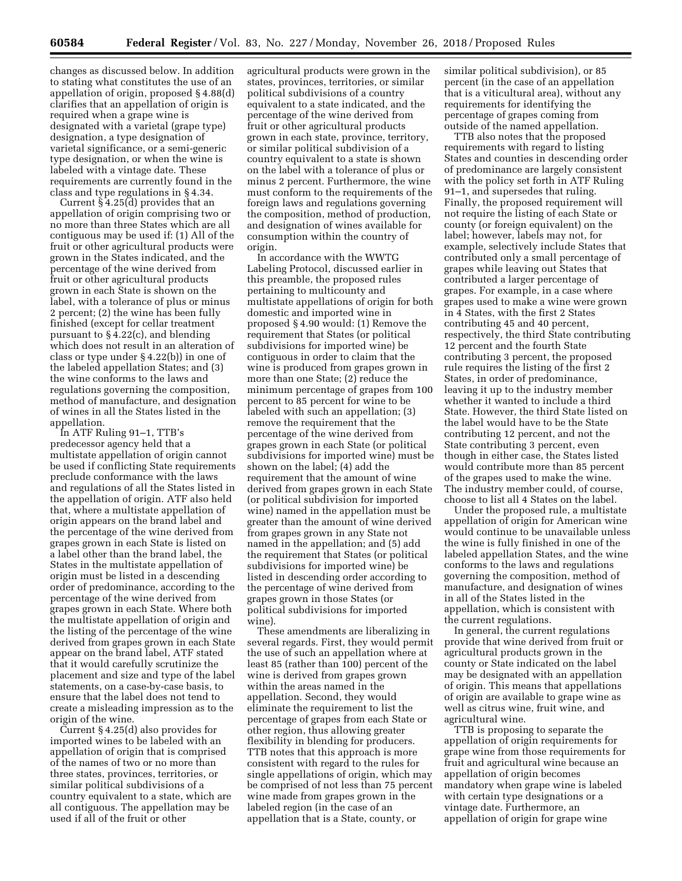changes as discussed below. In addition to stating what constitutes the use of an appellation of origin, proposed § 4.88(d) clarifies that an appellation of origin is required when a grape wine is designated with a varietal (grape type) designation, a type designation of varietal significance, or a semi-generic type designation, or when the wine is labeled with a vintage date. These requirements are currently found in the class and type regulations in § 4.34.

Current § 4.25(d) provides that an appellation of origin comprising two or no more than three States which are all contiguous may be used if: (1) All of the fruit or other agricultural products were grown in the States indicated, and the percentage of the wine derived from fruit or other agricultural products grown in each State is shown on the label, with a tolerance of plus or minus 2 percent; (2) the wine has been fully finished (except for cellar treatment pursuant to § 4.22(c), and blending which does not result in an alteration of class or type under § 4.22(b)) in one of the labeled appellation States; and (3) the wine conforms to the laws and regulations governing the composition, method of manufacture, and designation of wines in all the States listed in the appellation.

In ATF Ruling 91–1, TTB's predecessor agency held that a multistate appellation of origin cannot be used if conflicting State requirements preclude conformance with the laws and regulations of all the States listed in the appellation of origin. ATF also held that, where a multistate appellation of origin appears on the brand label and the percentage of the wine derived from grapes grown in each State is listed on a label other than the brand label, the States in the multistate appellation of origin must be listed in a descending order of predominance, according to the percentage of the wine derived from grapes grown in each State. Where both the multistate appellation of origin and the listing of the percentage of the wine derived from grapes grown in each State appear on the brand label, ATF stated that it would carefully scrutinize the placement and size and type of the label statements, on a case-by-case basis, to ensure that the label does not tend to create a misleading impression as to the origin of the wine.

Current § 4.25(d) also provides for imported wines to be labeled with an appellation of origin that is comprised of the names of two or no more than three states, provinces, territories, or similar political subdivisions of a country equivalent to a state, which are all contiguous. The appellation may be used if all of the fruit or other agricultural products were grown in the states, provinces, territories, or similar political subdivisions of a country equivalent to a state indicated, and the percentage of the wine derived from fruit or other agricultural products grown in each state, province, territory, or similar political subdivision of a country equivalent to a state is shown on the label with a tolerance of plus or minus 2 percent. Furthermore, the wine must conform to the requirements of the foreign laws and regulations governing the composition, method of production, and designation of wines available for consumption within the country of origin.

In accordance with the WWTG Labeling Protocol, discussed earlier in this preamble, the proposed rules pertaining to multicounty and multistate appellations of origin for both domestic and imported wine in proposed § 4.90 would: (1) Remove the requirement that States (or political subdivisions for imported wine) be contiguous in order to claim that the wine is produced from grapes grown in more than one State; (2) reduce the minimum percentage of grapes from 100 percent to 85 percent for wine to be labeled with such an appellation; (3) remove the requirement that the percentage of the wine derived from grapes grown in each State (or political subdivisions for imported wine) must be shown on the label; (4) add the requirement that the amount of wine derived from grapes grown in each State (or political subdivision for imported wine) named in the appellation must be greater than the amount of wine derived from grapes grown in any State not named in the appellation; and (5) add the requirement that States (or political subdivisions for imported wine) be listed in descending order according to the percentage of wine derived from grapes grown in those States (or political subdivisions for imported wine).

These amendments are liberalizing in several regards. First, they would permit the use of such an appellation where at least 85 (rather than 100) percent of the wine is derived from grapes grown within the areas named in the appellation. Second, they would eliminate the requirement to list the percentage of grapes from each State or other region, thus allowing greater flexibility in blending for producers. TTB notes that this approach is more consistent with regard to the rules for single appellations of origin, which may be comprised of not less than 75 percent wine made from grapes grown in the labeled region (in the case of an appellation that is a State, county, or similar political subdivision), or 85 percent (in the case of an appellation that is a viticultural area), without any requirements for identifying the percentage of grapes coming from outside of the named appellation.

TTB also notes that the proposed requirements with regard to listing States and counties in descending order of predominance are largely consistent with the policy set forth in ATF Ruling 91–1, and supersedes that ruling. Finally, the proposed requirement will not require the listing of each State or county (or foreign equivalent) on the label; however, labels may not, for example, selectively include States that contributed only a small percentage of grapes while leaving out States that contributed a larger percentage of grapes. For example, in a case where grapes used to make a wine were grown in 4 States, with the first 2 States contributing 45 and 40 percent, respectively, the third State contributing 12 percent and the fourth State contributing 3 percent, the proposed rule requires the listing of the first 2 States, in order of predominance, leaving it up to the industry member whether it wanted to include a third State. However, the third State listed on the label would have to be the State contributing 12 percent, and not the State contributing 3 percent, even though in either case, the States listed would contribute more than 85 percent of the grapes used to make the wine. The industry member could, of course, choose to list all 4 States on the label.

Under the proposed rule, a multistate appellation of origin for American wine would continue to be unavailable unless the wine is fully finished in one of the labeled appellation States, and the wine conforms to the laws and regulations governing the composition, method of manufacture, and designation of wines in all of the States listed in the appellation, which is consistent with the current regulations.

In general, the current regulations provide that wine derived from fruit or agricultural products grown in the county or State indicated on the label may be designated with an appellation of origin. This means that appellations of origin are available to grape wine as well as citrus wine, fruit wine, and agricultural wine.

TTB is proposing to separate the appellation of origin requirements for grape wine from those requirements for fruit and agricultural wine because an appellation of origin becomes mandatory when grape wine is labeled with certain type designations or a vintage date. Furthermore, an appellation of origin for grape wine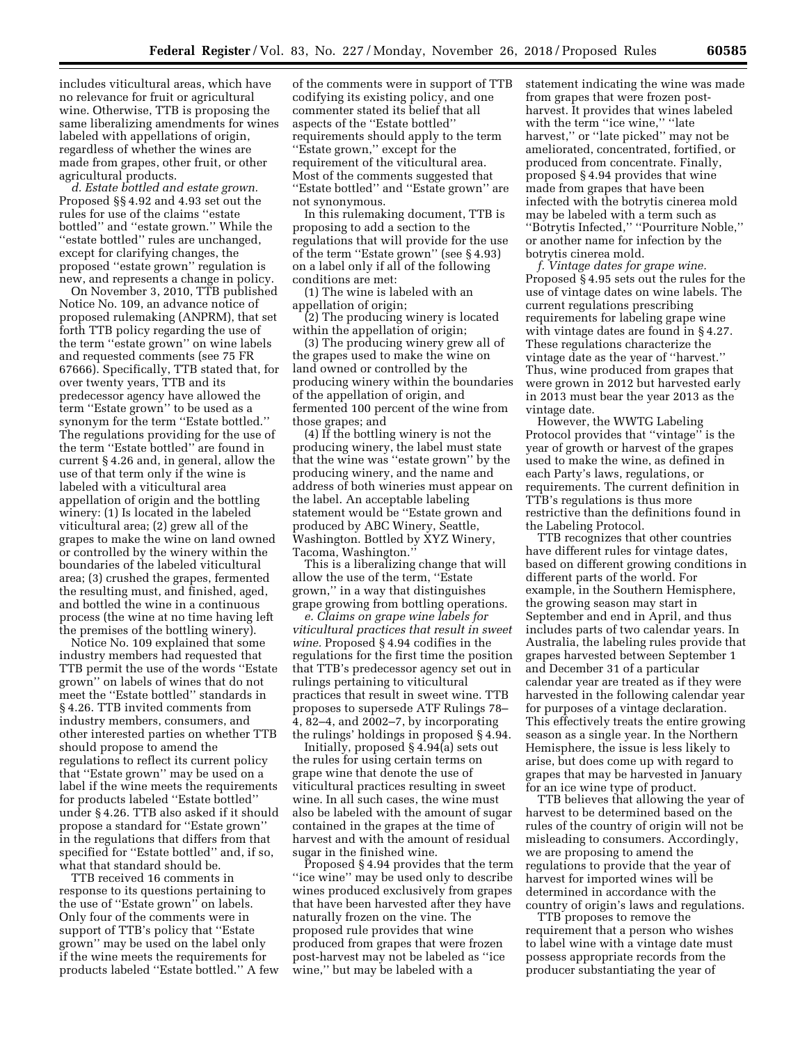includes viticultural areas, which have no relevance for fruit or agricultural wine. Otherwise, TTB is proposing the same liberalizing amendments for wines labeled with appellations of origin, regardless of whether the wines are made from grapes, other fruit, or other agricultural products.

*d. Estate bottled and estate grown.* Proposed §§ 4.92 and 4.93 set out the rules for use of the claims "estate bottled" and "estate grown." While the "estate bottled" rules are unchanged, except for clarifying changes, the proposed "estate grown" regulation is new, and represents a change in policy.

On November 3, 2010, TTB published Notice No. 109, an advance notice of proposed rulemaking (ANPRM), that set forth TTB policy regarding the use of the term "estate grown" on wine labels and requested comments (see 75 FR 67666). Specifically, TTB stated that, for over twenty years, TTB and its predecessor agency have allowed the term "Estate grown" to be used as a synonym for the term "Estate bottled." The regulations providing for the use of the term "Estate bottled" are found in current § 4.26 and, in general, allow the use of that term only if the wine is labeled with a viticultural area appellation of origin and the bottling winery: (1) Is located in the labeled viticultural area; (2) grew all of the grapes to make the wine on land owned or controlled by the winery within the boundaries of the labeled viticultural area; (3) crushed the grapes, fermented the resulting must, and finished, aged, and bottled the wine in a continuous process (the wine at no time having left the premises of the bottling winery).

Notice No. 109 explained that some industry members had requested that TTB permit the use of the words "Estate grown" on labels of wines that do not meet the "Estate bottled" standards in § 4.26. TTB invited comments from industry members, consumers, and other interested parties on whether TTB should propose to amend the regulations to reflect its current policy that "Estate grown" may be used on a label if the wine meets the requirements for products labeled "Estate bottled" under § 4.26. TTB also asked if it should propose a standard for "Estate grown" in the regulations that differs from that specified for "Estate bottled" and, if so, what that standard should be.

TTB received 16 comments in response to its questions pertaining to the use of "Estate grown" on labels. Only four of the comments were in support of TTB's policy that "Estate grown" may be used on the label only if the wine meets the requirements for products labeled "Estate bottled." A few of the comments were in support of TTB codifying its existing policy, and one commenter stated its belief that all aspects of the "Estate bottled" requirements should apply to the term "Estate grown," except for the requirement of the viticultural area. Most of the comments suggested that "Estate bottled" and "Estate grown" are not synonymous.

In this rulemaking document, TTB is proposing to add a section to the regulations that will provide for the use of the term "Estate grown" (see § 4.93) on a label only if all of the following conditions are met:

(1) The wine is labeled with an appellation of origin;

(2) The producing winery is located within the appellation of origin;

(3) The producing winery grew all of the grapes used to make the wine on land owned or controlled by the producing winery within the boundaries of the appellation of origin, and fermented 100 percent of the wine from those grapes; and

(4) If the bottling winery is not the producing winery, the label must state that the wine was "estate grown" by the producing winery, and the name and address of both wineries must appear on the label. An acceptable labeling statement would be "Estate grown and produced by ABC Winery, Seattle, Washington. Bottled by XYZ Winery, Tacoma, Washington."

This is a liberalizing change that will allow the use of the term, "Estate grown," in a way that distinguishes grape growing from bottling operations.

*e. Claims on grape wine labels for viticultural practices that result in sweet wine.* Proposed § 4.94 codifies in the regulations for the first time the position that TTB's predecessor agency set out in rulings pertaining to viticultural practices that result in sweet wine. TTB proposes to supersede ATF Rulings 78–4, 82–4, and 2002–7, by incorporating the rulings' holdings in proposed § 4.94.

Initially, proposed § 4.94(a) sets out the rules for using certain terms on grape wine that denote the use of viticultural practices resulting in sweet wine. In all such cases, the wine must also be labeled with the amount of sugar contained in the grapes at the time of harvest and with the amount of residual sugar in the finished wine.

Proposed § 4.94 provides that the term "ice wine" may be used only to describe wines produced exclusively from grapes that have been harvested after they have naturally frozen on the vine. The proposed rule provides that wine produced from grapes that were frozen post-harvest may not be labeled as "ice wine," but may be labeled with a statement indicating the wine was made from grapes that were frozen post-harvest. It provides that wines labeled with the term "ice wine," "late harvest," or "late picked" may not be ameliorated, concentrated, fortified, or produced from concentrate. Finally, proposed § 4.94 provides that wine made from grapes that have been infected with the botrytis cinerea mold may be labeled with a term such as "Botrytis Infected," "Pourriture Noble," or another name for infection by the botrytis cinerea mold.

*f. Vintage dates for grape wine.* Proposed § 4.95 sets out the rules for the use of vintage dates on wine labels. The current regulations prescribing requirements for labeling grape wine with vintage dates are found in § 4.27. These regulations characterize the vintage date as the year of "harvest." Thus, wine produced from grapes that were grown in 2012 but harvested early in 2013 must bear the year 2013 as the vintage date.

However, the WWTG Labeling Protocol provides that "vintage" is the year of growth or harvest of the grapes used to make the wine, as defined in each Party's laws, regulations, or requirements. The current definition in TTB's regulations is thus more restrictive than the definitions found in the Labeling Protocol.

TTB recognizes that other countries have different rules for vintage dates, based on different growing conditions in different parts of the world. For example, in the Southern Hemisphere, the growing season may start in September and end in April, and thus includes parts of two calendar years. In Australia, the labeling rules provide that grapes harvested between September 1 and December 31 of a particular calendar year are treated as if they were harvested in the following calendar year for purposes of a vintage declaration. This effectively treats the entire growing season as a single year. In the Northern Hemisphere, the issue is less likely to arise, but does come up with regard to grapes that may be harvested in January for an ice wine type of product.

TTB believes that allowing the year of harvest to be determined based on the rules of the country of origin will not be misleading to consumers. Accordingly, we are proposing to amend the regulations to provide that the year of harvest for imported wines will be determined in accordance with the country of origin's laws and regulations.

TTB proposes to remove the requirement that a person who wishes to label wine with a vintage date must possess appropriate records from the producer substantiating the year of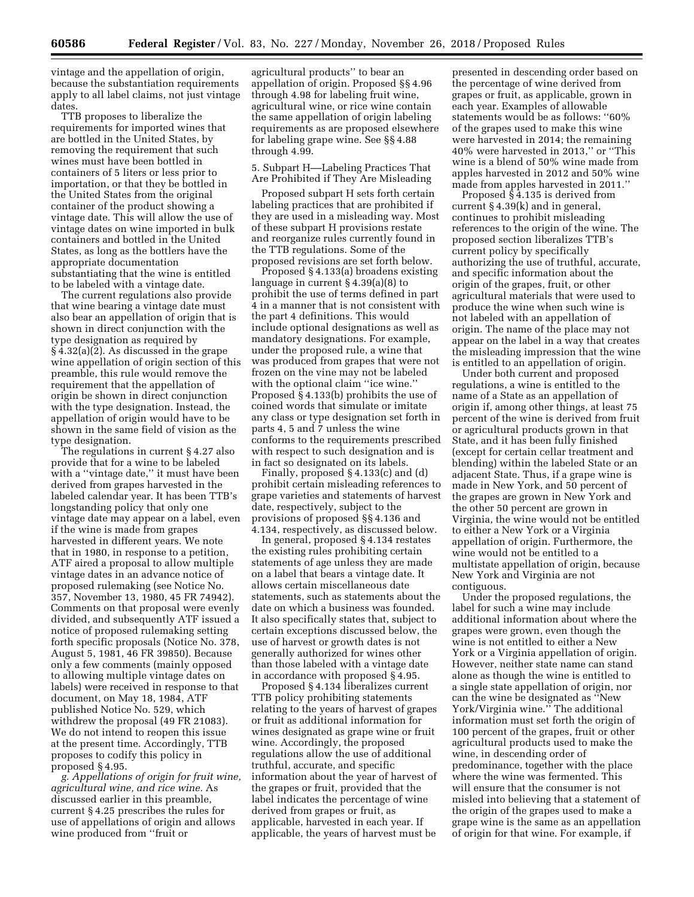vintage and the appellation of origin, because the substantiation requirements apply to all label claims, not just vintage dates.

TTB proposes to liberalize the requirements for imported wines that are bottled in the United States, by removing the requirement that such wines must have been bottled in containers of 5 liters or less prior to importation, or that they be bottled in the United States from the original container of the product showing a vintage date. This will allow the use of vintage dates on wine imported in bulk containers and bottled in the United States, as long as the bottlers have the appropriate documentation substantiating that the wine is entitled to be labeled with a vintage date.

The current regulations also provide that wine bearing a vintage date must also bear an appellation of origin that is shown in direct conjunction with the type designation as required by § 4.32(a)(2). As discussed in the grape wine appellation of origin section of this preamble, this rule would remove the requirement that the appellation of origin be shown in direct conjunction with the type designation. Instead, the appellation of origin would have to be shown in the same field of vision as the type designation.

The regulations in current § 4.27 also provide that for a wine to be labeled with a ''vintage date,'' it must have been derived from grapes harvested in the labeled calendar year. It has been TTB's longstanding policy that only one vintage date may appear on a label, even if the wine is made from grapes harvested in different years. We note that in 1980, in response to a petition, ATF aired a proposal to allow multiple vintage dates in an advance notice of proposed rulemaking (see Notice No. 357, November 13, 1980, 45 FR 74942). Comments on that proposal were evenly divided, and subsequently ATF issued a notice of proposed rulemaking setting forth specific proposals (Notice No. 378, August 5, 1981, 46 FR 39850). Because only a few comments (mainly opposed to allowing multiple vintage dates on labels) were received in response to that document, on May 18, 1984, ATF published Notice No. 529, which withdrew the proposal (49 FR 21083). We do not intend to reopen this issue at the present time. Accordingly, TTB proposes to codify this policy in proposed § 4.95.

*g. Appellations of origin for fruit wine, agricultural wine, and rice wine.* As discussed earlier in this preamble, current § 4.25 prescribes the rules for use of appellations of origin and allows wine produced from ''fruit or agricultural products'' to bear an appellation of origin. Proposed §§ 4.96 through 4.98 for labeling fruit wine, agricultural wine, or rice wine contain the same appellation of origin labeling requirements as are proposed elsewhere for labeling grape wine. See §§ 4.88 through 4.99.

5. Subpart H—Labeling Practices That Are Prohibited if They Are Misleading

Proposed subpart H sets forth certain labeling practices that are prohibited if they are used in a misleading way. Most of these subpart H provisions restate and reorganize rules currently found in the TTB regulations. Some of the proposed revisions are set forth below.

Proposed § 4.133(a) broadens existing language in current § 4.39(a)(8) to prohibit the use of terms defined in part 4 in a manner that is not consistent with the part 4 definitions. This would include optional designations as well as mandatory designations. For example, under the proposed rule, a wine that was produced from grapes that were not frozen on the vine may not be labeled with the optional claim ''ice wine.'' Proposed § 4.133(b) prohibits the use of coined words that simulate or imitate any class or type designation set forth in parts 4, 5 and 7 unless the wine conforms to the requirements prescribed with respect to such designation and is in fact so designated on its labels.

Finally, proposed § 4.133(c) and (d) prohibit certain misleading references to grape varieties and statements of harvest date, respectively, subject to the provisions of proposed §§ 4.136 and 4.134, respectively, as discussed below.

In general, proposed § 4.134 restates the existing rules prohibiting certain statements of age unless they are made on a label that bears a vintage date. It allows certain miscellaneous date statements, such as statements about the date on which a business was founded. It also specifically states that, subject to certain exceptions discussed below, the use of harvest or growth dates is not generally authorized for wines other than those labeled with a vintage date in accordance with proposed § 4.95.

Proposed § 4.134 liberalizes current TTB policy prohibiting statements relating to the years of harvest of grapes or fruit as additional information for wines designated as grape wine or fruit wine. Accordingly, the proposed regulations allow the use of additional truthful, accurate, and specific information about the year of harvest of the grapes or fruit, provided that the label indicates the percentage of wine derived from grapes or fruit, as applicable, harvested in each year. If applicable, the years of harvest must be presented in descending order based on the percentage of wine derived from grapes or fruit, as applicable, grown in each year. Examples of allowable statements would be as follows: ''60% of the grapes used to make this wine were harvested in 2014; the remaining 40% were harvested in 2013,'' or ''This wine is a blend of 50% wine made from apples harvested in 2012 and 50% wine made from apples harvested in 2011.''

Proposed § 4.135 is derived from current § 4.39(k) and in general, continues to prohibit misleading references to the origin of the wine. The proposed section liberalizes TTB's current policy by specifically authorizing the use of truthful, accurate, and specific information about the origin of the grapes, fruit, or other agricultural materials that were used to produce the wine when such wine is not labeled with an appellation of origin. The name of the place may not appear on the label in a way that creates the misleading impression that the wine is entitled to an appellation of origin.

Under both current and proposed regulations, a wine is entitled to the name of a State as an appellation of origin if, among other things, at least 75 percent of the wine is derived from fruit or agricultural products grown in that State, and it has been fully finished (except for certain cellar treatment and blending) within the labeled State or an adjacent State. Thus, if a grape wine is made in New York, and 50 percent of the grapes are grown in New York and the other 50 percent are grown in Virginia, the wine would not be entitled to either a New York or a Virginia appellation of origin. Furthermore, the wine would not be entitled to a multistate appellation of origin, because New York and Virginia are not contiguous.

Under the proposed regulations, the label for such a wine may include additional information about where the grapes were grown, even though the wine is not entitled to either a New York or a Virginia appellation of origin. However, neither state name can stand alone as though the wine is entitled to a single state appellation of origin, nor can the wine be designated as ''New York/Virginia wine.'' The additional information must set forth the origin of 100 percent of the grapes, fruit or other agricultural products used to make the wine, in descending order of predominance, together with the place where the wine was fermented. This will ensure that the consumer is not misled into believing that a statement of the origin of the grapes used to make a grape wine is the same as an appellation of origin for that wine. For example, if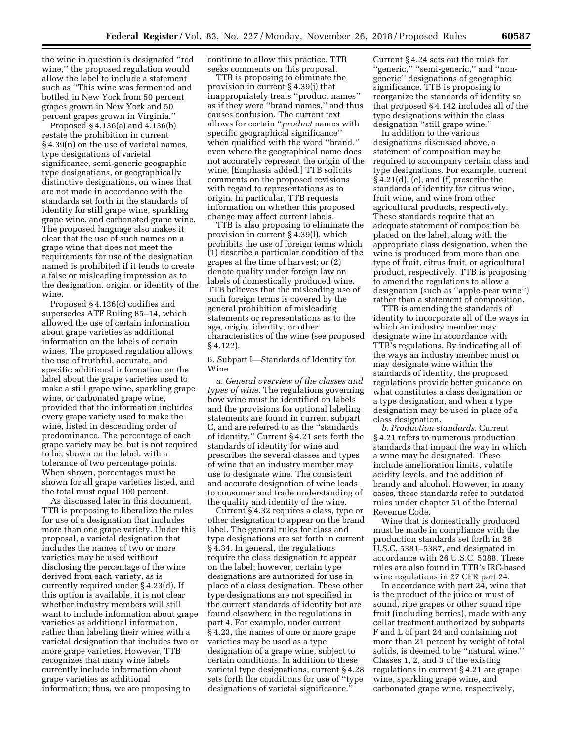the wine in question is designated "red wine," the proposed regulation would allow the label to include a statement such as "This wine was fermented and bottled in New York from 50 percent grapes grown in New York and 50 percent grapes grown in Virginia."

Proposed § 4.136(a) and 4.136(b) restate the prohibition in current § 4.39(n) on the use of varietal names, type designations of varietal significance, semi-generic geographic type designations, or geographically distinctive designations, on wines that are not made in accordance with the standards set forth in the standards of identity for still grape wine, sparkling grape wine, and carbonated grape wine. The proposed language also makes it clear that the use of such names on a grape wine that does not meet the requirements for use of the designation named is prohibited if it tends to create a false or misleading impression as to the designation, origin, or identity of the wine.

Proposed § 4.136(c) codifies and supersedes ATF Ruling 85–14, which allowed the use of certain information about grape varieties as additional information on the labels of certain wines. The proposed regulation allows the use of truthful, accurate, and specific additional information on the label about the grape varieties used to make a still grape wine, sparkling grape wine, or carbonated grape wine, provided that the information includes every grape variety used to make the wine, listed in descending order of predominance. The percentage of each grape variety may be, but is not required to be, shown on the label, with a tolerance of two percentage points. When shown, percentages must be shown for all grape varieties listed, and the total must equal 100 percent.

As discussed later in this document, TTB is proposing to liberalize the rules for use of a designation that includes more than one grape variety. Under this proposal, a varietal designation that includes the names of two or more varieties may be used without disclosing the percentage of the wine derived from each variety, as is currently required under § 4.23(d). If this option is available, it is not clear whether industry members will still want to include information about grape varieties as additional information, rather than labeling their wines with a varietal designation that includes two or more grape varieties. However, TTB recognizes that many wine labels currently include information about grape varieties as additional information; thus, we are proposing to continue to allow this practice. TTB seeks comments on this proposal.

TTB is proposing to eliminate the provision in current § 4.39(j) that inappropriately treats "product names" as if they were "brand names," and thus causes confusion. The current text allows for certain "*product* names with specific geographical significance" when qualified with the word "brand," even where the geographical name does not accurately represent the origin of the wine. [Emphasis added.] TTB solicits comments on the proposed revisions with regard to representations as to origin. In particular, TTB requests information on whether this proposed change may affect current labels.

TTB is also proposing to eliminate the provision in current § 4.39(l), which prohibits the use of foreign terms which (1) describe a particular condition of the grapes at the time of harvest; or (2) denote quality under foreign law on labels of domestically produced wine. TTB believes that the misleading use of such foreign terms is covered by the general prohibition of misleading statements or representations as to the age, origin, identity, or other characteristics of the wine (see proposed § 4.122).

6. Subpart I—Standards of Identity for Wine

*a. General overview of the classes and types of wine.* The regulations governing how wine must be identified on labels and the provisions for optional labeling statements are found in current subpart C, and are referred to as the "standards of identity." Current § 4.21 sets forth the standards of identity for wine and prescribes the several classes and types of wine that an industry member may use to designate wine. The consistent and accurate designation of wine leads to consumer and trade understanding of the quality and identity of the wine.

Current § 4.32 requires a class, type or other designation to appear on the brand label. The general rules for class and type designations are set forth in current § 4.34. In general, the regulations require the class designation to appear on the label; however, certain type designations are authorized for use in place of a class designation. These other type designations are not specified in the current standards of identity but are found elsewhere in the regulations in part 4. For example, under current § 4.23, the names of one or more grape varieties may be used as a type designation of a grape wine, subject to certain conditions. In addition to these varietal type designations, current § 4.28 sets forth the conditions for use of "type designations of varietal significance." Current § 4.24 sets out the rules for "generic," "semi-generic," and "non-generic" designations of geographic significance. TTB is proposing to reorganize the standards of identity so that proposed § 4.142 includes all of the type designations within the class designation "still grape wine."

In addition to the various designations discussed above, a statement of composition may be required to accompany certain class and type designations. For example, current § 4.21(d), (e), and (f) prescribe the standards of identity for citrus wine, fruit wine, and wine from other agricultural products, respectively. These standards require that an adequate statement of composition be placed on the label, along with the appropriate class designation, when the wine is produced from more than one type of fruit, citrus fruit, or agricultural product, respectively. TTB is proposing to amend the regulations to allow a designation (such as "apple-pear wine") rather than a statement of composition.

TTB is amending the standards of identity to incorporate all of the ways in which an industry member may designate wine in accordance with TTB's regulations. By indicating all of the ways an industry member must or may designate wine within the standards of identity, the proposed regulations provide better guidance on what constitutes a class designation or a type designation, and when a type designation may be used in place of a class designation.

*b. Production standards.* Current § 4.21 refers to numerous production standards that impact the way in which a wine may be designated. These include amelioration limits, volatile acidity levels, and the addition of brandy and alcohol. However, in many cases, these standards refer to outdated rules under chapter 51 of the Internal Revenue Code.

Wine that is domestically produced must be made in compliance with the production standards set forth in 26 U.S.C. 5381–5387, and designated in accordance with 26 U.S.C. 5388. These rules are also found in TTB's IRC-based wine regulations in 27 CFR part 24.

In accordance with part 24, wine that is the product of the juice or must of sound, ripe grapes or other sound ripe fruit (including berries), made with any cellar treatment authorized by subparts F and L of part 24 and containing not more than 21 percent by weight of total solids, is deemed to be "natural wine." Classes 1, 2, and 3 of the existing regulations in current § 4.21 are grape wine, sparkling grape wine, and carbonated grape wine, respectively,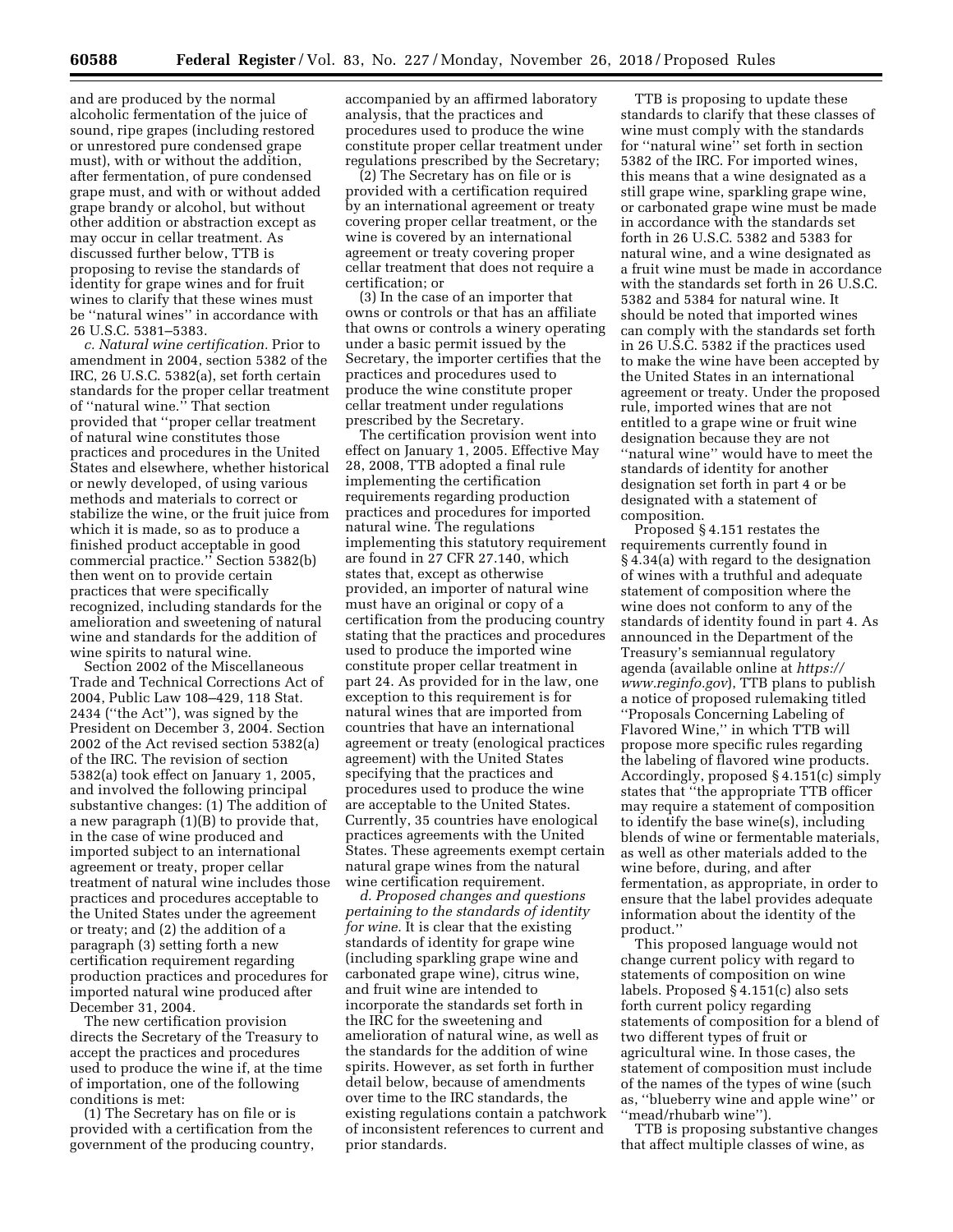and are produced by the normal alcoholic fermentation of the juice of sound, ripe grapes (including restored or unrestored pure condensed grape must), with or without the addition, after fermentation, of pure condensed grape must, and with or without added grape brandy or alcohol, but without other addition or abstraction except as may occur in cellar treatment. As discussed further below, TTB is proposing to revise the standards of identity for grape wines and for fruit wines to clarify that these wines must be ''natural wines'' in accordance with 26 U.S.C. 5381–5383.

*c. Natural wine certification.* Prior to amendment in 2004, section 5382 of the IRC, 26 U.S.C. 5382(a), set forth certain standards for the proper cellar treatment of ''natural wine.'' That section provided that ''proper cellar treatment of natural wine constitutes those practices and procedures in the United States and elsewhere, whether historical or newly developed, of using various methods and materials to correct or stabilize the wine, or the fruit juice from which it is made, so as to produce a finished product acceptable in good commercial practice.'' Section 5382(b) then went on to provide certain practices that were specifically recognized, including standards for the amelioration and sweetening of natural wine and standards for the addition of wine spirits to natural wine.

Section 2002 of the Miscellaneous Trade and Technical Corrections Act of 2004, Public Law 108–429, 118 Stat. 2434 (''the Act''), was signed by the President on December 3, 2004. Section 2002 of the Act revised section 5382(a) of the IRC. The revision of section 5382(a) took effect on January 1, 2005, and involved the following principal substantive changes: (1) The addition of a new paragraph (1)(B) to provide that, in the case of wine produced and imported subject to an international agreement or treaty, proper cellar treatment of natural wine includes those practices and procedures acceptable to the United States under the agreement or treaty; and (2) the addition of a paragraph (3) setting forth a new certification requirement regarding production practices and procedures for imported natural wine produced after December 31, 2004.

The new certification provision directs the Secretary of the Treasury to accept the practices and procedures used to produce the wine if, at the time of importation, one of the following conditions is met:

(1) The Secretary has on file or is provided with a certification from the government of the producing country, accompanied by an affirmed laboratory analysis, that the practices and procedures used to produce the wine constitute proper cellar treatment under regulations prescribed by the Secretary;

(2) The Secretary has on file or is provided with a certification required by an international agreement or treaty covering proper cellar treatment, or the wine is covered by an international agreement or treaty covering proper cellar treatment that does not require a certification; or

(3) In the case of an importer that owns or controls or that has an affiliate that owns or controls a winery operating under a basic permit issued by the Secretary, the importer certifies that the practices and procedures used to produce the wine constitute proper cellar treatment under regulations prescribed by the Secretary.

The certification provision went into effect on January 1, 2005. Effective May 28, 2008, TTB adopted a final rule implementing the certification requirements regarding production practices and procedures for imported natural wine. The regulations implementing this statutory requirement are found in 27 CFR 27.140, which states that, except as otherwise provided, an importer of natural wine must have an original or copy of a certification from the producing country stating that the practices and procedures used to produce the imported wine constitute proper cellar treatment in part 24. As provided for in the law, one exception to this requirement is for natural wines that are imported from countries that have an international agreement or treaty (enological practices agreement) with the United States specifying that the practices and procedures used to produce the wine are acceptable to the United States. Currently, 35 countries have enological practices agreements with the United States. These agreements exempt certain natural grape wines from the natural wine certification requirement.

*d. Proposed changes and questions pertaining to the standards of identity for wine.* It is clear that the existing standards of identity for grape wine (including sparkling grape wine and carbonated grape wine), citrus wine, and fruit wine are intended to incorporate the standards set forth in the IRC for the sweetening and amelioration of natural wine, as well as the standards for the addition of wine spirits. However, as set forth in further detail below, because of amendments over time to the IRC standards, the existing regulations contain a patchwork of inconsistent references to current and prior standards.

TTB is proposing to update these standards to clarify that these classes of wine must comply with the standards for ''natural wine'' set forth in section 5382 of the IRC. For imported wines, this means that a wine designated as a still grape wine, sparkling grape wine, or carbonated grape wine must be made in accordance with the standards set forth in 26 U.S.C. 5382 and 5383 for natural wine, and a wine designated as a fruit wine must be made in accordance with the standards set forth in 26 U.S.C. 5382 and 5384 for natural wine. It should be noted that imported wines can comply with the standards set forth in 26 U.S.C. 5382 if the practices used to make the wine have been accepted by the United States in an international agreement or treaty. Under the proposed rule, imported wines that are not entitled to a grape wine or fruit wine designation because they are not ''natural wine'' would have to meet the standards of identity for another designation set forth in part 4 or be designated with a statement of composition.

Proposed § 4.151 restates the requirements currently found in § 4.34(a) with regard to the designation of wines with a truthful and adequate statement of composition where the wine does not conform to any of the standards of identity found in part 4. As announced in the Department of the Treasury's semiannual regulatory agenda (available online at *https://www.reginfo.gov*), TTB plans to publish a notice of proposed rulemaking titled ''Proposals Concerning Labeling of Flavored Wine,'' in which TTB will propose more specific rules regarding the labeling of flavored wine products. Accordingly, proposed § 4.151(c) simply states that ''the appropriate TTB officer may require a statement of composition to identify the base wine(s), including blends of wine or fermentable materials, as well as other materials added to the wine before, during, and after fermentation, as appropriate, in order to ensure that the label provides adequate information about the identity of the product.''

This proposed language would not change current policy with regard to statements of composition on wine labels. Proposed § 4.151(c) also sets forth current policy regarding statements of composition for a blend of two different types of fruit or agricultural wine. In those cases, the statement of composition must include of the names of the types of wine (such as, ''blueberry wine and apple wine'' or ''mead/rhubarb wine'').

TTB is proposing substantive changes that affect multiple classes of wine, as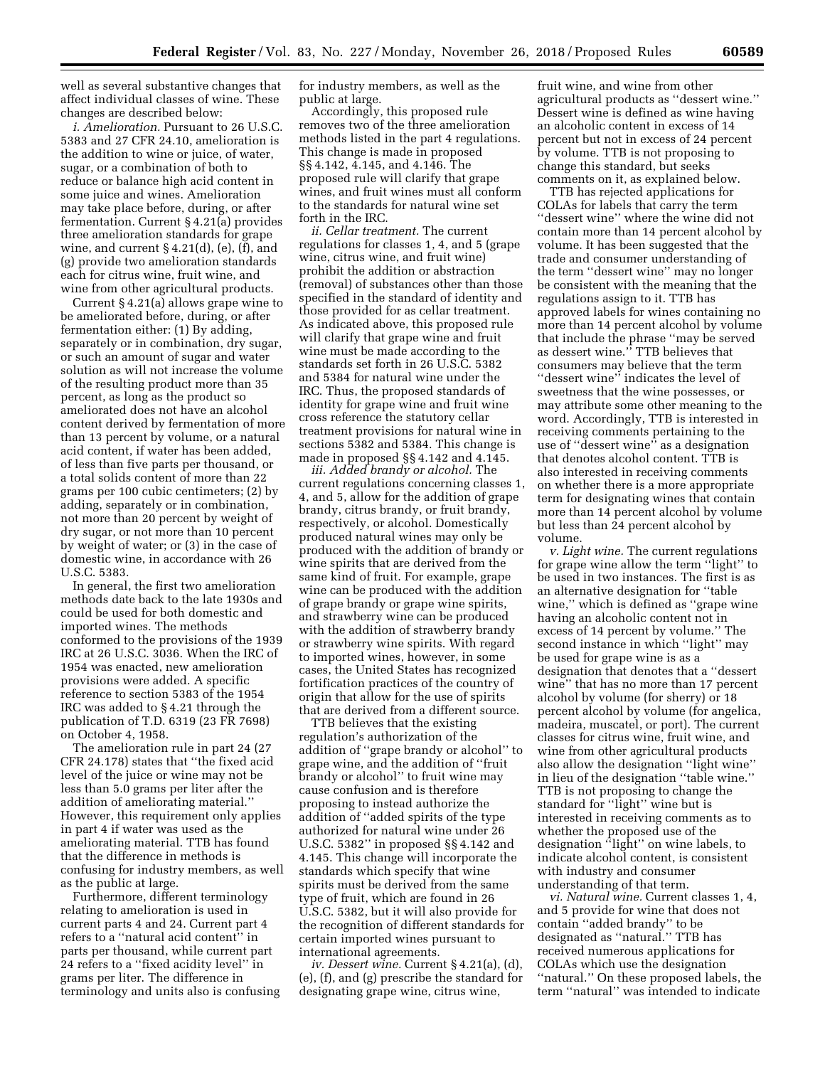well as several substantive changes that affect individual classes of wine. These changes are described below:

*i. Amelioration.* Pursuant to 26 U.S.C. 5383 and 27 CFR 24.10, amelioration is the addition to wine or juice, of water, sugar, or a combination of both to reduce or balance high acid content in some juice and wines. Amelioration may take place before, during, or after fermentation. Current § 4.21(a) provides three amelioration standards for grape wine, and current § 4.21(d), (e), (f), and (g) provide two amelioration standards each for citrus wine, fruit wine, and wine from other agricultural products.

Current § 4.21(a) allows grape wine to be ameliorated before, during, or after fermentation either: (1) By adding, separately or in combination, dry sugar, or such an amount of sugar and water solution as will not increase the volume of the resulting product more than 35 percent, as long as the product so ameliorated does not have an alcohol content derived by fermentation of more than 13 percent by volume, or a natural acid content, if water has been added, of less than five parts per thousand, or a total solids content of more than 22 grams per 100 cubic centimeters; (2) by adding, separately or in combination, not more than 20 percent by weight of dry sugar, or not more than 10 percent by weight of water; or (3) in the case of domestic wine, in accordance with 26 U.S.C. 5383.

In general, the first two amelioration methods date back to the late 1930s and could be used for both domestic and imported wines. The methods conformed to the provisions of the 1939 IRC at 26 U.S.C. 3036. When the IRC of 1954 was enacted, new amelioration provisions were added. A specific reference to section 5383 of the 1954 IRC was added to § 4.21 through the publication of T.D. 6319 (23 FR 7698) on October 4, 1958.

The amelioration rule in part 24 (27 CFR 24.178) states that ''the fixed acid level of the juice or wine may not be less than 5.0 grams per liter after the addition of ameliorating material.'' However, this requirement only applies in part 4 if water was used as the ameliorating material. TTB has found that the difference in methods is confusing for industry members, as well as the public at large.

Furthermore, different terminology relating to amelioration is used in current parts 4 and 24. Current part 4 refers to a ''natural acid content'' in parts per thousand, while current part 24 refers to a ''fixed acidity level'' in grams per liter. The difference in terminology and units also is confusing for industry members, as well as the public at large.

Accordingly, this proposed rule removes two of the three amelioration methods listed in the part 4 regulations. This change is made in proposed §§ 4.142, 4.145, and 4.146. The proposed rule will clarify that grape wines, and fruit wines must all conform to the standards for natural wine set forth in the IRC.

*ii. Cellar treatment.* The current regulations for classes 1, 4, and 5 (grape wine, citrus wine, and fruit wine) prohibit the addition or abstraction (removal) of substances other than those specified in the standard of identity and those provided for as cellar treatment. As indicated above, this proposed rule will clarify that grape wine and fruit wine must be made according to the standards set forth in 26 U.S.C. 5382 and 5384 for natural wine under the IRC. Thus, the proposed standards of identity for grape wine and fruit wine cross reference the statutory cellar treatment provisions for natural wine in sections 5382 and 5384. This change is made in proposed §§ 4.142 and 4.145.

*iii. Added brandy or alcohol.* The current regulations concerning classes 1, 4, and 5, allow for the addition of grape brandy, citrus brandy, or fruit brandy, respectively, or alcohol. Domestically produced natural wines may only be produced with the addition of brandy or wine spirits that are derived from the same kind of fruit. For example, grape wine can be produced with the addition of grape brandy or grape wine spirits, and strawberry wine can be produced with the addition of strawberry brandy or strawberry wine spirits. With regard to imported wines, however, in some cases, the United States has recognized fortification practices of the country of origin that allow for the use of spirits that are derived from a different source.

TTB believes that the existing regulation's authorization of the addition of ''grape brandy or alcohol'' to grape wine, and the addition of ''fruit brandy or alcohol'' to fruit wine may cause confusion and is therefore proposing to instead authorize the addition of ''added spirits of the type authorized for natural wine under 26 U.S.C. 5382'' in proposed §§ 4.142 and 4.145. This change will incorporate the standards which specify that wine spirits must be derived from the same type of fruit, which are found in 26 U.S.C. 5382, but it will also provide for the recognition of different standards for certain imported wines pursuant to international agreements.

*iv. Dessert wine.* Current § 4.21(a), (d), (e), (f), and (g) prescribe the standard for designating grape wine, citrus wine, fruit wine, and wine from other agricultural products as ''dessert wine.'' Dessert wine is defined as wine having an alcoholic content in excess of 14 percent but not in excess of 24 percent by volume. TTB is not proposing to change this standard, but seeks comments on it, as explained below.

TTB has rejected applications for COLAs for labels that carry the term ''dessert wine'' where the wine did not contain more than 14 percent alcohol by volume. It has been suggested that the trade and consumer understanding of the term ''dessert wine'' may no longer be consistent with the meaning that the regulations assign to it. TTB has approved labels for wines containing no more than 14 percent alcohol by volume that include the phrase ''may be served as dessert wine.'' TTB believes that consumers may believe that the term ''dessert wine'' indicates the level of sweetness that the wine possesses, or may attribute some other meaning to the word. Accordingly, TTB is interested in receiving comments pertaining to the use of ''dessert wine'' as a designation that denotes alcohol content. TTB is also interested in receiving comments on whether there is a more appropriate term for designating wines that contain more than 14 percent alcohol by volume but less than 24 percent alcohol by volume.

*v. Light wine.* The current regulations for grape wine allow the term ''light'' to be used in two instances. The first is as an alternative designation for ''table wine,'' which is defined as ''grape wine having an alcoholic content not in excess of 14 percent by volume.'' The second instance in which ''light'' may be used for grape wine is as a designation that denotes that a ''dessert wine'' that has no more than 17 percent alcohol by volume (for sherry) or 18 percent alcohol by volume (for angelica, madeira, muscatel, or port). The current classes for citrus wine, fruit wine, and wine from other agricultural products also allow the designation ''light wine'' in lieu of the designation ''table wine.'' TTB is not proposing to change the standard for ''light'' wine but is interested in receiving comments as to whether the proposed use of the designation ''light'' on wine labels, to indicate alcohol content, is consistent with industry and consumer understanding of that term.

*vi. Natural wine.* Current classes 1, 4, and 5 provide for wine that does not contain ''added brandy'' to be designated as ''natural.'' TTB has received numerous applications for COLAs which use the designation ''natural.'' On these proposed labels, the term ''natural'' was intended to indicate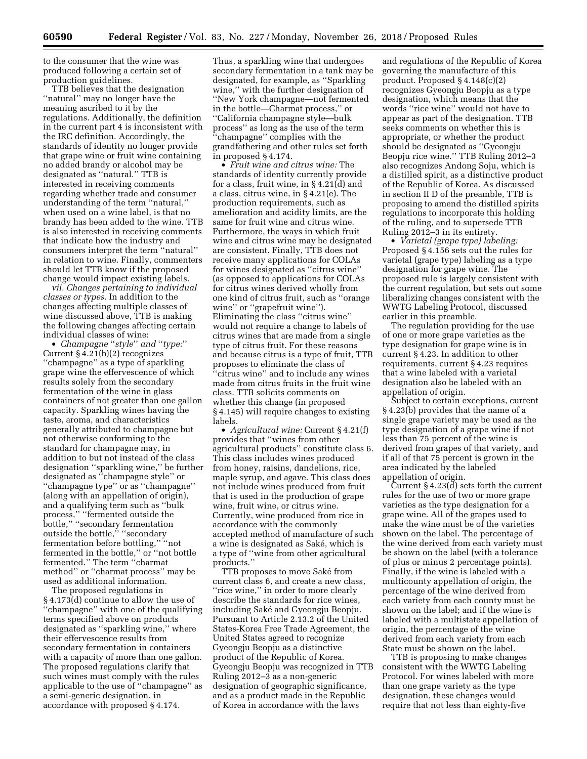to the consumer that the wine was produced following a certain set of production guidelines.

TTB believes that the designation ''natural'' may no longer have the meaning ascribed to it by the regulations. Additionally, the definition in the current part 4 is inconsistent with the IRC definition. Accordingly, the standards of identity no longer provide that grape wine or fruit wine containing no added brandy or alcohol may be designated as ''natural.'' TTB is interested in receiving comments regarding whether trade and consumer understanding of the term ''natural,'' when used on a wine label, is that no brandy has been added to the wine. TTB is also interested in receiving comments that indicate how the industry and consumers interpret the term ''natural'' in relation to wine. Finally, commenters should let TTB know if the proposed change would impact existing labels.

*vii. Changes pertaining to individual classes or types.* In addition to the changes affecting multiple classes of wine discussed above, TTB is making the following changes affecting certain individual classes of wine:

- *Champagne ''style'' and ''type:''* Current § 4.21(b)(2) recognizes ''champagne'' as a type of sparkling grape wine the effervescence of which results solely from the secondary fermentation of the wine in glass containers of not greater than one gallon capacity. Sparkling wines having the taste, aroma, and characteristics generally attributed to champagne but not otherwise conforming to the standard for champagne may, in addition to but not instead of the class designation ''sparkling wine,'' be further designated as ''champagne style'' or ''champagne type'' or as ''champagne'' (along with an appellation of origin), and a qualifying term such as ''bulk process,'' ''fermented outside the bottle,'' ''secondary fermentation outside the bottle,'' ''secondary fermentation before bottling,'' ''not fermented in the bottle,'' or ''not bottle fermented.'' The term ''charmat method'' or ''charmat process'' may be used as additional information.

The proposed regulations in § 4.173(d) continue to allow the use of ''champagne'' with one of the qualifying terms specified above on products designated as ''sparkling wine,'' where their effervescence results from secondary fermentation in containers with a capacity of more than one gallon. The proposed regulations clarify that such wines must comply with the rules applicable to the use of ''champagne'' as a semi-generic designation, in accordance with proposed § 4.174.

Thus, a sparkling wine that undergoes secondary fermentation in a tank may be designated, for example, as ''Sparkling wine,'' with the further designation of ''New York champagne—not fermented in the bottle—Charmat process,'' or ''California champagne style—bulk process'' as long as the use of the term ''champagne'' complies with the grandfathering and other rules set forth in proposed § 4.174.

- *Fruit wine and citrus wine:* The standards of identity currently provide for a class, fruit wine, in § 4.21(d) and a class, citrus wine, in § 4.21(e). The production requirements, such as amelioration and acidity limits, are the same for fruit wine and citrus wine. Furthermore, the ways in which fruit wine and citrus wine may be designated are consistent. Finally, TTB does not receive many applications for COLAs for wines designated as ''citrus wine'' (as opposed to applications for COLAs for citrus wines derived wholly from one kind of citrus fruit, such as ''orange wine'' or ''grapefruit wine''). Eliminating the class ''citrus wine'' would not require a change to labels of citrus wines that are made from a single type of citrus fruit. For these reasons and because citrus is a type of fruit, TTB proposes to eliminate the class of ''citrus wine'' and to include any wines made from citrus fruits in the fruit wine class. TTB solicits comments on whether this change (in proposed § 4.145) will require changes to existing labels.

- *Agricultural wine:* Current § 4.21(f) provides that ''wines from other agricultural products'' constitute class 6. This class includes wines produced from honey, raisins, dandelions, rice, maple syrup, and agave. This class does not include wines produced from fruit that is used in the production of grape wine, fruit wine, or citrus wine. Currently, wine produced from rice in accordance with the commonly accepted method of manufacture of such a wine is designated as Saké, which is a type of ''wine from other agricultural products.''

TTB proposes to move Saké from current class 6, and create a new class, ''rice wine,'' in order to more clearly describe the standards for rice wines, including Saké and Gyeongju Beopju. Pursuant to Article 2.13.2 of the United States-Korea Free Trade Agreement, the United States agreed to recognize Gyeongju Beopju as a distinctive product of the Republic of Korea. Gyeongju Beopju was recognized in TTB Ruling 2012–3 as a non-generic designation of geographic significance, and as a product made in the Republic of Korea in accordance with the laws and regulations of the Republic of Korea governing the manufacture of this product. Proposed § 4.148(c)(2) recognizes Gyeongju Beopju as a type designation, which means that the words ''rice wine'' would not have to appear as part of the designation. TTB seeks comments on whether this is appropriate, or whether the product should be designated as ''Gyeongju Beopju rice wine.'' TTB Ruling 2012–3 also recognizes Andong Soju, which is a distilled spirit, as a distinctive product of the Republic of Korea. As discussed in section II D of the preamble, TTB is proposing to amend the distilled spirits regulations to incorporate this holding of the ruling, and to supersede TTB Ruling 2012–3 in its entirety.

- *Varietal (grape type) labeling:* Proposed § 4.156 sets out the rules for varietal (grape type) labeling as a type designation for grape wine. The proposed rule is largely consistent with the current regulation, but sets out some liberalizing changes consistent with the WWTG Labeling Protocol, discussed earlier in this preamble.

The regulation providing for the use of one or more grape varieties as the type designation for grape wine is in current § 4.23. In addition to other requirements, current § 4.23 requires that a wine labeled with a varietal designation also be labeled with an appellation of origin.

Subject to certain exceptions, current § 4.23(b) provides that the name of a single grape variety may be used as the type designation of a grape wine if not less than 75 percent of the wine is derived from grapes of that variety, and if all of that 75 percent is grown in the area indicated by the labeled appellation of origin.

Current § 4.23(d) sets forth the current rules for the use of two or more grape varieties as the type designation for a grape wine. All of the grapes used to make the wine must be of the varieties shown on the label. The percentage of the wine derived from each variety must be shown on the label (with a tolerance of plus or minus 2 percentage points). Finally, if the wine is labeled with a multicounty appellation of origin, the percentage of the wine derived from each variety from each county must be shown on the label; and if the wine is labeled with a multistate appellation of origin, the percentage of the wine derived from each variety from each State must be shown on the label.

TTB is proposing to make changes consistent with the WWTG Labeling Protocol. For wines labeled with more than one grape variety as the type designation, these changes would require that not less than eighty-five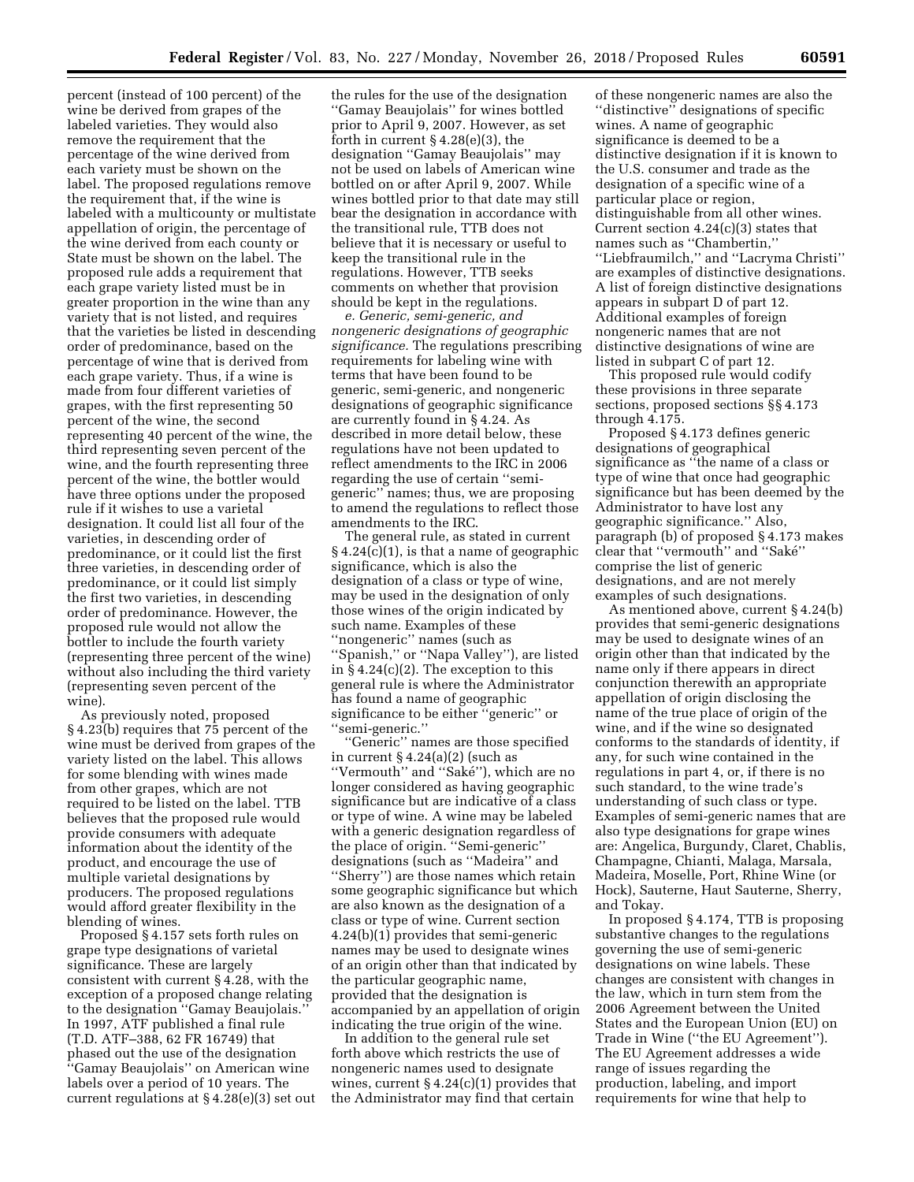percent (instead of 100 percent) of the wine be derived from grapes of the labeled varieties. They would also remove the requirement that the percentage of the wine derived from each variety must be shown on the label. The proposed regulations remove the requirement that, if the wine is labeled with a multicounty or multistate appellation of origin, the percentage of the wine derived from each county or State must be shown on the label. The proposed rule adds a requirement that each grape variety listed must be in greater proportion in the wine than any variety that is not listed, and requires that the varieties be listed in descending order of predominance, based on the percentage of wine that is derived from each grape variety. Thus, if a wine is made from four different varieties of grapes, with the first representing 50 percent of the wine, the second representing 40 percent of the wine, the third representing seven percent of the wine, and the fourth representing three percent of the wine, the bottler would have three options under the proposed rule if it wishes to use a varietal designation. It could list all four of the varieties, in descending order of predominance, or it could list the first three varieties, in descending order of predominance, or it could list simply the first two varieties, in descending order of predominance. However, the proposed rule would not allow the bottler to include the fourth variety (representing three percent of the wine) without also including the third variety (representing seven percent of the wine).

As previously noted, proposed § 4.23(b) requires that 75 percent of the wine must be derived from grapes of the variety listed on the label. This allows for some blending with wines made from other grapes, which are not required to be listed on the label. TTB believes that the proposed rule would provide consumers with adequate information about the identity of the product, and encourage the use of multiple varietal designations by producers. The proposed regulations would afford greater flexibility in the blending of wines.

Proposed § 4.157 sets forth rules on grape type designations of varietal significance. These are largely consistent with current § 4.28, with the exception of a proposed change relating to the designation ''Gamay Beaujolais.'' In 1997, ATF published a final rule (T.D. ATF–388, 62 FR 16749) that phased out the use of the designation ''Gamay Beaujolais'' on American wine labels over a period of 10 years. The current regulations at § 4.28(e)(3) set out the rules for the use of the designation ''Gamay Beaujolais'' for wines bottled prior to April 9, 2007. However, as set forth in current § 4.28(e)(3), the designation ''Gamay Beaujolais'' may not be used on labels of American wine bottled on or after April 9, 2007. While wines bottled prior to that date may still bear the designation in accordance with the transitional rule, TTB does not believe that it is necessary or useful to keep the transitional rule in the regulations. However, TTB seeks comments on whether that provision should be kept in the regulations.

*e. Generic, semi-generic, and nongeneric designations of geographic significance.* The regulations prescribing requirements for labeling wine with terms that have been found to be generic, semi-generic, and nongeneric designations of geographic significance are currently found in § 4.24. As described in more detail below, these regulations have not been updated to reflect amendments to the IRC in 2006 regarding the use of certain ''semi-generic'' names; thus, we are proposing to amend the regulations to reflect those amendments to the IRC.

The general rule, as stated in current § 4.24(c)(1), is that a name of geographic significance, which is also the designation of a class or type of wine, may be used in the designation of only those wines of the origin indicated by such name. Examples of these ''nongeneric'' names (such as ''Spanish,'' or ''Napa Valley''), are listed in § 4.24(c)(2). The exception to this general rule is where the Administrator has found a name of geographic significance to be either ''generic'' or ''semi-generic.''

''Generic'' names are those specified in current § 4.24(a)(2) (such as ''Vermouth'' and ''Saké''), which are no longer considered as having geographic significance but are indicative of a class or type of wine. A wine may be labeled with a generic designation regardless of the place of origin. ''Semi-generic'' designations (such as ''Madeira'' and ''Sherry'') are those names which retain some geographic significance but which are also known as the designation of a class or type of wine. Current section 4.24(b)(1) provides that semi-generic names may be used to designate wines of an origin other than that indicated by the particular geographic name, provided that the designation is accompanied by an appellation of origin indicating the true origin of the wine.

In addition to the general rule set forth above which restricts the use of nongeneric names used to designate wines, current § 4.24(c)(1) provides that the Administrator may find that certain of these nongeneric names are also the ''distinctive'' designations of specific wines. A name of geographic significance is deemed to be a distinctive designation if it is known to the U.S. consumer and trade as the designation of a specific wine of a particular place or region, distinguishable from all other wines. Current section 4.24(c)(3) states that names such as ''Chambertin,'' ''Liebfraumilch,'' and ''Lacryma Christi'' are examples of distinctive designations. A list of foreign distinctive designations appears in subpart D of part 12. Additional examples of foreign nongeneric names that are not distinctive designations of wine are listed in subpart C of part 12.

This proposed rule would codify these provisions in three separate sections, proposed sections §§ 4.173 through 4.175.

Proposed § 4.173 defines generic designations of geographical significance as ''the name of a class or type of wine that once had geographic significance but has been deemed by the Administrator to have lost any geographic significance.'' Also, paragraph (b) of proposed § 4.173 makes clear that ''vermouth'' and ''Saké'' comprise the list of generic designations, and are not merely examples of such designations.

As mentioned above, current § 4.24(b) provides that semi-generic designations may be used to designate wines of an origin other than that indicated by the name only if there appears in direct conjunction therewith an appropriate appellation of origin disclosing the name of the true place of origin of the wine, and if the wine so designated conforms to the standards of identity, if any, for such wine contained in the regulations in part 4, or, if there is no such standard, to the wine trade's understanding of such class or type. Examples of semi-generic names that are also type designations for grape wines are: Angelica, Burgundy, Claret, Chablis, Champagne, Chianti, Malaga, Marsala, Madeira, Moselle, Port, Rhine Wine (or Hock), Sauterne, Haut Sauterne, Sherry, and Tokay.

In proposed § 4.174, TTB is proposing substantive changes to the regulations governing the use of semi-generic designations on wine labels. These changes are consistent with changes in the law, which in turn stem from the 2006 Agreement between the United States and the European Union (EU) on Trade in Wine (''the EU Agreement''). The EU Agreement addresses a wide range of issues regarding the production, labeling, and import requirements for wine that help to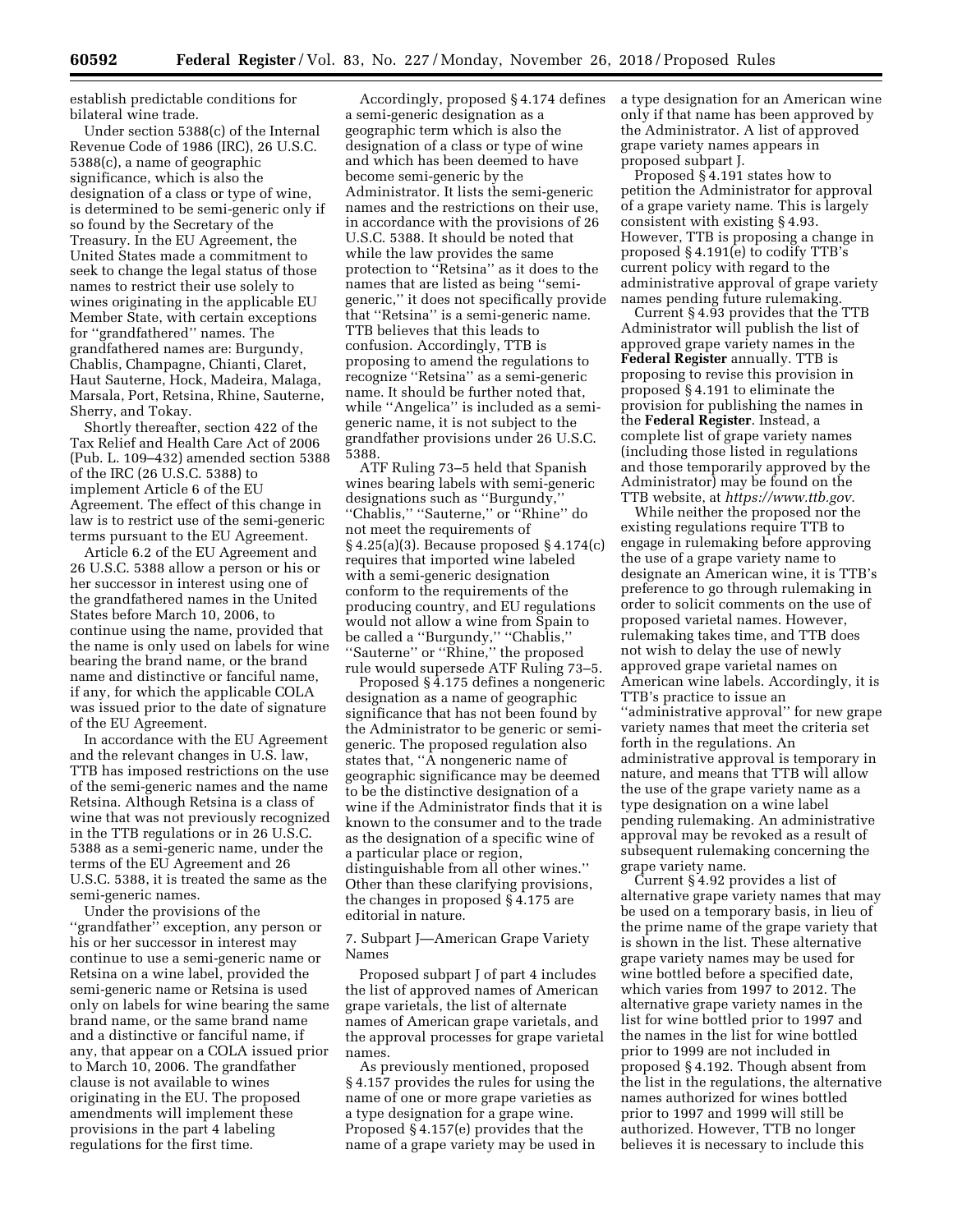establish predictable conditions for bilateral wine trade.

Under section 5388(c) of the Internal Revenue Code of 1986 (IRC), 26 U.S.C. 5388(c), a name of geographic significance, which is also the designation of a class or type of wine, is determined to be semi-generic only if so found by the Secretary of the Treasury. In the EU Agreement, the United States made a commitment to seek to change the legal status of those names to restrict their use solely to wines originating in the applicable EU Member State, with certain exceptions for "grandfathered" names. The grandfathered names are: Burgundy, Chablis, Champagne, Chianti, Claret, Haut Sauterne, Hock, Madeira, Malaga, Marsala, Port, Retsina, Rhine, Sauterne, Sherry, and Tokay.

Shortly thereafter, section 422 of the Tax Relief and Health Care Act of 2006 (Pub. L. 109–432) amended section 5388 of the IRC (26 U.S.C. 5388) to implement Article 6 of the EU Agreement. The effect of this change in law is to restrict use of the semi-generic terms pursuant to the EU Agreement.

Article 6.2 of the EU Agreement and 26 U.S.C. 5388 allow a person or his or her successor in interest using one of the grandfathered names in the United States before March 10, 2006, to continue using the name, provided that the name is only used on labels for wine bearing the brand name, or the brand name and distinctive or fanciful name, if any, for which the applicable COLA was issued prior to the date of signature of the EU Agreement.

In accordance with the EU Agreement and the relevant changes in U.S. law, TTB has imposed restrictions on the use of the semi-generic names and the name Retsina. Although Retsina is a class of wine that was not previously recognized in the TTB regulations or in 26 U.S.C. 5388 as a semi-generic name, under the terms of the EU Agreement and 26 U.S.C. 5388, it is treated the same as the semi-generic names.

Under the provisions of the "grandfather" exception, any person or his or her successor in interest may continue to use a semi-generic name or Retsina on a wine label, provided the semi-generic name or Retsina is used only on labels for wine bearing the same brand name, or the same brand name and a distinctive or fanciful name, if any, that appear on a COLA issued prior to March 10, 2006. The grandfather clause is not available to wines originating in the EU. The proposed amendments will implement these provisions in the part 4 labeling regulations for the first time.

Accordingly, proposed § 4.174 defines a semi-generic designation as a geographic term which is also the designation of a class or type of wine and which has been deemed to have become semi-generic by the Administrator. It lists the semi-generic names and the restrictions on their use, in accordance with the provisions of 26 U.S.C. 5388. It should be noted that while the law provides the same protection to "Retsina" as it does to the names that are listed as being "semi-generic," it does not specifically provide that "Retsina" is a semi-generic name. TTB believes that this leads to confusion. Accordingly, TTB is proposing to amend the regulations to recognize "Retsina" as a semi-generic name. It should be further noted that, while "Angelica" is included as a semi-generic name, it is not subject to the grandfather provisions under 26 U.S.C. 5388.

ATF Ruling 73–5 held that Spanish wines bearing labels with semi-generic designations such as "Burgundy," "Chablis," "Sauterne," or "Rhine" do not meet the requirements of § 4.25(a)(3). Because proposed § 4.174(c) requires that imported wine labeled with a semi-generic designation conform to the requirements of the producing country, and EU regulations would not allow a wine from Spain to be called a "Burgundy," "Chablis," "Sauterne" or "Rhine," the proposed rule would supersede ATF Ruling 73–5.

Proposed § 4.175 defines a nongeneric designation as a name of geographic significance that has not been found by the Administrator to be generic or semi-generic. The proposed regulation also states that, "A nongeneric name of geographic significance may be deemed to be the distinctive designation of a wine if the Administrator finds that it is known to the consumer and to the trade as the designation of a specific wine of a particular place or region, distinguishable from all other wines." Other than these clarifying provisions, the changes in proposed § 4.175 are editorial in nature.

7. Subpart J—American Grape Variety Names

Proposed subpart J of part 4 includes the list of approved names of American grape varietals, the list of alternate names of American grape varietals, and the approval processes for grape varietal names.

As previously mentioned, proposed § 4.157 provides the rules for using the name of one or more grape varieties as a type designation for a grape wine. Proposed § 4.157(e) provides that the name of a grape variety may be used in a type designation for an American wine only if that name has been approved by the Administrator. A list of approved grape variety names appears in proposed subpart J.

Proposed § 4.191 states how to petition the Administrator for approval of a grape variety name. This is largely consistent with existing § 4.93. However, TTB is proposing a change in proposed § 4.191(e) to codify TTB's current policy with regard to the administrative approval of grape variety names pending future rulemaking.

Current § 4.93 provides that the TTB Administrator will publish the list of approved grape variety names in the **Federal Register** annually. TTB is proposing to revise this provision in proposed § 4.191 to eliminate the provision for publishing the names in the **Federal Register**. Instead, a complete list of grape variety names (including those listed in regulations and those temporarily approved by the Administrator) may be found on the TTB website, at *https://www.ttb.gov.*

While neither the proposed nor the existing regulations require TTB to engage in rulemaking before approving the use of a grape variety name to designate an American wine, it is TTB's preference to go through rulemaking in order to solicit comments on the use of proposed varietal names. However, rulemaking takes time, and TTB does not wish to delay the use of newly approved grape varietal names on American wine labels. Accordingly, it is TTB's practice to issue an "administrative approval" for new grape variety names that meet the criteria set forth in the regulations. An administrative approval is temporary in nature, and means that TTB will allow the use of the grape variety name as a type designation on a wine label pending rulemaking. An administrative approval may be revoked as a result of subsequent rulemaking concerning the grape variety name.

Current § 4.92 provides a list of alternative grape variety names that may be used on a temporary basis, in lieu of the prime name of the grape variety that is shown in the list. These alternative grape variety names may be used for wine bottled before a specified date, which varies from 1997 to 2012. The alternative grape variety names in the list for wine bottled prior to 1997 and the names in the list for wine bottled prior to 1999 are not included in proposed § 4.192. Though absent from the list in the regulations, the alternative names authorized for wines bottled prior to 1997 and 1999 will still be authorized. However, TTB no longer believes it is necessary to include this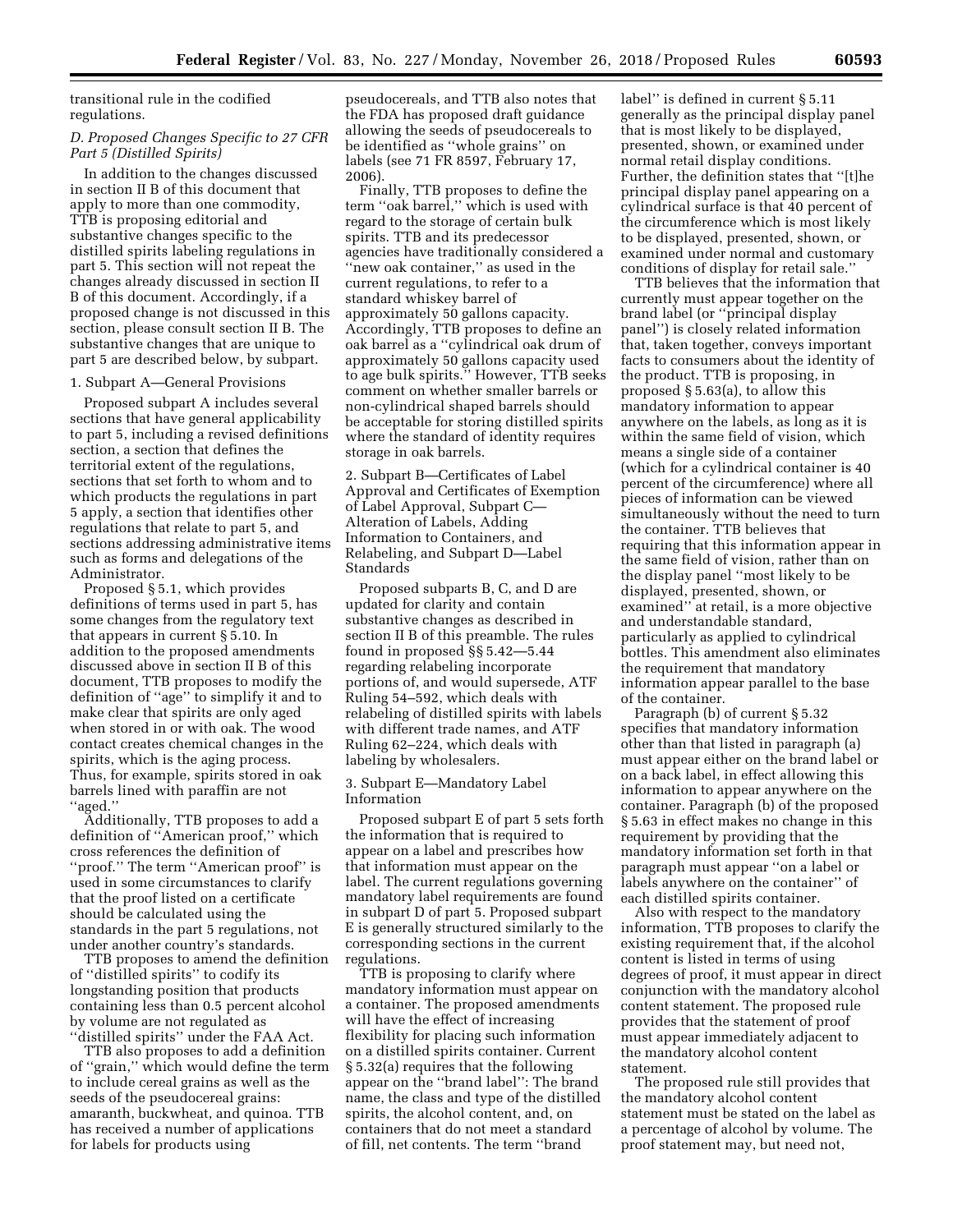transitional rule in the codified regulations.

### *D. Proposed Changes Specific to 27 CFR Part 5 (Distilled Spirits)*

In addition to the changes discussed in section II B of this document that apply to more than one commodity, TTB is proposing editorial and substantive changes specific to the distilled spirits labeling regulations in part 5. This section will not repeat the changes already discussed in section II B of this document. Accordingly, if a proposed change is not discussed in this section, please consult section II B. The substantive changes that are unique to part 5 are described below, by subpart.

#### 1. Subpart A—General Provisions

Proposed subpart A includes several sections that have general applicability to part 5, including a revised definitions section, a section that defines the territorial extent of the regulations, sections that set forth to whom and to which products the regulations in part 5 apply, a section that identifies other regulations that relate to part 5, and sections addressing administrative items such as forms and delegations of the Administrator.

Proposed § 5.1, which provides definitions of terms used in part 5, has some changes from the regulatory text that appears in current § 5.10. In addition to the proposed amendments discussed above in section II B of this document, TTB proposes to modify the definition of ''age'' to simplify it and to make clear that spirits are only aged when stored in or with oak. The wood contact creates chemical changes in the spirits, which is the aging process. Thus, for example, spirits stored in oak barrels lined with paraffin are not ''aged.''

Additionally, TTB proposes to add a definition of ''American proof,'' which cross references the definition of ''proof.'' The term ''American proof'' is used in some circumstances to clarify that the proof listed on a certificate should be calculated using the standards in the part 5 regulations, not under another country's standards.

TTB proposes to amend the definition of ''distilled spirits'' to codify its longstanding position that products containing less than 0.5 percent alcohol by volume are not regulated as ''distilled spirits'' under the FAA Act.

TTB also proposes to add a definition of ''grain,'' which would define the term to include cereal grains as well as the seeds of the pseudocereal grains: amaranth, buckwheat, and quinoa. TTB has received a number of applications for labels for products using pseudocereals, and TTB also notes that the FDA has proposed draft guidance allowing the seeds of pseudocereals to be identified as ''whole grains'' on labels (see 71 FR 8597, February 17, 2006).

Finally, TTB proposes to define the term ''oak barrel,'' which is used with regard to the storage of certain bulk spirits. TTB and its predecessor agencies have traditionally considered a ''new oak container,'' as used in the current regulations, to refer to a standard whiskey barrel of approximately 50 gallons capacity. Accordingly, TTB proposes to define an oak barrel as a ''cylindrical oak drum of approximately 50 gallons capacity used to age bulk spirits.'' However, TTB seeks comment on whether smaller barrels or non-cylindrical shaped barrels should be acceptable for storing distilled spirits where the standard of identity requires storage in oak barrels.

#### 2. Subpart B—Certificates of Label Approval and Certificates of Exemption of Label Approval, Subpart C—Alteration of Labels, Adding Information to Containers, and Relabeling, and Subpart D—Label Standards

Proposed subparts B, C, and D are updated for clarity and contain substantive changes as described in section II B of this preamble. The rules found in proposed §§ 5.42—5.44 regarding relabeling incorporate portions of, and would supersede, ATF Ruling 54–592, which deals with relabeling of distilled spirits with labels with different trade names, and ATF Ruling 62–224, which deals with labeling by wholesalers.

#### 3. Subpart E—Mandatory Label Information

Proposed subpart E of part 5 sets forth the information that is required to appear on a label and prescribes how that information must appear on the label. The current regulations governing mandatory label requirements are found in subpart D of part 5. Proposed subpart E is generally structured similarly to the corresponding sections in the current regulations.

TTB is proposing to clarify where mandatory information must appear on a container. The proposed amendments will have the effect of increasing flexibility for placing such information on a distilled spirits container. Current § 5.32(a) requires that the following appear on the ''brand label'': The brand name, the class and type of the distilled spirits, the alcohol content, and, on containers that do not meet a standard of fill, net contents. The term ''brand label'' is defined in current § 5.11 generally as the principal display panel that is most likely to be displayed, presented, shown, or examined under normal retail display conditions. Further, the definition states that ''[t]he principal display panel appearing on a cylindrical surface is that 40 percent of the circumference which is most likely to be displayed, presented, shown, or examined under normal and customary conditions of display for retail sale.''

TTB believes that the information that currently must appear together on the brand label (or ''principal display panel'') is closely related information that, taken together, conveys important facts to consumers about the identity of the product. TTB is proposing, in proposed § 5.63(a), to allow this mandatory information to appear anywhere on the labels, as long as it is within the same field of vision, which means a single side of a container (which for a cylindrical container is 40 percent of the circumference) where all pieces of information can be viewed simultaneously without the need to turn the container. TTB believes that requiring that this information appear in the same field of vision, rather than on the display panel ''most likely to be displayed, presented, shown, or examined'' at retail, is a more objective and understandable standard, particularly as applied to cylindrical bottles. This amendment also eliminates the requirement that mandatory information appear parallel to the base of the container.

Paragraph (b) of current § 5.32 specifies that mandatory information other than that listed in paragraph (a) must appear either on the brand label or on a back label, in effect allowing this information to appear anywhere on the container. Paragraph (b) of the proposed § 5.63 in effect makes no change in this requirement by providing that the mandatory information set forth in that paragraph must appear ''on a label or labels anywhere on the container'' of each distilled spirits container.

Also with respect to the mandatory information, TTB proposes to clarify the existing requirement that, if the alcohol content is listed in terms of using degrees of proof, it must appear in direct conjunction with the mandatory alcohol content statement. The proposed rule provides that the statement of proof must appear immediately adjacent to the mandatory alcohol content statement.

The proposed rule still provides that the mandatory alcohol content statement must be stated on the label as a percentage of alcohol by volume. The proof statement may, but need not,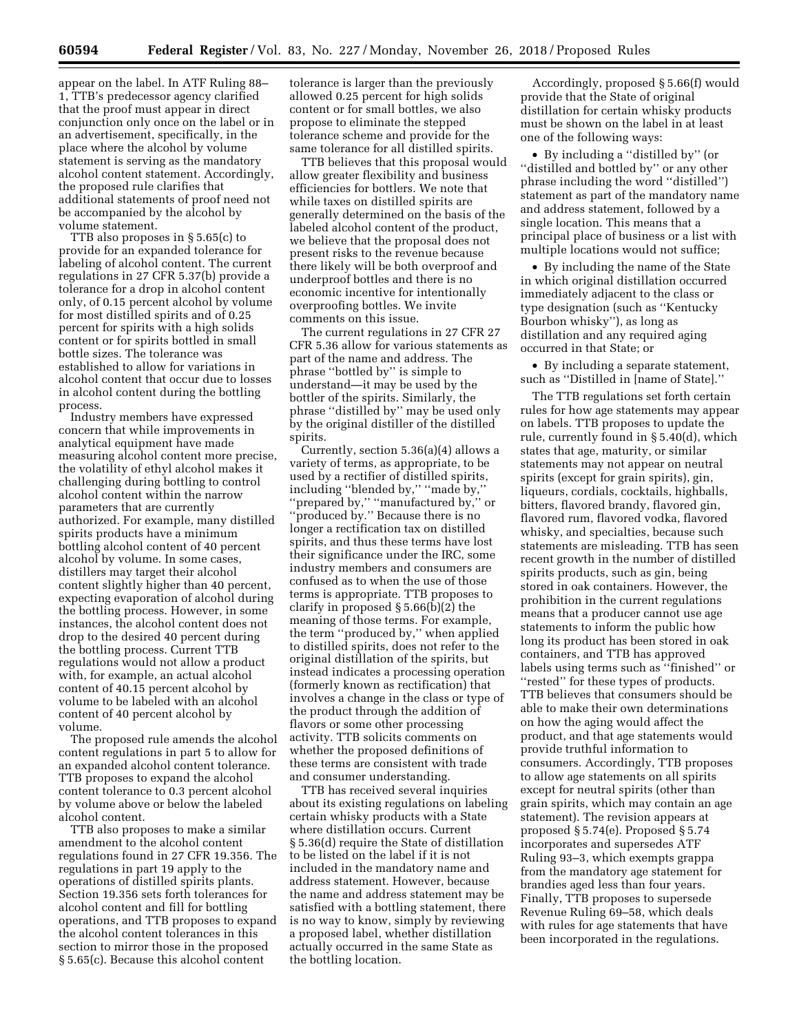appear on the label. In ATF Ruling 88–1, TTB's predecessor agency clarified that the proof must appear in direct conjunction only once on the label or in an advertisement, specifically, in the place where the alcohol by volume statement is serving as the mandatory alcohol content statement. Accordingly, the proposed rule clarifies that additional statements of proof need not be accompanied by the alcohol by volume statement.

TTB also proposes in § 5.65(c) to provide for an expanded tolerance for labeling of alcohol content. The current regulations in 27 CFR 5.37(b) provide a tolerance for a drop in alcohol content only, of 0.15 percent alcohol by volume for most distilled spirits and of 0.25 percent for spirits with a high solids content or for spirits bottled in small bottle sizes. The tolerance was established to allow for variations in alcohol content that occur due to losses in alcohol content during the bottling process.

Industry members have expressed concern that while improvements in analytical equipment have made measuring alcohol content more precise, the volatility of ethyl alcohol makes it challenging during bottling to control alcohol content within the narrow parameters that are currently authorized. For example, many distilled spirits products have a minimum bottling alcohol content of 40 percent alcohol by volume. In some cases, distillers may target their alcohol content slightly higher than 40 percent, expecting evaporation of alcohol during the bottling process. However, in some instances, the alcohol content does not drop to the desired 40 percent during the bottling process. Current TTB regulations would not allow a product with, for example, an actual alcohol content of 40.15 percent alcohol by volume to be labeled with an alcohol content of 40 percent alcohol by volume.

The proposed rule amends the alcohol content regulations in part 5 to allow for an expanded alcohol content tolerance. TTB proposes to expand the alcohol content tolerance to 0.3 percent alcohol by volume above or below the labeled alcohol content.

TTB also proposes to make a similar amendment to the alcohol content regulations found in 27 CFR 19.356. The regulations in part 19 apply to the operations of distilled spirits plants. Section 19.356 sets forth tolerances for alcohol content and fill for bottling operations, and TTB proposes to expand the alcohol content tolerances in this section to mirror those in the proposed § 5.65(c). Because this alcohol content tolerance is larger than the previously allowed 0.25 percent for high solids content or for small bottles, we also propose to eliminate the stepped tolerance scheme and provide for the same tolerance for all distilled spirits.

TTB believes that this proposal would allow greater flexibility and business efficiencies for bottlers. We note that while taxes on distilled spirits are generally determined on the basis of the labeled alcohol content of the product, we believe that the proposal does not present risks to the revenue because there likely will be both overproof and underproof bottles and there is no economic incentive for intentionally overproofing bottles. We invite comments on this issue.

The current regulations in 27 CFR 27 CFR 5.36 allow for various statements as part of the name and address. The phrase "bottled by" is simple to understand—it may be used by the bottler of the spirits. Similarly, the phrase "distilled by" may be used only by the original distiller of the distilled spirits.

Currently, section 5.36(a)(4) allows a variety of terms, as appropriate, to be used by a rectifier of distilled spirits, including "blended by," "made by," "prepared by," "manufactured by," or "produced by." Because there is no longer a rectification tax on distilled spirits, and thus these terms have lost their significance under the IRC, some industry members and consumers are confused as to when the use of those terms is appropriate. TTB proposes to clarify in proposed § 5.66(b)(2) the meaning of those terms. For example, the term "produced by," when applied to distilled spirits, does not refer to the original distillation of the spirits, but instead indicates a processing operation (formerly known as rectification) that involves a change in the class or type of the product through the addition of flavors or some other processing activity. TTB solicits comments on whether the proposed definitions of these terms are consistent with trade and consumer understanding.

TTB has received several inquiries about its existing regulations on labeling certain whisky products with a State where distillation occurs. Current § 5.36(d) require the State of distillation to be listed on the label if it is not included in the mandatory name and address statement. However, because the name and address statement may be satisfied with a bottling statement, there is no way to know, simply by reviewing a proposed label, whether distillation actually occurred in the same State as the bottling location.

Accordingly, proposed § 5.66(f) would provide that the State of original distillation for certain whisky products must be shown on the label in at least one of the following ways:

- By including a "distilled by" (or "distilled and bottled by" or any other phrase including the word "distilled") statement as part of the mandatory name and address statement, followed by a single location. This means that a principal place of business or a list with multiple locations would not suffice;
- By including the name of the State in which original distillation occurred immediately adjacent to the class or type designation (such as "Kentucky Bourbon whisky"), as long as distillation and any required aging occurred in that State; or
- By including a separate statement, such as "Distilled in [name of State]."

The TTB regulations set forth certain rules for how age statements may appear on labels. TTB proposes to update the rule, currently found in § 5.40(d), which states that age, maturity, or similar statements may not appear on neutral spirits (except for grain spirits), gin, liqueurs, cordials, cocktails, highballs, bitters, flavored brandy, flavored gin, flavored rum, flavored vodka, flavored whisky, and specialties, because such statements are misleading. TTB has seen recent growth in the number of distilled spirits products, such as gin, being stored in oak containers. However, the prohibition in the current regulations means that a producer cannot use age statements to inform the public how long its product has been stored in oak containers, and TTB has approved labels using terms such as "finished" or "rested" for these types of products. TTB believes that consumers should be able to make their own determinations on how the aging would affect the product, and that age statements would provide truthful information to consumers. Accordingly, TTB proposes to allow age statements on all spirits except for neutral spirits (other than grain spirits, which may contain an age statement). The revision appears at proposed § 5.74(e). Proposed § 5.74 incorporates and supersedes ATF Ruling 93–3, which exempts grappa from the mandatory age statement for brandies aged less than four years. Finally, TTB proposes to supersede Revenue Ruling 69–58, which deals with rules for age statements that have been incorporated in the regulations.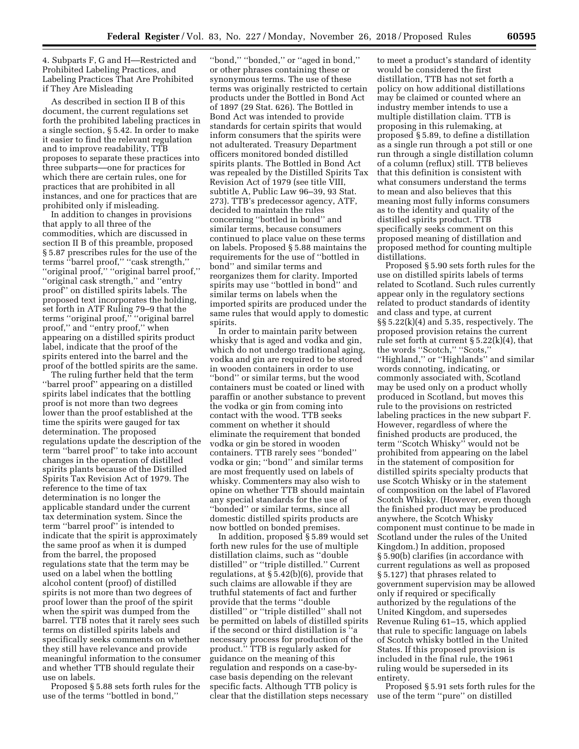4. Subparts F, G and H—Restricted and Prohibited Labeling Practices, and Labeling Practices That Are Prohibited if They Are Misleading

As described in section II B of this document, the current regulations set forth the prohibited labeling practices in a single section, § 5.42. In order to make it easier to find the relevant regulation and to improve readability, TTB proposes to separate these practices into three subparts—one for practices for which there are certain rules, one for practices that are prohibited in all instances, and one for practices that are prohibited only if misleading.

In addition to changes in provisions that apply to all three of the commodities, which are discussed in section II B of this preamble, proposed § 5.87 prescribes rules for the use of the terms ''barrel proof,'' ''cask strength,'' ''original proof,'' ''original barrel proof,'' ''original cask strength,'' and ''entry proof'' on distilled spirits labels. The proposed text incorporates the holding, set forth in ATF Ruling 79–9 that the terms ''original proof,'' ''original barrel proof,'' and ''entry proof,'' when appearing on a distilled spirits product label, indicate that the proof of the spirits entered into the barrel and the proof of the bottled spirits are the same.

The ruling further held that the term ''barrel proof'' appearing on a distilled spirits label indicates that the bottling proof is not more than two degrees lower than the proof established at the time the spirits were gauged for tax determination. The proposed regulations update the description of the term ''barrel proof'' to take into account changes in the operation of distilled spirits plants because of the Distilled Spirits Tax Revision Act of 1979. The reference to the time of tax determination is no longer the applicable standard under the current tax determination system. Since the term ''barrel proof'' is intended to indicate that the spirit is approximately the same proof as when it is dumped from the barrel, the proposed regulations state that the term may be used on a label when the bottling alcohol content (proof) of distilled spirits is not more than two degrees of proof lower than the proof of the spirit when the spirit was dumped from the barrel. TTB notes that it rarely sees such terms on distilled spirits labels and specifically seeks comments on whether they still have relevance and provide meaningful information to the consumer and whether TTB should regulate their use on labels.

Proposed § 5.88 sets forth rules for the use of the terms ''bottled in bond,'' ''bond,'' ''bonded,'' or ''aged in bond,'' or other phrases containing these or synonymous terms. The use of these terms was originally restricted to certain products under the Bottled in Bond Act of 1897 (29 Stat. 626). The Bottled in Bond Act was intended to provide standards for certain spirits that would inform consumers that the spirits were not adulterated. Treasury Department officers monitored bonded distilled spirits plants. The Bottled in Bond Act was repealed by the Distilled Spirits Tax Revision Act of 1979 (see title VIII, subtitle A, Public Law 96–39, 93 Stat. 273). TTB's predecessor agency, ATF, decided to maintain the rules concerning ''bottled in bond'' and similar terms, because consumers continued to place value on these terms on labels. Proposed § 5.88 maintains the requirements for the use of ''bottled in bond'' and similar terms and reorganizes them for clarity. Imported spirits may use ''bottled in bond'' and similar terms on labels when the imported spirits are produced under the same rules that would apply to domestic spirits.

In order to maintain parity between whisky that is aged and vodka and gin, which do not undergo traditional aging, vodka and gin are required to be stored in wooden containers in order to use ''bond'' or similar terms, but the wood containers must be coated or lined with paraffin or another substance to prevent the vodka or gin from coming into contact with the wood. TTB seeks comment on whether it should eliminate the requirement that bonded vodka or gin be stored in wooden containers. TTB rarely sees ''bonded'' vodka or gin; ''bond'' and similar terms are most frequently used on labels of whisky. Commenters may also wish to opine on whether TTB should maintain any special standards for the use of ''bonded'' or similar terms, since all domestic distilled spirits products are now bottled on bonded premises.

In addition, proposed § 5.89 would set forth new rules for the use of multiple distillation claims, such as ''double distilled'' or ''triple distilled.'' Current regulations, at § 5.42(b)(6), provide that such claims are allowable if they are truthful statements of fact and further provide that the terms ''double distilled'' or ''triple distilled'' shall not be permitted on labels of distilled spirits if the second or third distillation is ''a necessary process for production of the product.'' TTB is regularly asked for guidance on the meaning of this regulation and responds on a case-by-case basis depending on the relevant specific facts. Although TTB policy is clear that the distillation steps necessary to meet a product's standard of identity would be considered the first distillation, TTB has not set forth a policy on how additional distillations may be claimed or counted where an industry member intends to use a multiple distillation claim. TTB is proposing in this rulemaking, at proposed § 5.89, to define a distillation as a single run through a pot still or one run through a single distillation column of a column (reflux) still. TTB believes that this definition is consistent with what consumers understand the terms to mean and also believes that this meaning most fully informs consumers as to the identity and quality of the distilled spirits product. TTB specifically seeks comment on this proposed meaning of distillation and proposed method for counting multiple distillations.

Proposed § 5.90 sets forth rules for the use on distilled spirits labels of terms related to Scotland. Such rules currently appear only in the regulatory sections related to product standards of identity and class and type, at current §§ 5.22(k)(4) and 5.35, respectively. The proposed provision retains the current rule set forth at current § 5.22(k)(4), that the words ''Scotch,'' ''Scots,'' ''Highland,'' or ''Highlands'' and similar words connoting, indicating, or commonly associated with, Scotland may be used only on a product wholly produced in Scotland, but moves this rule to the provisions on restricted labeling practices in the new subpart F. However, regardless of where the finished products are produced, the term ''Scotch Whisky'' would not be prohibited from appearing on the label in the statement of composition for distilled spirits specialty products that use Scotch Whisky or in the statement of composition on the label of Flavored Scotch Whisky. (However, even though the finished product may be produced anywhere, the Scotch Whisky component must continue to be made in Scotland under the rules of the United Kingdom.) In addition, proposed § 5.90(b) clarifies (in accordance with current regulations as well as proposed § 5.127) that phrases related to government supervision may be allowed only if required or specifically authorized by the regulations of the United Kingdom, and supersedes Revenue Ruling 61–15, which applied that rule to specific language on labels of Scotch whisky bottled in the United States. If this proposed provision is included in the final rule, the 1961 ruling would be superseded in its entirety.

Proposed § 5.91 sets forth rules for the use of the term ''pure'' on distilled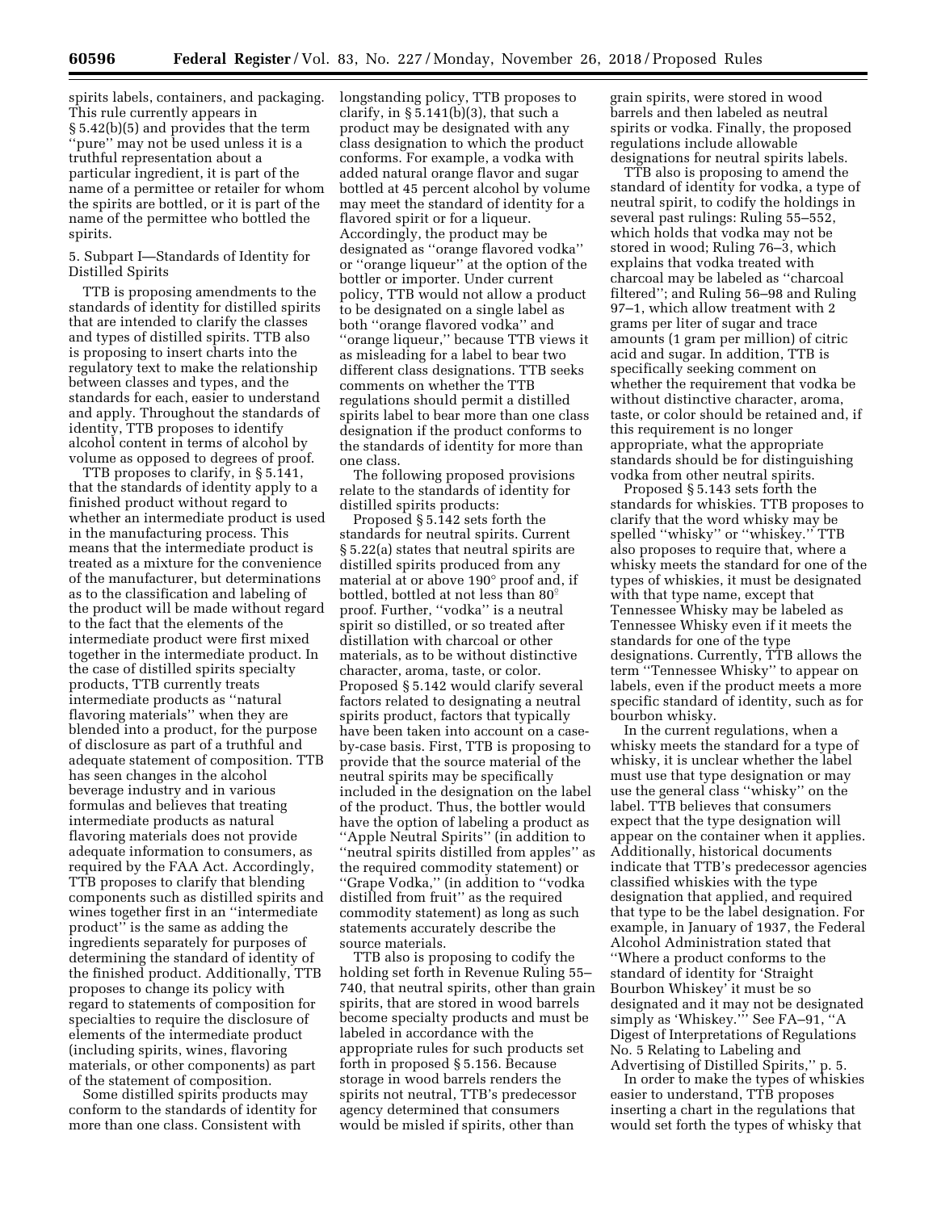spirits labels, containers, and packaging. This rule currently appears in § 5.42(b)(5) and provides that the term ''pure'' may not be used unless it is a truthful representation about a particular ingredient, it is part of the name of a permittee or retailer for whom the spirits are bottled, or it is part of the name of the permittee who bottled the spirits.

5. Subpart I—Standards of Identity for Distilled Spirits

TTB is proposing amendments to the standards of identity for distilled spirits that are intended to clarify the classes and types of distilled spirits. TTB also is proposing to insert charts into the regulatory text to make the relationship between classes and types, and the standards for each, easier to understand and apply. Throughout the standards of identity, TTB proposes to identify alcohol content in terms of alcohol by volume as opposed to degrees of proof.

TTB proposes to clarify, in § 5.141, that the standards of identity apply to a finished product without regard to whether an intermediate product is used in the manufacturing process. This means that the intermediate product is treated as a mixture for the convenience of the manufacturer, but determinations as to the classification and labeling of the product will be made without regard to the fact that the elements of the intermediate product were first mixed together in the intermediate product. In the case of distilled spirits specialty products, TTB currently treats intermediate products as ''natural flavoring materials'' when they are blended into a product, for the purpose of disclosure as part of a truthful and adequate statement of composition. TTB has seen changes in the alcohol beverage industry and in various formulas and believes that treating intermediate products as natural flavoring materials does not provide adequate information to consumers, as required by the FAA Act. Accordingly, TTB proposes to clarify that blending components such as distilled spirits and wines together first in an ''intermediate product'' is the same as adding the ingredients separately for purposes of determining the standard of identity of the finished product. Additionally, TTB proposes to change its policy with regard to statements of composition for specialties to require the disclosure of elements of the intermediate product (including spirits, wines, flavoring materials, or other components) as part of the statement of composition.

Some distilled spirits products may conform to the standards of identity for more than one class. Consistent with longstanding policy, TTB proposes to clarify, in § 5.141(b)(3), that such a product may be designated with any class designation to which the product conforms. For example, a vodka with added natural orange flavor and sugar bottled at 45 percent alcohol by volume may meet the standard of identity for a flavored spirit or for a liqueur. Accordingly, the product may be designated as ''orange flavored vodka'' or ''orange liqueur'' at the option of the bottler or importer. Under current policy, TTB would not allow a product to be designated on a single label as both ''orange flavored vodka'' and ''orange liqueur,'' because TTB views it as misleading for a label to bear two different class designations. TTB seeks comments on whether the TTB regulations should permit a distilled spirits label to bear more than one class designation if the product conforms to the standards of identity for more than one class.

The following proposed provisions relate to the standards of identity for distilled spirits products:

Proposed § 5.142 sets forth the standards for neutral spirits. Current § 5.22(a) states that neutral spirits are distilled spirits produced from any material at or above 190° proof and, if bottled, bottled at not less than 80° proof. Further, ''vodka'' is a neutral spirit so distilled, or so treated after distillation with charcoal or other materials, as to be without distinctive character, aroma, taste, or color. Proposed § 5.142 would clarify several factors related to designating a neutral spirits product, factors that typically have been taken into account on a case-by-case basis. First, TTB is proposing to provide that the source material of the neutral spirits may be specifically included in the designation on the label of the product. Thus, the bottler would have the option of labeling a product as ''Apple Neutral Spirits'' (in addition to ''neutral spirits distilled from apples'' as the required commodity statement) or ''Grape Vodka,'' (in addition to ''vodka distilled from fruit'' as the required commodity statement) as long as such statements accurately describe the source materials.

TTB also is proposing to codify the holding set forth in Revenue Ruling 55–740, that neutral spirits, other than grain spirits, that are stored in wood barrels become specialty products and must be labeled in accordance with the appropriate rules for such products set forth in proposed § 5.156. Because storage in wood barrels renders the spirits not neutral, TTB's predecessor agency determined that consumers would be misled if spirits, other than grain spirits, were stored in wood barrels and then labeled as neutral spirits or vodka. Finally, the proposed regulations include allowable designations for neutral spirits labels.

TTB also is proposing to amend the standard of identity for vodka, a type of neutral spirit, to codify the holdings in several past rulings: Ruling 55–552, which holds that vodka may not be stored in wood; Ruling 76–3, which explains that vodka treated with charcoal may be labeled as ''charcoal filtered''; and Ruling 56–98 and Ruling 97–1, which allow treatment with 2 grams per liter of sugar and trace amounts (1 gram per million) of citric acid and sugar. In addition, TTB is specifically seeking comment on whether the requirement that vodka be without distinctive character, aroma, taste, or color should be retained and, if this requirement is no longer appropriate, what the appropriate standards should be for distinguishing vodka from other neutral spirits.

Proposed § 5.143 sets forth the standards for whiskies. TTB proposes to clarify that the word whisky may be spelled ''whisky'' or ''whiskey.'' TTB also proposes to require that, where a whisky meets the standard for one of the types of whiskies, it must be designated with that type name, except that Tennessee Whisky may be labeled as Tennessee Whisky even if it meets the standards for one of the type designations. Currently, TTB allows the term ''Tennessee Whisky'' to appear on labels, even if the product meets a more specific standard of identity, such as for bourbon whisky.

In the current regulations, when a whisky meets the standard for a type of whisky, it is unclear whether the label must use that type designation or may use the general class ''whisky'' on the label. TTB believes that consumers expect that the type designation will appear on the container when it applies. Additionally, historical documents indicate that TTB's predecessor agencies classified whiskies with the type designation that applied, and required that type to be the label designation. For example, in January of 1937, the Federal Alcohol Administration stated that ''Where a product conforms to the standard of identity for 'Straight Bourbon Whiskey' it must be so designated and it may not be designated simply as 'Whiskey.''' See FA–91, ''A Digest of Interpretations of Regulations No. 5 Relating to Labeling and Advertising of Distilled Spirits,'' p. 5.

In order to make the types of whiskies easier to understand, TTB proposes inserting a chart in the regulations that would set forth the types of whisky that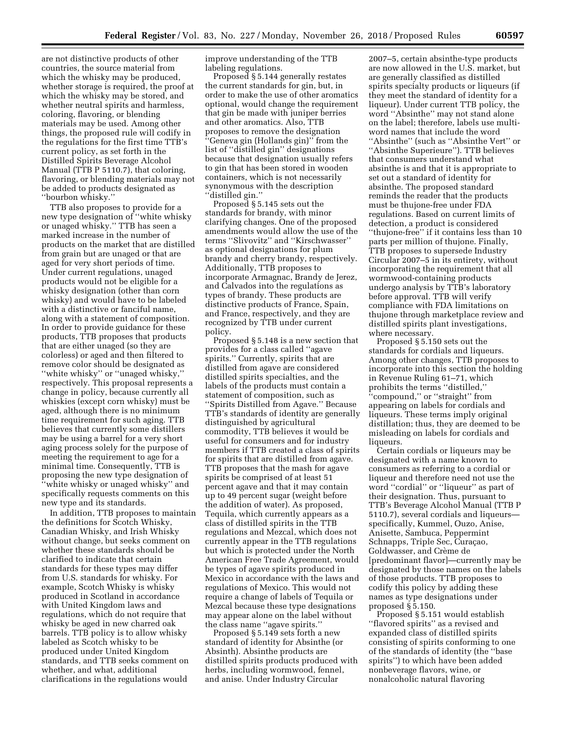are not distinctive products of other countries, the source material from which the whisky may be produced, whether storage is required, the proof at which the whisky may be stored, and whether neutral spirits and harmless, coloring, flavoring, or blending materials may be used. Among other things, the proposed rule will codify in the regulations for the first time TTB's current policy, as set forth in the Distilled Spirits Beverage Alcohol Manual (TTB P 5110.7), that coloring, flavoring, or blending materials may not be added to products designated as ''bourbon whisky.''

TTB also proposes to provide for a new type designation of ''white whisky or unaged whisky.'' TTB has seen a marked increase in the number of products on the market that are distilled from grain but are unaged or that are aged for very short periods of time. Under current regulations, unaged products would not be eligible for a whisky designation (other than corn whisky) and would have to be labeled with a distinctive or fanciful name, along with a statement of composition. In order to provide guidance for these products, TTB proposes that products that are either unaged (so they are colorless) or aged and then filtered to remove color should be designated as ''white whisky'' or ''unaged whisky,'' respectively. This proposal represents a change in policy, because currently all whiskies (except corn whisky) must be aged, although there is no minimum time requirement for such aging. TTB believes that currently some distillers may be using a barrel for a very short aging process solely for the purpose of meeting the requirement to age for a minimal time. Consequently, TTB is proposing the new type designation of ''white whisky or unaged whisky'' and specifically requests comments on this new type and its standards.

In addition, TTB proposes to maintain the definitions for Scotch Whisky, Canadian Whisky, and Irish Whisky without change, but seeks comment on whether these standards should be clarified to indicate that certain standards for these types may differ from U.S. standards for whisky. For example, Scotch Whisky is whisky produced in Scotland in accordance with United Kingdom laws and regulations, which do not require that whisky be aged in new charred oak barrels. TTB policy is to allow whisky labeled as Scotch whisky to be produced under United Kingdom standards, and TTB seeks comment on whether, and what, additional clarifications in the regulations would improve understanding of the TTB labeling regulations.

Proposed § 5.144 generally restates the current standards for gin, but, in order to make the use of other aromatics optional, would change the requirement that gin be made with juniper berries and other aromatics. Also, TTB proposes to remove the designation ''Geneva gin (Hollands gin)'' from the list of ''distilled gin'' designations because that designation usually refers to gin that has been stored in wooden containers, which is not necessarily synonymous with the description ''distilled gin.''

Proposed § 5.145 sets out the standards for brandy, with minor clarifying changes. One of the proposed amendments would allow the use of the terms ''Slivovitz'' and ''Kirschwasser'' as optional designations for plum brandy and cherry brandy, respectively. Additionally, TTB proposes to incorporate Armagnac, Brandy de Jerez, and Calvados into the regulations as types of brandy. These products are distinctive products of France, Spain, and France, respectively, and they are recognized by TTB under current policy.

Proposed § 5.148 is a new section that provides for a class called ''agave spirits.'' Currently, spirits that are distilled from agave are considered distilled spirits specialties, and the labels of the products must contain a statement of composition, such as ''Spirits Distilled from Agave.'' Because TTB's standards of identity are generally distinguished by agricultural commodity, TTB believes it would be useful for consumers and for industry members if TTB created a class of spirits for spirits that are distilled from agave. TTB proposes that the mash for agave spirits be comprised of at least 51 percent agave and that it may contain up to 49 percent sugar (weight before the addition of water). As proposed, Tequila, which currently appears as a class of distilled spirits in the TTB regulations and Mezcal, which does not currently appear in the TTB regulations but which is protected under the North American Free Trade Agreement, would be types of agave spirits produced in Mexico in accordance with the laws and regulations of Mexico. This would not require a change of labels of Tequila or Mezcal because these type designations may appear alone on the label without the class name ''agave spirits.''

Proposed § 5.149 sets forth a new standard of identity for Absinthe (or Absinth). Absinthe products are distilled spirits products produced with herbs, including wormwood, fennel, and anise. Under Industry Circular 2007–5, certain absinthe-type products are now allowed in the U.S. market, but are generally classified as distilled spirits specialty products or liqueurs (if they meet the standard of identity for a liqueur). Under current TTB policy, the word ''Absinthe'' may not stand alone on the label; therefore, labels use multi-word names that include the word ''Absinthe'' (such as ''Absinthe Vert'' or ''Absinthe Superieure''). TTB believes that consumers understand what absinthe is and that it is appropriate to set out a standard of identity for absinthe. The proposed standard reminds the reader that the products must be thujone-free under FDA regulations. Based on current limits of detection, a product is considered ''thujone-free'' if it contains less than 10 parts per million of thujone. Finally, TTB proposes to supersede Industry Circular 2007–5 in its entirety, without incorporating the requirement that all wormwood-containing products undergo analysis by TTB's laboratory before approval. TTB will verify compliance with FDA limitations on thujone through marketplace review and distilled spirits plant investigations, where necessary.

Proposed § 5.150 sets out the standards for cordials and liqueurs. Among other changes, TTB proposes to incorporate into this section the holding in Revenue Ruling 61–71, which prohibits the terms ''distilled,'' ''compound,'' or ''straight'' from appearing on labels for cordials and liqueurs. These terms imply original distillation; thus, they are deemed to be misleading on labels for cordials and liqueurs.

Certain cordials or liqueurs may be designated with a name known to consumers as referring to a cordial or liqueur and therefore need not use the word ''cordial'' or ''liqueur'' as part of their designation. Thus, pursuant to TTB's Beverage Alcohol Manual (TTB P 5110.7), several cordials and liqueurs—specifically, Kummel, Ouzo, Anise, Anisette, Sambuca, Peppermint Schnapps, Triple Sec, Curaçao, Goldwasser, and Crème de [predominant flavor]—currently may be designated by those names on the labels of those products. TTB proposes to codify this policy by adding these names as type designations under proposed § 5.150.

Proposed § 5.151 would establish ''flavored spirits'' as a revised and expanded class of distilled spirits consisting of spirits conforming to one of the standards of identity (the ''base spirits'') to which have been added nonbeverage flavors, wine, or nonalcoholic natural flavoring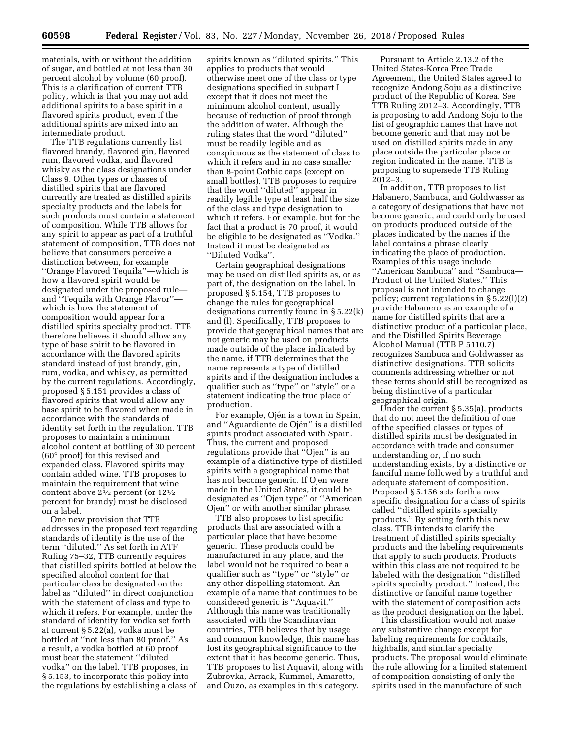materials, with or without the addition of sugar, and bottled at not less than 30 percent alcohol by volume (60 proof). This is a clarification of current TTB policy, which is that you may not add additional spirits to a base spirit in a flavored spirits product, even if the additional spirits are mixed into an intermediate product.

The TTB regulations currently list flavored brandy, flavored gin, flavored rum, flavored vodka, and flavored whisky as the class designations under Class 9. Other types or classes of distilled spirits that are flavored currently are treated as distilled spirits specialty products and the labels for such products must contain a statement of composition. While TTB allows for any spirit to appear as part of a truthful statement of composition, TTB does not believe that consumers perceive a distinction between, for example ''Orange Flavored Tequila''—which is how a flavored spirit would be designated under the proposed rule—and ''Tequila with Orange Flavor''—which is how the statement of composition would appear for a distilled spirits specialty product. TTB therefore believes it should allow any type of base spirit to be flavored in accordance with the flavored spirits standard instead of just brandy, gin, rum, vodka, and whisky, as permitted by the current regulations. Accordingly, proposed § 5.151 provides a class of flavored spirits that would allow any base spirit to be flavored when made in accordance with the standards of identity set forth in the regulation. TTB proposes to maintain a minimum alcohol content at bottling of 30 percent (60° proof) for this revised and expanded class. Flavored spirits may contain added wine. TTB proposes to maintain the requirement that wine content above 2½ percent (or 12½ percent for brandy) must be disclosed on a label.

One new provision that TTB addresses in the proposed text regarding standards of identity is the use of the term ''diluted.'' As set forth in ATF Ruling 75–32, TTB currently requires that distilled spirits bottled at below the specified alcohol content for that particular class be designated on the label as ''diluted'' in direct conjunction with the statement of class and type to which it refers. For example, under the standard of identity for vodka set forth at current § 5.22(a), vodka must be bottled at ''not less than 80 proof.'' As a result, a vodka bottled at 60 proof must bear the statement ''diluted vodka'' on the label. TTB proposes, in § 5.153, to incorporate this policy into the regulations by establishing a class of spirits known as ''diluted spirits.'' This applies to products that would otherwise meet one of the class or type designations specified in subpart I except that it does not meet the minimum alcohol content, usually because of reduction of proof through the addition of water. Although the ruling states that the word ''diluted'' must be readily legible and as conspicuous as the statement of class to which it refers and in no case smaller than 8-point Gothic caps (except on small bottles), TTB proposes to require that the word ''diluted'' appear in readily legible type at least half the size of the class and type designation to which it refers. For example, but for the fact that a product is 70 proof, it would be eligible to be designated as ''Vodka.'' Instead it must be designated as ''Diluted Vodka''.

Certain geographical designations may be used on distilled spirits as, or as part of, the designation on the label. In proposed § 5.154, TTB proposes to change the rules for geographical designations currently found in § 5.22(k) and (l). Specifically, TTB proposes to provide that geographical names that are not generic may be used on products made outside of the place indicated by the name, if TTB determines that the name represents a type of distilled spirits and if the designation includes a qualifier such as ''type'' or ''style'' or a statement indicating the true place of production.

For example, Ojén is a town in Spain, and ''Aguardiente de Ojén'' is a distilled spirits product associated with Spain. Thus, the current and proposed regulations provide that ''Ojen'' is an example of a distinctive type of distilled spirits with a geographical name that has not become generic. If Ojen were made in the United States, it could be designated as ''Ojen type'' or ''American Ojen'' or with another similar phrase.

TTB also proposes to list specific products that are associated with a particular place that have become generic. These products could be manufactured in any place, and the label would not be required to bear a qualifier such as ''type'' or ''style'' or any other dispelling statement. An example of a name that continues to be considered generic is ''Aquavit.'' Although this name was traditionally associated with the Scandinavian countries, TTB believes that by usage and common knowledge, this name has lost its geographical significance to the extent that it has become generic. Thus, TTB proposes to list Aquavit, along with Zubrovka, Arrack, Kummel, Amaretto, and Ouzo, as examples in this category.

Pursuant to Article 2.13.2 of the United States-Korea Free Trade Agreement, the United States agreed to recognize Andong Soju as a distinctive product of the Republic of Korea. See TTB Ruling 2012–3. Accordingly, TTB is proposing to add Andong Soju to the list of geographic names that have not become generic and that may not be used on distilled spirits made in any place outside the particular place or region indicated in the name. TTB is proposing to supersede TTB Ruling 2012–3.

In addition, TTB proposes to list Habanero, Sambuca, and Goldwasser as a category of designations that have not become generic, and could only be used on products produced outside of the places indicated by the names if the label contains a phrase clearly indicating the place of production. Examples of this usage include ''American Sambuca'' and ''Sambuca—Product of the United States.'' This proposal is not intended to change policy; current regulations in § 5.22(l)(2) provide Habanero as an example of a name for distilled spirits that are a distinctive product of a particular place, and the Distilled Spirits Beverage Alcohol Manual (TTB P 5110.7) recognizes Sambuca and Goldwasser as distinctive designations. TTB solicits comments addressing whether or not these terms should still be recognized as being distinctive of a particular geographical origin.

Under the current § 5.35(a), products that do not meet the definition of one of the specified classes or types of distilled spirits must be designated in accordance with trade and consumer understanding or, if no such understanding exists, by a distinctive or fanciful name followed by a truthful and adequate statement of composition. Proposed § 5.156 sets forth a new specific designation for a class of spirits called ''distilled spirits specialty products.'' By setting forth this new class, TTB intends to clarify the treatment of distilled spirits specialty products and the labeling requirements that apply to such products. Products within this class are not required to be labeled with the designation ''distilled spirits specialty product.'' Instead, the distinctive or fanciful name together with the statement of composition acts as the product designation on the label.

This classification would not make any substantive change except for labeling requirements for cocktails, highballs, and similar specialty products. The proposal would eliminate the rule allowing for a limited statement of composition consisting of only the spirits used in the manufacture of such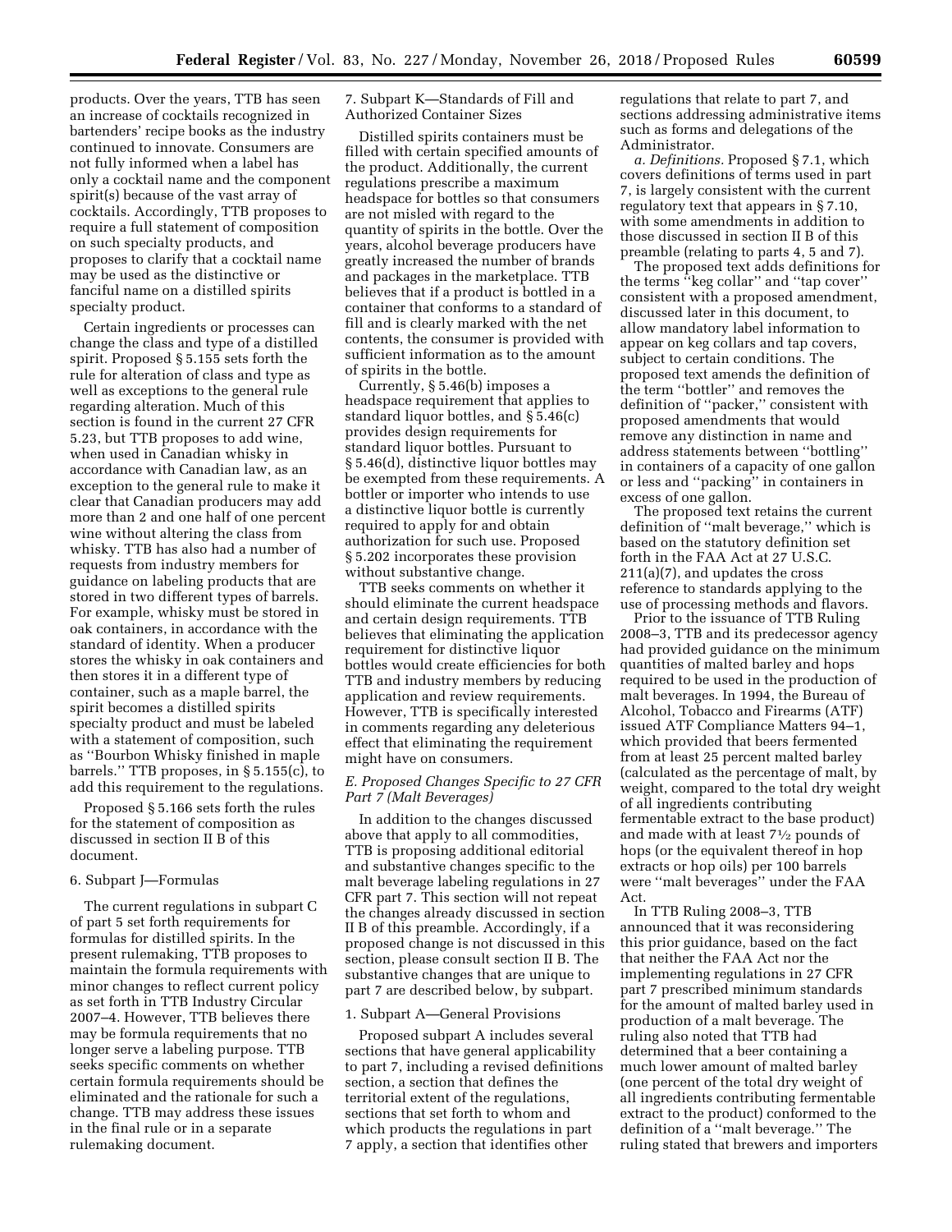products. Over the years, TTB has seen an increase of cocktails recognized in bartenders' recipe books as the industry continued to innovate. Consumers are not fully informed when a label has only a cocktail name and the component spirit(s) because of the vast array of cocktails. Accordingly, TTB proposes to require a full statement of composition on such specialty products, and proposes to clarify that a cocktail name may be used as the distinctive or fanciful name on a distilled spirits specialty product.

Certain ingredients or processes can change the class and type of a distilled spirit. Proposed § 5.155 sets forth the rule for alteration of class and type as well as exceptions to the general rule regarding alteration. Much of this section is found in the current 27 CFR 5.23, but TTB proposes to add wine, when used in Canadian whisky in accordance with Canadian law, as an exception to the general rule to make it clear that Canadian producers may add more than 2 and one half of one percent wine without altering the class from whisky. TTB has also had a number of requests from industry members for guidance on labeling products that are stored in two different types of barrels. For example, whisky must be stored in oak containers, in accordance with the standard of identity. When a producer stores the whisky in oak containers and then stores it in a different type of container, such as a maple barrel, the spirit becomes a distilled spirits specialty product and must be labeled with a statement of composition, such as "Bourbon Whisky finished in maple barrels." TTB proposes, in § 5.155(c), to add this requirement to the regulations.

Proposed § 5.166 sets forth the rules for the statement of composition as discussed in section II B of this document.

#### 6. Subpart J—Formulas

The current regulations in subpart C of part 5 set forth requirements for formulas for distilled spirits. In the present rulemaking, TTB proposes to maintain the formula requirements with minor changes to reflect current policy as set forth in TTB Industry Circular 2007–4. However, TTB believes there may be formula requirements that no longer serve a labeling purpose. TTB seeks specific comments on whether certain formula requirements should be eliminated and the rationale for such a change. TTB may address these issues in the final rule or in a separate rulemaking document.

#### 7. Subpart K—Standards of Fill and Authorized Container Sizes

Distilled spirits containers must be filled with certain specified amounts of the product. Additionally, the current regulations prescribe a maximum headspace for bottles so that consumers are not misled with regard to the quantity of spirits in the bottle. Over the years, alcohol beverage producers have greatly increased the number of brands and packages in the marketplace. TTB believes that if a product is bottled in a container that conforms to a standard of fill and is clearly marked with the net contents, the consumer is provided with sufficient information as to the amount of spirits in the bottle.

Currently, § 5.46(b) imposes a headspace requirement that applies to standard liquor bottles, and § 5.46(c) provides design requirements for standard liquor bottles. Pursuant to § 5.46(d), distinctive liquor bottles may be exempted from these requirements. A bottler or importer who intends to use a distinctive liquor bottle is currently required to apply for and obtain authorization for such use. Proposed § 5.202 incorporates these provision without substantive change.

TTB seeks comments on whether it should eliminate the current headspace and certain design requirements. TTB believes that eliminating the application requirement for distinctive liquor bottles would create efficiencies for both TTB and industry members by reducing application and review requirements. However, TTB is specifically interested in comments regarding any deleterious effect that eliminating the requirement might have on consumers.

### *E. Proposed Changes Specific to 27 CFR Part 7 (Malt Beverages)*

In addition to the changes discussed above that apply to all commodities, TTB is proposing additional editorial and substantive changes specific to the malt beverage labeling regulations in 27 CFR part 7. This section will not repeat the changes already discussed in section II B of this preamble. Accordingly, if a proposed change is not discussed in this section, please consult section II B. The substantive changes that are unique to part 7 are described below, by subpart.

#### 1. Subpart A—General Provisions

Proposed subpart A includes several sections that have general applicability to part 7, including a revised definitions section, a section that defines the territorial extent of the regulations, sections that set forth to whom and which products the regulations in part 7 apply, a section that identifies other regulations that relate to part 7, and sections addressing administrative items such as forms and delegations of the Administrator.

*a. Definitions.* Proposed § 7.1, which covers definitions of terms used in part 7, is largely consistent with the current regulatory text that appears in § 7.10, with some amendments in addition to those discussed in section II B of this preamble (relating to parts 4, 5 and 7).

The proposed text adds definitions for the terms "keg collar" and "tap cover" consistent with a proposed amendment, discussed later in this document, to allow mandatory label information to appear on keg collars and tap covers, subject to certain conditions. The proposed text amends the definition of the term "bottler" and removes the definition of "packer," consistent with proposed amendments that would remove any distinction in name and address statements between "bottling" in containers of a capacity of one gallon or less and "packing" in containers in excess of one gallon.

The proposed text retains the current definition of "malt beverage," which is based on the statutory definition set forth in the FAA Act at 27 U.S.C. 211(a)(7), and updates the cross reference to standards applying to the use of processing methods and flavors.

Prior to the issuance of TTB Ruling 2008–3, TTB and its predecessor agency had provided guidance on the minimum quantities of malted barley and hops required to be used in the production of malt beverages. In 1994, the Bureau of Alcohol, Tobacco and Firearms (ATF) issued ATF Compliance Matters 94–1, which provided that beers fermented from at least 25 percent malted barley (calculated as the percentage of malt, by weight, compared to the total dry weight of all ingredients contributing fermentable extract to the base product) and made with at least 7½ pounds of hops (or the equivalent thereof in hop extracts or hop oils) per 100 barrels were "malt beverages" under the FAA Act.

In TTB Ruling 2008–3, TTB announced that it was reconsidering this prior guidance, based on the fact that neither the FAA Act nor the implementing regulations in 27 CFR part 7 prescribed minimum standards for the amount of malted barley used in production of a malt beverage. The ruling also noted that TTB had determined that a beer containing a much lower amount of malted barley (one percent of the total dry weight of all ingredients contributing fermentable extract to the product) conformed to the definition of a "malt beverage." The ruling stated that brewers and importers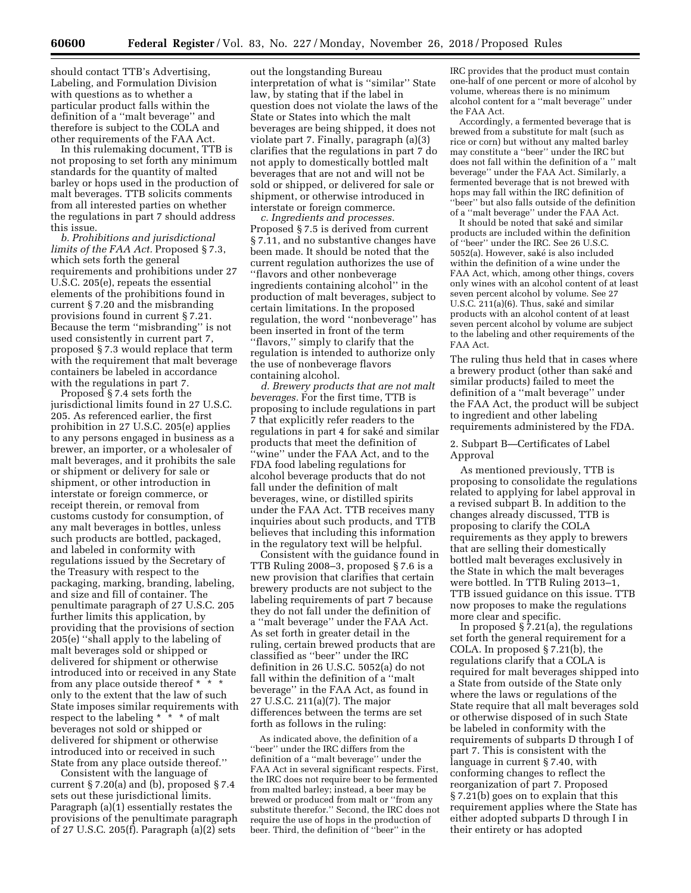should contact TTB's Advertising, Labeling, and Formulation Division with questions as to whether a particular product falls within the definition of a ''malt beverage'' and therefore is subject to the COLA and other requirements of the FAA Act.

In this rulemaking document, TTB is not proposing to set forth any minimum standards for the quantity of malted barley or hops used in the production of malt beverages. TTB solicits comments from all interested parties on whether the regulations in part 7 should address this issue.

*b. Prohibitions and jurisdictional limits of the FAA Act.* Proposed § 7.3, which sets forth the general requirements and prohibitions under 27 U.S.C. 205(e), repeats the essential elements of the prohibitions found in current § 7.20 and the misbranding provisions found in current § 7.21. Because the term ''misbranding'' is not used consistently in current part 7, proposed § 7.3 would replace that term with the requirement that malt beverage containers be labeled in accordance with the regulations in part 7.

Proposed § 7.4 sets forth the jurisdictional limits found in 27 U.S.C. 205. As referenced earlier, the first prohibition in 27 U.S.C. 205(e) applies to any persons engaged in business as a brewer, an importer, or a wholesaler of malt beverages, and it prohibits the sale or shipment or delivery for sale or shipment, or other introduction in interstate or foreign commerce, or receipt therein, or removal from customs custody for consumption, of any malt beverages in bottles, unless such products are bottled, packaged, and labeled in conformity with regulations issued by the Secretary of the Treasury with respect to the packaging, marking, branding, labeling, and size and fill of container. The penultimate paragraph of 27 U.S.C. 205 further limits this application, by providing that the provisions of section 205(e) ''shall apply to the labeling of malt beverages sold or shipped or delivered for shipment or otherwise introduced into or received in any State from any place outside thereof * * * only to the extent that the law of such State imposes similar requirements with respect to the labeling * * * of malt beverages not sold or shipped or delivered for shipment or otherwise introduced into or received in such State from any place outside thereof.''

Consistent with the language of current § 7.20(a) and (b), proposed § 7.4 sets out these jurisdictional limits. Paragraph (a)(1) essentially restates the provisions of the penultimate paragraph of 27 U.S.C. 205(f). Paragraph (a)(2) sets out the longstanding Bureau interpretation of what is ''similar'' State law, by stating that if the label in question does not violate the laws of the State or States into which the malt beverages are being shipped, it does not violate part 7. Finally, paragraph (a)(3) clarifies that the regulations in part 7 do not apply to domestically bottled malt beverages that are not and will not be sold or shipped, or delivered for sale or shipment, or otherwise introduced in interstate or foreign commerce.

*c. Ingredients and processes.* Proposed § 7.5 is derived from current § 7.11, and no substantive changes have been made. It should be noted that the current regulation authorizes the use of ''flavors and other nonbeverage ingredients containing alcohol'' in the production of malt beverages, subject to certain limitations. In the proposed regulation, the word ''nonbeverage'' has been inserted in front of the term ''flavors,'' simply to clarify that the regulation is intended to authorize only the use of nonbeverage flavors containing alcohol.

*d. Brewery products that are not malt beverages.* For the first time, TTB is proposing to include regulations in part 7 that explicitly refer readers to the regulations in part 4 for saké and similar products that meet the definition of ''wine'' under the FAA Act, and to the FDA food labeling regulations for alcohol beverage products that do not fall under the definition of malt beverages, wine, or distilled spirits under the FAA Act. TTB receives many inquiries about such products, and TTB believes that including this information in the regulatory text will be helpful.

Consistent with the guidance found in TTB Ruling 2008–3, proposed § 7.6 is a new provision that clarifies that certain brewery products are not subject to the labeling requirements of part 7 because they do not fall under the definition of a ''malt beverage'' under the FAA Act. As set forth in greater detail in the ruling, certain brewed products that are classified as ''beer'' under the IRC definition in 26 U.S.C. 5052(a) do not fall within the definition of a ''malt beverage'' in the FAA Act, as found in 27 U.S.C. 211(a)(7). The major differences between the terms are set forth as follows in the ruling:

> As indicated above, the definition of a ''beer'' under the IRC differs from the definition of a ''malt beverage'' under the FAA Act in several significant respects. First, the IRC does not require beer to be fermented from malted barley; instead, a beer may be brewed or produced from malt or ''from any substitute therefor.'' Second, the IRC does not require the use of hops in the production of beer. Third, the definition of ''beer'' in the IRC provides that the product must contain one-half of one percent or more of alcohol by volume, whereas there is no minimum alcohol content for a ''malt beverage'' under the FAA Act.
>
> Accordingly, a fermented beverage that is brewed from a substitute for malt (such as rice or corn) but without any malted barley may constitute a ''beer'' under the IRC but does not fall within the definition of a '' malt beverage'' under the FAA Act. Similarly, a fermented beverage that is not brewed with hops may fall within the IRC definition of ''beer'' but also falls outside of the definition of a ''malt beverage'' under the FAA Act.
>
> It should be noted that saké and similar products are included within the definition of ''beer'' under the IRC. See 26 U.S.C. 5052(a). However, saké is also included within the definition of a wine under the FAA Act, which, among other things, covers only wines with an alcohol content of at least seven percent alcohol by volume. See 27 U.S.C. 211(a)(6). Thus, saké and similar products with an alcohol content of at least seven percent alcohol by volume are subject to the labeling and other requirements of the FAA Act.

The ruling thus held that in cases where a brewery product (other than saké and similar products) failed to meet the definition of a ''malt beverage'' under the FAA Act, the product will be subject to ingredient and other labeling requirements administered by the FDA.

2. Subpart B—Certificates of Label Approval

As mentioned previously, TTB is proposing to consolidate the regulations related to applying for label approval in a revised subpart B. In addition to the changes already discussed, TTB is proposing to clarify the COLA requirements as they apply to brewers that are selling their domestically bottled malt beverages exclusively in the State in which the malt beverages were bottled. In TTB Ruling 2013–1, TTB issued guidance on this issue. TTB now proposes to make the regulations more clear and specific.

In proposed § 7.21(a), the regulations set forth the general requirement for a COLA. In proposed § 7.21(b), the regulations clarify that a COLA is required for malt beverages shipped into a State from outside of the State only where the laws or regulations of the State require that all malt beverages sold or otherwise disposed of in such State be labeled in conformity with the requirements of subparts D through I of part 7. This is consistent with the language in current § 7.40, with conforming changes to reflect the reorganization of part 7. Proposed § 7.21(b) goes on to explain that this requirement applies where the State has either adopted subparts D through I in their entirety or has adopted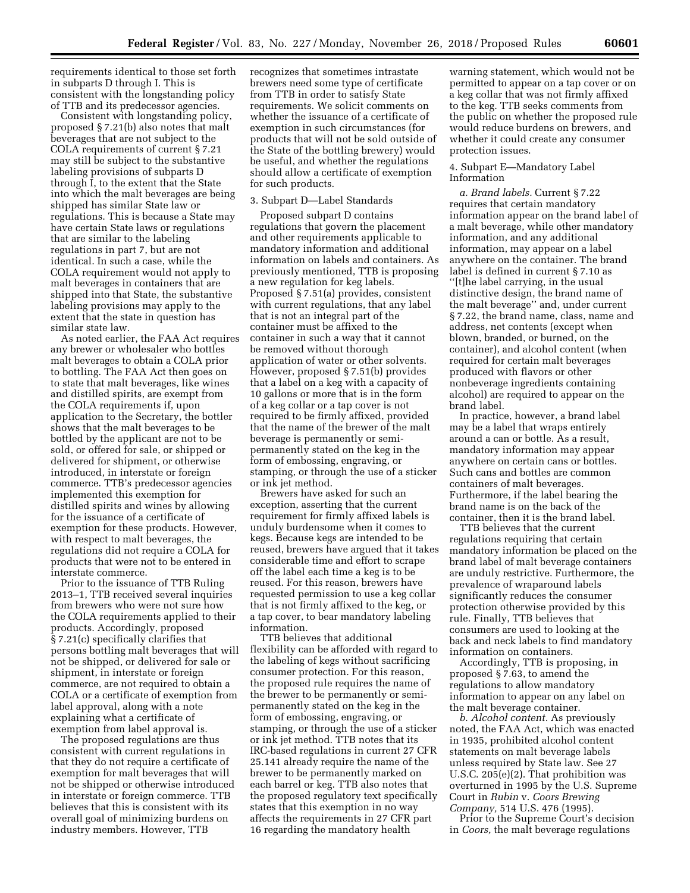requirements identical to those set forth in subparts D through I. This is consistent with the longstanding policy of TTB and its predecessor agencies.

Consistent with longstanding policy, proposed § 7.21(b) also notes that malt beverages that are not subject to the COLA requirements of current § 7.21 may still be subject to the substantive labeling provisions of subparts D through I, to the extent that the State into which the malt beverages are being shipped has similar State law or regulations. This is because a State may have certain State laws or regulations that are similar to the labeling regulations in part 7, but are not identical. In such a case, while the COLA requirement would not apply to malt beverages in containers that are shipped into that State, the substantive labeling provisions may apply to the extent that the state in question has similar state law.

As noted earlier, the FAA Act requires any brewer or wholesaler who bottles malt beverages to obtain a COLA prior to bottling. The FAA Act then goes on to state that malt beverages, like wines and distilled spirits, are exempt from the COLA requirements if, upon application to the Secretary, the bottler shows that the malt beverages to be bottled by the applicant are not to be sold, or offered for sale, or shipped or delivered for shipment, or otherwise introduced, in interstate or foreign commerce. TTB's predecessor agencies implemented this exemption for distilled spirits and wines by allowing for the issuance of a certificate of exemption for these products. However, with respect to malt beverages, the regulations did not require a COLA for products that were not to be entered in interstate commerce.

Prior to the issuance of TTB Ruling 2013–1, TTB received several inquiries from brewers who were not sure how the COLA requirements applied to their products. Accordingly, proposed § 7.21(c) specifically clarifies that persons bottling malt beverages that will not be shipped, or delivered for sale or shipment, in interstate or foreign commerce, are not required to obtain a COLA or a certificate of exemption from label approval, along with a note explaining what a certificate of exemption from label approval is.

The proposed regulations are thus consistent with current regulations in that they do not require a certificate of exemption for malt beverages that will not be shipped or otherwise introduced in interstate or foreign commerce. TTB believes that this is consistent with its overall goal of minimizing burdens on industry members. However, TTB recognizes that sometimes intrastate brewers need some type of certificate from TTB in order to satisfy State requirements. We solicit comments on whether the issuance of a certificate of exemption in such circumstances (for products that will not be sold outside of the State of the bottling brewery) would be useful, and whether the regulations should allow a certificate of exemption for such products.

3. Subpart D—Label Standards

Proposed subpart D contains regulations that govern the placement and other requirements applicable to mandatory information and additional information on labels and containers. As previously mentioned, TTB is proposing a new regulation for keg labels. Proposed § 7.51(a) provides, consistent with current regulations, that any label that is not an integral part of the container must be affixed to the container in such a way that it cannot be removed without thorough application of water or other solvents. However, proposed § 7.51(b) provides that a label on a keg with a capacity of 10 gallons or more that is in the form of a keg collar or a tap cover is not required to be firmly affixed, provided that the name of the brewer of the malt beverage is permanently or semi-permanently stated on the keg in the form of embossing, engraving, or stamping, or through the use of a sticker or ink jet method.

Brewers have asked for such an exception, asserting that the current requirement for firmly affixed labels is unduly burdensome when it comes to kegs. Because kegs are intended to be reused, brewers have argued that it takes considerable time and effort to scrape off the label each time a keg is to be reused. For this reason, brewers have requested permission to use a keg collar that is not firmly affixed to the keg, or a tap cover, to bear mandatory labeling information.

TTB believes that additional flexibility can be afforded with regard to the labeling of kegs without sacrificing consumer protection. For this reason, the proposed rule requires the name of the brewer to be permanently or semi-permanently stated on the keg in the form of embossing, engraving, or stamping, or through the use of a sticker or ink jet method. TTB notes that its IRC-based regulations in current 27 CFR 25.141 already require the name of the brewer to be permanently marked on each barrel or keg. TTB also notes that the proposed regulatory text specifically states that this exemption in no way affects the requirements in 27 CFR part 16 regarding the mandatory health warning statement, which would not be permitted to appear on a tap cover or on a keg collar that was not firmly affixed to the keg. TTB seeks comments from the public on whether the proposed rule would reduce burdens on brewers, and whether it could create any consumer protection issues.

4. Subpart E—Mandatory Label Information

*a. Brand labels.* Current § 7.22 requires that certain mandatory information appear on the brand label of a malt beverage, while other mandatory information, and any additional information, may appear on a label anywhere on the container. The brand label is defined in current § 7.10 as "[t]he label carrying, in the usual distinctive design, the brand name of the malt beverage" and, under current § 7.22, the brand name, class, name and address, net contents (except when blown, branded, or burned, on the container), and alcohol content (when required for certain malt beverages produced with flavors or other nonbeverage ingredients containing alcohol) are required to appear on the brand label.

In practice, however, a brand label may be a label that wraps entirely around a can or bottle. As a result, mandatory information may appear anywhere on certain cans or bottles. Such cans and bottles are common containers of malt beverages. Furthermore, if the label bearing the brand name is on the back of the container, then it is the brand label.

TTB believes that the current regulations requiring that certain mandatory information be placed on the brand label of malt beverage containers are unduly restrictive. Furthermore, the prevalence of wraparound labels significantly reduces the consumer protection otherwise provided by this rule. Finally, TTB believes that consumers are used to looking at the back and neck labels to find mandatory information on containers.

Accordingly, TTB is proposing, in proposed § 7.63, to amend the regulations to allow mandatory information to appear on any label on the malt beverage container.

*b. Alcohol content.* As previously noted, the FAA Act, which was enacted in 1935, prohibited alcohol content statements on malt beverage labels unless required by State law. See 27 U.S.C. 205(e)(2). That prohibition was overturned in 1995 by the U.S. Supreme Court in *Rubin* v. *Coors Brewing Company,* 514 U.S. 476 (1995).

Prior to the Supreme Court's decision in *Coors,* the malt beverage regulations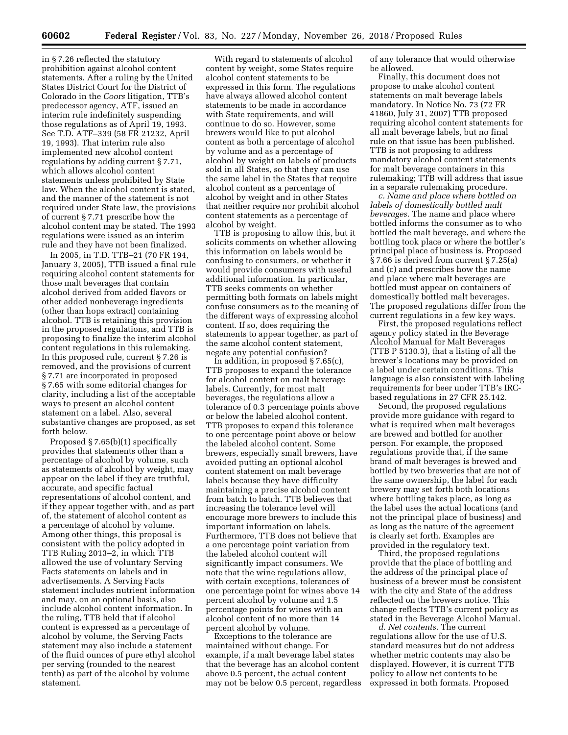in § 7.26 reflected the statutory prohibition against alcohol content statements. After a ruling by the United States District Court for the District of Colorado in the *Coors* litigation, TTB's predecessor agency, ATF, issued an interim rule indefinitely suspending those regulations as of April 19, 1993. See T.D. ATF–339 (58 FR 21232, April 19, 1993). That interim rule also implemented new alcohol content regulations by adding current § 7.71, which allows alcohol content statements unless prohibited by State law. When the alcohol content is stated, and the manner of the statement is not required under State law, the provisions of current § 7.71 prescribe how the alcohol content may be stated. The 1993 regulations were issued as an interim rule and they have not been finalized.

In 2005, in T.D. TTB–21 (70 FR 194, January 3, 2005), TTB issued a final rule requiring alcohol content statements for those malt beverages that contain alcohol derived from added flavors or other added nonbeverage ingredients (other than hops extract) containing alcohol. TTB is retaining this provision in the proposed regulations, and TTB is proposing to finalize the interim alcohol content regulations in this rulemaking. In this proposed rule, current § 7.26 is removed, and the provisions of current § 7.71 are incorporated in proposed § 7.65 with some editorial changes for clarity, including a list of the acceptable ways to present an alcohol content statement on a label. Also, several substantive changes are proposed, as set forth below.

Proposed § 7.65(b)(1) specifically provides that statements other than a percentage of alcohol by volume, such as statements of alcohol by weight, may appear on the label if they are truthful, accurate, and specific factual representations of alcohol content, and if they appear together with, and as part of, the statement of alcohol content as a percentage of alcohol by volume. Among other things, this proposal is consistent with the policy adopted in TTB Ruling 2013–2, in which TTB allowed the use of voluntary Serving Facts statements on labels and in advertisements. A Serving Facts statement includes nutrient information and may, on an optional basis, also include alcohol content information. In the ruling, TTB held that if alcohol content is expressed as a percentage of alcohol by volume, the Serving Facts statement may also include a statement of the fluid ounces of pure ethyl alcohol per serving (rounded to the nearest tenth) as part of the alcohol by volume statement.

With regard to statements of alcohol content by weight, some States require alcohol content statements to be expressed in this form. The regulations have always allowed alcohol content statements to be made in accordance with State requirements, and will continue to do so. However, some brewers would like to put alcohol content as both a percentage of alcohol by volume and as a percentage of alcohol by weight on labels of products sold in all States, so that they can use the same label in the States that require alcohol content as a percentage of alcohol by weight and in other States that neither require nor prohibit alcohol content statements as a percentage of alcohol by weight.

TTB is proposing to allow this, but it solicits comments on whether allowing this information on labels would be confusing to consumers, or whether it would provide consumers with useful additional information. In particular, TTB seeks comments on whether permitting both formats on labels might confuse consumers as to the meaning of the different ways of expressing alcohol content. If so, does requiring the statements to appear together, as part of the same alcohol content statement, negate any potential confusion?

In addition, in proposed § 7.65(c), TTB proposes to expand the tolerance for alcohol content on malt beverage labels. Currently, for most malt beverages, the regulations allow a tolerance of 0.3 percentage points above or below the labeled alcohol content. TTB proposes to expand this tolerance to one percentage point above or below the labeled alcohol content. Some brewers, especially small brewers, have avoided putting an optional alcohol content statement on malt beverage labels because they have difficulty maintaining a precise alcohol content from batch to batch. TTB believes that increasing the tolerance level will encourage more brewers to include this important information on labels. Furthermore, TTB does not believe that a one percentage point variation from the labeled alcohol content will significantly impact consumers. We note that the wine regulations allow, with certain exceptions, tolerances of one percentage point for wines above 14 percent alcohol by volume and 1.5 percentage points for wines with an alcohol content of no more than 14 percent alcohol by volume.

Exceptions to the tolerance are maintained without change. For example, if a malt beverage label states that the beverage has an alcohol content above 0.5 percent, the actual content may not be below 0.5 percent, regardless of any tolerance that would otherwise be allowed.

Finally, this document does not propose to make alcohol content statements on malt beverage labels mandatory. In Notice No. 73 (72 FR 41860, July 31, 2007) TTB proposed requiring alcohol content statements for all malt beverage labels, but no final rule on that issue has been published. TTB is not proposing to address mandatory alcohol content statements for malt beverage containers in this rulemaking; TTB will address that issue in a separate rulemaking procedure.

*c. Name and place where bottled on labels of domestically bottled malt beverages.* The name and place where bottled informs the consumer as to who bottled the malt beverage, and where the bottling took place or where the bottler's principal place of business is. Proposed § 7.66 is derived from current § 7.25(a) and (c) and prescribes how the name and place where malt beverages are bottled must appear on containers of domestically bottled malt beverages. The proposed regulations differ from the current regulations in a few key ways.

First, the proposed regulations reflect agency policy stated in the Beverage Alcohol Manual for Malt Beverages (TTB P 5130.3), that a listing of all the brewer's locations may be provided on a label under certain conditions. This language is also consistent with labeling requirements for beer under TTB's IRC-based regulations in 27 CFR 25.142.

Second, the proposed regulations provide more guidance with regard to what is required when malt beverages are brewed and bottled for another person. For example, the proposed regulations provide that, if the same brand of malt beverages is brewed and bottled by two breweries that are not of the same ownership, the label for each brewery may set forth both locations where bottling takes place, as long as the label uses the actual locations (and not the principal place of business) and as long as the nature of the agreement is clearly set forth. Examples are provided in the regulatory text.

Third, the proposed regulations provide that the place of bottling and the address of the principal place of business of a brewer must be consistent with the city and State of the address reflected on the brewers notice. This change reflects TTB's current policy as stated in the Beverage Alcohol Manual.

*d. Net contents.* The current regulations allow for the use of U.S. standard measures but do not address whether metric contents may also be displayed. However, it is current TTB policy to allow net contents to be expressed in both formats. Proposed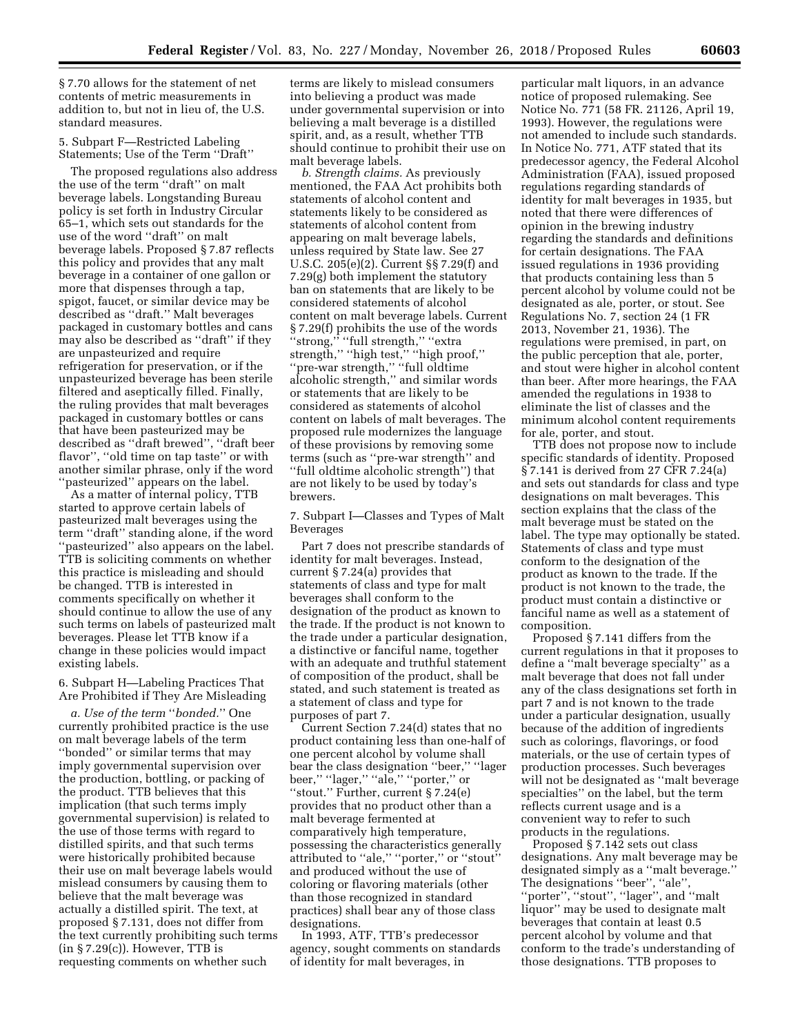§ 7.70 allows for the statement of net contents of metric measurements in addition to, but not in lieu of, the U.S. standard measures.

5. Subpart F—Restricted Labeling Statements; Use of the Term "Draft"

The proposed regulations also address the use of the term "draft" on malt beverage labels. Longstanding Bureau policy is set forth in Industry Circular 65–1, which sets out standards for the use of the word "draft" on malt beverage labels. Proposed § 7.87 reflects this policy and provides that any malt beverage in a container of one gallon or more that dispenses through a tap, spigot, faucet, or similar device may be described as "draft." Malt beverages packaged in customary bottles and cans may also be described as "draft" if they are unpasteurized and require refrigeration for preservation, or if the unpasteurized beverage has been sterile filtered and aseptically filled. Finally, the ruling provides that malt beverages packaged in customary bottles or cans that have been pasteurized may be described as "draft brewed", "draft beer flavor", "old time on tap taste" or with another similar phrase, only if the word "pasteurized" appears on the label.

As a matter of internal policy, TTB started to approve certain labels of pasteurized malt beverages using the term "draft" standing alone, if the word "pasteurized" also appears on the label. TTB is soliciting comments on whether this practice is misleading and should be changed. TTB is interested in comments specifically on whether it should continue to allow the use of any such terms on labels of pasteurized malt beverages. Please let TTB know if a change in these policies would impact existing labels.

6. Subpart H—Labeling Practices That Are Prohibited if They Are Misleading

*a. Use of the term "bonded."* One currently prohibited practice is the use on malt beverage labels of the term "bonded" or similar terms that may imply governmental supervision over the production, bottling, or packing of the product. TTB believes that this implication (that such terms imply governmental supervision) is related to the use of those terms with regard to distilled spirits, and that such terms were historically prohibited because their use on malt beverage labels would mislead consumers by causing them to believe that the malt beverage was actually a distilled spirit. The text, at proposed § 7.131, does not differ from the text currently prohibiting such terms (in § 7.29(c)). However, TTB is requesting comments on whether such terms are likely to mislead consumers into believing a product was made under governmental supervision or into believing a malt beverage is a distilled spirit, and, as a result, whether TTB should continue to prohibit their use on malt beverage labels.

*b. Strength claims.* As previously mentioned, the FAA Act prohibits both statements of alcohol content and statements likely to be considered as statements of alcohol content from appearing on malt beverage labels, unless required by State law. See 27 U.S.C. 205(e)(2). Current §§ 7.29(f) and 7.29(g) both implement the statutory ban on statements that are likely to be considered statements of alcohol content on malt beverage labels. Current § 7.29(f) prohibits the use of the words "strong," "full strength," "extra strength," "high test," "high proof," "pre-war strength," "full oldtime alcoholic strength," and similar words or statements that are likely to be considered as statements of alcohol content on labels of malt beverages. The proposed rule modernizes the language of these provisions by removing some terms (such as "pre-war strength" and "full oldtime alcoholic strength") that are not likely to be used by today's brewers.

7. Subpart I—Classes and Types of Malt Beverages

Part 7 does not prescribe standards of identity for malt beverages. Instead, current § 7.24(a) provides that statements of class and type for malt beverages shall conform to the designation of the product as known to the trade. If the product is not known to the trade under a particular designation, a distinctive or fanciful name, together with an adequate and truthful statement of composition of the product, shall be stated, and such statement is treated as a statement of class and type for purposes of part 7.

Current Section 7.24(d) states that no product containing less than one-half of one percent alcohol by volume shall bear the class designation "beer," "lager beer," "lager," "ale," "porter," or "stout." Further, current § 7.24(e) provides that no product other than a malt beverage fermented at comparatively high temperature, possessing the characteristics generally attributed to "ale," "porter," or "stout" and produced without the use of coloring or flavoring materials (other than those recognized in standard practices) shall bear any of those class designations.

In 1993, ATF, TTB's predecessor agency, sought comments on standards of identity for malt beverages, in particular malt liquors, in an advance notice of proposed rulemaking. See Notice No. 771 (58 FR. 21126, April 19, 1993). However, the regulations were not amended to include such standards. In Notice No. 771, ATF stated that its predecessor agency, the Federal Alcohol Administration (FAA), issued proposed regulations regarding standards of identity for malt beverages in 1935, but noted that there were differences of opinion in the brewing industry regarding the standards and definitions for certain designations. The FAA issued regulations in 1936 providing that products containing less than 5 percent alcohol by volume could not be designated as ale, porter, or stout. See Regulations No. 7, section 24 (1 FR 2013, November 21, 1936). The regulations were premised, in part, on the public perception that ale, porter, and stout were higher in alcohol content than beer. After more hearings, the FAA amended the regulations in 1938 to eliminate the list of classes and the minimum alcohol content requirements for ale, porter, and stout.

TTB does not propose now to include specific standards of identity. Proposed § 7.141 is derived from 27 CFR 7.24(a) and sets out standards for class and type designations on malt beverages. This section explains that the class of the malt beverage must be stated on the label. The type may optionally be stated. Statements of class and type must conform to the designation of the product as known to the trade. If the product is not known to the trade, the product must contain a distinctive or fanciful name as well as a statement of composition.

Proposed § 7.141 differs from the current regulations in that it proposes to define a "malt beverage specialty" as a malt beverage that does not fall under any of the class designations set forth in part 7 and is not known to the trade under a particular designation, usually because of the addition of ingredients such as colorings, flavorings, or food materials, or the use of certain types of production processes. Such beverages will not be designated as "malt beverage specialties" on the label, but the term reflects current usage and is a convenient way to refer to such products in the regulations.

Proposed § 7.142 sets out class designations. Any malt beverage may be designated simply as a "malt beverage." The designations "beer", "ale", "porter", "stout", "lager", and "malt liquor" may be used to designate malt beverages that contain at least 0.5 percent alcohol by volume and that conform to the trade's understanding of those designations. TTB proposes to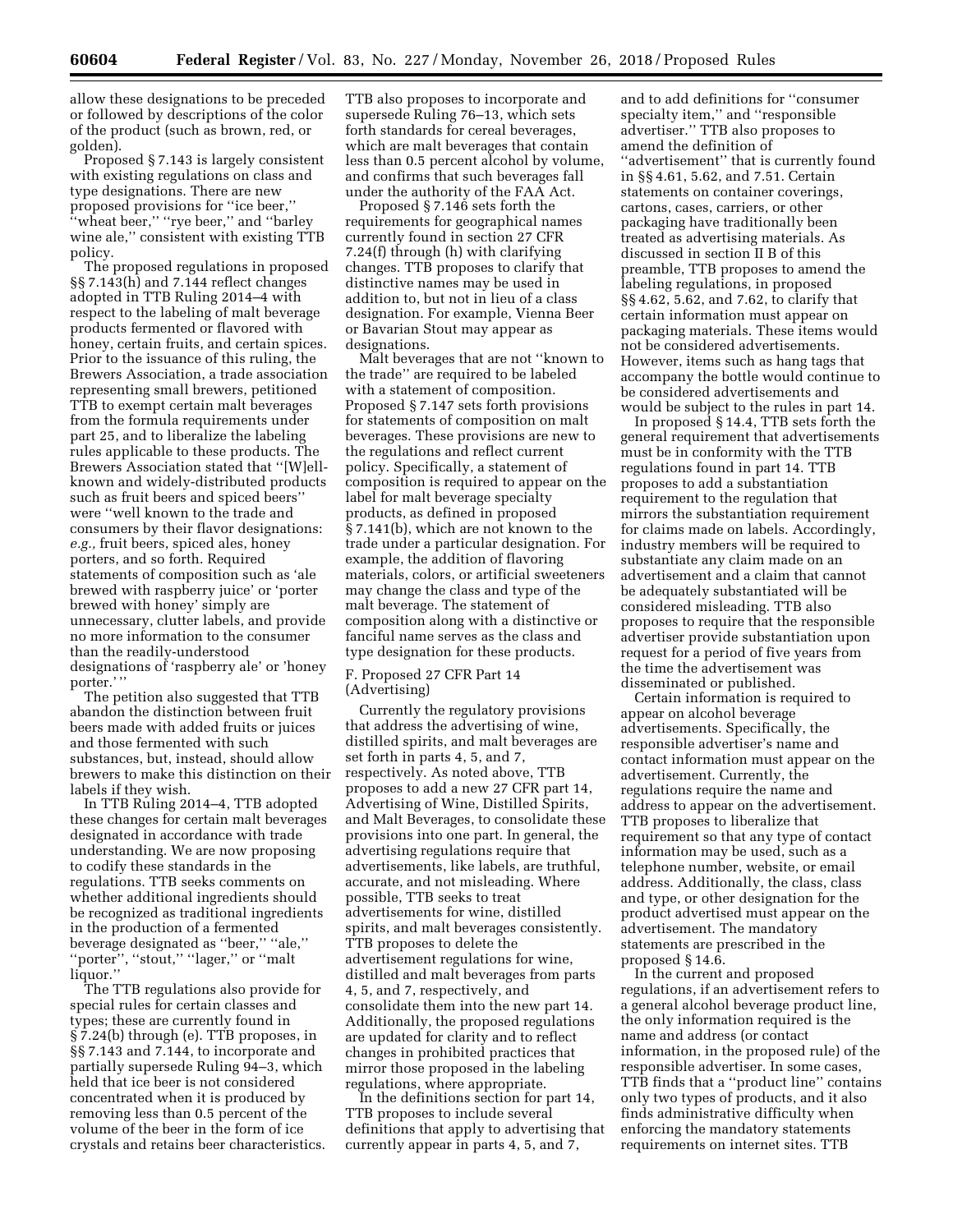allow these designations to be preceded or followed by descriptions of the color of the product (such as brown, red, or golden).

Proposed § 7.143 is largely consistent with existing regulations on class and type designations. There are new proposed provisions for ''ice beer,'' ''wheat beer,'' ''rye beer,'' and ''barley wine ale,'' consistent with existing TTB policy.

The proposed regulations in proposed §§ 7.143(h) and 7.144 reflect changes adopted in TTB Ruling 2014–4 with respect to the labeling of malt beverage products fermented or flavored with honey, certain fruits, and certain spices. Prior to the issuance of this ruling, the Brewers Association, a trade association representing small brewers, petitioned TTB to exempt certain malt beverages from the formula requirements under part 25, and to liberalize the labeling rules applicable to these products. The Brewers Association stated that ''[W]ell-known and widely-distributed products such as fruit beers and spiced beers'' were ''well known to the trade and consumers by their flavor designations: *e.g.,* fruit beers, spiced ales, honey porters, and so forth. Required statements of composition such as 'ale brewed with raspberry juice' or 'porter brewed with honey' simply are unnecessary, clutter labels, and provide no more information to the consumer than the readily-understood designations of 'raspberry ale' or 'honey porter.' ''

The petition also suggested that TTB abandon the distinction between fruit beers made with added fruits or juices and those fermented with such substances, but, instead, should allow brewers to make this distinction on their labels if they wish.

In TTB Ruling 2014–4, TTB adopted these changes for certain malt beverages designated in accordance with trade understanding. We are now proposing to codify these standards in the regulations. TTB seeks comments on whether additional ingredients should be recognized as traditional ingredients in the production of a fermented beverage designated as ''beer,'' ''ale,'' ''porter'', ''stout,'' ''lager,'' or ''malt liquor.''

The TTB regulations also provide for special rules for certain classes and types; these are currently found in § 7.24(b) through (e). TTB proposes, in §§ 7.143 and 7.144, to incorporate and partially supersede Ruling 94–3, which held that ice beer is not considered concentrated when it is produced by removing less than 0.5 percent of the volume of the beer in the form of ice crystals and retains beer characteristics. TTB also proposes to incorporate and supersede Ruling 76–13, which sets forth standards for cereal beverages, which are malt beverages that contain less than 0.5 percent alcohol by volume, and confirms that such beverages fall under the authority of the FAA Act.

Proposed § 7.146 sets forth the requirements for geographical names currently found in section 27 CFR 7.24(f) through (h) with clarifying changes. TTB proposes to clarify that distinctive names may be used in addition to, but not in lieu of a class designation. For example, Vienna Beer or Bavarian Stout may appear as designations.

Malt beverages that are not ''known to the trade'' are required to be labeled with a statement of composition. Proposed § 7.147 sets forth provisions for statements of composition on malt beverages. These provisions are new to the regulations and reflect current policy. Specifically, a statement of composition is required to appear on the label for malt beverage specialty products, as defined in proposed § 7.141(b), which are not known to the trade under a particular designation. For example, the addition of flavoring materials, colors, or artificial sweeteners may change the class and type of the malt beverage. The statement of composition along with a distinctive or fanciful name serves as the class and type designation for these products.

### F. Proposed 27 CFR Part 14 (Advertising)

Currently the regulatory provisions that address the advertising of wine, distilled spirits, and malt beverages are set forth in parts 4, 5, and 7, respectively. As noted above, TTB proposes to add a new 27 CFR part 14, Advertising of Wine, Distilled Spirits, and Malt Beverages, to consolidate these provisions into one part. In general, the advertising regulations require that advertisements, like labels, are truthful, accurate, and not misleading. Where possible, TTB seeks to treat advertisements for wine, distilled spirits, and malt beverages consistently. TTB proposes to delete the advertisement regulations for wine, distilled and malt beverages from parts 4, 5, and 7, respectively, and consolidate them into the new part 14. Additionally, the proposed regulations are updated for clarity and to reflect changes in prohibited practices that mirror those proposed in the labeling regulations, where appropriate.

In the definitions section for part 14, TTB proposes to include several definitions that apply to advertising that currently appear in parts 4, 5, and 7, and to add definitions for ''consumer specialty item,'' and ''responsible advertiser.'' TTB also proposes to amend the definition of ''advertisement'' that is currently found in §§ 4.61, 5.62, and 7.51. Certain statements on container coverings, cartons, cases, carriers, or other packaging have traditionally been treated as advertising materials. As discussed in section II B of this preamble, TTB proposes to amend the labeling regulations, in proposed §§ 4.62, 5.62, and 7.62, to clarify that certain information must appear on packaging materials. These items would not be considered advertisements. However, items such as hang tags that accompany the bottle would continue to be considered advertisements and would be subject to the rules in part 14.

In proposed § 14.4, TTB sets forth the general requirement that advertisements must be in conformity with the TTB regulations found in part 14. TTB proposes to add a substantiation requirement to the regulation that mirrors the substantiation requirement for claims made on labels. Accordingly, industry members will be required to substantiate any claim made on an advertisement and a claim that cannot be adequately substantiated will be considered misleading. TTB also proposes to require that the responsible advertiser provide substantiation upon request for a period of five years from the time the advertisement was disseminated or published.

Certain information is required to appear on alcohol beverage advertisements. Specifically, the responsible advertiser's name and contact information must appear on the advertisement. Currently, the regulations require the name and address to appear on the advertisement. TTB proposes to liberalize that requirement so that any type of contact information may be used, such as a telephone number, website, or email address. Additionally, the class, class and type, or other designation for the product advertised must appear on the advertisement. The mandatory statements are prescribed in the proposed § 14.6.

In the current and proposed regulations, if an advertisement refers to a general alcohol beverage product line, the only information required is the name and address (or contact information, in the proposed rule) of the responsible advertiser. In some cases, TTB finds that a ''product line'' contains only two types of products, and it also finds administrative difficulty when enforcing the mandatory statements requirements on internet sites. TTB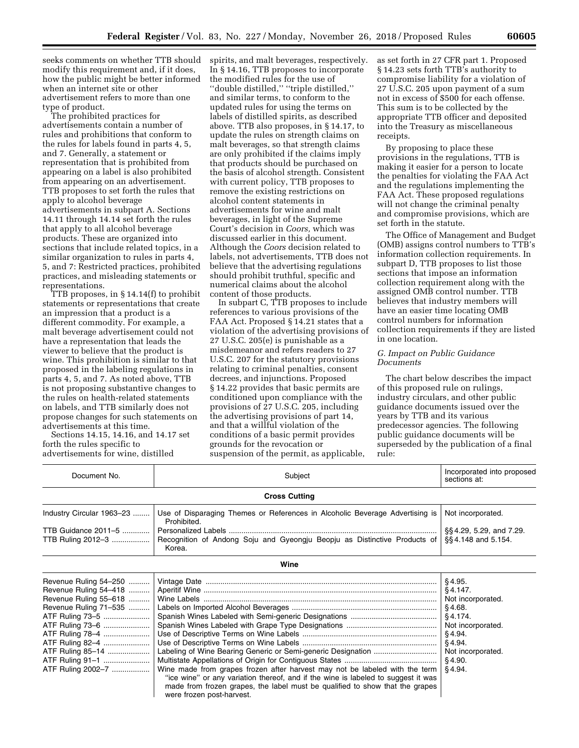seeks comments on whether TTB should modify this requirement and, if it does, how the public might be better informed when an internet site or other advertisement refers to more than one type of product.

The prohibited practices for advertisements contain a number of rules and prohibitions that conform to the rules for labels found in parts 4, 5, and 7. Generally, a statement or representation that is prohibited from appearing on a label is also prohibited from appearing on an advertisement. TTB proposes to set forth the rules that apply to alcohol beverage advertisements in subpart A. Sections 14.11 through 14.14 set forth the rules that apply to all alcohol beverage products. These are organized into sections that include related topics, in a similar organization to rules in parts 4, 5, and 7: Restricted practices, prohibited practices, and misleading statements or representations.

TTB proposes, in § 14.14(f) to prohibit statements or representations that create an impression that a product is a different commodity. For example, a malt beverage advertisement could not have a representation that leads the viewer to believe that the product is wine. This prohibition is similar to that proposed in the labeling regulations in parts 4, 5, and 7. As noted above, TTB is not proposing substantive changes to the rules on health-related statements on labels, and TTB similarly does not propose changes for such statements on advertisements at this time.

Sections 14.15, 14.16, and 14.17 set forth the rules specific to advertisements for wine, distilled spirits, and malt beverages, respectively. In § 14.16, TTB proposes to incorporate the modified rules for the use of "double distilled," "triple distilled," and similar terms, to conform to the updated rules for using the terms on labels of distilled spirits, as described above. TTB also proposes, in § 14.17, to update the rules on strength claims on malt beverages, so that strength claims are only prohibited if the claims imply that products should be purchased on the basis of alcohol strength. Consistent with current policy, TTB proposes to remove the existing restrictions on alcohol content statements in advertisements for wine and malt beverages, in light of the Supreme Court's decision in *Coors,* which was discussed earlier in this document. Although the *Coors* decision related to labels, not advertisements, TTB does not believe that the advertising regulations should prohibit truthful, specific and numerical claims about the alcohol content of those products.

In subpart C, TTB proposes to include references to various provisions of the FAA Act. Proposed § 14.21 states that a violation of the advertising provisions of 27 U.S.C. 205(e) is punishable as a misdemeanor and refers readers to 27 U.S.C. 207 for the statutory provisions relating to criminal penalties, consent decrees, and injunctions. Proposed § 14.22 provides that basic permits are conditioned upon compliance with the provisions of 27 U.S.C. 205, including the advertising provisions of part 14, and that a willful violation of the conditions of a basic permit provides grounds for the revocation or suspension of the permit, as applicable, as set forth in 27 CFR part 1. Proposed § 14.23 sets forth TTB's authority to compromise liability for a violation of 27 U.S.C. 205 upon payment of a sum not in excess of $500 for each offense. This sum is to be collected by the appropriate TTB officer and deposited into the Treasury as miscellaneous receipts.

By proposing to place these provisions in the regulations, TTB is making it easier for a person to locate the penalties for violating the FAA Act and the regulations implementing the FAA Act. These proposed regulations will not change the criminal penalty and compromise provisions, which are set forth in the statute.

The Office of Management and Budget (OMB) assigns control numbers to TTB's information collection requirements. In subpart D, TTB proposes to list those sections that impose an information collection requirement along with the assigned OMB control number. TTB believes that industry members will have an easier time locating OMB control numbers for information collection requirements if they are listed in one location.

*G. Impact on Public Guidance Documents*

The chart below describes the impact of this proposed rule on rulings, industry circulars, and other public guidance documents issued over the years by TTB and its various predecessor agencies. The following public guidance documents will be superseded by the publication of a final rule:

| Document No. | Subject | Incorporated into proposed sections at: |
|---|---|---|
| **Cross Cutting** | | |
| Industry Circular 1963–23 | Use of Disparaging Themes or References in Alcoholic Beverage Advertising is Prohibited. | Not incorporated. |
| TTB Guidance 2011–5 | Personalized Labels | §§ 4.29, 5.29, and 7.29. |
| TTB Ruling 2012–3 | Recognition of Andong Soju and Gyeongju Beopju as Distinctive Products of Korea. | §§ 4.148 and 5.154. |
| **Wine** | | |
| Revenue Ruling 54–250 | Vintage Date | § 4.95. |
| Revenue Ruling 54–418 | Aperitif Wine | § 4.147. |
| Revenue Ruling 55–618 | Wine Labels | Not incorporated. |
| Revenue Ruling 71–535 | Labels on Imported Alcohol Beverages | § 4.68. |
| ATF Ruling 73–5 | Spanish Wines Labeled with Semi-generic Designations | § 4.174. |
| ATF Ruling 73–6 | Spanish Wines Labeled with Grape Type Designations | Not incorporated. |
| ATF Ruling 78–4 | Use of Descriptive Terms on Wine Labels | § 4.94. |
| ATF Ruling 82–4 | Use of Descriptive Terms on Wine Labels | § 4.94. |
| ATF Ruling 85–14 | Labeling of Wine Bearing Generic or Semi-generic Designation | Not incorporated. |
| ATF Ruling 91–1 | Multistate Appellations of Origin for Contiguous States | § 4.90. |
| ATF Ruling 2002–7 | Wine made from grapes frozen after harvest may not be labeled with the term "ice wine" or any variation thereof, and if the wine is labeled to suggest it was made from frozen grapes, the label must be qualified to show that the grapes were frozen post-harvest. | § 4.94. |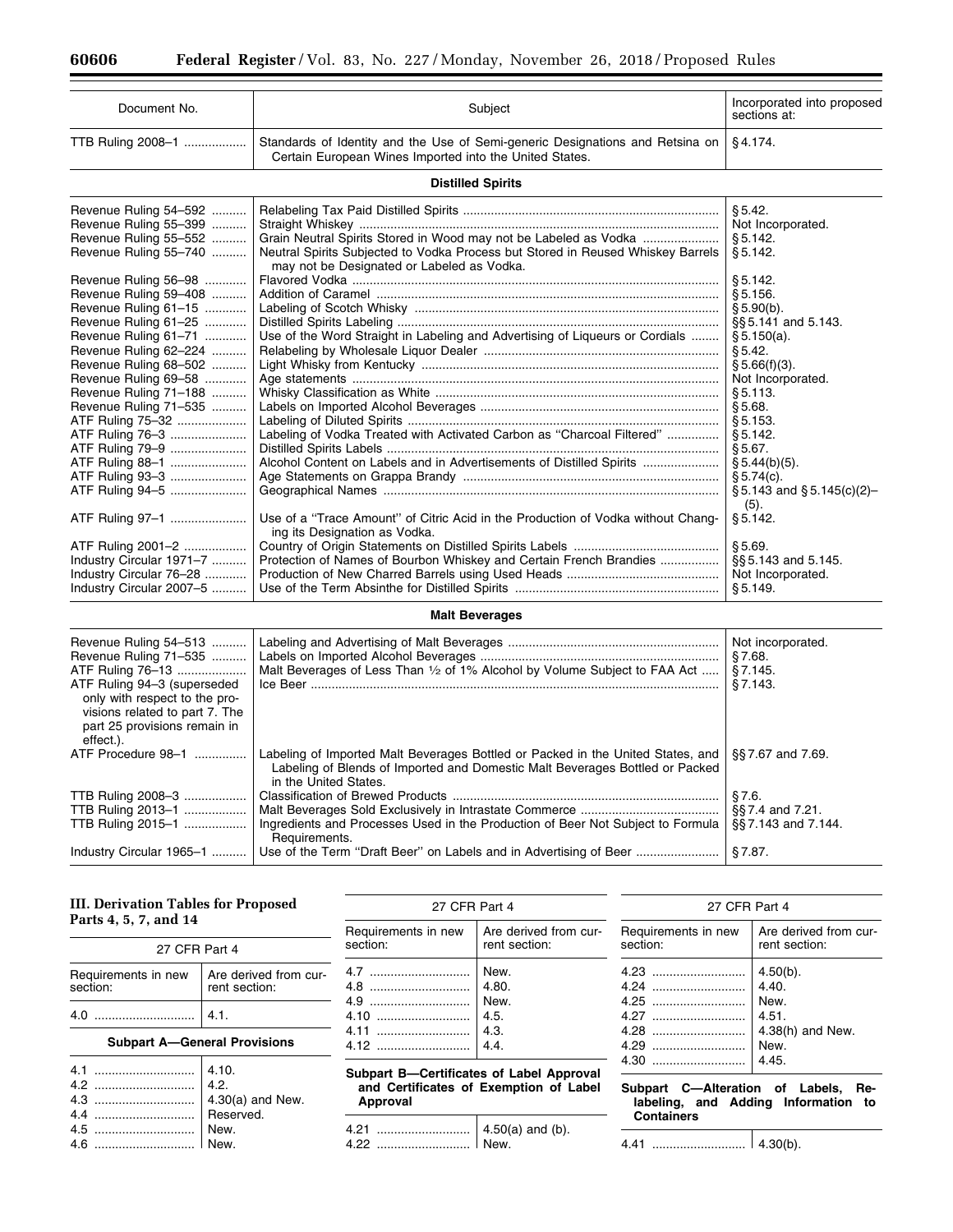| Document No. | Subject | Incorporated into proposed sections at: |
|---|---|---|
| TTB Ruling 2008–1 | Standards of Identity and the Use of Semi-generic Designations and Retsina on Certain European Wines Imported into the United States. | § 4.174. |
| **Distilled Spirits** | | |
| Revenue Ruling 54–592 | Relabeling Tax Paid Distilled Spirits | § 5.42. |
| Revenue Ruling 55–399 | Straight Whiskey | Not Incorporated. |
| Revenue Ruling 55–552 | Grain Neutral Spirits Stored in Wood may not be Labeled as Vodka | § 5.142. |
| Revenue Ruling 55–740 | Neutral Spirits Subjected to Vodka Process but Stored in Reused Whiskey Barrels may not be Designated or Labeled as Vodka. | § 5.142. |
| Revenue Ruling 56–98 | Flavored Vodka | § 5.142. |
| Revenue Ruling 59–408 | Addition of Caramel | § 5.156. |
| Revenue Ruling 61–15 | Labeling of Scotch Whisky | § 5.90(b). |
| Revenue Ruling 61–25 | Distilled Spirits Labeling | §§ 5.141 and 5.143. |
| Revenue Ruling 61–71 | Use of the Word Straight in Labeling and Advertising of Liqueurs or Cordials | § 5.150(a). |
| Revenue Ruling 62–224 | Relabeling by Wholesale Liquor Dealer | § 5.42. |
| Revenue Ruling 68–502 | Light Whisky from Kentucky | § 5.66(f)(3). |
| Revenue Ruling 69–58 | Age statements | Not Incorporated. |
| Revenue Ruling 71–188 | Whisky Classification as White | § 5.113. |
| Revenue Ruling 71–535 | Labels on Imported Alcohol Beverages | § 5.68. |
| ATF Ruling 75–32 | Labeling of Diluted Spirits | § 5.153. |
| ATF Ruling 76–3 | Labeling of Vodka Treated with Activated Carbon as "Charcoal Filtered" | § 5.142. |
| ATF Ruling 79–9 | Distilled Spirits Labels | § 5.67. |
| ATF Ruling 88–1 | Alcohol Content on Labels and in Advertisements of Distilled Spirits | § 5.44(b)(5). |
| ATF Ruling 93–3 | Age Statements on Grappa Brandy | § 5.74(c). |
| ATF Ruling 94–5 | Geographical Names | § 5.143 and § 5.145(c)(2)–(5). |
| ATF Ruling 97–1 | Use of a "Trace Amount" of Citric Acid in the Production of Vodka without Changing its Designation as Vodka. | § 5.142. |
| ATF Ruling 2001–2 | Country of Origin Statements on Distilled Spirits Labels | § 5.69. |
| Industry Circular 1971–7 | Protection of Names of Bourbon Whiskey and Certain French Brandies | §§ 5.143 and 5.145. |
| Industry Circular 76–28 | Production of New Charred Barrels using Used Heads | Not Incorporated. |
| Industry Circular 2007–5 | Use of the Term Absinthe for Distilled Spirits | § 5.149. |
| **Malt Beverages** | | |
| Revenue Ruling 54–513 | Labeling and Advertising of Malt Beverages | Not incorporated. |
| Revenue Ruling 71–535 | Labels on Imported Alcohol Beverages | § 7.68. |
| ATF Ruling 76–13 | Malt Beverages of Less Than ½ of 1% Alcohol by Volume Subject to FAA Act | § 7.145. |
| ATF Ruling 94–3 (superseded only with respect to the provisions related to part 7. The part 25 provisions remain in effect.). | Ice Beer | § 7.143. |
| ATF Procedure 98–1 | Labeling of Imported Malt Beverages Bottled or Packed in the United States, and Labeling of Blends of Imported and Domestic Malt Beverages Bottled or Packed in the United States. | §§ 7.67 and 7.69. |
| TTB Ruling 2008–3 | Classification of Brewed Products | § 7.6. |
| TTB Ruling 2013–1 | Malt Beverages Sold Exclusively in Intrastate Commerce | §§ 7.4 and 7.21. |
| TTB Ruling 2015–1 | Ingredients and Processes Used in the Production of Beer Not Subject to Formula Requirements. | §§ 7.143 and 7.144. |
| Industry Circular 1965–1 | Use of the Term "Draft Beer" on Labels and in Advertising of Beer | § 7.87. |

## III. Derivation Tables for Proposed Parts 4, 5, 7, and 14

27 CFR Part 4

| Requirements in new section: | Are derived from current section: |
|---|---|
| 4.0 | 4.1. |
| **Subpart A—General Provisions** | |
| 4.1 | 4.10. |
| 4.2 | 4.2. |
| 4.3 | 4.30(a) and New. |
| 4.4 | Reserved. |
| 4.5 | New. |
| 4.6 | New. |
| 4.7 | New. |
| 4.8 | 4.80. |
| 4.9 | New. |
| 4.10 | 4.5. |
| 4.11 | 4.3. |
| 4.12 | 4.4. |
| **Subpart B—Certificates of Label Approval and Certificates of Exemption of Label Approval** | |
| 4.21 | 4.50(a) and (b). |
| 4.22 | New. |
| 4.23 | 4.50(b). |
| 4.24 | 4.40. |
| 4.25 | New. |
| 4.27 | 4.51. |
| 4.28 | 4.38(h) and New. |
| 4.29 | New. |
| 4.30 | 4.45. |
| **Subpart C—Alteration of Labels, Relabeling, and Adding Information to Containers** | |
| 4.41 | 4.30(b). |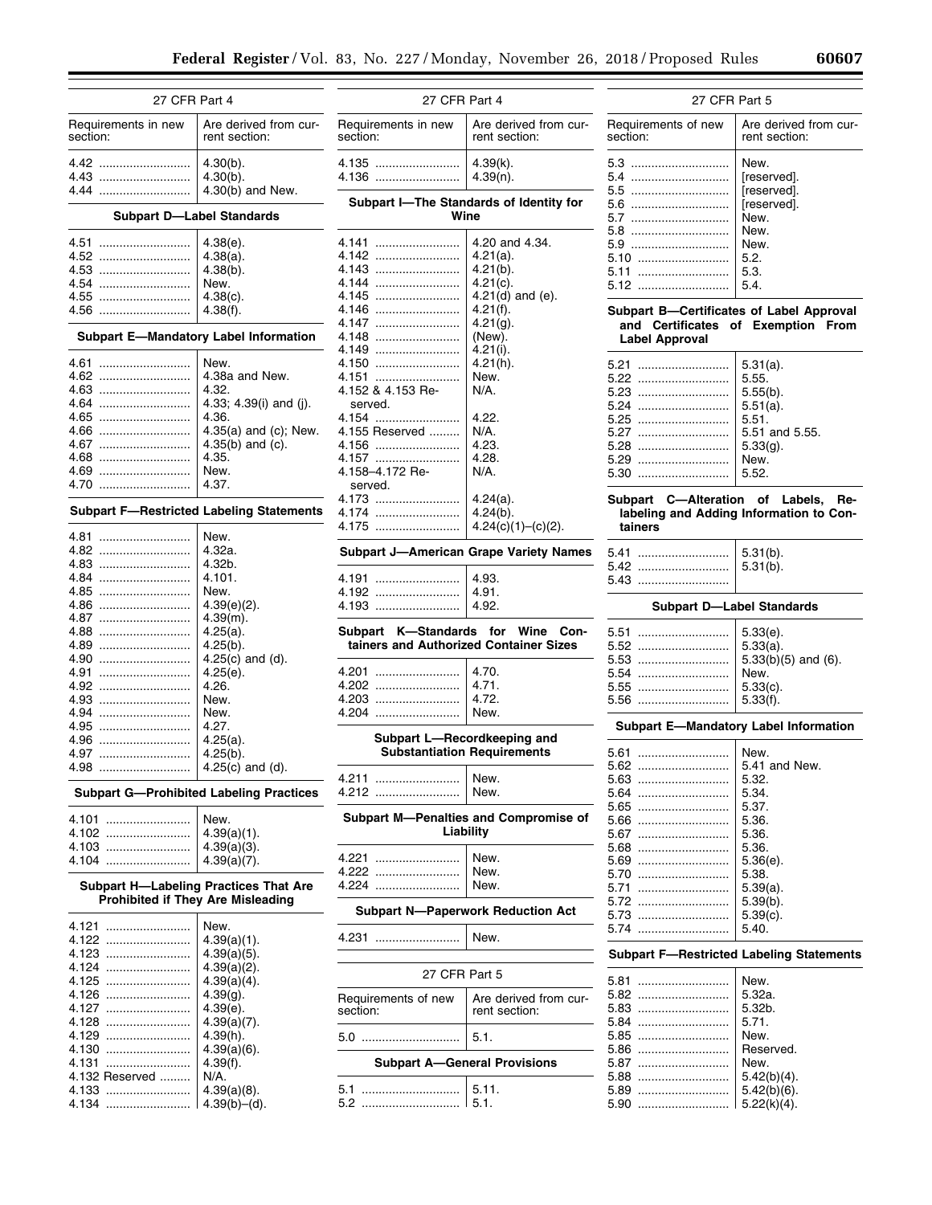27 CFR Part 4

| Requirements in new section: | Are derived from current section: |
|---|---|
| 4.42 | 4.30(b). |
| 4.43 | 4.30(b). |
| 4.44 | 4.30(b) and New. |
| **Subpart D—Label Standards** | |
| 4.51 | 4.38(e). |
| 4.52 | 4.38(a). |
| 4.53 | 4.38(b). |
| 4.54 | New. |
| 4.55 | 4.38(c). |
| 4.56 | 4.38(f). |
| **Subpart E—Mandatory Label Information** | |
| 4.61 | New. |
| 4.62 | 4.38a and New. |
| 4.63 | 4.32. |
| 4.64 | 4.33; 4.39(i) and (j). |
| 4.65 | 4.36. |
| 4.66 | 4.35(a) and (c); New. |
| 4.67 | 4.35(b) and (c). |
| 4.68 | 4.35. |
| 4.69 | New. |
| 4.70 | 4.37. |
| **Subpart F—Restricted Labeling Statements** | |
| 4.81 | New. |
| 4.82 | 4.32a. |
| 4.83 | 4.32b. |
| 4.84 | 4.101. |
| 4.85 | New. |
| 4.86 | 4.39(e)(2). |
| 4.87 | 4.39(m). |
| 4.88 | 4.25(a). |
| 4.89 | 4.25(b). |
| 4.90 | 4.25(c) and (d). |
| 4.91 | 4.25(e). |
| 4.92 | 4.26. |
| 4.93 | New. |
| 4.94 | New. |
| 4.95 | 4.27. |
| 4.96 | 4.25(a). |
| 4.97 | 4.25(b). |
| 4.98 | 4.25(c) and (d). |
| **Subpart G—Prohibited Labeling Practices** | |
| 4.101 | New. |
| 4.102 | 4.39(a)(1). |
| 4.103 | 4.39(a)(3). |
| 4.104 | 4.39(a)(7). |
| **Subpart H—Labeling Practices That Are Prohibited if They Are Misleading** | |
| 4.121 | New. |
| 4.122 | 4.39(a)(1). |
| 4.123 | 4.39(a)(5). |
| 4.124 | 4.39(a)(2). |
| 4.125 | 4.39(a)(4). |
| 4.126 | 4.39(g). |
| 4.127 | 4.39(e). |
| 4.128 | 4.39(a)(7). |
| 4.129 | 4.39(h). |
| 4.130 | 4.39(a)(6). |
| 4.131 | 4.39(f). |
| 4.132 Reserved | N/A. |
| 4.133 | 4.39(a)(8). |
| 4.134 | 4.39(b)–(d). |
| 4.135 | 4.39(k). |
| 4.136 | 4.39(n). |
| **Subpart I—The Standards of Identity for Wine** | |
| 4.141 | 4.20 and 4.34. |
| 4.142 | 4.21(a). |
| 4.143 | 4.21(b). |
| 4.144 | 4.21(c). |
| 4.145 | 4.21(d) and (e). |
| 4.146 | 4.21(f). |
| 4.147 | 4.21(g). |
| 4.148 | (New). |
| 4.149 | 4.21(i). |
| 4.150 | 4.21(h). |
| 4.151 | New. |
| 4.152 & 4.153 Reserved. | N/A. |
| 4.154 | 4.22. |
| 4.155 Reserved | N/A. |
| 4.156 | 4.23. |
| 4.157 | 4.28. |
| 4.158–4.172 Reserved. | N/A. |
| 4.173 | 4.24(a). |
| 4.174 | 4.24(b). |
| 4.175 | 4.24(c)(1)–(c)(2). |
| **Subpart J—American Grape Variety Names** | |
| 4.191 | 4.93. |
| 4.192 | 4.91. |
| 4.193 | 4.92. |
| **Subpart K—Standards for Wine Containers and Authorized Container Sizes** | |
| 4.201 | 4.70. |
| 4.202 | 4.71. |
| 4.203 | 4.72. |
| 4.204 | New. |
| **Subpart L—Recordkeeping and Substantiation Requirements** | |
| 4.211 | New. |
| 4.212 | New. |
| **Subpart M—Penalties and Compromise of Liability** | |
| 4.221 | New. |
| 4.222 | New. |
| 4.224 | New. |
| **Subpart N—Paperwork Reduction Act** | |
| 4.231 | New. |

27 CFR Part 5

| Requirements of new section: | Are derived from current section: |
|---|---|
| 5.0 | 5.1. |
| **Subpart A—General Provisions** | |
| 5.1 | 5.11. |
| 5.2 | 5.1. |
| 5.3 | New. |
| 5.4 | [reserved]. |
| 5.5 | [reserved]. |
| 5.6 | [reserved]. |
| 5.7 | New. |
| 5.8 | New. |
| 5.9 | New. |
| 5.10 | 5.2. |
| 5.11 | 5.3. |
| 5.12 | 5.4. |
| **Subpart B—Certificates of Label Approval and Certificates of Exemption From Label Approval** | |
| 5.21 | 5.31(a). |
| 5.22 | 5.55. |
| 5.23 | 5.55(b). |
| 5.24 | 5.51(a). |
| 5.25 | 5.51. |
| 5.27 | 5.51 and 5.55. |
| 5.28 | 5.33(g). |
| 5.29 | New. |
| 5.30 | 5.52. |
| **Subpart C—Alteration of Labels, Relabeling and Adding Information to Containers** | |
| 5.41 | 5.31(b). |
| 5.42 | 5.31(b). |
| 5.43 | |
| **Subpart D—Label Standards** | |
| 5.51 | 5.33(e). |
| 5.52 | 5.33(a). |
| 5.53 | 5.33(b)(5) and (6). |
| 5.54 | New. |
| 5.55 | 5.33(c). |
| 5.56 | 5.33(f). |
| **Subpart E—Mandatory Label Information** | |
| 5.61 | New. |
| 5.62 | 5.41 and New. |
| 5.63 | 5.32. |
| 5.64 | 5.34. |
| 5.65 | 5.37. |
| 5.66 | 5.36. |
| 5.67 | 5.36. |
| 5.68 | 5.36. |
| 5.69 | 5.36(e). |
| 5.70 | 5.38. |
| 5.71 | 5.39(a). |
| 5.72 | 5.39(b). |
| 5.73 | 5.39(c). |
| 5.74 | 5.40. |
| **Subpart F—Restricted Labeling Statements** | |
| 5.81 | New. |
| 5.82 | 5.32a. |
| 5.83 | 5.32b. |
| 5.84 | 5.71. |
| 5.85 | New. |
| 5.86 | Reserved. |
| 5.87 | New. |
| 5.88 | 5.42(b)(4). |
| 5.89 | 5.42(b)(6). |
| 5.90 | 5.22(k)(4). |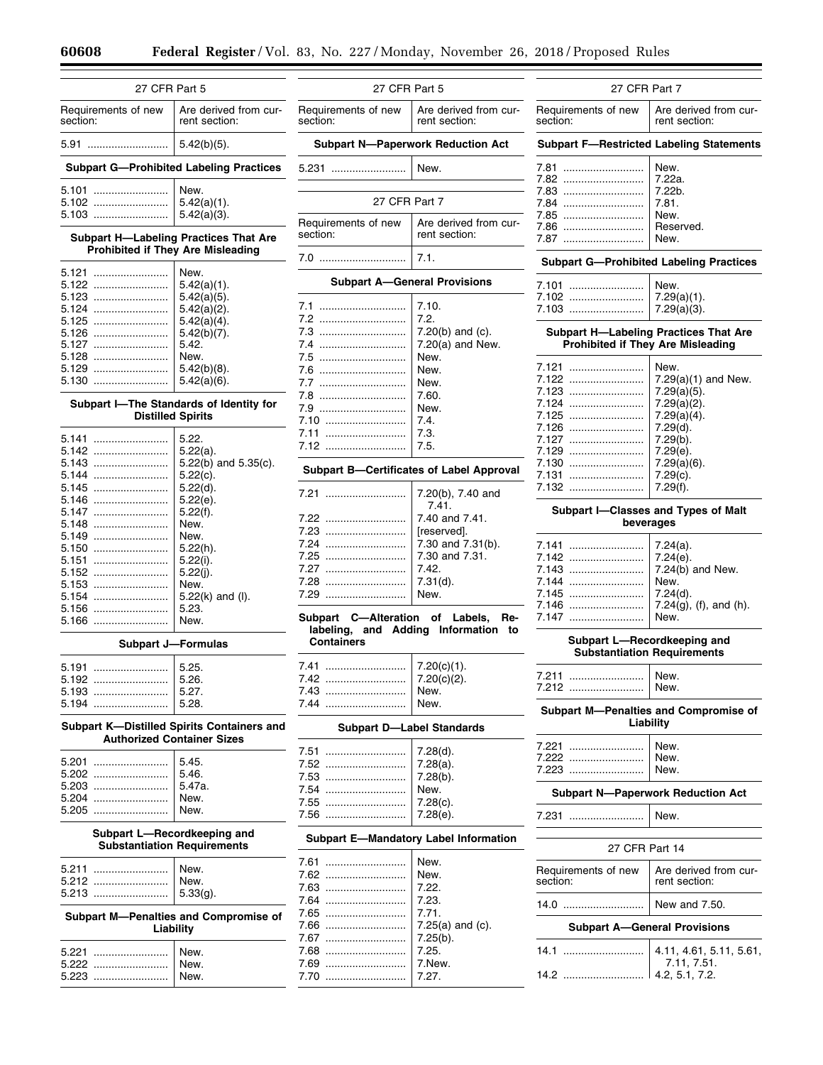| 27 CFR Part 5 | |
|---|---|
| Requirements of new section: | Are derived from current section: |
| 5.91 | 5.42(b)(5). |
| **Subpart G—Prohibited Labeling Practices** | |
| 5.101 | New. |
| 5.102 | 5.42(a)(1). |
| 5.103 | 5.42(a)(3). |
| **Subpart H—Labeling Practices That Are Prohibited if They Are Misleading** | |
| 5.121 | New. |
| 5.122 | 5.42(a)(1). |
| 5.123 | 5.42(a)(5). |
| 5.124 | 5.42(a)(2). |
| 5.125 | 5.42(a)(4). |
| 5.126 | 5.42(b)(7). |
| 5.127 | 5.42. |
| 5.128 | New. |
| 5.129 | 5.42(b)(8). |
| 5.130 | 5.42(a)(6). |
| **Subpart I—The Standards of Identity for Distilled Spirits** | |
| 5.141 | 5.22. |
| 5.142 | 5.22(a). |
| 5.143 | 5.22(b) and 5.35(c). |
| 5.144 | 5.22(c). |
| 5.145 | 5.22(d). |
| 5.146 | 5.22(e). |
| 5.147 | 5.22(f). |
| 5.148 | New. |
| 5.149 | New. |
| 5.150 | 5.22(h). |
| 5.151 | 5.22(i). |
| 5.152 | 5.22(j). |
| 5.153 | New. |
| 5.154 | 5.22(k) and (l). |
| 5.156 | 5.23. |
| 5.166 | New. |
| **Subpart J—Formulas** | |
| 5.191 | 5.25. |
| 5.192 | 5.26. |
| 5.193 | 5.27. |
| 5.194 | 5.28. |
| **Subpart K—Distilled Spirits Containers and Authorized Container Sizes** | |
| 5.201 | 5.45. |
| 5.202 | 5.46. |
| 5.203 | 5.47a. |
| 5.204 | New. |
| 5.205 | New. |
| **Subpart L—Recordkeeping and Substantiation Requirements** | |
| 5.211 | New. |
| 5.212 | New. |
| 5.213 | 5.33(g). |
| **Subpart M—Penalties and Compromise of Liability** | |
| 5.221 | New. |
| 5.222 | New. |
| 5.223 | New. |
| **Subpart N—Paperwork Reduction Act** | |
| 5.231 | New. |

| 27 CFR Part 7 | |
|---|---|
| Requirements of new section: | Are derived from current section: |
| 7.0 | 7.1. |
| **Subpart A—General Provisions** | |
| 7.1 | 7.10. |
| 7.2 | 7.2. |
| 7.3 | 7.20(b) and (c). |
| 7.4 | 7.20(a) and New. |
| 7.5 | New. |
| 7.6 | New. |
| 7.7 | New. |
| 7.8 | 7.60. |
| 7.9 | New. |
| 7.10 | 7.4. |
| 7.11 | 7.3. |
| 7.12 | 7.5. |
| **Subpart B—Certificates of Label Approval** | |
| 7.21 | 7.20(b), 7.40 and 7.41. |
| 7.22 | 7.40 and 7.41. |
| 7.23 | [reserved]. |
| 7.24 | 7.30 and 7.31(b). |
| 7.25 | 7.30 and 7.31. |
| 7.27 | 7.42. |
| 7.28 | 7.31(d). |
| 7.29 | New. |
| **Subpart C—Alteration of Labels, Relabeling, and Adding Information to Containers** | |
| 7.41 | 7.20(c)(1). |
| 7.42 | 7.20(c)(2). |
| 7.43 | New. |
| 7.44 | New. |
| **Subpart D—Label Standards** | |
| 7.51 | 7.28(d). |
| 7.52 | 7.28(a). |
| 7.53 | 7.28(b). |
| 7.54 | New. |
| 7.55 | 7.28(c). |
| 7.56 | 7.28(e). |
| **Subpart E—Mandatory Label Information** | |
| 7.61 | New. |
| 7.62 | New. |
| 7.63 | 7.22. |
| 7.64 | 7.23. |
| 7.65 | 7.71. |
| 7.66 | 7.25(a) and (c). |
| 7.67 | 7.25(b). |
| 7.68 | 7.25. |
| 7.69 | 7.New. |
| 7.70 | 7.27. |
| **Subpart F—Restricted Labeling Statements** | |
| 7.81 | New. |
| 7.82 | 7.22a. |
| 7.83 | 7.22b. |
| 7.84 | 7.81. |
| 7.85 | New. |
| 7.86 | Reserved. |
| 7.87 | New. |
| **Subpart G—Prohibited Labeling Practices** | |
| 7.101 | New. |
| 7.102 | 7.29(a)(1). |
| 7.103 | 7.29(a)(3). |
| **Subpart H—Labeling Practices That Are Prohibited if They Are Misleading** | |
| 7.121 | New. |
| 7.122 | 7.29(a)(1) and New. |
| 7.123 | 7.29(a)(5). |
| 7.124 | 7.29(a)(2). |
| 7.125 | 7.29(a)(4). |
| 7.126 | 7.29(d). |
| 7.127 | 7.29(b). |
| 7.129 | 7.29(e). |
| 7.130 | 7.29(a)(6). |
| 7.131 | 7.29(c). |
| 7.132 | 7.29(f). |
| **Subpart I—Classes and Types of Malt beverages** | |
| 7.141 | 7.24(a). |
| 7.142 | 7.24(e). |
| 7.143 | 7.24(b) and New. |
| 7.144 | New. |
| 7.145 | 7.24(d). |
| 7.146 | 7.24(g), (f), and (h). |
| 7.147 | New. |
| **Subpart L—Recordkeeping and Substantiation Requirements** | |
| 7.211 | New. |
| 7.212 | New. |
| **Subpart M—Penalties and Compromise of Liability** | |
| 7.221 | New. |
| 7.222 | New. |
| 7.223 | New. |
| **Subpart N—Paperwork Reduction Act** | |
| 7.231 | New. |

| 27 CFR Part 14 | |
|---|---|
| Requirements of new section: | Are derived from current section: |
| 14.0 | New and 7.50. |
| **Subpart A—General Provisions** | |
| 14.1 | 4.11, 4.61, 5.11, 5.61, 7.11, 7.51. |
| 14.2 | 4.2, 5.1, 7.2. |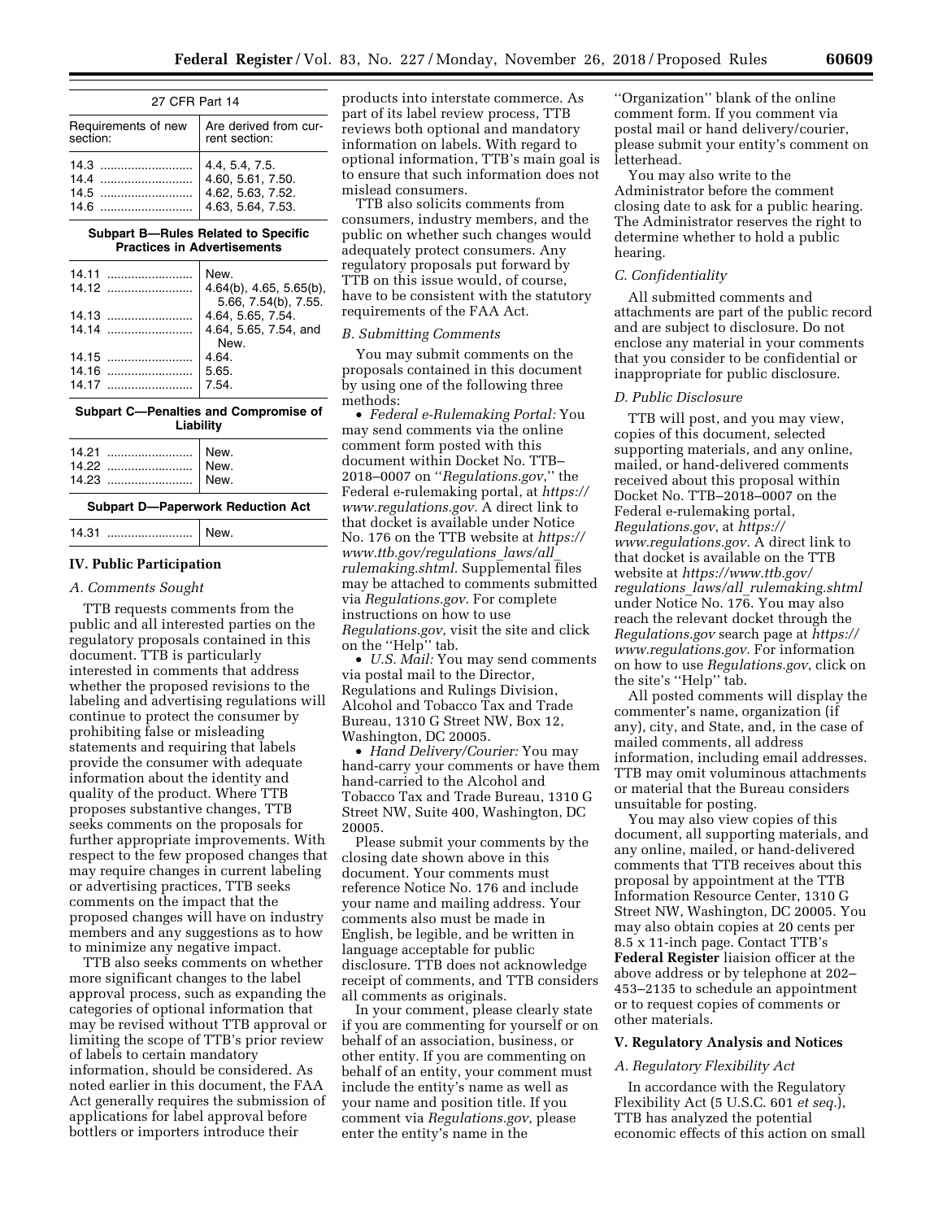| Requirements of new section: | Are derived from current section: |
| --- | --- |
| 27 CFR Part 14 | |
| 14.3 | 4.4, 5.4, 7.5. |
| 14.4 | 4.60, 5.61, 7.50. |
| 14.5 | 4.62, 5.63, 7.52. |
| 14.6 | 4.63, 5.64, 7.53. |
| **Subpart B—Rules Related to Specific Practices in Advertisements** | |
| 14.11 | New. |
| 14.12 | 4.64(b), 4.65, 5.65(b), 5.66, 7.54(b), 7.55. |
| 14.13 | 4.64, 5.65, 7.54. |
| 14.14 | 4.64, 5.65, 7.54, and New. |
| 14.15 | 4.64. |
| 14.16 | 5.65. |
| 14.17 | 7.54. |
| **Subpart C—Penalties and Compromise of Liability** | |
| 14.21 | New. |
| 14.22 | New. |
| 14.23 | New. |
| **Subpart D—Paperwork Reduction Act** | |
| 14.31 | New. |

## IV. Public Participation

### A. Comments Sought

TTB requests comments from the public and all interested parties on the regulatory proposals contained in this document. TTB is particularly interested in comments that address whether the proposed revisions to the labeling and advertising regulations will continue to protect the consumer by prohibiting false or misleading statements and requiring that labels provide the consumer with adequate information about the identity and quality of the product. Where TTB proposes substantive changes, TTB seeks comments on the proposals for further appropriate improvements. With respect to the few proposed changes that may require changes in current labeling or advertising practices, TTB seeks comments on the impact that the proposed changes will have on industry members and any suggestions as to how to minimize any negative impact.

TTB also seeks comments on whether more significant changes to the label approval process, such as expanding the categories of optional information that may be revised without TTB approval or limiting the scope of TTB's prior review of labels to certain mandatory information, should be considered. As noted earlier in this document, the FAA Act generally requires the submission of applications for label approval before bottlers or importers introduce their products into interstate commerce. As part of its label review process, TTB reviews both optional and mandatory information on labels. With regard to optional information, TTB's main goal is to ensure that such information does not mislead consumers.

TTB also solicits comments from consumers, industry members, and the public on whether such changes would adequately protect consumers. Any regulatory proposals put forward by TTB on this issue would, of course, have to be consistent with the statutory requirements of the FAA Act.

### B. Submitting Comments

You may submit comments on the proposals contained in this document by using one of the following three methods:

- *Federal e-Rulemaking Portal:* You may send comments via the online comment form posted with this document within Docket No. TTB–2018–0007 on ''*Regulations.gov*,'' the Federal e-rulemaking portal, at *https://www.regulations.gov.* A direct link to that docket is available under Notice No. 176 on the TTB website at *https://www.ttb.gov/regulations_laws/all_rulemaking.shtml.* Supplemental files may be attached to comments submitted via *Regulations.gov*. For complete instructions on how to use *Regulations.gov*, visit the site and click on the ''Help'' tab.
- *U.S. Mail:* You may send comments via postal mail to the Director, Regulations and Rulings Division, Alcohol and Tobacco Tax and Trade Bureau, 1310 G Street NW, Box 12, Washington, DC 20005.
- *Hand Delivery/Courier:* You may hand-carry your comments or have them hand-carried to the Alcohol and Tobacco Tax and Trade Bureau, 1310 G Street NW, Suite 400, Washington, DC 20005.

Please submit your comments by the closing date shown above in this document. Your comments must reference Notice No. 176 and include your name and mailing address. Your comments also must be made in English, be legible, and be written in language acceptable for public disclosure. TTB does not acknowledge receipt of comments, and TTB considers all comments as originals.

In your comment, please clearly state if you are commenting for yourself or on behalf of an association, business, or other entity. If you are commenting on behalf of an entity, your comment must include the entity's name as well as your name and position title. If you comment via *Regulations.gov*, please enter the entity's name in the ''Organization'' blank of the online comment form. If you comment via postal mail or hand delivery/courier, please submit your entity's comment on letterhead.

You may also write to the Administrator before the comment closing date to ask for a public hearing. The Administrator reserves the right to determine whether to hold a public hearing.

### C. Confidentiality

All submitted comments and attachments are part of the public record and are subject to disclosure. Do not enclose any material in your comments that you consider to be confidential or inappropriate for public disclosure.

### D. Public Disclosure

TTB will post, and you may view, copies of this document, selected supporting materials, and any online, mailed, or hand-delivered comments received about this proposal within Docket No. TTB–2018–0007 on the Federal e-rulemaking portal, *Regulations.gov*, at *https://www.regulations.gov.* A direct link to that docket is available on the TTB website at *https://www.ttb.gov/regulations_laws/all_rulemaking.shtml* under Notice No. 176. You may also reach the relevant docket through the *Regulations.gov* search page at *https://www.regulations.gov.* For information on how to use *Regulations.gov*, click on the site's ''Help'' tab.

All posted comments will display the commenter's name, organization (if any), city, and State, and, in the case of mailed comments, all address information, including email addresses. TTB may omit voluminous attachments or material that the Bureau considers unsuitable for posting.

You may also view copies of this document, all supporting materials, and any online, mailed, or hand-delivered comments that TTB receives about this proposal by appointment at the TTB Information Resource Center, 1310 G Street NW, Washington, DC 20005. You may also obtain copies at 20 cents per 8.5 x 11-inch page. Contact TTB's **Federal Register** liaision officer at the above address or by telephone at 202–453–2135 to schedule an appointment or to request copies of comments or other materials.

## V. Regulatory Analysis and Notices

### A. Regulatory Flexibility Act

In accordance with the Regulatory Flexibility Act (5 U.S.C. 601 *et seq.*), TTB has analyzed the potential economic effects of this action on small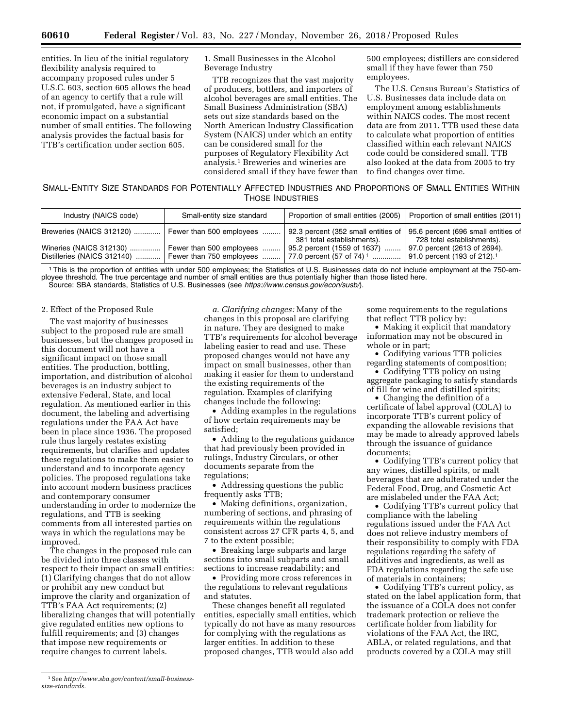entities. In lieu of the initial regulatory flexibility analysis required to accompany proposed rules under 5 U.S.C. 603, section 605 allows the head of an agency to certify that a rule will not, if promulgated, have a significant economic impact on a substantial number of small entities. The following analysis provides the factual basis for TTB's certification under section 605.

1. Small Businesses in the Alcohol Beverage Industry

TTB recognizes that the vast majority of producers, bottlers, and importers of alcohol beverages are small entities. The Small Business Administration (SBA) sets out size standards based on the North American Industry Classification System (NAICS) under which an entity can be considered small for the purposes of Regulatory Flexibility Act analysis.[1] Breweries and wineries are considered small if they have fewer than 500 employees; distillers are considered small if they have fewer than 750 employees.

The U.S. Census Bureau's Statistics of U.S. Businesses data include data on employment among establishments within NAICS codes. The most recent data are from 2011. TTB used these data to calculate what proportion of entities classified within each relevant NAICS code could be considered small. TTB also looked at the data from 2005 to try to find changes over time.

SMALL-ENTITY SIZE STANDARDS FOR POTENTIALLY AFFECTED INDUSTRIES AND PROPORTIONS OF SMALL ENTITIES WITHIN THOSE INDUSTRIES

| Industry (NAICS code) | Small-entity size standard | Proportion of small entities (2005) | Proportion of small entities (2011) |
| --- | --- | --- | --- |
| Breweries (NAICS 312120) | Fewer than 500 employees | 92.3 percent (352 small entities of 381 total establishments). | 95.6 percent (696 small entities of 728 total establishments). |
| Wineries (NAICS 312130) | Fewer than 500 employees | 95.2 percent (1559 of 1637) | 97.0 percent (2613 of 2694). |
| Distilleries (NAICS 312140) | Fewer than 750 employees | 77.0 percent (57 of 74) [1] | 91.0 percent (193 of 212).[1] |

[1] This is the proportion of entities with under 500 employees; the Statistics of U.S. Businesses data do not include employment at the 750-employee threshold. The true percentage and number of small entities are thus potentially higher than those listed here.

Source: SBA standards, Statistics of U.S. Businesses (see *https://www.census.gov/econ/susb/*).

2. Effect of the Proposed Rule

The vast majority of businesses subject to the proposed rule are small businesses, but the changes proposed in this document will not have a significant impact on those small entities. The production, bottling, importation, and distribution of alcohol beverages is an industry subject to extensive Federal, State, and local regulation. As mentioned earlier in this document, the labeling and advertising regulations under the FAA Act have been in place since 1936. The proposed rule thus largely restates existing requirements, but clarifies and updates these regulations to make them easier to understand and to incorporate agency policies. The proposed regulations take into account modern business practices and contemporary consumer understanding in order to modernize the regulations, and TTB is seeking comments from all interested parties on ways in which the regulations may be improved.

The changes in the proposed rule can be divided into three classes with respect to their impact on small entities: (1) Clarifying changes that do not allow or prohibit any new conduct but improve the clarity and organization of TTB's FAA Act requirements; (2) liberalizing changes that will potentially give regulated entities new options to fulfill requirements; and (3) changes that impose new requirements or require changes to current labels.

*a. Clarifying changes:* Many of the changes in this proposal are clarifying in nature. They are designed to make TTB's requirements for alcohol beverage labeling easier to read and use. These proposed changes would not have any impact on small businesses, other than making it easier for them to understand the existing requirements of the regulation. Examples of clarifying changes include the following:

- Adding examples in the regulations of how certain requirements may be satisfied;
- Adding to the regulations guidance that had previously been provided in rulings, Industry Circulars, or other documents separate from the regulations;
- Addressing questions the public frequently asks TTB;
- Making definitions, organization, numbering of sections, and phrasing of requirements within the regulations consistent across 27 CFR parts 4, 5, and 7 to the extent possible;
- Breaking large subparts and large sections into small subparts and small sections to increase readability; and
- Providing more cross references in the regulations to relevant regulations and statutes.

These changes benefit all regulated entities, especially small entities, which typically do not have as many resources for complying with the regulations as larger entities. In addition to these proposed changes, TTB would also add some requirements to the regulations that reflect TTB policy by:

- Making it explicit that mandatory information may not be obscured in whole or in part;
- Codifying various TTB policies regarding statements of composition;
- Codifying TTB policy on using aggregate packaging to satisfy standards of fill for wine and distilled spirits;
- Changing the definition of a certificate of label approval (COLA) to incorporate TTB's current policy of expanding the allowable revisions that may be made to already approved labels through the issuance of guidance documents;
- Codifying TTB's current policy that any wines, distilled spirits, or malt beverages that are adulterated under the Federal Food, Drug, and Cosmetic Act are mislabeled under the FAA Act;
- Codifying TTB's current policy that compliance with the labeling regulations issued under the FAA Act does not relieve industry members of their responsibility to comply with FDA regulations regarding the safety of additives and ingredients, as well as FDA regulations regarding the safe use of materials in containers;
- Codifying TTB's current policy, as stated on the label application form, that the issuance of a COLA does not confer trademark protection or relieve the certificate holder from liability for violations of the FAA Act, the IRC, ABLA, or related regulations, and that products covered by a COLA may still

[1] See *http://www.sba.gov/content/small-business-size-standards.*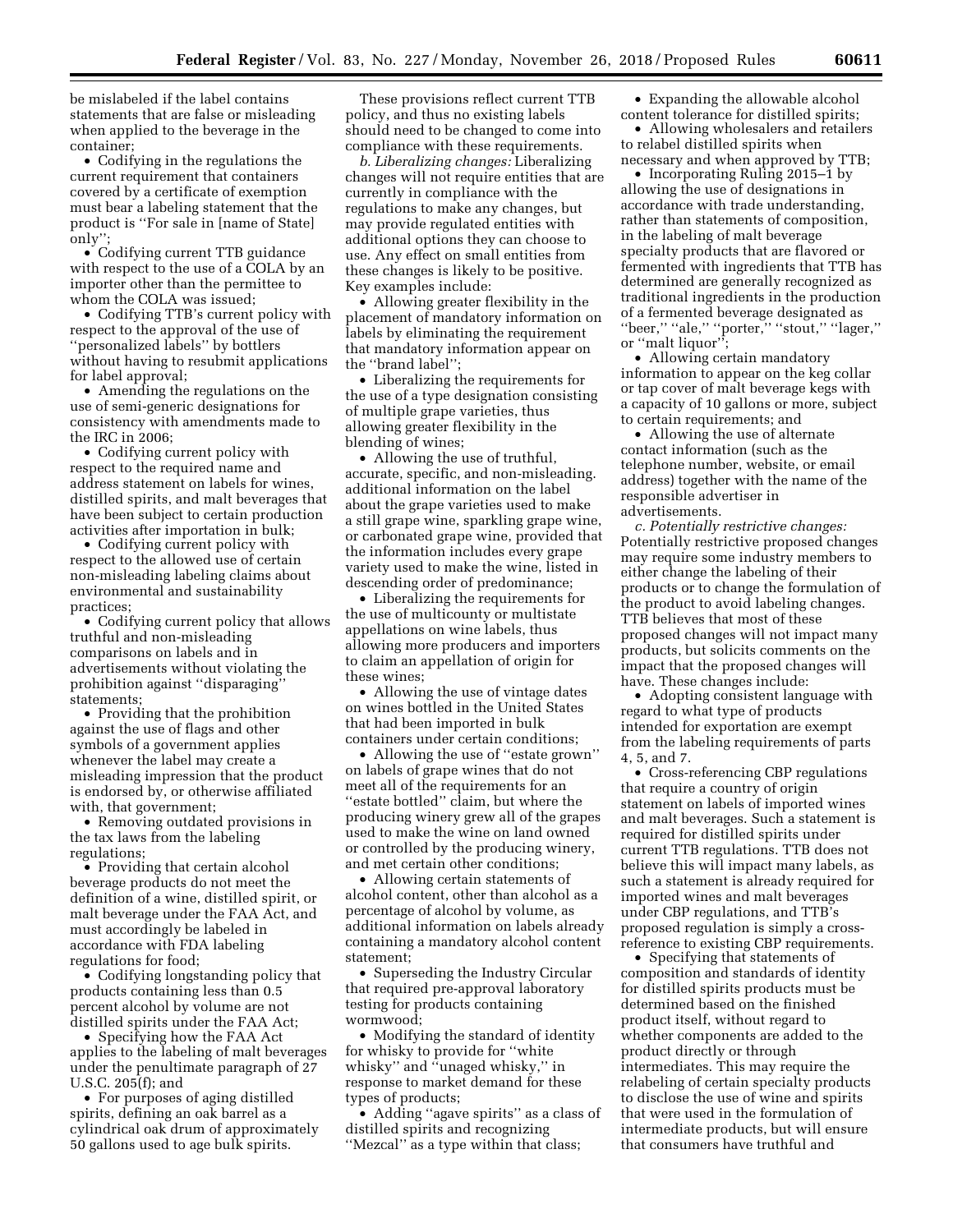be mislabeled if the label contains statements that are false or misleading when applied to the beverage in the container;

- Codifying in the regulations the current requirement that containers covered by a certificate of exemption must bear a labeling statement that the product is ''For sale in [name of State] only'';
- Codifying current TTB guidance with respect to the use of a COLA by an importer other than the permittee to whom the COLA was issued;
- Codifying TTB's current policy with respect to the approval of the use of ''personalized labels'' by bottlers without having to resubmit applications for label approval;
- Amending the regulations on the use of semi-generic designations for consistency with amendments made to the IRC in 2006;
- Codifying current policy with respect to the required name and address statement on labels for wines, distilled spirits, and malt beverages that have been subject to certain production activities after importation in bulk;
- Codifying current policy with respect to the allowed use of certain non-misleading labeling claims about environmental and sustainability practices;
- Codifying current policy that allows truthful and non-misleading comparisons on labels and in advertisements without violating the prohibition against ''disparaging'' statements;
- Providing that the prohibition against the use of flags and other symbols of a government applies whenever the label may create a misleading impression that the product is endorsed by, or otherwise affiliated with, that government;
- Removing outdated provisions in the tax laws from the labeling regulations;
- Providing that certain alcohol beverage products do not meet the definition of a wine, distilled spirit, or malt beverage under the FAA Act, and must accordingly be labeled in accordance with FDA labeling regulations for food;
- Codifying longstanding policy that products containing less than 0.5 percent alcohol by volume are not distilled spirits under the FAA Act;
- Specifying how the FAA Act applies to the labeling of malt beverages under the penultimate paragraph of 27 U.S.C. 205(f); and
- For purposes of aging distilled spirits, defining an oak barrel as a cylindrical oak drum of approximately 50 gallons used to age bulk spirits.

These provisions reflect current TTB policy, and thus no existing labels should need to be changed to come into compliance with these requirements.

*b. Liberalizing changes:* Liberalizing changes will not require entities that are currently in compliance with the regulations to make any changes, but may provide regulated entities with additional options they can choose to use. Any effect on small entities from these changes is likely to be positive. Key examples include:

- Allowing greater flexibility in the placement of mandatory information on labels by eliminating the requirement that mandatory information appear on the ''brand label'';
- Liberalizing the requirements for the use of a type designation consisting of multiple grape varieties, thus allowing greater flexibility in the blending of wines;
- Allowing the use of truthful, accurate, specific, and non-misleading. additional information on the label about the grape varieties used to make a still grape wine, sparkling grape wine, or carbonated grape wine, provided that the information includes every grape variety used to make the wine, listed in descending order of predominance;
- Liberalizing the requirements for the use of multicounty or multistate appellations on wine labels, thus allowing more producers and importers to claim an appellation of origin for these wines;
- Allowing the use of vintage dates on wines bottled in the United States that had been imported in bulk containers under certain conditions;
- Allowing the use of ''estate grown'' on labels of grape wines that do not meet all of the requirements for an ''estate bottled'' claim, but where the producing winery grew all of the grapes used to make the wine on land owned or controlled by the producing winery, and met certain other conditions;
- Allowing certain statements of alcohol content, other than alcohol as a percentage of alcohol by volume, as additional information on labels already containing a mandatory alcohol content statement;
- Superseding the Industry Circular that required pre-approval laboratory testing for products containing wormwood;
- Modifying the standard of identity for whisky to provide for ''white whisky'' and ''unaged whisky,'' in response to market demand for these types of products;
- Adding ''agave spirits'' as a class of distilled spirits and recognizing ''Mezcal'' as a type within that class;
- Expanding the allowable alcohol content tolerance for distilled spirits;
- Allowing wholesalers and retailers to relabel distilled spirits when necessary and when approved by TTB;
- Incorporating Ruling 2015–1 by allowing the use of designations in accordance with trade understanding, rather than statements of composition, in the labeling of malt beverage specialty products that are flavored or fermented with ingredients that TTB has determined are generally recognized as traditional ingredients in the production of a fermented beverage designated as ''beer,'' ''ale,'' ''porter,'' ''stout,'' ''lager,'' or ''malt liquor'';
- Allowing certain mandatory information to appear on the keg collar or tap cover of malt beverage kegs with a capacity of 10 gallons or more, subject to certain requirements; and
- Allowing the use of alternate contact information (such as the telephone number, website, or email address) together with the name of the responsible advertiser in advertisements.

*c. Potentially restrictive changes:* Potentially restrictive proposed changes may require some industry members to either change the labeling of their products or to change the formulation of the product to avoid labeling changes. TTB believes that most of these proposed changes will not impact many products, but solicits comments on the impact that the proposed changes will have. These changes include:

- Adopting consistent language with regard to what type of products intended for exportation are exempt from the labeling requirements of parts 4, 5, and 7.
- Cross-referencing CBP regulations that require a country of origin statement on labels of imported wines and malt beverages. Such a statement is required for distilled spirits under current TTB regulations. TTB does not believe this will impact many labels, as such a statement is already required for imported wines and malt beverages under CBP regulations, and TTB's proposed regulation is simply a cross-reference to existing CBP requirements.
- Specifying that statements of composition and standards of identity for distilled spirits products must be determined based on the finished product itself, without regard to whether components are added to the product directly or through intermediates. This may require the relabeling of certain specialty products to disclose the use of wine and spirits that were used in the formulation of intermediate products, but will ensure that consumers have truthful and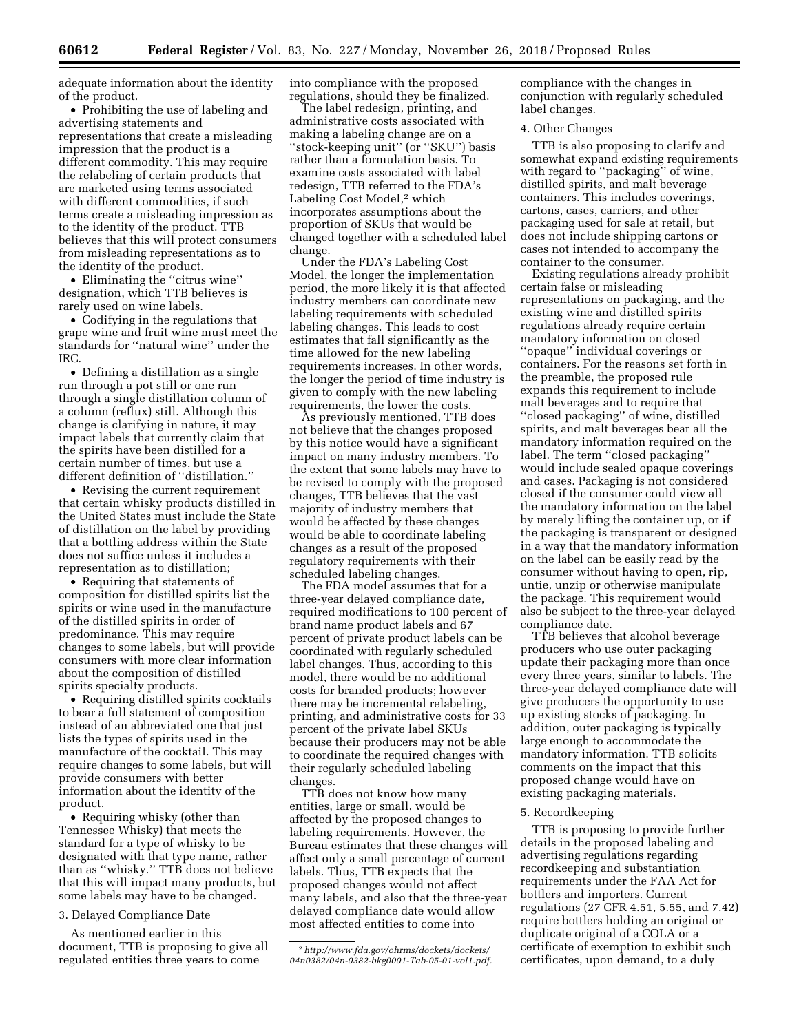adequate information about the identity of the product.

- Prohibiting the use of labeling and advertising statements and representations that create a misleading impression that the product is a different commodity. This may require the relabeling of certain products that are marketed using terms associated with different commodities, if such terms create a misleading impression as to the identity of the product. TTB believes that this will protect consumers from misleading representations as to the identity of the product.
- Eliminating the ''citrus wine'' designation, which TTB believes is rarely used on wine labels.
- Codifying in the regulations that grape wine and fruit wine must meet the standards for ''natural wine'' under the IRC.
- Defining a distillation as a single run through a pot still or one run through a single distillation column of a column (reflux) still. Although this change is clarifying in nature, it may impact labels that currently claim that the spirits have been distilled for a certain number of times, but use a different definition of ''distillation.''
- Revising the current requirement that certain whisky products distilled in the United States must include the State of distillation on the label by providing that a bottling address within the State does not suffice unless it includes a representation as to distillation;
- Requiring that statements of composition for distilled spirits list the spirits or wine used in the manufacture of the distilled spirits in order of predominance. This may require changes to some labels, but will provide consumers with more clear information about the composition of distilled spirits specialty products.
- Requiring distilled spirits cocktails to bear a full statement of composition instead of an abbreviated one that just lists the types of spirits used in the manufacture of the cocktail. This may require changes to some labels, but will provide consumers with better information about the identity of the product.
- Requiring whisky (other than Tennessee Whisky) that meets the standard for a type of whisky to be designated with that type name, rather than as ''whisky.'' TTB does not believe that this will impact many products, but some labels may have to be changed.

3. Delayed Compliance Date

As mentioned earlier in this document, TTB is proposing to give all regulated entities three years to come into compliance with the proposed regulations, should they be finalized.

The label redesign, printing, and administrative costs associated with making a labeling change are on a ''stock-keeping unit'' (or ''SKU'') basis rather than a formulation basis. To examine costs associated with label redesign, TTB referred to the FDA's Labeling Cost Model,[2] which incorporates assumptions about the proportion of SKUs that would be changed together with a scheduled label change.

Under the FDA's Labeling Cost Model, the longer the implementation period, the more likely it is that affected industry members can coordinate new labeling requirements with scheduled labeling changes. This leads to cost estimates that fall significantly as the time allowed for the new labeling requirements increases. In other words, the longer the period of time industry is given to comply with the new labeling requirements, the lower the costs.

As previously mentioned, TTB does not believe that the changes proposed by this notice would have a significant impact on many industry members. To the extent that some labels may have to be revised to comply with the proposed changes, TTB believes that the vast majority of industry members that would be affected by these changes would be able to coordinate labeling changes as a result of the proposed regulatory requirements with their scheduled labeling changes.

The FDA model assumes that for a three-year delayed compliance date, required modifications to 100 percent of brand name product labels and 67 percent of private product labels can be coordinated with regularly scheduled label changes. Thus, according to this model, there would be no additional costs for branded products; however there may be incremental relabeling, printing, and administrative costs for 33 percent of the private label SKUs because their producers may not be able to coordinate the required changes with their regularly scheduled labeling changes.

TTB does not know how many entities, large or small, would be affected by the proposed changes to labeling requirements. However, the Bureau estimates that these changes will affect only a small percentage of current labels. Thus, TTB expects that the proposed changes would not affect many labels, and also that the three-year delayed compliance date would allow most affected entities to come into compliance with the changes in conjunction with regularly scheduled label changes.

[2] *http://www.fda.gov/ohrms/dockets/dockets/04n0382/04n-0382-bkg0001-Tab-05-01-vol1.pdf.*

4. Other Changes

TTB is also proposing to clarify and somewhat expand existing requirements with regard to ''packaging'' of wine, distilled spirits, and malt beverage containers. This includes coverings, cartons, cases, carriers, and other packaging used for sale at retail, but does not include shipping cartons or cases not intended to accompany the container to the consumer.

Existing regulations already prohibit certain false or misleading representations on packaging, and the existing wine and distilled spirits regulations already require certain mandatory information on closed ''opaque'' individual coverings or containers. For the reasons set forth in the preamble, the proposed rule expands this requirement to include malt beverages and to require that ''closed packaging'' of wine, distilled spirits, and malt beverages bear all the mandatory information required on the label. The term ''closed packaging'' would include sealed opaque coverings and cases. Packaging is not considered closed if the consumer could view all the mandatory information on the label by merely lifting the container up, or if the packaging is transparent or designed in a way that the mandatory information on the label can be easily read by the consumer without having to open, rip, untie, unzip or otherwise manipulate the package. This requirement would also be subject to the three-year delayed compliance date.

TTB believes that alcohol beverage producers who use outer packaging update their packaging more than once every three years, similar to labels. The three-year delayed compliance date will give producers the opportunity to use up existing stocks of packaging. In addition, outer packaging is typically large enough to accommodate the mandatory information. TTB solicits comments on the impact that this proposed change would have on existing packaging materials.

5. Recordkeeping

TTB is proposing to provide further details in the proposed labeling and advertising regulations regarding recordkeeping and substantiation requirements under the FAA Act for bottlers and importers. Current regulations (27 CFR 4.51, 5.55, and 7.42) require bottlers holding an original or duplicate original of a COLA or a certificate of exemption to exhibit such certificates, upon demand, to a duly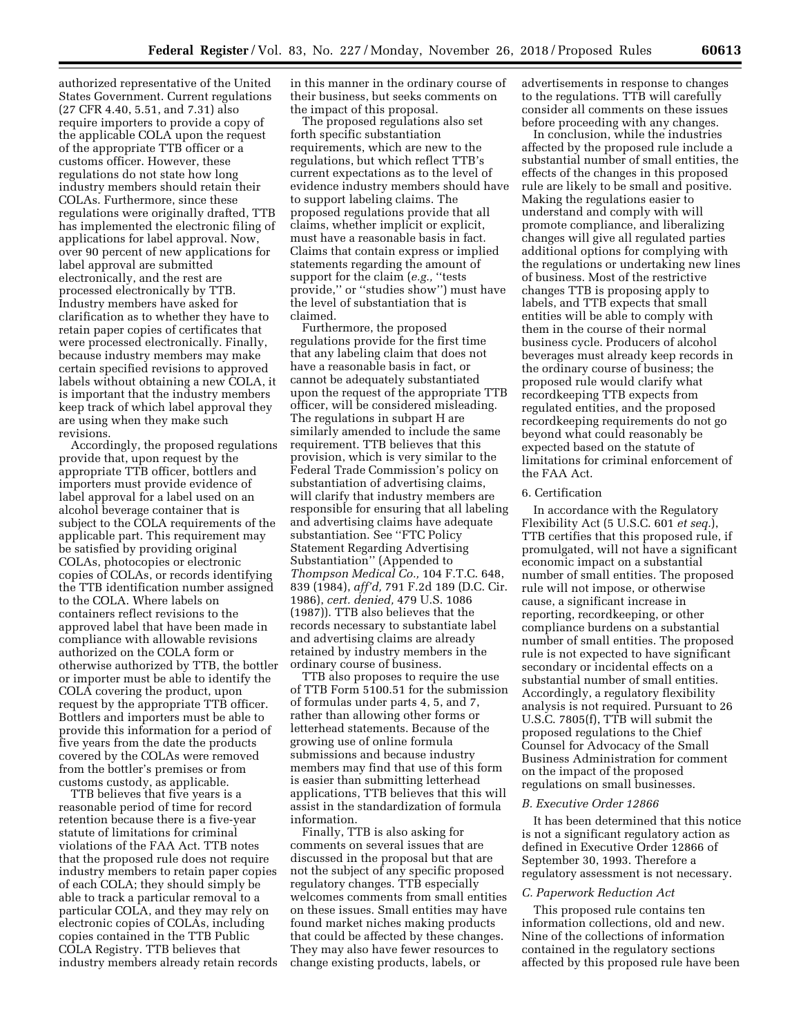authorized representative of the United States Government. Current regulations (27 CFR 4.40, 5.51, and 7.31) also require importers to provide a copy of the applicable COLA upon the request of the appropriate TTB officer or a customs officer. However, these regulations do not state how long industry members should retain their COLAs. Furthermore, since these regulations were originally drafted, TTB has implemented the electronic filing of applications for label approval. Now, over 90 percent of new applications for label approval are submitted electronically, and the rest are processed electronically by TTB. Industry members have asked for clarification as to whether they have to retain paper copies of certificates that were processed electronically. Finally, because industry members may make certain specified revisions to approved labels without obtaining a new COLA, it is important that the industry members keep track of which label approval they are using when they make such revisions.

Accordingly, the proposed regulations provide that, upon request by the appropriate TTB officer, bottlers and importers must provide evidence of label approval for a label used on an alcohol beverage container that is subject to the COLA requirements of the applicable part. This requirement may be satisfied by providing original COLAs, photocopies or electronic copies of COLAs, or records identifying the TTB identification number assigned to the COLA. Where labels on containers reflect revisions to the approved label that have been made in compliance with allowable revisions authorized on the COLA form or otherwise authorized by TTB, the bottler or importer must be able to identify the COLA covering the product, upon request by the appropriate TTB officer. Bottlers and importers must be able to provide this information for a period of five years from the date the products covered by the COLAs were removed from the bottler's premises or from customs custody, as applicable.

TTB believes that five years is a reasonable period of time for record retention because there is a five-year statute of limitations for criminal violations of the FAA Act. TTB notes that the proposed rule does not require industry members to retain paper copies of each COLA; they should simply be able to track a particular removal to a particular COLA, and they may rely on electronic copies of COLAs, including copies contained in the TTB Public COLA Registry. TTB believes that industry members already retain records in this manner in the ordinary course of their business, but seeks comments on the impact of this proposal.

The proposed regulations also set forth specific substantiation requirements, which are new to the regulations, but which reflect TTB's current expectations as to the level of evidence industry members should have to support labeling claims. The proposed regulations provide that all claims, whether implicit or explicit, must have a reasonable basis in fact. Claims that contain express or implied statements regarding the amount of support for the claim (*e.g.,* "tests provide," or "studies show") must have the level of substantiation that is claimed.

Furthermore, the proposed regulations provide for the first time that any labeling claim that does not have a reasonable basis in fact, or cannot be adequately substantiated upon the request of the appropriate TTB officer, will be considered misleading. The regulations in subpart H are similarly amended to include the same requirement. TTB believes that this provision, which is very similar to the Federal Trade Commission's policy on substantiation of advertising claims, will clarify that industry members are responsible for ensuring that all labeling and advertising claims have adequate substantiation. See "FTC Policy Statement Regarding Advertising Substantiation" (Appended to *Thompson Medical Co.,* 104 F.T.C. 648, 839 (1984), *aff'd,* 791 F.2d 189 (D.C. Cir. 1986), *cert. denied,* 479 U.S. 1086 (1987)). TTB also believes that the records necessary to substantiate label and advertising claims are already retained by industry members in the ordinary course of business.

TTB also proposes to require the use of TTB Form 5100.51 for the submission of formulas under parts 4, 5, and 7, rather than allowing other forms or letterhead statements. Because of the growing use of online formula submissions and because industry members may find that use of this form is easier than submitting letterhead applications, TTB believes that this will assist in the standardization of formula information.

Finally, TTB is also asking for comments on several issues that are discussed in the proposal but that are not the subject of any specific proposed regulatory changes. TTB especially welcomes comments from small entities on these issues. Small entities may have found market niches making products that could be affected by these changes. They may also have fewer resources to change existing products, labels, or advertisements in response to changes to the regulations. TTB will carefully consider all comments on these issues before proceeding with any changes.

In conclusion, while the industries affected by the proposed rule include a substantial number of small entities, the effects of the changes in this proposed rule are likely to be small and positive. Making the regulations easier to understand and comply with will promote compliance, and liberalizing changes will give all regulated parties additional options for complying with the regulations or undertaking new lines of business. Most of the restrictive changes TTB is proposing apply to labels, and TTB expects that small entities will be able to comply with them in the course of their normal business cycle. Producers of alcohol beverages must already keep records in the ordinary course of business; the proposed rule would clarify what recordkeeping TTB expects from regulated entities, and the proposed recordkeeping requirements do not go beyond what could reasonably be expected based on the statute of limitations for criminal enforcement of the FAA Act.

6. Certification

In accordance with the Regulatory Flexibility Act (5 U.S.C. 601 *et seq.*), TTB certifies that this proposed rule, if promulgated, will not have a significant economic impact on a substantial number of small entities. The proposed rule will not impose, or otherwise cause, a significant increase in reporting, recordkeeping, or other compliance burdens on a substantial number of small entities. The proposed rule is not expected to have significant secondary or incidental effects on a substantial number of small entities. Accordingly, a regulatory flexibility analysis is not required. Pursuant to 26 U.S.C. 7805(f), TTB will submit the proposed regulations to the Chief Counsel for Advocacy of the Small Business Administration for comment on the impact of the proposed regulations on small businesses.

### *B. Executive Order 12866*

It has been determined that this notice is not a significant regulatory action as defined in Executive Order 12866 of September 30, 1993. Therefore a regulatory assessment is not necessary.

### *C. Paperwork Reduction Act*

This proposed rule contains ten information collections, old and new. Nine of the collections of information contained in the regulatory sections affected by this proposed rule have been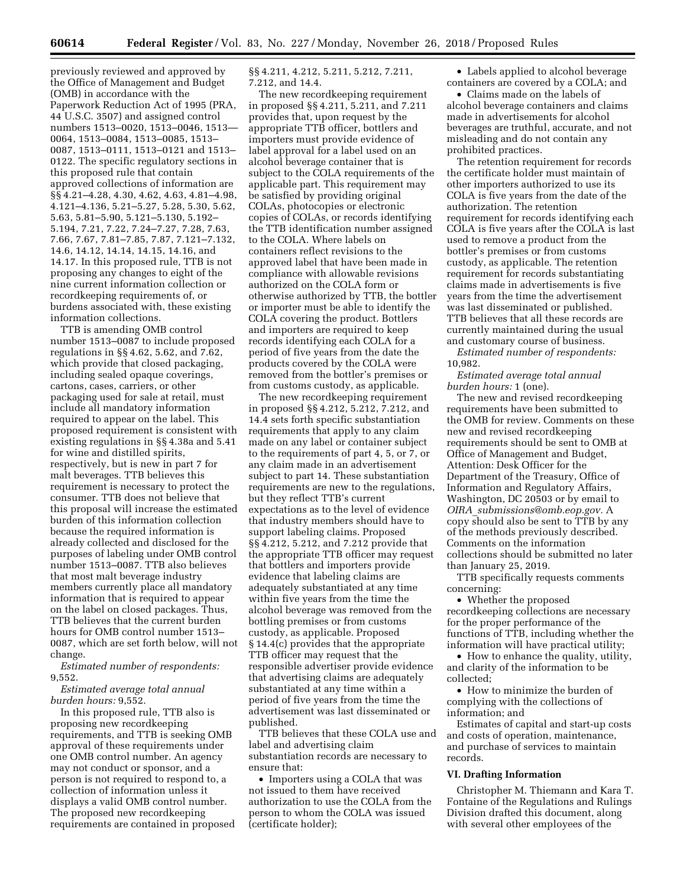previously reviewed and approved by the Office of Management and Budget (OMB) in accordance with the Paperwork Reduction Act of 1995 (PRA, 44 U.S.C. 3507) and assigned control numbers 1513–0020, 1513–0046, 1513—0064, 1513–0084, 1513–0085, 1513–0087, 1513–0111, 1513–0121 and 1513–0122. The specific regulatory sections in this proposed rule that contain approved collections of information are §§ 4.21–4.28, 4.30, 4.62, 4.63, 4.81–4.98, 4.121–4.136, 5.21–5.27, 5.28, 5.30, 5.62, 5.63, 5.81–5.90, 5.121–5.130, 5.192–5.194, 7.21, 7.22, 7.24–7.27, 7.28, 7.63, 7.66, 7.67, 7.81–7.85, 7.87, 7.121–7.132, 14.6, 14.12, 14.14, 14.15, 14.16, and 14.17. In this proposed rule, TTB is not proposing any changes to eight of the nine current information collection or recordkeeping requirements of, or burdens associated with, these existing information collections.

TTB is amending OMB control number 1513–0087 to include proposed regulations in §§ 4.62, 5.62, and 7.62, which provide that closed packaging, including sealed opaque coverings, cartons, cases, carriers, or other packaging used for sale at retail, must include all mandatory information required to appear on the label. This proposed requirement is consistent with existing regulations in §§ 4.38a and 5.41 for wine and distilled spirits, respectively, but is new in part 7 for malt beverages. TTB believes this requirement is necessary to protect the consumer. TTB does not believe that this proposal will increase the estimated burden of this information collection because the required information is already collected and disclosed for the purposes of labeling under OMB control number 1513–0087. TTB also believes that most malt beverage industry members currently place all mandatory information that is required to appear on the label on closed packages. Thus, TTB believes that the current burden hours for OMB control number 1513–0087, which are set forth below, will not change.

*Estimated number of respondents:* 9,552.

*Estimated average total annual burden hours:* 9,552.

In this proposed rule, TTB also is proposing new recordkeeping requirements, and TTB is seeking OMB approval of these requirements under one OMB control number. An agency may not conduct or sponsor, and a person is not required to respond to, a collection of information unless it displays a valid OMB control number. The proposed new recordkeeping requirements are contained in proposed §§ 4.211, 4.212, 5.211, 5.212, 7.211, 7.212, and 14.4.

The new recordkeeping requirement in proposed §§ 4.211, 5.211, and 7.211 provides that, upon request by the appropriate TTB officer, bottlers and importers must provide evidence of label approval for a label used on an alcohol beverage container that is subject to the COLA requirements of the applicable part. This requirement may be satisfied by providing original COLAs, photocopies or electronic copies of COLAs, or records identifying the TTB identification number assigned to the COLA. Where labels on containers reflect revisions to the approved label that have been made in compliance with allowable revisions authorized on the COLA form or otherwise authorized by TTB, the bottler or importer must be able to identify the COLA covering the product. Bottlers and importers are required to keep records identifying each COLA for a period of five years from the date the products covered by the COLA were removed from the bottler's premises or from customs custody, as applicable.

The new recordkeeping requirement in proposed §§ 4.212, 5.212, 7.212, and 14.4 sets forth specific substantiation requirements that apply to any claim made on any label or container subject to the requirements of part 4, 5, or 7, or any claim made in an advertisement subject to part 14. These substantiation requirements are new to the regulations, but they reflect TTB's current expectations as to the level of evidence that industry members should have to support labeling claims. Proposed §§ 4.212, 5.212, and 7.212 provide that the appropriate TTB officer may request that bottlers and importers provide evidence that labeling claims are adequately substantiated at any time within five years from the time the alcohol beverage was removed from the bottling premises or from customs custody, as applicable. Proposed § 14.4(c) provides that the appropriate TTB officer may request that the responsible advertiser provide evidence that advertising claims are adequately substantiated at any time within a period of five years from the time the advertisement was last disseminated or published.

TTB believes that these COLA use and label and advertising claim substantiation records are necessary to ensure that:

- Importers using a COLA that was not issued to them have received authorization to use the COLA from the person to whom the COLA was issued (certificate holder);
- Labels applied to alcohol beverage containers are covered by a COLA; and
- Claims made on the labels of alcohol beverage containers and claims made in advertisements for alcohol beverages are truthful, accurate, and not misleading and do not contain any prohibited practices.

The retention requirement for records the certificate holder must maintain of other importers authorized to use its COLA is five years from the date of the authorization. The retention requirement for records identifying each COLA is five years after the COLA is last used to remove a product from the bottler's premises or from customs custody, as applicable. The retention requirement for records substantiating claims made in advertisements is five years from the time the advertisement was last disseminated or published. TTB believes that all these records are currently maintained during the usual and customary course of business.

*Estimated number of respondents:* 10,982.

*Estimated average total annual burden hours:* 1 (one).

The new and revised recordkeeping requirements have been submitted to the OMB for review. Comments on these new and revised recordkeeping requirements should be sent to OMB at Office of Management and Budget, Attention: Desk Officer for the Department of the Treasury, Office of Information and Regulatory Affairs, Washington, DC 20503 or by email to *OIRA_submissions@omb.eop.gov.* A copy should also be sent to TTB by any of the methods previously described. Comments on the information collections should be submitted no later than January 25, 2019.

TTB specifically requests comments concerning:

- Whether the proposed recordkeeping collections are necessary for the proper performance of the functions of TTB, including whether the information will have practical utility;
- How to enhance the quality, utility, and clarity of the information to be collected;
- How to minimize the burden of complying with the collections of information; and

Estimates of capital and start-up costs and costs of operation, maintenance, and purchase of services to maintain records.

## VI. Drafting Information

Christopher M. Thiemann and Kara T. Fontaine of the Regulations and Rulings Division drafted this document, along with several other employees of the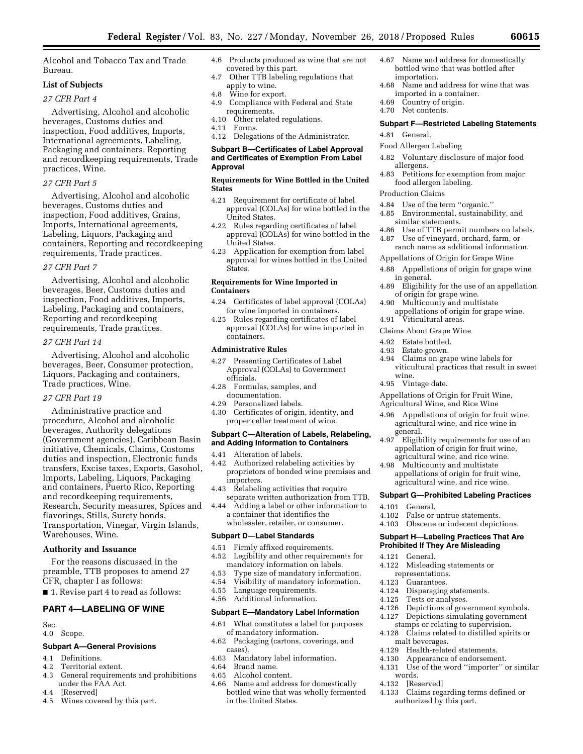Alcohol and Tobacco Tax and Trade Bureau.

**List of Subjects**

*27 CFR Part 4*

Advertising, Alcohol and alcoholic beverages, Customs duties and inspection, Food additives, Imports, International agreements, Labeling, Packaging and containers, Reporting and recordkeeping requirements, Trade practices, Wine.

*27 CFR Part 5*

Advertising, Alcohol and alcoholic beverages, Customs duties and inspection, Food additives, Grains, Imports, International agreements, Labeling, Liquors, Packaging and containers, Reporting and recordkeeping requirements, Trade practices.

*27 CFR Part 7*

Advertising, Alcohol and alcoholic beverages, Beer, Customs duties and inspection, Food additives, Imports, Labeling, Packaging and containers, Reporting and recordkeeping requirements, Trade practices.

*27 CFR Part 14*

Advertising, Alcohol and alcoholic beverages, Beer, Consumer protection, Liquors, Packaging and containers, Trade practices, Wine.

*27 CFR Part 19*

Administrative practice and procedure, Alcohol and alcoholic beverages, Authority delegations (Government agencies), Caribbean Basin initiative, Chemicals, Claims, Customs duties and inspection, Electronic funds transfers, Excise taxes, Exports, Gasohol, Imports, Labeling, Liquors, Packaging and containers, Puerto Rico, Reporting and recordkeeping requirements, Research, Security measures, Spices and flavorings, Stills, Surety bonds, Transportation, Vinegar, Virgin Islands, Warehouses, Wine.

**Authority and Issuance**

For the reasons discussed in the preamble, TTB proposes to amend 27 CFR, chapter I as follows:

■ 1. Revise part 4 to read as follows:

## PART 4—LABELING OF WINE

Sec.
4.0 Scope.

**Subpart A—General Provisions**

4.1 Definitions.
4.2 Territorial extent.
4.3 General requirements and prohibitions under the FAA Act.
4.4 [Reserved]
4.5 Wines covered by this part.
4.6 Products produced as wine that are not covered by this part.
4.7 Other TTB labeling regulations that apply to wine.
4.8 Wine for export.
4.9 Compliance with Federal and State requirements.
4.10 Other related regulations.
4.11 Forms.
4.12 Delegations of the Administrator.

**Subpart B—Certificates of Label Approval and Certificates of Exemption From Label Approval**

**Requirements for Wine Bottled in the United States**

4.21 Requirement for certificate of label approval (COLAs) for wine bottled in the United States.
4.22 Rules regarding certificates of label approval (COLAs) for wine bottled in the United States.
4.23 Application for exemption from label approval for wines bottled in the United States.

**Requirements for Wine Imported in Containers**

4.24 Certificates of label approval (COLAs) for wine imported in containers.
4.25 Rules regarding certificates of label approval (COLAs) for wine imported in containers.

**Administrative Rules**

4.27 Presenting Certificates of Label Approval (COLAs) to Government officials.
4.28 Formulas, samples, and documentation.
4.29 Personalized labels.
4.30 Certificates of origin, identity, and proper cellar treatment of wine.

**Subpart C—Alteration of Labels, Relabeling, and Adding Information to Containers**

4.41 Alteration of labels.
4.42 Authorized relabeling activities by proprietors of bonded wine premises and importers.
4.43 Relabeling activities that require separate written authorization from TTB.
4.44 Adding a label or other information to a container that identifies the wholesaler, retailer, or consumer.

**Subpart D—Label Standards**

4.51 Firmly affixed requirements.
4.52 Legibility and other requirements for mandatory information on labels.
4.53 Type size of mandatory information.
4.54 Visibility of mandatory information.
4.55 Language requirements.
4.56 Additional information.

**Subpart E—Mandatory Label Information**

4.61 What constitutes a label for purposes of mandatory information.
4.62 Packaging (cartons, coverings, and cases).
4.63 Mandatory label information.
4.64 Brand name.
4.65 Alcohol content.
4.66 Name and address for domestically bottled wine that was wholly fermented in the United States.
4.67 Name and address for domestically bottled wine that was bottled after importation.
4.68 Name and address for wine that was imported in a container.
4.69 Country of origin.
4.70 Net contents.

**Subpart F—Restricted Labeling Statements**

4.81 General.

Food Allergen Labeling

4.82 Voluntary disclosure of major food allergens.
4.83 Petitions for exemption from major food allergen labeling.

Production Claims

4.84 Use of the term "organic."
4.85 Environmental, sustainability, and similar statements.
4.86 Use of TTB permit numbers on labels.
4.87 Use of vineyard, orchard, farm, or ranch name as additional information.

Appellations of Origin for Grape Wine

4.88 Appellations of origin for grape wine in general.
4.89 Eligibility for the use of an appellation of origin for grape wine.
4.90 Multicounty and multistate appellations of origin for grape wine.
4.91 Viticultural areas.

Claims About Grape Wine

4.92 Estate bottled.
4.93 Estate grown.
4.94 Claims on grape wine labels for viticultural practices that result in sweet wine.
4.95 Vintage date.

Appellations of Origin for Fruit Wine, Agricultural Wine, and Rice Wine

4.96 Appellations of origin for fruit wine, agricultural wine, and rice wine in general.
4.97 Eligibility requirements for use of an appellation of origin for fruit wine, agricultural wine, and rice wine.
4.98 Multicounty and multistate appellations of origin for fruit wine, agricultural wine, and rice wine.

**Subpart G—Prohibited Labeling Practices**

4.101 General.
4.102 False or untrue statements.
4.103 Obscene or indecent depictions.

**Subpart H—Labeling Practices That Are Prohibited If They Are Misleading**

4.121 General.
4.122 Misleading statements or representations.
4.123 Guarantees.
4.124 Disparaging statements.
4.125 Tests or analyses.
4.126 Depictions of government symbols.
4.127 Depictions simulating government stamps or relating to supervision.
4.128 Claims related to distilled spirits or malt beverages.
4.129 Health-related statements.
4.130 Appearance of endorsement.
4.131 Use of the word "importer" or similar words.
4.132 [Reserved]
4.133 Claims regarding terms defined or authorized by this part.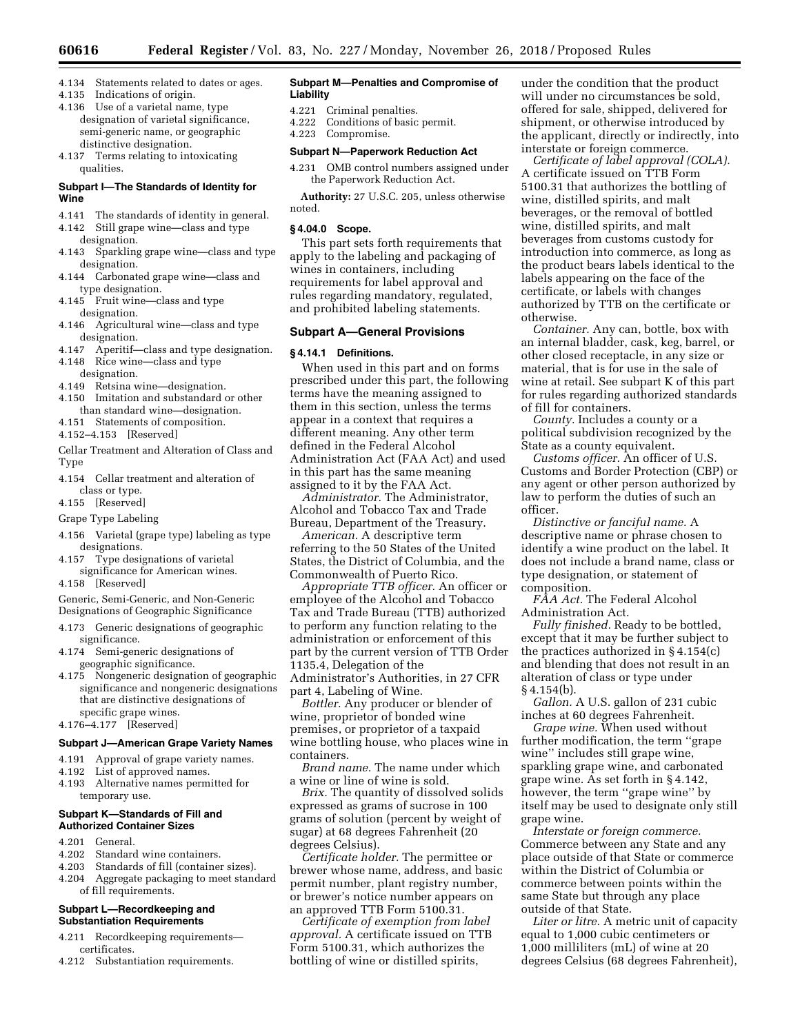4.134 Statements related to dates or ages.
4.135 Indications of origin.
4.136 Use of a varietal name, type designation of varietal significance, semi-generic name, or geographic distinctive designation.
4.137 Terms relating to intoxicating qualities.

**Subpart I—The Standards of Identity for Wine**

4.141 The standards of identity in general.
4.142 Still grape wine—class and type designation.
4.143 Sparkling grape wine—class and type designation.
4.144 Carbonated grape wine—class and type designation.
4.145 Fruit wine—class and type designation.
4.146 Agricultural wine—class and type designation.
4.147 Aperitif—class and type designation.
4.148 Rice wine—class and type designation.
4.149 Retsina wine—designation.
4.150 Imitation and substandard or other than standard wine—designation.
4.151 Statements of composition.
4.152–4.153 [Reserved]

Cellar Treatment and Alteration of Class and Type

4.154 Cellar treatment and alteration of class or type.
4.155 [Reserved]

Grape Type Labeling

4.156 Varietal (grape type) labeling as type designations.
4.157 Type designations of varietal significance for American wines.
4.158 [Reserved]

Generic, Semi-Generic, and Non-Generic Designations of Geographic Significance

4.173 Generic designations of geographic significance.
4.174 Semi-generic designations of geographic significance.
4.175 Nongeneric designation of geographic significance and nongeneric designations that are distinctive designations of specific grape wines.
4.176–4.177 [Reserved]

**Subpart J—American Grape Variety Names**

4.191 Approval of grape variety names.
4.192 List of approved names.
4.193 Alternative names permitted for temporary use.

**Subpart K—Standards of Fill and Authorized Container Sizes**

4.201 General.
4.202 Standard wine containers.
4.203 Standards of fill (container sizes).
4.204 Aggregate packaging to meet standard of fill requirements.

**Subpart L—Recordkeeping and Substantiation Requirements**

4.211 Recordkeeping requirements—certificates.
4.212 Substantiation requirements.

**Subpart M—Penalties and Compromise of Liability**

4.221 Criminal penalties.
4.222 Conditions of basic permit.
4.223 Compromise.

**Subpart N—Paperwork Reduction Act**

4.231 OMB control numbers assigned under the Paperwork Reduction Act.

**Authority:** 27 U.S.C. 205, unless otherwise noted.

**§ 4.04.0 Scope.**

This part sets forth requirements that apply to the labeling and packaging of wines in containers, including requirements for label approval and rules regarding mandatory, regulated, and prohibited labeling statements.

## Subpart A—General Provisions

**§ 4.14.1 Definitions.**

When used in this part and on forms prescribed under this part, the following terms have the meaning assigned to them in this section, unless the terms appear in a context that requires a different meaning. Any other term defined in the Federal Alcohol Administration Act (FAA Act) and used in this part has the same meaning assigned to it by the FAA Act.

*Administrator.* The Administrator, Alcohol and Tobacco Tax and Trade Bureau, Department of the Treasury.

*American.* A descriptive term referring to the 50 States of the United States, the District of Columbia, and the Commonwealth of Puerto Rico.

*Appropriate TTB officer.* An officer or employee of the Alcohol and Tobacco Tax and Trade Bureau (TTB) authorized to perform any function relating to the administration or enforcement of this part by the current version of TTB Order 1135.4, Delegation of the Administrator's Authorities, in 27 CFR part 4, Labeling of Wine.

*Bottler.* Any producer or blender of wine, proprietor of bonded wine premises, or proprietor of a taxpaid wine bottling house, who places wine in containers.

*Brand name.* The name under which a wine or line of wine is sold.

*Brix.* The quantity of dissolved solids expressed as grams of sucrose in 100 grams of solution (percent by weight of sugar) at 68 degrees Fahrenheit (20 degrees Celsius).

*Certificate holder.* The permittee or brewer whose name, address, and basic permit number, plant registry number, or brewer's notice number appears on an approved TTB Form 5100.31.

*Certificate of exemption from label approval.* A certificate issued on TTB Form 5100.31, which authorizes the bottling of wine or distilled spirits, under the condition that the product will under no circumstances be sold, offered for sale, shipped, delivered for shipment, or otherwise introduced by the applicant, directly or indirectly, into interstate or foreign commerce.

*Certificate of label approval (COLA).* A certificate issued on TTB Form 5100.31 that authorizes the bottling of wine, distilled spirits, and malt beverages, or the removal of bottled wine, distilled spirits, and malt beverages from customs custody for introduction into commerce, as long as the product bears labels identical to the labels appearing on the face of the certificate, or labels with changes authorized by TTB on the certificate or otherwise.

*Container.* Any can, bottle, box with an internal bladder, cask, keg, barrel, or other closed receptacle, in any size or material, that is for use in the sale of wine at retail. See subpart K of this part for rules regarding authorized standards of fill for containers.

*County.* Includes a county or a political subdivision recognized by the State as a county equivalent.

*Customs officer.* An officer of U.S. Customs and Border Protection (CBP) or any agent or other person authorized by law to perform the duties of such an officer.

*Distinctive or fanciful name.* A descriptive name or phrase chosen to identify a wine product on the label. It does not include a brand name, class or type designation, or statement of composition.

*FAA Act.* The Federal Alcohol Administration Act.

*Fully finished.* Ready to be bottled, except that it may be further subject to the practices authorized in § 4.154(c) and blending that does not result in an alteration of class or type under § 4.154(b).

*Gallon.* A U.S. gallon of 231 cubic inches at 60 degrees Fahrenheit.

*Grape wine.* When used without further modification, the term ''grape wine'' includes still grape wine, sparkling grape wine, and carbonated grape wine. As set forth in § 4.142, however, the term ''grape wine'' by itself may be used to designate only still grape wine.

*Interstate or foreign commerce.* Commerce between any State and any place outside of that State or commerce within the District of Columbia or commerce between points within the same State but through any place outside of that State.

*Liter or litre.* A metric unit of capacity equal to 1,000 cubic centimeters or 1,000 milliliters (mL) of wine at 20 degrees Celsius (68 degrees Fahrenheit),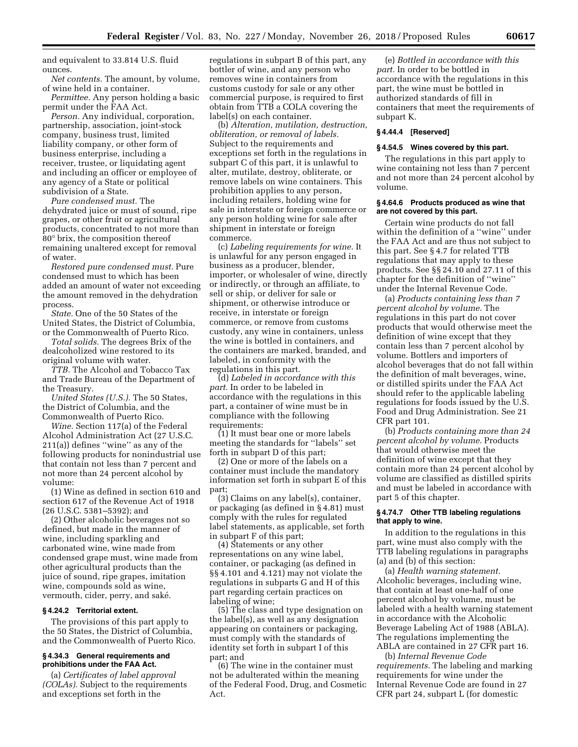and equivalent to 33.814 U.S. fluid ounces.

*Net contents.* The amount, by volume, of wine held in a container.

*Permittee.* Any person holding a basic permit under the FAA Act.

*Person.* Any individual, corporation, partnership, association, joint-stock company, business trust, limited liability company, or other form of business enterprise, including a receiver, trustee, or liquidating agent and including an officer or employee of any agency of a State or political subdivision of a State.

*Pure condensed must.* The dehydrated juice or must of sound, ripe grapes, or other fruit or agricultural products, concentrated to not more than 80° brix, the composition thereof remaining unaltered except for removal of water.

*Restored pure condensed must.* Pure condensed must to which has been added an amount of water not exceeding the amount removed in the dehydration process.

*State.* One of the 50 States of the United States, the District of Columbia, or the Commonwealth of Puerto Rico.

*Total solids.* The degrees Brix of the dealcoholized wine restored to its original volume with water.

*TTB.* The Alcohol and Tobacco Tax and Trade Bureau of the Department of the Treasury.

*United States (U.S.).* The 50 States, the District of Columbia, and the Commonwealth of Puerto Rico.

*Wine.* Section 117(a) of the Federal Alcohol Administration Act (27 U.S.C. 211(a)) defines "wine" as any of the following products for nonindustrial use that contain not less than 7 percent and not more than 24 percent alcohol by volume:

(1) Wine as defined in section 610 and section 617 of the Revenue Act of 1918 (26 U.S.C. 5381–5392); and

(2) Other alcoholic beverages not so defined, but made in the manner of wine, including sparkling and carbonated wine, wine made from condensed grape must, wine made from other agricultural products than the juice of sound, ripe grapes, imitation wine, compounds sold as wine, vermouth, cider, perry, and saké.

**§ 4.24.2 Territorial extent.**

The provisions of this part apply to the 50 States, the District of Columbia, and the Commonwealth of Puerto Rico.

**§ 4.34.3 General requirements and prohibitions under the FAA Act.**

(a) *Certificates of label approval (COLAs).* Subject to the requirements and exceptions set forth in the regulations in subpart B of this part, any bottler of wine, and any person who removes wine in containers from customs custody for sale or any other commercial purpose, is required to first obtain from TTB a COLA covering the label(s) on each container.

(b) *Alteration, mutilation, destruction, obliteration, or removal of labels.* Subject to the requirements and exceptions set forth in the regulations in subpart C of this part, it is unlawful to alter, mutilate, destroy, obliterate, or remove labels on wine containers. This prohibition applies to any person, including retailers, holding wine for sale in interstate or foreign commerce or any person holding wine for sale after shipment in interstate or foreign commerce.

(c) *Labeling requirements for wine.* It is unlawful for any person engaged in business as a producer, blender, importer, or wholesaler of wine, directly or indirectly, or through an affiliate, to sell or ship, or deliver for sale or shipment, or otherwise introduce or receive, in interstate or foreign commerce, or remove from customs custody, any wine in containers, unless the wine is bottled in containers, and the containers are marked, branded, and labeled, in conformity with the regulations in this part.

(d) *Labeled in accordance with this part.* In order to be labeled in accordance with the regulations in this part, a container of wine must be in compliance with the following requirements:

(1) It must bear one or more labels meeting the standards for "labels" set forth in subpart D of this part;

(2) One or more of the labels on a container must include the mandatory information set forth in subpart E of this part;

(3) Claims on any label(s), container, or packaging (as defined in § 4.81) must comply with the rules for regulated label statements, as applicable, set forth in subpart F of this part;

(4) Statements or any other representations on any wine label, container, or packaging (as defined in §§ 4.101 and 4.121) may not violate the regulations in subparts G and H of this part regarding certain practices on labeling of wine;

(5) The class and type designation on the label(s), as well as any designation appearing on containers or packaging, must comply with the standards of identity set forth in subpart I of this part; and

(6) The wine in the container must not be adulterated within the meaning of the Federal Food, Drug, and Cosmetic Act.

(e) *Bottled in accordance with this part.* In order to be bottled in accordance with the regulations in this part, the wine must be bottled in authorized standards of fill in containers that meet the requirements of subpart K.

**§ 4.44.4 [Reserved]**

**§ 4.54.5 Wines covered by this part.**

The regulations in this part apply to wine containing not less than 7 percent and not more than 24 percent alcohol by volume.

**§ 4.64.6 Products produced as wine that are not covered by this part.**

Certain wine products do not fall within the definition of a "wine" under the FAA Act and are thus not subject to this part. See § 4.7 for related TTB regulations that may apply to these products. See §§ 24.10 and 27.11 of this chapter for the definition of "wine" under the Internal Revenue Code.

(a) *Products containing less than 7 percent alcohol by volume.* The regulations in this part do not cover products that would otherwise meet the definition of wine except that they contain less than 7 percent alcohol by volume. Bottlers and importers of alcohol beverages that do not fall within the definition of malt beverages, wine, or distilled spirits under the FAA Act should refer to the applicable labeling regulations for foods issued by the U.S. Food and Drug Administration. See 21 CFR part 101.

(b) *Products containing more than 24 percent alcohol by volume.* Products that would otherwise meet the definition of wine except that they contain more than 24 percent alcohol by volume are classified as distilled spirits and must be labeled in accordance with part 5 of this chapter.

**§ 4.74.7 Other TTB labeling regulations that apply to wine.**

In addition to the regulations in this part, wine must also comply with the TTB labeling regulations in paragraphs (a) and (b) of this section:

(a) *Health warning statement.* Alcoholic beverages, including wine, that contain at least one-half of one percent alcohol by volume, must be labeled with a health warning statement in accordance with the Alcoholic Beverage Labeling Act of 1988 (ABLA). The regulations implementing the ABLA are contained in 27 CFR part 16.

(b) *Internal Revenue Code requirements.* The labeling and marking requirements for wine under the Internal Revenue Code are found in 27 CFR part 24, subpart L (for domestic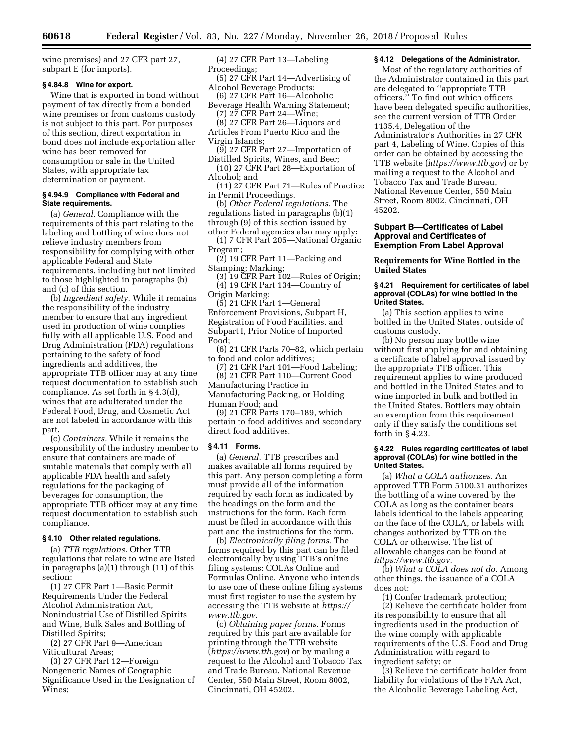wine premises) and 27 CFR part 27, subpart E (for imports).

### § 4.84.8 Wine for export.

Wine that is exported in bond without payment of tax directly from a bonded wine premises or from customs custody is not subject to this part. For purposes of this section, direct exportation in bond does not include exportation after wine has been removed for consumption or sale in the United States, with appropriate tax determination or payment.

### § 4.94.9 Compliance with Federal and State requirements.

(a) *General.* Compliance with the requirements of this part relating to the labeling and bottling of wine does not relieve industry members from responsibility for complying with other applicable Federal and State requirements, including but not limited to those highlighted in paragraphs (b) and (c) of this section.

(b) *Ingredient safety.* While it remains the responsibility of the industry member to ensure that any ingredient used in production of wine complies fully with all applicable U.S. Food and Drug Administration (FDA) regulations pertaining to the safety of food ingredients and additives, the appropriate TTB officer may at any time request documentation to establish such compliance. As set forth in § 4.3(d), wines that are adulterated under the Federal Food, Drug, and Cosmetic Act are not labeled in accordance with this part.

(c) *Containers.* While it remains the responsibility of the industry member to ensure that containers are made of suitable materials that comply with all applicable FDA health and safety regulations for the packaging of beverages for consumption, the appropriate TTB officer may at any time request documentation to establish such compliance.

### § 4.10 Other related regulations.

(a) *TTB regulations.* Other TTB regulations that relate to wine are listed in paragraphs (a)(1) through (11) of this section:

(1) 27 CFR Part 1—Basic Permit Requirements Under the Federal Alcohol Administration Act, Nonindustrial Use of Distilled Spirits and Wine, Bulk Sales and Bottling of Distilled Spirits;

(2) 27 CFR Part 9—American Viticultural Areas;

(3) 27 CFR Part 12—Foreign Nongeneric Names of Geographic Significance Used in the Designation of Wines;

(4) 27 CFR Part 13—Labeling Proceedings;

(5) 27 CFR Part 14—Advertising of Alcohol Beverage Products;

(6) 27 CFR Part 16—Alcoholic Beverage Health Warning Statement;

(7) 27 CFR Part 24—Wine;

(8) 27 CFR Part 26—Liquors and Articles From Puerto Rico and the Virgin Islands;

(9) 27 CFR Part 27—Importation of Distilled Spirits, Wines, and Beer;

(10) 27 CFR Part 28—Exportation of Alcohol; and

(11) 27 CFR Part 71—Rules of Practice in Permit Proceedings.

(b) *Other Federal regulations.* The regulations listed in paragraphs (b)(1) through (9) of this section issued by other Federal agencies also may apply:

(1) 7 CFR Part 205—National Organic Program;

(2) 19 CFR Part 11—Packing and Stamping; Marking;

(3) 19 CFR Part 102—Rules of Origin;

(4) 19 CFR Part 134—Country of Origin Marking;

(5) 21 CFR Part 1—General Enforcement Provisions, Subpart H, Registration of Food Facilities, and Subpart I, Prior Notice of Imported Food;

(6) 21 CFR Parts 70–82, which pertain to food and color additives;

(7) 21 CFR Part 101—Food Labeling;

(8) 21 CFR Part 110—Current Good Manufacturing Practice in Manufacturing Packing, or Holding Human Food; and

(9) 21 CFR Parts 170–189, which pertain to food additives and secondary direct food additives.

### § 4.11 Forms.

(a) *General.* TTB prescribes and makes available all forms required by this part. Any person completing a form must provide all of the information required by each form as indicated by the headings on the form and the instructions for the form. Each form must be filed in accordance with this part and the instructions for the form.

(b) *Electronically filing forms.* The forms required by this part can be filed electronically by using TTB's online filing systems: COLAs Online and Formulas Online. Anyone who intends to use one of these online filing systems must first register to use the system by accessing the TTB website at *https://www.ttb.gov.*

(c) *Obtaining paper forms.* Forms required by this part are available for printing through the TTB website (*https://www.ttb.gov*) or by mailing a request to the Alcohol and Tobacco Tax and Trade Bureau, National Revenue Center, 550 Main Street, Room 8002, Cincinnati, OH 45202.

### § 4.12 Delegations of the Administrator.

Most of the regulatory authorities of the Administrator contained in this part are delegated to "appropriate TTB officers." To find out which officers have been delegated specific authorities, see the current version of TTB Order 1135.4, Delegation of the Administrator's Authorities in 27 CFR part 4, Labeling of Wine. Copies of this order can be obtained by accessing the TTB website (*https://www.ttb.gov*) or by mailing a request to the Alcohol and Tobacco Tax and Trade Bureau, National Revenue Center, 550 Main Street, Room 8002, Cincinnati, OH 45202.

## Subpart B—Certificates of Label Approval and Certificates of Exemption From Label Approval

### Requirements for Wine Bottled in the United States

### § 4.21 Requirement for certificates of label approval (COLAs) for wine bottled in the United States.

(a) This section applies to wine bottled in the United States, outside of customs custody.

(b) No person may bottle wine without first applying for and obtaining a certificate of label approval issued by the appropriate TTB officer. This requirement applies to wine produced and bottled in the United States and to wine imported in bulk and bottled in the United States. Bottlers may obtain an exemption from this requirement only if they satisfy the conditions set forth in § 4.23.

### § 4.22 Rules regarding certificates of label approval (COLAs) for wine bottled in the United States.

(a) *What a COLA authorizes.* An approved TTB Form 5100.31 authorizes the bottling of a wine covered by the COLA as long as the container bears labels identical to the labels appearing on the face of the COLA, or labels with changes authorized by TTB on the COLA or otherwise. The list of allowable changes can be found at *https://www.ttb.gov.*

(b) *What a COLA does not do.* Among other things, the issuance of a COLA does not:

(1) Confer trademark protection;

(2) Relieve the certificate holder from its responsibility to ensure that all ingredients used in the production of the wine comply with applicable requirements of the U.S. Food and Drug Administration with regard to ingredient safety; or

(3) Relieve the certificate holder from liability for violations of the FAA Act, the Alcoholic Beverage Labeling Act,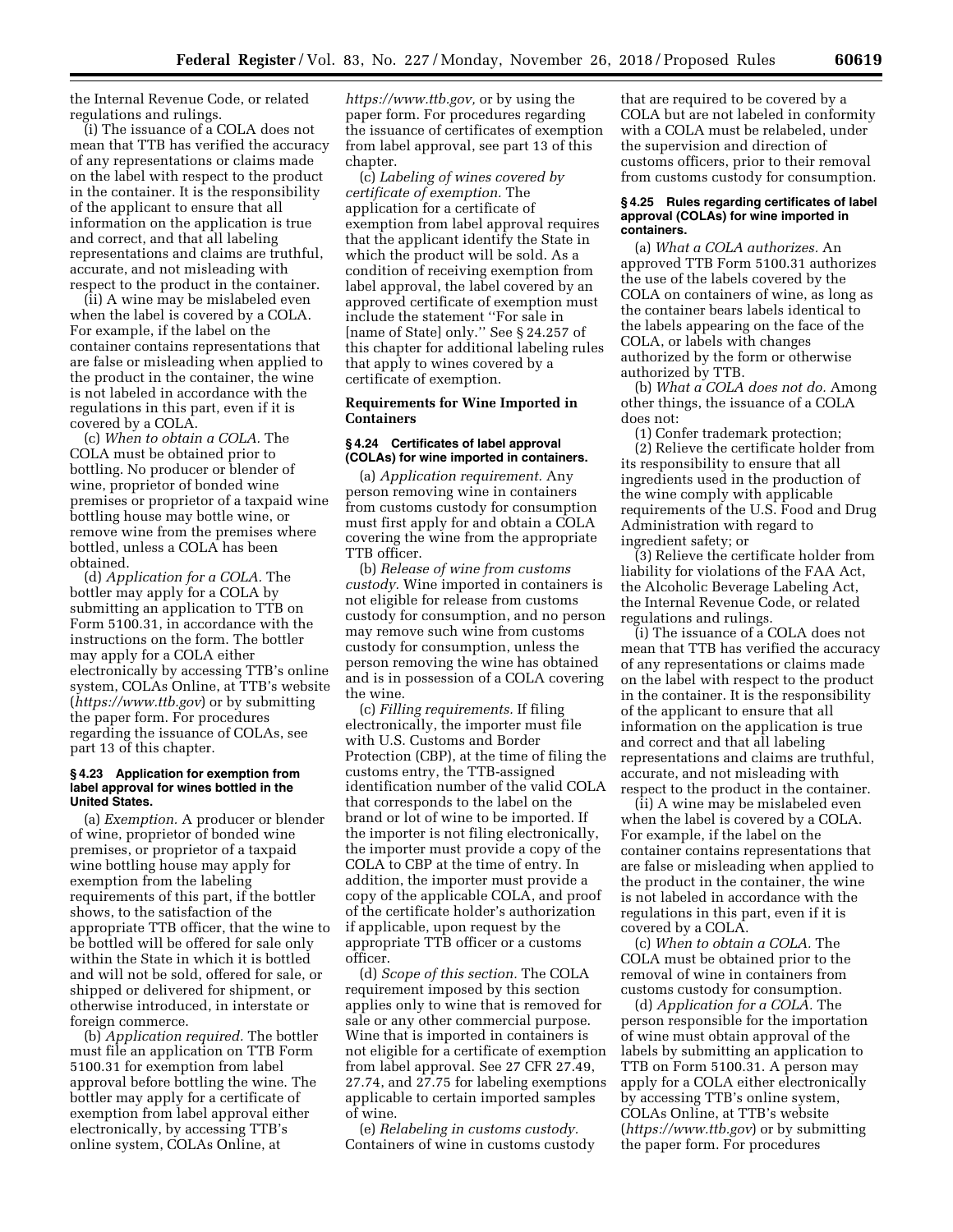the Internal Revenue Code, or related regulations and rulings.

(i) The issuance of a COLA does not mean that TTB has verified the accuracy of any representations or claims made on the label with respect to the product in the container. It is the responsibility of the applicant to ensure that all information on the application is true and correct, and that all labeling representations and claims are truthful, accurate, and not misleading with respect to the product in the container.

(ii) A wine may be mislabeled even when the label is covered by a COLA. For example, if the label on the container contains representations that are false or misleading when applied to the product in the container, the wine is not labeled in accordance with the regulations in this part, even if it is covered by a COLA.

(c) *When to obtain a COLA.* The COLA must be obtained prior to bottling. No producer or blender of wine, proprietor of bonded wine premises or proprietor of a taxpaid wine bottling house may bottle wine, or remove wine from the premises where bottled, unless a COLA has been obtained.

(d) *Application for a COLA.* The bottler may apply for a COLA by submitting an application to TTB on Form 5100.31, in accordance with the instructions on the form. The bottler may apply for a COLA either electronically by accessing TTB's online system, COLAs Online, at TTB's website (*https://www.ttb.gov*) or by submitting the paper form. For procedures regarding the issuance of COLAs, see part 13 of this chapter.

#### § 4.23 Application for exemption from label approval for wines bottled in the United States.

(a) *Exemption.* A producer or blender of wine, proprietor of bonded wine premises, or proprietor of a taxpaid wine bottling house may apply for exemption from the labeling requirements of this part, if the bottler shows, to the satisfaction of the appropriate TTB officer, that the wine to be bottled will be offered for sale only within the State in which it is bottled and will not be sold, offered for sale, or shipped or delivered for shipment, or otherwise introduced, in interstate or foreign commerce.

(b) *Application required.* The bottler must file an application on TTB Form 5100.31 for exemption from label approval before bottling the wine. The bottler may apply for a certificate of exemption from label approval either electronically, by accessing TTB's online system, COLAs Online, at *https://www.ttb.gov,* or by using the paper form. For procedures regarding the issuance of certificates of exemption from label approval, see part 13 of this chapter.

(c) *Labeling of wines covered by certificate of exemption.* The application for a certificate of exemption from label approval requires that the applicant identify the State in which the product will be sold. As a condition of receiving exemption from label approval, the label covered by an approved certificate of exemption must include the statement "For sale in [name of State] only." See § 24.257 of this chapter for additional labeling rules that apply to wines covered by a certificate of exemption.

### Requirements for Wine Imported in Containers

#### § 4.24 Certificates of label approval (COLAs) for wine imported in containers.

(a) *Application requirement.* Any person removing wine in containers from customs custody for consumption must first apply for and obtain a COLA covering the wine from the appropriate TTB officer.

(b) *Release of wine from customs custody.* Wine imported in containers is not eligible for release from customs custody for consumption, and no person may remove such wine from customs custody for consumption, unless the person removing the wine has obtained and is in possession of a COLA covering the wine.

(c) *Filling requirements.* If filing electronically, the importer must file with U.S. Customs and Border Protection (CBP), at the time of filing the customs entry, the TTB-assigned identification number of the valid COLA that corresponds to the label on the brand or lot of wine to be imported. If the importer is not filing electronically, the importer must provide a copy of the COLA to CBP at the time of entry. In addition, the importer must provide a copy of the applicable COLA, and proof of the certificate holder's authorization if applicable, upon request by the appropriate TTB officer or a customs officer.

(d) *Scope of this section.* The COLA requirement imposed by this section applies only to wine that is removed for sale or any other commercial purpose. Wine that is imported in containers is not eligible for a certificate of exemption from label approval. See 27 CFR 27.49, 27.74, and 27.75 for labeling exemptions applicable to certain imported samples of wine.

(e) *Relabeling in customs custody.* Containers of wine in customs custody that are required to be covered by a COLA but are not labeled in conformity with a COLA must be relabeled, under the supervision and direction of customs officers, prior to their removal from customs custody for consumption.

#### § 4.25 Rules regarding certificates of label approval (COLAs) for wine imported in containers.

(a) *What a COLA authorizes.* An approved TTB Form 5100.31 authorizes the use of the labels covered by the COLA on containers of wine, as long as the container bears labels identical to the labels appearing on the face of the COLA, or labels with changes authorized by the form or otherwise authorized by TTB.

(b) *What a COLA does not do.* Among other things, the issuance of a COLA does not:

(1) Confer trademark protection;

(2) Relieve the certificate holder from its responsibility to ensure that all ingredients used in the production of the wine comply with applicable requirements of the U.S. Food and Drug Administration with regard to ingredient safety; or

(3) Relieve the certificate holder from liability for violations of the FAA Act, the Alcoholic Beverage Labeling Act, the Internal Revenue Code, or related regulations and rulings.

(i) The issuance of a COLA does not mean that TTB has verified the accuracy of any representations or claims made on the label with respect to the product in the container. It is the responsibility of the applicant to ensure that all information on the application is true and correct and that all labeling representations and claims are truthful, accurate, and not misleading with respect to the product in the container.

(ii) A wine may be mislabeled even when the label is covered by a COLA. For example, if the label on the container contains representations that are false or misleading when applied to the product in the container, the wine is not labeled in accordance with the regulations in this part, even if it is covered by a COLA.

(c) *When to obtain a COLA.* The COLA must be obtained prior to the removal of wine in containers from customs custody for consumption.

(d) *Application for a COLA.* The person responsible for the importation of wine must obtain approval of the labels by submitting an application to TTB on Form 5100.31. A person may apply for a COLA either electronically by accessing TTB's online system, COLAs Online, at TTB's website (*https://www.ttb.gov*) or by submitting the paper form. For procedures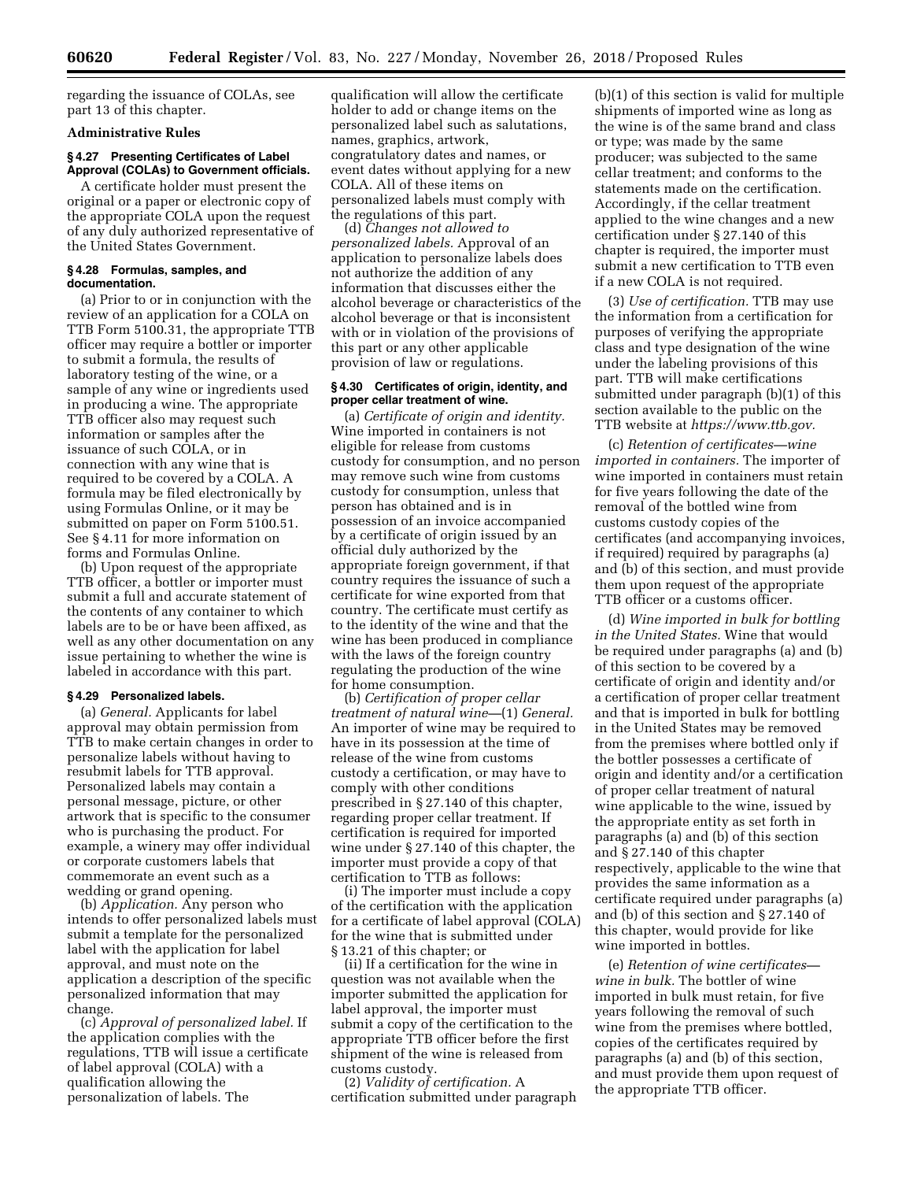regarding the issuance of COLAs, see part 13 of this chapter.

**Administrative Rules**

#### § 4.27 Presenting Certificates of Label Approval (COLAs) to Government officials.

A certificate holder must present the original or a paper or electronic copy of the appropriate COLA upon the request of any duly authorized representative of the United States Government.

#### § 4.28 Formulas, samples, and documentation.

(a) Prior to or in conjunction with the review of an application for a COLA on TTB Form 5100.31, the appropriate TTB officer may require a bottler or importer to submit a formula, the results of laboratory testing of the wine, or a sample of any wine or ingredients used in producing a wine. The appropriate TTB officer also may request such information or samples after the issuance of such COLA, or in connection with any wine that is required to be covered by a COLA. A formula may be filed electronically by using Formulas Online, or it may be submitted on paper on Form 5100.51. See § 4.11 for more information on forms and Formulas Online.

(b) Upon request of the appropriate TTB officer, a bottler or importer must submit a full and accurate statement of the contents of any container to which labels are to be or have been affixed, as well as any other documentation on any issue pertaining to whether the wine is labeled in accordance with this part.

#### § 4.29 Personalized labels.

(a) *General.* Applicants for label approval may obtain permission from TTB to make certain changes in order to personalize labels without having to resubmit labels for TTB approval. Personalized labels may contain a personal message, picture, or other artwork that is specific to the consumer who is purchasing the product. For example, a winery may offer individual or corporate customers labels that commemorate an event such as a wedding or grand opening.

(b) *Application.* Any person who intends to offer personalized labels must submit a template for the personalized label with the application for label approval, and must note on the application a description of the specific personalized information that may change.

(c) *Approval of personalized label.* If the application complies with the regulations, TTB will issue a certificate of label approval (COLA) with a qualification allowing the personalization of labels. The qualification will allow the certificate holder to add or change items on the personalized label such as salutations, names, graphics, artwork, congratulatory dates and names, or event dates without applying for a new COLA. All of these items on personalized labels must comply with the regulations of this part.

(d) *Changes not allowed to personalized labels.* Approval of an application to personalize labels does not authorize the addition of any information that discusses either the alcohol beverage or characteristics of the alcohol beverage or that is inconsistent with or in violation of the provisions of this part or any other applicable provision of law or regulations.

#### § 4.30 Certificates of origin, identity, and proper cellar treatment of wine.

(a) *Certificate of origin and identity.* Wine imported in containers is not eligible for release from customs custody for consumption, and no person may remove such wine from customs custody for consumption, unless that person has obtained and is in possession of an invoice accompanied by a certificate of origin issued by an official duly authorized by the appropriate foreign government, if that country requires the issuance of such a certificate for wine exported from that country. The certificate must certify as to the identity of the wine and that the wine has been produced in compliance with the laws of the foreign country regulating the production of the wine for home consumption.

(b) *Certification of proper cellar treatment of natural wine*—(1) *General.* An importer of wine may be required to have in its possession at the time of release of the wine from customs custody a certification, or may have to comply with other conditions prescribed in § 27.140 of this chapter, regarding proper cellar treatment. If certification is required for imported wine under § 27.140 of this chapter, the importer must provide a copy of that certification to TTB as follows:

(i) The importer must include a copy of the certification with the application for a certificate of label approval (COLA) for the wine that is submitted under § 13.21 of this chapter; or

(ii) If a certification for the wine in question was not available when the importer submitted the application for label approval, the importer must submit a copy of the certification to the appropriate TTB officer before the first shipment of the wine is released from customs custody.

(2) *Validity of certification.* A certification submitted under paragraph (b)(1) of this section is valid for multiple shipments of imported wine as long as the wine is of the same brand and class or type; was made by the same producer; was subjected to the same cellar treatment; and conforms to the statements made on the certification. Accordingly, if the cellar treatment applied to the wine changes and a new certification under § 27.140 of this chapter is required, the importer must submit a new certification to TTB even if a new COLA is not required.

(3) *Use of certification.* TTB may use the information from a certification for purposes of verifying the appropriate class and type designation of the wine under the labeling provisions of this part. TTB will make certifications submitted under paragraph (b)(1) of this section available to the public on the TTB website at *https://www.ttb.gov.*

(c) *Retention of certificates—wine imported in containers.* The importer of wine imported in containers must retain for five years following the date of the removal of the bottled wine from customs custody copies of the certificates (and accompanying invoices, if required) required by paragraphs (a) and (b) of this section, and must provide them upon request of the appropriate TTB officer or a customs officer.

(d) *Wine imported in bulk for bottling in the United States.* Wine that would be required under paragraphs (a) and (b) of this section to be covered by a certificate of origin and identity and/or a certification of proper cellar treatment and that is imported in bulk for bottling in the United States may be removed from the premises where bottled only if the bottler possesses a certificate of origin and identity and/or a certification of proper cellar treatment of natural wine applicable to the wine, issued by the appropriate entity as set forth in paragraphs (a) and (b) of this section and § 27.140 of this chapter respectively, applicable to the wine that provides the same information as a certificate required under paragraphs (a) and (b) of this section and § 27.140 of this chapter, would provide for like wine imported in bottles.

(e) *Retention of wine certificates—wine in bulk.* The bottler of wine imported in bulk must retain, for five years following the removal of such wine from the premises where bottled, copies of the certificates required by paragraphs (a) and (b) of this section, and must provide them upon request of the appropriate TTB officer.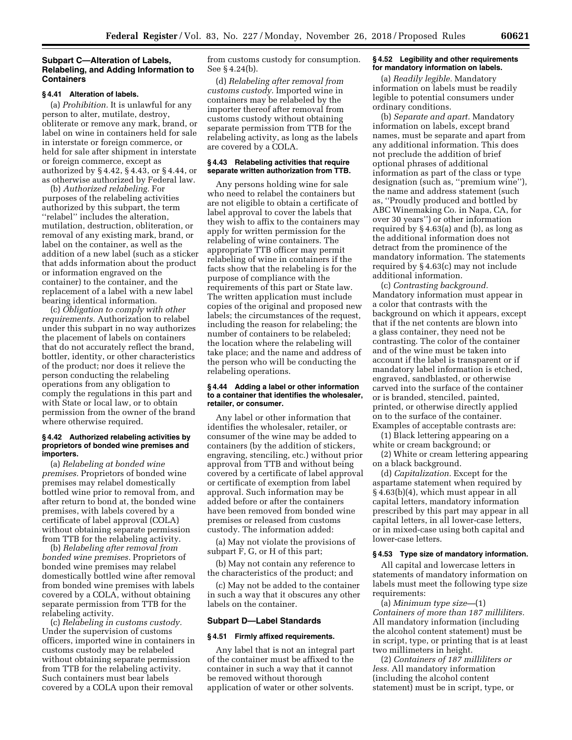### Subpart C—Alteration of Labels, Relabeling, and Adding Information to Containers

#### § 4.41 Alteration of labels.

(a) *Prohibition.* It is unlawful for any person to alter, mutilate, destroy, obliterate or remove any mark, brand, or label on wine in containers held for sale in interstate or foreign commerce, or held for sale after shipment in interstate or foreign commerce, except as authorized by § 4.42, § 4.43, or § 4.44, or as otherwise authorized by Federal law.

(b) *Authorized relabeling.* For purposes of the relabeling activities authorized by this subpart, the term "relabel" includes the alteration, mutilation, destruction, obliteration, or removal of any existing mark, brand, or label on the container, as well as the addition of a new label (such as a sticker that adds information about the product or information engraved on the container) to the container, and the replacement of a label with a new label bearing identical information.

(c) *Obligation to comply with other requirements.* Authorization to relabel under this subpart in no way authorizes the placement of labels on containers that do not accurately reflect the brand, bottler, identity, or other characteristics of the product; nor does it relieve the person conducting the relabeling operations from any obligation to comply the regulations in this part and with State or local law, or to obtain permission from the owner of the brand where otherwise required.

#### § 4.42 Authorized relabeling activities by proprietors of bonded wine premises and importers.

(a) *Relabeling at bonded wine premises.* Proprietors of bonded wine premises may relabel domestically bottled wine prior to removal from, and after return to bond at, the bonded wine premises, with labels covered by a certificate of label approval (COLA) without obtaining separate permission from TTB for the relabeling activity.

(b) *Relabeling after removal from bonded wine premises.* Proprietors of bonded wine premises may relabel domestically bottled wine after removal from bonded wine premises with labels covered by a COLA, without obtaining separate permission from TTB for the relabeling activity.

(c) *Relabeling in customs custody.* Under the supervision of customs officers, imported wine in containers in customs custody may be relabeled without obtaining separate permission from TTB for the relabeling activity. Such containers must bear labels covered by a COLA upon their removal from customs custody for consumption. See § 4.24(b).

(d) *Relabeling after removal from customs custody.* Imported wine in containers may be relabeled by the importer thereof after removal from customs custody without obtaining separate permission from TTB for the relabeling activity, as long as the labels are covered by a COLA.

#### § 4.43 Relabeling activities that require separate written authorization from TTB.

Any persons holding wine for sale who need to relabel the containers but are not eligible to obtain a certificate of label approval to cover the labels that they wish to affix to the containers may apply for written permission for the relabeling of wine containers. The appropriate TTB officer may permit relabeling of wine in containers if the facts show that the relabeling is for the purpose of compliance with the requirements of this part or State law. The written application must include copies of the original and proposed new labels; the circumstances of the request, including the reason for relabeling; the number of containers to be relabeled; the location where the relabeling will take place; and the name and address of the person who will be conducting the relabeling operations.

#### § 4.44 Adding a label or other information to a container that identifies the wholesaler, retailer, or consumer.

Any label or other information that identifies the wholesaler, retailer, or consumer of the wine may be added to containers (by the addition of stickers, engraving, stenciling, etc.) without prior approval from TTB and without being covered by a certificate of label approval or certificate of exemption from label approval. Such information may be added before or after the containers have been removed from bonded wine premises or released from customs custody. The information added:

(a) May not violate the provisions of subpart F, G, or H of this part;

(b) May not contain any reference to the characteristics of the product; and

(c) May not be added to the container in such a way that it obscures any other labels on the container.

### Subpart D—Label Standards

#### § 4.51 Firmly affixed requirements.

Any label that is not an integral part of the container must be affixed to the container in such a way that it cannot be removed without thorough application of water or other solvents.

#### § 4.52 Legibility and other requirements for mandatory information on labels.

(a) *Readily legible.* Mandatory information on labels must be readily legible to potential consumers under ordinary conditions.

(b) *Separate and apart.* Mandatory information on labels, except brand names, must be separate and apart from any additional information. This does not preclude the addition of brief optional phrases of additional information as part of the class or type designation (such as, "premium wine"), the name and address statement (such as, "Proudly produced and bottled by ABC Winemaking Co. in Napa, CA, for over 30 years") or other information required by § 4.63(a) and (b), as long as the additional information does not detract from the prominence of the mandatory information. The statements required by § 4.63(c) may not include additional information.

(c) *Contrasting background.* Mandatory information must appear in a color that contrasts with the background on which it appears, except that if the net contents are blown into a glass container, they need not be contrasting. The color of the container and of the wine must be taken into account if the label is transparent or if mandatory label information is etched, engraved, sandblasted, or otherwise carved into the surface of the container or is branded, stenciled, painted, printed, or otherwise directly applied on to the surface of the container. Examples of acceptable contrasts are:

(1) Black lettering appearing on a white or cream background; or

(2) White or cream lettering appearing on a black background.

(d) *Capitalization.* Except for the aspartame statement when required by § 4.63(b)(4), which must appear in all capital letters, mandatory information prescribed by this part may appear in all capital letters, in all lower-case letters, or in mixed-case using both capital and lower-case letters.

#### § 4.53 Type size of mandatory information.

All capital and lowercase letters in statements of mandatory information on labels must meet the following type size requirements:

(a) *Minimum type size*—(1) *Containers of more than 187 milliliters.* All mandatory information (including the alcohol content statement) must be in script, type, or printing that is at least two millimeters in height.

(2) *Containers of 187 milliliters or less.* All mandatory information (including the alcohol content statement) must be in script, type, or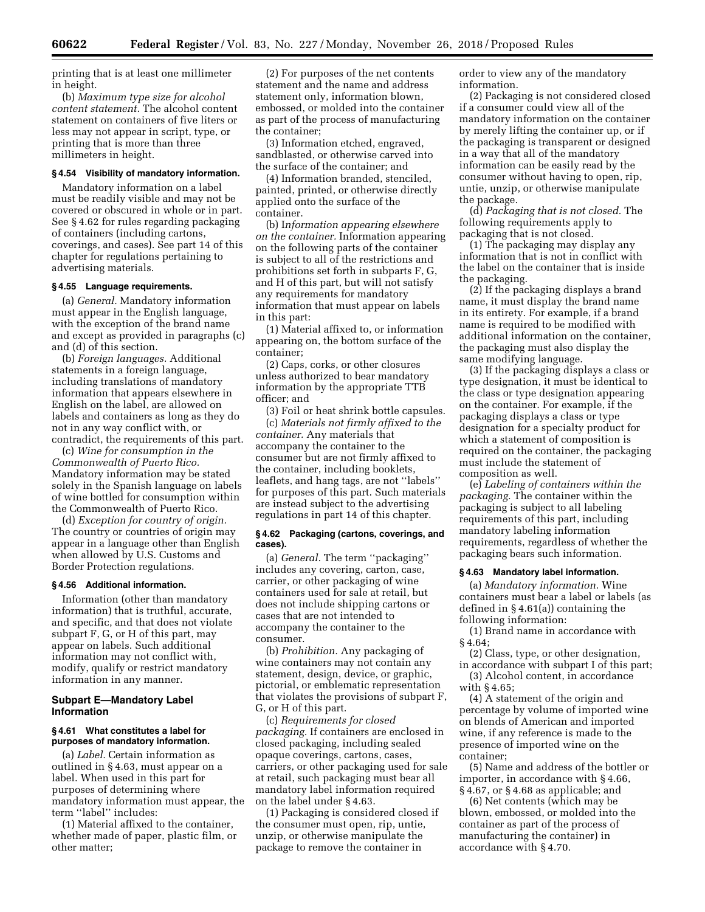printing that is at least one millimeter in height.

(b) *Maximum type size for alcohol content statement.* The alcohol content statement on containers of five liters or less may not appear in script, type, or printing that is more than three millimeters in height.

**§ 4.54 Visibility of mandatory information.**

Mandatory information on a label must be readily visible and may not be covered or obscured in whole or in part. See § 4.62 for rules regarding packaging of containers (including cartons, coverings, and cases). See part 14 of this chapter for regulations pertaining to advertising materials.

**§ 4.55 Language requirements.**

(a) *General.* Mandatory information must appear in the English language, with the exception of the brand name and except as provided in paragraphs (c) and (d) of this section.

(b) *Foreign languages.* Additional statements in a foreign language, including translations of mandatory information that appears elsewhere in English on the label, are allowed on labels and containers as long as they do not in any way conflict with, or contradict, the requirements of this part.

(c) *Wine for consumption in the Commonwealth of Puerto Rico.* Mandatory information may be stated solely in the Spanish language on labels of wine bottled for consumption within the Commonwealth of Puerto Rico.

(d) *Exception for country of origin.* The country or countries of origin may appear in a language other than English when allowed by U.S. Customs and Border Protection regulations.

**§ 4.56 Additional information.**

Information (other than mandatory information) that is truthful, accurate, and specific, and that does not violate subpart F, G, or H of this part, may appear on labels. Such additional information may not conflict with, modify, qualify or restrict mandatory information in any manner.

## Subpart E—Mandatory Label Information

**§ 4.61 What constitutes a label for purposes of mandatory information.**

(a) *Label.* Certain information as outlined in § 4.63, must appear on a label. When used in this part for purposes of determining where mandatory information must appear, the term ''label'' includes:

(1) Material affixed to the container, whether made of paper, plastic film, or other matter;

(2) For purposes of the net contents statement and the name and address statement only, information blown, embossed, or molded into the container as part of the process of manufacturing the container;

(3) Information etched, engraved, sandblasted, or otherwise carved into the surface of the container; and

(4) Information branded, stenciled, painted, printed, or otherwise directly applied onto the surface of the container.

(b) *Information appearing elsewhere on the container.* Information appearing on the following parts of the container is subject to all of the restrictions and prohibitions set forth in subparts F, G, and H of this part, but will not satisfy any requirements for mandatory information that must appear on labels in this part:

(1) Material affixed to, or information appearing on, the bottom surface of the container;

(2) Caps, corks, or other closures unless authorized to bear mandatory information by the appropriate TTB officer; and

(3) Foil or heat shrink bottle capsules.

(c) *Materials not firmly affixed to the container.* Any materials that accompany the container to the consumer but are not firmly affixed to the container, including booklets, leaflets, and hang tags, are not ''labels'' for purposes of this part. Such materials are instead subject to the advertising regulations in part 14 of this chapter.

**§ 4.62 Packaging (cartons, coverings, and cases).**

(a) *General.* The term ''packaging'' includes any covering, carton, case, carrier, or other packaging of wine containers used for sale at retail, but does not include shipping cartons or cases that are not intended to accompany the container to the consumer.

(b) *Prohibition.* Any packaging of wine containers may not contain any statement, design, device, or graphic, pictorial, or emblematic representation that violates the provisions of subpart F, G, or H of this part.

(c) *Requirements for closed packaging.* If containers are enclosed in closed packaging, including sealed opaque coverings, cartons, cases, carriers, or other packaging used for sale at retail, such packaging must bear all mandatory label information required on the label under § 4.63.

(1) Packaging is considered closed if the consumer must open, rip, untie, unzip, or otherwise manipulate the package to remove the container in order to view any of the mandatory information.

(2) Packaging is not considered closed if a consumer could view all of the mandatory information on the container by merely lifting the container up, or if the packaging is transparent or designed in a way that all of the mandatory information can be easily read by the consumer without having to open, rip, untie, unzip, or otherwise manipulate the package.

(d) *Packaging that is not closed.* The following requirements apply to packaging that is not closed.

(1) The packaging may display any information that is not in conflict with the label on the container that is inside the packaging.

(2) If the packaging displays a brand name, it must display the brand name in its entirety. For example, if a brand name is required to be modified with additional information on the container, the packaging must also display the same modifying language.

(3) If the packaging displays a class or type designation, it must be identical to the class or type designation appearing on the container. For example, if the packaging displays a class or type designation for a specialty product for which a statement of composition is required on the container, the packaging must include the statement of composition as well.

(e) *Labeling of containers within the packaging.* The container within the packaging is subject to all labeling requirements of this part, including mandatory labeling information requirements, regardless of whether the packaging bears such information.

**§ 4.63 Mandatory label information.**

(a) *Mandatory information.* Wine containers must bear a label or labels (as defined in § 4.61(a)) containing the following information:

(1) Brand name in accordance with § 4.64;

(2) Class, type, or other designation, in accordance with subpart I of this part;

(3) Alcohol content, in accordance with § 4.65;

(4) A statement of the origin and percentage by volume of imported wine on blends of American and imported wine, if any reference is made to the presence of imported wine on the container;

(5) Name and address of the bottler or importer, in accordance with § 4.66, § 4.67, or § 4.68 as applicable; and

(6) Net contents (which may be blown, embossed, or molded into the container as part of the process of manufacturing the container) in accordance with § 4.70.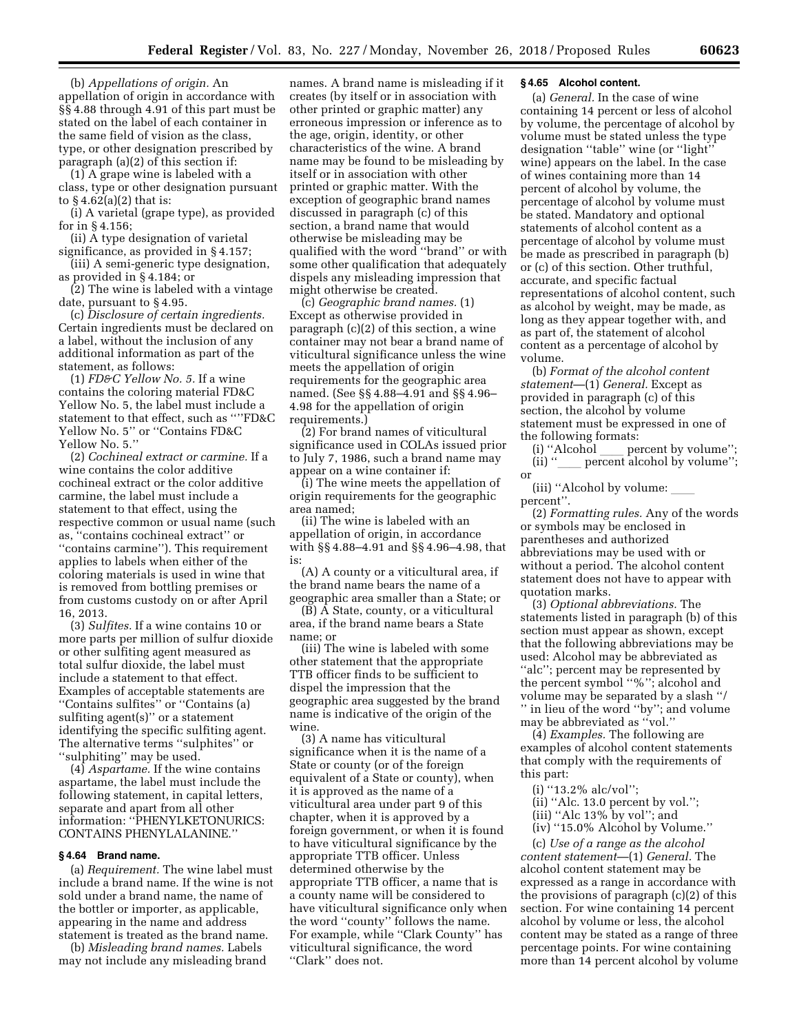(b) *Appellations of origin.* An appellation of origin in accordance with §§ 4.88 through 4.91 of this part must be stated on the label of each container in the same field of vision as the class, type, or other designation prescribed by paragraph (a)(2) of this section if:

(1) A grape wine is labeled with a class, type or other designation pursuant to § 4.62(a)(2) that is:

(i) A varietal (grape type), as provided for in § 4.156;

(ii) A type designation of varietal significance, as provided in § 4.157;

(iii) A semi-generic type designation, as provided in § 4.184; or

(2) The wine is labeled with a vintage date, pursuant to § 4.95.

(c) *Disclosure of certain ingredients.* Certain ingredients must be declared on a label, without the inclusion of any additional information as part of the statement, as follows:

(1) *FD&C Yellow No. 5.* If a wine contains the coloring material FD&C Yellow No. 5, the label must include a statement to that effect, such as "'FD&C Yellow No. 5'' or "Contains FD&C Yellow No. 5.''

(2) *Cochineal extract or carmine.* If a wine contains the color additive cochineal extract or the color additive carmine, the label must include a statement to that effect, using the respective common or usual name (such as, "contains cochineal extract'' or "contains carmine''). This requirement applies to labels when either of the coloring materials is used in wine that is removed from bottling premises or from customs custody on or after April 16, 2013.

(3) *Sulfites.* If a wine contains 10 or more parts per million of sulfur dioxide or other sulfiting agent measured as total sulfur dioxide, the label must include a statement to that effect. Examples of acceptable statements are "Contains sulfites'' or "Contains (a) sulfiting agent(s)'' or a statement identifying the specific sulfiting agent. The alternative terms "sulphites'' or "sulphiting'' may be used.

(4) *Aspartame.* If the wine contains aspartame, the label must include the following statement, in capital letters, separate and apart from all other information: "PHENYLKETONURICS: CONTAINS PHENYLALANINE.''

### § 4.64 Brand name.

(a) *Requirement.* The wine label must include a brand name. If the wine is not sold under a brand name, the name of the bottler or importer, as applicable, appearing in the name and address statement is treated as the brand name.

(b) *Misleading brand names.* Labels may not include any misleading brand names. A brand name is misleading if it creates (by itself or in association with other printed or graphic matter) any erroneous impression or inference as to the age, origin, identity, or other characteristics of the wine. A brand name may be found to be misleading by itself or in association with other printed or graphic matter. With the exception of geographic brand names discussed in paragraph (c) of this section, a brand name that would otherwise be misleading may be qualified with the word "brand'' or with some other qualification that adequately dispels any misleading impression that might otherwise be created.

(c) *Geographic brand names.* (1) Except as otherwise provided in paragraph (c)(2) of this section, a wine container may not bear a brand name of viticultural significance unless the wine meets the appellation of origin requirements for the geographic area named. (See §§ 4.88–4.91 and §§ 4.96–4.98 for the appellation of origin requirements.)

(2) For brand names of viticultural significance used in COLAs issued prior to July 7, 1986, such a brand name may appear on a wine container if:

(i) The wine meets the appellation of origin requirements for the geographic area named;

(ii) The wine is labeled with an appellation of origin, in accordance with §§ 4.88–4.91 and §§ 4.96–4.98, that is:

(A) A county or a viticultural area, if the brand name bears the name of a geographic area smaller than a State; or

(B) A State, county, or a viticultural area, if the brand name bears a State name; or

(iii) The wine is labeled with some other statement that the appropriate TTB officer finds to be sufficient to dispel the impression that the geographic area suggested by the brand name is indicative of the origin of the wine.

(3) A name has viticultural significance when it is the name of a State or county (or of the foreign equivalent of a State or county), when it is approved as the name of a viticultural area under part 9 of this chapter, when it is approved by a foreign government, or when it is found to have viticultural significance by the appropriate TTB officer. Unless determined otherwise by the appropriate TTB officer, a name that is a county name will be considered to have viticultural significance only when the word "county'' follows the name. For example, while "Clark County'' has viticultural significance, the word "Clark'' does not.

### § 4.65 Alcohol content.

(a) *General.* In the case of wine containing 14 percent or less of alcohol by volume, the percentage of alcohol by volume must be stated unless the type designation "table'' wine (or "light'' wine) appears on the label. In the case of wines containing more than 14 percent of alcohol by volume, the percentage of alcohol by volume must be stated. Mandatory and optional statements of alcohol content as a percentage of alcohol by volume must be made as prescribed in paragraph (b) or (c) of this section. Other truthful, accurate, and specific factual representations of alcohol content, such as alcohol by weight, may be made, as long as they appear together with, and as part of, the statement of alcohol content as a percentage of alcohol by volume.

(b) *Format of the alcohol content statement*—(1) *General.* Except as provided in paragraph (c) of this section, the alcohol by volume statement must be expressed in one of the following formats:

(i) "Alcohol ____ percent by volume'';

(ii) "____ percent alcohol by volume''; or

(iii) "Alcohol by volume: ____ percent''.

(2) *Formatting rules.* Any of the words or symbols may be enclosed in parentheses and authorized abbreviations may be used with or without a period. The alcohol content statement does not have to appear with quotation marks.

(3) *Optional abbreviations.* The statements listed in paragraph (b) of this section must appear as shown, except that the following abbreviations may be used: Alcohol may be abbreviated as "alc''; percent may be represented by the percent symbol "%''; alcohol and volume may be separated by a slash "/ '' in lieu of the word "by''; and volume may be abbreviated as "vol.''

(4) *Examples.* The following are examples of alcohol content statements that comply with the requirements of this part:

(i) "13.2% alc/vol'';

(ii) "Alc. 13.0 percent by vol.'';

(iii) "Alc 13% by vol''; and

(iv) "15.0% Alcohol by Volume.''

(c) *Use of a range as the alcohol content statement*—(1) *General.* The alcohol content statement may be expressed as a range in accordance with the provisions of paragraph (c)(2) of this section. For wine containing 14 percent alcohol by volume or less, the alcohol content may be stated as a range of three percentage points. For wine containing more than 14 percent alcohol by volume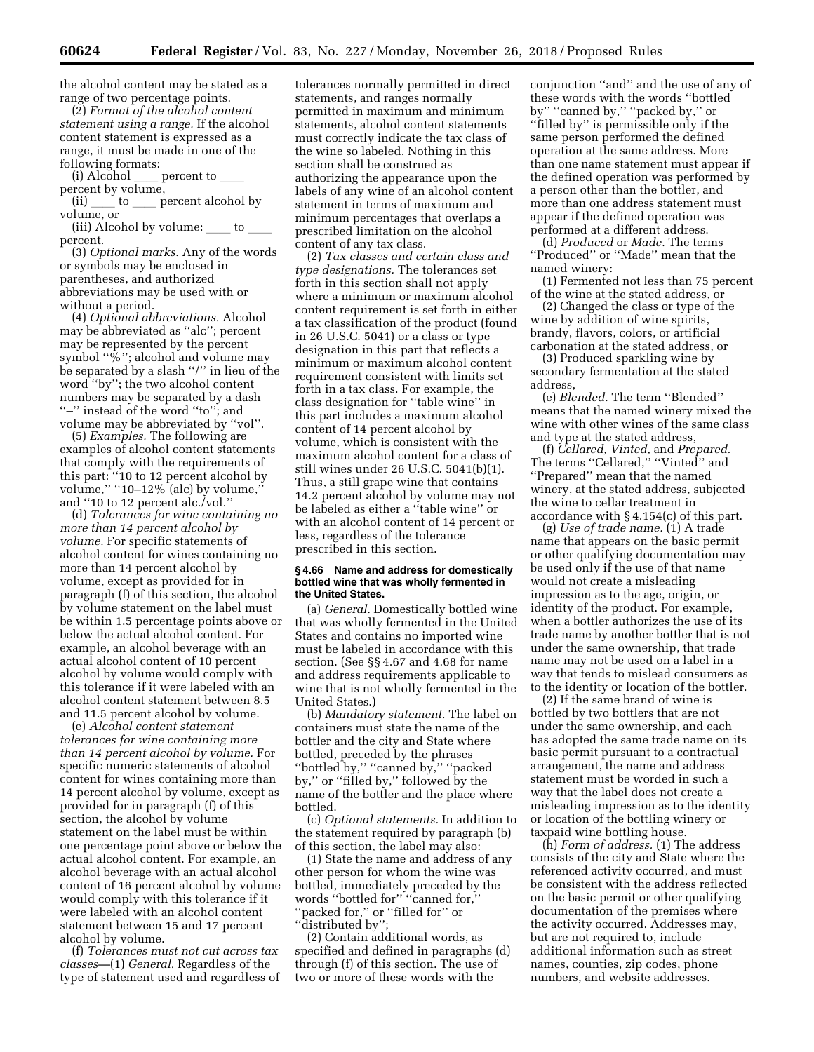the alcohol content may be stated as a range of two percentage points.

(2) *Format of the alcohol content statement using a range.* If the alcohol content statement is expressed as a range, it must be made in one of the following formats:

(i) Alcohol ___ percent to ___ percent by volume,

(ii) ___ to ___ percent alcohol by volume, or

(iii) Alcohol by volume: ___ to ___ percent.

(3) *Optional marks.* Any of the words or symbols may be enclosed in parentheses, and authorized abbreviations may be used with or without a period.

(4) *Optional abbreviations.* Alcohol may be abbreviated as ''alc''; percent may be represented by the percent symbol ''%''; alcohol and volume may be separated by a slash ''/'' in lieu of the word ''by''; the two alcohol content numbers may be separated by a dash ''–'' instead of the word ''to''; and volume may be abbreviated by ''vol''.

(5) *Examples.* The following are examples of alcohol content statements that comply with the requirements of this part: ''10 to 12 percent alcohol by volume,'' ''10–12% (alc) by volume,'' and ''10 to 12 percent alc./vol.''

(d) *Tolerances for wine containing no more than 14 percent alcohol by volume.* For specific statements of alcohol content for wines containing no more than 14 percent alcohol by volume, except as provided for in paragraph (f) of this section, the alcohol by volume statement on the label must be within 1.5 percentage points above or below the actual alcohol content. For example, an alcohol beverage with an actual alcohol content of 10 percent alcohol by volume would comply with this tolerance if it were labeled with an alcohol content statement between 8.5 and 11.5 percent alcohol by volume.

(e) *Alcohol content statement tolerances for wine containing more than 14 percent alcohol by volume.* For specific numeric statements of alcohol content for wines containing more than 14 percent alcohol by volume, except as provided for in paragraph (f) of this section, the alcohol by volume statement on the label must be within one percentage point above or below the actual alcohol content. For example, an alcohol beverage with an actual alcohol content of 16 percent alcohol by volume would comply with this tolerance if it were labeled with an alcohol content statement between 15 and 17 percent alcohol by volume.

(f) *Tolerances must not cut across tax classes*—(1) *General.* Regardless of the type of statement used and regardless of tolerances normally permitted in direct statements, and ranges normally permitted in maximum and minimum statements, alcohol content statements must correctly indicate the tax class of the wine so labeled. Nothing in this section shall be construed as authorizing the appearance upon the labels of any wine of an alcohol content statement in terms of maximum and minimum percentages that overlaps a prescribed limitation on the alcohol content of any tax class.

(2) *Tax classes and certain class and type designations.* The tolerances set forth in this section shall not apply where a minimum or maximum alcohol content requirement is set forth in either a tax classification of the product (found in 26 U.S.C. 5041) or a class or type designation in this part that reflects a minimum or maximum alcohol content requirement consistent with limits set forth in a tax class. For example, the class designation for ''table wine'' in this part includes a maximum alcohol content of 14 percent alcohol by volume, which is consistent with the maximum alcohol content for a class of still wines under 26 U.S.C. 5041(b)(1). Thus, a still grape wine that contains 14.2 percent alcohol by volume may not be labeled as either a ''table wine'' or with an alcohol content of 14 percent or less, regardless of the tolerance prescribed in this section.

#### § 4.66 Name and address for domestically bottled wine that was wholly fermented in the United States.

(a) *General.* Domestically bottled wine that was wholly fermented in the United States and contains no imported wine must be labeled in accordance with this section. (See §§ 4.67 and 4.68 for name and address requirements applicable to wine that is not wholly fermented in the United States.)

(b) *Mandatory statement.* The label on containers must state the name of the bottler and the city and State where bottled, preceded by the phrases ''bottled by,'' ''canned by,'' ''packed by,'' or ''filled by,'' followed by the name of the bottler and the place where bottled.

(c) *Optional statements.* In addition to the statement required by paragraph (b) of this section, the label may also:

(1) State the name and address of any other person for whom the wine was bottled, immediately preceded by the words ''bottled for'' ''canned for,'' ''packed for,'' or ''filled for'' or ''distributed by'';

(2) Contain additional words, as specified and defined in paragraphs (d) through (f) of this section. The use of two or more of these words with the conjunction ''and'' and the use of any of these words with the words ''bottled by'' ''canned by,'' ''packed by,'' or ''filled by'' is permissible only if the same person performed the defined operation at the same address. More than one name statement must appear if the defined operation was performed by a person other than the bottler, and more than one address statement must appear if the defined operation was performed at a different address.

(d) *Produced* or *Made.* The terms ''Produced'' or ''Made'' mean that the named winery:

(1) Fermented not less than 75 percent of the wine at the stated address, or

(2) Changed the class or type of the wine by addition of wine spirits, brandy, flavors, colors, or artificial carbonation at the stated address, or

(3) Produced sparkling wine by secondary fermentation at the stated address,

(e) *Blended.* The term ''Blended'' means that the named winery mixed the wine with other wines of the same class and type at the stated address,

(f) *Cellared, Vinted,* and *Prepared.* The terms ''Cellared,'' ''Vinted'' and ''Prepared'' mean that the named winery, at the stated address, subjected the wine to cellar treatment in accordance with § 4.154(c) of this part.

(g) *Use of trade name.* (1) A trade name that appears on the basic permit or other qualifying documentation may be used only if the use of that name would not create a misleading impression as to the age, origin, or identity of the product. For example, when a bottler authorizes the use of its trade name by another bottler that is not under the same ownership, that trade name may not be used on a label in a way that tends to mislead consumers as to the identity or location of the bottler.

(2) If the same brand of wine is bottled by two bottlers that are not under the same ownership, and each has adopted the same trade name on its basic permit pursuant to a contractual arrangement, the name and address statement must be worded in such a way that the label does not create a misleading impression as to the identity or location of the bottling winery or taxpaid wine bottling house.

(h) *Form of address.* (1) The address consists of the city and State where the referenced activity occurred, and must be consistent with the address reflected on the basic permit or other qualifying documentation of the premises where the activity occurred. Addresses may, but are not required to, include additional information such as street names, counties, zip codes, phone numbers, and website addresses.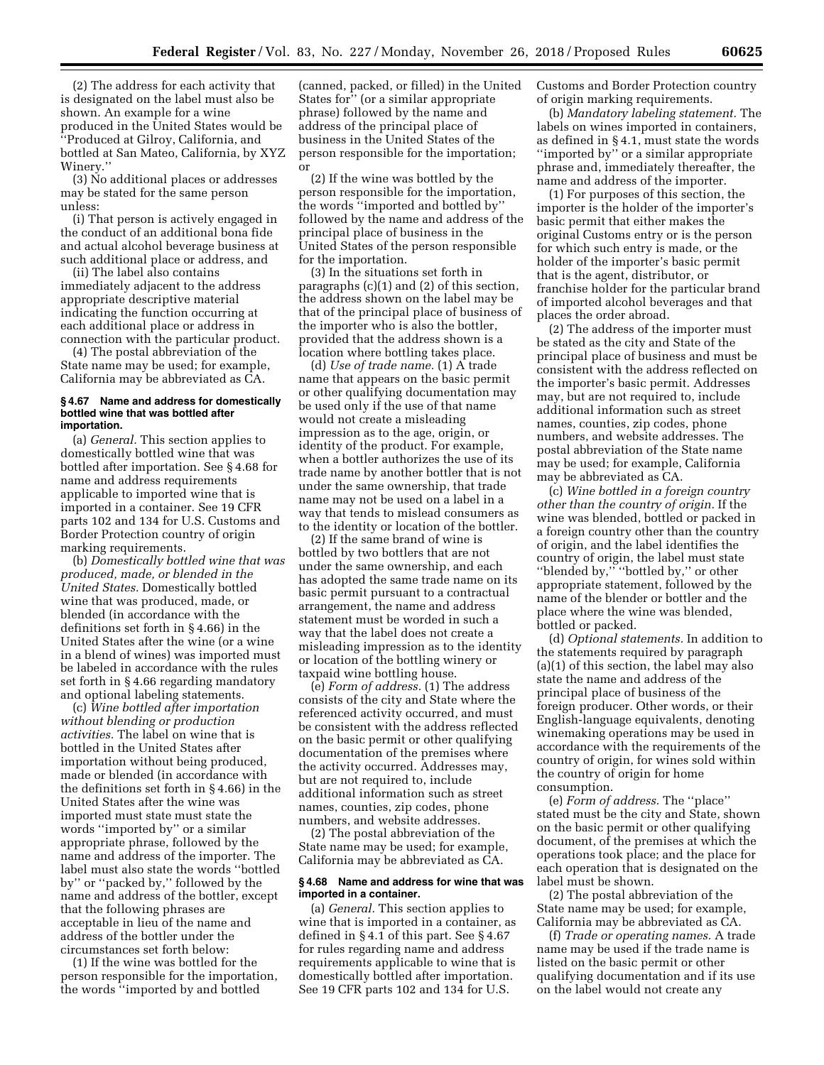(2) The address for each activity that is designated on the label must also be shown. An example for a wine produced in the United States would be ''Produced at Gilroy, California, and bottled at San Mateo, California, by XYZ Winery.''

(3) No additional places or addresses may be stated for the same person unless:

(i) That person is actively engaged in the conduct of an additional bona fide and actual alcohol beverage business at such additional place or address, and

(ii) The label also contains immediately adjacent to the address appropriate descriptive material indicating the function occurring at each additional place or address in connection with the particular product.

(4) The postal abbreviation of the State name may be used; for example, California may be abbreviated as CA.

#### § 4.67 Name and address for domestically bottled wine that was bottled after importation.

(a) *General.* This section applies to domestically bottled wine that was bottled after importation. See § 4.68 for name and address requirements applicable to imported wine that is imported in a container. See 19 CFR parts 102 and 134 for U.S. Customs and Border Protection country of origin marking requirements.

(b) *Domestically bottled wine that was produced, made, or blended in the United States.* Domestically bottled wine that was produced, made, or blended (in accordance with the definitions set forth in § 4.66) in the United States after the wine (or a wine in a blend of wines) was imported must be labeled in accordance with the rules set forth in § 4.66 regarding mandatory and optional labeling statements.

(c) *Wine bottled after importation without blending or production activities.* The label on wine that is bottled in the United States after importation without being produced, made or blended (in accordance with the definitions set forth in § 4.66) in the United States after the wine was imported must state must state the words ''imported by'' or a similar appropriate phrase, followed by the name and address of the importer. The label must also state the words ''bottled by'' or ''packed by,'' followed by the name and address of the bottler, except that the following phrases are acceptable in lieu of the name and address of the bottler under the circumstances set forth below:

(1) If the wine was bottled for the person responsible for the importation, the words ''imported by and bottled (canned, packed, or filled) in the United States for'' (or a similar appropriate phrase) followed by the name and address of the principal place of business in the United States of the person responsible for the importation; or

(2) If the wine was bottled by the person responsible for the importation, the words ''imported and bottled by'' followed by the name and address of the principal place of business in the United States of the person responsible for the importation.

(3) In the situations set forth in paragraphs (c)(1) and (2) of this section, the address shown on the label may be that of the principal place of business of the importer who is also the bottler, provided that the address shown is a location where bottling takes place.

(d) *Use of trade name.* (1) A trade name that appears on the basic permit or other qualifying documentation may be used only if the use of that name would not create a misleading impression as to the age, origin, or identity of the product. For example, when a bottler authorizes the use of its trade name by another bottler that is not under the same ownership, that trade name may not be used on a label in a way that tends to mislead consumers as to the identity or location of the bottler.

(2) If the same brand of wine is bottled by two bottlers that are not under the same ownership, and each has adopted the same trade name on its basic permit pursuant to a contractual arrangement, the name and address statement must be worded in such a way that the label does not create a misleading impression as to the identity or location of the bottling winery or taxpaid wine bottling house.

(e) *Form of address.* (1) The address consists of the city and State where the referenced activity occurred, and must be consistent with the address reflected on the basic permit or other qualifying documentation of the premises where the activity occurred. Addresses may, but are not required to, include additional information such as street names, counties, zip codes, phone numbers, and website addresses.

(2) The postal abbreviation of the State name may be used; for example, California may be abbreviated as CA.

#### § 4.68 Name and address for wine that was imported in a container.

(a) *General.* This section applies to wine that is imported in a container, as defined in § 4.1 of this part. See § 4.67 for rules regarding name and address requirements applicable to wine that is domestically bottled after importation. See 19 CFR parts 102 and 134 for U.S. Customs and Border Protection country of origin marking requirements.

(b) *Mandatory labeling statement.* The labels on wines imported in containers, as defined in § 4.1, must state the words ''imported by'' or a similar appropriate phrase and, immediately thereafter, the name and address of the importer.

(1) For purposes of this section, the importer is the holder of the importer's basic permit that either makes the original Customs entry or is the person for which such entry is made, or the holder of the importer's basic permit that is the agent, distributor, or franchise holder for the particular brand of imported alcohol beverages and that places the order abroad.

(2) The address of the importer must be stated as the city and State of the principal place of business and must be consistent with the address reflected on the importer's basic permit. Addresses may, but are not required to, include additional information such as street names, counties, zip codes, phone numbers, and website addresses. The postal abbreviation of the State name may be used; for example, California may be abbreviated as CA.

(c) *Wine bottled in a foreign country other than the country of origin.* If the wine was blended, bottled or packed in a foreign country other than the country of origin, and the label identifies the country of origin, the label must state ''blended by,'' ''bottled by,'' or other appropriate statement, followed by the name of the blender or bottler and the place where the wine was blended, bottled or packed.

(d) *Optional statements.* In addition to the statements required by paragraph (a)(1) of this section, the label may also state the name and address of the principal place of business of the foreign producer. Other words, or their English-language equivalents, denoting winemaking operations may be used in accordance with the requirements of the country of origin, for wines sold within the country of origin for home consumption.

(e) *Form of address.* The ''place'' stated must be the city and State, shown on the basic permit or other qualifying document, of the premises at which the operations took place; and the place for each operation that is designated on the label must be shown.

(2) The postal abbreviation of the State name may be used; for example, California may be abbreviated as CA.

(f) *Trade or operating names.* A trade name may be used if the trade name is listed on the basic permit or other qualifying documentation and if its use on the label would not create any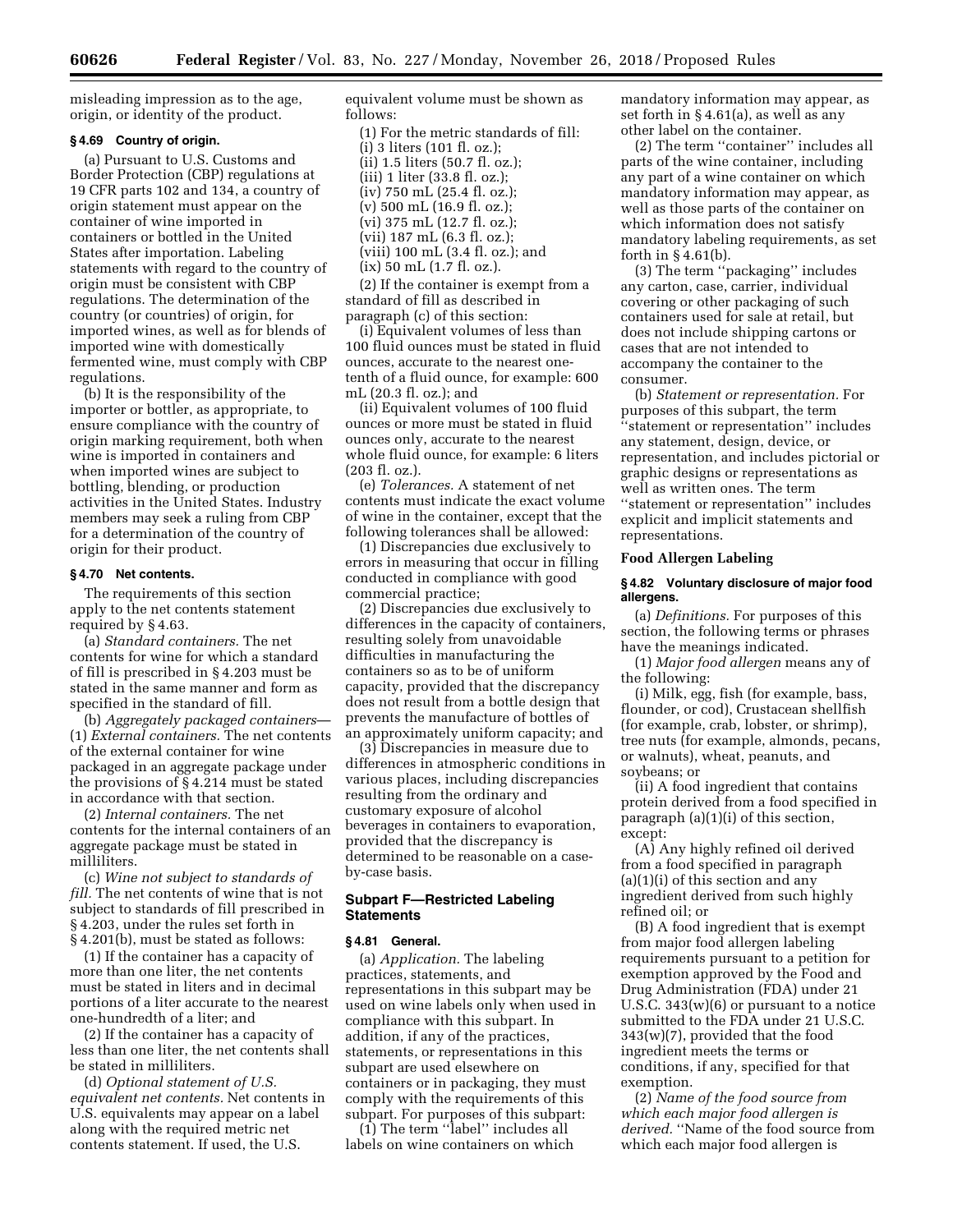misleading impression as to the age, origin, or identity of the product.

**§ 4.69 Country of origin.**

(a) Pursuant to U.S. Customs and Border Protection (CBP) regulations at 19 CFR parts 102 and 134, a country of origin statement must appear on the container of wine imported in containers or bottled in the United States after importation. Labeling statements with regard to the country of origin must be consistent with CBP regulations. The determination of the country (or countries) of origin, for imported wines, as well as for blends of imported wine with domestically fermented wine, must comply with CBP regulations.

(b) It is the responsibility of the importer or bottler, as appropriate, to ensure compliance with the country of origin marking requirement, both when wine is imported in containers and when imported wines are subject to bottling, blending, or production activities in the United States. Industry members may seek a ruling from CBP for a determination of the country of origin for their product.

**§ 4.70 Net contents.**

The requirements of this section apply to the net contents statement required by § 4.63.

(a) *Standard containers.* The net contents for wine for which a standard of fill is prescribed in § 4.203 must be stated in the same manner and form as specified in the standard of fill.

(b) *Aggregately packaged containers*—(1) *External containers.* The net contents of the external container for wine packaged in an aggregate package under the provisions of § 4.214 must be stated in accordance with that section.

(2) *Internal containers.* The net contents for the internal containers of an aggregate package must be stated in milliliters.

(c) *Wine not subject to standards of fill.* The net contents of wine that is not subject to standards of fill prescribed in § 4.203, under the rules set forth in § 4.201(b), must be stated as follows:

(1) If the container has a capacity of more than one liter, the net contents must be stated in liters and in decimal portions of a liter accurate to the nearest one-hundredth of a liter; and

(2) If the container has a capacity of less than one liter, the net contents shall be stated in milliliters.

(d) *Optional statement of U.S. equivalent net contents.* Net contents in U.S. equivalents may appear on a label along with the required metric net contents statement. If used, the U.S. equivalent volume must be shown as follows:

(1) For the metric standards of fill:
(i) 3 liters (101 fl. oz.);
(ii) 1.5 liters (50.7 fl. oz.);
(iii) 1 liter (33.8 fl. oz.);
(iv) 750 mL (25.4 fl. oz.);
(v) 500 mL (16.9 fl. oz.);
(vi) 375 mL (12.7 fl. oz.);
(vii) 187 mL (6.3 fl. oz.);
(viii) 100 mL (3.4 fl. oz.); and
(ix) 50 mL (1.7 fl. oz.).

(2) If the container is exempt from a standard of fill as described in paragraph (c) of this section:

(i) Equivalent volumes of less than 100 fluid ounces must be stated in fluid ounces, accurate to the nearest one-tenth of a fluid ounce, for example: 600 mL (20.3 fl. oz.); and

(ii) Equivalent volumes of 100 fluid ounces or more must be stated in fluid ounces only, accurate to the nearest whole fluid ounce, for example: 6 liters (203 fl. oz.).

(e) *Tolerances.* A statement of net contents must indicate the exact volume of wine in the container, except that the following tolerances shall be allowed:

(1) Discrepancies due exclusively to errors in measuring that occur in filling conducted in compliance with good commercial practice;

(2) Discrepancies due exclusively to differences in the capacity of containers, resulting solely from unavoidable difficulties in manufacturing the containers so as to be of uniform capacity, provided that the discrepancy does not result from a bottle design that prevents the manufacture of bottles of an approximately uniform capacity; and

(3) Discrepancies in measure due to differences in atmospheric conditions in various places, including discrepancies resulting from the ordinary and customary exposure of alcohol beverages in containers to evaporation, provided that the discrepancy is determined to be reasonable on a case-by-case basis.

## Subpart F—Restricted Labeling Statements

**§ 4.81 General.**

(a) *Application.* The labeling practices, statements, and representations in this subpart may be used on wine labels only when used in compliance with this subpart. In addition, if any of the practices, statements, or representations in this subpart are used elsewhere on containers or in packaging, they must comply with the requirements of this subpart. For purposes of this subpart:

(1) The term ''label'' includes all labels on wine containers on which mandatory information may appear, as set forth in § 4.61(a), as well as any other label on the container.

(2) The term ''container'' includes all parts of the wine container, including any part of a wine container on which mandatory information may appear, as well as those parts of the container on which information does not satisfy mandatory labeling requirements, as set forth in § 4.61(b).

(3) The term ''packaging'' includes any carton, case, carrier, individual covering or other packaging of such containers used for sale at retail, but does not include shipping cartons or cases that are not intended to accompany the container to the consumer.

(b) *Statement or representation.* For purposes of this subpart, the term ''statement or representation'' includes any statement, design, device, or representation, and includes pictorial or graphic designs or representations as well as written ones. The term ''statement or representation'' includes explicit and implicit statements and representations.

### Food Allergen Labeling

**§ 4.82 Voluntary disclosure of major food allergens.**

(a) *Definitions.* For purposes of this section, the following terms or phrases have the meanings indicated.

(1) *Major food allergen* means any of the following:

(i) Milk, egg, fish (for example, bass, flounder, or cod), Crustacean shellfish (for example, crab, lobster, or shrimp), tree nuts (for example, almonds, pecans, or walnuts), wheat, peanuts, and soybeans; or

(ii) A food ingredient that contains protein derived from a food specified in paragraph (a)(1)(i) of this section, except:

(A) Any highly refined oil derived from a food specified in paragraph (a)(1)(i) of this section and any ingredient derived from such highly refined oil; or

(B) A food ingredient that is exempt from major food allergen labeling requirements pursuant to a petition for exemption approved by the Food and Drug Administration (FDA) under 21 U.S.C. 343(w)(6) or pursuant to a notice submitted to the FDA under 21 U.S.C. 343(w)(7), provided that the food ingredient meets the terms or conditions, if any, specified for that exemption.

(2) *Name of the food source from which each major food allergen is derived.* ''Name of the food source from which each major food allergen is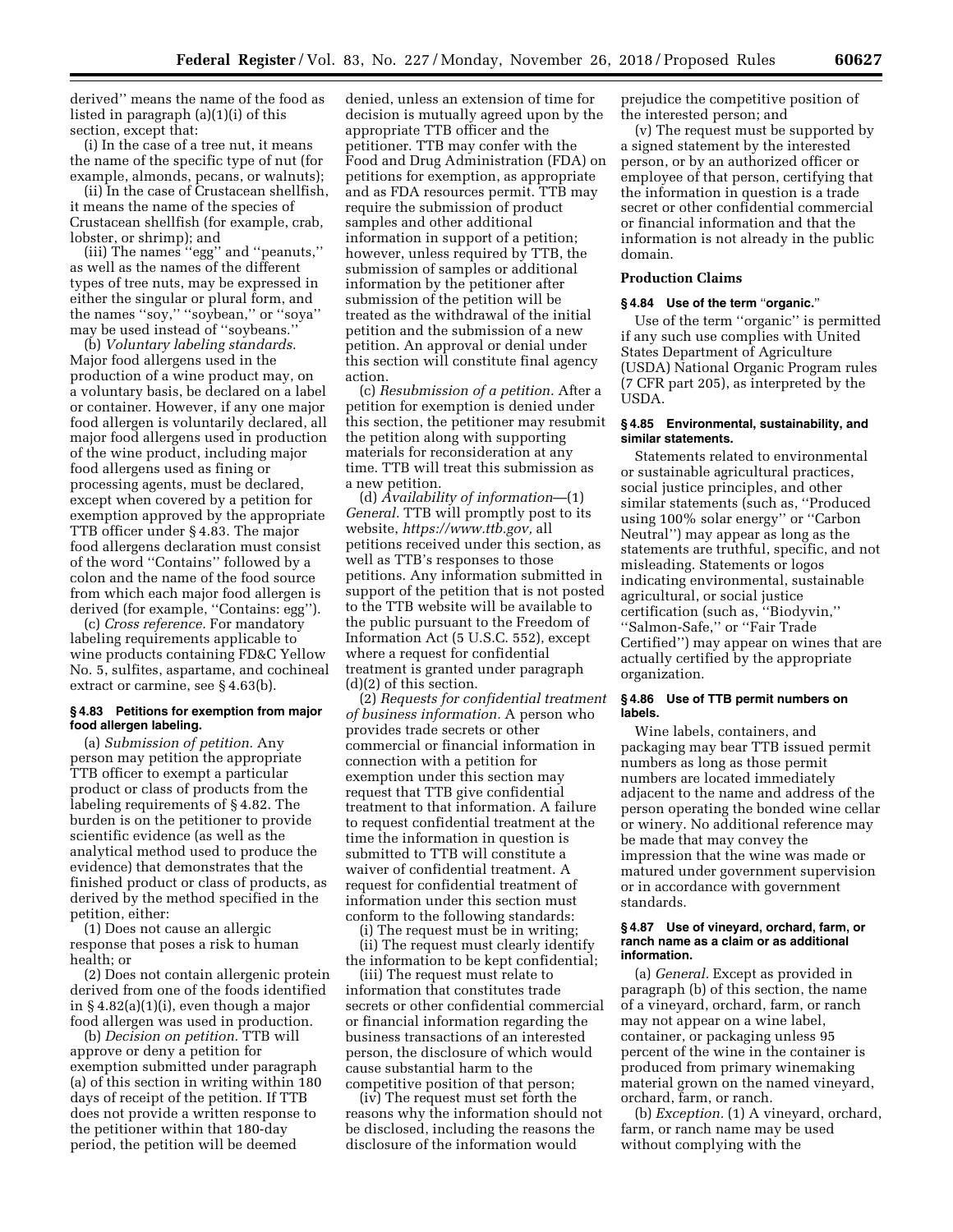derived'' means the name of the food as listed in paragraph (a)(1)(i) of this section, except that:

(i) In the case of a tree nut, it means the name of the specific type of nut (for example, almonds, pecans, or walnuts);

(ii) In the case of Crustacean shellfish, it means the name of the species of Crustacean shellfish (for example, crab, lobster, or shrimp); and

(iii) The names ''egg'' and ''peanuts,'' as well as the names of the different types of tree nuts, may be expressed in either the singular or plural form, and the names ''soy,'' ''soybean,'' or ''soya'' may be used instead of ''soybeans.''

(b) *Voluntary labeling standards.* Major food allergens used in the production of a wine product may, on a voluntary basis, be declared on a label or container. However, if any one major food allergen is voluntarily declared, all major food allergens used in production of the wine product, including major food allergens used as fining or processing agents, must be declared, except when covered by a petition for exemption approved by the appropriate TTB officer under § 4.83. The major food allergens declaration must consist of the word ''Contains'' followed by a colon and the name of the food source from which each major food allergen is derived (for example, ''Contains: egg'').

(c) *Cross reference.* For mandatory labeling requirements applicable to wine products containing FD&C Yellow No. 5, sulfites, aspartame, and cochineal extract or carmine, see § 4.63(b).

**§ 4.83 Petitions for exemption from major food allergen labeling.**

(a) *Submission of petition.* Any person may petition the appropriate TTB officer to exempt a particular product or class of products from the labeling requirements of § 4.82. The burden is on the petitioner to provide scientific evidence (as well as the analytical method used to produce the evidence) that demonstrates that the finished product or class of products, as derived by the method specified in the petition, either:

(1) Does not cause an allergic response that poses a risk to human health; or

(2) Does not contain allergenic protein derived from one of the foods identified in § 4.82(a)(1)(i), even though a major food allergen was used in production.

(b) *Decision on petition.* TTB will approve or deny a petition for exemption submitted under paragraph (a) of this section in writing within 180 days of receipt of the petition. If TTB does not provide a written response to the petitioner within that 180-day period, the petition will be deemed denied, unless an extension of time for decision is mutually agreed upon by the appropriate TTB officer and the petitioner. TTB may confer with the Food and Drug Administration (FDA) on petitions for exemption, as appropriate and as FDA resources permit. TTB may require the submission of product samples and other additional information in support of a petition; however, unless required by TTB, the submission of samples or additional information by the petitioner after submission of the petition will be treated as the withdrawal of the initial petition and the submission of a new petition. An approval or denial under this section will constitute final agency action.

(c) *Resubmission of a petition.* After a petition for exemption is denied under this section, the petitioner may resubmit the petition along with supporting materials for reconsideration at any time. TTB will treat this submission as a new petition.

(d) *Availability of information*—(1) *General.* TTB will promptly post to its website, *https://www.ttb.gov,* all petitions received under this section, as well as TTB's responses to those petitions. Any information submitted in support of the petition that is not posted to the TTB website will be available to the public pursuant to the Freedom of Information Act (5 U.S.C. 552), except where a request for confidential treatment is granted under paragraph (d)(2) of this section.

(2) *Requests for confidential treatment of business information.* A person who provides trade secrets or other commercial or financial information in connection with a petition for exemption under this section may request that TTB give confidential treatment to that information. A failure to request confidential treatment at the time the information in question is submitted to TTB will constitute a waiver of confidential treatment. A request for confidential treatment of information under this section must conform to the following standards:

(i) The request must be in writing;

(ii) The request must clearly identify the information to be kept confidential;

(iii) The request must relate to information that constitutes trade secrets or other confidential commercial or financial information regarding the business transactions of an interested person, the disclosure of which would cause substantial harm to the competitive position of that person;

(iv) The request must set forth the reasons why the information should not be disclosed, including the reasons the disclosure of the information would prejudice the competitive position of the interested person; and

(v) The request must be supported by a signed statement by the interested person, or by an authorized officer or employee of that person, certifying that the information in question is a trade secret or other confidential commercial or financial information and that the information is not already in the public domain.

**Production Claims**

**§ 4.84 Use of the term ''organic.''**

Use of the term ''organic'' is permitted if any such use complies with United States Department of Agriculture (USDA) National Organic Program rules (7 CFR part 205), as interpreted by the USDA.

**§ 4.85 Environmental, sustainability, and similar statements.**

Statements related to environmental or sustainable agricultural practices, social justice principles, and other similar statements (such as, ''Produced using 100% solar energy'' or ''Carbon Neutral'') may appear as long as the statements are truthful, specific, and not misleading. Statements or logos indicating environmental, sustainable agricultural, or social justice certification (such as, ''Biodyvin,'' ''Salmon-Safe,'' or ''Fair Trade Certified'') may appear on wines that are actually certified by the appropriate organization.

**§ 4.86 Use of TTB permit numbers on labels.**

Wine labels, containers, and packaging may bear TTB issued permit numbers as long as those permit numbers are located immediately adjacent to the name and address of the person operating the bonded wine cellar or winery. No additional reference may be made that may convey the impression that the wine was made or matured under government supervision or in accordance with government standards.

**§ 4.87 Use of vineyard, orchard, farm, or ranch name as a claim or as additional information.**

(a) *General.* Except as provided in paragraph (b) of this section, the name of a vineyard, orchard, farm, or ranch may not appear on a wine label, container, or packaging unless 95 percent of the wine in the container is produced from primary winemaking material grown on the named vineyard, orchard, farm, or ranch.

(b) *Exception.* (1) A vineyard, orchard, farm, or ranch name may be used without complying with the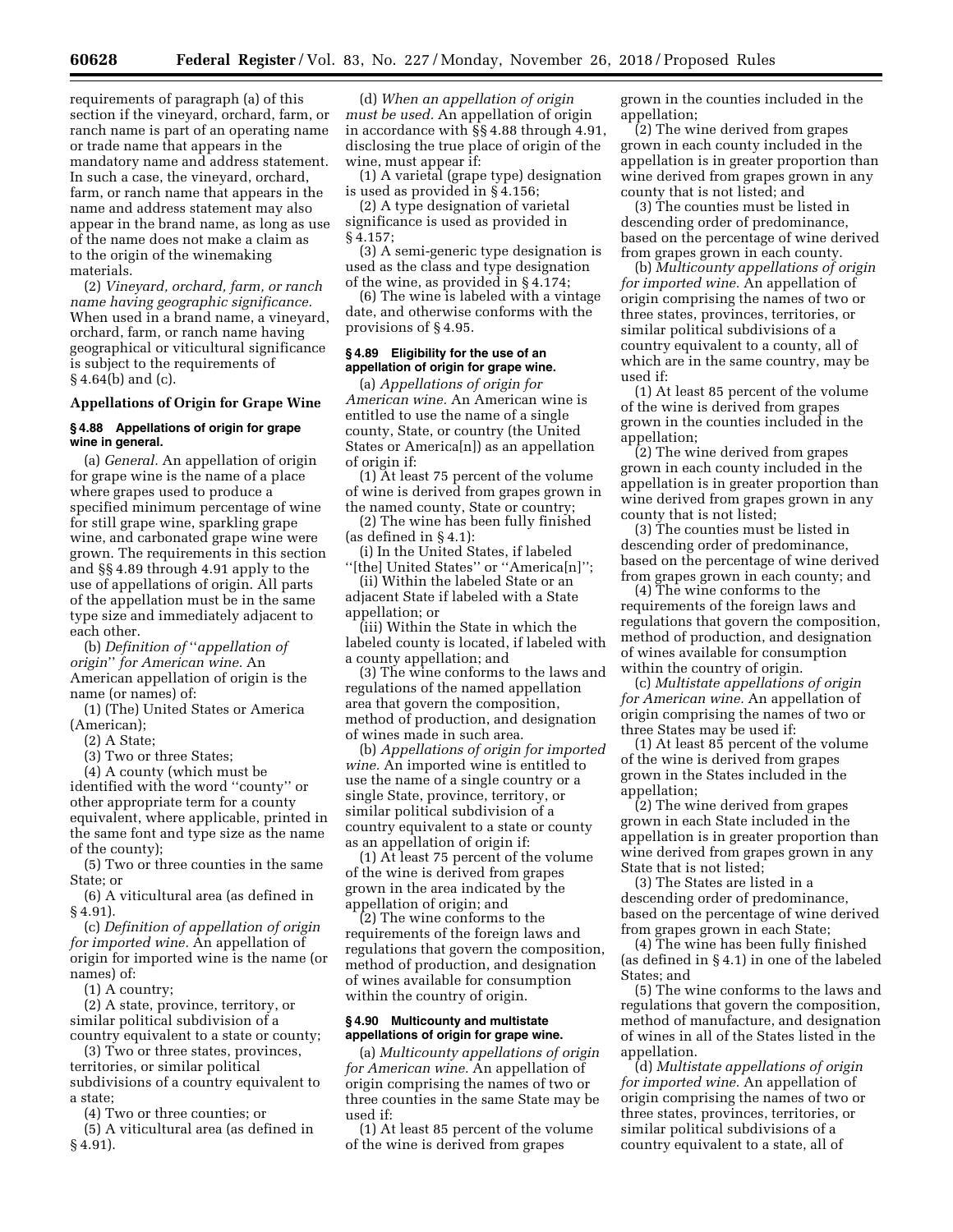requirements of paragraph (a) of this section if the vineyard, orchard, farm, or ranch name is part of an operating name or trade name that appears in the mandatory name and address statement. In such a case, the vineyard, orchard, farm, or ranch name that appears in the name and address statement may also appear in the brand name, as long as use of the name does not make a claim as to the origin of the winemaking materials.

(2) *Vineyard, orchard, farm, or ranch name having geographic significance.* When used in a brand name, a vineyard, orchard, farm, or ranch name having geographical or viticultural significance is subject to the requirements of § 4.64(b) and (c).

## Appellations of Origin for Grape Wine

### § 4.88 Appellations of origin for grape wine in general.

(a) *General.* An appellation of origin for grape wine is the name of a place where grapes used to produce a specified minimum percentage of wine for still grape wine, sparkling grape wine, and carbonated grape wine were grown. The requirements in this section and §§ 4.89 through 4.91 apply to the use of appellations of origin. All parts of the appellation must be in the same type size and immediately adjacent to each other.

(b) *Definition of ''appellation of origin'' for American wine.* An American appellation of origin is the name (or names) of:

(1) (The) United States or America (American);

(2) A State;

(3) Two or three States;

(4) A county (which must be identified with the word ''county'' or other appropriate term for a county equivalent, where applicable, printed in the same font and type size as the name of the county);

(5) Two or three counties in the same State; or

(6) A viticultural area (as defined in § 4.91).

(c) *Definition of appellation of origin for imported wine.* An appellation of origin for imported wine is the name (or names) of:

(1) A country;

(2) A state, province, territory, or similar political subdivision of a country equivalent to a state or county;

(3) Two or three states, provinces, territories, or similar political subdivisions of a country equivalent to a state;

(4) Two or three counties; or

(5) A viticultural area (as defined in § 4.91).

(d) *When an appellation of origin must be used.* An appellation of origin in accordance with §§ 4.88 through 4.91, disclosing the true place of origin of the wine, must appear if:

(1) A varietal (grape type) designation is used as provided in § 4.156;

(2) A type designation of varietal significance is used as provided in § 4.157;

(3) A semi-generic type designation is used as the class and type designation of the wine, as provided in § 4.174;

(6) The wine is labeled with a vintage date, and otherwise conforms with the provisions of § 4.95.

### § 4.89 Eligibility for the use of an appellation of origin for grape wine.

(a) *Appellations of origin for American wine.* An American wine is entitled to use the name of a single county, State, or country (the United States or America[n]) as an appellation of origin if:

(1) At least 75 percent of the volume of wine is derived from grapes grown in the named county, State or country;

(2) The wine has been fully finished (as defined in § 4.1):

(i) In the United States, if labeled ''[the] United States'' or ''America[n]'';

(ii) Within the labeled State or an adjacent State if labeled with a State appellation; or

(iii) Within the State in which the labeled county is located, if labeled with a county appellation; and

(3) The wine conforms to the laws and regulations of the named appellation area that govern the composition, method of production, and designation of wines made in such area.

(b) *Appellations of origin for imported wine.* An imported wine is entitled to use the name of a single country or a single State, province, territory, or similar political subdivision of a country equivalent to a state or county as an appellation of origin if:

(1) At least 75 percent of the volume of the wine is derived from grapes grown in the area indicated by the appellation of origin; and

(2) The wine conforms to the requirements of the foreign laws and regulations that govern the composition, method of production, and designation of wines available for consumption within the country of origin.

### § 4.90 Multicounty and multistate appellations of origin for grape wine.

(a) *Multicounty appellations of origin for American wine.* An appellation of origin comprising the names of two or three counties in the same State may be used if:

(1) At least 85 percent of the volume of the wine is derived from grapes grown in the counties included in the appellation;

(2) The wine derived from grapes grown in each county included in the appellation is in greater proportion than wine derived from grapes grown in any county that is not listed; and

(3) The counties must be listed in descending order of predominance, based on the percentage of wine derived from grapes grown in each county.

(b) *Multicounty appellations of origin for imported wine.* An appellation of origin comprising the names of two or three states, provinces, territories, or similar political subdivisions of a country equivalent to a county, all of which are in the same country, may be used if:

(1) At least 85 percent of the volume of the wine is derived from grapes grown in the counties included in the appellation;

(2) The wine derived from grapes grown in each county included in the appellation is in greater proportion than wine derived from grapes grown in any county that is not listed;

(3) The counties must be listed in descending order of predominance, based on the percentage of wine derived from grapes grown in each county; and

(4) The wine conforms to the requirements of the foreign laws and regulations that govern the composition, method of production, and designation of wines available for consumption within the country of origin.

(c) *Multistate appellations of origin for American wine.* An appellation of origin comprising the names of two or three States may be used if:

(1) At least 85 percent of the volume of the wine is derived from grapes grown in the States included in the appellation;

(2) The wine derived from grapes grown in each State included in the appellation is in greater proportion than wine derived from grapes grown in any State that is not listed;

(3) The States are listed in a descending order of predominance, based on the percentage of wine derived from grapes grown in each State;

(4) The wine has been fully finished (as defined in § 4.1) in one of the labeled States; and

(5) The wine conforms to the laws and regulations that govern the composition, method of manufacture, and designation of wines in all of the States listed in the appellation.

(d) *Multistate appellations of origin for imported wine.* An appellation of origin comprising the names of two or three states, provinces, territories, or similar political subdivisions of a country equivalent to a state, all of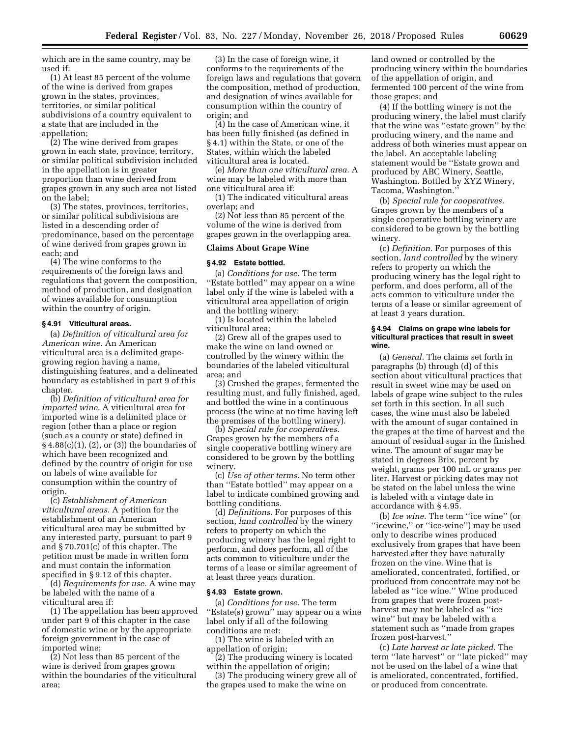which are in the same country, may be used if:

(1) At least 85 percent of the volume of the wine is derived from grapes grown in the states, provinces, territories, or similar political subdivisions of a country equivalent to a state that are included in the appellation;

(2) The wine derived from grapes grown in each state, province, territory, or similar political subdivision included in the appellation is in greater proportion than wine derived from grapes grown in any such area not listed on the label;

(3) The states, provinces, territories, or similar political subdivisions are listed in a descending order of predominance, based on the percentage of wine derived from grapes grown in each; and

(4) The wine conforms to the requirements of the foreign laws and regulations that govern the composition, method of production, and designation of wines available for consumption within the country of origin.

#### § 4.91 Viticultural areas.

(a) *Definition of viticultural area for American wine.* An American viticultural area is a delimited grape-growing region having a name, distinguishing features, and a delineated boundary as established in part 9 of this chapter.

(b) *Definition of viticultural area for imported wine.* A viticultural area for imported wine is a delimited place or region (other than a place or region (such as a county or state) defined in § 4.88(c)(1), (2), or (3)) the boundaries of which have been recognized and defined by the country of origin for use on labels of wine available for consumption within the country of origin.

(c) *Establishment of American viticultural areas.* A petition for the establishment of an American viticultural area may be submitted by any interested party, pursuant to part 9 and § 70.701(c) of this chapter. The petition must be made in written form and must contain the information specified in § 9.12 of this chapter.

(d) *Requirements for use.* A wine may be labeled with the name of a viticultural area if:

(1) The appellation has been approved under part 9 of this chapter in the case of domestic wine or by the appropriate foreign government in the case of imported wine;

(2) Not less than 85 percent of the wine is derived from grapes grown within the boundaries of the viticultural area;

(3) In the case of foreign wine, it conforms to the requirements of the foreign laws and regulations that govern the composition, method of production, and designation of wines available for consumption within the country of origin; and

(4) In the case of American wine, it has been fully finished (as defined in § 4.1) within the State, or one of the States, within which the labeled viticultural area is located.

(e) *More than one viticultural area.* A wine may be labeled with more than one viticultural area if:

(1) The indicated viticultural areas overlap; and

(2) Not less than 85 percent of the volume of the wine is derived from grapes grown in the overlapping area.

### Claims About Grape Wine

#### § 4.92 Estate bottled.

(a) *Conditions for use.* The term ''Estate bottled'' may appear on a wine label only if the wine is labeled with a viticultural area appellation of origin and the bottling winery:

(1) Is located within the labeled viticultural area;

(2) Grew all of the grapes used to make the wine on land owned or controlled by the winery within the boundaries of the labeled viticultural area; and

(3) Crushed the grapes, fermented the resulting must, and fully finished, aged, and bottled the wine in a continuous process (the wine at no time having left the premises of the bottling winery).

(b) *Special rule for cooperatives.* Grapes grown by the members of a single cooperative bottling winery are considered to be grown by the bottling winery.

(c) *Use of other terms.* No term other than ''Estate bottled'' may appear on a label to indicate combined growing and bottling conditions.

(d) *Definitions.* For purposes of this section, *land controlled* by the winery refers to property on which the producing winery has the legal right to perform, and does perform, all of the acts common to viticulture under the terms of a lease or similar agreement of at least three years duration.

#### § 4.93 Estate grown.

(a) *Conditions for use.* The term ''Estate(s) grown'' may appear on a wine label only if all of the following conditions are met:

(1) The wine is labeled with an appellation of origin;

(2) The producing winery is located within the appellation of origin;

(3) The producing winery grew all of the grapes used to make the wine on land owned or controlled by the producing winery within the boundaries of the appellation of origin, and fermented 100 percent of the wine from those grapes; and

(4) If the bottling winery is not the producing winery, the label must clarify that the wine was ''estate grown'' by the producing winery, and the name and address of both wineries must appear on the label. An acceptable labeling statement would be ''Estate grown and produced by ABC Winery, Seattle, Washington. Bottled by XYZ Winery, Tacoma, Washington.''

(b) *Special rule for cooperatives.* Grapes grown by the members of a single cooperative bottling winery are considered to be grown by the bottling winery.

(c) *Definition.* For purposes of this section, *land controlled* by the winery refers to property on which the producing winery has the legal right to perform, and does perform, all of the acts common to viticulture under the terms of a lease or similar agreement of at least 3 years duration.

#### § 4.94 Claims on grape wine labels for viticultural practices that result in sweet wine.

(a) *General.* The claims set forth in paragraphs (b) through (d) of this section about viticultural practices that result in sweet wine may be used on labels of grape wine subject to the rules set forth in this section. In all such cases, the wine must also be labeled with the amount of sugar contained in the grapes at the time of harvest and the amount of residual sugar in the finished wine. The amount of sugar may be stated in degrees Brix, percent by weight, grams per 100 mL or grams per liter. Harvest or picking dates may not be stated on the label unless the wine is labeled with a vintage date in accordance with § 4.95.

(b) *Ice wine.* The term ''ice wine'' (or ''icewine,'' or ''ice-wine'') may be used only to describe wines produced exclusively from grapes that have been harvested after they have naturally frozen on the vine. Wine that is ameliorated, concentrated, fortified, or produced from concentrate may not be labeled as ''ice wine.'' Wine produced from grapes that were frozen post-harvest may not be labeled as ''ice wine'' but may be labeled with a statement such as ''made from grapes frozen post-harvest.''

(c) *Late harvest or late picked.* The term ''late harvest'' or ''late picked'' may not be used on the label of a wine that is ameliorated, concentrated, fortified, or produced from concentrate.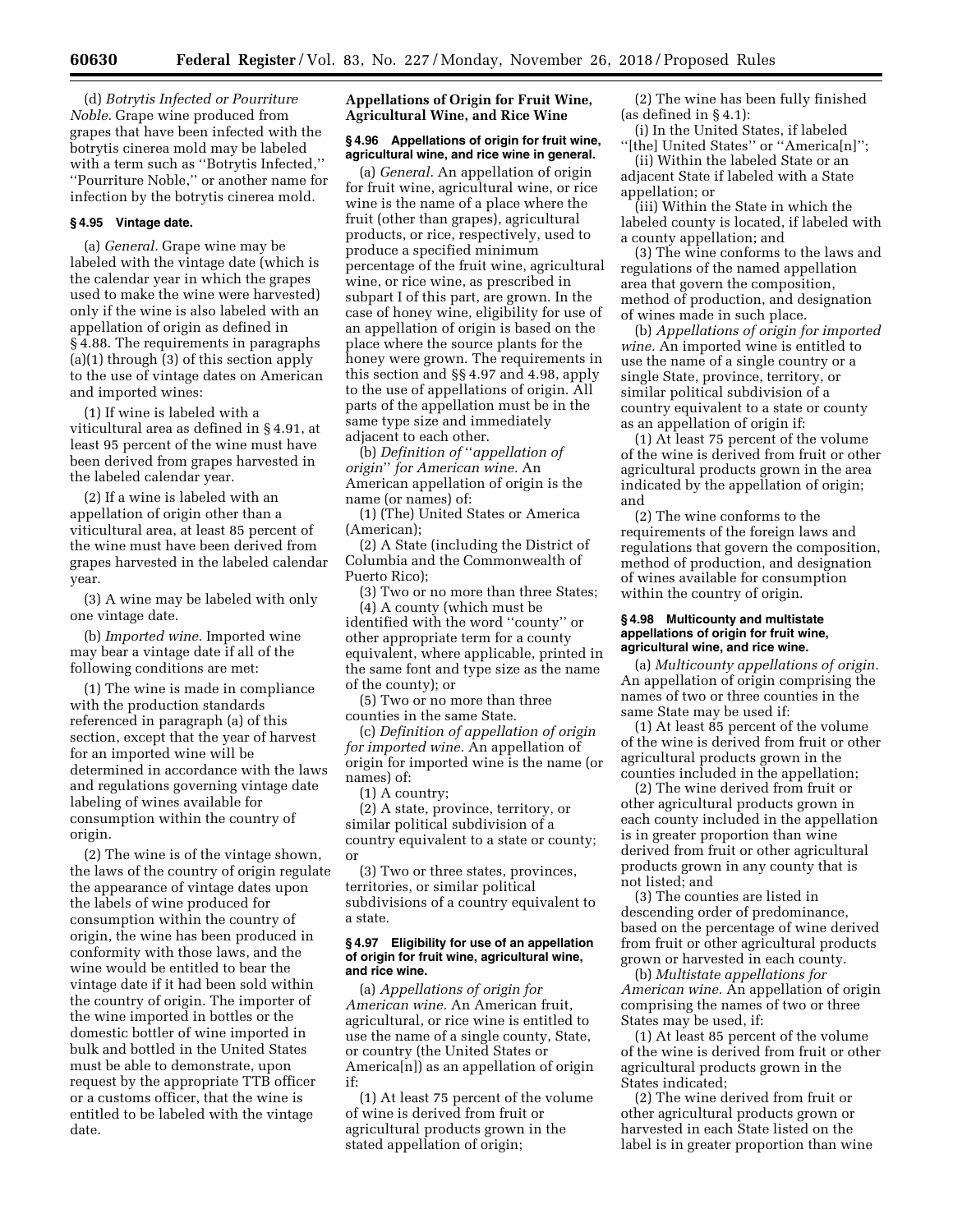(d) *Botrytis Infected or Pourriture Noble.* Grape wine produced from grapes that have been infected with the botrytis cinerea mold may be labeled with a term such as ''Botrytis Infected,'' ''Pourriture Noble,'' or another name for infection by the botrytis cinerea mold.

### § 4.95 Vintage date.

(a) *General.* Grape wine may be labeled with the vintage date (which is the calendar year in which the grapes used to make the wine were harvested) only if the wine is also labeled with an appellation of origin as defined in § 4.88. The requirements in paragraphs (a)(1) through (3) of this section apply to the use of vintage dates on American and imported wines:

(1) If wine is labeled with a viticultural area as defined in § 4.91, at least 95 percent of the wine must have been derived from grapes harvested in the labeled calendar year.

(2) If a wine is labeled with an appellation of origin other than a viticultural area, at least 85 percent of the wine must have been derived from grapes harvested in the labeled calendar year.

(3) A wine may be labeled with only one vintage date.

(b) *Imported wine.* Imported wine may bear a vintage date if all of the following conditions are met:

(1) The wine is made in compliance with the production standards referenced in paragraph (a) of this section, except that the year of harvest for an imported wine will be determined in accordance with the laws and regulations governing vintage date labeling of wines available for consumption within the country of origin.

(2) The wine is of the vintage shown, the laws of the country of origin regulate the appearance of vintage dates upon the labels of wine produced for consumption within the country of origin, the wine has been produced in conformity with those laws, and the wine would be entitled to bear the vintage date if it had been sold within the country of origin. The importer of the wine imported in bottles or the domestic bottler of wine imported in bulk and bottled in the United States must be able to demonstrate, upon request by the appropriate TTB officer or a customs officer, that the wine is entitled to be labeled with the vintage date.

## Appellations of Origin for Fruit Wine, Agricultural Wine, and Rice Wine

### § 4.96 Appellations of origin for fruit wine, agricultural wine, and rice wine in general.

(a) *General.* An appellation of origin for fruit wine, agricultural wine, or rice wine is the name of a place where the fruit (other than grapes), agricultural products, or rice, respectively, used to produce a specified minimum percentage of the fruit wine, agricultural wine, or rice wine, as prescribed in subpart I of this part, are grown. In the case of honey wine, eligibility for use of an appellation of origin is based on the place where the source plants for the honey were grown. The requirements in this section and §§ 4.97 and 4.98, apply to the use of appellations of origin. All parts of the appellation must be in the same type size and immediately adjacent to each other.

(b) *Definition of ''appellation of origin'' for American wine.* An American appellation of origin is the name (or names) of:

(1) (The) United States or America (American);

(2) A State (including the District of Columbia and the Commonwealth of Puerto Rico);

(3) Two or no more than three States;

(4) A county (which must be identified with the word ''county'' or other appropriate term for a county equivalent, where applicable, printed in the same font and type size as the name of the county); or

(5) Two or no more than three counties in the same State.

(c) *Definition of appellation of origin for imported wine.* An appellation of origin for imported wine is the name (or names) of:

(1) A country;

(2) A state, province, territory, or similar political subdivision of a country equivalent to a state or county; or

(3) Two or three states, provinces, territories, or similar political subdivisions of a country equivalent to a state.

### § 4.97 Eligibility for use of an appellation of origin for fruit wine, agricultural wine, and rice wine.

(a) *Appellations of origin for American wine.* An American fruit, agricultural, or rice wine is entitled to use the name of a single county, State, or country (the United States or America[n]) as an appellation of origin if:

(1) At least 75 percent of the volume of wine is derived from fruit or agricultural products grown in the stated appellation of origin;

(2) The wine has been fully finished (as defined in § 4.1):

(i) In the United States, if labeled ''[the] United States'' or ''America[n]'';

(ii) Within the labeled State or an adjacent State if labeled with a State appellation; or

(iii) Within the State in which the labeled county is located, if labeled with a county appellation; and

(3) The wine conforms to the laws and regulations of the named appellation area that govern the composition, method of production, and designation of wines made in such place.

(b) *Appellations of origin for imported wine.* An imported wine is entitled to use the name of a single country or a single State, province, territory, or similar political subdivision of a country equivalent to a state or county as an appellation of origin if:

(1) At least 75 percent of the volume of the wine is derived from fruit or other agricultural products grown in the area indicated by the appellation of origin; and

(2) The wine conforms to the requirements of the foreign laws and regulations that govern the composition, method of production, and designation of wines available for consumption within the country of origin.

### § 4.98 Multicounty and multistate appellations of origin for fruit wine, agricultural wine, and rice wine.

(a) *Multicounty appellations of origin.* An appellation of origin comprising the names of two or three counties in the same State may be used if:

(1) At least 85 percent of the volume of the wine is derived from fruit or other agricultural products grown in the counties included in the appellation;

(2) The wine derived from fruit or other agricultural products grown in each county included in the appellation is in greater proportion than wine derived from fruit or other agricultural products grown in any county that is not listed; and

(3) The counties are listed in descending order of predominance, based on the percentage of wine derived from fruit or other agricultural products grown or harvested in each county.

(b) *Multistate appellations for American wine.* An appellation of origin comprising the names of two or three States may be used, if:

(1) At least 85 percent of the volume of the wine is derived from fruit or other agricultural products grown in the States indicated;

(2) The wine derived from fruit or other agricultural products grown or harvested in each State listed on the label is in greater proportion than wine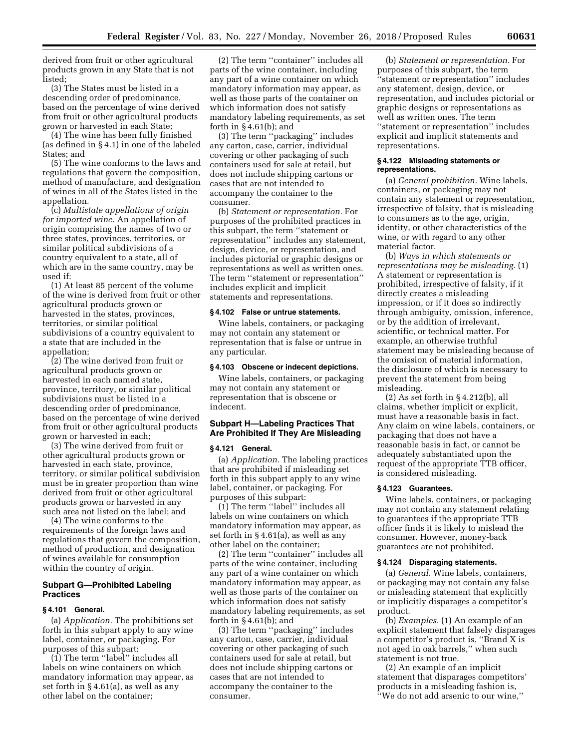derived from fruit or other agricultural products grown in any State that is not listed;

(3) The States must be listed in a descending order of predominance, based on the percentage of wine derived from fruit or other agricultural products grown or harvested in each State;

(4) The wine has been fully finished (as defined in § 4.1) in one of the labeled States; and

(5) The wine conforms to the laws and regulations that govern the composition, method of manufacture, and designation of wines in all of the States listed in the appellation.

(c) *Multistate appellations of origin for imported wine.* An appellation of origin comprising the names of two or three states, provinces, territories, or similar political subdivisions of a country equivalent to a state, all of which are in the same country, may be used if:

(1) At least 85 percent of the volume of the wine is derived from fruit or other agricultural products grown or harvested in the states, provinces, territories, or similar political subdivisions of a country equivalent to a state that are included in the appellation;

(2) The wine derived from fruit or agricultural products grown or harvested in each named state, province, territory, or similar political subdivisions must be listed in a descending order of predominance, based on the percentage of wine derived from fruit or other agricultural products grown or harvested in each;

(3) The wine derived from fruit or other agricultural products grown or harvested in each state, province, territory, or similar political subdivision must be in greater proportion than wine derived from fruit or other agricultural products grown or harvested in any such area not listed on the label; and

(4) The wine conforms to the requirements of the foreign laws and regulations that govern the composition, method of production, and designation of wines available for consumption within the country of origin.

## Subpart G—Prohibited Labeling Practices

### § 4.101 General.

(a) *Application.* The prohibitions set forth in this subpart apply to any wine label, container, or packaging. For purposes of this subpart:

(1) The term ''label'' includes all labels on wine containers on which mandatory information may appear, as set forth in § 4.61(a), as well as any other label on the container;

(2) The term ''container'' includes all parts of the wine container, including any part of a wine container on which mandatory information may appear, as well as those parts of the container on which information does not satisfy mandatory labeling requirements, as set forth in § 4.61(b); and

(3) The term ''packaging'' includes any carton, case, carrier, individual covering or other packaging of such containers used for sale at retail, but does not include shipping cartons or cases that are not intended to accompany the container to the consumer.

(b) *Statement or representation.* For purposes of the prohibited practices in this subpart, the term ''statement or representation'' includes any statement, design, device, or representation, and includes pictorial or graphic designs or representations as well as written ones. The term ''statement or representation'' includes explicit and implicit statements and representations.

### § 4.102 False or untrue statements.

Wine labels, containers, or packaging may not contain any statement or representation that is false or untrue in any particular.

### § 4.103 Obscene or indecent depictions.

Wine labels, containers, or packaging may not contain any statement or representation that is obscene or indecent.

## Subpart H—Labeling Practices That Are Prohibited If They Are Misleading

### § 4.121 General.

(a) *Application.* The labeling practices that are prohibited if misleading set forth in this subpart apply to any wine label, container, or packaging. For purposes of this subpart:

(1) The term ''label'' includes all labels on wine containers on which mandatory information may appear, as set forth in § 4.61(a), as well as any other label on the container;

(2) The term ''container'' includes all parts of the wine container, including any part of a wine container on which mandatory information may appear, as well as those parts of the container on which information does not satisfy mandatory labeling requirements, as set forth in § 4.61(b); and

(3) The term ''packaging'' includes any carton, case, carrier, individual covering or other packaging of such containers used for sale at retail, but does not include shipping cartons or cases that are not intended to accompany the container to the consumer.

(b) *Statement or representation.* For purposes of this subpart, the term ''statement or representation'' includes any statement, design, device, or representation, and includes pictorial or graphic designs or representations as well as written ones. The term ''statement or representation'' includes explicit and implicit statements and representations.

### § 4.122 Misleading statements or representations.

(a) *General prohibition.* Wine labels, containers, or packaging may not contain any statement or representation, irrespective of falsity, that is misleading to consumers as to the age, origin, identity, or other characteristics of the wine, or with regard to any other material factor.

(b) *Ways in which statements or representations may be misleading.* (1) A statement or representation is prohibited, irrespective of falsity, if it directly creates a misleading impression, or if it does so indirectly through ambiguity, omission, inference, or by the addition of irrelevant, scientific, or technical matter. For example, an otherwise truthful statement may be misleading because of the omission of material information, the disclosure of which is necessary to prevent the statement from being misleading.

(2) As set forth in § 4.212(b), all claims, whether implicit or explicit, must have a reasonable basis in fact. Any claim on wine labels, containers, or packaging that does not have a reasonable basis in fact, or cannot be adequately substantiated upon the request of the appropriate TTB officer, is considered misleading.

### § 4.123 Guarantees.

Wine labels, containers, or packaging may not contain any statement relating to guarantees if the appropriate TTB officer finds it is likely to mislead the consumer. However, money-back guarantees are not prohibited.

### § 4.124 Disparaging statements.

(a) *General.* Wine labels, containers, or packaging may not contain any false or misleading statement that explicitly or implicitly disparages a competitor's product.

(b) *Examples.* (1) An example of an explicit statement that falsely disparages a competitor's product is, ''Brand X is not aged in oak barrels,'' when such statement is not true.

(2) An example of an implicit statement that disparages competitors' products in a misleading fashion is, ''We do not add arsenic to our wine,''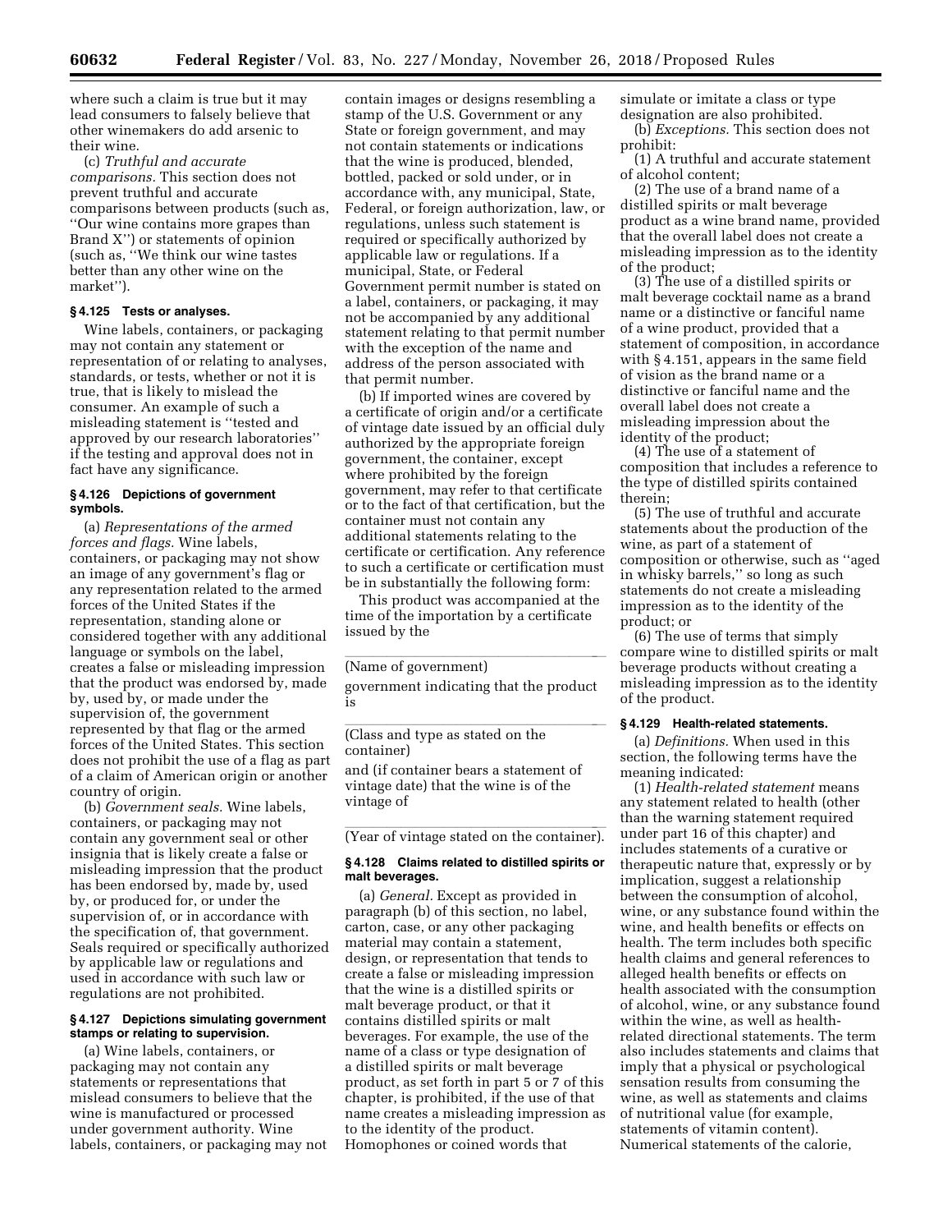where such a claim is true but it may lead consumers to falsely believe that other winemakers do add arsenic to their wine.

(c) *Truthful and accurate comparisons.* This section does not prevent truthful and accurate comparisons between products (such as, ''Our wine contains more grapes than Brand X'') or statements of opinion (such as, ''We think our wine tastes better than any other wine on the market'').

#### § 4.125 Tests or analyses.

Wine labels, containers, or packaging may not contain any statement or representation of or relating to analyses, standards, or tests, whether or not it is true, that is likely to mislead the consumer. An example of such a misleading statement is ''tested and approved by our research laboratories'' if the testing and approval does not in fact have any significance.

#### § 4.126 Depictions of government symbols.

(a) *Representations of the armed forces and flags.* Wine labels, containers, or packaging may not show an image of any government's flag or any representation related to the armed forces of the United States if the representation, standing alone or considered together with any additional language or symbols on the label, creates a false or misleading impression that the product was endorsed by, made by, used by, or made under the supervision of, the government represented by that flag or the armed forces of the United States. This section does not prohibit the use of a flag as part of a claim of American origin or another country of origin.

(b) *Government seals.* Wine labels, containers, or packaging may not contain any government seal or other insignia that is likely create a false or misleading impression that the product has been endorsed by, made by, used by, or produced for, or under the supervision of, or in accordance with the specification of, that government. Seals required or specifically authorized by applicable law or regulations and used in accordance with such law or regulations are not prohibited.

#### § 4.127 Depictions simulating government stamps or relating to supervision.

(a) Wine labels, containers, or packaging may not contain any statements or representations that mislead consumers to believe that the wine is manufactured or processed under government authority. Wine labels, containers, or packaging may not contain images or designs resembling a stamp of the U.S. Government or any State or foreign government, and may not contain statements or indications that the wine is produced, blended, bottled, packed or sold under, or in accordance with, any municipal, State, Federal, or foreign authorization, law, or regulations, unless such statement is required or specifically authorized by applicable law or regulations. If a municipal, State, or Federal Government permit number is stated on a label, containers, or packaging, it may not be accompanied by any additional statement relating to that permit number with the exception of the name and address of the person associated with that permit number.

(b) If imported wines are covered by a certificate of origin and/or a certificate of vintage date issued by an official duly authorized by the appropriate foreign government, the container, except where prohibited by the foreign government, may refer to that certificate or to the fact of that certification, but the container must not contain any additional statements relating to the certificate or certification. Any reference to such a certificate or certification must be in substantially the following form:

This product was accompanied at the time of the importation by a certificate issued by the

\_\_\_\_\_\_\_\_\_\_\_\_\_\_\_\_\_\_\_\_\_\_\_\_\_\_\_\_\_\_\_\_

(Name of government)

government indicating that the product is

\_\_\_\_\_\_\_\_\_\_\_\_\_\_\_\_\_\_\_\_\_\_\_\_\_\_\_\_\_\_\_\_

(Class and type as stated on the container)

and (if container bears a statement of vintage date) that the wine is of the vintage of

\_\_\_\_\_\_\_\_\_\_\_\_\_\_\_\_\_\_\_\_\_\_\_\_\_\_\_\_\_\_\_\_

(Year of vintage stated on the container).

#### § 4.128 Claims related to distilled spirits or malt beverages.

(a) *General.* Except as provided in paragraph (b) of this section, no label, carton, case, or any other packaging material may contain a statement, design, or representation that tends to create a false or misleading impression that the wine is a distilled spirits or malt beverage product, or that it contains distilled spirits or malt beverages. For example, the use of the name of a class or type designation of a distilled spirits or malt beverage product, as set forth in part 5 or 7 of this chapter, is prohibited, if the use of that name creates a misleading impression as to the identity of the product. Homophones or coined words that simulate or imitate a class or type designation are also prohibited.

(b) *Exceptions.* This section does not prohibit:

(1) A truthful and accurate statement of alcohol content;

(2) The use of a brand name of a distilled spirits or malt beverage product as a wine brand name, provided that the overall label does not create a misleading impression as to the identity of the product;

(3) The use of a distilled spirits or malt beverage cocktail name as a brand name or a distinctive or fanciful name of a wine product, provided that a statement of composition, in accordance with § 4.151, appears in the same field of vision as the brand name or a distinctive or fanciful name and the overall label does not create a misleading impression about the identity of the product;

(4) The use of a statement of composition that includes a reference to the type of distilled spirits contained therein;

(5) The use of truthful and accurate statements about the production of the wine, as part of a statement of composition or otherwise, such as ''aged in whisky barrels,'' so long as such statements do not create a misleading impression as to the identity of the product; or

(6) The use of terms that simply compare wine to distilled spirits or malt beverage products without creating a misleading impression as to the identity of the product.

#### § 4.129 Health-related statements.

(a) *Definitions.* When used in this section, the following terms have the meaning indicated:

(1) *Health-related statement* means any statement related to health (other than the warning statement required under part 16 of this chapter) and includes statements of a curative or therapeutic nature that, expressly or by implication, suggest a relationship between the consumption of alcohol, wine, or any substance found within the wine, and health benefits or effects on health. The term includes both specific health claims and general references to alleged health benefits or effects on health associated with the consumption of alcohol, wine, or any substance found within the wine, as well as health-related directional statements. The term also includes statements and claims that imply that a physical or psychological sensation results from consuming the wine, as well as statements and claims of nutritional value (for example, statements of vitamin content). Numerical statements of the calorie,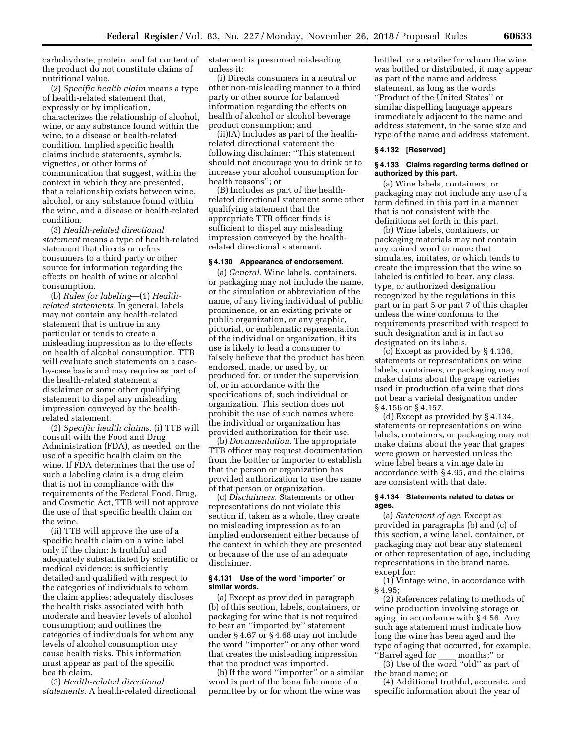carbohydrate, protein, and fat content of the product do not constitute claims of nutritional value.

(2) *Specific health claim* means a type of health-related statement that, expressly or by implication, characterizes the relationship of alcohol, wine, or any substance found within the wine, to a disease or health-related condition. Implied specific health claims include statements, symbols, vignettes, or other forms of communication that suggest, within the context in which they are presented, that a relationship exists between wine, alcohol, or any substance found within the wine, and a disease or health-related condition.

(3) *Health-related directional statement* means a type of health-related statement that directs or refers consumers to a third party or other source for information regarding the effects on health of wine or alcohol consumption.

(b) *Rules for labeling*—(1) *Health-related statements.* In general, labels may not contain any health-related statement that is untrue in any particular or tends to create a misleading impression as to the effects on health of alcohol consumption. TTB will evaluate such statements on a case-by-case basis and may require as part of the health-related statement a disclaimer or some other qualifying statement to dispel any misleading impression conveyed by the health-related statement.

(2) *Specific health claims.* (i) TTB will consult with the Food and Drug Administration (FDA), as needed, on the use of a specific health claim on the wine. If FDA determines that the use of such a labeling claim is a drug claim that is not in compliance with the requirements of the Federal Food, Drug, and Cosmetic Act, TTB will not approve the use of that specific health claim on the wine.

(ii) TTB will approve the use of a specific health claim on a wine label only if the claim: Is truthful and adequately substantiated by scientific or medical evidence; is sufficiently detailed and qualified with respect to the categories of individuals to whom the claim applies; adequately discloses the health risks associated with both moderate and heavier levels of alcohol consumption; and outlines the categories of individuals for whom any levels of alcohol consumption may cause health risks. This information must appear as part of the specific health claim.

(3) *Health-related directional statements.* A health-related directional statement is presumed misleading unless it:

(i) Directs consumers in a neutral or other non-misleading manner to a third party or other source for balanced information regarding the effects on health of alcohol or alcohol beverage product consumption; and

(ii)(A) Includes as part of the health-related directional statement the following disclaimer: ''This statement should not encourage you to drink or to increase your alcohol consumption for health reasons''; or

(B) Includes as part of the health-related directional statement some other qualifying statement that the appropriate TTB officer finds is sufficient to dispel any misleading impression conveyed by the health-related directional statement.

### § 4.130 Appearance of endorsement.

(a) *General.* Wine labels, containers, or packaging may not include the name, or the simulation or abbreviation of the name, of any living individual of public prominence, or an existing private or public organization, or any graphic, pictorial, or emblematic representation of the individual or organization, if its use is likely to lead a consumer to falsely believe that the product has been endorsed, made, or used by, or produced for, or under the supervision of, or in accordance with the specifications of, such individual or organization. This section does not prohibit the use of such names where the individual or organization has provided authorization for their use.

(b) *Documentation.* The appropriate TTB officer may request documentation from the bottler or importer to establish that the person or organization has provided authorization to use the name of that person or organization.

(c) *Disclaimers.* Statements or other representations do not violate this section if, taken as a whole, they create no misleading impression as to an implied endorsement either because of the context in which they are presented or because of the use of an adequate disclaimer.

### § 4.131 Use of the word ''importer'' or similar words.

(a) Except as provided in paragraph (b) of this section, labels, containers, or packaging for wine that is not required to bear an ''imported by'' statement under § 4.67 or § 4.68 may not include the word ''importer'' or any other word that creates the misleading impression that the product was imported.

(b) If the word ''importer'' or a similar word is part of the bona fide name of a permittee by or for whom the wine was bottled, or a retailer for whom the wine was bottled or distributed, it may appear as part of the name and address statement, as long as the words ''Product of the United States'' or similar dispelling language appears immediately adjacent to the name and address statement, in the same size and type of the name and address statement.

### § 4.132 [Reserved]

### § 4.133 Claims regarding terms defined or authorized by this part.

(a) Wine labels, containers, or packaging may not include any use of a term defined in this part in a manner that is not consistent with the definitions set forth in this part.

(b) Wine labels, containers, or packaging materials may not contain any coined word or name that simulates, imitates, or which tends to create the impression that the wine so labeled is entitled to bear, any class, type, or authorized designation recognized by the regulations in this part or in part 5 or part 7 of this chapter unless the wine conforms to the requirements prescribed with respect to such designation and is in fact so designated on its labels.

(c) Except as provided by § 4.136, statements or representations on wine labels, containers, or packaging may not make claims about the grape varieties used in production of a wine that does not bear a varietal designation under § 4.156 or § 4.157.

(d) Except as provided by § 4.134, statements or representations on wine labels, containers, or packaging may not make claims about the year that grapes were grown or harvested unless the wine label bears a vintage date in accordance with § 4.95, and the claims are consistent with that date.

### § 4.134 Statements related to dates or ages.

(a) *Statement of age.* Except as provided in paragraphs (b) and (c) of this section, a wine label, container, or packaging may not bear any statement or other representation of age, including representations in the brand name, except for:

(1) Vintage wine, in accordance with § 4.95;

(2) References relating to methods of wine production involving storage or aging, in accordance with § 4.56. Any such age statement must indicate how long the wine has been aged and the type of aging that occurred, for example, ''Barrel aged for ____ months;'' or

(3) Use of the word ''old'' as part of the brand name; or

(4) Additional truthful, accurate, and specific information about the year of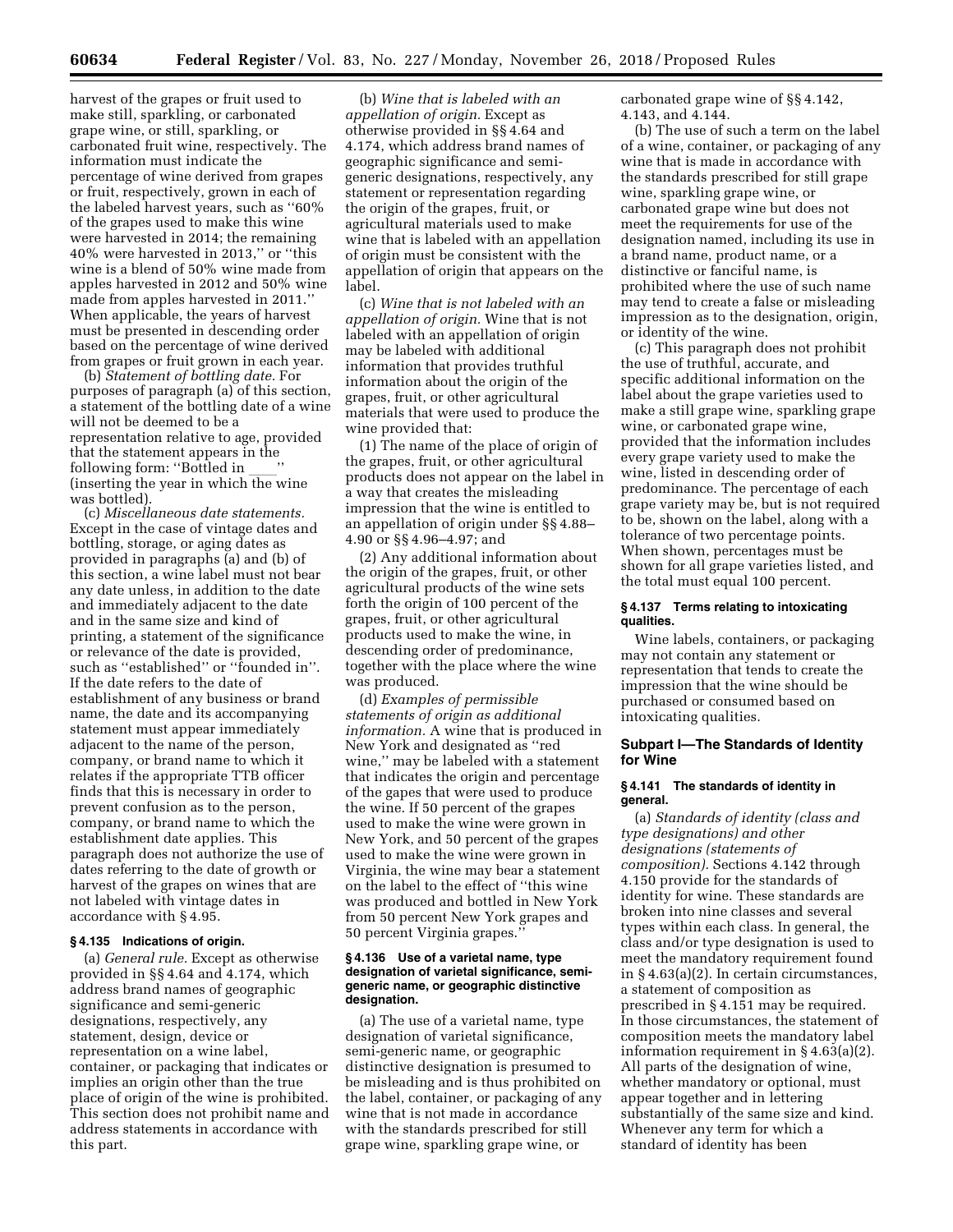harvest of the grapes or fruit used to make still, sparkling, or carbonated grape wine, or still, sparkling, or carbonated fruit wine, respectively. The information must indicate the percentage of wine derived from grapes or fruit, respectively, grown in each of the labeled harvest years, such as ''60% of the grapes used to make this wine were harvested in 2014; the remaining 40% were harvested in 2013,'' or ''this wine is a blend of 50% wine made from apples harvested in 2012 and 50% wine made from apples harvested in 2011.'' When applicable, the years of harvest must be presented in descending order based on the percentage of wine derived from grapes or fruit grown in each year.

(b) *Statement of bottling date.* For purposes of paragraph (a) of this section, a statement of the bottling date of a wine will not be deemed to be a representation relative to age, provided that the statement appears in the following form: ''Bottled in ___'' (inserting the year in which the wine was bottled).

(c) *Miscellaneous date statements.* Except in the case of vintage dates and bottling, storage, or aging dates as provided in paragraphs (a) and (b) of this section, a wine label must not bear any date unless, in addition to the date and immediately adjacent to the date and in the same size and kind of printing, a statement of the significance or relevance of the date is provided, such as ''established'' or ''founded in''. If the date refers to the date of establishment of any business or brand name, the date and its accompanying statement must appear immediately adjacent to the name of the person, company, or brand name to which it relates if the appropriate TTB officer finds that this is necessary in order to prevent confusion as to the person, company, or brand name to which the establishment date applies. This paragraph does not authorize the use of dates referring to the date of growth or harvest of the grapes on wines that are not labeled with vintage dates in accordance with § 4.95.

### § 4.135 Indications of origin.

(a) *General rule.* Except as otherwise provided in §§ 4.64 and 4.174, which address brand names of geographic significance and semi-generic designations, respectively, any statement, design, device or representation on a wine label, container, or packaging that indicates or implies an origin other than the true place of origin of the wine is prohibited. This section does not prohibit name and address statements in accordance with this part.

(b) *Wine that is labeled with an appellation of origin.* Except as otherwise provided in §§ 4.64 and 4.174, which address brand names of geographic significance and semi-generic designations, respectively, any statement or representation regarding the origin of the grapes, fruit, or agricultural materials used to make wine that is labeled with an appellation of origin must be consistent with the appellation of origin that appears on the label.

(c) *Wine that is not labeled with an appellation of origin.* Wine that is not labeled with an appellation of origin may be labeled with additional information that provides truthful information about the origin of the grapes, fruit, or other agricultural materials that were used to produce the wine provided that:

(1) The name of the place of origin of the grapes, fruit, or other agricultural products does not appear on the label in a way that creates the misleading impression that the wine is entitled to an appellation of origin under §§ 4.88–4.90 or §§ 4.96–4.97; and

(2) Any additional information about the origin of the grapes, fruit, or other agricultural products of the wine sets forth the origin of 100 percent of the grapes, fruit, or other agricultural products used to make the wine, in descending order of predominance, together with the place where the wine was produced.

(d) *Examples of permissible statements of origin as additional information.* A wine that is produced in New York and designated as ''red wine,'' may be labeled with a statement that indicates the origin and percentage of the gapes that were used to produce the wine. If 50 percent of the grapes used to make the wine were grown in New York, and 50 percent of the grapes used to make the wine were grown in Virginia, the wine may bear a statement on the label to the effect of ''this wine was produced and bottled in New York from 50 percent New York grapes and 50 percent Virginia grapes.''

### § 4.136 Use of a varietal name, type designation of varietal significance, semi-generic name, or geographic distinctive designation.

(a) The use of a varietal name, type designation of varietal significance, semi-generic name, or geographic distinctive designation is presumed to be misleading and is thus prohibited on the label, container, or packaging of any wine that is not made in accordance with the standards prescribed for still grape wine, sparkling grape wine, or carbonated grape wine of §§ 4.142, 4.143, and 4.144.

(b) The use of such a term on the label of a wine, container, or packaging of any wine that is made in accordance with the standards prescribed for still grape wine, sparkling grape wine, or carbonated grape wine but does not meet the requirements for use of the designation named, including its use in a brand name, product name, or a distinctive or fanciful name, is prohibited where the use of such name may tend to create a false or misleading impression as to the designation, origin, or identity of the wine.

(c) This paragraph does not prohibit the use of truthful, accurate, and specific additional information on the label about the grape varieties used to make a still grape wine, sparkling grape wine, or carbonated grape wine, provided that the information includes every grape variety used to make the wine, listed in descending order of predominance. The percentage of each grape variety may be, but is not required to be, shown on the label, along with a tolerance of two percentage points. When shown, percentages must be shown for all grape varieties listed, and the total must equal 100 percent.

### § 4.137 Terms relating to intoxicating qualities.

Wine labels, containers, or packaging may not contain any statement or representation that tends to create the impression that the wine should be purchased or consumed based on intoxicating qualities.

## Subpart I—The Standards of Identity for Wine

### § 4.141 The standards of identity in general.

(a) *Standards of identity (class and type designations) and other designations (statements of composition).* Sections 4.142 through 4.150 provide for the standards of identity for wine. These standards are broken into nine classes and several types within each class. In general, the class and/or type designation is used to meet the mandatory requirement found in § 4.63(a)(2). In certain circumstances, a statement of composition as prescribed in § 4.151 may be required. In those circumstances, the statement of composition meets the mandatory label information requirement in § 4.63(a)(2). All parts of the designation of wine, whether mandatory or optional, must appear together and in lettering substantially of the same size and kind. Whenever any term for which a standard of identity has been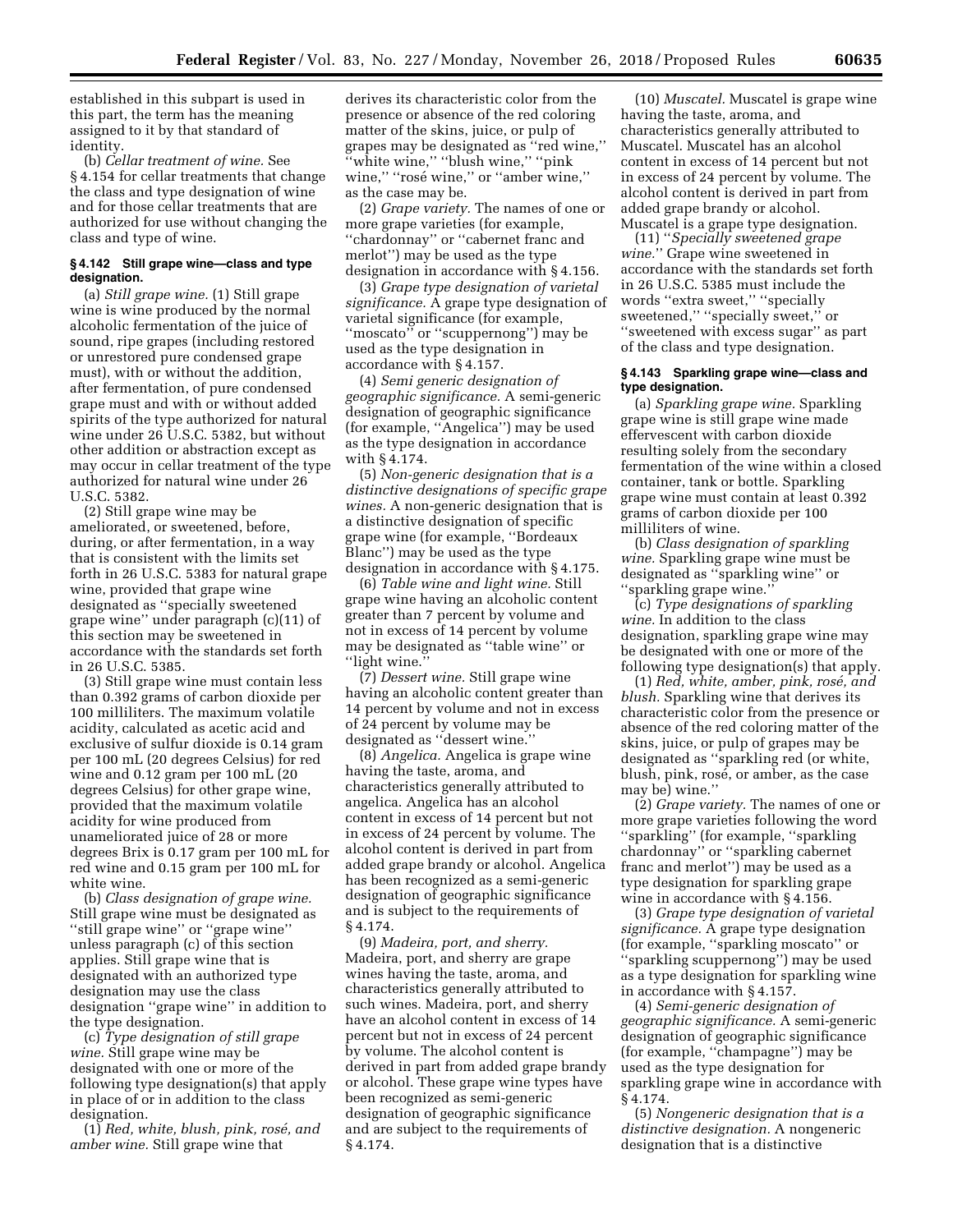established in this subpart is used in this part, the term has the meaning assigned to it by that standard of identity.

(b) *Cellar treatment of wine.* See § 4.154 for cellar treatments that change the class and type designation of wine and for those cellar treatments that are authorized for use without changing the class and type of wine.

### § 4.142 Still grape wine—class and type designation.

(a) *Still grape wine.* (1) Still grape wine is wine produced by the normal alcoholic fermentation of the juice of sound, ripe grapes (including restored or unrestored pure condensed grape must), with or without the addition, after fermentation, of pure condensed grape must and with or without added spirits of the type authorized for natural wine under 26 U.S.C. 5382, but without other addition or abstraction except as may occur in cellar treatment of the type authorized for natural wine under 26 U.S.C. 5382.

(2) Still grape wine may be ameliorated, or sweetened, before, during, or after fermentation, in a way that is consistent with the limits set forth in 26 U.S.C. 5383 for natural grape wine, provided that grape wine designated as ''specially sweetened grape wine'' under paragraph (c)(11) of this section may be sweetened in accordance with the standards set forth in 26 U.S.C. 5385.

(3) Still grape wine must contain less than 0.392 grams of carbon dioxide per 100 milliliters. The maximum volatile acidity, calculated as acetic acid and exclusive of sulfur dioxide is 0.14 gram per 100 mL (20 degrees Celsius) for red wine and 0.12 gram per 100 mL (20 degrees Celsius) for other grape wine, provided that the maximum volatile acidity for wine produced from unameliorated juice of 28 or more degrees Brix is 0.17 gram per 100 mL for red wine and 0.15 gram per 100 mL for white wine.

(b) *Class designation of grape wine.* Still grape wine must be designated as ''still grape wine'' or ''grape wine'' unless paragraph (c) of this section applies. Still grape wine that is designated with an authorized type designation may use the class designation ''grape wine'' in addition to the type designation.

(c) *Type designation of still grape wine.* Still grape wine may be designated with one or more of the following type designation(s) that apply in place of or in addition to the class designation.

(1) *Red, white, blush, pink, rosé, and amber wine.* Still grape wine that derives its characteristic color from the presence or absence of the red coloring matter of the skins, juice, or pulp of grapes may be designated as ''red wine,'' ''white wine,'' ''blush wine,'' ''pink wine,'' ''rosé wine,'' or ''amber wine,'' as the case may be.

(2) *Grape variety.* The names of one or more grape varieties (for example, ''chardonnay'' or ''cabernet franc and merlot'') may be used as the type designation in accordance with § 4.156.

(3) *Grape type designation of varietal significance.* A grape type designation of varietal significance (for example, ''moscato'' or ''scuppernong'') may be used as the type designation in accordance with § 4.157.

(4) *Semi generic designation of geographic significance.* A semi-generic designation of geographic significance (for example, ''Angelica'') may be used as the type designation in accordance with § 4.174.

(5) *Non-generic designation that is a distinctive designations of specific grape wines.* A non-generic designation that is a distinctive designation of specific grape wine (for example, ''Bordeaux Blanc'') may be used as the type designation in accordance with § 4.175.

(6) *Table wine and light wine.* Still grape wine having an alcoholic content greater than 7 percent by volume and not in excess of 14 percent by volume may be designated as ''table wine'' or ''light wine.''

(7) *Dessert wine.* Still grape wine having an alcoholic content greater than 14 percent by volume and not in excess of 24 percent by volume may be designated as ''dessert wine.''

(8) *Angelica.* Angelica is grape wine having the taste, aroma, and characteristics generally attributed to angelica. Angelica has an alcohol content in excess of 14 percent but not in excess of 24 percent by volume. The alcohol content is derived in part from added grape brandy or alcohol. Angelica has been recognized as a semi-generic designation of geographic significance and is subject to the requirements of § 4.174.

(9) *Madeira, port, and sherry.* Madeira, port, and sherry are grape wines having the taste, aroma, and characteristics generally attributed to such wines. Madeira, port, and sherry have an alcohol content in excess of 14 percent but not in excess of 24 percent by volume. The alcohol content is derived in part from added grape brandy or alcohol. These grape wine types have been recognized as semi-generic designation of geographic significance and are subject to the requirements of § 4.174.

(10) *Muscatel.* Muscatel is grape wine having the taste, aroma, and characteristics generally attributed to Muscatel. Muscatel has an alcohol content in excess of 14 percent but not in excess of 24 percent by volume. The alcohol content is derived in part from added grape brandy or alcohol. Muscatel is a grape type designation.

(11) ''*Specially sweetened grape wine.*'' Grape wine sweetened in accordance with the standards set forth in 26 U.S.C. 5385 must include the words ''extra sweet,'' ''specially sweetened,'' ''specially sweet,'' or ''sweetened with excess sugar'' as part of the class and type designation.

### § 4.143 Sparkling grape wine—class and type designation.

(a) *Sparkling grape wine.* Sparkling grape wine is still grape wine made effervescent with carbon dioxide resulting solely from the secondary fermentation of the wine within a closed container, tank or bottle. Sparkling grape wine must contain at least 0.392 grams of carbon dioxide per 100 milliliters of wine.

(b) *Class designation of sparkling wine.* Sparkling grape wine must be designated as ''sparkling wine'' or ''sparkling grape wine.''

(c) *Type designations of sparkling wine.* In addition to the class designation, sparkling grape wine may be designated with one or more of the following type designation(s) that apply.

(1) *Red, white, amber, pink, rosé, and blush.* Sparkling wine that derives its characteristic color from the presence or absence of the red coloring matter of the skins, juice, or pulp of grapes may be designated as ''sparkling red (or white, blush, pink, rosé, or amber, as the case may be) wine.''

(2) *Grape variety.* The names of one or more grape varieties following the word ''sparkling'' (for example, ''sparkling chardonnay'' or ''sparkling cabernet franc and merlot'') may be used as a type designation for sparkling grape wine in accordance with § 4.156.

(3) *Grape type designation of varietal significance.* A grape type designation (for example, ''sparkling moscato'' or ''sparkling scuppernong'') may be used as a type designation for sparkling wine in accordance with § 4.157.

(4) *Semi-generic designation of geographic significance.* A semi-generic designation of geographic significance (for example, ''champagne'') may be used as the type designation for sparkling grape wine in accordance with § 4.174.

(5) *Nongeneric designation that is a distinctive designation.* A nongeneric designation that is a distinctive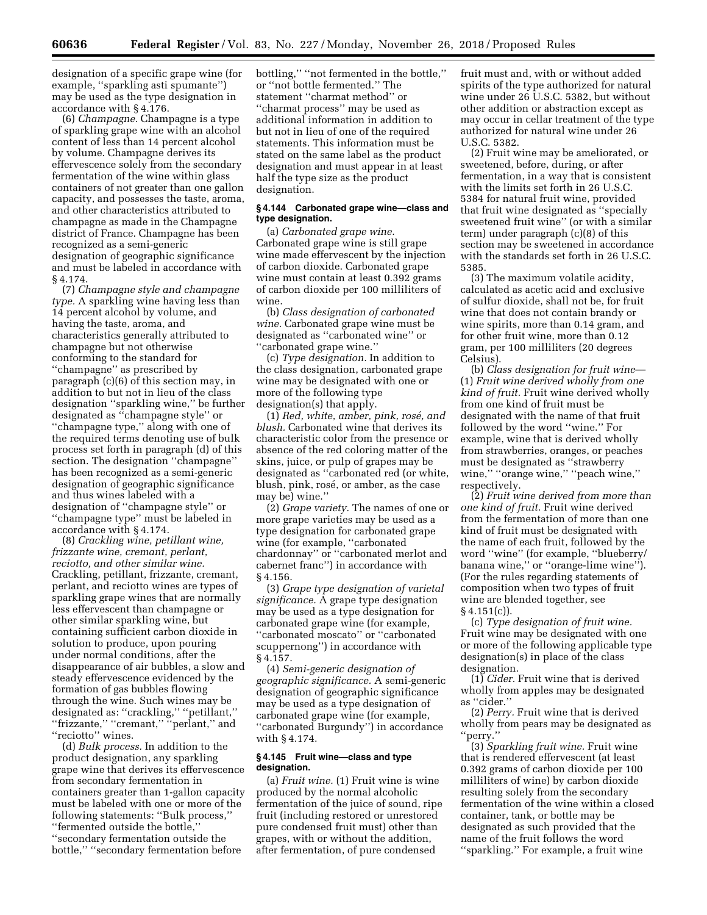designation of a specific grape wine (for example, ''sparkling asti spumante'') may be used as the type designation in accordance with § 4.176.

(6) *Champagne.* Champagne is a type of sparkling grape wine with an alcohol content of less than 14 percent alcohol by volume. Champagne derives its effervescence solely from the secondary fermentation of the wine within glass containers of not greater than one gallon capacity, and possesses the taste, aroma, and other characteristics attributed to champagne as made in the Champagne district of France. Champagne has been recognized as a semi-generic designation of geographic significance and must be labeled in accordance with § 4.174.

(7) *Champagne style and champagne type.* A sparkling wine having less than 14 percent alcohol by volume, and having the taste, aroma, and characteristics generally attributed to champagne but not otherwise conforming to the standard for ''champagne'' as prescribed by paragraph (c)(6) of this section may, in addition to but not in lieu of the class designation ''sparkling wine,'' be further designated as ''champagne style'' or ''champagne type,'' along with one of the required terms denoting use of bulk process set forth in paragraph (d) of this section. The designation ''champagne'' has been recognized as a semi-generic designation of geographic significance and thus wines labeled with a designation of ''champagne style'' or ''champagne type'' must be labeled in accordance with § 4.174.

(8) *Crackling wine, petillant wine, frizzante wine, cremant, perlant, reciotto, and other similar wine.* Crackling, petillant, frizzante, cremant, perlant, and reciotto wines are types of sparkling grape wines that are normally less effervescent than champagne or other similar sparkling wine, but containing sufficient carbon dioxide in solution to produce, upon pouring under normal conditions, after the disappearance of air bubbles, a slow and steady effervescence evidenced by the formation of gas bubbles flowing through the wine. Such wines may be designated as: ''crackling,'' ''petillant,'' ''frizzante,'' ''cremant,'' ''perlant,'' and ''reciotto'' wines.

(d) *Bulk process.* In addition to the product designation, any sparkling grape wine that derives its effervescence from secondary fermentation in containers greater than 1-gallon capacity must be labeled with one or more of the following statements: ''Bulk process,'' ''fermented outside the bottle,'' ''secondary fermentation outside the bottle,'' ''secondary fermentation before bottling,'' ''not fermented in the bottle,'' or ''not bottle fermented.'' The statement ''charmat method'' or ''charmat process'' may be used as additional information in addition to but not in lieu of one of the required statements. This information must be stated on the same label as the product designation and must appear in at least half the type size as the product designation.

### § 4.144 Carbonated grape wine—class and type designation.

(a) *Carbonated grape wine.* Carbonated grape wine is still grape wine made effervescent by the injection of carbon dioxide. Carbonated grape wine must contain at least 0.392 grams of carbon dioxide per 100 milliliters of wine.

(b) *Class designation of carbonated wine.* Carbonated grape wine must be designated as ''carbonated wine'' or ''carbonated grape wine.''

(c) *Type designation.* In addition to the class designation, carbonated grape wine may be designated with one or more of the following type designation(s) that apply.

(1) *Red, white, amber, pink, rosé, and blush.* Carbonated wine that derives its characteristic color from the presence or absence of the red coloring matter of the skins, juice, or pulp of grapes may be designated as ''carbonated red (or white, blush, pink, rosé, or amber, as the case may be) wine.''

(2) *Grape variety.* The names of one or more grape varieties may be used as a type designation for carbonated grape wine (for example, ''carbonated chardonnay'' or ''carbonated merlot and cabernet franc'') in accordance with § 4.156.

(3) *Grape type designation of varietal significance.* A grape type designation may be used as a type designation for carbonated grape wine (for example, ''carbonated moscato'' or ''carbonated scuppernong'') in accordance with § 4.157.

(4) *Semi-generic designation of geographic significance.* A semi-generic designation of geographic significance may be used as a type designation of carbonated grape wine (for example, ''carbonated Burgundy'') in accordance with § 4.174.

### § 4.145 Fruit wine—class and type designation.

(a) *Fruit wine.* (1) Fruit wine is wine produced by the normal alcoholic fermentation of the juice of sound, ripe fruit (including restored or unrestored pure condensed fruit must) other than grapes, with or without the addition, after fermentation, of pure condensed fruit must and, with or without added spirits of the type authorized for natural wine under 26 U.S.C. 5382, but without other addition or abstraction except as may occur in cellar treatment of the type authorized for natural wine under 26 U.S.C. 5382.

(2) Fruit wine may be ameliorated, or sweetened, before, during, or after fermentation, in a way that is consistent with the limits set forth in 26 U.S.C. 5384 for natural fruit wine, provided that fruit wine designated as ''specially sweetened fruit wine'' (or with a similar term) under paragraph (c)(8) of this section may be sweetened in accordance with the standards set forth in 26 U.S.C. 5385.

(3) The maximum volatile acidity, calculated as acetic acid and exclusive of sulfur dioxide, shall not be, for fruit wine that does not contain brandy or wine spirits, more than 0.14 gram, and for other fruit wine, more than 0.12 gram, per 100 milliliters (20 degrees Celsius).

(b) *Class designation for fruit wine*—(1) *Fruit wine derived wholly from one kind of fruit.* Fruit wine derived wholly from one kind of fruit must be designated with the name of that fruit followed by the word ''wine.'' For example, wine that is derived wholly from strawberries, oranges, or peaches must be designated as ''strawberry wine,'' ''orange wine,'' ''peach wine,'' respectively.

(2) *Fruit wine derived from more than one kind of fruit.* Fruit wine derived from the fermentation of more than one kind of fruit must be designated with the name of each fruit, followed by the word ''wine'' (for example, ''blueberry/banana wine,'' or ''orange-lime wine''). (For the rules regarding statements of composition when two types of fruit wine are blended together, see § 4.151(c)).

(c) *Type designation of fruit wine.* Fruit wine may be designated with one or more of the following applicable type designation(s) in place of the class designation.

(1) *Cider.* Fruit wine that is derived wholly from apples may be designated as ''cider.''

(2) *Perry.* Fruit wine that is derived wholly from pears may be designated as ''perry.''

(3) *Sparkling fruit wine.* Fruit wine that is rendered effervescent (at least 0.392 grams of carbon dioxide per 100 milliliters of wine) by carbon dioxide resulting solely from the secondary fermentation of the wine within a closed container, tank, or bottle may be designated as such provided that the name of the fruit follows the word ''sparkling.'' For example, a fruit wine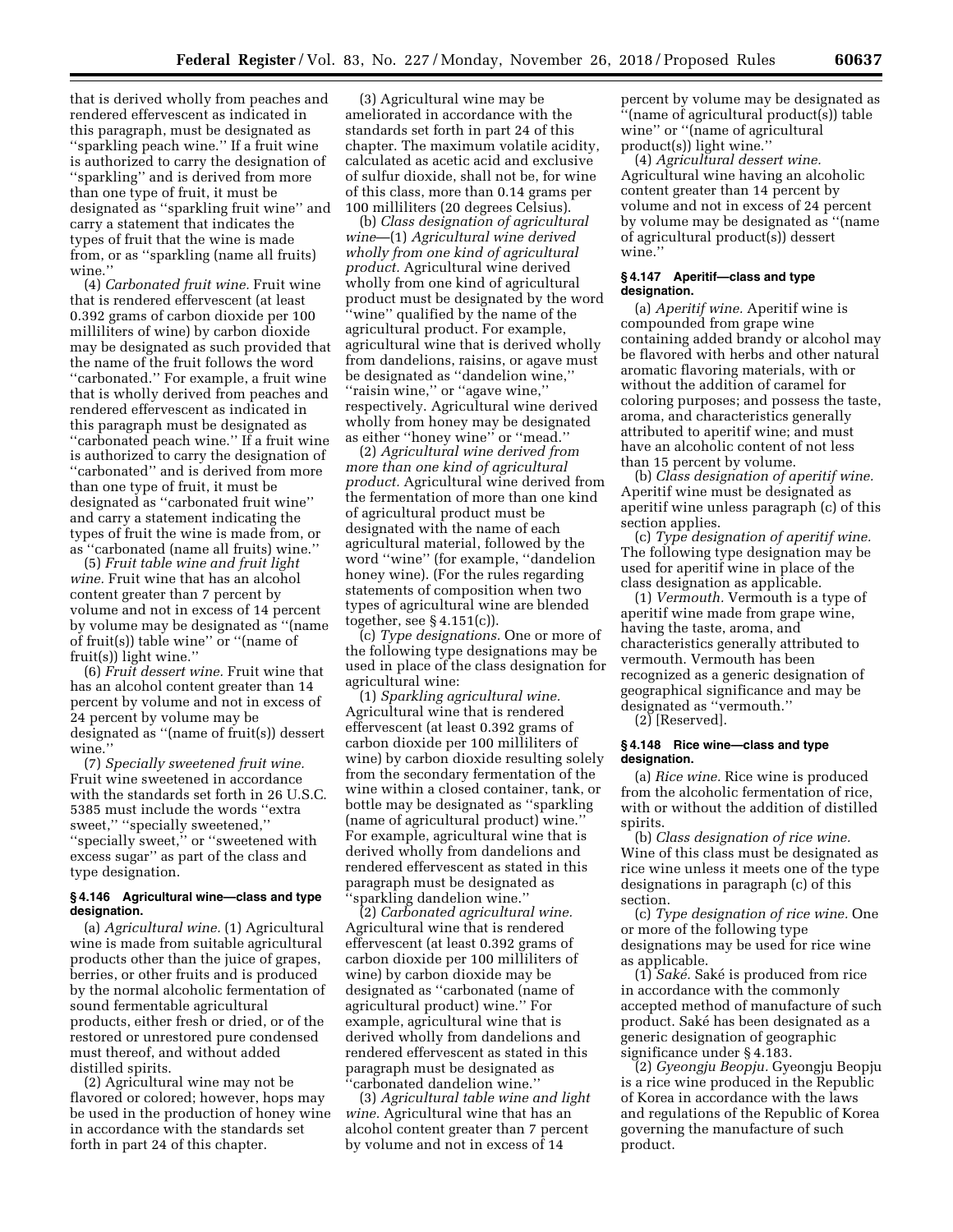that is derived wholly from peaches and rendered effervescent as indicated in this paragraph, must be designated as ''sparkling peach wine.'' If a fruit wine is authorized to carry the designation of ''sparkling'' and is derived from more than one type of fruit, it must be designated as ''sparkling fruit wine'' and carry a statement that indicates the types of fruit that the wine is made from, or as ''sparkling (name all fruits) wine.''

(4) *Carbonated fruit wine.* Fruit wine that is rendered effervescent (at least 0.392 grams of carbon dioxide per 100 milliliters of wine) by carbon dioxide may be designated as such provided that the name of the fruit follows the word ''carbonated.'' For example, a fruit wine that is wholly derived from peaches and rendered effervescent as indicated in this paragraph must be designated as ''carbonated peach wine.'' If a fruit wine is authorized to carry the designation of ''carbonated'' and is derived from more than one type of fruit, it must be designated as ''carbonated fruit wine'' and carry a statement indicating the types of fruit the wine is made from, or as ''carbonated (name all fruits) wine.''

(5) *Fruit table wine and fruit light wine.* Fruit wine that has an alcohol content greater than 7 percent by volume and not in excess of 14 percent by volume may be designated as ''(name of fruit(s)) table wine'' or ''(name of fruit(s)) light wine.''

(6) *Fruit dessert wine.* Fruit wine that has an alcohol content greater than 14 percent by volume and not in excess of 24 percent by volume may be designated as ''(name of fruit(s)) dessert wine.''

(7) *Specially sweetened fruit wine.* Fruit wine sweetened in accordance with the standards set forth in 26 U.S.C. 5385 must include the words ''extra sweet,'' ''specially sweetened,'' ''specially sweet,'' or ''sweetened with excess sugar'' as part of the class and type designation.

#### § 4.146 Agricultural wine—class and type designation.

(a) *Agricultural wine.* (1) Agricultural wine is made from suitable agricultural products other than the juice of grapes, berries, or other fruits and is produced by the normal alcoholic fermentation of sound fermentable agricultural products, either fresh or dried, or of the restored or unrestored pure condensed must thereof, and without added distilled spirits.

(2) Agricultural wine may not be flavored or colored; however, hops may be used in the production of honey wine in accordance with the standards set forth in part 24 of this chapter.

(3) Agricultural wine may be ameliorated in accordance with the standards set forth in part 24 of this chapter. The maximum volatile acidity, calculated as acetic acid and exclusive of sulfur dioxide, shall not be, for wine of this class, more than 0.14 grams per 100 milliliters (20 degrees Celsius).

(b) *Class designation of agricultural wine*—(1) *Agricultural wine derived wholly from one kind of agricultural product.* Agricultural wine derived wholly from one kind of agricultural product must be designated by the word ''wine'' qualified by the name of the agricultural product. For example, agricultural wine that is derived wholly from dandelions, raisins, or agave must be designated as ''dandelion wine,'' ''raisin wine,'' or ''agave wine,'' respectively. Agricultural wine derived wholly from honey may be designated as either ''honey wine'' or ''mead.''

(2) *Agricultural wine derived from more than one kind of agricultural product.* Agricultural wine derived from the fermentation of more than one kind of agricultural product must be designated with the name of each agricultural material, followed by the word ''wine'' (for example, ''dandelion honey wine). (For the rules regarding statements of composition when two types of agricultural wine are blended together, see § 4.151(c)).

(c) *Type designations.* One or more of the following type designations may be used in place of the class designation for agricultural wine:

(1) *Sparkling agricultural wine.* Agricultural wine that is rendered effervescent (at least 0.392 grams of carbon dioxide per 100 milliliters of wine) by carbon dioxide resulting solely from the secondary fermentation of the wine within a closed container, tank, or bottle may be designated as ''sparkling (name of agricultural product) wine.'' For example, agricultural wine that is derived wholly from dandelions and rendered effervescent as stated in this paragraph must be designated as ''sparkling dandelion wine.''

(2) *Carbonated agricultural wine.* Agricultural wine that is rendered effervescent (at least 0.392 grams of carbon dioxide per 100 milliliters of wine) by carbon dioxide may be designated as ''carbonated (name of agricultural product) wine.'' For example, agricultural wine that is derived wholly from dandelions and rendered effervescent as stated in this paragraph must be designated as ''carbonated dandelion wine.''

(3) *Agricultural table wine and light wine.* Agricultural wine that has an alcohol content greater than 7 percent by volume and not in excess of 14 percent by volume may be designated as ''(name of agricultural product(s)) table wine'' or ''(name of agricultural product(s)) light wine.''

(4) *Agricultural dessert wine.* Agricultural wine having an alcoholic content greater than 14 percent by volume and not in excess of 24 percent by volume may be designated as ''(name of agricultural product(s)) dessert wine.''

#### § 4.147 Aperitif—class and type designation.

(a) *Aperitif wine.* Aperitif wine is compounded from grape wine containing added brandy or alcohol may be flavored with herbs and other natural aromatic flavoring materials, with or without the addition of caramel for coloring purposes; and possess the taste, aroma, and characteristics generally attributed to aperitif wine; and must have an alcoholic content of not less than 15 percent by volume.

(b) *Class designation of aperitif wine.* Aperitif wine must be designated as aperitif wine unless paragraph (c) of this section applies.

(c) *Type designation of aperitif wine.* The following type designation may be used for aperitif wine in place of the class designation as applicable.

(1) *Vermouth.* Vermouth is a type of aperitif wine made from grape wine, having the taste, aroma, and characteristics generally attributed to vermouth. Vermouth has been recognized as a generic designation of geographical significance and may be designated as ''vermouth.''

(2) [Reserved].

#### § 4.148 Rice wine—class and type designation.

(a) *Rice wine.* Rice wine is produced from the alcoholic fermentation of rice, with or without the addition of distilled spirits.

(b) *Class designation of rice wine.* Wine of this class must be designated as rice wine unless it meets one of the type designations in paragraph (c) of this section.

(c) *Type designation of rice wine.* One or more of the following type designations may be used for rice wine as applicable.

(1) *Saké.* Saké is produced from rice in accordance with the commonly accepted method of manufacture of such product. Saké has been designated as a generic designation of geographic significance under § 4.183.

(2) *Gyeongju Beopju.* Gyeongju Beopju is a rice wine produced in the Republic of Korea in accordance with the laws and regulations of the Republic of Korea governing the manufacture of such product.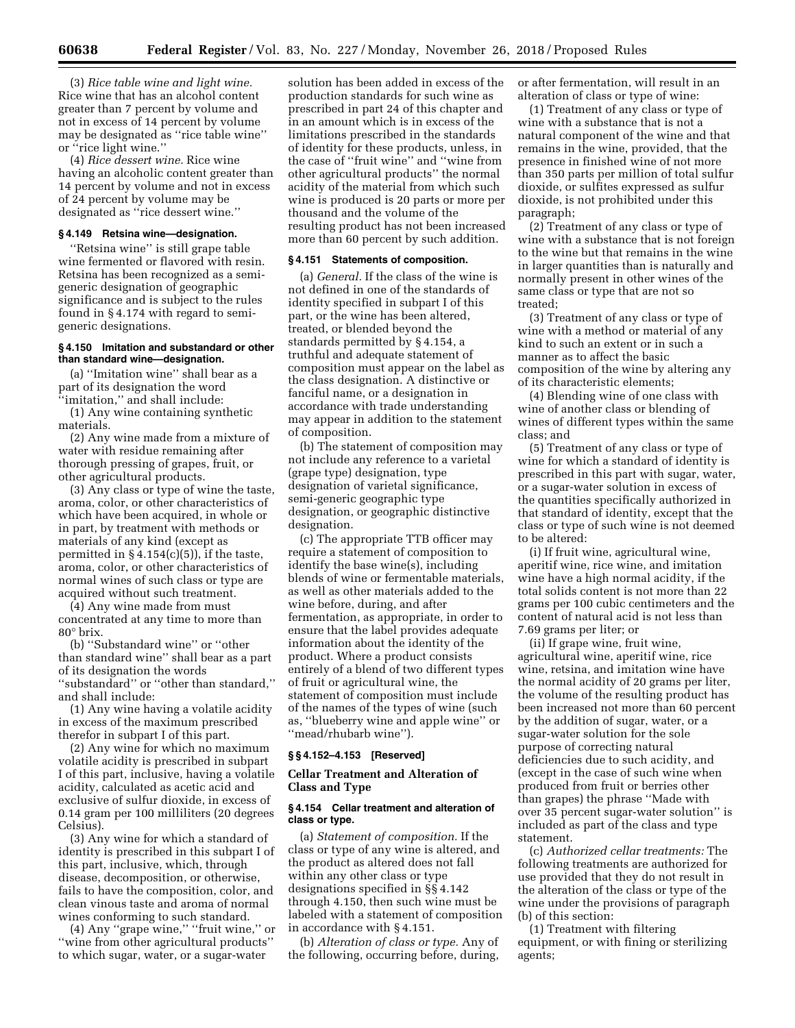(3) *Rice table wine and light wine.* Rice wine that has an alcohol content greater than 7 percent by volume and not in excess of 14 percent by volume may be designated as ''rice table wine'' or ''rice light wine.''

(4) *Rice dessert wine.* Rice wine having an alcoholic content greater than 14 percent by volume and not in excess of 24 percent by volume may be designated as ''rice dessert wine.''

### § 4.149 Retsina wine—designation.

''Retsina wine'' is still grape table wine fermented or flavored with resin. Retsina has been recognized as a semi-generic designation of geographic significance and is subject to the rules found in § 4.174 with regard to semi-generic designations.

### § 4.150 Imitation and substandard or other than standard wine—designation.

(a) ''Imitation wine'' shall bear as a part of its designation the word ''imitation,'' and shall include:

(1) Any wine containing synthetic materials.

(2) Any wine made from a mixture of water with residue remaining after thorough pressing of grapes, fruit, or other agricultural products.

(3) Any class or type of wine the taste, aroma, color, or other characteristics of which have been acquired, in whole or in part, by treatment with methods or materials of any kind (except as permitted in § 4.154(c)(5)), if the taste, aroma, color, or other characteristics of normal wines of such class or type are acquired without such treatment.

(4) Any wine made from must concentrated at any time to more than 80° brix.

(b) ''Substandard wine'' or ''other than standard wine'' shall bear as a part of its designation the words ''substandard'' or ''other than standard,'' and shall include:

(1) Any wine having a volatile acidity in excess of the maximum prescribed therefor in subpart I of this part.

(2) Any wine for which no maximum volatile acidity is prescribed in subpart I of this part, inclusive, having a volatile acidity, calculated as acetic acid and exclusive of sulfur dioxide, in excess of 0.14 gram per 100 milliliters (20 degrees Celsius).

(3) Any wine for which a standard of identity is prescribed in this subpart I of this part, inclusive, which, through disease, decomposition, or otherwise, fails to have the composition, color, and clean vinous taste and aroma of normal wines conforming to such standard.

(4) Any ''grape wine,'' ''fruit wine,'' or ''wine from other agricultural products'' to which sugar, water, or a sugar-water solution has been added in excess of the production standards for such wine as prescribed in part 24 of this chapter and in an amount which is in excess of the limitations prescribed in the standards of identity for these products, unless, in the case of ''fruit wine'' and ''wine from other agricultural products'' the normal acidity of the material from which such wine is produced is 20 parts or more per thousand and the volume of the resulting product has not been increased more than 60 percent by such addition.

### § 4.151 Statements of composition.

(a) *General.* If the class of the wine is not defined in one of the standards of identity specified in subpart I of this part, or the wine has been altered, treated, or blended beyond the standards permitted by § 4.154, a truthful and adequate statement of composition must appear on the label as the class designation. A distinctive or fanciful name, or a designation in accordance with trade understanding may appear in addition to the statement of composition.

(b) The statement of composition may not include any reference to a varietal (grape type) designation, type designation of varietal significance, semi-generic geographic type designation, or geographic distinctive designation.

(c) The appropriate TTB officer may require a statement of composition to identify the base wine(s), including blends of wine or fermentable materials, as well as other materials added to the wine before, during, and after fermentation, as appropriate, in order to ensure that the label provides adequate information about the identity of the product. Where a product consists entirely of a blend of two different types of fruit or agricultural wine, the statement of composition must include of the names of the types of wine (such as, ''blueberry wine and apple wine'' or ''mead/rhubarb wine'').

### §§ 4.152–4.153 [Reserved]

## Cellar Treatment and Alteration of Class and Type

### § 4.154 Cellar treatment and alteration of class or type.

(a) *Statement of composition.* If the class or type of any wine is altered, and the product as altered does not fall within any other class or type designations specified in §§ 4.142 through 4.150, then such wine must be labeled with a statement of composition in accordance with § 4.151.

(b) *Alteration of class or type.* Any of the following, occurring before, during, or after fermentation, will result in an alteration of class or type of wine:

(1) Treatment of any class or type of wine with a substance that is not a natural component of the wine and that remains in the wine, provided, that the presence in finished wine of not more than 350 parts per million of total sulfur dioxide, or sulfites expressed as sulfur dioxide, is not prohibited under this paragraph;

(2) Treatment of any class or type of wine with a substance that is not foreign to the wine but that remains in the wine in larger quantities than is naturally and normally present in other wines of the same class or type that are not so treated;

(3) Treatment of any class or type of wine with a method or material of any kind to such an extent or in such a manner as to affect the basic composition of the wine by altering any of its characteristic elements;

(4) Blending wine of one class with wine of another class or blending of wines of different types within the same class; and

(5) Treatment of any class or type of wine for which a standard of identity is prescribed in this part with sugar, water, or a sugar-water solution in excess of the quantities specifically authorized in that standard of identity, except that the class or type of such wine is not deemed to be altered:

(i) If fruit wine, agricultural wine, aperitif wine, rice wine, and imitation wine have a high normal acidity, if the total solids content is not more than 22 grams per 100 cubic centimeters and the content of natural acid is not less than 7.69 grams per liter; or

(ii) If grape wine, fruit wine, agricultural wine, aperitif wine, rice wine, retsina, and imitation wine have the normal acidity of 20 grams per liter, the volume of the resulting product has been increased not more than 60 percent by the addition of sugar, water, or a sugar-water solution for the sole purpose of correcting natural deficiencies due to such acidity, and (except in the case of such wine when produced from fruit or berries other than grapes) the phrase ''Made with over 35 percent sugar-water solution'' is included as part of the class and type statement.

(c) *Authorized cellar treatments:* The following treatments are authorized for use provided that they do not result in the alteration of the class or type of the wine under the provisions of paragraph (b) of this section:

(1) Treatment with filtering equipment, or with fining or sterilizing agents;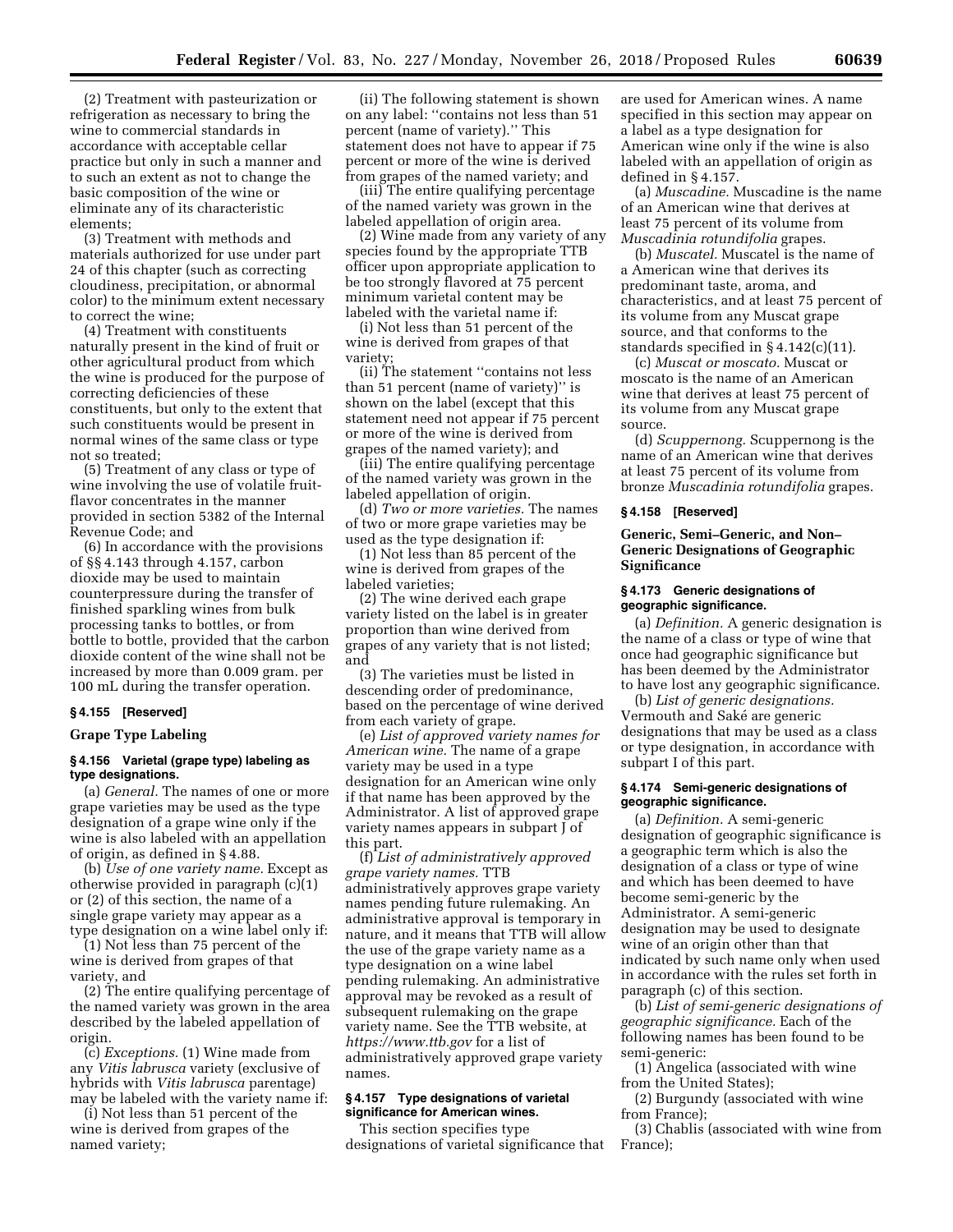(2) Treatment with pasteurization or refrigeration as necessary to bring the wine to commercial standards in accordance with acceptable cellar practice but only in such a manner and to such an extent as not to change the basic composition of the wine or eliminate any of its characteristic elements;

(3) Treatment with methods and materials authorized for use under part 24 of this chapter (such as correcting cloudiness, precipitation, or abnormal color) to the minimum extent necessary to correct the wine;

(4) Treatment with constituents naturally present in the kind of fruit or other agricultural product from which the wine is produced for the purpose of correcting deficiencies of these constituents, but only to the extent that such constituents would be present in normal wines of the same class or type not so treated;

(5) Treatment of any class or type of wine involving the use of volatile fruit-flavor concentrates in the manner provided in section 5382 of the Internal Revenue Code; and

(6) In accordance with the provisions of §§ 4.143 through 4.157, carbon dioxide may be used to maintain counterpressure during the transfer of finished sparkling wines from bulk processing tanks to bottles, or from bottle to bottle, provided that the carbon dioxide content of the wine shall not be increased by more than 0.009 gram. per 100 mL during the transfer operation.

**§ 4.155 [Reserved]**

**Grape Type Labeling**

**§ 4.156 Varietal (grape type) labeling as type designations.**

(a) *General.* The names of one or more grape varieties may be used as the type designation of a grape wine only if the wine is also labeled with an appellation of origin, as defined in § 4.88.

(b) *Use of one variety name.* Except as otherwise provided in paragraph (c)(1) or (2) of this section, the name of a single grape variety may appear as a type designation on a wine label only if:

(1) Not less than 75 percent of the wine is derived from grapes of that variety, and

(2) The entire qualifying percentage of the named variety was grown in the area described by the labeled appellation of origin.

(c) *Exceptions.* (1) Wine made from any *Vitis labrusca* variety (exclusive of hybrids with *Vitis labrusca* parentage) may be labeled with the variety name if:

(i) Not less than 51 percent of the wine is derived from grapes of the named variety;

(ii) The following statement is shown on any label: ''contains not less than 51 percent (name of variety).'' This statement does not have to appear if 75 percent or more of the wine is derived from grapes of the named variety; and

(iii) The entire qualifying percentage of the named variety was grown in the labeled appellation of origin area.

(2) Wine made from any variety of any species found by the appropriate TTB officer upon appropriate application to be too strongly flavored at 75 percent minimum varietal content may be labeled with the varietal name if:

(i) Not less than 51 percent of the wine is derived from grapes of that variety;

(ii) The statement ''contains not less than 51 percent (name of variety)'' is shown on the label (except that this statement need not appear if 75 percent or more of the wine is derived from grapes of the named variety); and

(iii) The entire qualifying percentage of the named variety was grown in the labeled appellation of origin.

(d) *Two or more varieties.* The names of two or more grape varieties may be used as the type designation if:

(1) Not less than 85 percent of the wine is derived from grapes of the labeled varieties;

(2) The wine derived each grape variety listed on the label is in greater proportion than wine derived from grapes of any variety that is not listed; and

(3) The varieties must be listed in descending order of predominance, based on the percentage of wine derived from each variety of grape.

(e) *List of approved variety names for American wine.* The name of a grape variety may be used in a type designation for an American wine only if that name has been approved by the Administrator. A list of approved grape variety names appears in subpart J of this part.

(f) *List of administratively approved grape variety names.* TTB administratively approves grape variety names pending future rulemaking. An administrative approval is temporary in nature, and it means that TTB will allow the use of the grape variety name as a type designation on a wine label pending rulemaking. An administrative approval may be revoked as a result of subsequent rulemaking on the grape variety name. See the TTB website, at *https://www.ttb.gov* for a list of administratively approved grape variety names.

**§ 4.157 Type designations of varietal significance for American wines.**

This section specifies type designations of varietal significance that are used for American wines. A name specified in this section may appear on a label as a type designation for American wine only if the wine is also labeled with an appellation of origin as defined in § 4.157.

(a) *Muscadine.* Muscadine is the name of an American wine that derives at least 75 percent of its volume from *Muscadinia rotundifolia* grapes.

(b) *Muscatel.* Muscatel is the name of a American wine that derives its predominant taste, aroma, and characteristics, and at least 75 percent of its volume from any Muscat grape source, and that conforms to the standards specified in § 4.142(c)(11).

(c) *Muscat or moscato.* Muscat or moscato is the name of an American wine that derives at least 75 percent of its volume from any Muscat grape source.

(d) *Scuppernong.* Scuppernong is the name of an American wine that derives at least 75 percent of its volume from bronze *Muscadinia rotundifolia* grapes.

**§ 4.158 [Reserved]**

**Generic, Semi–Generic, and Non–Generic Designations of Geographic Significance**

**§ 4.173 Generic designations of geographic significance.**

(a) *Definition.* A generic designation is the name of a class or type of wine that once had geographic significance but has been deemed by the Administrator to have lost any geographic significance.

(b) *List of generic designations.* Vermouth and Saké are generic designations that may be used as a class or type designation, in accordance with subpart I of this part.

**§ 4.174 Semi-generic designations of geographic significance.**

(a) *Definition.* A semi-generic designation of geographic significance is a geographic term which is also the designation of a class or type of wine and which has been deemed to have become semi-generic by the Administrator. A semi-generic designation may be used to designate wine of an origin other than that indicated by such name only when used in accordance with the rules set forth in paragraph (c) of this section.

(b) *List of semi-generic designations of geographic significance.* Each of the following names has been found to be semi-generic:

(1) Angelica (associated with wine from the United States);

(2) Burgundy (associated with wine from France);

(3) Chablis (associated with wine from France);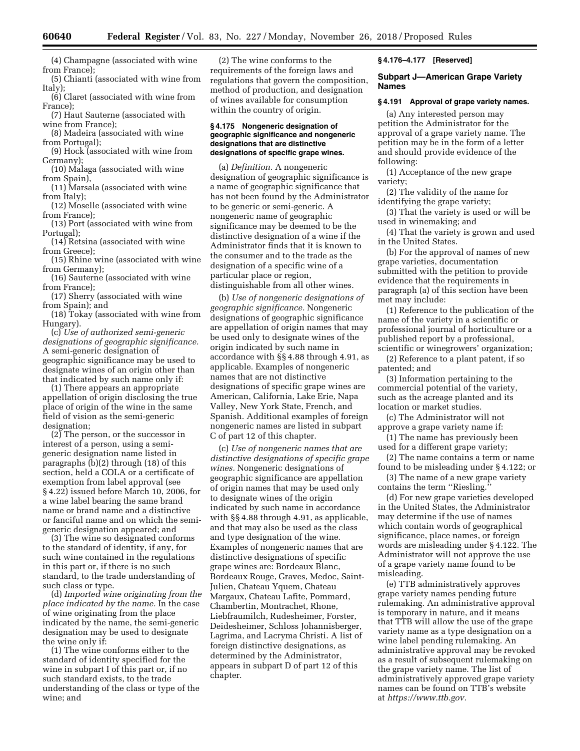(4) Champagne (associated with wine from France);

(5) Chianti (associated with wine from Italy);

(6) Claret (associated with wine from France);

(7) Haut Sauterne (associated with wine from France);

(8) Madeira (associated with wine from Portugal);

(9) Hock (associated with wine from Germany);

(10) Malaga (associated with wine from Spain),

(11) Marsala (associated with wine from Italy);

(12) Moselle (associated with wine from France);

(13) Port (associated with wine from Portugal);

(14) Retsina (associated with wine from Greece);

(15) Rhine wine (associated with wine from Germany);

(16) Sauterne (associated with wine from France);

(17) Sherry (associated with wine from Spain); and

(18) Tokay (associated with wine from Hungary).

(c) *Use of authorized semi-generic designations of geographic significance.* A semi-generic designation of geographic significance may be used to designate wines of an origin other than that indicated by such name only if:

(1) There appears an appropriate appellation of origin disclosing the true place of origin of the wine in the same field of vision as the semi-generic designation;

(2) The person, or the successor in interest of a person, using a semi-generic designation name listed in paragraphs (b)(2) through (18) of this section, held a COLA or a certificate of exemption from label approval (see § 4.22) issued before March 10, 2006, for a wine label bearing the same brand name or brand name and a distinctive or fanciful name and on which the semi-generic designation appeared; and

(3) The wine so designated conforms to the standard of identity, if any, for such wine contained in the regulations in this part or, if there is no such standard, to the trade understanding of such class or type.

(d) *Imported wine originating from the place indicated by the name.* In the case of wine originating from the place indicated by the name, the semi-generic designation may be used to designate the wine only if:

(1) The wine conforms either to the standard of identity specified for the wine in subpart I of this part or, if no such standard exists, to the trade understanding of the class or type of the wine; and

(2) The wine conforms to the requirements of the foreign laws and regulations that govern the composition, method of production, and designation of wines available for consumption within the country of origin.

**§ 4.175 Nongeneric designation of geographic significance and nongeneric designations that are distinctive designations of specific grape wines.**

(a) *Definition.* A nongeneric designation of geographic significance is a name of geographic significance that has not been found by the Administrator to be generic or semi-generic. A nongeneric name of geographic significance may be deemed to be the distinctive designation of a wine if the Administrator finds that it is known to the consumer and to the trade as the designation of a specific wine of a particular place or region, distinguishable from all other wines.

(b) *Use of nongeneric designations of geographic significance.* Nongeneric designations of geographic significance are appellation of origin names that may be used only to designate wines of the origin indicated by such name in accordance with §§ 4.88 through 4.91, as applicable. Examples of nongeneric names that are not distinctive designations of specific grape wines are American, California, Lake Erie, Napa Valley, New York State, French, and Spanish. Additional examples of foreign nongeneric names are listed in subpart C of part 12 of this chapter.

(c) *Use of nongeneric names that are distinctive designations of specific grape wines.* Nongeneric designations of geographic significance are appellation of origin names that may be used only to designate wines of the origin indicated by such name in accordance with §§ 4.88 through 4.91, as applicable, and that may also be used as the class and type designation of the wine. Examples of nongeneric names that are distinctive designations of specific grape wines are: Bordeaux Blanc, Bordeaux Rouge, Graves, Medoc, Saint-Julien, Chateau Yquem, Chateau Margaux, Chateau Lafite, Pommard, Chambertin, Montrachet, Rhone, Liebfraumilch, Rudesheimer, Forster, Deidesheimer, Schloss Johannisberger, Lagrima, and Lacryma Christi. A list of foreign distinctive designations, as determined by the Administrator, appears in subpart D of part 12 of this chapter.

**§ 4.176–4.177 [Reserved]**

## Subpart J—American Grape Variety Names

**§ 4.191 Approval of grape variety names.**

(a) Any interested person may petition the Administrator for the approval of a grape variety name. The petition may be in the form of a letter and should provide evidence of the following:

(1) Acceptance of the new grape variety;

(2) The validity of the name for identifying the grape variety;

(3) That the variety is used or will be used in winemaking; and

(4) That the variety is grown and used in the United States.

(b) For the approval of names of new grape varieties, documentation submitted with the petition to provide evidence that the requirements in paragraph (a) of this section have been met may include:

(1) Reference to the publication of the name of the variety in a scientific or professional journal of horticulture or a published report by a professional, scientific or winegrowers' organization;

(2) Reference to a plant patent, if so patented; and

(3) Information pertaining to the commercial potential of the variety, such as the acreage planted and its location or market studies.

(c) The Administrator will not approve a grape variety name if:

(1) The name has previously been used for a different grape variety;

(2) The name contains a term or name found to be misleading under § 4.122; or

(3) The name of a new grape variety contains the term "Riesling."

(d) For new grape varieties developed in the United States, the Administrator may determine if the use of names which contain words of geographical significance, place names, or foreign words are misleading under § 4.122. The Administrator will not approve the use of a grape variety name found to be misleading.

(e) TTB administratively approves grape variety names pending future rulemaking. An administrative approval is temporary in nature, and it means that TTB will allow the use of the grape variety name as a type designation on a wine label pending rulemaking. An administrative approval may be revoked as a result of subsequent rulemaking on the grape variety name. The list of administratively approved grape variety names can be found on TTB's website at *https://www.ttb.gov.*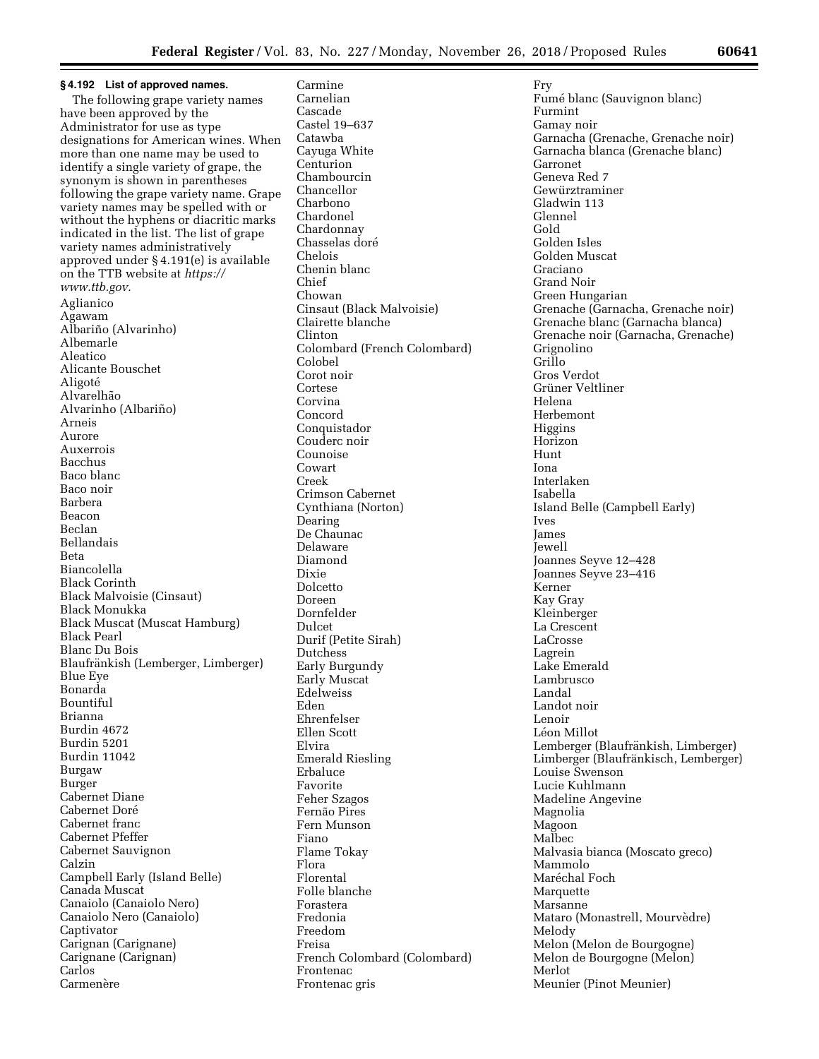### § 4.192 List of approved names.

The following grape variety names have been approved by the Administrator for use as type designations for American wines. When more than one name may be used to identify a single variety of grape, the synonym is shown in parentheses following the grape variety name. Grape variety names may be spelled with or without the hyphens or diacritic marks indicated in the list. The list of grape variety names administratively approved under § 4.191(e) is available on the TTB website at *https://www.ttb.gov.*

Aglianico
Agawam
Albariño (Alvarinho)
Albemarle
Aleatico
Alicante Bouschet
Aligoté
Alvarelhão
Alvarinho (Albariño)
Arneis
Aurore
Auxerrois
Bacchus
Baco blanc
Baco noir
Barbera
Beacon
Beclan
Bellandais
Beta
Biancolella
Black Corinth
Black Malvoisie (Cinsaut)
Black Monukka
Black Muscat (Muscat Hamburg)
Black Pearl
Blanc Du Bois
Blaufränkish (Lemberger, Limberger)
Blue Eye
Bonarda
Bountiful
Brianna
Burdin 4672
Burdin 5201
Burdin 11042
Burgaw
Burger
Cabernet Diane
Cabernet Doré
Cabernet franc
Cabernet Pfeffer
Cabernet Sauvignon
Calzin
Campbell Early (Island Belle)
Canada Muscat
Canaiolo (Canaiolo Nero)
Canaiolo Nero (Canaiolo)
Captivator
Carignan (Carignane)
Carignane (Carignan)
Carlos
Carmenère
Carmine
Carnelian
Cascade
Castel 19–637
Catawba
Cayuga White
Centurion
Chambourcin
Chancellor
Charbono
Chardonel
Chardonnay
Chasselas doré
Chelois
Chenin blanc
Chief
Chowan
Cinsaut (Black Malvoisie)
Clairette blanche
Clinton
Colombard (French Colombard)
Colobel
Corot noir
Cortese
Corvina
Concord
Conquistador
Couderc noir
Counoise
Cowart
Creek
Crimson Cabernet
Cynthiana (Norton)
Dearing
De Chaunac
Delaware
Diamond
Dixie
Dolcetto
Doreen
Dornfelder
Dulcet
Durif (Petite Sirah)
Dutchess
Early Burgundy
Early Muscat
Edelweiss
Eden
Ehrenfelser
Ellen Scott
Elvira
Emerald Riesling
Erbaluce
Favorite
Feher Szagos
Fernão Pires
Fern Munson
Fiano
Flame Tokay
Flora
Florental
Folle blanche
Forastera
Fredonia
Freedom
Freisa
French Colombard (Colombard)
Frontenac
Frontenac gris
Fry
Fumé blanc (Sauvignon blanc)
Furmint
Gamay noir
Garnacha (Grenache, Grenache noir)
Garnacha blanca (Grenache blanc)
Garronet
Geneva Red 7
Gewürztraminer
Gladwin 113
Glennel
Gold
Golden Isles
Golden Muscat
Graciano
Grand Noir
Green Hungarian
Grenache (Garnacha, Grenache noir)
Grenache blanc (Garnacha blanca)
Grenache noir (Garnacha, Grenache)
Grignolino
Grillo
Gros Verdot
Grüner Veltliner
Helena
Herbemont
Higgins
Horizon
Hunt
Iona
Interlaken
Isabella
Island Belle (Campbell Early)
Ives
James
Jewell
Joannes Seyve 12–428
Joannes Seyve 23–416
Kerner
Kay Gray
Kleinberger
La Crescent
LaCrosse
Lagrein
Lake Emerald
Lambrusco
Landal
Landot noir
Lenoir
Léon Millot
Lemberger (Blaufränkish, Limberger)
Limberger (Blaufränkisch, Lemberger)
Louise Swenson
Lucie Kuhlmann
Madeline Angevine
Magnolia
Magoon
Malbec
Malvasia bianca (Moscato greco)
Mammolo
Maréchal Foch
Marquette
Marsanne
Mataro (Monastrell, Mourvèdre)
Melody
Melon (Melon de Bourgogne)
Melon de Bourgogne (Melon)
Merlot
Meunier (Pinot Meunier)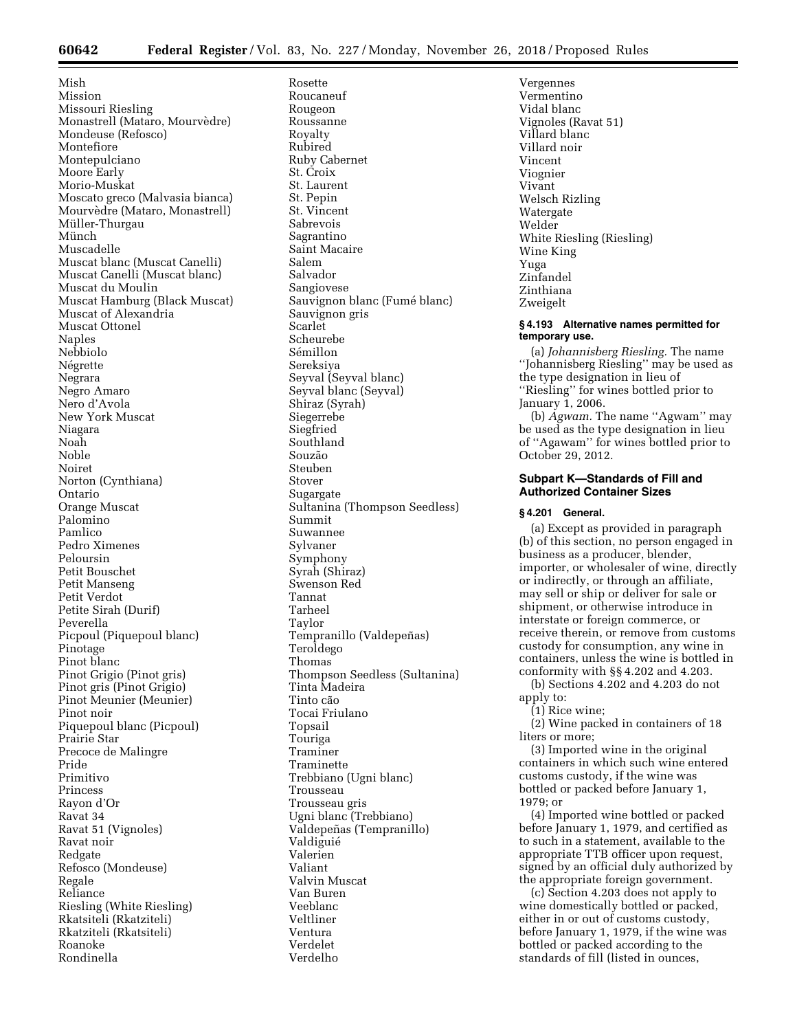Mish
Mission
Missouri Riesling
Monastrell (Mataro, Mourvèdre)
Mondeuse (Refosco)
Montefiore
Montepulciano
Moore Early
Morio-Muskat
Moscato greco (Malvasia bianca)
Mourvèdre (Mataro, Monastrell)
Müller-Thurgau
Münch
Muscadelle
Muscat blanc (Muscat Canelli)
Muscat Canelli (Muscat blanc)
Muscat du Moulin
Muscat Hamburg (Black Muscat)
Muscat of Alexandria
Muscat Ottonel
Naples
Nebbiolo
Négrette
Negrara
Negro Amaro
Nero d'Avola
New York Muscat
Niagara
Noah
Noble
Noiret
Norton (Cynthiana)
Ontario
Orange Muscat
Palomino
Pamlico
Pedro Ximenes
Peloursin
Petit Bouschet
Petit Manseng
Petit Verdot
Petite Sirah (Durif)
Peverella
Picpoul (Piquepoul blanc)
Pinotage
Pinot blanc
Pinot Grigio (Pinot gris)
Pinot gris (Pinot Grigio)
Pinot Meunier (Meunier)
Pinot noir
Piquepoul blanc (Picpoul)
Prairie Star
Precoce de Malingre
Pride
Primitivo
Princess
Rayon d'Or
Ravat 34
Ravat 51 (Vignoles)
Ravat noir
Redgate
Refosco (Mondeuse)
Regale
Reliance
Riesling (White Riesling)
Rkatsiteli (Rkatziteli)
Rkatziteli (Rkatsiteli)
Roanoke
Rondinella
Rosette
Roucaneuf
Rougeon
Roussanne
Royalty
Rubired
Ruby Cabernet
St. Croix
St. Laurent
St. Pepin
St. Vincent
Sabrevois
Sagrantino
Saint Macaire
Salem
Salvador
Sangiovese
Sauvignon blanc (Fumé blanc)
Sauvignon gris
Scarlet
Scheurebe
Sémillon
Sereksiya
Seyval (Seyval blanc)
Seyval blanc (Seyval)
Shiraz (Syrah)
Siegerrebe
Siegfried
Southland
Souzão
Steuben
Stover
Sugargate
Sultanina (Thompson Seedless)
Summit
Suwannee
Sylvaner
Symphony
Syrah (Shiraz)
Swenson Red
Tannat
Tarheel
Taylor
Tempranillo (Valdepeñas)
Teroldego
Thomas
Thompson Seedless (Sultanina)
Tinta Madeira
Tinto cão
Tocai Friulano
Topsail
Touriga
Traminer
Traminette
Trebbiano (Ugni blanc)
Trousseau
Trousseau gris
Ugni blanc (Trebbiano)
Valdepeñas (Tempranillo)
Valdiguié
Valerien
Valiant
Valvin Muscat
Van Buren
Veeblanc
Veltliner
Ventura
Verdelet
Verdelho
Vergennes
Vermentino
Vidal blanc
Vignoles (Ravat 51)
Villard blanc
Villard noir
Vincent
Viognier
Vivant
Welsch Rizling
Watergate
Welder
White Riesling (Riesling)
Wine King
Yuga
Zinfandel
Zinthiana
Zweigelt

**§ 4.193 Alternative names permitted for temporary use.**

(a) *Johannisberg Riesling.* The name ''Johannisberg Riesling'' may be used as the type designation in lieu of ''Riesling'' for wines bottled prior to January 1, 2006.

(b) *Agwam.* The name ''Agwam'' may be used as the type designation in lieu of ''Agawam'' for wines bottled prior to October 29, 2012.

## Subpart K—Standards of Fill and Authorized Container Sizes

**§ 4.201 General.**

(a) Except as provided in paragraph (b) of this section, no person engaged in business as a producer, blender, importer, or wholesaler of wine, directly or indirectly, or through an affiliate, may sell or ship or deliver for sale or shipment, or otherwise introduce in interstate or foreign commerce, or receive therein, or remove from customs custody for consumption, any wine in containers, unless the wine is bottled in conformity with §§ 4.202 and 4.203.

(b) Sections 4.202 and 4.203 do not apply to:

(1) Rice wine;

(2) Wine packed in containers of 18 liters or more;

(3) Imported wine in the original containers in which such wine entered customs custody, if the wine was bottled or packed before January 1, 1979; or

(4) Imported wine bottled or packed before January 1, 1979, and certified as to such in a statement, available to the appropriate TTB officer upon request, signed by an official duly authorized by the appropriate foreign government.

(c) Section 4.203 does not apply to wine domestically bottled or packed, either in or out of customs custody, before January 1, 1979, if the wine was bottled or packed according to the standards of fill (listed in ounces,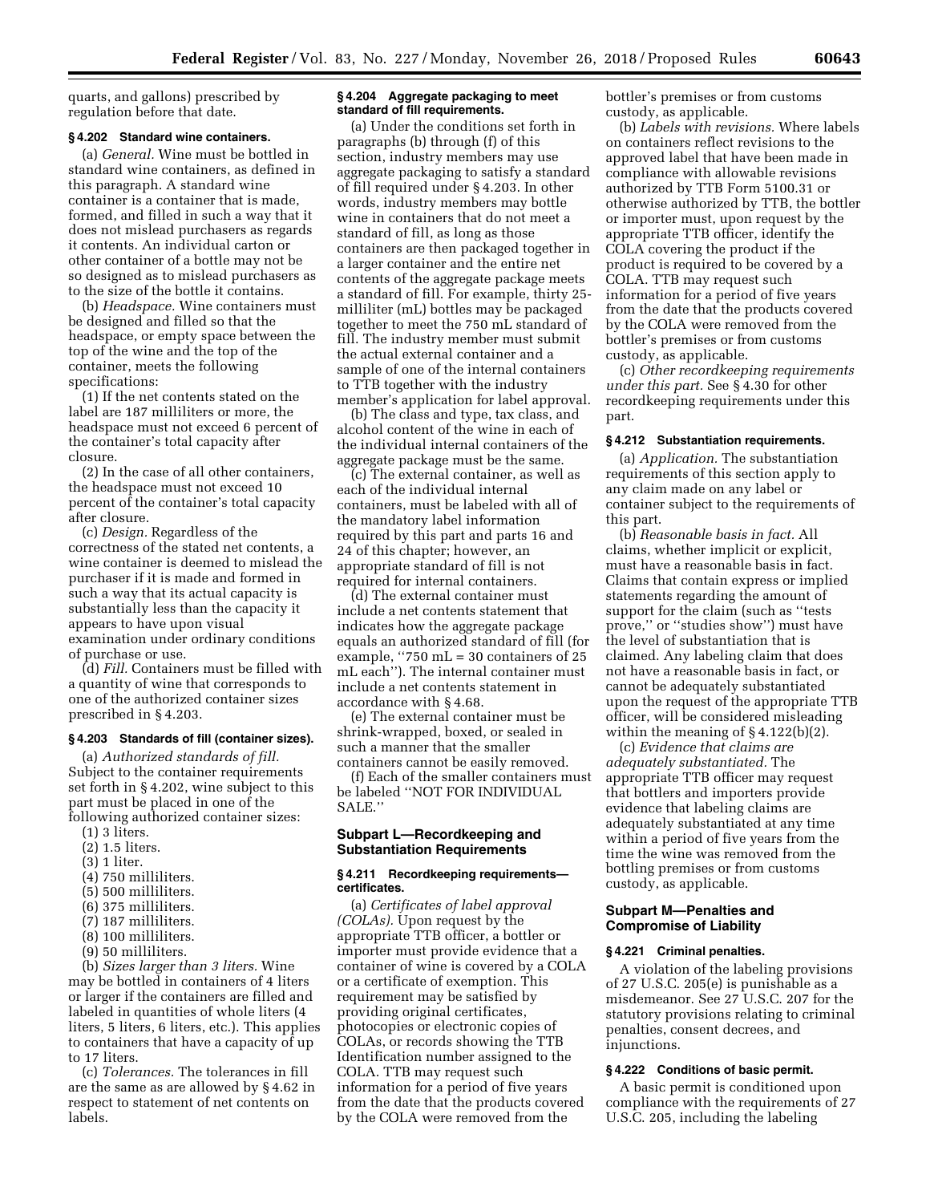quarts, and gallons) prescribed by regulation before that date.

### § 4.202 Standard wine containers.

(a) *General.* Wine must be bottled in standard wine containers, as defined in this paragraph. A standard wine container is a container that is made, formed, and filled in such a way that it does not mislead purchasers as regards it contents. An individual carton or other container of a bottle may not be so designed as to mislead purchasers as to the size of the bottle it contains.

(b) *Headspace.* Wine containers must be designed and filled so that the headspace, or empty space between the top of the wine and the top of the container, meets the following specifications:

(1) If the net contents stated on the label are 187 milliliters or more, the headspace must not exceed 6 percent of the container's total capacity after closure.

(2) In the case of all other containers, the headspace must not exceed 10 percent of the container's total capacity after closure.

(c) *Design.* Regardless of the correctness of the stated net contents, a wine container is deemed to mislead the purchaser if it is made and formed in such a way that its actual capacity is substantially less than the capacity it appears to have upon visual examination under ordinary conditions of purchase or use.

(d) *Fill.* Containers must be filled with a quantity of wine that corresponds to one of the authorized container sizes prescribed in § 4.203.

### § 4.203 Standards of fill (container sizes).

(a) *Authorized standards of fill.* Subject to the container requirements set forth in § 4.202, wine subject to this part must be placed in one of the following authorized container sizes:

(1) 3 liters.
(2) 1.5 liters.
(3) 1 liter.
(4) 750 milliliters.
(5) 500 milliliters.
(6) 375 milliliters.
(7) 187 milliliters.
(8) 100 milliliters.
(9) 50 milliliters.

(b) *Sizes larger than 3 liters.* Wine may be bottled in containers of 4 liters or larger if the containers are filled and labeled in quantities of whole liters (4 liters, 5 liters, 6 liters, etc.). This applies to containers that have a capacity of up to 17 liters.

(c) *Tolerances.* The tolerances in fill are the same as are allowed by § 4.62 in respect to statement of net contents on labels.

### § 4.204 Aggregate packaging to meet standard of fill requirements.

(a) Under the conditions set forth in paragraphs (b) through (f) of this section, industry members may use aggregate packaging to satisfy a standard of fill required under § 4.203. In other words, industry members may bottle wine in containers that do not meet a standard of fill, as long as those containers are then packaged together in a larger container and the entire net contents of the aggregate package meets a standard of fill. For example, thirty 25-milliliter (mL) bottles may be packaged together to meet the 750 mL standard of fill. The industry member must submit the actual external container and a sample of one of the internal containers to TTB together with the industry member's application for label approval.

(b) The class and type, tax class, and alcohol content of the wine in each of the individual internal containers of the aggregate package must be the same.

(c) The external container, as well as each of the individual internal containers, must be labeled with all of the mandatory label information required by this part and parts 16 and 24 of this chapter; however, an appropriate standard of fill is not required for internal containers.

(d) The external container must include a net contents statement that indicates how the aggregate package equals an authorized standard of fill (for example, ''750 mL = 30 containers of 25 mL each''). The internal container must include a net contents statement in accordance with § 4.68.

(e) The external container must be shrink-wrapped, boxed, or sealed in such a manner that the smaller containers cannot be easily removed.

(f) Each of the smaller containers must be labeled ''NOT FOR INDIVIDUAL SALE.''

## Subpart L—Recordkeeping and Substantiation Requirements

### § 4.211 Recordkeeping requirements—certificates.

(a) *Certificates of label approval (COLAs).* Upon request by the appropriate TTB officer, a bottler or importer must provide evidence that a container of wine is covered by a COLA or a certificate of exemption. This requirement may be satisfied by providing original certificates, photocopies or electronic copies of COLAs, or records showing the TTB Identification number assigned to the COLA. TTB may request such information for a period of five years from the date that the products covered by the COLA were removed from the bottler's premises or from customs custody, as applicable.

(b) *Labels with revisions.* Where labels on containers reflect revisions to the approved label that have been made in compliance with allowable revisions authorized by TTB Form 5100.31 or otherwise authorized by TTB, the bottler or importer must, upon request by the appropriate TTB officer, identify the COLA covering the product if the product is required to be covered by a COLA. TTB may request such information for a period of five years from the date that the products covered by the COLA were removed from the bottler's premises or from customs custody, as applicable.

(c) *Other recordkeeping requirements under this part.* See § 4.30 for other recordkeeping requirements under this part.

### § 4.212 Substantiation requirements.

(a) *Application.* The substantiation requirements of this section apply to any claim made on any label or container subject to the requirements of this part.

(b) *Reasonable basis in fact.* All claims, whether implicit or explicit, must have a reasonable basis in fact. Claims that contain express or implied statements regarding the amount of support for the claim (such as ''tests prove,'' or ''studies show'') must have the level of substantiation that is claimed. Any labeling claim that does not have a reasonable basis in fact, or cannot be adequately substantiated upon the request of the appropriate TTB officer, will be considered misleading within the meaning of § 4.122(b)(2).

(c) *Evidence that claims are adequately substantiated.* The appropriate TTB officer may request that bottlers and importers provide evidence that labeling claims are adequately substantiated at any time within a period of five years from the time the wine was removed from the bottling premises or from customs custody, as applicable.

## Subpart M—Penalties and Compromise of Liability

### § 4.221 Criminal penalties.

A violation of the labeling provisions of 27 U.S.C. 205(e) is punishable as a misdemeanor. See 27 U.S.C. 207 for the statutory provisions relating to criminal penalties, consent decrees, and injunctions.

### § 4.222 Conditions of basic permit.

A basic permit is conditioned upon compliance with the requirements of 27 U.S.C. 205, including the labeling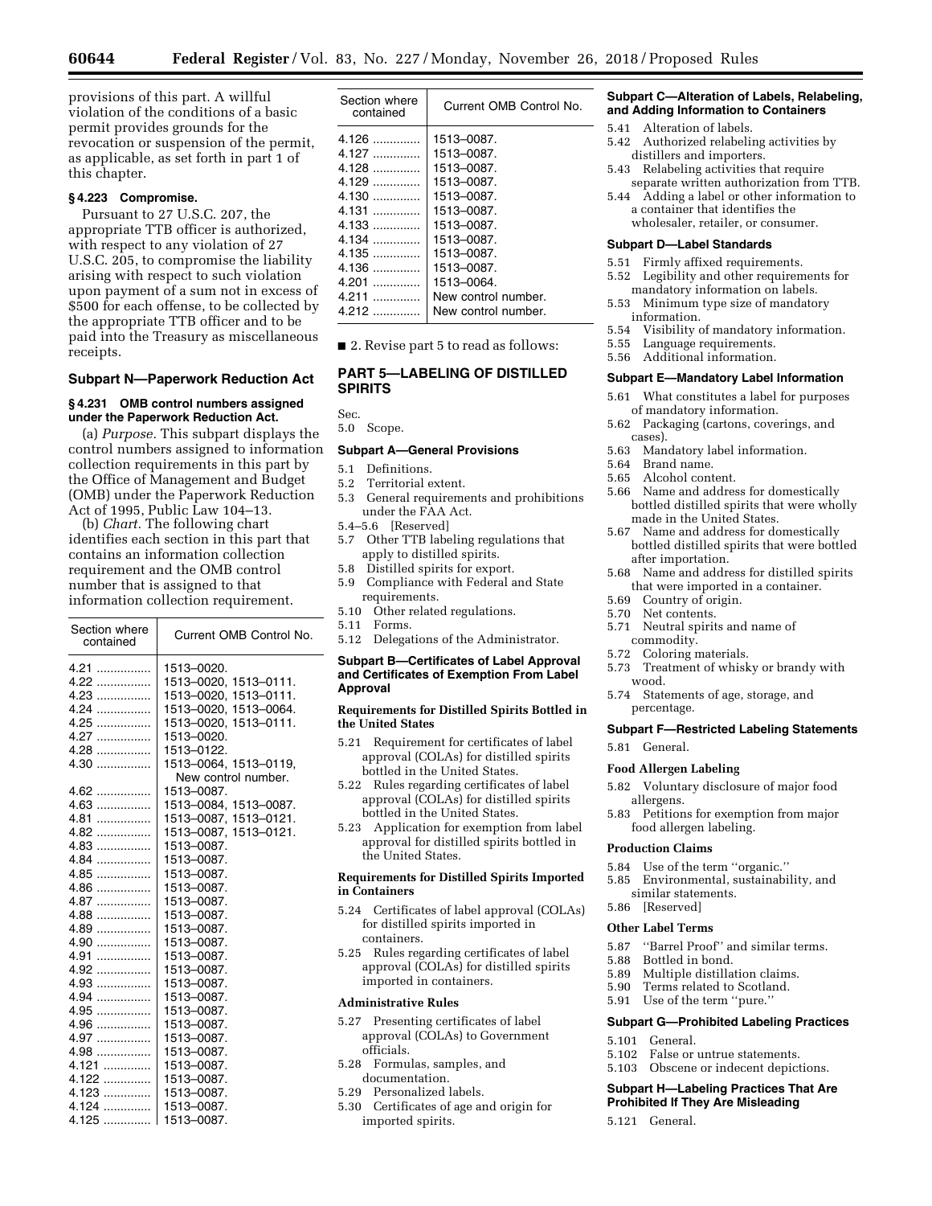provisions of this part. A willful violation of the conditions of a basic permit provides grounds for the revocation or suspension of the permit, as applicable, as set forth in part 1 of this chapter.

### § 4.223 Compromise.

Pursuant to 27 U.S.C. 207, the appropriate TTB officer is authorized, with respect to any violation of 27 U.S.C. 205, to compromise the liability arising with respect to such violation upon payment of a sum not in excess of $500 for each offense, to be collected by the appropriate TTB officer and to be paid into the Treasury as miscellaneous receipts.

## Subpart N—Paperwork Reduction Act

### § 4.231 OMB control numbers assigned under the Paperwork Reduction Act.

(a) *Purpose.* This subpart displays the control numbers assigned to information collection requirements in this part by the Office of Management and Budget (OMB) under the Paperwork Reduction Act of 1995, Public Law 104–13.

(b) *Chart.* The following chart identifies each section in this part that contains an information collection requirement and the OMB control number that is assigned to that information collection requirement.

| Section where contained | Current OMB Control No. |
|---|---|
| 4.21 | 1513–0020. |
| 4.22 | 1513–0020, 1513–0111. |
| 4.23 | 1513–0020, 1513–0111. |
| 4.24 | 1513–0020, 1513–0064. |
| 4.25 | 1513–0020, 1513–0111. |
| 4.27 | 1513–0020. |
| 4.28 | 1513–0122. |
| 4.30 | 1513–0064, 1513–0119, New control number. |
| 4.62 | 1513–0087. |
| 4.63 | 1513–0084, 1513–0087. |
| 4.81 | 1513–0087, 1513–0121. |
| 4.82 | 1513–0087, 1513–0121. |
| 4.83 | 1513–0087. |
| 4.84 | 1513–0087. |
| 4.85 | 1513–0087. |
| 4.86 | 1513–0087. |
| 4.87 | 1513–0087. |
| 4.88 | 1513–0087. |
| 4.89 | 1513–0087. |
| 4.90 | 1513–0087. |
| 4.91 | 1513–0087. |
| 4.92 | 1513–0087. |
| 4.93 | 1513–0087. |
| 4.94 | 1513–0087. |
| 4.95 | 1513–0087. |
| 4.96 | 1513–0087. |
| 4.97 | 1513–0087. |
| 4.98 | 1513–0087. |
| 4.121 | 1513–0087. |
| 4.122 | 1513–0087. |
| 4.123 | 1513–0087. |
| 4.124 | 1513–0087. |
| 4.125 | 1513–0087. |
| 4.126 | 1513–0087. |
| 4.127 | 1513–0087. |
| 4.128 | 1513–0087. |
| 4.129 | 1513–0087. |
| 4.130 | 1513–0087. |
| 4.131 | 1513–0087. |
| 4.133 | 1513–0087. |
| 4.134 | 1513–0087. |
| 4.135 | 1513–0087. |
| 4.136 | 1513–0087. |
| 4.201 | 1513–0064. |
| 4.211 | New control number. |
| 4.212 | New control number. |

■ 2. Revise part 5 to read as follows:

# PART 5—LABELING OF DISTILLED SPIRITS

Sec.
5.0 Scope.

**Subpart A—General Provisions**

5.1 Definitions.
5.2 Territorial extent.
5.3 General requirements and prohibitions under the FAA Act.
5.4–5.6 [Reserved]
5.7 Other TTB labeling regulations that apply to distilled spirits.
5.8 Distilled spirits for export.
5.9 Compliance with Federal and State requirements.
5.10 Other related regulations.
5.11 Forms.
5.12 Delegations of the Administrator.

**Subpart B—Certificates of Label Approval and Certificates of Exemption From Label Approval**

**Requirements for Distilled Spirits Bottled in the United States**

5.21 Requirement for certificates of label approval (COLAs) for distilled spirits bottled in the United States.
5.22 Rules regarding certificates of label approval (COLAs) for distilled spirits bottled in the United States.
5.23 Application for exemption from label approval for distilled spirits bottled in the United States.

**Requirements for Distilled Spirits Imported in Containers**

5.24 Certificates of label approval (COLAs) for distilled spirits imported in containers.
5.25 Rules regarding certificates of label approval (COLAs) for distilled spirits imported in containers.

**Administrative Rules**

5.27 Presenting certificates of label approval (COLAs) to Government officials.
5.28 Formulas, samples, and documentation.
5.29 Personalized labels.
5.30 Certificates of age and origin for imported spirits.

**Subpart C—Alteration of Labels, Relabeling, and Adding Information to Containers**

5.41 Alteration of labels.
5.42 Authorized relabeling activities by distillers and importers.
5.43 Relabeling activities that require separate written authorization from TTB.
5.44 Adding a label or other information to a container that identifies the wholesaler, retailer, or consumer.

**Subpart D—Label Standards**

5.51 Firmly affixed requirements.
5.52 Legibility and other requirements for mandatory information on labels.
5.53 Minimum type size of mandatory information.
5.54 Visibility of mandatory information.
5.55 Language requirements.
5.56 Additional information.

**Subpart E—Mandatory Label Information**

5.61 What constitutes a label for purposes of mandatory information.
5.62 Packaging (cartons, coverings, and cases).
5.63 Mandatory label information.
5.64 Brand name.
5.65 Alcohol content.
5.66 Name and address for domestically bottled distilled spirits that were wholly made in the United States.
5.67 Name and address for domestically bottled distilled spirits that were bottled after importation.
5.68 Name and address for distilled spirits that were imported in a container.
5.69 Country of origin.
5.70 Net contents.
5.71 Neutral spirits and name of commodity.
5.72 Coloring materials.
5.73 Treatment of whisky or brandy with wood.
5.74 Statements of age, storage, and percentage.

**Subpart F—Restricted Labeling Statements**

5.81 General.

**Food Allergen Labeling**

5.82 Voluntary disclosure of major food allergens.
5.83 Petitions for exemption from major food allergen labeling.

**Production Claims**

5.84 Use of the term ''organic.''
5.85 Environmental, sustainability, and similar statements.
5.86 [Reserved]

**Other Label Terms**

5.87 ''Barrel Proof'' and similar terms.
5.88 Bottled in bond.
5.89 Multiple distillation claims.
5.90 Terms related to Scotland.
5.91 Use of the term ''pure.''

**Subpart G—Prohibited Labeling Practices**

5.101 General.
5.102 False or untrue statements.
5.103 Obscene or indecent depictions.

**Subpart H—Labeling Practices That Are Prohibited If They Are Misleading**

5.121 General.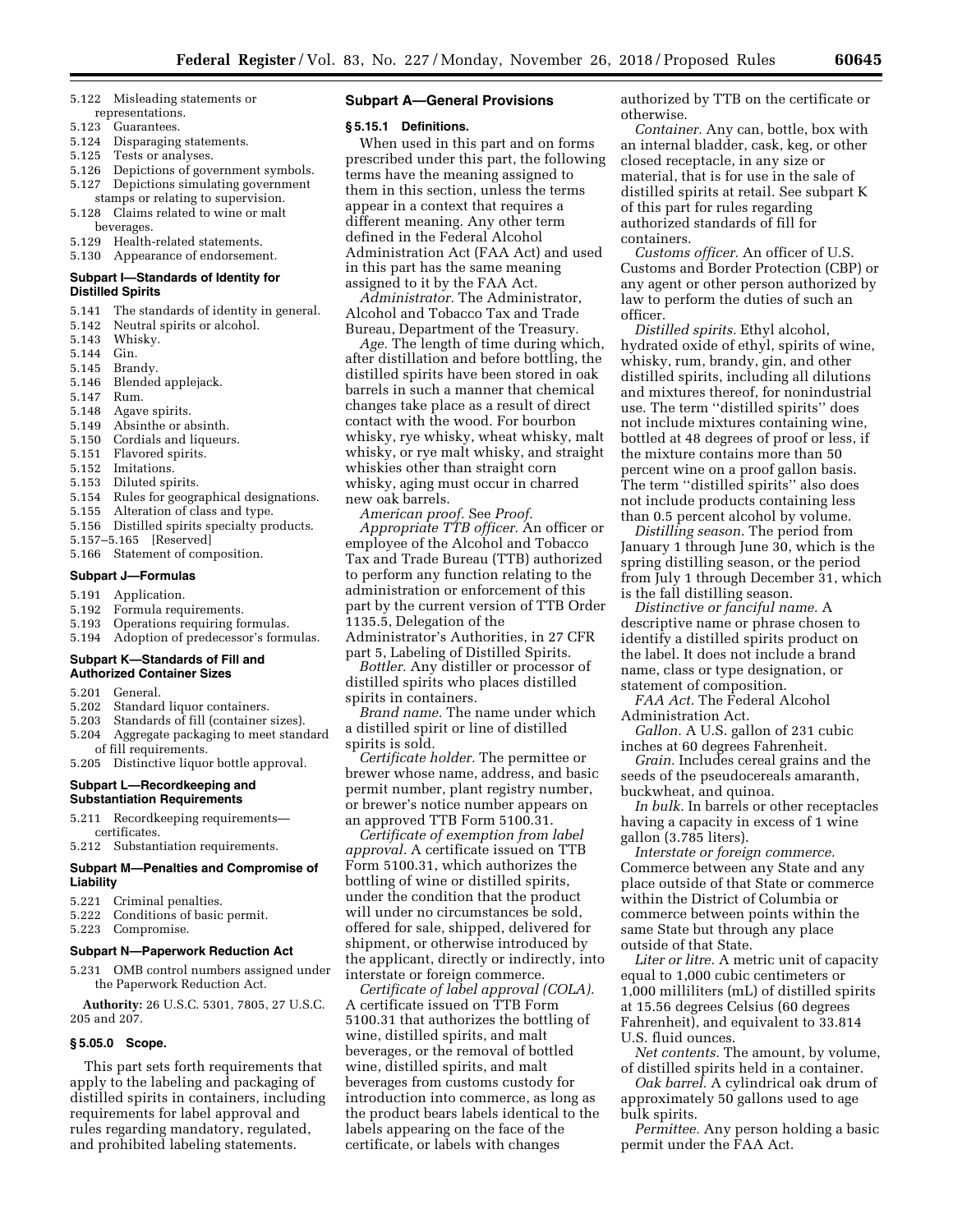5.122 Misleading statements or representations.
5.123 Guarantees.
5.124 Disparaging statements.
5.125 Tests or analyses.
5.126 Depictions of government symbols.
5.127 Depictions simulating government stamps or relating to supervision.
5.128 Claims related to wine or malt beverages.
5.129 Health-related statements.
5.130 Appearance of endorsement.

### Subpart I—Standards of Identity for Distilled Spirits

5.141 The standards of identity in general.
5.142 Neutral spirits or alcohol.
5.143 Whisky.
5.144 Gin.
5.145 Brandy.
5.146 Blended applejack.
5.147 Rum.
5.148 Agave spirits.
5.149 Absinthe or absinth.
5.150 Cordials and liqueurs.
5.151 Flavored spirits.
5.152 Imitations.
5.153 Diluted spirits.
5.154 Rules for geographical designations.
5.155 Alteration of class and type.
5.156 Distilled spirits specialty products.
5.157–5.165 [Reserved]
5.166 Statement of composition.

### Subpart J—Formulas

5.191 Application.
5.192 Formula requirements.
5.193 Operations requiring formulas.
5.194 Adoption of predecessor's formulas.

### Subpart K—Standards of Fill and Authorized Container Sizes

5.201 General.
5.202 Standard liquor containers.
5.203 Standards of fill (container sizes).
5.204 Aggregate packaging to meet standard of fill requirements.
5.205 Distinctive liquor bottle approval.

### Subpart L—Recordkeeping and Substantiation Requirements

5.211 Recordkeeping requirements—certificates.
5.212 Substantiation requirements.

### Subpart M—Penalties and Compromise of Liability

5.221 Criminal penalties.
5.222 Conditions of basic permit.
5.223 Compromise.

### Subpart N—Paperwork Reduction Act

5.231 OMB control numbers assigned under the Paperwork Reduction Act.

**Authority:** 26 U.S.C. 5301, 7805, 27 U.S.C. 205 and 207.

### § 5.05.0 Scope.

This part sets forth requirements that apply to the labeling and packaging of distilled spirits in containers, including requirements for label approval and rules regarding mandatory, regulated, and prohibited labeling statements.

## Subpart A—General Provisions

### § 5.15.1 Definitions.

When used in this part and on forms prescribed under this part, the following terms have the meaning assigned to them in this section, unless the terms appear in a context that requires a different meaning. Any other term defined in the Federal Alcohol Administration Act (FAA Act) and used in this part has the same meaning assigned to it by the FAA Act.

*Administrator.* The Administrator, Alcohol and Tobacco Tax and Trade Bureau, Department of the Treasury.

*Age.* The length of time during which, after distillation and before bottling, the distilled spirits have been stored in oak barrels in such a manner that chemical changes take place as a result of direct contact with the wood. For bourbon whisky, rye whisky, wheat whisky, malt whisky, or rye malt whisky, and straight whiskies other than straight corn whisky, aging must occur in charred new oak barrels.

*American proof.* See *Proof.*

*Appropriate TTB officer.* An officer or employee of the Alcohol and Tobacco Tax and Trade Bureau (TTB) authorized to perform any function relating to the administration or enforcement of this part by the current version of TTB Order 1135.5, Delegation of the Administrator's Authorities, in 27 CFR part 5, Labeling of Distilled Spirits.

*Bottler.* Any distiller or processor of distilled spirits who places distilled spirits in containers.

*Brand name.* The name under which a distilled spirit or line of distilled spirits is sold.

*Certificate holder.* The permittee or brewer whose name, address, and basic permit number, plant registry number, or brewer's notice number appears on an approved TTB Form 5100.31.

*Certificate of exemption from label approval.* A certificate issued on TTB Form 5100.31, which authorizes the bottling of wine or distilled spirits, under the condition that the product will under no circumstances be sold, offered for sale, shipped, delivered for shipment, or otherwise introduced by the applicant, directly or indirectly, into interstate or foreign commerce.

*Certificate of label approval (COLA).* A certificate issued on TTB Form 5100.31 that authorizes the bottling of wine, distilled spirits, and malt beverages, or the removal of bottled wine, distilled spirits, and malt beverages from customs custody for introduction into commerce, as long as the product bears labels identical to the labels appearing on the face of the certificate, or labels with changes authorized by TTB on the certificate or otherwise.

*Container.* Any can, bottle, box with an internal bladder, cask, keg, or other closed receptacle, in any size or material, that is for use in the sale of distilled spirits at retail. See subpart K of this part for rules regarding authorized standards of fill for containers.

*Customs officer.* An officer of U.S. Customs and Border Protection (CBP) or any agent or other person authorized by law to perform the duties of such an officer.

*Distilled spirits.* Ethyl alcohol, hydrated oxide of ethyl, spirits of wine, whisky, rum, brandy, gin, and other distilled spirits, including all dilutions and mixtures thereof, for nonindustrial use. The term "distilled spirits" does not include mixtures containing wine, bottled at 48 degrees of proof or less, if the mixture contains more than 50 percent wine on a proof gallon basis. The term "distilled spirits" also does not include products containing less than 0.5 percent alcohol by volume.

*Distilling season.* The period from January 1 through June 30, which is the spring distilling season, or the period from July 1 through December 31, which is the fall distilling season.

*Distinctive or fanciful name.* A descriptive name or phrase chosen to identify a distilled spirits product on the label. It does not include a brand name, class or type designation, or statement of composition.

*FAA Act.* The Federal Alcohol Administration Act.

*Gallon.* A U.S. gallon of 231 cubic inches at 60 degrees Fahrenheit.

*Grain.* Includes cereal grains and the seeds of the pseudocereals amaranth, buckwheat, and quinoa.

*In bulk.* In barrels or other receptacles having a capacity in excess of 1 wine gallon (3.785 liters).

*Interstate or foreign commerce.* Commerce between any State and any place outside of that State or commerce within the District of Columbia or commerce between points within the same State but through any place outside of that State.

*Liter or litre.* A metric unit of capacity equal to 1,000 cubic centimeters or 1,000 milliliters (mL) of distilled spirits at 15.56 degrees Celsius (60 degrees Fahrenheit), and equivalent to 33.814 U.S. fluid ounces.

*Net contents.* The amount, by volume, of distilled spirits held in a container.

*Oak barrel.* A cylindrical oak drum of approximately 50 gallons used to age bulk spirits.

*Permittee.* Any person holding a basic permit under the FAA Act.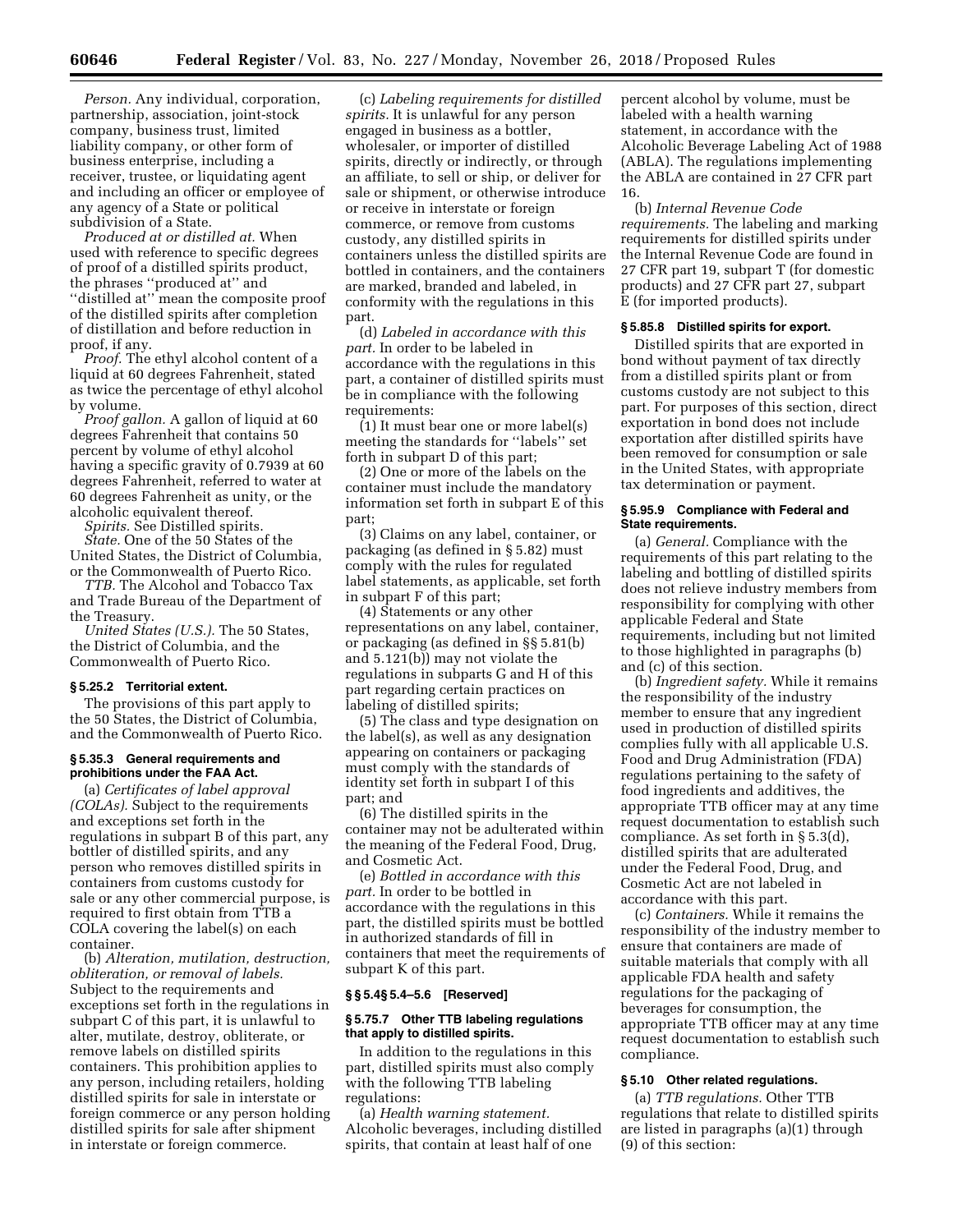*Person.* Any individual, corporation, partnership, association, joint-stock company, business trust, limited liability company, or other form of business enterprise, including a receiver, trustee, or liquidating agent and including an officer or employee of any agency of a State or political subdivision of a State.

*Produced at or distilled at.* When used with reference to specific degrees of proof of a distilled spirits product, the phrases ''produced at'' and ''distilled at'' mean the composite proof of the distilled spirits after completion of distillation and before reduction in proof, if any.

*Proof.* The ethyl alcohol content of a liquid at 60 degrees Fahrenheit, stated as twice the percentage of ethyl alcohol by volume.

*Proof gallon.* A gallon of liquid at 60 degrees Fahrenheit that contains 50 percent by volume of ethyl alcohol having a specific gravity of 0.7939 at 60 degrees Fahrenheit, referred to water at 60 degrees Fahrenheit as unity, or the alcoholic equivalent thereof.

*Spirits.* See Distilled spirits.

*State.* One of the 50 States of the United States, the District of Columbia, or the Commonwealth of Puerto Rico.

*TTB.* The Alcohol and Tobacco Tax and Trade Bureau of the Department of the Treasury.

*United States (U.S.).* The 50 States, the District of Columbia, and the Commonwealth of Puerto Rico.

### § 5.25.2 Territorial extent.

The provisions of this part apply to the 50 States, the District of Columbia, and the Commonwealth of Puerto Rico.

### § 5.35.3 General requirements and prohibitions under the FAA Act.

(a) *Certificates of label approval (COLAs).* Subject to the requirements and exceptions set forth in the regulations in subpart B of this part, any bottler of distilled spirits, and any person who removes distilled spirits in containers from customs custody for sale or any other commercial purpose, is required to first obtain from TTB a COLA covering the label(s) on each container.

(b) *Alteration, mutilation, destruction, obliteration, or removal of labels.* Subject to the requirements and exceptions set forth in the regulations in subpart C of this part, it is unlawful to alter, mutilate, destroy, obliterate, or remove labels on distilled spirits containers. This prohibition applies to any person, including retailers, holding distilled spirits for sale in interstate or foreign commerce or any person holding distilled spirits for sale after shipment in interstate or foreign commerce.

(c) *Labeling requirements for distilled spirits.* It is unlawful for any person engaged in business as a bottler, wholesaler, or importer of distilled spirits, directly or indirectly, or through an affiliate, to sell or ship, or deliver for sale or shipment, or otherwise introduce or receive in interstate or foreign commerce, or remove from customs custody, any distilled spirits in containers unless the distilled spirits are bottled in containers, and the containers are marked, branded and labeled, in conformity with the regulations in this part.

(d) *Labeled in accordance with this part.* In order to be labeled in accordance with the regulations in this part, a container of distilled spirits must be in compliance with the following requirements:

(1) It must bear one or more label(s) meeting the standards for ''labels'' set forth in subpart D of this part;

(2) One or more of the labels on the container must include the mandatory information set forth in subpart E of this part;

(3) Claims on any label, container, or packaging (as defined in § 5.82) must comply with the rules for regulated label statements, as applicable, set forth in subpart F of this part;

(4) Statements or any other representations on any label, container, or packaging (as defined in §§ 5.81(b) and 5.121(b)) may not violate the regulations in subparts G and H of this part regarding certain practices on labeling of distilled spirits;

(5) The class and type designation on the label(s), as well as any designation appearing on containers or packaging must comply with the standards of identity set forth in subpart I of this part; and

(6) The distilled spirits in the container may not be adulterated within the meaning of the Federal Food, Drug, and Cosmetic Act.

(e) *Bottled in accordance with this part.* In order to be bottled in accordance with the regulations in this part, the distilled spirits must be bottled in authorized standards of fill in containers that meet the requirements of subpart K of this part.

### §§ 5.4§ 5.4–5.6 [Reserved]

### § 5.75.7 Other TTB labeling regulations that apply to distilled spirits.

In addition to the regulations in this part, distilled spirits must also comply with the following TTB labeling regulations:

(a) *Health warning statement.* Alcoholic beverages, including distilled spirits, that contain at least half of one percent alcohol by volume, must be labeled with a health warning statement, in accordance with the Alcoholic Beverage Labeling Act of 1988 (ABLA). The regulations implementing the ABLA are contained in 27 CFR part 16.

(b) *Internal Revenue Code requirements.* The labeling and marking requirements for distilled spirits under the Internal Revenue Code are found in 27 CFR part 19, subpart T (for domestic products) and 27 CFR part 27, subpart E (for imported products).

### § 5.85.8 Distilled spirits for export.

Distilled spirits that are exported in bond without payment of tax directly from a distilled spirits plant or from customs custody are not subject to this part. For purposes of this section, direct exportation in bond does not include exportation after distilled spirits have been removed for consumption or sale in the United States, with appropriate tax determination or payment.

### § 5.95.9 Compliance with Federal and State requirements.

(a) *General.* Compliance with the requirements of this part relating to the labeling and bottling of distilled spirits does not relieve industry members from responsibility for complying with other applicable Federal and State requirements, including but not limited to those highlighted in paragraphs (b) and (c) of this section.

(b) *Ingredient safety.* While it remains the responsibility of the industry member to ensure that any ingredient used in production of distilled spirits complies fully with all applicable U.S. Food and Drug Administration (FDA) regulations pertaining to the safety of food ingredients and additives, the appropriate TTB officer may at any time request documentation to establish such compliance. As set forth in § 5.3(d), distilled spirits that are adulterated under the Federal Food, Drug, and Cosmetic Act are not labeled in accordance with this part.

(c) *Containers.* While it remains the responsibility of the industry member to ensure that containers are made of suitable materials that comply with all applicable FDA health and safety regulations for the packaging of beverages for consumption, the appropriate TTB officer may at any time request documentation to establish such compliance.

### § 5.10 Other related regulations.

(a) *TTB regulations.* Other TTB regulations that relate to distilled spirits are listed in paragraphs (a)(1) through (9) of this section: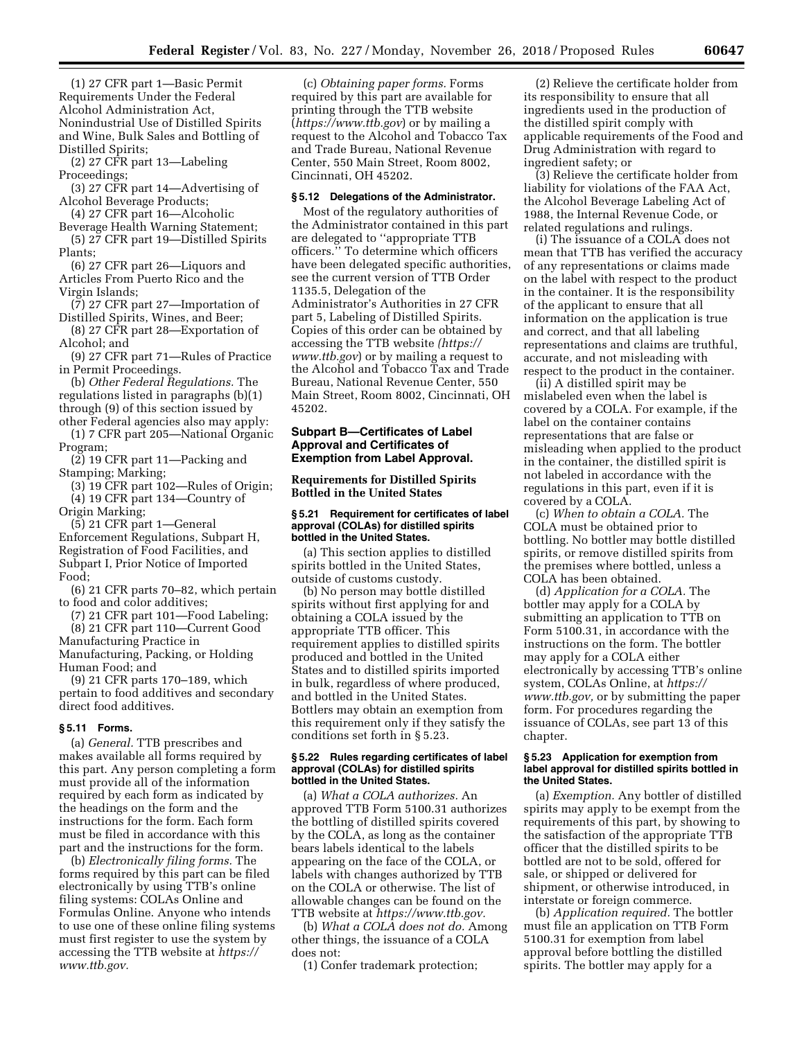(1) 27 CFR part 1—Basic Permit Requirements Under the Federal Alcohol Administration Act, Nonindustrial Use of Distilled Spirits and Wine, Bulk Sales and Bottling of Distilled Spirits;

(2) 27 CFR part 13—Labeling Proceedings;

(3) 27 CFR part 14—Advertising of Alcohol Beverage Products;

(4) 27 CFR part 16—Alcoholic Beverage Health Warning Statement;

(5) 27 CFR part 19—Distilled Spirits Plants;

(6) 27 CFR part 26—Liquors and Articles From Puerto Rico and the Virgin Islands;

(7) 27 CFR part 27—Importation of Distilled Spirits, Wines, and Beer;

(8) 27 CFR part 28—Exportation of Alcohol; and

(9) 27 CFR part 71—Rules of Practice in Permit Proceedings.

(b) *Other Federal Regulations.* The regulations listed in paragraphs (b)(1) through (9) of this section issued by other Federal agencies also may apply:

(1) 7 CFR part 205—National Organic Program;

(2) 19 CFR part 11—Packing and Stamping; Marking;

(3) 19 CFR part 102—Rules of Origin;

(4) 19 CFR part 134—Country of Origin Marking;

(5) 21 CFR part 1—General Enforcement Regulations, Subpart H, Registration of Food Facilities, and Subpart I, Prior Notice of Imported Food;

(6) 21 CFR parts 70–82, which pertain to food and color additives;

(7) 21 CFR part 101—Food Labeling;

(8) 21 CFR part 110—Current Good Manufacturing Practice in Manufacturing, Packing, or Holding Human Food; and

(9) 21 CFR parts 170–189, which pertain to food additives and secondary direct food additives.

**§ 5.11 Forms.**

(a) *General.* TTB prescribes and makes available all forms required by this part. Any person completing a form must provide all of the information required by each form as indicated by the headings on the form and the instructions for the form. Each form must be filed in accordance with this part and the instructions for the form.

(b) *Electronically filing forms.* The forms required by this part can be filed electronically by using TTB's online filing systems: COLAs Online and Formulas Online. Anyone who intends to use one of these online filing systems must first register to use the system by accessing the TTB website at *https://www.ttb.gov.*

(c) *Obtaining paper forms.* Forms required by this part are available for printing through the TTB website (*https://www.ttb.gov*) or by mailing a request to the Alcohol and Tobacco Tax and Trade Bureau, National Revenue Center, 550 Main Street, Room 8002, Cincinnati, OH 45202.

**§ 5.12 Delegations of the Administrator.**

Most of the regulatory authorities of the Administrator contained in this part are delegated to ''appropriate TTB officers.'' To determine which officers have been delegated specific authorities, see the current version of TTB Order 1135.5, Delegation of the Administrator's Authorities in 27 CFR part 5, Labeling of Distilled Spirits. Copies of this order can be obtained by accessing the TTB website *(https://www.ttb.gov*) or by mailing a request to the Alcohol and Tobacco Tax and Trade Bureau, National Revenue Center, 550 Main Street, Room 8002, Cincinnati, OH 45202.

## Subpart B—Certificates of Label Approval and Certificates of Exemption from Label Approval.

### Requirements for Distilled Spirits Bottled in the United States

**§ 5.21 Requirement for certificates of label approval (COLAs) for distilled spirits bottled in the United States.**

(a) This section applies to distilled spirits bottled in the United States, outside of customs custody.

(b) No person may bottle distilled spirits without first applying for and obtaining a COLA issued by the appropriate TTB officer. This requirement applies to distilled spirits produced and bottled in the United States and to distilled spirits imported in bulk, regardless of where produced, and bottled in the United States. Bottlers may obtain an exemption from this requirement only if they satisfy the conditions set forth in § 5.23.

**§ 5.22 Rules regarding certificates of label approval (COLAs) for distilled spirits bottled in the United States.**

(a) *What a COLA authorizes.* An approved TTB Form 5100.31 authorizes the bottling of distilled spirits covered by the COLA, as long as the container bears labels identical to the labels appearing on the face of the COLA, or labels with changes authorized by TTB on the COLA or otherwise. The list of allowable changes can be found on the TTB website at *https://www.ttb.gov.*

(b) *What a COLA does not do.* Among other things, the issuance of a COLA does not:

(1) Confer trademark protection;

(2) Relieve the certificate holder from its responsibility to ensure that all ingredients used in the production of the distilled spirit comply with applicable requirements of the Food and Drug Administration with regard to ingredient safety; or

(3) Relieve the certificate holder from liability for violations of the FAA Act, the Alcoholic Beverage Labeling Act of 1988, the Internal Revenue Code, or related regulations and rulings.

(i) The issuance of a COLA does not mean that TTB has verified the accuracy of any representations or claims made on the label with respect to the product in the container. It is the responsibility of the applicant to ensure that all information on the application is true and correct, and that all labeling representations and claims are truthful, accurate, and not misleading with respect to the product in the container.

(ii) A distilled spirit may be mislabeled even when the label is covered by a COLA. For example, if the label on the container contains representations that are false or misleading when applied to the product in the container, the distilled spirit is not labeled in accordance with the regulations in this part, even if it is covered by a COLA.

(c) *When to obtain a COLA.* The COLA must be obtained prior to bottling. No bottler may bottle distilled spirits, or remove distilled spirits from the premises where bottled, unless a COLA has been obtained.

(d) *Application for a COLA.* The bottler may apply for a COLA by submitting an application to TTB on Form 5100.31, in accordance with the instructions on the form. The bottler may apply for a COLA either electronically by accessing TTB's online system, COLAs Online, at *https://www.ttb.gov,* or by submitting the paper form. For procedures regarding the issuance of COLAs, see part 13 of this chapter.

**§ 5.23 Application for exemption from label approval for distilled spirits bottled in the United States.**

(a) *Exemption.* Any bottler of distilled spirits may apply to be exempt from the requirements of this part, by showing to the satisfaction of the appropriate TTB officer that the distilled spirits to be bottled are not to be sold, offered for sale, or shipped or delivered for shipment, or otherwise introduced, in interstate or foreign commerce.

(b) *Application required.* The bottler must file an application on TTB Form 5100.31 for exemption from label approval before bottling the distilled spirits. The bottler may apply for a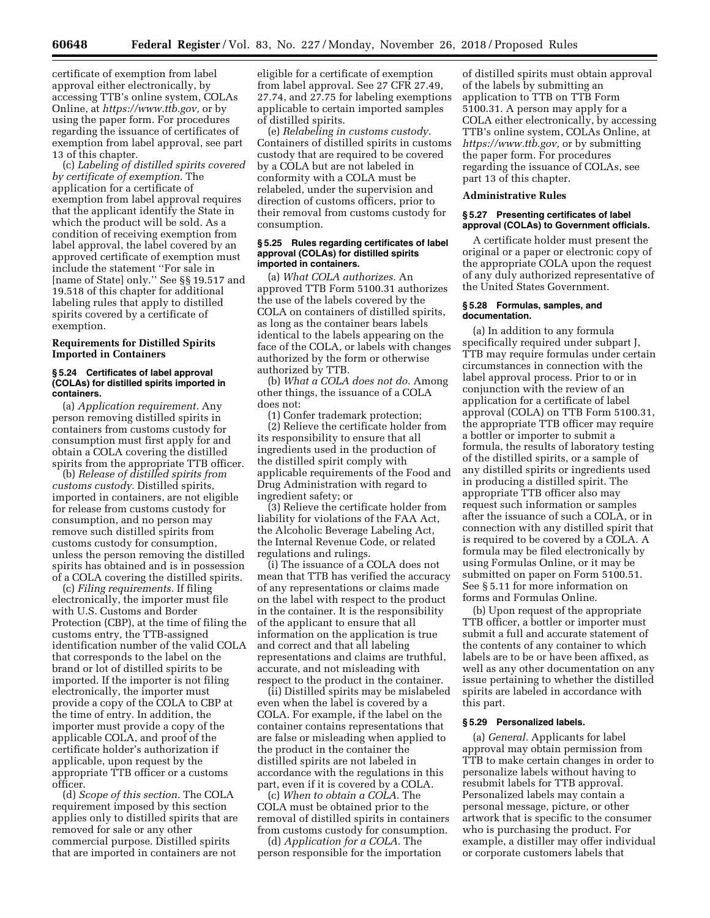certificate of exemption from label approval either electronically, by accessing TTB's online system, COLAs Online, at *https://www.ttb.gov,* or by using the paper form. For procedures regarding the issuance of certificates of exemption from label approval, see part 13 of this chapter.

(c) *Labeling of distilled spirits covered by certificate of exemption.* The application for a certificate of exemption from label approval requires that the applicant identify the State in which the product will be sold. As a condition of receiving exemption from label approval, the label covered by an approved certificate of exemption must include the statement ''For sale in [name of State] only.'' See §§ 19.517 and 19.518 of this chapter for additional labeling rules that apply to distilled spirits covered by a certificate of exemption.

**Requirements for Distilled Spirits Imported in Containers**

**§ 5.24 Certificates of label approval (COLAs) for distilled spirits imported in containers.**

(a) *Application requirement.* Any person removing distilled spirits in containers from customs custody for consumption must first apply for and obtain a COLA covering the distilled spirits from the appropriate TTB officer.

(b) *Release of distilled spirits from customs custody.* Distilled spirits, imported in containers, are not eligible for release from customs custody for consumption, and no person may remove such distilled spirits from customs custody for consumption, unless the person removing the distilled spirits has obtained and is in possession of a COLA covering the distilled spirits.

(c) *Filing requirements.* If filing electronically, the importer must file with U.S. Customs and Border Protection (CBP), at the time of filing the customs entry, the TTB-assigned identification number of the valid COLA that corresponds to the label on the brand or lot of distilled spirits to be imported. If the importer is not filing electronically, the importer must provide a copy of the COLA to CBP at the time of entry. In addition, the importer must provide a copy of the applicable COLA, and proof of the certificate holder's authorization if applicable, upon request by the appropriate TTB officer or a customs officer.

(d) *Scope of this section.* The COLA requirement imposed by this section applies only to distilled spirits that are removed for sale or any other commercial purpose. Distilled spirits that are imported in containers are not eligible for a certificate of exemption from label approval. See 27 CFR 27.49, 27.74, and 27.75 for labeling exemptions applicable to certain imported samples of distilled spirits.

(e) *Relabeling in customs custody.* Containers of distilled spirits in customs custody that are required to be covered by a COLA but are not labeled in conformity with a COLA must be relabeled, under the supervision and direction of customs officers, prior to their removal from customs custody for consumption.

**§ 5.25 Rules regarding certificates of label approval (COLAs) for distilled spirits imported in containers.**

(a) *What COLA authorizes.* An approved TTB Form 5100.31 authorizes the use of the labels covered by the COLA on containers of distilled spirits, as long as the container bears labels identical to the labels appearing on the face of the COLA, or labels with changes authorized by the form or otherwise authorized by TTB.

(b) *What a COLA does not do.* Among other things, the issuance of a COLA does not:

(1) Confer trademark protection;

(2) Relieve the certificate holder from its responsibility to ensure that all ingredients used in the production of the distilled spirit comply with applicable requirements of the Food and Drug Administration with regard to ingredient safety; or

(3) Relieve the certificate holder from liability for violations of the FAA Act, the Alcoholic Beverage Labeling Act, the Internal Revenue Code, or related regulations and rulings.

(i) The issuance of a COLA does not mean that TTB has verified the accuracy of any representations or claims made on the label with respect to the product in the container. It is the responsibility of the applicant to ensure that all information on the application is true and correct and that all labeling representations and claims are truthful, accurate, and not misleading with respect to the product in the container.

(ii) Distilled spirits may be mislabeled even when the label is covered by a COLA. For example, if the label on the container contains representations that are false or misleading when applied to the product in the container the distilled spirits are not labeled in accordance with the regulations in this part, even if it is covered by a COLA.

(c) *When to obtain a COLA.* The COLA must be obtained prior to the removal of distilled spirits in containers from customs custody for consumption.

(d) *Application for a COLA.* The person responsible for the importation of distilled spirits must obtain approval of the labels by submitting an application to TTB on TTB Form 5100.31. A person may apply for a COLA either electronically, by accessing TTB's online system, COLAs Online, at *https://www.ttb.gov,* or by submitting the paper form. For procedures regarding the issuance of COLAs, see part 13 of this chapter.

**Administrative Rules**

**§ 5.27 Presenting certificates of label approval (COLAs) to Government officials.**

A certificate holder must present the original or a paper or electronic copy of the appropriate COLA upon the request of any duly authorized representative of the United States Government.

**§ 5.28 Formulas, samples, and documentation.**

(a) In addition to any formula specifically required under subpart J, TTB may require formulas under certain circumstances in connection with the label approval process. Prior to or in conjunction with the review of an application for a certificate of label approval (COLA) on TTB Form 5100.31, the appropriate TTB officer may require a bottler or importer to submit a formula, the results of laboratory testing of the distilled spirits, or a sample of any distilled spirits or ingredients used in producing a distilled spirit. The appropriate TTB officer also may request such information or samples after the issuance of such a COLA, or in connection with any distilled spirit that is required to be covered by a COLA. A formula may be filed electronically by using Formulas Online, or it may be submitted on paper on Form 5100.51. See § 5.11 for more information on forms and Formulas Online.

(b) Upon request of the appropriate TTB officer, a bottler or importer must submit a full and accurate statement of the contents of any container to which labels are to be or have been affixed, as well as any other documentation on any issue pertaining to whether the distilled spirits are labeled in accordance with this part.

**§ 5.29 Personalized labels.**

(a) *General.* Applicants for label approval may obtain permission from TTB to make certain changes in order to personalize labels without having to resubmit labels for TTB approval. Personalized labels may contain a personal message, picture, or other artwork that is specific to the consumer who is purchasing the product. For example, a distiller may offer individual or corporate customers labels that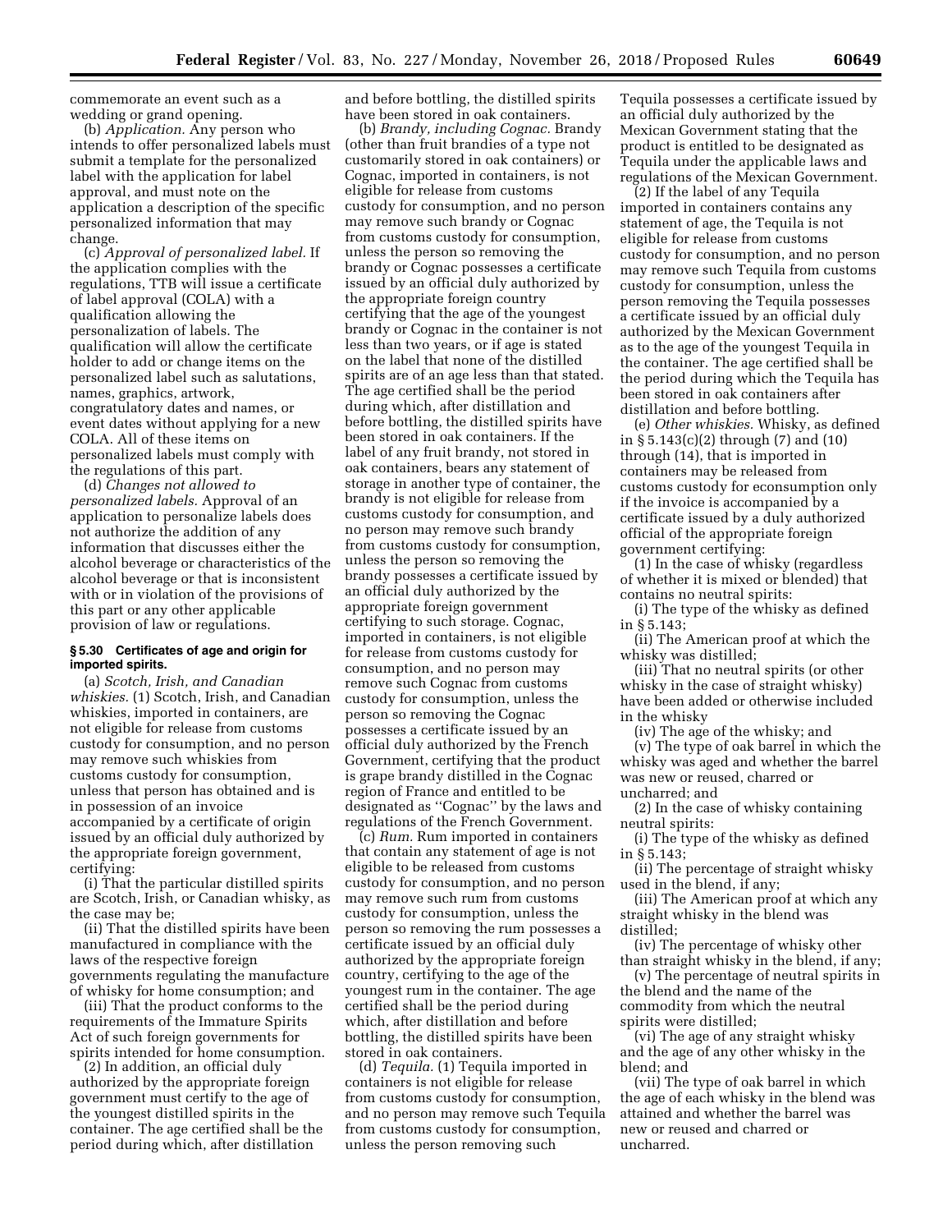commemorate an event such as a wedding or grand opening.

(b) *Application.* Any person who intends to offer personalized labels must submit a template for the personalized label with the application for label approval, and must note on the application a description of the specific personalized information that may change.

(c) *Approval of personalized label.* If the application complies with the regulations, TTB will issue a certificate of label approval (COLA) with a qualification allowing the personalization of labels. The qualification will allow the certificate holder to add or change items on the personalized label such as salutations, names, graphics, artwork, congratulatory dates and names, or event dates without applying for a new COLA. All of these items on personalized labels must comply with the regulations of this part.

(d) *Changes not allowed to personalized labels.* Approval of an application to personalize labels does not authorize the addition of any information that discusses either the alcohol beverage or characteristics of the alcohol beverage or that is inconsistent with or in violation of the provisions of this part or any other applicable provision of law or regulations.

#### § 5.30 Certificates of age and origin for imported spirits.

(a) *Scotch, Irish, and Canadian whiskies.* (1) Scotch, Irish, and Canadian whiskies, imported in containers, are not eligible for release from customs custody for consumption, and no person may remove such whiskies from customs custody for consumption, unless that person has obtained and is in possession of an invoice accompanied by a certificate of origin issued by an official duly authorized by the appropriate foreign government, certifying:

(i) That the particular distilled spirits are Scotch, Irish, or Canadian whisky, as the case may be;

(ii) That the distilled spirits have been manufactured in compliance with the laws of the respective foreign governments regulating the manufacture of whisky for home consumption; and

(iii) That the product conforms to the requirements of the Immature Spirits Act of such foreign governments for spirits intended for home consumption.

(2) In addition, an official duly authorized by the appropriate foreign government must certify to the age of the youngest distilled spirits in the container. The age certified shall be the period during which, after distillation and before bottling, the distilled spirits have been stored in oak containers.

(b) *Brandy, including Cognac.* Brandy (other than fruit brandies of a type not customarily stored in oak containers) or Cognac, imported in containers, is not eligible for release from customs custody for consumption, and no person may remove such brandy or Cognac from customs custody for consumption, unless the person so removing the brandy or Cognac possesses a certificate issued by an official duly authorized by the appropriate foreign country certifying that the age of the youngest brandy or Cognac in the container is not less than two years, or if age is stated on the label that none of the distilled spirits are of an age less than that stated. The age certified shall be the period during which, after distillation and before bottling, the distilled spirits have been stored in oak containers. If the label of any fruit brandy, not stored in oak containers, bears any statement of storage in another type of container, the brandy is not eligible for release from customs custody for consumption, and no person may remove such brandy from customs custody for consumption, unless the person so removing the brandy possesses a certificate issued by an official duly authorized by the appropriate foreign government certifying to such storage. Cognac, imported in containers, is not eligible for release from customs custody for consumption, and no person may remove such Cognac from customs custody for consumption, unless the person so removing the Cognac possesses a certificate issued by an official duly authorized by the French Government, certifying that the product is grape brandy distilled in the Cognac region of France and entitled to be designated as "Cognac" by the laws and regulations of the French Government.

(c) *Rum.* Rum imported in containers that contain any statement of age is not eligible to be released from customs custody for consumption, and no person may remove such rum from customs custody for consumption, unless the person so removing the rum possesses a certificate issued by an official duly authorized by the appropriate foreign country, certifying to the age of the youngest rum in the container. The age certified shall be the period during which, after distillation and before bottling, the distilled spirits have been stored in oak containers.

(d) *Tequila.* (1) Tequila imported in containers is not eligible for release from customs custody for consumption, and no person may remove such Tequila from customs custody for consumption, unless the person removing such Tequila possesses a certificate issued by an official duly authorized by the Mexican Government stating that the product is entitled to be designated as Tequila under the applicable laws and regulations of the Mexican Government.

(2) If the label of any Tequila imported in containers contains any statement of age, the Tequila is not eligible for release from customs custody for consumption, and no person may remove such Tequila from customs custody for consumption, unless the person removing the Tequila possesses a certificate issued by an official duly authorized by the Mexican Government as to the age of the youngest Tequila in the container. The age certified shall be the period during which the Tequila has been stored in oak containers after distillation and before bottling.

(e) *Other whiskies.* Whisky, as defined in § 5.143(c)(2) through (7) and (10) through (14), that is imported in containers may be released from customs custody for econsumption only if the invoice is accompanied by a certificate issued by a duly authorized official of the appropriate foreign government certifying:

(1) In the case of whisky (regardless of whether it is mixed or blended) that contains no neutral spirits:

(i) The type of the whisky as defined in § 5.143;

(ii) The American proof at which the whisky was distilled;

(iii) That no neutral spirits (or other whisky in the case of straight whisky) have been added or otherwise included in the whisky

(iv) The age of the whisky; and

(v) The type of oak barrel in which the whisky was aged and whether the barrel was new or reused, charred or uncharred; and

(2) In the case of whisky containing neutral spirits:

(i) The type of the whisky as defined in § 5.143;

(ii) The percentage of straight whisky used in the blend, if any;

(iii) The American proof at which any straight whisky in the blend was distilled;

(iv) The percentage of whisky other than straight whisky in the blend, if any;

(v) The percentage of neutral spirits in the blend and the name of the commodity from which the neutral spirits were distilled;

(vi) The age of any straight whisky and the age of any other whisky in the blend; and

(vii) The type of oak barrel in which the age of each whisky in the blend was attained and whether the barrel was new or reused and charred or uncharred.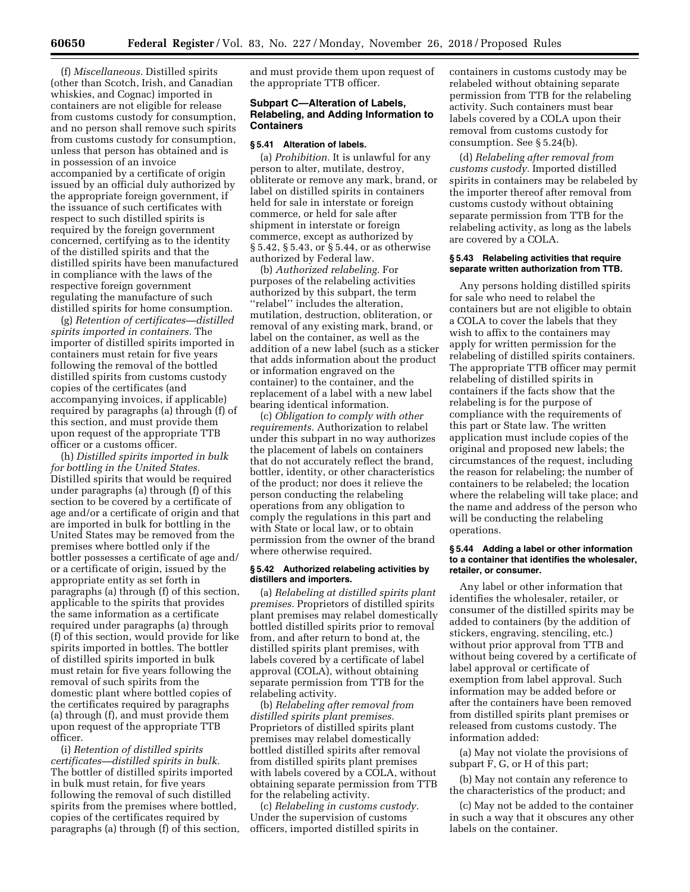(f) *Miscellaneous.* Distilled spirits (other than Scotch, Irish, and Canadian whiskies, and Cognac) imported in containers are not eligible for release from customs custody for consumption, and no person shall remove such spirits from customs custody for consumption, unless that person has obtained and is in possession of an invoice accompanied by a certificate of origin issued by an official duly authorized by the appropriate foreign government, if the issuance of such certificates with respect to such distilled spirits is required by the foreign government concerned, certifying as to the identity of the distilled spirits and that the distilled spirits have been manufactured in compliance with the laws of the respective foreign government regulating the manufacture of such distilled spirits for home consumption.

(g) *Retention of certificates—distilled spirits imported in containers.* The importer of distilled spirits imported in containers must retain for five years following the removal of the bottled distilled spirits from customs custody copies of the certificates (and accompanying invoices, if applicable) required by paragraphs (a) through (f) of this section, and must provide them upon request of the appropriate TTB officer or a customs officer.

(h) *Distilled spirits imported in bulk for bottling in the United States.* Distilled spirits that would be required under paragraphs (a) through (f) of this section to be covered by a certificate of age and/or a certificate of origin and that are imported in bulk for bottling in the United States may be removed from the premises where bottled only if the bottler possesses a certificate of age and/or a certificate of origin, issued by the appropriate entity as set forth in paragraphs (a) through (f) of this section, applicable to the spirits that provides the same information as a certificate required under paragraphs (a) through (f) of this section, would provide for like spirits imported in bottles. The bottler of distilled spirits imported in bulk must retain for five years following the removal of such spirits from the domestic plant where bottled copies of the certificates required by paragraphs (a) through (f), and must provide them upon request of the appropriate TTB officer.

(i) *Retention of distilled spirits certificates—distilled spirits in bulk.* The bottler of distilled spirits imported in bulk must retain, for five years following the removal of such distilled spirits from the premises where bottled, copies of the certificates required by paragraphs (a) through (f) of this section, and must provide them upon request of the appropriate TTB officer.

## Subpart C—Alteration of Labels, Relabeling, and Adding Information to Containers

### § 5.41 Alteration of labels.

(a) *Prohibition.* It is unlawful for any person to alter, mutilate, destroy, obliterate or remove any mark, brand, or label on distilled spirits in containers held for sale in interstate or foreign commerce, or held for sale after shipment in interstate or foreign commerce, except as authorized by § 5.42, § 5.43, or § 5.44, or as otherwise authorized by Federal law.

(b) *Authorized relabeling.* For purposes of the relabeling activities authorized by this subpart, the term ''relabel'' includes the alteration, mutilation, destruction, obliteration, or removal of any existing mark, brand, or label on the container, as well as the addition of a new label (such as a sticker that adds information about the product or information engraved on the container) to the container, and the replacement of a label with a new label bearing identical information.

(c) *Obligation to comply with other requirements.* Authorization to relabel under this subpart in no way authorizes the placement of labels on containers that do not accurately reflect the brand, bottler, identity, or other characteristics of the product; nor does it relieve the person conducting the relabeling operations from any obligation to comply the regulations in this part and with State or local law, or to obtain permission from the owner of the brand where otherwise required.

### § 5.42 Authorized relabeling activities by distillers and importers.

(a) *Relabeling at distilled spirits plant premises.* Proprietors of distilled spirits plant premises may relabel domestically bottled distilled spirits prior to removal from, and after return to bond at, the distilled spirits plant premises, with labels covered by a certificate of label approval (COLA), without obtaining separate permission from TTB for the relabeling activity.

(b) *Relabeling after removal from distilled spirits plant premises.* Proprietors of distilled spirits plant premises may relabel domestically bottled distilled spirits after removal from distilled spirits plant premises with labels covered by a COLA, without obtaining separate permission from TTB for the relabeling activity.

(c) *Relabeling in customs custody.* Under the supervision of customs officers, imported distilled spirits in containers in customs custody may be relabeled without obtaining separate permission from TTB for the relabeling activity. Such containers must bear labels covered by a COLA upon their removal from customs custody for consumption. See § 5.24(b).

(d) *Relabeling after removal from customs custody.* Imported distilled spirits in containers may be relabeled by the importer thereof after removal from customs custody without obtaining separate permission from TTB for the relabeling activity, as long as the labels are covered by a COLA.

### § 5.43 Relabeling activities that require separate written authorization from TTB.

Any persons holding distilled spirits for sale who need to relabel the containers but are not eligible to obtain a COLA to cover the labels that they wish to affix to the containers may apply for written permission for the relabeling of distilled spirits containers. The appropriate TTB officer may permit relabeling of distilled spirits in containers if the facts show that the relabeling is for the purpose of compliance with the requirements of this part or State law. The written application must include copies of the original and proposed new labels; the circumstances of the request, including the reason for relabeling; the number of containers to be relabeled; the location where the relabeling will take place; and the name and address of the person who will be conducting the relabeling operations.

### § 5.44 Adding a label or other information to a container that identifies the wholesaler, retailer, or consumer.

Any label or other information that identifies the wholesaler, retailer, or consumer of the distilled spirits may be added to containers (by the addition of stickers, engraving, stenciling, etc.) without prior approval from TTB and without being covered by a certificate of label approval or certificate of exemption from label approval. Such information may be added before or after the containers have been removed from distilled spirits plant premises or released from customs custody. The information added:

(a) May not violate the provisions of subpart F, G, or H of this part;

(b) May not contain any reference to the characteristics of the product; and

(c) May not be added to the container in such a way that it obscures any other labels on the container.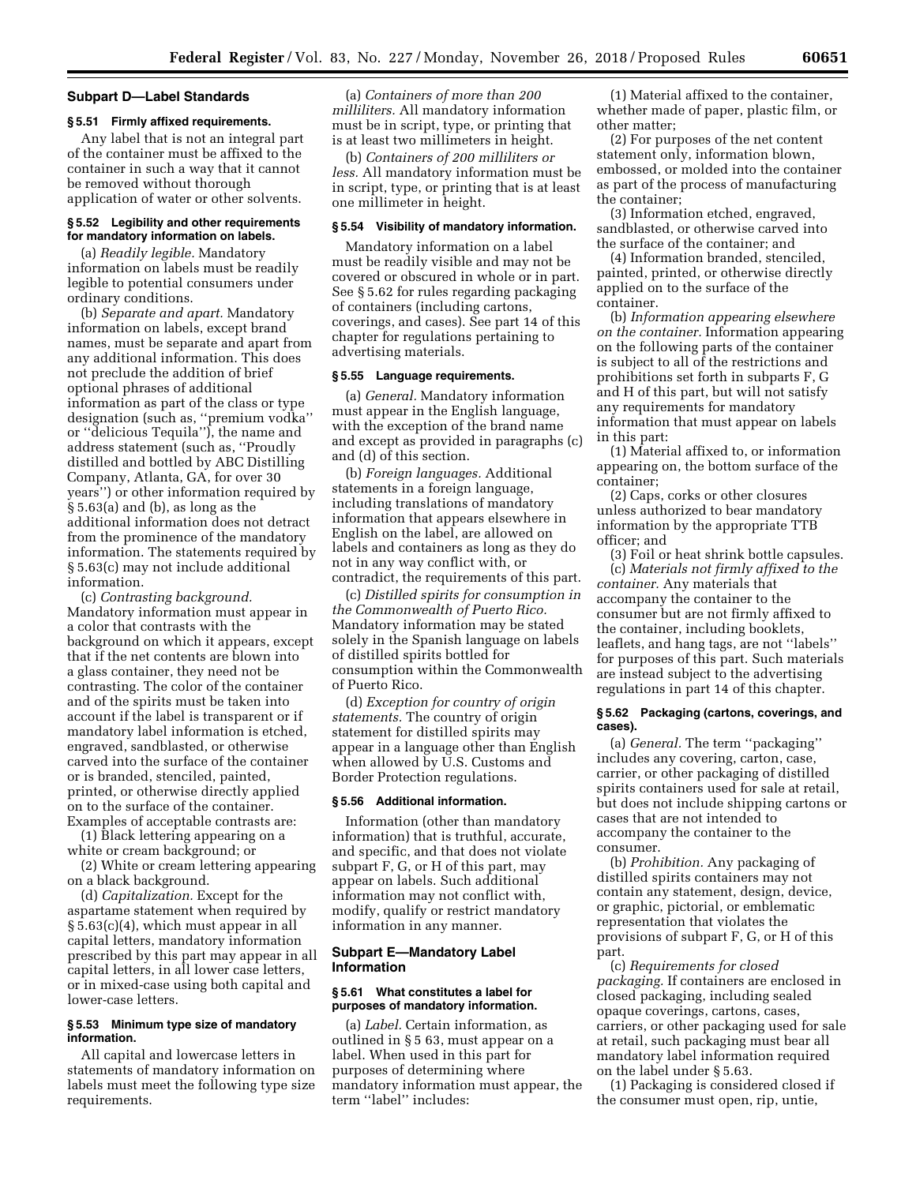## Subpart D—Label Standards

### § 5.51 Firmly affixed requirements.

Any label that is not an integral part of the container must be affixed to the container in such a way that it cannot be removed without thorough application of water or other solvents.

### § 5.52 Legibility and other requirements for mandatory information on labels.

(a) *Readily legible.* Mandatory information on labels must be readily legible to potential consumers under ordinary conditions.

(b) *Separate and apart.* Mandatory information on labels, except brand names, must be separate and apart from any additional information. This does not preclude the addition of brief optional phrases of additional information as part of the class or type designation (such as, ''premium vodka'' or ''delicious Tequila''), the name and address statement (such as, ''Proudly distilled and bottled by ABC Distilling Company, Atlanta, GA, for over 30 years'') or other information required by § 5.63(a) and (b), as long as the additional information does not detract from the prominence of the mandatory information. The statements required by § 5.63(c) may not include additional information.

(c) *Contrasting background.* Mandatory information must appear in a color that contrasts with the background on which it appears, except that if the net contents are blown into a glass container, they need not be contrasting. The color of the container and of the spirits must be taken into account if the label is transparent or if mandatory label information is etched, engraved, sandblasted, or otherwise carved into the surface of the container or is branded, stenciled, painted, printed, or otherwise directly applied on to the surface of the container. Examples of acceptable contrasts are:

(1) Black lettering appearing on a white or cream background; or

(2) White or cream lettering appearing on a black background.

(d) *Capitalization.* Except for the aspartame statement when required by § 5.63(c)(4), which must appear in all capital letters, mandatory information prescribed by this part may appear in all capital letters, in all lower case letters, or in mixed-case using both capital and lower-case letters.

### § 5.53 Minimum type size of mandatory information.

All capital and lowercase letters in statements of mandatory information on labels must meet the following type size requirements.

(a) *Containers of more than 200 milliliters.* All mandatory information must be in script, type, or printing that is at least two millimeters in height.

(b) *Containers of 200 milliliters or less.* All mandatory information must be in script, type, or printing that is at least one millimeter in height.

### § 5.54 Visibility of mandatory information.

Mandatory information on a label must be readily visible and may not be covered or obscured in whole or in part. See § 5.62 for rules regarding packaging of containers (including cartons, coverings, and cases). See part 14 of this chapter for regulations pertaining to advertising materials.

### § 5.55 Language requirements.

(a) *General.* Mandatory information must appear in the English language, with the exception of the brand name and except as provided in paragraphs (c) and (d) of this section.

(b) *Foreign languages.* Additional statements in a foreign language, including translations of mandatory information that appears elsewhere in English on the label, are allowed on labels and containers as long as they do not in any way conflict with, or contradict, the requirements of this part.

(c) *Distilled spirits for consumption in the Commonwealth of Puerto Rico.* Mandatory information may be stated solely in the Spanish language on labels of distilled spirits bottled for consumption within the Commonwealth of Puerto Rico.

(d) *Exception for country of origin statements.* The country of origin statement for distilled spirits may appear in a language other than English when allowed by U.S. Customs and Border Protection regulations.

### § 5.56 Additional information.

Information (other than mandatory information) that is truthful, accurate, and specific, and that does not violate subpart F, G, or H of this part, may appear on labels. Such additional information may not conflict with, modify, qualify or restrict mandatory information in any manner.

## Subpart E—Mandatory Label Information

### § 5.61 What constitutes a label for purposes of mandatory information.

(a) *Label.* Certain information, as outlined in § 5 63, must appear on a label. When used in this part for purposes of determining where mandatory information must appear, the term ''label'' includes:

(1) Material affixed to the container, whether made of paper, plastic film, or other matter;

(2) For purposes of the net content statement only, information blown, embossed, or molded into the container as part of the process of manufacturing the container;

(3) Information etched, engraved, sandblasted, or otherwise carved into the surface of the container; and

(4) Information branded, stenciled, painted, printed, or otherwise directly applied on to the surface of the container.

(b) *Information appearing elsewhere on the container.* Information appearing on the following parts of the container is subject to all of the restrictions and prohibitions set forth in subparts F, G and H of this part, but will not satisfy any requirements for mandatory information that must appear on labels in this part:

(1) Material affixed to, or information appearing on, the bottom surface of the container;

(2) Caps, corks or other closures unless authorized to bear mandatory information by the appropriate TTB officer; and

(3) Foil or heat shrink bottle capsules.

(c) *Materials not firmly affixed to the container.* Any materials that accompany the container to the consumer but are not firmly affixed to the container, including booklets, leaflets, and hang tags, are not ''labels'' for purposes of this part. Such materials are instead subject to the advertising regulations in part 14 of this chapter.

### § 5.62 Packaging (cartons, coverings, and cases).

(a) *General.* The term ''packaging'' includes any covering, carton, case, carrier, or other packaging of distilled spirits containers used for sale at retail, but does not include shipping cartons or cases that are not intended to accompany the container to the consumer.

(b) *Prohibition.* Any packaging of distilled spirits containers may not contain any statement, design, device, or graphic, pictorial, or emblematic representation that violates the provisions of subpart F, G, or H of this part.

(c) *Requirements for closed packaging.* If containers are enclosed in closed packaging, including sealed opaque coverings, cartons, cases, carriers, or other packaging used for sale at retail, such packaging must bear all mandatory label information required on the label under § 5.63.

(1) Packaging is considered closed if the consumer must open, rip, untie,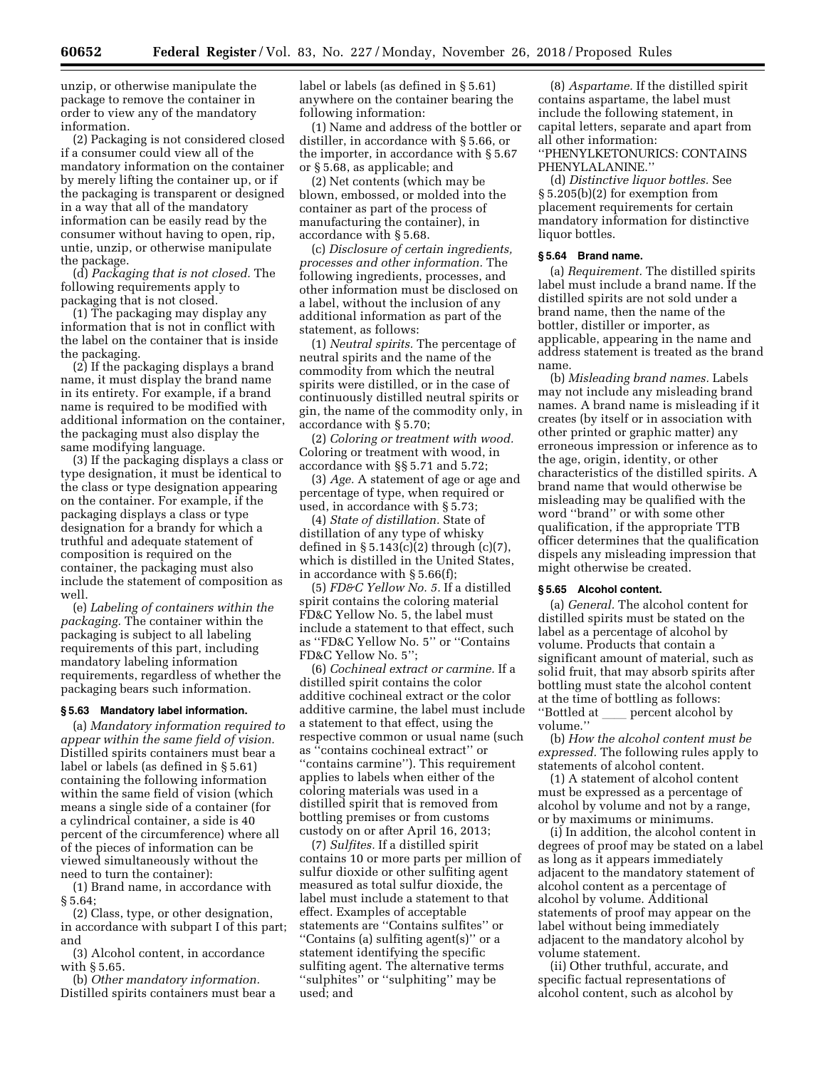unzip, or otherwise manipulate the package to remove the container in order to view any of the mandatory information.

(2) Packaging is not considered closed if a consumer could view all of the mandatory information on the container by merely lifting the container up, or if the packaging is transparent or designed in a way that all of the mandatory information can be easily read by the consumer without having to open, rip, untie, unzip, or otherwise manipulate the package.

(d) *Packaging that is not closed.* The following requirements apply to packaging that is not closed.

(1) The packaging may display any information that is not in conflict with the label on the container that is inside the packaging.

(2) If the packaging displays a brand name, it must display the brand name in its entirety. For example, if a brand name is required to be modified with additional information on the container, the packaging must also display the same modifying language.

(3) If the packaging displays a class or type designation, it must be identical to the class or type designation appearing on the container. For example, if the packaging displays a class or type designation for a brandy for which a truthful and adequate statement of composition is required on the container, the packaging must also include the statement of composition as well.

(e) *Labeling of containers within the packaging.* The container within the packaging is subject to all labeling requirements of this part, including mandatory labeling information requirements, regardless of whether the packaging bears such information.

### § 5.63 Mandatory label information.

(a) *Mandatory information required to appear within the same field of vision.* Distilled spirits containers must bear a label or labels (as defined in § 5.61) containing the following information within the same field of vision (which means a single side of a container (for a cylindrical container, a side is 40 percent of the circumference) where all of the pieces of information can be viewed simultaneously without the need to turn the container):

(1) Brand name, in accordance with § 5.64;

(2) Class, type, or other designation, in accordance with subpart I of this part; and

(3) Alcohol content, in accordance with § 5.65.

(b) *Other mandatory information.* Distilled spirits containers must bear a label or labels (as defined in § 5.61) anywhere on the container bearing the following information:

(1) Name and address of the bottler or distiller, in accordance with § 5.66, or the importer, in accordance with § 5.67 or § 5.68, as applicable; and

(2) Net contents (which may be blown, embossed, or molded into the container as part of the process of manufacturing the container), in accordance with § 5.68.

(c) *Disclosure of certain ingredients, processes and other information.* The following ingredients, processes, and other information must be disclosed on a label, without the inclusion of any additional information as part of the statement, as follows:

(1) *Neutral spirits.* The percentage of neutral spirits and the name of the commodity from which the neutral spirits were distilled, or in the case of continuously distilled neutral spirits or gin, the name of the commodity only, in accordance with § 5.70;

(2) *Coloring or treatment with wood.* Coloring or treatment with wood, in accordance with §§ 5.71 and 5.72;

(3) *Age.* A statement of age or age and percentage of type, when required or used, in accordance with § 5.73;

(4) *State of distillation.* State of distillation of any type of whisky defined in § 5.143(c)(2) through (c)(7), which is distilled in the United States, in accordance with § 5.66(f);

(5) *FD&C Yellow No. 5.* If a distilled spirit contains the coloring material FD&C Yellow No. 5, the label must include a statement to that effect, such as ''FD&C Yellow No. 5'' or ''Contains FD&C Yellow No. 5'';

(6) *Cochineal extract or carmine.* If a distilled spirit contains the color additive cochineal extract or the color additive carmine, the label must include a statement to that effect, using the respective common or usual name (such as ''contains cochineal extract'' or ''contains carmine''). This requirement applies to labels when either of the coloring materials was used in a distilled spirit that is removed from bottling premises or from customs custody on or after April 16, 2013;

(7) *Sulfites.* If a distilled spirit contains 10 or more parts per million of sulfur dioxide or other sulfiting agent measured as total sulfur dioxide, the label must include a statement to that effect. Examples of acceptable statements are ''Contains sulfites'' or ''Contains (a) sulfiting agent(s)'' or a statement identifying the specific sulfiting agent. The alternative terms ''sulphites'' or ''sulphiting'' may be used; and

(8) *Aspartame.* If the distilled spirit contains aspartame, the label must include the following statement, in capital letters, separate and apart from all other information: ''PHENYLKETONURICS: CONTAINS PHENYLALANINE.''

(d) *Distinctive liquor bottles.* See § 5.205(b)(2) for exemption from placement requirements for certain mandatory information for distinctive liquor bottles.

### § 5.64 Brand name.

(a) *Requirement.* The distilled spirits label must include a brand name. If the distilled spirits are not sold under a brand name, then the name of the bottler, distiller or importer, as applicable, appearing in the name and address statement is treated as the brand name.

(b) *Misleading brand names.* Labels may not include any misleading brand names. A brand name is misleading if it creates (by itself or in association with other printed or graphic matter) any erroneous impression or inference as to the age, origin, identity, or other characteristics of the distilled spirits. A brand name that would otherwise be misleading may be qualified with the word ''brand'' or with some other qualification, if the appropriate TTB officer determines that the qualification dispels any misleading impression that might otherwise be created.

### § 5.65 Alcohol content.

(a) *General.* The alcohol content for distilled spirits must be stated on the label as a percentage of alcohol by volume. Products that contain a significant amount of material, such as solid fruit, that may absorb spirits after bottling must state the alcohol content at the time of bottling as follows: ''Bottled at ____ percent alcohol by volume.''

(b) *How the alcohol content must be expressed.* The following rules apply to statements of alcohol content.

(1) A statement of alcohol content must be expressed as a percentage of alcohol by volume and not by a range, or by maximums or minimums.

(i) In addition, the alcohol content in degrees of proof may be stated on a label as long as it appears immediately adjacent to the mandatory statement of alcohol content as a percentage of alcohol by volume. Additional statements of proof may appear on the label without being immediately adjacent to the mandatory alcohol by volume statement.

(ii) Other truthful, accurate, and specific factual representations of alcohol content, such as alcohol by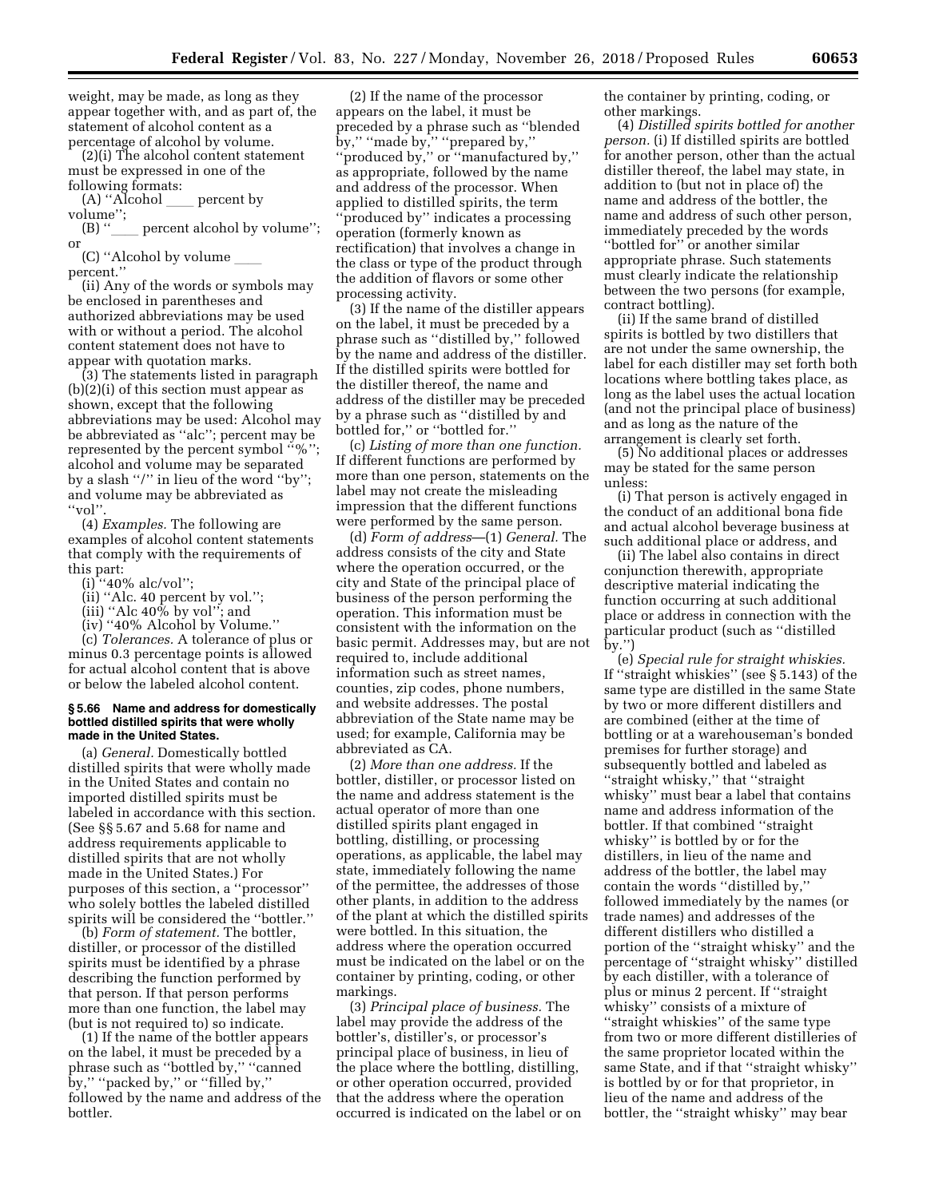weight, may be made, as long as they appear together with, and as part of, the statement of alcohol content as a percentage of alcohol by volume.

(2)(i) The alcohol content statement must be expressed in one of the following formats:

(A) ''Alcohol ____ percent by volume'';

(B) ''____ percent alcohol by volume''; or

(C) ''Alcohol by volume ____ percent.''

(ii) Any of the words or symbols may be enclosed in parentheses and authorized abbreviations may be used with or without a period. The alcohol content statement does not have to appear with quotation marks.

(3) The statements listed in paragraph (b)(2)(i) of this section must appear as shown, except that the following abbreviations may be used: Alcohol may be abbreviated as ''alc''; percent may be represented by the percent symbol ''%''; alcohol and volume may be separated by a slash ''/'' in lieu of the word ''by''; and volume may be abbreviated as ''vol''.

(4) *Examples.* The following are examples of alcohol content statements that comply with the requirements of this part:

(i) ''40% alc/vol'';

(ii) ''Alc. 40 percent by vol.'';

(iii) ''Alc 40% by vol''; and

(iv) ''40% Alcohol by Volume.''

(c) *Tolerances.* A tolerance of plus or minus 0.3 percentage points is allowed for actual alcohol content that is above or below the labeled alcohol content.

#### § 5.66 Name and address for domestically bottled distilled spirits that were wholly made in the United States.

(a) *General.* Domestically bottled distilled spirits that were wholly made in the United States and contain no imported distilled spirits must be labeled in accordance with this section. (See §§ 5.67 and 5.68 for name and address requirements applicable to distilled spirits that are not wholly made in the United States.) For purposes of this section, a ''processor'' who solely bottles the labeled distilled spirits will be considered the ''bottler.''

(b) *Form of statement.* The bottler, distiller, or processor of the distilled spirits must be identified by a phrase describing the function performed by that person. If that person performs more than one function, the label may (but is not required to) so indicate.

(1) If the name of the bottler appears on the label, it must be preceded by a phrase such as ''bottled by,'' ''canned by,'' ''packed by,'' or ''filled by,'' followed by the name and address of the bottler.

(2) If the name of the processor appears on the label, it must be preceded by a phrase such as ''blended by,'' ''made by,'' ''prepared by,'' ''produced by,'' or ''manufactured by,'' as appropriate, followed by the name and address of the processor. When applied to distilled spirits, the term ''produced by'' indicates a processing operation (formerly known as rectification) that involves a change in the class or type of the product through the addition of flavors or some other processing activity.

(3) If the name of the distiller appears on the label, it must be preceded by a phrase such as ''distilled by,'' followed by the name and address of the distiller. If the distilled spirits were bottled for the distiller thereof, the name and address of the distiller may be preceded by a phrase such as ''distilled by and bottled for,'' or ''bottled for.''

(c) *Listing of more than one function.* If different functions are performed by more than one person, statements on the label may not create the misleading impression that the different functions were performed by the same person.

(d) *Form of address*—(1) *General.* The address consists of the city and State where the operation occurred, or the city and State of the principal place of business of the person performing the operation. This information must be consistent with the information on the basic permit. Addresses may, but are not required to, include additional information such as street names, counties, zip codes, phone numbers, and website addresses. The postal abbreviation of the State name may be used; for example, California may be abbreviated as CA.

(2) *More than one address.* If the bottler, distiller, or processor listed on the name and address statement is the actual operator of more than one distilled spirits plant engaged in bottling, distilling, or processing operations, as applicable, the label may state, immediately following the name of the permittee, the addresses of those other plants, in addition to the address of the plant at which the distilled spirits were bottled. In this situation, the address where the operation occurred must be indicated on the label or on the container by printing, coding, or other markings.

(3) *Principal place of business.* The label may provide the address of the bottler's, distiller's, or processor's principal place of business, in lieu of the place where the bottling, distilling, or other operation occurred, provided that the address where the operation occurred is indicated on the label or on the container by printing, coding, or other markings.

(4) *Distilled spirits bottled for another person.* (i) If distilled spirits are bottled for another person, other than the actual distiller thereof, the label may state, in addition to (but not in place of) the name and address of the bottler, the name and address of such other person, immediately preceded by the words ''bottled for'' or another similar appropriate phrase. Such statements must clearly indicate the relationship between the two persons (for example, contract bottling).

(ii) If the same brand of distilled spirits is bottled by two distillers that are not under the same ownership, the label for each distiller may set forth both locations where bottling takes place, as long as the label uses the actual location (and not the principal place of business) and as long as the nature of the arrangement is clearly set forth.

(5) No additional places or addresses may be stated for the same person unless:

(i) That person is actively engaged in the conduct of an additional bona fide and actual alcohol beverage business at such additional place or address, and

(ii) The label also contains in direct conjunction therewith, appropriate descriptive material indicating the function occurring at such additional place or address in connection with the particular product (such as ''distilled by.'')

(e) *Special rule for straight whiskies.* If ''straight whiskies'' (see § 5.143) of the same type are distilled in the same State by two or more different distillers and are combined (either at the time of bottling or at a warehouseman's bonded premises for further storage) and subsequently bottled and labeled as ''straight whisky,'' that ''straight whisky'' must bear a label that contains name and address information of the bottler. If that combined ''straight whisky'' is bottled by or for the distillers, in lieu of the name and address of the bottler, the label may contain the words ''distilled by,'' followed immediately by the names (or trade names) and addresses of the different distillers who distilled a portion of the ''straight whisky'' and the percentage of ''straight whisky'' distilled by each distiller, with a tolerance of plus or minus 2 percent. If ''straight whisky'' consists of a mixture of ''straight whiskies'' of the same type from two or more different distilleries of the same proprietor located within the same State, and if that ''straight whisky'' is bottled by or for that proprietor, in lieu of the name and address of the bottler, the ''straight whisky'' may bear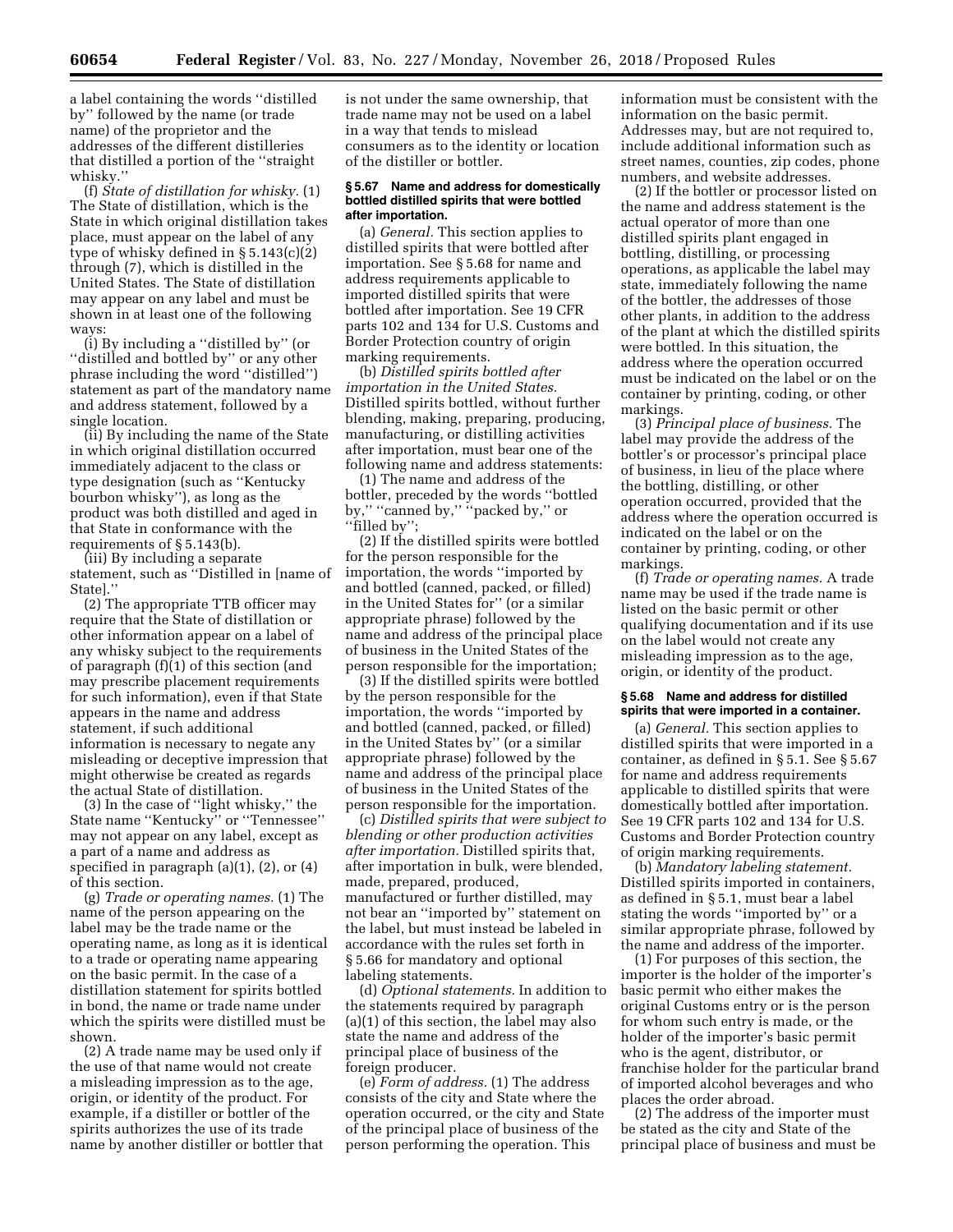a label containing the words ''distilled by'' followed by the name (or trade name) of the proprietor and the addresses of the different distilleries that distilled a portion of the ''straight whisky.''

(f) *State of distillation for whisky.* (1) The State of distillation, which is the State in which original distillation takes place, must appear on the label of any type of whisky defined in § 5.143(c)(2) through (7), which is distilled in the United States. The State of distillation may appear on any label and must be shown in at least one of the following ways:

(i) By including a ''distilled by'' (or ''distilled and bottled by'' or any other phrase including the word ''distilled'') statement as part of the mandatory name and address statement, followed by a single location.

(ii) By including the name of the State in which original distillation occurred immediately adjacent to the class or type designation (such as ''Kentucky bourbon whisky''), as long as the product was both distilled and aged in that State in conformance with the requirements of § 5.143(b).

(iii) By including a separate statement, such as ''Distilled in [name of State].''

(2) The appropriate TTB officer may require that the State of distillation or other information appear on a label of any whisky subject to the requirements of paragraph (f)(1) of this section (and may prescribe placement requirements for such information), even if that State appears in the name and address statement, if such additional information is necessary to negate any misleading or deceptive impression that might otherwise be created as regards the actual State of distillation.

(3) In the case of ''light whisky,'' the State name ''Kentucky'' or ''Tennessee'' may not appear on any label, except as a part of a name and address as specified in paragraph (a)(1), (2), or (4) of this section.

(g) *Trade or operating names.* (1) The name of the person appearing on the label may be the trade name or the operating name, as long as it is identical to a trade or operating name appearing on the basic permit. In the case of a distillation statement for spirits bottled in bond, the name or trade name under which the spirits were distilled must be shown.

(2) A trade name may be used only if the use of that name would not create a misleading impression as to the age, origin, or identity of the product. For example, if a distiller or bottler of the spirits authorizes the use of its trade name by another distiller or bottler that is not under the same ownership, that trade name may not be used on a label in a way that tends to mislead consumers as to the identity or location of the distiller or bottler.

**§ 5.67 Name and address for domestically bottled distilled spirits that were bottled after importation.**

(a) *General.* This section applies to distilled spirits that were bottled after importation. See § 5.68 for name and address requirements applicable to imported distilled spirits that were bottled after importation. See 19 CFR parts 102 and 134 for U.S. Customs and Border Protection country of origin marking requirements.

(b) *Distilled spirits bottled after importation in the United States.* Distilled spirits bottled, without further blending, making, preparing, producing, manufacturing, or distilling activities after importation, must bear one of the following name and address statements:

(1) The name and address of the bottler, preceded by the words ''bottled by,'' ''canned by,'' ''packed by,'' or ''filled by'';

(2) If the distilled spirits were bottled for the person responsible for the importation, the words ''imported by and bottled (canned, packed, or filled) in the United States for'' (or a similar appropriate phrase) followed by the name and address of the principal place of business in the United States of the person responsible for the importation;

(3) If the distilled spirits were bottled by the person responsible for the importation, the words ''imported by and bottled (canned, packed, or filled) in the United States by'' (or a similar appropriate phrase) followed by the name and address of the principal place of business in the United States of the person responsible for the importation.

(c) *Distilled spirits that were subject to blending or other production activities after importation.* Distilled spirits that, after importation in bulk, were blended, made, prepared, produced, manufactured or further distilled, may not bear an ''imported by'' statement on the label, but must instead be labeled in accordance with the rules set forth in § 5.66 for mandatory and optional labeling statements.

(d) *Optional statements.* In addition to the statements required by paragraph (a)(1) of this section, the label may also state the name and address of the principal place of business of the foreign producer.

(e) *Form of address.* (1) The address consists of the city and State where the operation occurred, or the city and State of the principal place of business of the person performing the operation. This information must be consistent with the information on the basic permit. Addresses may, but are not required to, include additional information such as street names, counties, zip codes, phone numbers, and website addresses.

(2) If the bottler or processor listed on the name and address statement is the actual operator of more than one distilled spirits plant engaged in bottling, distilling, or processing operations, as applicable the label may state, immediately following the name of the bottler, the addresses of those other plants, in addition to the address of the plant at which the distilled spirits were bottled. In this situation, the address where the operation occurred must be indicated on the label or on the container by printing, coding, or other markings.

(3) *Principal place of business.* The label may provide the address of the bottler's or processor's principal place of business, in lieu of the place where the bottling, distilling, or other operation occurred, provided that the address where the operation occurred is indicated on the label or on the container by printing, coding, or other markings.

(f) *Trade or operating names.* A trade name may be used if the trade name is listed on the basic permit or other qualifying documentation and if its use on the label would not create any misleading impression as to the age, origin, or identity of the product.

**§ 5.68 Name and address for distilled spirits that were imported in a container.**

(a) *General.* This section applies to distilled spirits that were imported in a container, as defined in § 5.1. See § 5.67 for name and address requirements applicable to distilled spirits that were domestically bottled after importation. See 19 CFR parts 102 and 134 for U.S. Customs and Border Protection country of origin marking requirements.

(b) *Mandatory labeling statement.* Distilled spirits imported in containers, as defined in § 5.1, must bear a label stating the words ''imported by'' or a similar appropriate phrase, followed by the name and address of the importer.

(1) For purposes of this section, the importer is the holder of the importer's basic permit who either makes the original Customs entry or is the person for whom such entry is made, or the holder of the importer's basic permit who is the agent, distributor, or franchise holder for the particular brand of imported alcohol beverages and who places the order abroad.

(2) The address of the importer must be stated as the city and State of the principal place of business and must be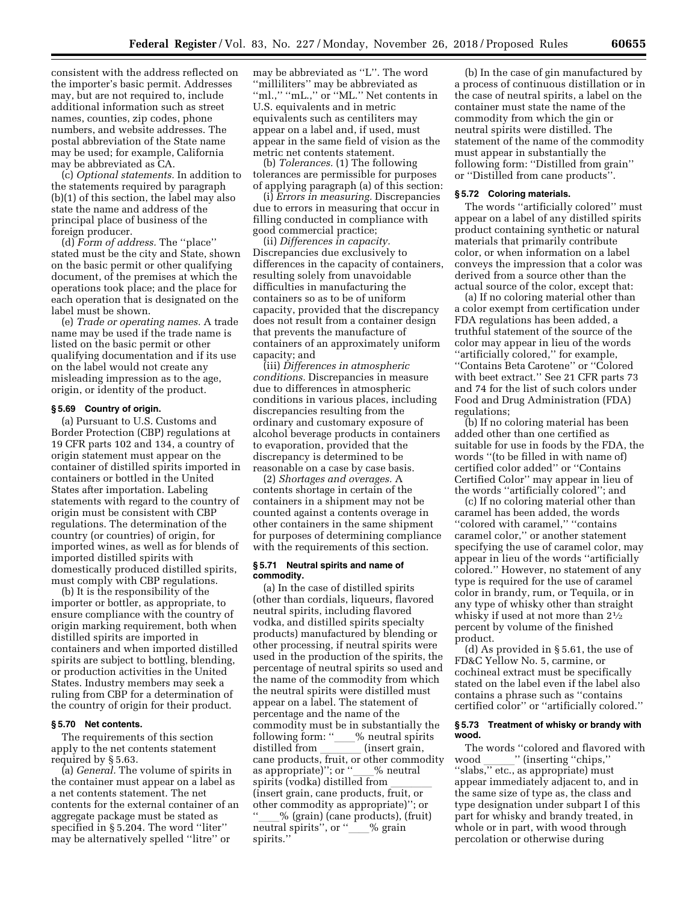consistent with the address reflected on the importer's basic permit. Addresses may, but are not required to, include additional information such as street names, counties, zip codes, phone numbers, and website addresses. The postal abbreviation of the State name may be used; for example, California may be abbreviated as CA.

(c) *Optional statements.* In addition to the statements required by paragraph (b)(1) of this section, the label may also state the name and address of the principal place of business of the foreign producer.

(d) *Form of address.* The ''place'' stated must be the city and State, shown on the basic permit or other qualifying document, of the premises at which the operations took place; and the place for each operation that is designated on the label must be shown.

(e) *Trade or operating names.* A trade name may be used if the trade name is listed on the basic permit or other qualifying documentation and if its use on the label would not create any misleading impression as to the age, origin, or identity of the product.

### § 5.69 Country of origin.

(a) Pursuant to U.S. Customs and Border Protection (CBP) regulations at 19 CFR parts 102 and 134, a country of origin statement must appear on the container of distilled spirits imported in containers or bottled in the United States after importation. Labeling statements with regard to the country of origin must be consistent with CBP regulations. The determination of the country (or countries) of origin, for imported wines, as well as for blends of imported distilled spirits with domestically produced distilled spirits, must comply with CBP regulations.

(b) It is the responsibility of the importer or bottler, as appropriate, to ensure compliance with the country of origin marking requirement, both when distilled spirits are imported in containers and when imported distilled spirits are subject to bottling, blending, or production activities in the United States. Industry members may seek a ruling from CBP for a determination of the country of origin for their product.

### § 5.70 Net contents.

The requirements of this section apply to the net contents statement required by § 5.63.

(a) *General.* The volume of spirits in the container must appear on a label as a net contents statement. The net contents for the external container of an aggregate package must be stated as specified in § 5.204. The word ''liter'' may be alternatively spelled ''litre'' or may be abbreviated as ''L''. The word ''milliliters'' may be abbreviated as ''ml.,'' ''mL.,'' or ''ML.'' Net contents in U.S. equivalents and in metric equivalents such as centiliters may appear on a label and, if used, must appear in the same field of vision as the metric net contents statement.

(b) *Tolerances.* (1) The following tolerances are permissible for purposes of applying paragraph (a) of this section:

(i) *Errors in measuring.* Discrepancies due to errors in measuring that occur in filling conducted in compliance with good commercial practice;

(ii) *Differences in capacity.* Discrepancies due exclusively to differences in the capacity of containers, resulting solely from unavoidable difficulties in manufacturing the containers so as to be of uniform capacity, provided that the discrepancy does not result from a container design that prevents the manufacture of containers of an approximately uniform capacity; and

(iii) *Differences in atmospheric conditions.* Discrepancies in measure due to differences in atmospheric conditions in various places, including discrepancies resulting from the ordinary and customary exposure of alcohol beverage products in containers to evaporation, provided that the discrepancy is determined to be reasonable on a case by case basis.

(2) *Shortages and overages.* A contents shortage in certain of the containers in a shipment may not be counted against a contents overage in other containers in the same shipment for purposes of determining compliance with the requirements of this section.

### § 5.71 Neutral spirits and name of commodity.

(a) In the case of distilled spirits (other than cordials, liqueurs, flavored neutral spirits, including flavored vodka, and distilled spirits specialty products) manufactured by blending or other processing, if neutral spirits were used in the production of the spirits, the percentage of neutral spirits so used and the name of the commodity from which the neutral spirits were distilled must appear on a label. The statement of percentage and the name of the commodity must be in substantially the following form: ''____% neutral spirits distilled from ________ (insert grain, cane products, fruit, or other commodity as appropriate)''; or ''____% neutral spirits (vodka) distilled from ________ (insert grain, cane products, fruit, or other commodity as appropriate)''; or ''____% (grain) (cane products), (fruit) neutral spirits'', or ''____% grain spirits.''

(b) In the case of gin manufactured by a process of continuous distillation or in the case of neutral spirits, a label on the container must state the name of the commodity from which the gin or neutral spirits were distilled. The statement of the name of the commodity must appear in substantially the following form: ''Distilled from grain'' or ''Distilled from cane products''.

### § 5.72 Coloring materials.

The words ''artificially colored'' must appear on a label of any distilled spirits product containing synthetic or natural materials that primarily contribute color, or when information on a label conveys the impression that a color was derived from a source other than the actual source of the color, except that:

(a) If no coloring material other than a color exempt from certification under FDA regulations has been added, a truthful statement of the source of the color may appear in lieu of the words ''artificially colored,'' for example, ''Contains Beta Carotene'' or ''Colored with beet extract.'' See 21 CFR parts 73 and 74 for the list of such colors under Food and Drug Administration (FDA) regulations;

(b) If no coloring material has been added other than one certified as suitable for use in foods by the FDA, the words ''(to be filled in with name of) certified color added'' or ''Contains Certified Color'' may appear in lieu of the words ''artificially colored''; and

(c) If no coloring material other than caramel has been added, the words ''colored with caramel,'' ''contains caramel color,'' or another statement specifying the use of caramel color, may appear in lieu of the words ''artificially colored.'' However, no statement of any type is required for the use of caramel color in brandy, rum, or Tequila, or in any type of whisky other than straight whisky if used at not more than 2½ percent by volume of the finished product.

(d) As provided in § 5.61, the use of FD&C Yellow No. 5, carmine, or cochineal extract must be specifically stated on the label even if the label also contains a phrase such as ''contains certified color'' or ''artificially colored.''

### § 5.73 Treatment of whisky or brandy with wood.

The words ''colored and flavored with wood ______'' (inserting ''chips,'' ''slabs,'' etc., as appropriate) must appear immediately adjacent to, and in the same size of type as, the class and type designation under subpart I of this part for whisky and brandy treated, in whole or in part, with wood through percolation or otherwise during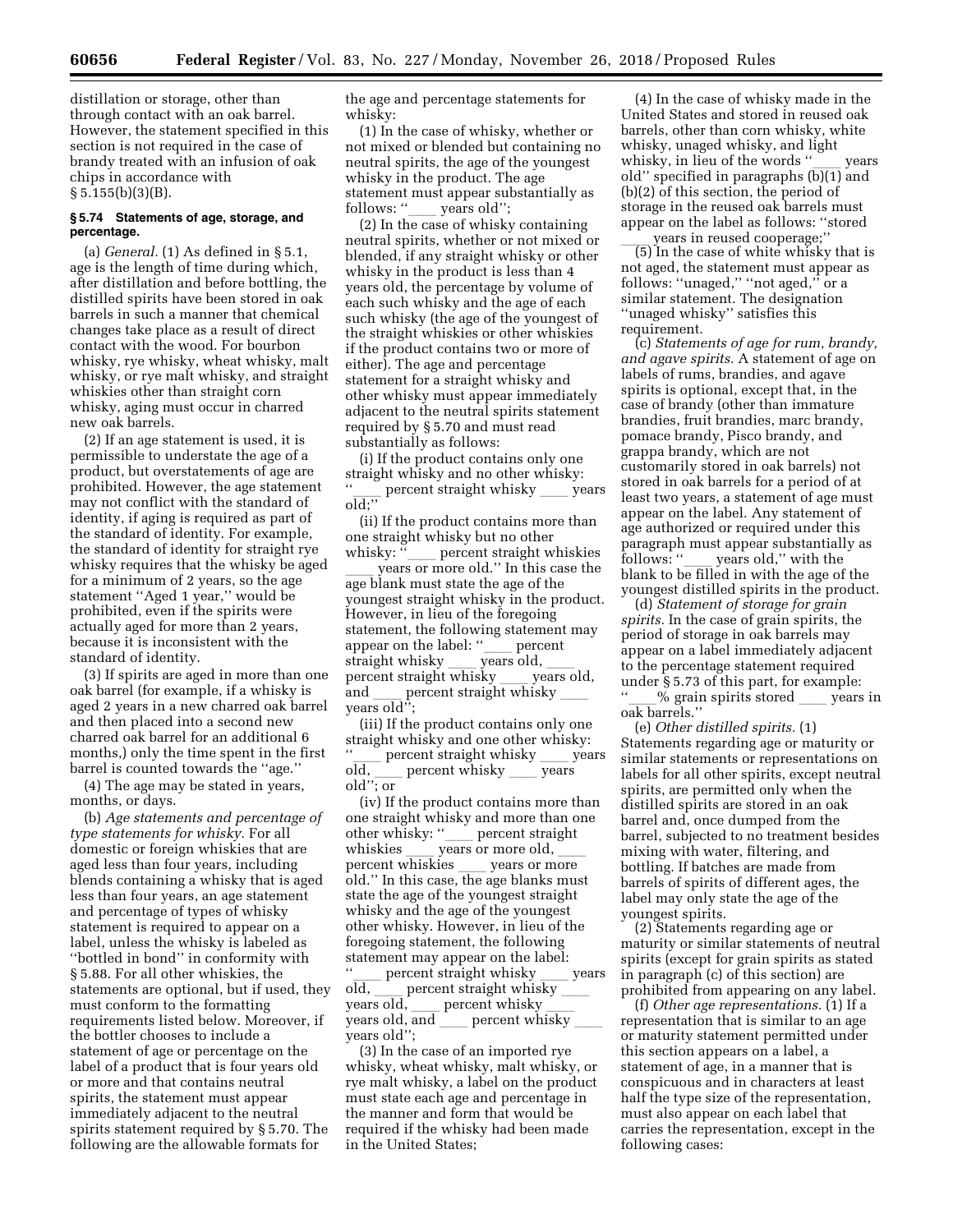distillation or storage, other than through contact with an oak barrel. However, the statement specified in this section is not required in the case of brandy treated with an infusion of oak chips in accordance with § 5.155(b)(3)(B).

**§ 5.74 Statements of age, storage, and percentage.**

(a) *General.* (1) As defined in § 5.1, age is the length of time during which, after distillation and before bottling, the distilled spirits have been stored in oak barrels in such a manner that chemical changes take place as a result of direct contact with the wood. For bourbon whisky, rye whisky, wheat whisky, malt whisky, or rye malt whisky, and straight whiskies other than straight corn whisky, aging must occur in charred new oak barrels.

(2) If an age statement is used, it is permissible to understate the age of a product, but overstatements of age are prohibited. However, the age statement may not conflict with the standard of identity, if aging is required as part of the standard of identity. For example, the standard of identity for straight rye whisky requires that the whisky be aged for a minimum of 2 years, so the age statement ''Aged 1 year,'' would be prohibited, even if the spirits were actually aged for more than 2 years, because it is inconsistent with the standard of identity.

(3) If spirits are aged in more than one oak barrel (for example, if a whisky is aged 2 years in a new charred oak barrel and then placed into a second new charred oak barrel for an additional 6 months,) only the time spent in the first barrel is counted towards the ''age.''

(4) The age may be stated in years, months, or days.

(b) *Age statements and percentage of type statements for whisky.* For all domestic or foreign whiskies that are aged less than four years, including blends containing a whisky that is aged less than four years, an age statement and percentage of types of whisky statement is required to appear on a label, unless the whisky is labeled as ''bottled in bond'' in conformity with § 5.88. For all other whiskies, the statements are optional, but if used, they must conform to the formatting requirements listed below. Moreover, if the bottler chooses to include a statement of age or percentage on the label of a product that is four years old or more and that contains neutral spirits, the statement must appear immediately adjacent to the neutral spirits statement required by § 5.70. The following are the allowable formats for the age and percentage statements for whisky:

(1) In the case of whisky, whether or not mixed or blended but containing no neutral spirits, the age of the youngest whisky in the product. The age statement must appear substantially as follows: ''____ years old'';

(2) In the case of whisky containing neutral spirits, whether or not mixed or blended, if any straight whisky or other whisky in the product is less than 4 years old, the percentage by volume of each such whisky and the age of each such whisky (the age of the youngest of the straight whiskies or other whiskies if the product contains two or more of either). The age and percentage statement for a straight whisky and other whisky must appear immediately adjacent to the neutral spirits statement required by § 5.70 and must read substantially as follows:

(i) If the product contains only one straight whisky and no other whisky: ''____ percent straight whisky ____ years old;''

(ii) If the product contains more than one straight whisky but no other whisky: ''____ percent straight whiskies ____ years or more old.'' In this case the age blank must state the age of the youngest straight whisky in the product. However, in lieu of the foregoing statement, the following statement may appear on the label: ''____ percent straight whisky ____ years old, ____ percent straight whisky ____ years old, and ____ percent straight whisky ____ years old'';

(iii) If the product contains only one straight whisky and one other whisky: ''____ percent straight whisky ____ years old, ____ percent whisky ____ years old''; or

(iv) If the product contains more than one straight whisky and more than one other whisky: ''____ percent straight whiskies ____ years or more old, ____ percent whiskies ____ years or more old.'' In this case, the age blanks must state the age of the youngest straight whisky and the age of the youngest other whisky. However, in lieu of the foregoing statement, the following statement may appear on the label: ''____ percent straight whisky ____ years old, ____ percent straight whisky ____ years old, ____ percent whisky ____ years old, and ____ percent whisky ____ years old'';

(3) In the case of an imported rye whisky, wheat whisky, malt whisky, or rye malt whisky, a label on the product must state each age and percentage in the manner and form that would be required if the whisky had been made in the United States;

(4) In the case of whisky made in the United States and stored in reused oak barrels, other than corn whisky, white whisky, unaged whisky, and light whisky, in lieu of the words ''____ years old'' specified in paragraphs (b)(1) and (b)(2) of this section, the period of storage in the reused oak barrels must appear on the label as follows: ''stored ____ years in reused cooperage;''

(5) In the case of white whisky that is not aged, the statement must appear as follows: ''unaged,'' ''not aged,'' or a similar statement. The designation ''unaged whisky'' satisfies this requirement.

(c) *Statements of age for rum, brandy, and agave spirits.* A statement of age on labels of rums, brandies, and agave spirits is optional, except that, in the case of brandy (other than immature brandies, fruit brandies, marc brandy, pomace brandy, Pisco brandy, and grappa brandy, which are not customarily stored in oak barrels) not stored in oak barrels for a period of at least two years, a statement of age must appear on the label. Any statement of age authorized or required under this paragraph must appear substantially as follows: ''____ years old,'' with the blank to be filled in with the age of the youngest distilled spirits in the product.

(d) *Statement of storage for grain spirits.* In the case of grain spirits, the period of storage in oak barrels may appear on a label immediately adjacent to the percentage statement required under § 5.73 of this part, for example: ''____% grain spirits stored ____ years in oak barrels.''

(e) *Other distilled spirits.* (1) Statements regarding age or maturity or similar statements or representations on labels for all other spirits, except neutral spirits, are permitted only when the distilled spirits are stored in an oak barrel and, once dumped from the barrel, subjected to no treatment besides mixing with water, filtering, and bottling. If batches are made from barrels of spirits of different ages, the label may only state the age of the youngest spirits.

(2) Statements regarding age or maturity or similar statements of neutral spirits (except for grain spirits as stated in paragraph (c) of this section) are prohibited from appearing on any label.

(f) *Other age representations.* (1) If a representation that is similar to an age or maturity statement permitted under this section appears on a label, a statement of age, in a manner that is conspicuous and in characters at least half the type size of the representation, must also appear on each label that carries the representation, except in the following cases: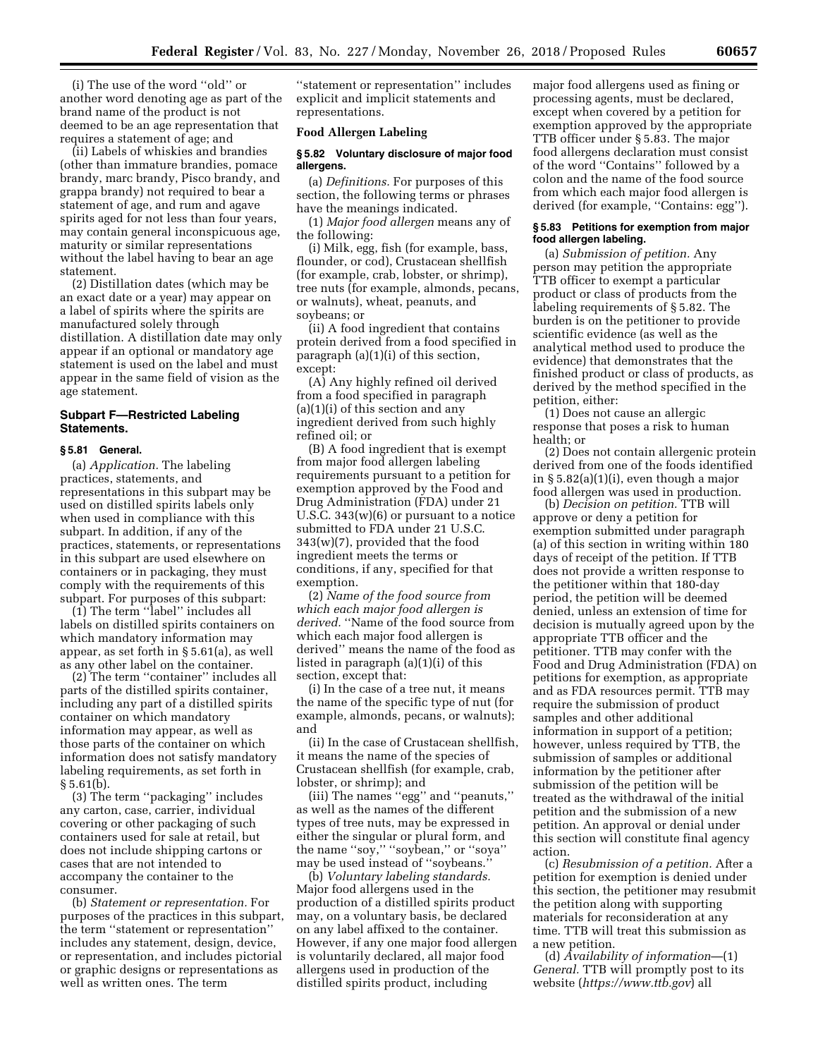(i) The use of the word ''old'' or another word denoting age as part of the brand name of the product is not deemed to be an age representation that requires a statement of age; and

(ii) Labels of whiskies and brandies (other than immature brandies, pomace brandy, marc brandy, Pisco brandy, and grappa brandy) not required to bear a statement of age, and rum and agave spirits aged for not less than four years, may contain general inconspicuous age, maturity or similar representations without the label having to bear an age statement.

(2) Distillation dates (which may be an exact date or a year) may appear on a label of spirits where the spirits are manufactured solely through distillation. A distillation date may only appear if an optional or mandatory age statement is used on the label and must appear in the same field of vision as the age statement.

## Subpart F—Restricted Labeling Statements.

### § 5.81 General.

(a) *Application.* The labeling practices, statements, and representations in this subpart may be used on distilled spirits labels only when used in compliance with this subpart. In addition, if any of the practices, statements, or representations in this subpart are used elsewhere on containers or in packaging, they must comply with the requirements of this subpart. For purposes of this subpart:

(1) The term ''label'' includes all labels on distilled spirits containers on which mandatory information may appear, as set forth in § 5.61(a), as well as any other label on the container.

(2) The term ''container'' includes all parts of the distilled spirits container, including any part of a distilled spirits container on which mandatory information may appear, as well as those parts of the container on which information does not satisfy mandatory labeling requirements, as set forth in § 5.61(b).

(3) The term ''packaging'' includes any carton, case, carrier, individual covering or other packaging of such containers used for sale at retail, but does not include shipping cartons or cases that are not intended to accompany the container to the consumer.

(b) *Statement or representation.* For purposes of the practices in this subpart, the term ''statement or representation'' includes any statement, design, device, or representation, and includes pictorial or graphic designs or representations as well as written ones. The term ''statement or representation'' includes explicit and implicit statements and representations.

### Food Allergen Labeling

### § 5.82 Voluntary disclosure of major food allergens.

(a) *Definitions.* For purposes of this section, the following terms or phrases have the meanings indicated.

(1) *Major food allergen* means any of the following:

(i) Milk, egg, fish (for example, bass, flounder, or cod), Crustacean shellfish (for example, crab, lobster, or shrimp), tree nuts (for example, almonds, pecans, or walnuts), wheat, peanuts, and soybeans; or

(ii) A food ingredient that contains protein derived from a food specified in paragraph (a)(1)(i) of this section, except:

(A) Any highly refined oil derived from a food specified in paragraph (a)(1)(i) of this section and any ingredient derived from such highly refined oil; or

(B) A food ingredient that is exempt from major food allergen labeling requirements pursuant to a petition for exemption approved by the Food and Drug Administration (FDA) under 21 U.S.C. 343(w)(6) or pursuant to a notice submitted to FDA under 21 U.S.C. 343(w)(7), provided that the food ingredient meets the terms or conditions, if any, specified for that exemption.

(2) *Name of the food source from which each major food allergen is derived.* ''Name of the food source from which each major food allergen is derived'' means the name of the food as listed in paragraph (a)(1)(i) of this section, except that:

(i) In the case of a tree nut, it means the name of the specific type of nut (for example, almonds, pecans, or walnuts); and

(ii) In the case of Crustacean shellfish, it means the name of the species of Crustacean shellfish (for example, crab, lobster, or shrimp); and

(iii) The names ''egg'' and ''peanuts,'' as well as the names of the different types of tree nuts, may be expressed in either the singular or plural form, and the name ''soy,'' ''soybean,'' or ''soya'' may be used instead of ''soybeans.''

(b) *Voluntary labeling standards.* Major food allergens used in the production of a distilled spirits product may, on a voluntary basis, be declared on any label affixed to the container. However, if any one major food allergen is voluntarily declared, all major food allergens used in production of the distilled spirits product, including major food allergens used as fining or processing agents, must be declared, except when covered by a petition for exemption approved by the appropriate TTB officer under § 5.83. The major food allergens declaration must consist of the word ''Contains'' followed by a colon and the name of the food source from which each major food allergen is derived (for example, ''Contains: egg'').

### § 5.83 Petitions for exemption from major food allergen labeling.

(a) *Submission of petition.* Any person may petition the appropriate TTB officer to exempt a particular product or class of products from the labeling requirements of § 5.82. The burden is on the petitioner to provide scientific evidence (as well as the analytical method used to produce the evidence) that demonstrates that the finished product or class of products, as derived by the method specified in the petition, either:

(1) Does not cause an allergic response that poses a risk to human health; or

(2) Does not contain allergenic protein derived from one of the foods identified in § 5.82(a)(1)(i), even though a major food allergen was used in production.

(b) *Decision on petition.* TTB will approve or deny a petition for exemption submitted under paragraph (a) of this section in writing within 180 days of receipt of the petition. If TTB does not provide a written response to the petitioner within that 180-day period, the petition will be deemed denied, unless an extension of time for decision is mutually agreed upon by the appropriate TTB officer and the petitioner. TTB may confer with the Food and Drug Administration (FDA) on petitions for exemption, as appropriate and as FDA resources permit. TTB may require the submission of product samples and other additional information in support of a petition; however, unless required by TTB, the submission of samples or additional information by the petitioner after submission of the petition will be treated as the withdrawal of the initial petition and the submission of a new petition. An approval or denial under this section will constitute final agency action.

(c) *Resubmission of a petition.* After a petition for exemption is denied under this section, the petitioner may resubmit the petition along with supporting materials for reconsideration at any time. TTB will treat this submission as a new petition.

(d) *Availability of information*—(1) *General.* TTB will promptly post to its website (*https://www.ttb.gov*) all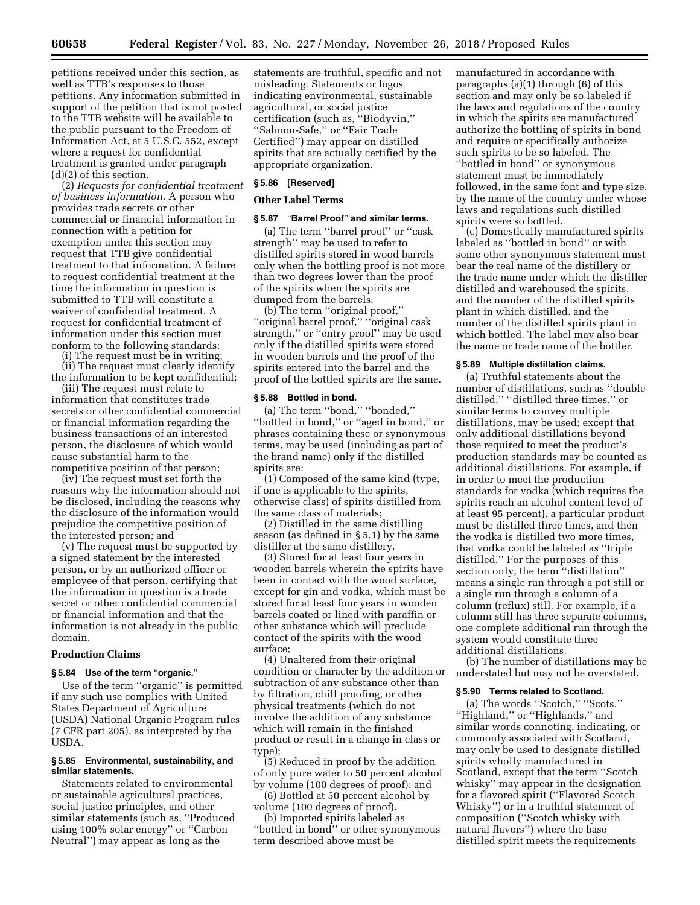petitions received under this section, as well as TTB's responses to those petitions. Any information submitted in support of the petition that is not posted to the TTB website will be available to the public pursuant to the Freedom of Information Act, at 5 U.S.C. 552, except where a request for confidential treatment is granted under paragraph (d)(2) of this section.

(2) *Requests for confidential treatment of business information.* A person who provides trade secrets or other commercial or financial information in connection with a petition for exemption under this section may request that TTB give confidential treatment to that information. A failure to request confidential treatment at the time the information in question is submitted to TTB will constitute a waiver of confidential treatment. A request for confidential treatment of information under this section must conform to the following standards:

(i) The request must be in writing;

(ii) The request must clearly identify the information to be kept confidential;

(iii) The request must relate to information that constitutes trade secrets or other confidential commercial or financial information regarding the business transactions of an interested person, the disclosure of which would cause substantial harm to the competitive position of that person;

(iv) The request must set forth the reasons why the information should not be disclosed, including the reasons why the disclosure of the information would prejudice the competitive position of the interested person; and

(v) The request must be supported by a signed statement by the interested person, or by an authorized officer or employee of that person, certifying that the information in question is a trade secret or other confidential commercial or financial information and that the information is not already in the public domain.

## Production Claims

### § 5.84 Use of the term "organic."

Use of the term ''organic'' is permitted if any such use complies with United States Department of Agriculture (USDA) National Organic Program rules (7 CFR part 205), as interpreted by the USDA.

### § 5.85 Environmental, sustainability, and similar statements.

Statements related to environmental or sustainable agricultural practices, social justice principles, and other similar statements (such as, ''Produced using 100% solar energy'' or ''Carbon Neutral'') may appear as long as the statements are truthful, specific and not misleading. Statements or logos indicating environmental, sustainable agricultural, or social justice certification (such as, ''Biodyvin,'' ''Salmon-Safe,'' or ''Fair Trade Certified'') may appear on distilled spirits that are actually certified by the appropriate organization.

### § 5.86 [Reserved]

## Other Label Terms

### § 5.87 "Barrel Proof" and similar terms.

(a) The term ''barrel proof'' or ''cask strength'' may be used to refer to distilled spirits stored in wood barrels only when the bottling proof is not more than two degrees lower than the proof of the spirits when the spirits are dumped from the barrels.

(b) The term ''original proof,'' ''original barrel proof,'' ''original cask strength,'' or ''entry proof'' may be used only if the distilled spirits were stored in wooden barrels and the proof of the spirits entered into the barrel and the proof of the bottled spirits are the same.

### § 5.88 Bottled in bond.

(a) The term ''bond,'' ''bonded,'' ''bottled in bond,'' or ''aged in bond,'' or phrases containing these or synonymous terms, may be used (including as part of the brand name) only if the distilled spirits are:

(1) Composed of the same kind (type, if one is applicable to the spirits, otherwise class) of spirits distilled from the same class of materials;

(2) Distilled in the same distilling season (as defined in § 5.1) by the same distiller at the same distillery.

(3) Stored for at least four years in wooden barrels wherein the spirits have been in contact with the wood surface, except for gin and vodka, which must be stored for at least four years in wooden barrels coated or lined with paraffin or other substance which will preclude contact of the spirits with the wood surface;

(4) Unaltered from their original condition or character by the addition or subtraction of any substance other than by filtration, chill proofing, or other physical treatments (which do not involve the addition of any substance which will remain in the finished product or result in a change in class or type);

(5) Reduced in proof by the addition of only pure water to 50 percent alcohol by volume (100 degrees of proof); and

(6) Bottled at 50 percent alcohol by volume (100 degrees of proof).

(b) Imported spirits labeled as ''bottled in bond'' or other synonymous term described above must be manufactured in accordance with paragraphs (a)(1) through (6) of this section and may only be so labeled if the laws and regulations of the country in which the spirits are manufactured authorize the bottling of spirits in bond and require or specifically authorize such spirits to be so labeled. The ''bottled in bond'' or synonymous statement must be immediately followed, in the same font and type size, by the name of the country under whose laws and regulations such distilled spirits were so bottled.

(c) Domestically manufactured spirits labeled as ''bottled in bond'' or with some other synonymous statement must bear the real name of the distillery or the trade name under which the distiller distilled and warehoused the spirits, and the number of the distilled spirits plant in which distilled, and the number of the distilled spirits plant in which bottled. The label may also bear the name or trade name of the bottler.

### § 5.89 Multiple distillation claims.

(a) Truthful statements about the number of distillations, such as ''double distilled,'' ''distilled three times,'' or similar terms to convey multiple distillations, may be used; except that only additional distillations beyond those required to meet the product's production standards may be counted as additional distillations. For example, if in order to meet the production standards for vodka (which requires the spirits reach an alcohol content level of at least 95 percent), a particular product must be distilled three times, and then the vodka is distilled two more times, that vodka could be labeled as ''triple distilled.'' For the purposes of this section only, the term ''distillation'' means a single run through a pot still or a single run through a column of a column (reflux) still. For example, if a column still has three separate columns, one complete additional run through the system would constitute three additional distillations.

(b) The number of distillations may be understated but may not be overstated.

### § 5.90 Terms related to Scotland.

(a) The words ''Scotch,'' ''Scots,'' ''Highland,'' or ''Highlands,'' and similar words connoting, indicating, or commonly associated with Scotland, may only be used to designate distilled spirits wholly manufactured in Scotland, except that the term ''Scotch whisky'' may appear in the designation for a flavored spirit (''Flavored Scotch Whisky'') or in a truthful statement of composition (''Scotch whisky with natural flavors'') where the base distilled spirit meets the requirements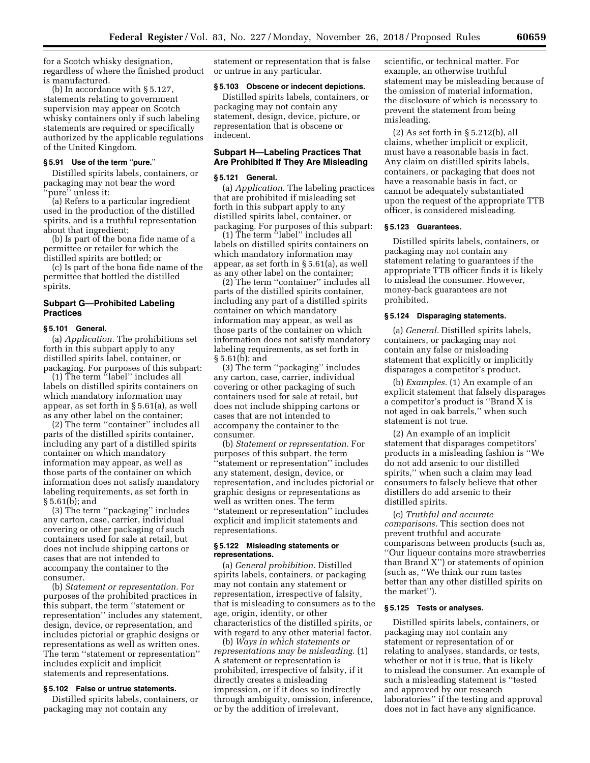for a Scotch whisky designation, regardless of where the finished product is manufactured.

(b) In accordance with § 5.127, statements relating to government supervision may appear on Scotch whisky containers only if such labeling statements are required or specifically authorized by the applicable regulations of the United Kingdom.

### § 5.91 Use of the term "pure."

Distilled spirits labels, containers, or packaging may not bear the word "pure" unless it:

(a) Refers to a particular ingredient used in the production of the distilled spirits, and is a truthful representation about that ingredient;

(b) Is part of the bona fide name of a permittee or retailer for which the distilled spirits are bottled; or

(c) Is part of the bona fide name of the permittee that bottled the distilled spirits.

## Subpart G—Prohibited Labeling Practices

### § 5.101 General.

(a) *Application.* The prohibitions set forth in this subpart apply to any distilled spirits label, container, or packaging. For purposes of this subpart:

(1) The term "label" includes all labels on distilled spirits containers on which mandatory information may appear, as set forth in § 5.61(a), as well as any other label on the container;

(2) The term "container" includes all parts of the distilled spirits container, including any part of a distilled spirits container on which mandatory information may appear, as well as those parts of the container on which information does not satisfy mandatory labeling requirements, as set forth in § 5.61(b); and

(3) The term "packaging" includes any carton, case, carrier, individual covering or other packaging of such containers used for sale at retail, but does not include shipping cartons or cases that are not intended to accompany the container to the consumer.

(b) *Statement or representation.* For purposes of the prohibited practices in this subpart, the term "statement or representation" includes any statement, design, device, or representation, and includes pictorial or graphic designs or representations as well as written ones. The term "statement or representation" includes explicit and implicit statements and representations.

### § 5.102 False or untrue statements.

Distilled spirits labels, containers, or packaging may not contain any statement or representation that is false or untrue in any particular.

### § 5.103 Obscene or indecent depictions.

Distilled spirits labels, containers, or packaging may not contain any statement, design, device, picture, or representation that is obscene or indecent.

## Subpart H—Labeling Practices That Are Prohibited If They Are Misleading

### § 5.121 General.

(a) *Application.* The labeling practices that are prohibited if misleading set forth in this subpart apply to any distilled spirits label, container, or packaging. For purposes of this subpart:

(1) The term "label" includes all labels on distilled spirits containers on which mandatory information may appear, as set forth in § 5.61(a), as well as any other label on the container;

(2) The term "container" includes all parts of the distilled spirits container, including any part of a distilled spirits container on which mandatory information may appear, as well as those parts of the container on which information does not satisfy mandatory labeling requirements, as set forth in § 5.61(b); and

(3) The term "packaging" includes any carton, case, carrier, individual covering or other packaging of such containers used for sale at retail, but does not include shipping cartons or cases that are not intended to accompany the container to the consumer.

(b) *Statement or representation.* For purposes of this subpart, the term "statement or representation" includes any statement, design, device, or representation, and includes pictorial or graphic designs or representations as well as written ones. The term "statement or representation" includes explicit and implicit statements and representations.

### § 5.122 Misleading statements or representations.

(a) *General prohibition.* Distilled spirits labels, containers, or packaging may not contain any statement or representation, irrespective of falsity, that is misleading to consumers as to the age, origin, identity, or other characteristics of the distilled spirits, or with regard to any other material factor.

(b) *Ways in which statements or representations may be misleading.* (1) A statement or representation is prohibited, irrespective of falsity, if it directly creates a misleading impression, or if it does so indirectly through ambiguity, omission, inference, or by the addition of irrelevant, scientific, or technical matter. For example, an otherwise truthful statement may be misleading because of the omission of material information, the disclosure of which is necessary to prevent the statement from being misleading.

(2) As set forth in § 5.212(b), all claims, whether implicit or explicit, must have a reasonable basis in fact. Any claim on distilled spirits labels, containers, or packaging that does not have a reasonable basis in fact, or cannot be adequately substantiated upon the request of the appropriate TTB officer, is considered misleading.

### § 5.123 Guarantees.

Distilled spirits labels, containers, or packaging may not contain any statement relating to guarantees if the appropriate TTB officer finds it is likely to mislead the consumer. However, money-back guarantees are not prohibited.

### § 5.124 Disparaging statements.

(a) *General.* Distilled spirits labels, containers, or packaging may not contain any false or misleading statement that explicitly or implicitly disparages a competitor's product.

(b) *Examples.* (1) An example of an explicit statement that falsely disparages a competitor's product is "Brand X is not aged in oak barrels," when such statement is not true.

(2) An example of an implicit statement that disparages competitors' products in a misleading fashion is "We do not add arsenic to our distilled spirits," when such a claim may lead consumers to falsely believe that other distillers do add arsenic to their distilled spirits.

(c) *Truthful and accurate comparisons.* This section does not prevent truthful and accurate comparisons between products (such as, "Our liqueur contains more strawberries than Brand X") or statements of opinion (such as, "We think our rum tastes better than any other distilled spirits on the market").

### § 5.125 Tests or analyses.

Distilled spirits labels, containers, or packaging may not contain any statement or representation of or relating to analyses, standards, or tests, whether or not it is true, that is likely to mislead the consumer. An example of such a misleading statement is "tested and approved by our research laboratories" if the testing and approval does not in fact have any significance.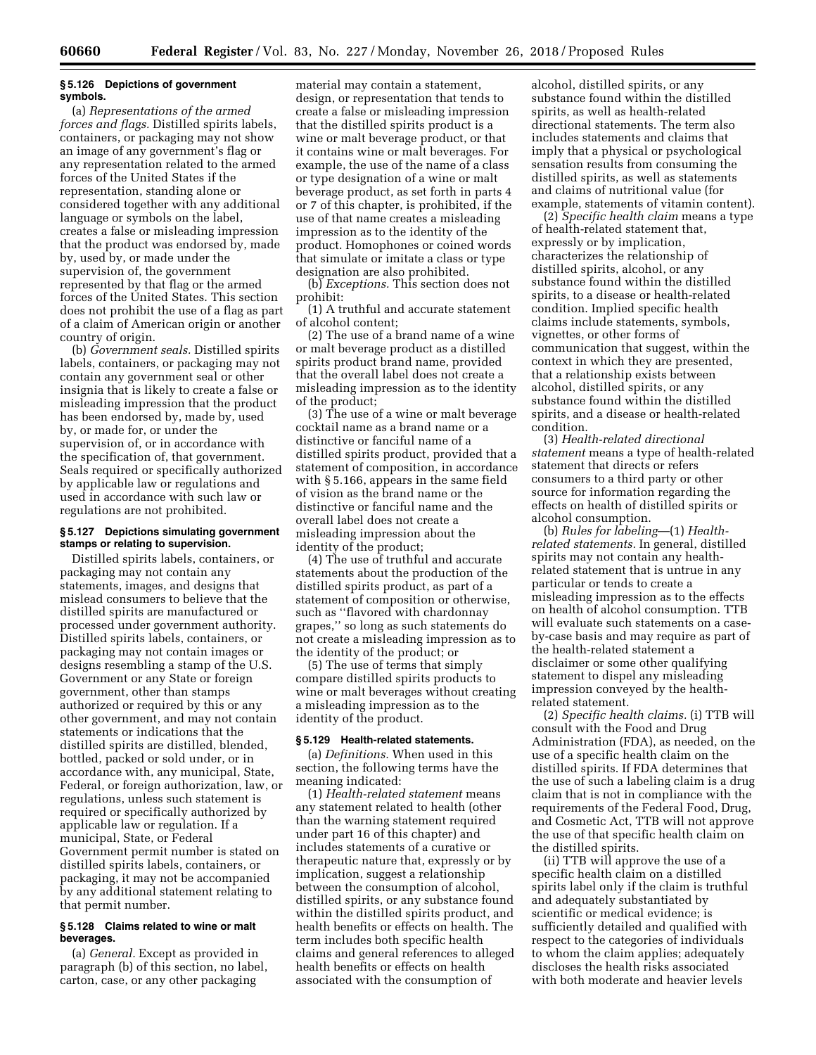### § 5.126 Depictions of government symbols.

(a) *Representations of the armed forces and flags.* Distilled spirits labels, containers, or packaging may not show an image of any government's flag or any representation related to the armed forces of the United States if the representation, standing alone or considered together with any additional language or symbols on the label, creates a false or misleading impression that the product was endorsed by, made by, used by, or made under the supervision of, the government represented by that flag or the armed forces of the United States. This section does not prohibit the use of a flag as part of a claim of American origin or another country of origin.

(b) *Government seals.* Distilled spirits labels, containers, or packaging may not contain any government seal or other insignia that is likely to create a false or misleading impression that the product has been endorsed by, made by, used by, or made for, or under the supervision of, or in accordance with the specification of, that government. Seals required or specifically authorized by applicable law or regulations and used in accordance with such law or regulations are not prohibited.

### § 5.127 Depictions simulating government stamps or relating to supervision.

Distilled spirits labels, containers, or packaging may not contain any statements, images, and designs that mislead consumers to believe that the distilled spirits are manufactured or processed under government authority. Distilled spirits labels, containers, or packaging may not contain images or designs resembling a stamp of the U.S. Government or any State or foreign government, other than stamps authorized or required by this or any other government, and may not contain statements or indications that the distilled spirits are distilled, blended, bottled, packed or sold under, or in accordance with, any municipal, State, Federal, or foreign authorization, law, or regulations, unless such statement is required or specifically authorized by applicable law or regulation. If a municipal, State, or Federal Government permit number is stated on distilled spirits labels, containers, or packaging, it may not be accompanied by any additional statement relating to that permit number.

### § 5.128 Claims related to wine or malt beverages.

(a) *General.* Except as provided in paragraph (b) of this section, no label, carton, case, or any other packaging material may contain a statement, design, or representation that tends to create a false or misleading impression that the distilled spirits product is a wine or malt beverage product, or that it contains wine or malt beverages. For example, the use of the name of a class or type designation of a wine or malt beverage product, as set forth in parts 4 or 7 of this chapter, is prohibited, if the use of that name creates a misleading impression as to the identity of the product. Homophones or coined words that simulate or imitate a class or type designation are also prohibited.

(b) *Exceptions.* This section does not prohibit:

(1) A truthful and accurate statement of alcohol content;

(2) The use of a brand name of a wine or malt beverage product as a distilled spirits product brand name, provided that the overall label does not create a misleading impression as to the identity of the product;

(3) The use of a wine or malt beverage cocktail name as a brand name or a distinctive or fanciful name of a distilled spirits product, provided that a statement of composition, in accordance with § 5.166, appears in the same field of vision as the brand name or the distinctive or fanciful name and the overall label does not create a misleading impression about the identity of the product;

(4) The use of truthful and accurate statements about the production of the distilled spirits product, as part of a statement of composition or otherwise, such as "flavored with chardonnay grapes," so long as such statements do not create a misleading impression as to the identity of the product; or

(5) The use of terms that simply compare distilled spirits products to wine or malt beverages without creating a misleading impression as to the identity of the product.

### § 5.129 Health-related statements.

(a) *Definitions.* When used in this section, the following terms have the meaning indicated:

(1) *Health-related statement* means any statement related to health (other than the warning statement required under part 16 of this chapter) and includes statements of a curative or therapeutic nature that, expressly or by implication, suggest a relationship between the consumption of alcohol, distilled spirits, or any substance found within the distilled spirits product, and health benefits or effects on health. The term includes both specific health claims and general references to alleged health benefits or effects on health associated with the consumption of alcohol, distilled spirits, or any substance found within the distilled spirits, as well as health-related directional statements. The term also includes statements and claims that imply that a physical or psychological sensation results from consuming the distilled spirits, as well as statements and claims of nutritional value (for example, statements of vitamin content).

(2) *Specific health claim* means a type of health-related statement that, expressly or by implication, characterizes the relationship of distilled spirits, alcohol, or any substance found within the distilled spirits, to a disease or health-related condition. Implied specific health claims include statements, symbols, vignettes, or other forms of communication that suggest, within the context in which they are presented, that a relationship exists between alcohol, distilled spirits, or any substance found within the distilled spirits, and a disease or health-related condition.

(3) *Health-related directional statement* means a type of health-related statement that directs or refers consumers to a third party or other source for information regarding the effects on health of distilled spirits or alcohol consumption.

(b) *Rules for labeling*—(1) *Health-related statements.* In general, distilled spirits may not contain any health-related statement that is untrue in any particular or tends to create a misleading impression as to the effects on health of alcohol consumption. TTB will evaluate such statements on a case-by-case basis and may require as part of the health-related statement a disclaimer or some other qualifying statement to dispel any misleading impression conveyed by the health-related statement.

(2) *Specific health claims.* (i) TTB will consult with the Food and Drug Administration (FDA), as needed, on the use of a specific health claim on the distilled spirits. If FDA determines that the use of such a labeling claim is a drug claim that is not in compliance with the requirements of the Federal Food, Drug, and Cosmetic Act, TTB will not approve the use of that specific health claim on the distilled spirits.

(ii) TTB will approve the use of a specific health claim on a distilled spirits label only if the claim is truthful and adequately substantiated by scientific or medical evidence; is sufficiently detailed and qualified with respect to the categories of individuals to whom the claim applies; adequately discloses the health risks associated with both moderate and heavier levels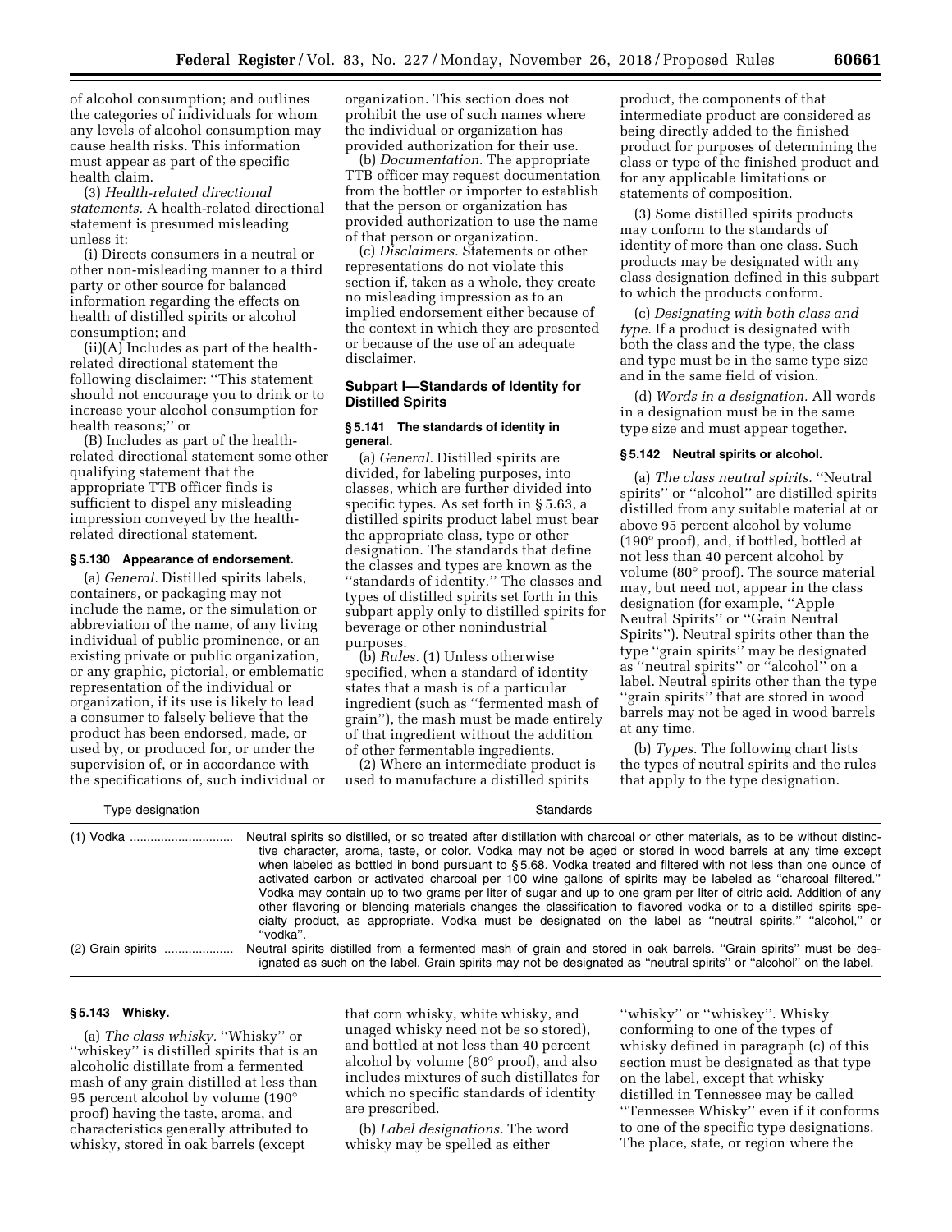of alcohol consumption; and outlines the categories of individuals for whom any levels of alcohol consumption may cause health risks. This information must appear as part of the specific health claim.

(3) *Health-related directional statements.* A health-related directional statement is presumed misleading unless it:

(i) Directs consumers in a neutral or other non-misleading manner to a third party or other source for balanced information regarding the effects on health of distilled spirits or alcohol consumption; and

(ii)(A) Includes as part of the health-related directional statement the following disclaimer: ''This statement should not encourage you to drink or to increase your alcohol consumption for health reasons;'' or

(B) Includes as part of the health-related directional statement some other qualifying statement that the appropriate TTB officer finds is sufficient to dispel any misleading impression conveyed by the health-related directional statement.

#### § 5.130 Appearance of endorsement.

(a) *General.* Distilled spirits labels, containers, or packaging may not include the name, or the simulation or abbreviation of the name, of any living individual of public prominence, or an existing private or public organization, or any graphic, pictorial, or emblematic representation of the individual or organization, if its use is likely to lead a consumer to falsely believe that the product has been endorsed, made, or used by, or produced for, or under the supervision of, or in accordance with the specifications of, such individual or organization. This section does not prohibit the use of such names where the individual or organization has provided authorization for their use.

(b) *Documentation.* The appropriate TTB officer may request documentation from the bottler or importer to establish that the person or organization has provided authorization to use the name of that person or organization.

(c) *Disclaimers.* Statements or other representations do not violate this section if, taken as a whole, they create no misleading impression as to an implied endorsement either because of the context in which they are presented or because of the use of an adequate disclaimer.

### Subpart I—Standards of Identity for Distilled Spirits

#### § 5.141 The standards of identity in general.

(a) *General.* Distilled spirits are divided, for labeling purposes, into classes, which are further divided into specific types. As set forth in § 5.63, a distilled spirits product label must bear the appropriate class, type or other designation. The standards that define the classes and types are known as the ''standards of identity.'' The classes and types of distilled spirits set forth in this subpart apply only to distilled spirits for beverage or other nonindustrial purposes.

(b) *Rules.* (1) Unless otherwise specified, when a standard of identity states that a mash is of a particular ingredient (such as ''fermented mash of grain''), the mash must be made entirely of that ingredient without the addition of other fermentable ingredients.

(2) Where an intermediate product is used to manufacture a distilled spirits product, the components of that intermediate product are considered as being directly added to the finished product for purposes of determining the class or type of the finished product and for any applicable limitations or statements of composition.

(3) Some distilled spirits products may conform to the standards of identity of more than one class. Such products may be designated with any class designation defined in this subpart to which the products conform.

(c) *Designating with both class and type.* If a product is designated with both the class and the type, the class and type must be in the same type size and in the same field of vision.

(d) *Words in a designation.* All words in a designation must be in the same type size and must appear together.

#### § 5.142 Neutral spirits or alcohol.

(a) *The class neutral spirits.* ''Neutral spirits'' or ''alcohol'' are distilled spirits distilled from any suitable material at or above 95 percent alcohol by volume (190° proof), and, if bottled, bottled at not less than 40 percent alcohol by volume (80° proof). The source material may, but need not, appear in the class designation (for example, ''Apple Neutral Spirits'' or ''Grain Neutral Spirits''). Neutral spirits other than the type ''grain spirits'' may be designated as ''neutral spirits'' or ''alcohol'' on a label. Neutral spirits other than the type ''grain spirits'' that are stored in wood barrels may not be aged in wood barrels at any time.

(b) *Types.* The following chart lists the types of neutral spirits and the rules that apply to the type designation.

| Type designation | Standards |
|---|---|
| (1) Vodka | Neutral spirits so distilled, or so treated after distillation with charcoal or other materials, as to be without distinctive character, aroma, taste, or color. Vodka may not be aged or stored in wood barrels at any time except when labeled as bottled in bond pursuant to § 5.68. Vodka treated and filtered with not less than one ounce of activated carbon or activated charcoal per 100 wine gallons of spirits may be labeled as ''charcoal filtered.'' Vodka may contain up to two grams per liter of sugar and up to one gram per liter of citric acid. Addition of any other flavoring or blending materials changes the classification to flavored vodka or to a distilled spirits specialty product, as appropriate. Vodka must be designated on the label as ''neutral spirits,'' ''alcohol,'' or ''vodka''. |
| (2) Grain spirits | Neutral spirits distilled from a fermented mash of grain and stored in oak barrels. ''Grain spirits'' must be designated as such on the label. Grain spirits may not be designated as ''neutral spirits'' or ''alcohol'' on the label. |

#### § 5.143 Whisky.

(a) *The class whisky.* ''Whisky'' or ''whiskey'' is distilled spirits that is an alcoholic distillate from a fermented mash of any grain distilled at less than 95 percent alcohol by volume (190° proof) having the taste, aroma, and characteristics generally attributed to whisky, stored in oak barrels (except that corn whisky, white whisky, and unaged whisky need not be so stored), and bottled at not less than 40 percent alcohol by volume (80° proof), and also includes mixtures of such distillates for which no specific standards of identity are prescribed.

(b) *Label designations.* The word whisky may be spelled as either ''whisky'' or ''whiskey''. Whisky conforming to one of the types of whisky defined in paragraph (c) of this section must be designated as that type on the label, except that whisky distilled in Tennessee may be called ''Tennessee Whisky'' even if it conforms to one of the specific type designations. The place, state, or region where the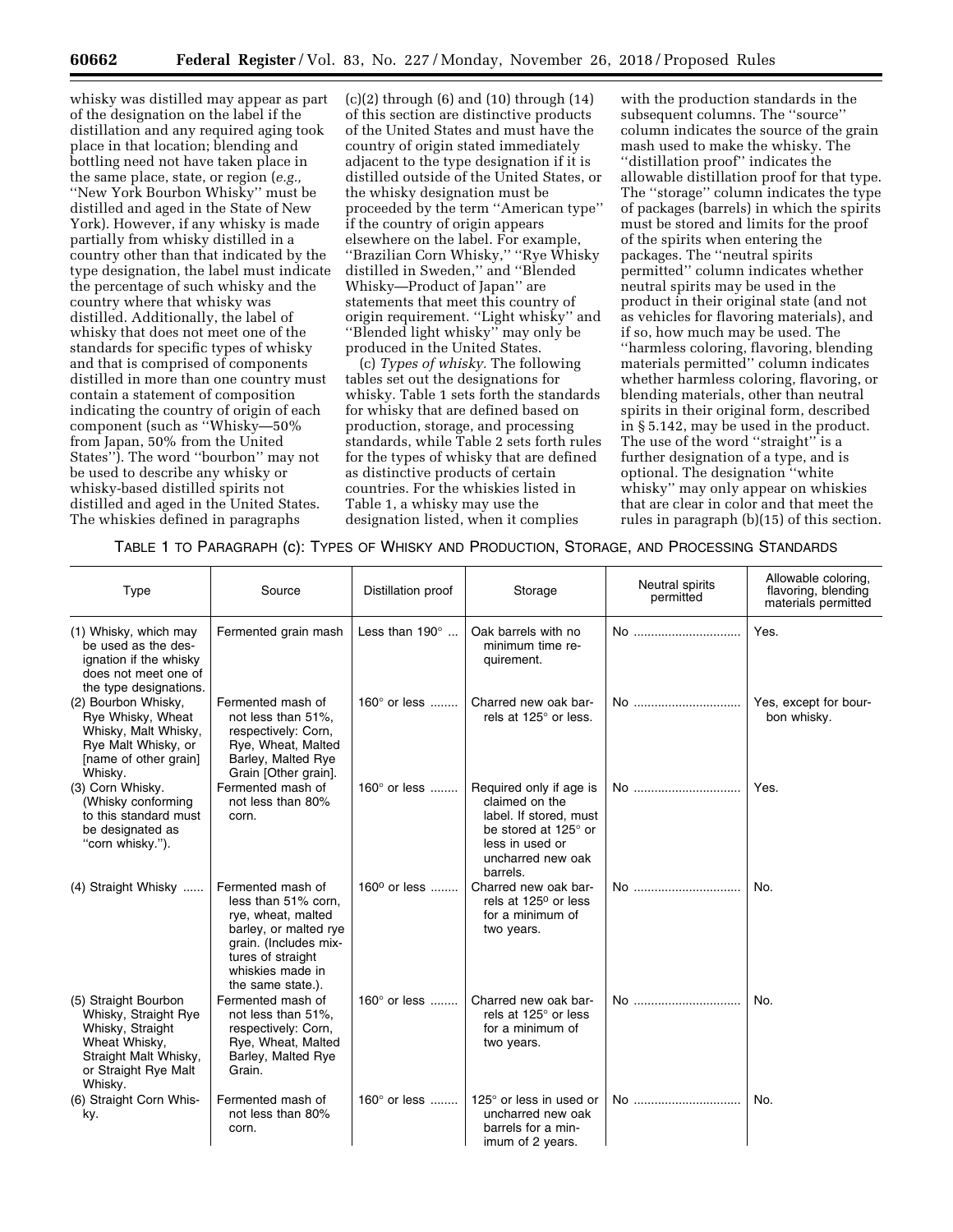whisky was distilled may appear as part of the designation on the label if the distillation and any required aging took place in that location; blending and bottling need not have taken place in the same place, state, or region (*e.g.,* ''New York Bourbon Whisky'' must be distilled and aged in the State of New York). However, if any whisky is made partially from whisky distilled in a country other than that indicated by the type designation, the label must indicate the percentage of such whisky and the country where that whisky was distilled. Additionally, the label of whisky that does not meet one of the standards for specific types of whisky and that is comprised of components distilled in more than one country must contain a statement of composition indicating the country of origin of each component (such as ''Whisky—50% from Japan, 50% from the United States''). The word ''bourbon'' may not be used to describe any whisky or whisky-based distilled spirits not distilled and aged in the United States. The whiskies defined in paragraphs (c)(2) through (6) and (10) through (14) of this section are distinctive products of the United States and must have the country of origin stated immediately adjacent to the type designation if it is distilled outside of the United States, or the whisky designation must be proceeded by the term ''American type'' if the country of origin appears elsewhere on the label. For example, ''Brazilian Corn Whisky,'' ''Rye Whisky distilled in Sweden,'' and ''Blended Whisky—Product of Japan'' are statements that meet this country of origin requirement. ''Light whisky'' and ''Blended light whisky'' may only be produced in the United States.

(c) *Types of whisky.* The following tables set out the designations for whisky. Table 1 sets forth the standards for whisky that are defined based on production, storage, and processing standards, while Table 2 sets forth rules for the types of whisky that are defined as distinctive products of certain countries. For the whiskies listed in Table 1, a whisky may use the designation listed, when it complies with the production standards in the subsequent columns. The ''source'' column indicates the source of the grain mash used to make the whisky. The ''distillation proof'' indicates the allowable distillation proof for that type. The ''storage'' column indicates the type of packages (barrels) in which the spirits must be stored and limits for the proof of the spirits when entering the packages. The ''neutral spirits permitted'' column indicates whether neutral spirits may be used in the product in their original state (and not as vehicles for flavoring materials), and if so, how much may be used. The ''harmless coloring, flavoring, blending materials permitted'' column indicates whether harmless coloring, flavoring, or blending materials, other than neutral spirits in their original form, described in § 5.142, may be used in the product. The use of the word ''straight'' is a further designation of a type, and is optional. The designation ''white whisky'' may only appear on whiskies that are clear in color and that meet the rules in paragraph (b)(15) of this section.

TABLE 1 TO PARAGRAPH (c): TYPES OF WHISKY AND PRODUCTION, STORAGE, AND PROCESSING STANDARDS

| Type | Source | Distillation proof | Storage | Neutral spirits permitted | Allowable coloring, flavoring, blending materials permitted |
|---|---|---|---|---|---|
| (1) Whisky, which may be used as the designation if the whisky does not meet one of the type designations. | Fermented grain mash | Less than 190° | Oak barrels with no minimum time requirement. | No | Yes. |
| (2) Bourbon Whisky, Rye Whisky, Wheat Whisky, Malt Whisky, Rye Malt Whisky, or [name of other grain] Whisky. | Fermented mash of not less than 51%, respectively: Corn, Rye, Wheat, Malted Barley, Malted Rye Grain [Other grain]. | 160° or less | Charred new oak barrels at 125° or less. | No | Yes, except for bourbon whisky. |
| (3) Corn Whisky. (Whisky conforming to this standard must be designated as ''corn whisky.''). | Fermented mash of not less than 80% corn. | 160° or less | Required only if age is claimed on the label. If stored, must be stored at 125° or less in used or uncharred new oak barrels. | No | Yes. |
| (4) Straight Whisky | Fermented mash of less than 51% corn, rye, wheat, malted barley, or malted rye grain. (Includes mixtures of straight whiskies made in the same state.). | 160° or less | Charred new oak barrels at 125° or less for a minimum of two years. | No | No. |
| (5) Straight Bourbon Whisky, Straight Rye Whisky, Straight Wheat Whisky, Straight Malt Whisky, or Straight Rye Malt Whisky. | Fermented mash of not less than 51%, respectively: Corn, Rye, Wheat, Malted Barley, Malted Rye Grain. | 160° or less | Charred new oak barrels at 125° or less for a minimum of two years. | No | No. |
| (6) Straight Corn Whisky. | Fermented mash of not less than 80% corn. | 160° or less | 125° or less in used or uncharred new oak barrels for a minimum of 2 years. | No | No. |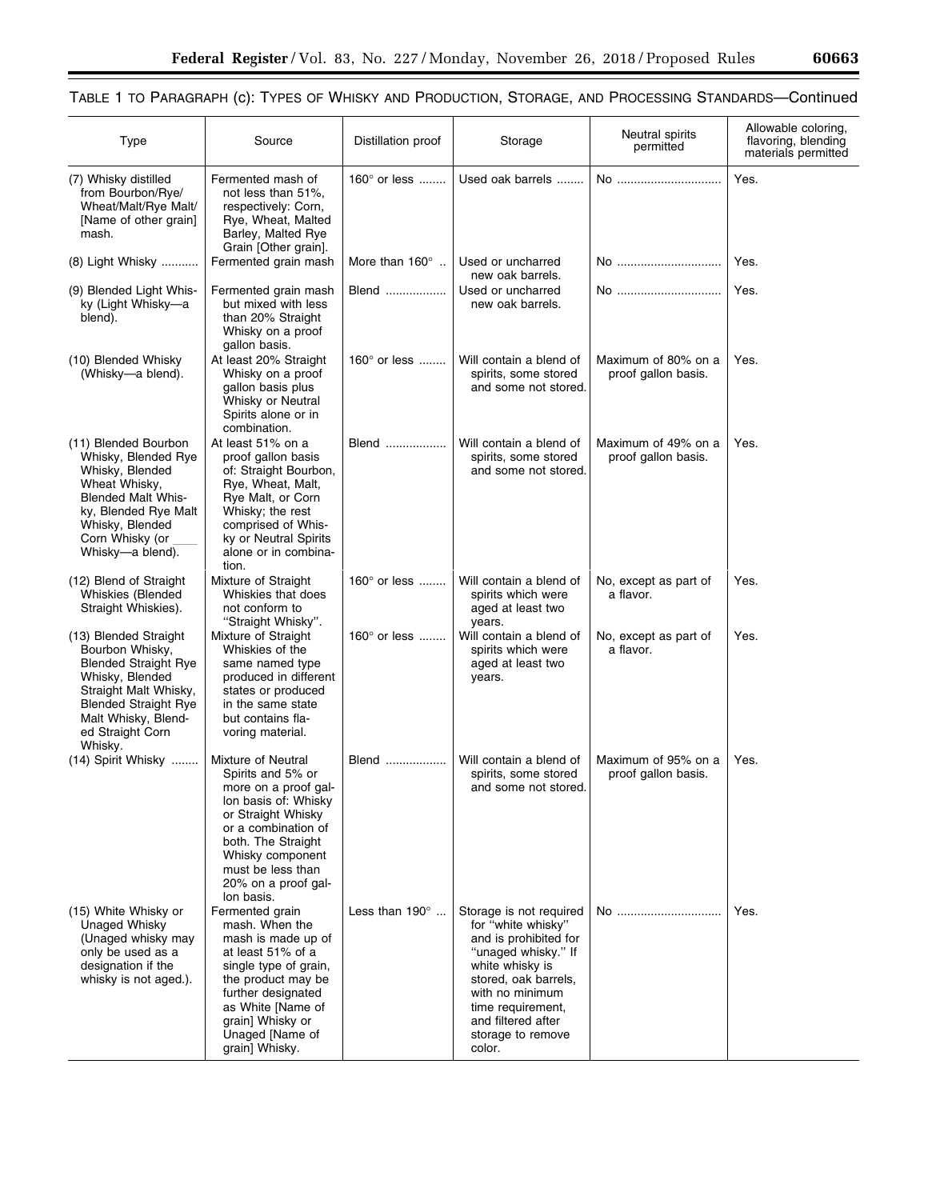TABLE 1 TO PARAGRAPH (c): TYPES OF WHISKY AND PRODUCTION, STORAGE, AND PROCESSING STANDARDS—Continued

| Type | Source | Distillation proof | Storage | Neutral spirits permitted | Allowable coloring, flavoring, blending materials permitted |
|---|---|---|---|---|---|
| (7) Whisky distilled from Bourbon/Rye/Wheat/Malt/Rye Malt/[Name of other grain] mash. | Fermented mash of not less than 51%, respectively: Corn, Rye, Wheat, Malted Barley, Malted Rye Grain [Other grain]. | 160° or less | Used oak barrels | No | Yes. |
| (8) Light Whisky | Fermented grain mash | More than 160° | Used or uncharred new oak barrels. | No | Yes. |
| (9) Blended Light Whisky (Light Whisky—a blend). | Fermented grain mash but mixed with less than 20% Straight Whisky on a proof gallon basis. | Blend | Used or uncharred new oak barrels. | No | Yes. |
| (10) Blended Whisky (Whisky—a blend). | At least 20% Straight Whisky on a proof gallon basis plus Whisky or Neutral Spirits alone or in combination. | 160° or less | Will contain a blend of spirits, some stored and some not stored. | Maximum of 80% on a proof gallon basis. | Yes. |
| (11) Blended Bourbon Whisky, Blended Rye Whisky, Blended Wheat Whisky, Blended Malt Whisky, Blended Rye Malt Whisky, Blended Corn Whisky (or ___ Whisky—a blend). | At least 51% on a proof gallon basis of: Straight Bourbon, Rye, Wheat, Malt, Rye Malt, or Corn Whisky; the rest comprised of Whisky or Neutral Spirits alone or in combination. | Blend | Will contain a blend of spirits, some stored and some not stored. | Maximum of 49% on a proof gallon basis. | Yes. |
| (12) Blend of Straight Whiskies (Blended Straight Whiskies). | Mixture of Straight Whiskies that does not conform to "Straight Whisky". | 160° or less | Will contain a blend of spirits which were aged at least two years. | No, except as part of a flavor. | Yes. |
| (13) Blended Straight Bourbon Whisky, Blended Straight Rye Whisky, Blended Straight Malt Whisky, Blended Straight Rye Malt Whisky, Blended Straight Corn Whisky. | Mixture of Straight Whiskies of the same named type produced in different states or produced in the same state but contains flavoring material. | 160° or less | Will contain a blend of spirits which were aged at least two years. | No, except as part of a flavor. | Yes. |
| (14) Spirit Whisky | Mixture of Neutral Spirits and 5% or more on a proof gallon basis of: Whisky or Straight Whisky or a combination of both. The Straight Whisky component must be less than 20% on a proof gallon basis. | Blend | Will contain a blend of spirits, some stored and some not stored. | Maximum of 95% on a proof gallon basis. | Yes. |
| (15) White Whisky or Unaged Whisky (Unaged whisky may only be used as a designation if the whisky is not aged.). | Fermented grain mash. When the mash is made up of at least 51% of a single type of grain, the product may be further designated as White [Name of grain] Whisky or Unaged [Name of grain] Whisky. | Less than 190° | Storage is not required for "white whisky" and is prohibited for "unaged whisky." If white whisky is stored, oak barrels, with no minimum time requirement, and filtered after storage to remove color. | No | Yes. |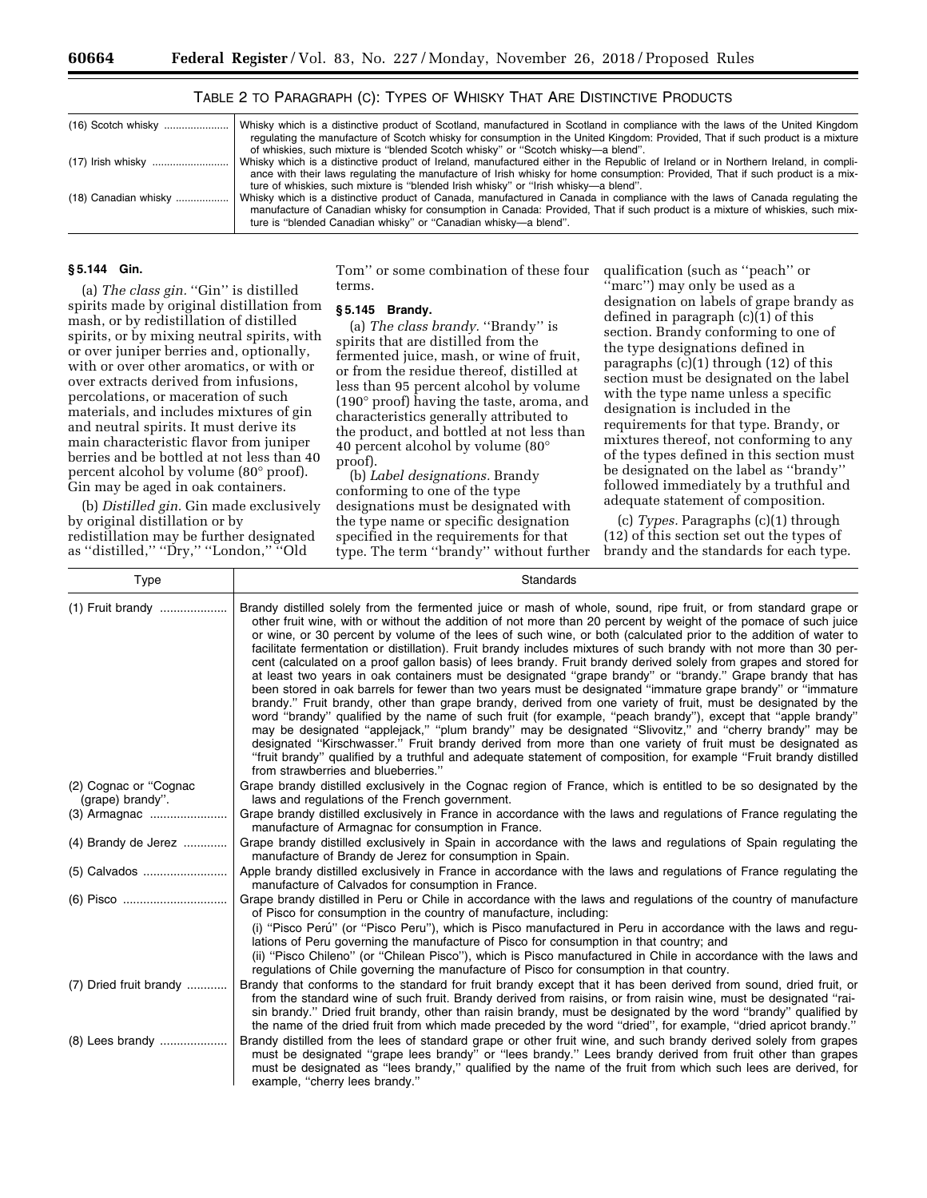TABLE 2 TO PARAGRAPH (c): TYPES OF WHISKY THAT ARE DISTINCTIVE PRODUCTS

| | |
|---|---|
| (16) Scotch whisky | Whisky which is a distinctive product of Scotland, manufactured in Scotland in compliance with the laws of the United Kingdom regulating the manufacture of Scotch whisky for consumption in the United Kingdom: Provided, That if such product is a mixture of whiskies, such mixture is "blended Scotch whisky" or "Scotch whisky—a blend". |
| (17) Irish whisky | Whisky which is a distinctive product of Ireland, manufactured either in the Republic of Ireland or in Northern Ireland, in compliance with their laws regulating the manufacture of Irish whisky for home consumption: Provided, That if such product is a mixture of whiskies, such mixture is "blended Irish whisky" or "Irish whisky—a blend". |
| (18) Canadian whisky | Whisky which is a distinctive product of Canada, manufactured in Canada in compliance with the laws of Canada regulating the manufacture of Canadian whisky for consumption in Canada: Provided, That if such product is a mixture of whiskies, such mixture is "blended Canadian whisky" or "Canadian whisky—a blend". |

### § 5.144 Gin.

(a) *The class gin.* "Gin" is distilled spirits made by original distillation from mash, or by redistillation of distilled spirits, or by mixing neutral spirits, with or over juniper berries and, optionally, with or over other aromatics, or with or over extracts derived from infusions, percolations, or maceration of such materials, and includes mixtures of gin and neutral spirits. It must derive its main characteristic flavor from juniper berries and be bottled at not less than 40 percent alcohol by volume (80° proof). Gin may be aged in oak containers.

(b) *Distilled gin.* Gin made exclusively by original distillation or by redistillation may be further designated as "distilled," "Dry," "London," "Old Tom" or some combination of these four terms.

### § 5.145 Brandy.

(a) *The class brandy.* "Brandy" is spirits that are distilled from the fermented juice, mash, or wine of fruit, or from the residue thereof, distilled at less than 95 percent alcohol by volume (190° proof) having the taste, aroma, and characteristics generally attributed to the product, and bottled at not less than 40 percent alcohol by volume (80° proof).

(b) *Label designations.* Brandy conforming to one of the type designations must be designated with the type name or specific designation specified in the requirements for that type. The term "brandy" without further qualification (such as "peach" or "marc") may only be used as a designation on labels of grape brandy as defined in paragraph (c)(1) of this section. Brandy conforming to one of the type designations defined in paragraphs (c)(1) through (12) of this section must be designated on the label with the type name unless a specific designation is included in the requirements for that type. Brandy, or mixtures thereof, not conforming to any of the types defined in this section must be designated on the label as "brandy" followed immediately by a truthful and adequate statement of composition.

(c) *Types.* Paragraphs (c)(1) through (12) of this section set out the types of brandy and the standards for each type.

| Type | Standards |
|---|---|
| (1) Fruit brandy | Brandy distilled solely from the fermented juice or mash of whole, sound, ripe fruit, or from standard grape or other fruit wine, with or without the addition of not more than 20 percent by weight of the pomace of such juice or wine, or 30 percent by volume of the lees of such wine, or both (calculated prior to the addition of water to facilitate fermentation or distillation). Fruit brandy includes mixtures of such brandy with not more than 30 percent (calculated on a proof gallon basis) of lees brandy. Fruit brandy derived solely from grapes and stored for at least two years in oak containers must be designated "grape brandy" or "brandy." Grape brandy that has been stored in oak barrels for fewer than two years must be designated "immature grape brandy" or "immature brandy." Fruit brandy, other than grape brandy, derived from one variety of fruit, must be designated by the word "brandy" qualified by the name of such fruit (for example, "peach brandy"), except that "apple brandy" may be designated "applejack," "plum brandy" may be designated "Slivovitz," and "cherry brandy" may be designated "Kirschwasser." Fruit brandy derived from more than one variety of fruit must be designated as "fruit brandy" qualified by a truthful and adequate statement of composition, for example "Fruit brandy distilled from strawberries and blueberries." |
| (2) Cognac or "Cognac (grape) brandy". | Grape brandy distilled exclusively in the Cognac region of France, which is entitled to be so designated by the laws and regulations of the French government. |
| (3) Armagnac | Grape brandy distilled exclusively in France in accordance with the laws and regulations of France regulating the manufacture of Armagnac for consumption in France. |
| (4) Brandy de Jerez | Grape brandy distilled exclusively in Spain in accordance with the laws and regulations of Spain regulating the manufacture of Brandy de Jerez for consumption in Spain. |
| (5) Calvados | Apple brandy distilled exclusively in France in accordance with the laws and regulations of France regulating the manufacture of Calvados for consumption in France. |
| (6) Pisco | Grape brandy distilled in Peru or Chile in accordance with the laws and regulations of the country of manufacture of Pisco for consumption in the country of manufacture, including:<br>(i) "Pisco Perú" (or "Pisco Peru"), which is Pisco manufactured in Peru in accordance with the laws and regulations of Peru governing the manufacture of Pisco for consumption in that country; and<br>(ii) "Pisco Chileno" (or "Chilean Pisco"), which is Pisco manufactured in Chile in accordance with the laws and regulations of Chile governing the manufacture of Pisco for consumption in that country. |
| (7) Dried fruit brandy | Brandy that conforms to the standard for fruit brandy except that it has been derived from sound, dried fruit, or from the standard wine of such fruit. Brandy derived from raisins, or from raisin wine, must be designated "raisin brandy." Dried fruit brandy, other than raisin brandy, must be designated by the word "brandy" qualified by the name of the dried fruit from which made preceded by the word "dried", for example, "dried apricot brandy." |
| (8) Lees brandy | Brandy distilled from the lees of standard grape or other fruit wine, and such brandy derived solely from grapes must be designated "grape lees brandy" or "lees brandy." Lees brandy derived from fruit other than grapes must be designated as "lees brandy," qualified by the name of the fruit from which such lees are derived, for example, "cherry lees brandy." |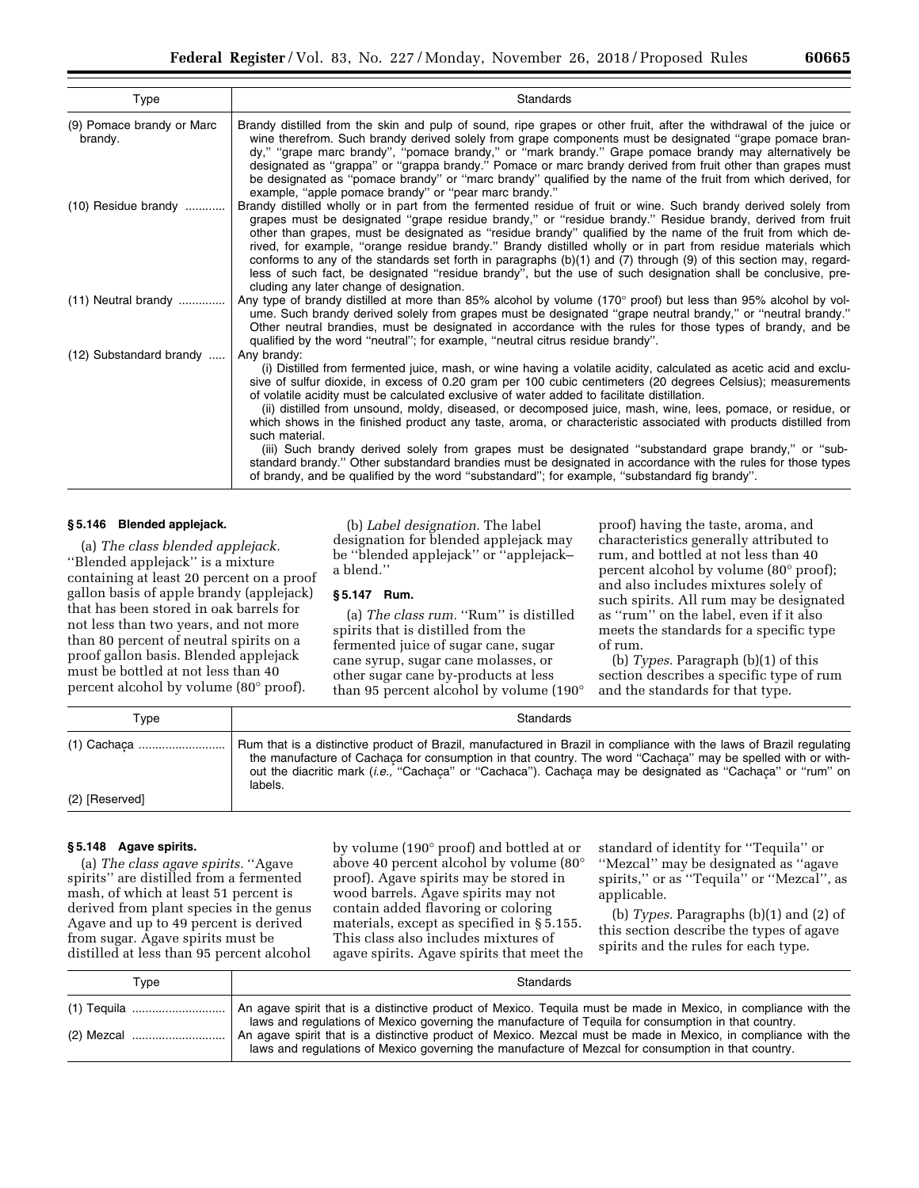| Type | Standards |
| --- | --- |
| (9) Pomace brandy or Marc brandy. | Brandy distilled from the skin and pulp of sound, ripe grapes or other fruit, after the withdrawal of the juice or wine therefrom. Such brandy derived solely from grape components must be designated "grape pomace brandy," "grape marc brandy", "pomace brandy," or "mark brandy." Grape pomace brandy may alternatively be designated as "grappa" or "grappa brandy." Pomace or marc brandy derived from fruit other than grapes must be designated as "pomace brandy" or "marc brandy" qualified by the name of the fruit from which derived, for example, "apple pomace brandy" or "pear marc brandy." |
| (10) Residue brandy ............ | Brandy distilled wholly or in part from the fermented residue of fruit or wine. Such brandy derived solely from grapes must be designated "grape residue brandy," or "residue brandy." Residue brandy, derived from fruit other than grapes, must be designated as "residue brandy" qualified by the name of the fruit from which derived, for example, "orange residue brandy." Brandy distilled wholly or in part from residue materials which conforms to any of the standards set forth in paragraphs (b)(1) and (7) through (9) of this section may, regardless of such fact, be designated "residue brandy", but the use of such designation shall be conclusive, precluding any later change of designation. |
| (11) Neutral brandy .............. | Any type of brandy distilled at more than 85% alcohol by volume (170° proof) but less than 95% alcohol by volume. Such brandy derived solely from grapes must be designated "grape neutral brandy," or "neutral brandy." Other neutral brandies, must be designated in accordance with the rules for those types of brandy, and be qualified by the word "neutral"; for example, "neutral citrus residue brandy". |
| (12) Substandard brandy ..... | Any brandy:<br>(i) Distilled from fermented juice, mash, or wine having a volatile acidity, calculated as acetic acid and exclusive of sulfur dioxide, in excess of 0.20 gram per 100 cubic centimeters (20 degrees Celsius); measurements of volatile acidity must be calculated exclusive of water added to facilitate distillation.<br>(ii) distilled from unsound, moldy, diseased, or decomposed juice, mash, wine, lees, pomace, or residue, or which shows in the finished product any taste, aroma, or characteristic associated with products distilled from such material.<br>(iii) Such brandy derived solely from grapes must be designated "substandard grape brandy," or "substandard brandy." Other substandard brandies must be designated in accordance with the rules for those types of brandy, and be qualified by the word "substandard"; for example, "substandard fig brandy". |

### § 5.146 Blended applejack.

(a) *The class blended applejack.* "Blended applejack" is a mixture containing at least 20 percent on a proof gallon basis of apple brandy (applejack) that has been stored in oak barrels for not less than two years, and not more than 80 percent of neutral spirits on a proof gallon basis. Blended applejack must be bottled at not less than 40 percent alcohol by volume (80° proof).

(b) *Label designation.* The label designation for blended applejack may be "blended applejack" or "applejack–a blend."

### § 5.147 Rum.

(a) *The class rum.* "Rum" is distilled spirits that is distilled from the fermented juice of sugar cane, sugar cane syrup, sugar cane molasses, or other sugar cane by-products at less than 95 percent alcohol by volume (190° proof) having the taste, aroma, and characteristics generally attributed to rum, and bottled at not less than 40 percent alcohol by volume (80° proof); and also includes mixtures solely of such spirits. All rum may be designated as "rum" on the label, even if it also meets the standards for a specific type of rum.

(b) *Types.* Paragraph (b)(1) of this section describes a specific type of rum and the standards for that type.

| Type | Standards |
| --- | --- |
| (1) Cachaça .......................... | Rum that is a distinctive product of Brazil, manufactured in Brazil in compliance with the laws of Brazil regulating the manufacture of Cachaça for consumption in that country. The word "Cachaça" may be spelled with or without the diacritic mark (*i.e.,* "Cachaça" or "Cachaca"). Cachaça may be designated as "Cachaça" or "rum" on labels. |
| (2) [Reserved] | |

### § 5.148 Agave spirits.

(a) *The class agave spirits.* "Agave spirits" are distilled from a fermented mash, of which at least 51 percent is derived from plant species in the genus Agave and up to 49 percent is derived from sugar. Agave spirits must be distilled at less than 95 percent alcohol by volume (190° proof) and bottled at or above 40 percent alcohol by volume (80° proof). Agave spirits may be stored in wood barrels. Agave spirits may not contain added flavoring or coloring materials, except as specified in § 5.155. This class also includes mixtures of agave spirits. Agave spirits that meet the standard of identity for "Tequila" or "Mezcal" may be designated as "agave spirits," or as "Tequila" or "Mezcal", as applicable.

(b) *Types.* Paragraphs (b)(1) and (2) of this section describe the types of agave spirits and the rules for each type.

| Type | Standards |
| --- | --- |
| (1) Tequila ........................... | An agave spirit that is a distinctive product of Mexico. Tequila must be made in Mexico, in compliance with the laws and regulations of Mexico governing the manufacture of Tequila for consumption in that country. |
| (2) Mezcal ........................... | An agave spirit that is a distinctive product of Mexico. Mezcal must be made in Mexico, in compliance with the laws and regulations of Mexico governing the manufacture of Mezcal for consumption in that country. |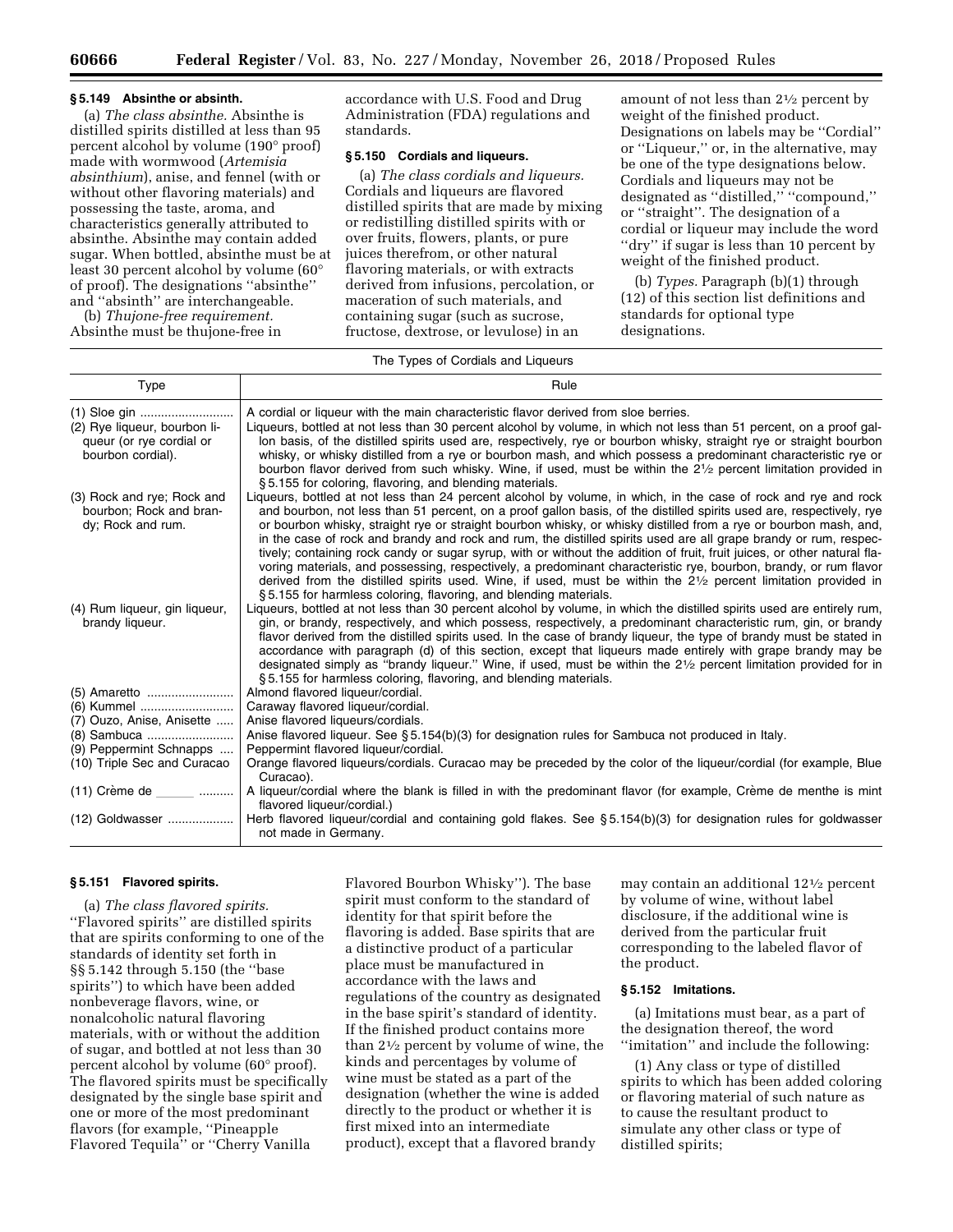### § 5.149 Absinthe or absinth.

(a) *The class absinthe.* Absinthe is distilled spirits distilled at less than 95 percent alcohol by volume (190° proof) made with wormwood (*Artemisia absinthium*), anise, and fennel (with or without other flavoring materials) and possessing the taste, aroma, and characteristics generally attributed to absinthe. Absinthe may contain added sugar. When bottled, absinthe must be at least 30 percent alcohol by volume (60° of proof). The designations ''absinthe'' and ''absinth'' are interchangeable.

(b) *Thujone-free requirement.* Absinthe must be thujone-free in accordance with U.S. Food and Drug Administration (FDA) regulations and standards.

### § 5.150 Cordials and liqueurs.

(a) *The class cordials and liqueurs.* Cordials and liqueurs are flavored distilled spirits that are made by mixing or redistilling distilled spirits with or over fruits, flowers, plants, or pure juices therefrom, or other natural flavoring materials, or with extracts derived from infusions, percolation, or maceration of such materials, and containing sugar (such as sucrose, fructose, dextrose, or levulose) in an amount of not less than 2½ percent by weight of the finished product. Designations on labels may be ''Cordial'' or ''Liqueur,'' or, in the alternative, may be one of the type designations below. Cordials and liqueurs may not be designated as ''distilled,'' ''compound,'' or ''straight''. The designation of a cordial or liqueur may include the word ''dry'' if sugar is less than 10 percent by weight of the finished product.

(b) *Types.* Paragraph (b)(1) through (12) of this section list definitions and standards for optional type designations.

The Types of Cordials and Liqueurs

| Type | Rule |
|---|---|
| (1) Sloe gin | A cordial or liqueur with the main characteristic flavor derived from sloe berries. |
| (2) Rye liqueur, bourbon liqueur (or rye cordial or bourbon cordial). | Liqueurs, bottled at not less than 30 percent alcohol by volume, in which not less than 51 percent, on a proof gallon basis, of the distilled spirits used are, respectively, rye or bourbon whisky, straight rye or straight bourbon whisky, or whisky distilled from a rye or bourbon mash, and which possess a predominant characteristic rye or bourbon flavor derived from such whisky. Wine, if used, must be within the 2½ percent limitation provided in § 5.155 for coloring, flavoring, and blending materials. |
| (3) Rock and rye; Rock and bourbon; Rock and brandy; Rock and rum. | Liqueurs, bottled at not less than 24 percent alcohol by volume, in which, in the case of rock and rye and rock and bourbon, not less than 51 percent, on a proof gallon basis, of the distilled spirits used are, respectively, rye or bourbon whisky, straight rye or straight bourbon whisky, or whisky distilled from a rye or bourbon mash, and, in the case of rock and brandy and rock and rum, the distilled spirits used are all grape brandy or rum, respectively; containing rock candy or sugar syrup, with or without the addition of fruit, fruit juices, or other natural flavoring materials, and possessing, respectively, a predominant characteristic rye, bourbon, brandy, or rum flavor derived from the distilled spirits used. Wine, if used, must be within the 2½ percent limitation provided in § 5.155 for harmless coloring, flavoring, and blending materials. |
| (4) Rum liqueur, gin liqueur, brandy liqueur. | Liqueurs, bottled at not less than 30 percent alcohol by volume, in which the distilled spirits used are entirely rum, gin, or brandy, respectively, and which possess, respectively, a predominant characteristic rum, gin, or brandy flavor derived from the distilled spirits used. In the case of brandy liqueur, the type of brandy must be stated in accordance with paragraph (d) of this section, except that liqueurs made entirely with grape brandy may be designated simply as ''brandy liqueur.'' Wine, if used, must be within the 2½ percent limitation provided for in § 5.155 for harmless coloring, flavoring, and blending materials. |
| (5) Amaretto | Almond flavored liqueur/cordial. |
| (6) Kummel | Caraway flavored liqueur/cordial. |
| (7) Ouzo, Anise, Anisette | Anise flavored liqueurs/cordials. |
| (8) Sambuca | Anise flavored liqueur. See § 5.154(b)(3) for designation rules for Sambuca not produced in Italy. |
| (9) Peppermint Schnapps | Peppermint flavored liqueur/cordial. |
| (10) Triple Sec and Curacao | Orange flavored liqueurs/cordials. Curacao may be preceded by the color of the liqueur/cordial (for example, Blue Curacao). |
| (11) Crème de ______ | A liqueur/cordial where the blank is filled in with the predominant flavor (for example, Crème de menthe is mint flavored liqueur/cordial.) |
| (12) Goldwasser | Herb flavored liqueur/cordial and containing gold flakes. See § 5.154(b)(3) for designation rules for goldwasser not made in Germany. |

### § 5.151 Flavored spirits.

(a) *The class flavored spirits.* ''Flavored spirits'' are distilled spirits that are spirits conforming to one of the standards of identity set forth in §§ 5.142 through 5.150 (the ''base spirits'') to which have been added nonbeverage flavors, wine, or nonalcoholic natural flavoring materials, with or without the addition of sugar, and bottled at not less than 30 percent alcohol by volume (60° proof). The flavored spirits must be specifically designated by the single base spirit and one or more of the most predominant flavors (for example, ''Pineapple Flavored Tequila'' or ''Cherry Vanilla Flavored Bourbon Whisky''). The base spirit must conform to the standard of identity for that spirit before the flavoring is added. Base spirits that are a distinctive product of a particular place must be manufactured in accordance with the laws and regulations of the country as designated in the base spirit's standard of identity. If the finished product contains more than 2½ percent by volume of wine, the kinds and percentages by volume of wine must be stated as a part of the designation (whether the wine is added directly to the product or whether it is first mixed into an intermediate product), except that a flavored brandy may contain an additional 12½ percent by volume of wine, without label disclosure, if the additional wine is derived from the particular fruit corresponding to the labeled flavor of the product.

### § 5.152 Imitations.

(a) Imitations must bear, as a part of the designation thereof, the word ''imitation'' and include the following:

(1) Any class or type of distilled spirits to which has been added coloring or flavoring material of such nature as to cause the resultant product to simulate any other class or type of distilled spirits;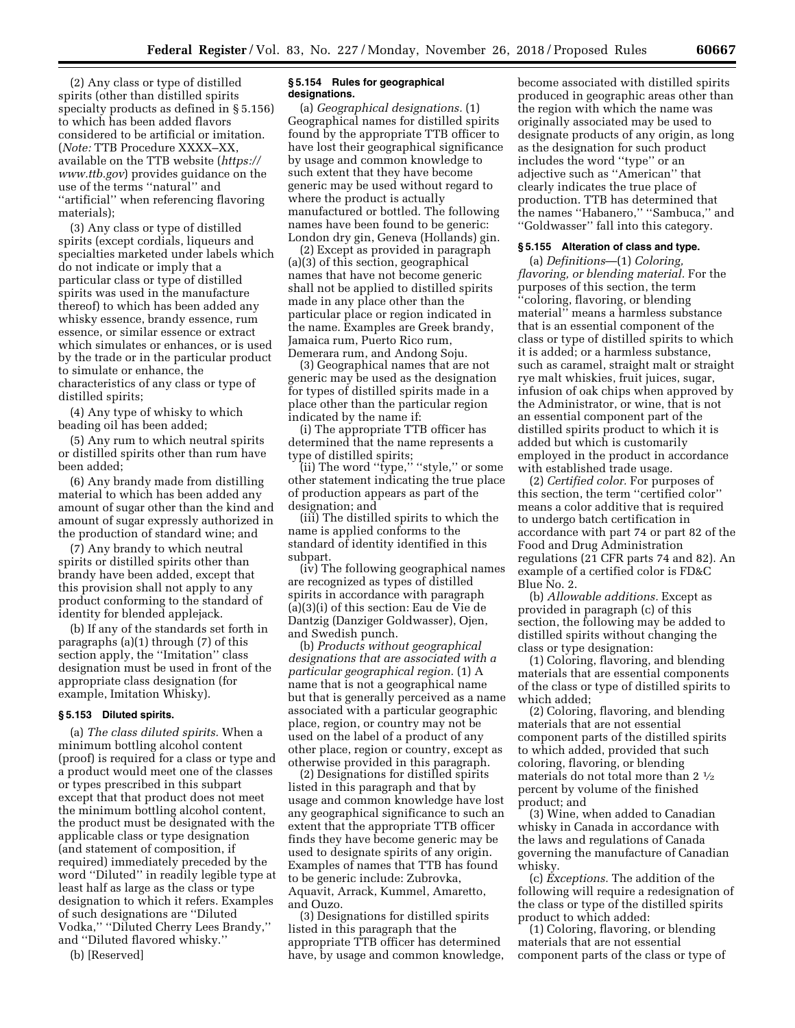(2) Any class or type of distilled spirits (other than distilled spirits specialty products as defined in § 5.156) to which has been added flavors considered to be artificial or imitation. (*Note:* TTB Procedure XXXX–XX, available on the TTB website (*https://www.ttb.gov*) provides guidance on the use of the terms ''natural'' and ''artificial'' when referencing flavoring materials);

(3) Any class or type of distilled spirits (except cordials, liqueurs and specialties marketed under labels which do not indicate or imply that a particular class or type of distilled spirits was used in the manufacture thereof) to which has been added any whisky essence, brandy essence, rum essence, or similar essence or extract which simulates or enhances, or is used by the trade or in the particular product to simulate or enhance, the characteristics of any class or type of distilled spirits;

(4) Any type of whisky to which beading oil has been added;

(5) Any rum to which neutral spirits or distilled spirits other than rum have been added;

(6) Any brandy made from distilling material to which has been added any amount of sugar other than the kind and amount of sugar expressly authorized in the production of standard wine; and

(7) Any brandy to which neutral spirits or distilled spirits other than brandy have been added, except that this provision shall not apply to any product conforming to the standard of identity for blended applejack.

(b) If any of the standards set forth in paragraphs (a)(1) through (7) of this section apply, the ''Imitation'' class designation must be used in front of the appropriate class designation (for example, Imitation Whisky).

### § 5.153 Diluted spirits.

(a) *The class diluted spirits.* When a minimum bottling alcohol content (proof) is required for a class or type and a product would meet one of the classes or types prescribed in this subpart except that that product does not meet the minimum bottling alcohol content, the product must be designated with the applicable class or type designation (and statement of composition, if required) immediately preceded by the word ''Diluted'' in readily legible type at least half as large as the class or type designation to which it refers. Examples of such designations are ''Diluted Vodka,'' ''Diluted Cherry Lees Brandy,'' and ''Diluted flavored whisky.''

(b) [Reserved]

### § 5.154 Rules for geographical designations.

(a) *Geographical designations.* (1) Geographical names for distilled spirits found by the appropriate TTB officer to have lost their geographical significance by usage and common knowledge to such extent that they have become generic may be used without regard to where the product is actually manufactured or bottled. The following names have been found to be generic: London dry gin, Geneva (Hollands) gin.

(2) Except as provided in paragraph (a)(3) of this section, geographical names that have not become generic shall not be applied to distilled spirits made in any place other than the particular place or region indicated in the name. Examples are Greek brandy, Jamaica rum, Puerto Rico rum, Demerara rum, and Andong Soju.

(3) Geographical names that are not generic may be used as the designation for types of distilled spirits made in a place other than the particular region indicated by the name if:

(i) The appropriate TTB officer has determined that the name represents a type of distilled spirits;

(ii) The word ''type,'' ''style,'' or some other statement indicating the true place of production appears as part of the designation; and

(iii) The distilled spirits to which the name is applied conforms to the standard of identity identified in this subpart.

(iv) The following geographical names are recognized as types of distilled spirits in accordance with paragraph (a)(3)(i) of this section: Eau de Vie de Dantzig (Danziger Goldwasser), Ojen, and Swedish punch.

(b) *Products without geographical designations that are associated with a particular geographical region.* (1) A name that is not a geographical name but that is generally perceived as a name associated with a particular geographic place, region, or country may not be used on the label of a product of any other place, region or country, except as otherwise provided in this paragraph.

(2) Designations for distilled spirits listed in this paragraph and that by usage and common knowledge have lost any geographical significance to such an extent that the appropriate TTB officer finds they have become generic may be used to designate spirits of any origin. Examples of names that TTB has found to be generic include: Zubrovka, Aquavit, Arrack, Kummel, Amaretto, and Ouzo.

(3) Designations for distilled spirits listed in this paragraph that the appropriate TTB officer has determined have, by usage and common knowledge, become associated with distilled spirits produced in geographic areas other than the region with which the name was originally associated may be used to designate products of any origin, as long as the designation for such product includes the word ''type'' or an adjective such as ''American'' that clearly indicates the true place of production. TTB has determined that the names ''Habanero,'' ''Sambuca,'' and ''Goldwasser'' fall into this category.

### § 5.155 Alteration of class and type.

(a) *Definitions*—(1) *Coloring, flavoring, or blending material.* For the purposes of this section, the term ''coloring, flavoring, or blending material'' means a harmless substance that is an essential component of the class or type of distilled spirits to which it is added; or a harmless substance, such as caramel, straight malt or straight rye malt whiskies, fruit juices, sugar, infusion of oak chips when approved by the Administrator, or wine, that is not an essential component part of the distilled spirits product to which it is added but which is customarily employed in the product in accordance with established trade usage.

(2) *Certified color.* For purposes of this section, the term ''certified color'' means a color additive that is required to undergo batch certification in accordance with part 74 or part 82 of the Food and Drug Administration regulations (21 CFR parts 74 and 82). An example of a certified color is FD&C Blue No. 2.

(b) *Allowable additions.* Except as provided in paragraph (c) of this section, the following may be added to distilled spirits without changing the class or type designation:

(1) Coloring, flavoring, and blending materials that are essential components of the class or type of distilled spirits to which added;

(2) Coloring, flavoring, and blending materials that are not essential component parts of the distilled spirits to which added, provided that such coloring, flavoring, or blending materials do not total more than 2 ½ percent by volume of the finished product; and

(3) Wine, when added to Canadian whisky in Canada in accordance with the laws and regulations of Canada governing the manufacture of Canadian whisky.

(c) *Exceptions.* The addition of the following will require a redesignation of the class or type of the distilled spirits product to which added:

(1) Coloring, flavoring, or blending materials that are not essential component parts of the class or type of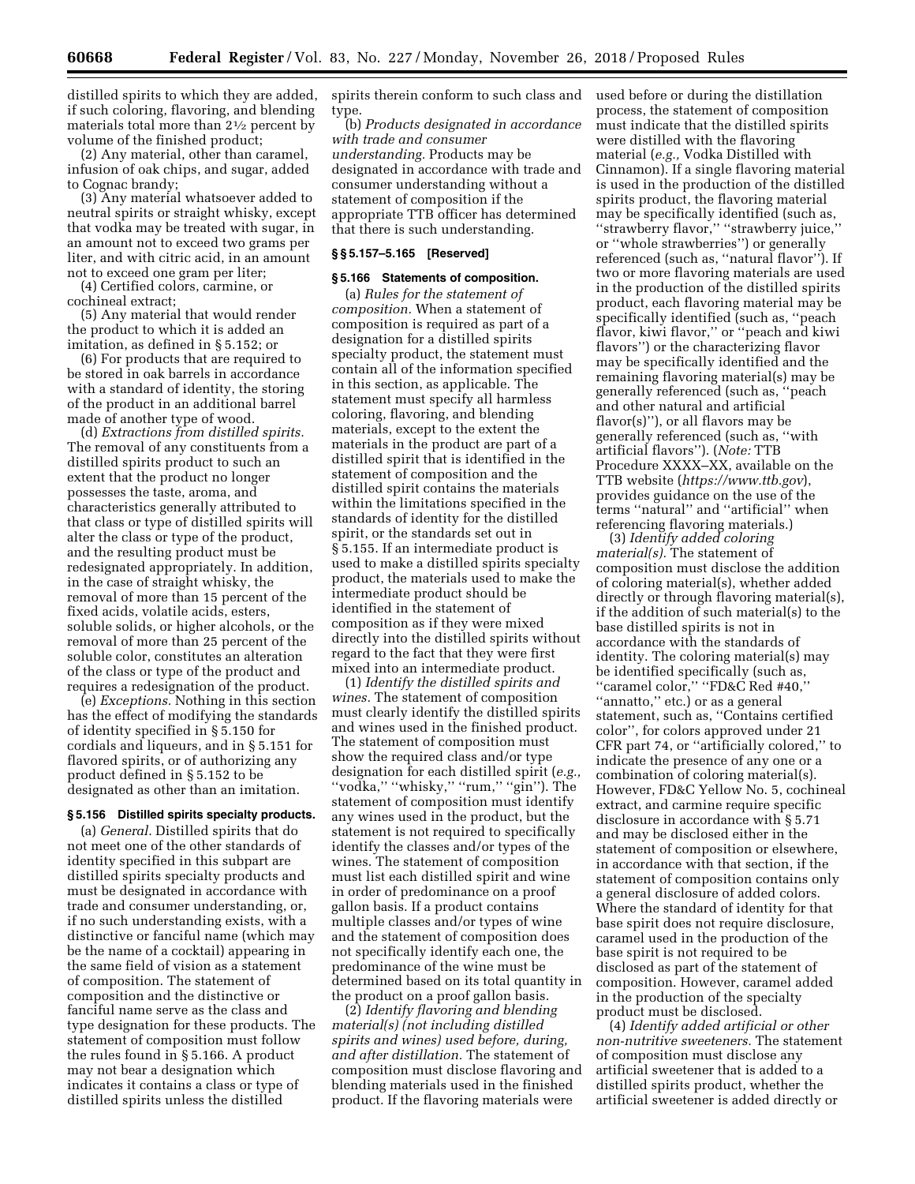distilled spirits to which they are added, if such coloring, flavoring, and blending materials total more than 2½ percent by volume of the finished product;

(2) Any material, other than caramel, infusion of oak chips, and sugar, added to Cognac brandy;

(3) Any material whatsoever added to neutral spirits or straight whisky, except that vodka may be treated with sugar, in an amount not to exceed two grams per liter, and with citric acid, in an amount not to exceed one gram per liter;

(4) Certified colors, carmine, or cochineal extract;

(5) Any material that would render the product to which it is added an imitation, as defined in § 5.152; or

(6) For products that are required to be stored in oak barrels in accordance with a standard of identity, the storing of the product in an additional barrel made of another type of wood.

(d) *Extractions from distilled spirits.* The removal of any constituents from a distilled spirits product to such an extent that the product no longer possesses the taste, aroma, and characteristics generally attributed to that class or type of distilled spirits will alter the class or type of the product, and the resulting product must be redesignated appropriately. In addition, in the case of straight whisky, the removal of more than 15 percent of the fixed acids, volatile acids, esters, soluble solids, or higher alcohols, or the removal of more than 25 percent of the soluble color, constitutes an alteration of the class or type of the product and requires a redesignation of the product.

(e) *Exceptions.* Nothing in this section has the effect of modifying the standards of identity specified in § 5.150 for cordials and liqueurs, and in § 5.151 for flavored spirits, or of authorizing any product defined in § 5.152 to be designated as other than an imitation.

**§ 5.156 Distilled spirits specialty products.**

(a) *General.* Distilled spirits that do not meet one of the other standards of identity specified in this subpart are distilled spirits specialty products and must be designated in accordance with trade and consumer understanding, or, if no such understanding exists, with a distinctive or fanciful name (which may be the name of a cocktail) appearing in the same field of vision as a statement of composition. The statement of composition and the distinctive or fanciful name serve as the class and type designation for these products. The statement of composition must follow the rules found in § 5.166. A product may not bear a designation which indicates it contains a class or type of distilled spirits unless the distilled spirits therein conform to such class and type.

(b) *Products designated in accordance with trade and consumer understanding.* Products may be designated in accordance with trade and consumer understanding without a statement of composition if the appropriate TTB officer has determined that there is such understanding.

**§§ 5.157–5.165 [Reserved]**

**§ 5.166 Statements of composition.**

(a) *Rules for the statement of composition.* When a statement of composition is required as part of a designation for a distilled spirits specialty product, the statement must contain all of the information specified in this section, as applicable. The statement must specify all harmless coloring, flavoring, and blending materials, except to the extent the materials in the product are part of a distilled spirit that is identified in the statement of composition and the distilled spirit contains the materials within the limitations specified in the standards of identity for the distilled spirit, or the standards set out in § 5.155. If an intermediate product is used to make a distilled spirits specialty product, the materials used to make the intermediate product should be identified in the statement of composition as if they were mixed directly into the distilled spirits without regard to the fact that they were first mixed into an intermediate product.

(1) *Identify the distilled spirits and wines.* The statement of composition must clearly identify the distilled spirits and wines used in the finished product. The statement of composition must show the required class and/or type designation for each distilled spirit (*e.g.,* "vodka," "whisky," "rum," "gin"). The statement of composition must identify any wines used in the product, but the statement is not required to specifically identify the classes and/or types of the wines. The statement of composition must list each distilled spirit and wine in order of predominance on a proof gallon basis. If a product contains multiple classes and/or types of wine and the statement of composition does not specifically identify each one, the predominance of the wine must be determined based on its total quantity in the product on a proof gallon basis.

(2) *Identify flavoring and blending material(s) (not including distilled spirits and wines) used before, during, and after distillation.* The statement of composition must disclose flavoring and blending materials used in the finished product. If the flavoring materials were used before or during the distillation process, the statement of composition must indicate that the distilled spirits were distilled with the flavoring material (*e.g.,* Vodka Distilled with Cinnamon). If a single flavoring material is used in the production of the distilled spirits product, the flavoring material may be specifically identified (such as, "strawberry flavor," "strawberry juice," or "whole strawberries") or generally referenced (such as, "natural flavor"). If two or more flavoring materials are used in the production of the distilled spirits product, each flavoring material may be specifically identified (such as, "peach flavor, kiwi flavor," or "peach and kiwi flavors") or the characterizing flavor may be specifically identified and the remaining flavoring material(s) may be generally referenced (such as, "peach and other natural and artificial flavor(s)"), or all flavors may be generally referenced (such as, "with artificial flavors"). (*Note:* TTB Procedure XXXX–XX, available on the TTB website (*https://www.ttb.gov*), provides guidance on the use of the terms "natural" and "artificial" when referencing flavoring materials.)

(3) *Identify added coloring material(s).* The statement of composition must disclose the addition of coloring material(s), whether added directly or through flavoring material(s), if the addition of such material(s) to the base distilled spirits is not in accordance with the standards of identity. The coloring material(s) may be identified specifically (such as, "caramel color," "FD&C Red #40," "annatto," etc.) or as a general statement, such as, "Contains certified color", for colors approved under 21 CFR part 74, or "artificially colored," to indicate the presence of any one or a combination of coloring material(s). However, FD&C Yellow No. 5, cochineal extract, and carmine require specific disclosure in accordance with § 5.71 and may be disclosed either in the statement of composition or elsewhere, in accordance with that section, if the statement of composition contains only a general disclosure of added colors. Where the standard of identity for that base spirit does not require disclosure, caramel used in the production of the base spirit is not required to be disclosed as part of the statement of composition. However, caramel added in the production of the specialty product must be disclosed.

(4) *Identify added artificial or other non-nutritive sweeteners.* The statement of composition must disclose any artificial sweetener that is added to a distilled spirits product, whether the artificial sweetener is added directly or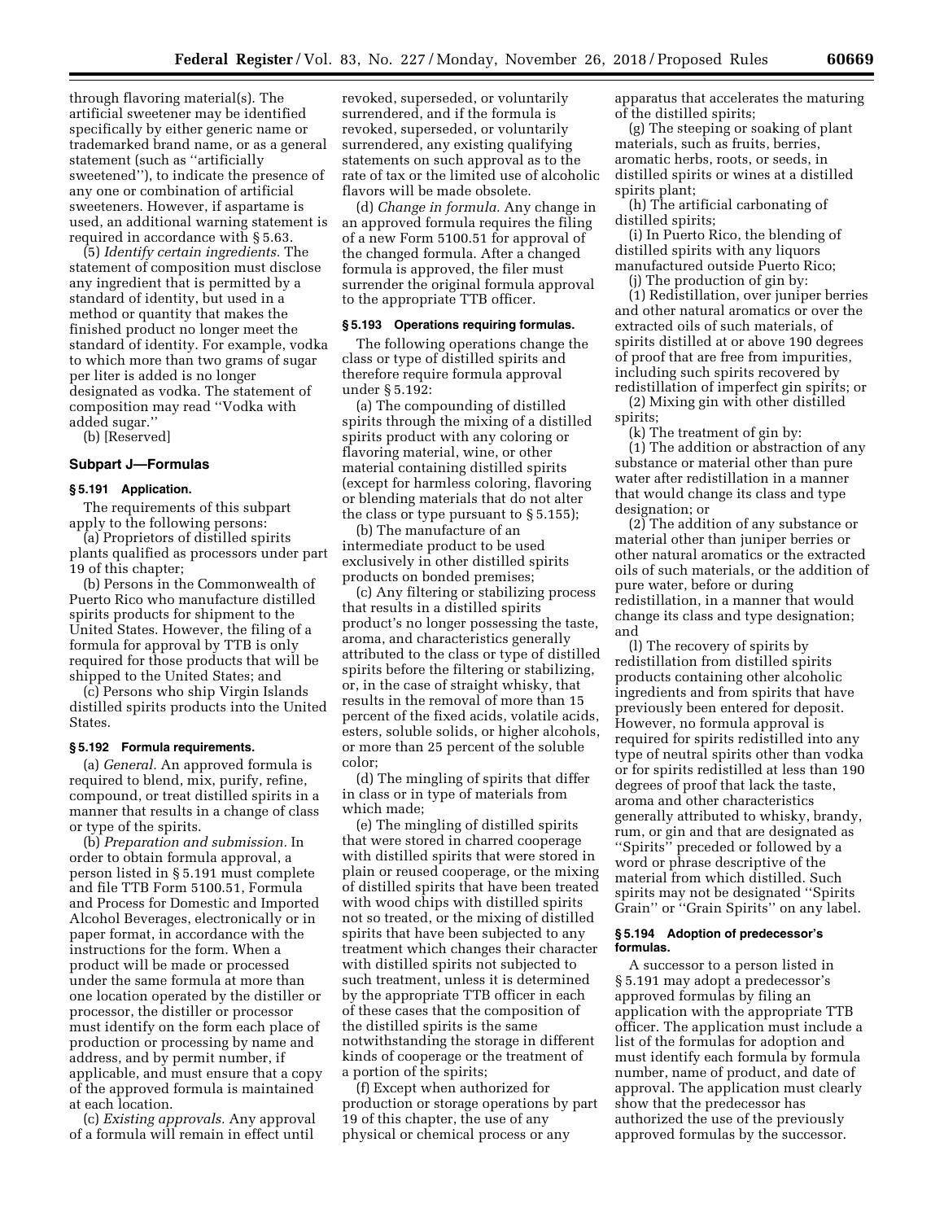through flavoring material(s). The artificial sweetener may be identified specifically by either generic name or trademarked brand name, or as a general statement (such as ''artificially sweetened''), to indicate the presence of any one or combination of artificial sweeteners. However, if aspartame is used, an additional warning statement is required in accordance with § 5.63.

(5) *Identify certain ingredients.* The statement of composition must disclose any ingredient that is permitted by a standard of identity, but used in a method or quantity that makes the finished product no longer meet the standard of identity. For example, vodka to which more than two grams of sugar per liter is added is no longer designated as vodka. The statement of composition may read ''Vodka with added sugar.''

(b) [Reserved]

### Subpart J—Formulas

#### § 5.191 Application.

The requirements of this subpart apply to the following persons:

(a) Proprietors of distilled spirits plants qualified as processors under part 19 of this chapter;

(b) Persons in the Commonwealth of Puerto Rico who manufacture distilled spirits products for shipment to the United States. However, the filing of a formula for approval by TTB is only required for those products that will be shipped to the United States; and

(c) Persons who ship Virgin Islands distilled spirits products into the United States.

#### § 5.192 Formula requirements.

(a) *General.* An approved formula is required to blend, mix, purify, refine, compound, or treat distilled spirits in a manner that results in a change of class or type of the spirits.

(b) *Preparation and submission.* In order to obtain formula approval, a person listed in § 5.191 must complete and file TTB Form 5100.51, Formula and Process for Domestic and Imported Alcohol Beverages, electronically or in paper format, in accordance with the instructions for the form. When a product will be made or processed under the same formula at more than one location operated by the distiller or processor, the distiller or processor must identify on the form each place of production or processing by name and address, and by permit number, if applicable, and must ensure that a copy of the approved formula is maintained at each location.

(c) *Existing approvals.* Any approval of a formula will remain in effect until revoked, superseded, or voluntarily surrendered, and if the formula is revoked, superseded, or voluntarily surrendered, any existing qualifying statements on such approval as to the rate of tax or the limited use of alcoholic flavors will be made obsolete.

(d) *Change in formula.* Any change in an approved formula requires the filing of a new Form 5100.51 for approval of the changed formula. After a changed formula is approved, the filer must surrender the original formula approval to the appropriate TTB officer.

#### § 5.193 Operations requiring formulas.

The following operations change the class or type of distilled spirits and therefore require formula approval under § 5.192:

(a) The compounding of distilled spirits through the mixing of a distilled spirits product with any coloring or flavoring material, wine, or other material containing distilled spirits (except for harmless coloring, flavoring or blending materials that do not alter the class or type pursuant to § 5.155);

(b) The manufacture of an intermediate product to be used exclusively in other distilled spirits products on bonded premises;

(c) Any filtering or stabilizing process that results in a distilled spirits product's no longer possessing the taste, aroma, and characteristics generally attributed to the class or type of distilled spirits before the filtering or stabilizing, or, in the case of straight whisky, that results in the removal of more than 15 percent of the fixed acids, volatile acids, esters, soluble solids, or higher alcohols, or more than 25 percent of the soluble color;

(d) The mingling of spirits that differ in class or in type of materials from which made;

(e) The mingling of distilled spirits that were stored in charred cooperage with distilled spirits that were stored in plain or reused cooperage, or the mixing of distilled spirits that have been treated with wood chips with distilled spirits not so treated, or the mixing of distilled spirits that have been subjected to any treatment which changes their character with distilled spirits not subjected to such treatment, unless it is determined by the appropriate TTB officer in each of these cases that the composition of the distilled spirits is the same notwithstanding the storage in different kinds of cooperage or the treatment of a portion of the spirits;

(f) Except when authorized for production or storage operations by part 19 of this chapter, the use of any physical or chemical process or any apparatus that accelerates the maturing of the distilled spirits;

(g) The steeping or soaking of plant materials, such as fruits, berries, aromatic herbs, roots, or seeds, in distilled spirits or wines at a distilled spirits plant;

(h) The artificial carbonating of distilled spirits;

(i) In Puerto Rico, the blending of distilled spirits with any liquors manufactured outside Puerto Rico;

(j) The production of gin by:

(1) Redistillation, over juniper berries and other natural aromatics or over the extracted oils of such materials, of spirits distilled at or above 190 degrees of proof that are free from impurities, including such spirits recovered by redistillation of imperfect gin spirits; or

(2) Mixing gin with other distilled spirits;

(k) The treatment of gin by:

(1) The addition or abstraction of any substance or material other than pure water after redistillation in a manner that would change its class and type designation; or

(2) The addition of any substance or material other than juniper berries or other natural aromatics or the extracted oils of such materials, or the addition of pure water, before or during redistillation, in a manner that would change its class and type designation; and

(l) The recovery of spirits by redistillation from distilled spirits products containing other alcoholic ingredients and from spirits that have previously been entered for deposit. However, no formula approval is required for spirits redistilled into any type of neutral spirits other than vodka or for spirits redistilled at less than 190 degrees of proof that lack the taste, aroma and other characteristics generally attributed to whisky, brandy, rum, or gin and that are designated as ''Spirits'' preceded or followed by a word or phrase descriptive of the material from which distilled. Such spirits may not be designated ''Spirits Grain'' or ''Grain Spirits'' on any label.

#### § 5.194 Adoption of predecessor's formulas.

A successor to a person listed in § 5.191 may adopt a predecessor's approved formulas by filing an application with the appropriate TTB officer. The application must include a list of the formulas for adoption and must identify each formula by formula number, name of product, and date of approval. The application must clearly show that the predecessor has authorized the use of the previously approved formulas by the successor.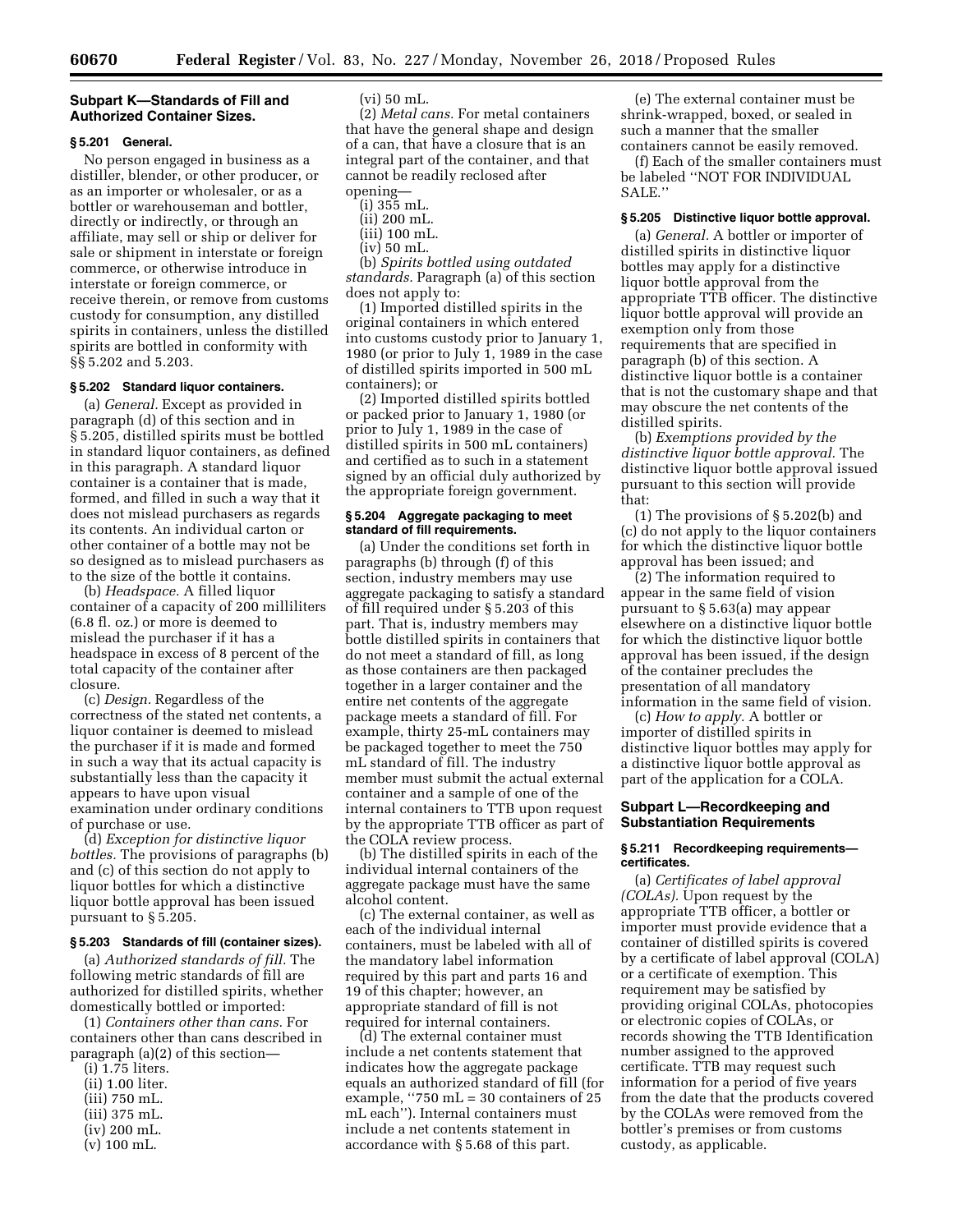## Subpart K—Standards of Fill and Authorized Container Sizes.

### § 5.201 General.

No person engaged in business as a distiller, blender, or other producer, or as an importer or wholesaler, or as a bottler or warehouseman and bottler, directly or indirectly, or through an affiliate, may sell or ship or deliver for sale or shipment in interstate or foreign commerce, or otherwise introduce in interstate or foreign commerce, or receive therein, or remove from customs custody for consumption, any distilled spirits in containers, unless the distilled spirits are bottled in conformity with §§ 5.202 and 5.203.

### § 5.202 Standard liquor containers.

(a) *General.* Except as provided in paragraph (d) of this section and in § 5.205, distilled spirits must be bottled in standard liquor containers, as defined in this paragraph. A standard liquor container is a container that is made, formed, and filled in such a way that it does not mislead purchasers as regards its contents. An individual carton or other container of a bottle may not be so designed as to mislead purchasers as to the size of the bottle it contains.

(b) *Headspace.* A filled liquor container of a capacity of 200 milliliters (6.8 fl. oz.) or more is deemed to mislead the purchaser if it has a headspace in excess of 8 percent of the total capacity of the container after closure.

(c) *Design.* Regardless of the correctness of the stated net contents, a liquor container is deemed to mislead the purchaser if it is made and formed in such a way that its actual capacity is substantially less than the capacity it appears to have upon visual examination under ordinary conditions of purchase or use.

(d) *Exception for distinctive liquor bottles.* The provisions of paragraphs (b) and (c) of this section do not apply to liquor bottles for which a distinctive liquor bottle approval has been issued pursuant to § 5.205.

### § 5.203 Standards of fill (container sizes).

(a) *Authorized standards of fill.* The following metric standards of fill are authorized for distilled spirits, whether domestically bottled or imported:

(1) *Containers other than cans.* For containers other than cans described in paragraph (a)(2) of this section—

(i) 1.75 liters.
(ii) 1.00 liter.
(iii) 750 mL.
(iii) 375 mL.
(iv) 200 mL.
(v) 100 mL.
(vi) 50 mL.

(2) *Metal cans.* For metal containers that have the general shape and design of a can, that have a closure that is an integral part of the container, and that cannot be readily reclosed after opening—

(i) 355 mL.
(ii) 200 mL.
(iii) 100 mL.
(iv) 50 mL.

(b) *Spirits bottled using outdated standards.* Paragraph (a) of this section does not apply to:

(1) Imported distilled spirits in the original containers in which entered into customs custody prior to January 1, 1980 (or prior to July 1, 1989 in the case of distilled spirits imported in 500 mL containers); or

(2) Imported distilled spirits bottled or packed prior to January 1, 1980 (or prior to July 1, 1989 in the case of distilled spirits in 500 mL containers) and certified as to such in a statement signed by an official duly authorized by the appropriate foreign government.

### § 5.204 Aggregate packaging to meet standard of fill requirements.

(a) Under the conditions set forth in paragraphs (b) through (f) of this section, industry members may use aggregate packaging to satisfy a standard of fill required under § 5.203 of this part. That is, industry members may bottle distilled spirits in containers that do not meet a standard of fill, as long as those containers are then packaged together in a larger container and the entire net contents of the aggregate package meets a standard of fill. For example, thirty 25-mL containers may be packaged together to meet the 750 mL standard of fill. The industry member must submit the actual external container and a sample of one of the internal containers to TTB upon request by the appropriate TTB officer as part of the COLA review process.

(b) The distilled spirits in each of the individual internal containers of the aggregate package must have the same alcohol content.

(c) The external container, as well as each of the individual internal containers, must be labeled with all of the mandatory label information required by this part and parts 16 and 19 of this chapter; however, an appropriate standard of fill is not required for internal containers.

(d) The external container must include a net contents statement that indicates how the aggregate package equals an authorized standard of fill (for example, ''750 mL = 30 containers of 25 mL each''). Internal containers must include a net contents statement in accordance with § 5.68 of this part.

(e) The external container must be shrink-wrapped, boxed, or sealed in such a manner that the smaller containers cannot be easily removed.

(f) Each of the smaller containers must be labeled ''NOT FOR INDIVIDUAL SALE.''

### § 5.205 Distinctive liquor bottle approval.

(a) *General.* A bottler or importer of distilled spirits in distinctive liquor bottles may apply for a distinctive liquor bottle approval from the appropriate TTB officer. The distinctive liquor bottle approval will provide an exemption only from those requirements that are specified in paragraph (b) of this section. A distinctive liquor bottle is a container that is not the customary shape and that may obscure the net contents of the distilled spirits.

(b) *Exemptions provided by the distinctive liquor bottle approval.* The distinctive liquor bottle approval issued pursuant to this section will provide that:

(1) The provisions of § 5.202(b) and (c) do not apply to the liquor containers for which the distinctive liquor bottle approval has been issued; and

(2) The information required to appear in the same field of vision pursuant to § 5.63(a) may appear elsewhere on a distinctive liquor bottle for which the distinctive liquor bottle approval has been issued, if the design of the container precludes the presentation of all mandatory information in the same field of vision.

(c) *How to apply.* A bottler or importer of distilled spirits in distinctive liquor bottles may apply for a distinctive liquor bottle approval as part of the application for a COLA.

## Subpart L—Recordkeeping and Substantiation Requirements

### § 5.211 Recordkeeping requirements—certificates.

(a) *Certificates of label approval (COLAs).* Upon request by the appropriate TTB officer, a bottler or importer must provide evidence that a container of distilled spirits is covered by a certificate of label approval (COLA) or a certificate of exemption. This requirement may be satisfied by providing original COLAs, photocopies or electronic copies of COLAs, or records showing the TTB Identification number assigned to the approved certificate. TTB may request such information for a period of five years from the date that the products covered by the COLAs were removed from the bottler's premises or from customs custody, as applicable.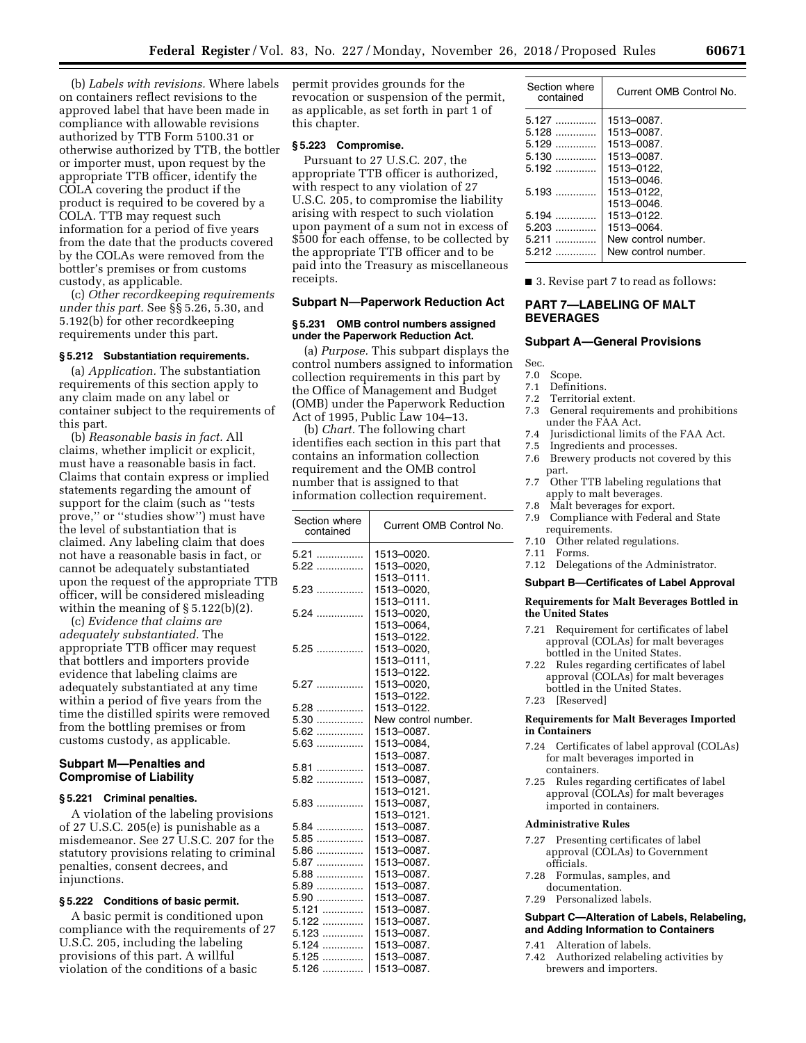(b) *Labels with revisions.* Where labels on containers reflect revisions to the approved label that have been made in compliance with allowable revisions authorized by TTB Form 5100.31 or otherwise authorized by TTB, the bottler or importer must, upon request by the appropriate TTB officer, identify the COLA covering the product if the product is required to be covered by a COLA. TTB may request such information for a period of five years from the date that the products covered by the COLAs were removed from the bottler's premises or from customs custody, as applicable.

(c) *Other recordkeeping requirements under this part.* See §§ 5.26, 5.30, and 5.192(b) for other recordkeeping requirements under this part.

### § 5.212 Substantiation requirements.

(a) *Application.* The substantiation requirements of this section apply to any claim made on any label or container subject to the requirements of this part.

(b) *Reasonable basis in fact.* All claims, whether implicit or explicit, must have a reasonable basis in fact. Claims that contain express or implied statements regarding the amount of support for the claim (such as ''tests prove,'' or ''studies show'') must have the level of substantiation that is claimed. Any labeling claim that does not have a reasonable basis in fact, or cannot be adequately substantiated upon the request of the appropriate TTB officer, will be considered misleading within the meaning of § 5.122(b)(2).

(c) *Evidence that claims are adequately substantiated.* The appropriate TTB officer may request that bottlers and importers provide evidence that labeling claims are adequately substantiated at any time within a period of five years from the time the distilled spirits were removed from the bottling premises or from customs custody, as applicable.

## Subpart M—Penalties and Compromise of Liability

### § 5.221 Criminal penalties.

A violation of the labeling provisions of 27 U.S.C. 205(e) is punishable as a misdemeanor. See 27 U.S.C. 207 for the statutory provisions relating to criminal penalties, consent decrees, and injunctions.

### § 5.222 Conditions of basic permit.

A basic permit is conditioned upon compliance with the requirements of 27 U.S.C. 205, including the labeling provisions of this part. A willful violation of the conditions of a basic permit provides grounds for the revocation or suspension of the permit, as applicable, as set forth in part 1 of this chapter.

### § 5.223 Compromise.

Pursuant to 27 U.S.C. 207, the appropriate TTB officer is authorized, with respect to any violation of 27 U.S.C. 205, to compromise the liability arising with respect to such violation upon payment of a sum not in excess of $500 for each offense, to be collected by the appropriate TTB officer and to be paid into the Treasury as miscellaneous receipts.

## Subpart N—Paperwork Reduction Act

### § 5.231 OMB control numbers assigned under the Paperwork Reduction Act.

(a) *Purpose.* This subpart displays the control numbers assigned to information collection requirements in this part by the Office of Management and Budget (OMB) under the Paperwork Reduction Act of 1995, Public Law 104–13.

(b) *Chart.* The following chart identifies each section in this part that contains an information collection requirement and the OMB control number that is assigned to that information collection requirement.

| Section where contained | Current OMB Control No. |
|---|---|
| 5.21 | 1513–0020. |
| 5.22 | 1513–0020, 1513–0111. |
| 5.23 | 1513–0020, 1513–0111. |
| 5.24 | 1513–0020, 1513–0064, 1513–0122. |
| 5.25 | 1513–0020, 1513–0111, 1513–0122. |
| 5.27 | 1513–0020, 1513–0122. |
| 5.28 | 1513–0122. |
| 5.30 | New control number. |
| 5.62 | 1513–0087. |
| 5.63 | 1513–0084, 1513–0087. |
| 5.81 | 1513–0087. |
| 5.82 | 1513–0087, 1513–0121. |
| 5.83 | 1513–0087, 1513–0121. |
| 5.84 | 1513–0087. |
| 5.85 | 1513–0087. |
| 5.86 | 1513–0087. |
| 5.87 | 1513–0087. |
| 5.88 | 1513–0087. |
| 5.89 | 1513–0087. |
| 5.90 | 1513–0087. |
| 5.121 | 1513–0087. |
| 5.122 | 1513–0087. |
| 5.123 | 1513–0087. |
| 5.124 | 1513–0087. |
| 5.125 | 1513–0087. |
| 5.126 | 1513–0087. |
| 5.127 | 1513–0087. |
| 5.128 | 1513–0087. |
| 5.129 | 1513–0087. |
| 5.130 | 1513–0087. |
| 5.192 | 1513–0122, 1513–0046. |
| 5.193 | 1513–0122, 1513–0046. |
| 5.194 | 1513–0122. |
| 5.203 | 1513–0064. |
| 5.211 | New control number. |
| 5.212 | New control number. |

■ 3. Revise part 7 to read as follows:

# PART 7—LABELING OF MALT BEVERAGES

## Subpart A—General Provisions

Sec.
7.0 Scope.
7.1 Definitions.
7.2 Territorial extent.
7.3 General requirements and prohibitions under the FAA Act.
7.4 Jurisdictional limits of the FAA Act.
7.5 Ingredients and processes.
7.6 Brewery products not covered by this part.
7.7 Other TTB labeling regulations that apply to malt beverages.
7.8 Malt beverages for export.
7.9 Compliance with Federal and State requirements.
7.10 Other related regulations.
7.11 Forms.
7.12 Delegations of the Administrator.

## Subpart B—Certificates of Label Approval

**Requirements for Malt Beverages Bottled in the United States**

7.21 Requirement for certificates of label approval (COLAs) for malt beverages bottled in the United States.
7.22 Rules regarding certificates of label approval (COLAs) for malt beverages bottled in the United States.
7.23 [Reserved]

**Requirements for Malt Beverages Imported in Containers**

7.24 Certificates of label approval (COLAs) for malt beverages imported in containers.
7.25 Rules regarding certificates of label approval (COLAs) for malt beverages imported in containers.

**Administrative Rules**

7.27 Presenting certificates of label approval (COLAs) to Government officials.
7.28 Formulas, samples, and documentation.
7.29 Personalized labels.

## Subpart C—Alteration of Labels, Relabeling, and Adding Information to Containers

7.41 Alteration of labels.
7.42 Authorized relabeling activities by brewers and importers.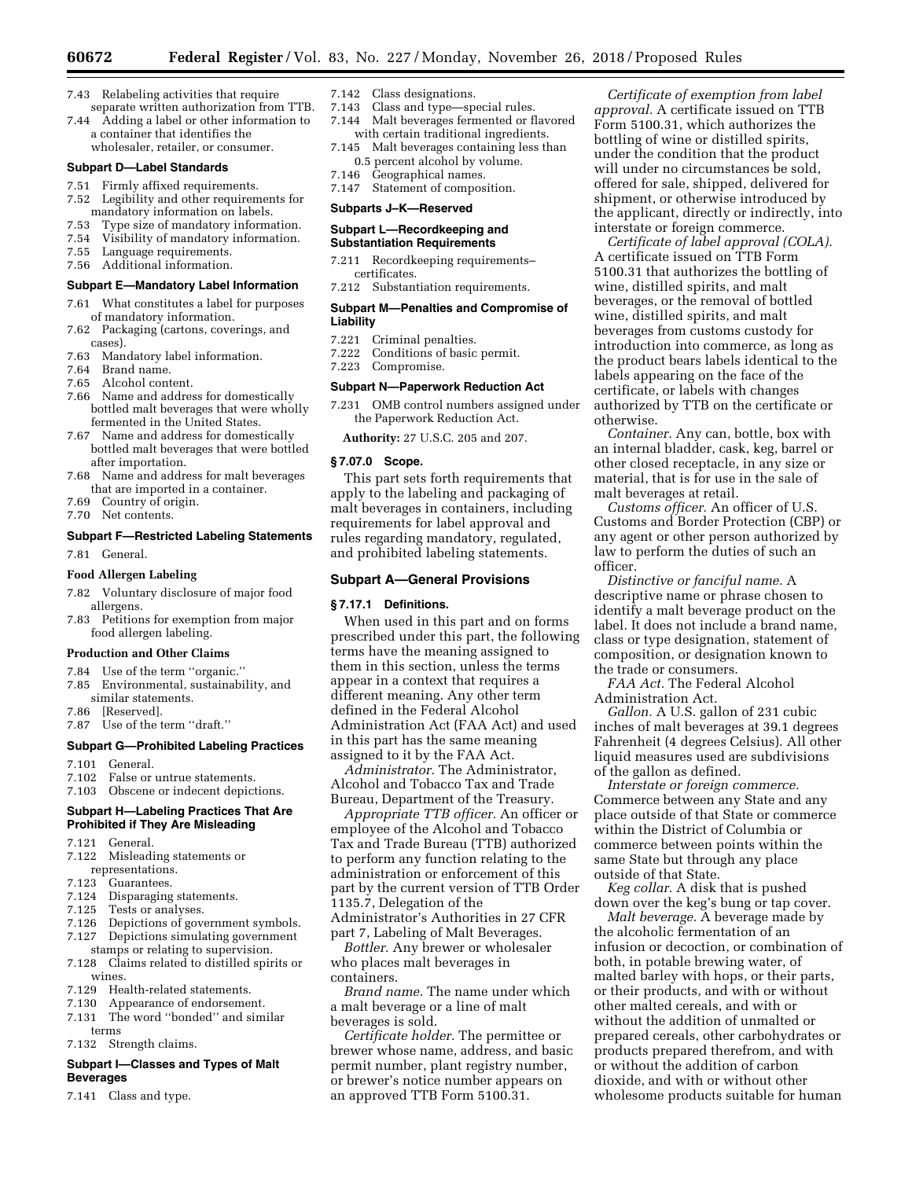7.43 Relabeling activities that require separate written authorization from TTB.
7.44 Adding a label or other information to a container that identifies the wholesaler, retailer, or consumer.

**Subpart D—Label Standards**

7.51 Firmly affixed requirements.
7.52 Legibility and other requirements for mandatory information on labels.
7.53 Type size of mandatory information.
7.54 Visibility of mandatory information.
7.55 Language requirements.
7.56 Additional information.

**Subpart E—Mandatory Label Information**

7.61 What constitutes a label for purposes of mandatory information.
7.62 Packaging (cartons, coverings, and cases).
7.63 Mandatory label information.
7.64 Brand name.
7.65 Alcohol content.
7.66 Name and address for domestically bottled malt beverages that were wholly fermented in the United States.
7.67 Name and address for domestically bottled malt beverages that were bottled after importation.
7.68 Name and address for malt beverages that are imported in a container.
7.69 Country of origin.
7.70 Net contents.

**Subpart F—Restricted Labeling Statements**

7.81 General.

**Food Allergen Labeling**

7.82 Voluntary disclosure of major food allergens.
7.83 Petitions for exemption from major food allergen labeling.

**Production and Other Claims**

7.84 Use of the term ''organic.''
7.85 Environmental, sustainability, and similar statements.
7.86 [Reserved].
7.87 Use of the term ''draft.''

**Subpart G—Prohibited Labeling Practices**

7.101 General.
7.102 False or untrue statements.
7.103 Obscene or indecent depictions.

**Subpart H—Labeling Practices That Are Prohibited if They Are Misleading**

7.121 General.
7.122 Misleading statements or representations.
7.123 Guarantees.
7.124 Disparaging statements.
7.125 Tests or analyses.
7.126 Depictions of government symbols.
7.127 Depictions simulating government stamps or relating to supervision.
7.128 Claims related to distilled spirits or wines.
7.129 Health-related statements.
7.130 Appearance of endorsement.
7.131 The word ''bonded'' and similar terms
7.132 Strength claims.

**Subpart I—Classes and Types of Malt Beverages**

7.141 Class and type.
7.142 Class designations.
7.143 Class and type—special rules.
7.144 Malt beverages fermented or flavored with certain traditional ingredients.
7.145 Malt beverages containing less than 0.5 percent alcohol by volume.
7.146 Geographical names.
7.147 Statement of composition.

**Subparts J–K—Reserved**

**Subpart L—Recordkeeping and Substantiation Requirements**

7.211 Recordkeeping requirements–certificates.
7.212 Substantiation requirements.

**Subpart M—Penalties and Compromise of Liability**

7.221 Criminal penalties.
7.222 Conditions of basic permit.
7.223 Compromise.

**Subpart N—Paperwork Reduction Act**

7.231 OMB control numbers assigned under the Paperwork Reduction Act.

**Authority:** 27 U.S.C. 205 and 207.

### § 7.07.0 Scope.

This part sets forth requirements that apply to the labeling and packaging of malt beverages in containers, including requirements for label approval and rules regarding mandatory, regulated, and prohibited labeling statements.

## Subpart A—General Provisions

### § 7.17.1 Definitions.

When used in this part and on forms prescribed under this part, the following terms have the meaning assigned to them in this section, unless the terms appear in a context that requires a different meaning. Any other term defined in the Federal Alcohol Administration Act (FAA Act) and used in this part has the same meaning assigned to it by the FAA Act.

*Administrator.* The Administrator, Alcohol and Tobacco Tax and Trade Bureau, Department of the Treasury.

*Appropriate TTB officer.* An officer or employee of the Alcohol and Tobacco Tax and Trade Bureau (TTB) authorized to perform any function relating to the administration or enforcement of this part by the current version of TTB Order 1135.7, Delegation of the Administrator's Authorities in 27 CFR part 7, Labeling of Malt Beverages.

*Bottler.* Any brewer or wholesaler who places malt beverages in containers.

*Brand name.* The name under which a malt beverage or a line of malt beverages is sold.

*Certificate holder.* The permittee or brewer whose name, address, and basic permit number, plant registry number, or brewer's notice number appears on an approved TTB Form 5100.31.

*Certificate of exemption from label approval.* A certificate issued on TTB Form 5100.31, which authorizes the bottling of wine or distilled spirits, under the condition that the product will under no circumstances be sold, offered for sale, shipped, delivered for shipment, or otherwise introduced by the applicant, directly or indirectly, into interstate or foreign commerce.

*Certificate of label approval (COLA).* A certificate issued on TTB Form 5100.31 that authorizes the bottling of wine, distilled spirits, and malt beverages, or the removal of bottled wine, distilled spirits, and malt beverages from customs custody for introduction into commerce, as long as the product bears labels identical to the labels appearing on the face of the certificate, or labels with changes authorized by TTB on the certificate or otherwise.

*Container.* Any can, bottle, box with an internal bladder, cask, keg, barrel or other closed receptacle, in any size or material, that is for use in the sale of malt beverages at retail.

*Customs officer.* An officer of U.S. Customs and Border Protection (CBP) or any agent or other person authorized by law to perform the duties of such an officer.

*Distinctive or fanciful name.* A descriptive name or phrase chosen to identify a malt beverage product on the label. It does not include a brand name, class or type designation, statement of composition, or designation known to the trade or consumers.

*FAA Act.* The Federal Alcohol Administration Act.

*Gallon.* A U.S. gallon of 231 cubic inches of malt beverages at 39.1 degrees Fahrenheit (4 degrees Celsius). All other liquid measures used are subdivisions of the gallon as defined.

*Interstate or foreign commerce.* Commerce between any State and any place outside of that State or commerce within the District of Columbia or commerce between points within the same State but through any place outside of that State.

*Keg collar.* A disk that is pushed down over the keg's bung or tap cover.

*Malt beverage.* A beverage made by the alcoholic fermentation of an infusion or decoction, or combination of both, in potable brewing water, of malted barley with hops, or their parts, or their products, and with or without other malted cereals, and with or without the addition of unmalted or prepared cereals, other carbohydrates or products prepared therefrom, and with or without the addition of carbon dioxide, and with or without other wholesome products suitable for human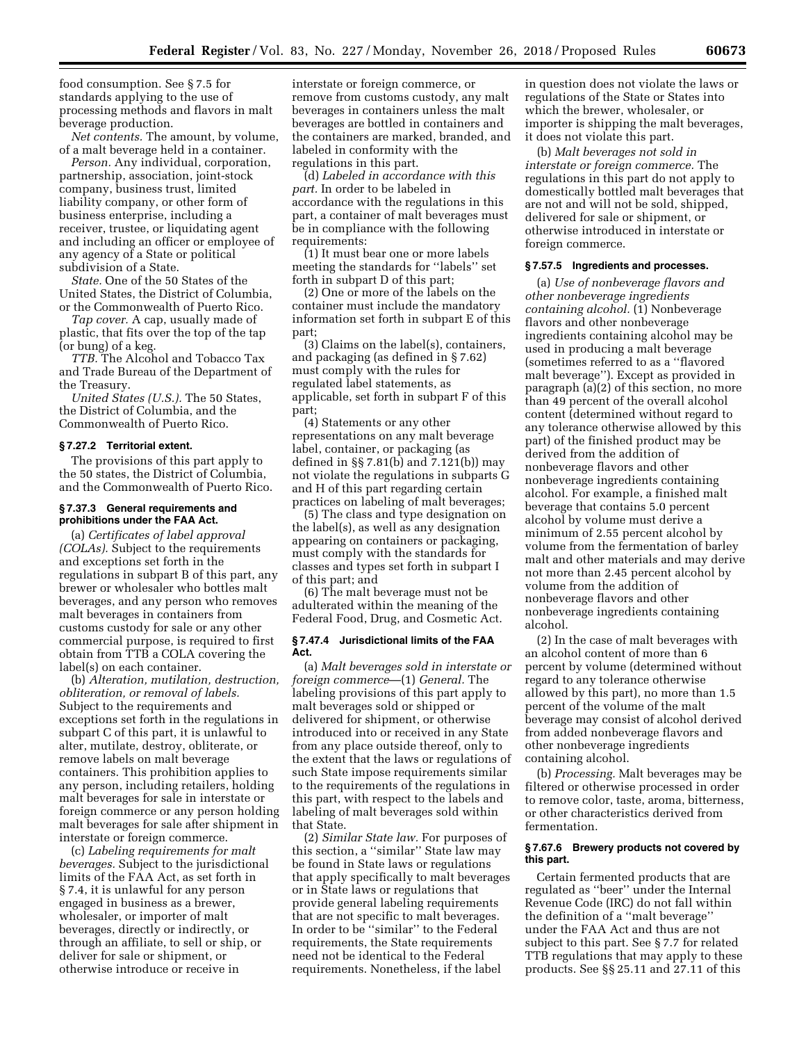food consumption. See § 7.5 for standards applying to the use of processing methods and flavors in malt beverage production.

*Net contents.* The amount, by volume, of a malt beverage held in a container.

*Person.* Any individual, corporation, partnership, association, joint-stock company, business trust, limited liability company, or other form of business enterprise, including a receiver, trustee, or liquidating agent and including an officer or employee of any agency of a State or political subdivision of a State.

*State.* One of the 50 States of the United States, the District of Columbia, or the Commonwealth of Puerto Rico.

*Tap cover.* A cap, usually made of plastic, that fits over the top of the tap (or bung) of a keg.

*TTB.* The Alcohol and Tobacco Tax and Trade Bureau of the Department of the Treasury.

*United States (U.S.).* The 50 States, the District of Columbia, and the Commonwealth of Puerto Rico.

### § 7.27.2 Territorial extent.

The provisions of this part apply to the 50 states, the District of Columbia, and the Commonwealth of Puerto Rico.

### § 7.37.3 General requirements and prohibitions under the FAA Act.

(a) *Certificates of label approval (COLAs).* Subject to the requirements and exceptions set forth in the regulations in subpart B of this part, any brewer or wholesaler who bottles malt beverages, and any person who removes malt beverages in containers from customs custody for sale or any other commercial purpose, is required to first obtain from TTB a COLA covering the label(s) on each container.

(b) *Alteration, mutilation, destruction, obliteration, or removal of labels.* Subject to the requirements and exceptions set forth in the regulations in subpart C of this part, it is unlawful to alter, mutilate, destroy, obliterate, or remove labels on malt beverage containers. This prohibition applies to any person, including retailers, holding malt beverages for sale in interstate or foreign commerce or any person holding malt beverages for sale after shipment in interstate or foreign commerce.

(c) *Labeling requirements for malt beverages.* Subject to the jurisdictional limits of the FAA Act, as set forth in § 7.4, it is unlawful for any person engaged in business as a brewer, wholesaler, or importer of malt beverages, directly or indirectly, or through an affiliate, to sell or ship, or deliver for sale or shipment, or otherwise introduce or receive in interstate or foreign commerce, or remove from customs custody, any malt beverages in containers unless the malt beverages are bottled in containers and the containers are marked, branded, and labeled in conformity with the regulations in this part.

(d) *Labeled in accordance with this part.* In order to be labeled in accordance with the regulations in this part, a container of malt beverages must be in compliance with the following requirements:

(1) It must bear one or more labels meeting the standards for "labels" set forth in subpart D of this part;

(2) One or more of the labels on the container must include the mandatory information set forth in subpart E of this part;

(3) Claims on the label(s), containers, and packaging (as defined in § 7.62) must comply with the rules for regulated label statements, as applicable, set forth in subpart F of this part;

(4) Statements or any other representations on any malt beverage label, container, or packaging (as defined in §§ 7.81(b) and 7.121(b)) may not violate the regulations in subparts G and H of this part regarding certain practices on labeling of malt beverages;

(5) The class and type designation on the label(s), as well as any designation appearing on containers or packaging, must comply with the standards for classes and types set forth in subpart I of this part; and

(6) The malt beverage must not be adulterated within the meaning of the Federal Food, Drug, and Cosmetic Act.

### § 7.47.4 Jurisdictional limits of the FAA Act.

(a) *Malt beverages sold in interstate or foreign commerce*—(1) *General.* The labeling provisions of this part apply to malt beverages sold or shipped or delivered for shipment, or otherwise introduced into or received in any State from any place outside thereof, only to the extent that the laws or regulations of such State impose requirements similar to the requirements of the regulations in this part, with respect to the labels and labeling of malt beverages sold within that State.

(2) *Similar State law.* For purposes of this section, a "similar" State law may be found in State laws or regulations that apply specifically to malt beverages or in State laws or regulations that provide general labeling requirements that are not specific to malt beverages. In order to be "similar" to the Federal requirements, the State requirements need not be identical to the Federal requirements. Nonetheless, if the label in question does not violate the laws or regulations of the State or States into which the brewer, wholesaler, or importer is shipping the malt beverages, it does not violate this part.

(b) *Malt beverages not sold in interstate or foreign commerce.* The regulations in this part do not apply to domestically bottled malt beverages that are not and will not be sold, shipped, delivered for sale or shipment, or otherwise introduced in interstate or foreign commerce.

### § 7.57.5 Ingredients and processes.

(a) *Use of nonbeverage flavors and other nonbeverage ingredients containing alcohol.* (1) Nonbeverage flavors and other nonbeverage ingredients containing alcohol may be used in producing a malt beverage (sometimes referred to as a "flavored malt beverage"). Except as provided in paragraph (a)(2) of this section, no more than 49 percent of the overall alcohol content (determined without regard to any tolerance otherwise allowed by this part) of the finished product may be derived from the addition of nonbeverage flavors and other nonbeverage ingredients containing alcohol. For example, a finished malt beverage that contains 5.0 percent alcohol by volume must derive a minimum of 2.55 percent alcohol by volume from the fermentation of barley malt and other materials and may derive not more than 2.45 percent alcohol by volume from the addition of nonbeverage flavors and other nonbeverage ingredients containing alcohol.

(2) In the case of malt beverages with an alcohol content of more than 6 percent by volume (determined without regard to any tolerance otherwise allowed by this part), no more than 1.5 percent of the volume of the malt beverage may consist of alcohol derived from added nonbeverage flavors and other nonbeverage ingredients containing alcohol.

(b) *Processing.* Malt beverages may be filtered or otherwise processed in order to remove color, taste, aroma, bitterness, or other characteristics derived from fermentation.

### § 7.67.6 Brewery products not covered by this part.

Certain fermented products that are regulated as "beer" under the Internal Revenue Code (IRC) do not fall within the definition of a "malt beverage" under the FAA Act and thus are not subject to this part. See § 7.7 for related TTB regulations that may apply to these products. See §§ 25.11 and 27.11 of this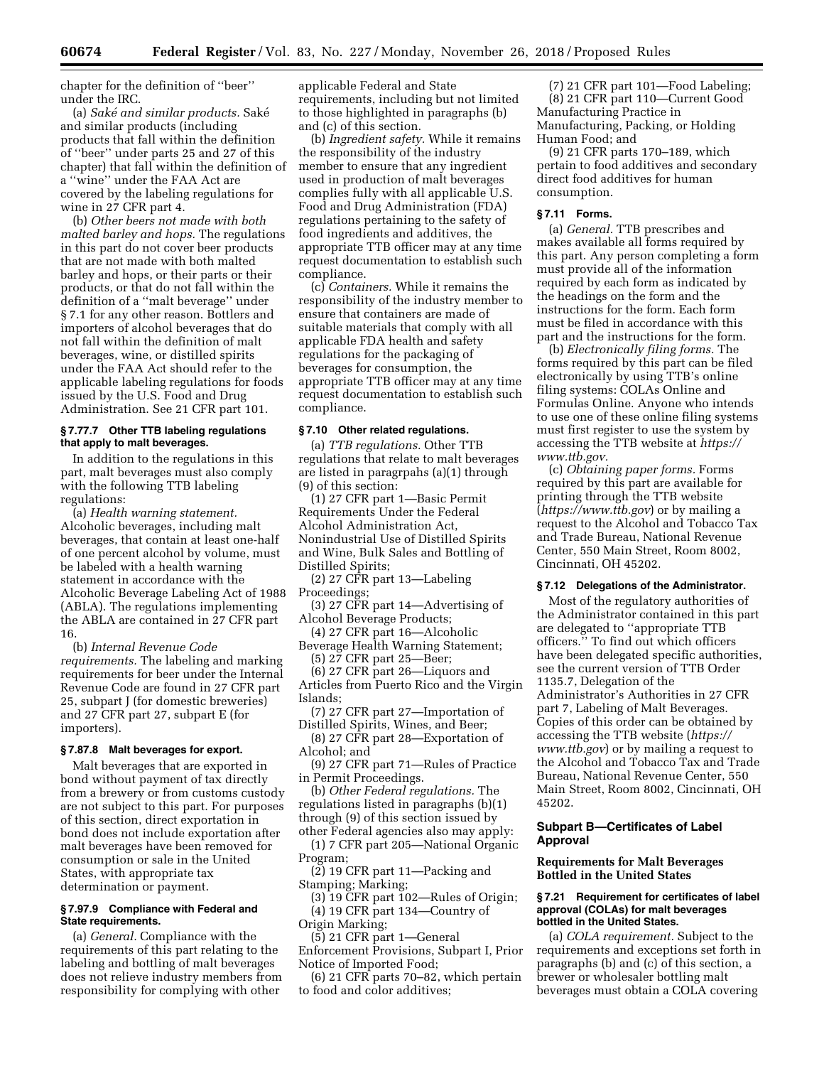chapter for the definition of ''beer'' under the IRC.

(a) *Saké and similar products.* Saké and similar products (including products that fall within the definition of ''beer'' under parts 25 and 27 of this chapter) that fall within the definition of a ''wine'' under the FAA Act are covered by the labeling regulations for wine in 27 CFR part 4.

(b) *Other beers not made with both malted barley and hops.* The regulations in this part do not cover beer products that are not made with both malted barley and hops, or their parts or their products, or that do not fall within the definition of a ''malt beverage'' under § 7.1 for any other reason. Bottlers and importers of alcohol beverages that do not fall within the definition of malt beverages, wine, or distilled spirits under the FAA Act should refer to the applicable labeling regulations for foods issued by the U.S. Food and Drug Administration. See 21 CFR part 101.

#### § 7.77.7 Other TTB labeling regulations that apply to malt beverages.

In addition to the regulations in this part, malt beverages must also comply with the following TTB labeling regulations:

(a) *Health warning statement.* Alcoholic beverages, including malt beverages, that contain at least one-half of one percent alcohol by volume, must be labeled with a health warning statement in accordance with the Alcoholic Beverage Labeling Act of 1988 (ABLA). The regulations implementing the ABLA are contained in 27 CFR part 16.

(b) *Internal Revenue Code requirements.* The labeling and marking requirements for beer under the Internal Revenue Code are found in 27 CFR part 25, subpart J (for domestic breweries) and 27 CFR part 27, subpart E (for importers).

#### § 7.87.8 Malt beverages for export.

Malt beverages that are exported in bond without payment of tax directly from a brewery or from customs custody are not subject to this part. For purposes of this section, direct exportation in bond does not include exportation after malt beverages have been removed for consumption or sale in the United States, with appropriate tax determination or payment.

#### § 7.97.9 Compliance with Federal and State requirements.

(a) *General.* Compliance with the requirements of this part relating to the labeling and bottling of malt beverages does not relieve industry members from responsibility for complying with other applicable Federal and State requirements, including but not limited to those highlighted in paragraphs (b) and (c) of this section.

(b) *Ingredient safety.* While it remains the responsibility of the industry member to ensure that any ingredient used in production of malt beverages complies fully with all applicable U.S. Food and Drug Administration (FDA) regulations pertaining to the safety of food ingredients and additives, the appropriate TTB officer may at any time request documentation to establish such compliance.

(c) *Containers.* While it remains the responsibility of the industry member to ensure that containers are made of suitable materials that comply with all applicable FDA health and safety regulations for the packaging of beverages for consumption, the appropriate TTB officer may at any time request documentation to establish such compliance.

#### § 7.10 Other related regulations.

(a) *TTB regulations.* Other TTB regulations that relate to malt beverages are listed in paragrpahs (a)(1) through (9) of this section:

(1) 27 CFR part 1—Basic Permit Requirements Under the Federal Alcohol Administration Act, Nonindustrial Use of Distilled Spirits and Wine, Bulk Sales and Bottling of Distilled Spirits;

(2) 27 CFR part 13—Labeling Proceedings;

(3) 27 CFR part 14—Advertising of Alcohol Beverage Products;

(4) 27 CFR part 16—Alcoholic Beverage Health Warning Statement;

(5) 27 CFR part 25—Beer;

(6) 27 CFR part 26—Liquors and Articles from Puerto Rico and the Virgin Islands;

(7) 27 CFR part 27—Importation of Distilled Spirits, Wines, and Beer;

(8) 27 CFR part 28—Exportation of Alcohol; and

(9) 27 CFR part 71—Rules of Practice in Permit Proceedings.

(b) *Other Federal regulations.* The regulations listed in paragraphs (b)(1) through (9) of this section issued by other Federal agencies also may apply:

(1) 7 CFR part 205—National Organic Program;

(2) 19 CFR part 11—Packing and Stamping; Marking;

(3) 19 CFR part 102—Rules of Origin;

(4) 19 CFR part 134—Country of Origin Marking;

(5) 21 CFR part 1—General Enforcement Provisions, Subpart I, Prior Notice of Imported Food;

(6) 21 CFR parts 70–82, which pertain to food and color additives;

(7) 21 CFR part 101—Food Labeling;

(8) 21 CFR part 110—Current Good Manufacturing Practice in Manufacturing, Packing, or Holding Human Food; and

(9) 21 CFR parts 170–189, which pertain to food additives and secondary direct food additives for human consumption.

#### § 7.11 Forms.

(a) *General.* TTB prescribes and makes available all forms required by this part. Any person completing a form must provide all of the information required by each form as indicated by the headings on the form and the instructions for the form. Each form must be filed in accordance with this part and the instructions for the form.

(b) *Electronically filing forms.* The forms required by this part can be filed electronically by using TTB's online filing systems: COLAs Online and Formulas Online. Anyone who intends to use one of these online filing systems must first register to use the system by accessing the TTB website at *https://www.ttb.gov.*

(c) *Obtaining paper forms.* Forms required by this part are available for printing through the TTB website (*https://www.ttb.gov*) or by mailing a request to the Alcohol and Tobacco Tax and Trade Bureau, National Revenue Center, 550 Main Street, Room 8002, Cincinnati, OH 45202.

#### § 7.12 Delegations of the Administrator.

Most of the regulatory authorities of the Administrator contained in this part are delegated to ''appropriate TTB officers.'' To find out which officers have been delegated specific authorities, see the current version of TTB Order 1135.7, Delegation of the Administrator's Authorities in 27 CFR part 7, Labeling of Malt Beverages. Copies of this order can be obtained by accessing the TTB website (*https://www.ttb.gov*) or by mailing a request to the Alcohol and Tobacco Tax and Trade Bureau, National Revenue Center, 550 Main Street, Room 8002, Cincinnati, OH 45202.

### Subpart B—Certificates of Label Approval

### Requirements for Malt Beverages Bottled in the United States

#### § 7.21 Requirement for certificates of label approval (COLAs) for malt beverages bottled in the United States.

(a) *COLA requirement.* Subject to the requirements and exceptions set forth in paragraphs (b) and (c) of this section, a brewer or wholesaler bottling malt beverages must obtain a COLA covering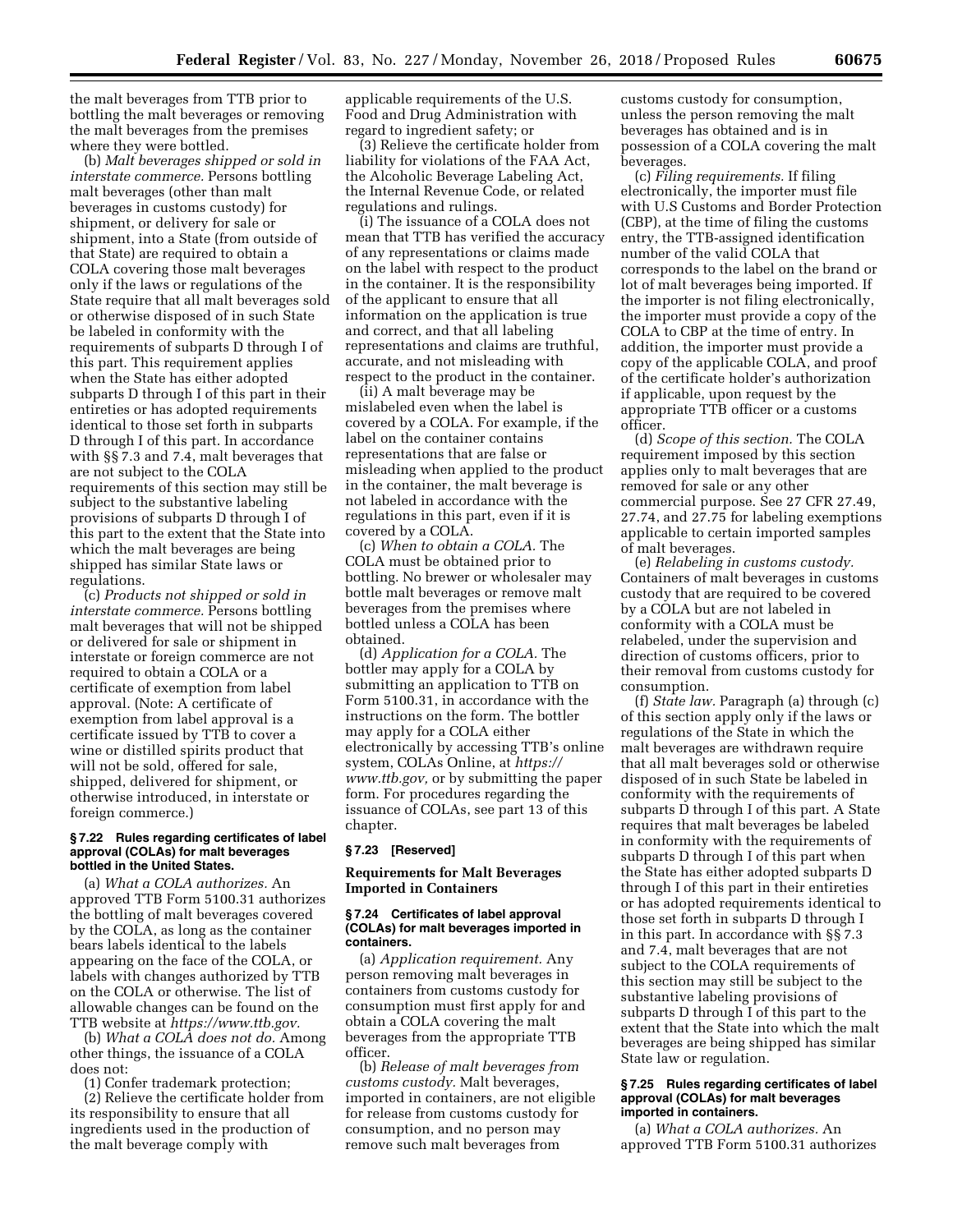the malt beverages from TTB prior to bottling the malt beverages or removing the malt beverages from the premises where they were bottled.

(b) *Malt beverages shipped or sold in interstate commerce.* Persons bottling malt beverages (other than malt beverages in customs custody) for shipment, or delivery for sale or shipment, into a State (from outside of that State) are required to obtain a COLA covering those malt beverages only if the laws or regulations of the State require that all malt beverages sold or otherwise disposed of in such State be labeled in conformity with the requirements of subparts D through I of this part. This requirement applies when the State has either adopted subparts D through I of this part in their entireties or has adopted requirements identical to those set forth in subparts D through I of this part. In accordance with §§ 7.3 and 7.4, malt beverages that are not subject to the COLA requirements of this section may still be subject to the substantive labeling provisions of subparts D through I of this part to the extent that the State into which the malt beverages are being shipped has similar State laws or regulations.

(c) *Products not shipped or sold in interstate commerce.* Persons bottling malt beverages that will not be shipped or delivered for sale or shipment in interstate or foreign commerce are not required to obtain a COLA or a certificate of exemption from label approval. (Note: A certificate of exemption from label approval is a certificate issued by TTB to cover a wine or distilled spirits product that will not be sold, offered for sale, shipped, delivered for shipment, or otherwise introduced, in interstate or foreign commerce.)

#### § 7.22 Rules regarding certificates of label approval (COLAs) for malt beverages bottled in the United States.

(a) *What a COLA authorizes.* An approved TTB Form 5100.31 authorizes the bottling of malt beverages covered by the COLA, as long as the container bears labels identical to the labels appearing on the face of the COLA, or labels with changes authorized by TTB on the COLA or otherwise. The list of allowable changes can be found on the TTB website at *https://www.ttb.gov.*

(b) *What a COLA does not do.* Among other things, the issuance of a COLA does not:

(1) Confer trademark protection;

(2) Relieve the certificate holder from its responsibility to ensure that all ingredients used in the production of the malt beverage comply with applicable requirements of the U.S. Food and Drug Administration with regard to ingredient safety; or

(3) Relieve the certificate holder from liability for violations of the FAA Act, the Alcoholic Beverage Labeling Act, the Internal Revenue Code, or related regulations and rulings.

(i) The issuance of a COLA does not mean that TTB has verified the accuracy of any representations or claims made on the label with respect to the product in the container. It is the responsibility of the applicant to ensure that all information on the application is true and correct, and that all labeling representations and claims are truthful, accurate, and not misleading with respect to the product in the container.

(ii) A malt beverage may be mislabeled even when the label is covered by a COLA. For example, if the label on the container contains representations that are false or misleading when applied to the product in the container, the malt beverage is not labeled in accordance with the regulations in this part, even if it is covered by a COLA.

(c) *When to obtain a COLA.* The COLA must be obtained prior to bottling. No brewer or wholesaler may bottle malt beverages or remove malt beverages from the premises where bottled unless a COLA has been obtained.

(d) *Application for a COLA.* The bottler may apply for a COLA by submitting an application to TTB on Form 5100.31, in accordance with the instructions on the form. The bottler may apply for a COLA either electronically by accessing TTB's online system, COLAs Online, at *https://www.ttb.gov,* or by submitting the paper form. For procedures regarding the issuance of COLAs, see part 13 of this chapter.

#### § 7.23 [Reserved]

### Requirements for Malt Beverages Imported in Containers

#### § 7.24 Certificates of label approval (COLAs) for malt beverages imported in containers.

(a) *Application requirement.* Any person removing malt beverages in containers from customs custody for consumption must first apply for and obtain a COLA covering the malt beverages from the appropriate TTB officer.

(b) *Release of malt beverages from customs custody.* Malt beverages, imported in containers, are not eligible for release from customs custody for consumption, and no person may remove such malt beverages from customs custody for consumption, unless the person removing the malt beverages has obtained and is in possession of a COLA covering the malt beverages.

(c) *Filing requirements.* If filing electronically, the importer must file with U.S Customs and Border Protection (CBP), at the time of filing the customs entry, the TTB-assigned identification number of the valid COLA that corresponds to the label on the brand or lot of malt beverages being imported. If the importer is not filing electronically, the importer must provide a copy of the COLA to CBP at the time of entry. In addition, the importer must provide a copy of the applicable COLA, and proof of the certificate holder's authorization if applicable, upon request by the appropriate TTB officer or a customs officer.

(d) *Scope of this section.* The COLA requirement imposed by this section applies only to malt beverages that are removed for sale or any other commercial purpose. See 27 CFR 27.49, 27.74, and 27.75 for labeling exemptions applicable to certain imported samples of malt beverages.

(e) *Relabeling in customs custody.* Containers of malt beverages in customs custody that are required to be covered by a COLA but are not labeled in conformity with a COLA must be relabeled, under the supervision and direction of customs officers, prior to their removal from customs custody for consumption.

(f) *State law.* Paragraph (a) through (c) of this section apply only if the laws or regulations of the State in which the malt beverages are withdrawn require that all malt beverages sold or otherwise disposed of in such State be labeled in conformity with the requirements of subparts D through I of this part. A State requires that malt beverages be labeled in conformity with the requirements of subparts D through I of this part when the State has either adopted subparts D through I of this part in their entireties or has adopted requirements identical to those set forth in subparts D through I in this part. In accordance with §§ 7.3 and 7.4, malt beverages that are not subject to the COLA requirements of this section may still be subject to the substantive labeling provisions of subparts D through I of this part to the extent that the State into which the malt beverages are being shipped has similar State law or regulation.

#### § 7.25 Rules regarding certificates of label approval (COLAs) for malt beverages imported in containers.

(a) *What a COLA authorizes.* An approved TTB Form 5100.31 authorizes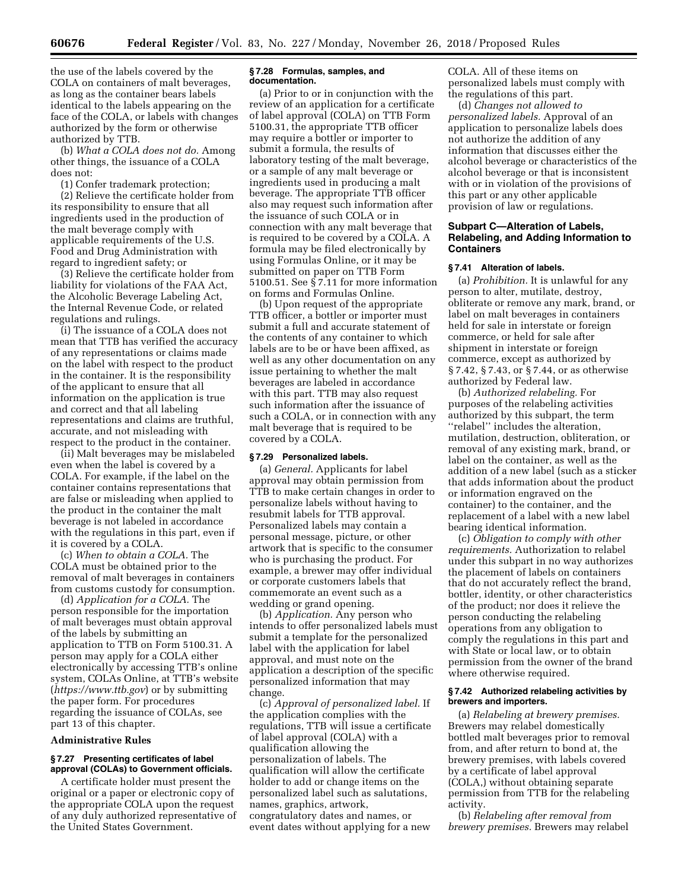the use of the labels covered by the COLA on containers of malt beverages, as long as the container bears labels identical to the labels appearing on the face of the COLA, or labels with changes authorized by the form or otherwise authorized by TTB.

(b) *What a COLA does not do.* Among other things, the issuance of a COLA does not:

(1) Confer trademark protection;

(2) Relieve the certificate holder from its responsibility to ensure that all ingredients used in the production of the malt beverage comply with applicable requirements of the U.S. Food and Drug Administration with regard to ingredient safety; or

(3) Relieve the certificate holder from liability for violations of the FAA Act, the Alcoholic Beverage Labeling Act, the Internal Revenue Code, or related regulations and rulings.

(i) The issuance of a COLA does not mean that TTB has verified the accuracy of any representations or claims made on the label with respect to the product in the container. It is the responsibility of the applicant to ensure that all information on the application is true and correct and that all labeling representations and claims are truthful, accurate, and not misleading with respect to the product in the container.

(ii) Malt beverages may be mislabeled even when the label is covered by a COLA. For example, if the label on the container contains representations that are false or misleading when applied to the product in the container the malt beverage is not labeled in accordance with the regulations in this part, even if it is covered by a COLA.

(c) *When to obtain a COLA.* The COLA must be obtained prior to the removal of malt beverages in containers from customs custody for consumption.

(d) *Application for a COLA.* The person responsible for the importation of malt beverages must obtain approval of the labels by submitting an application to TTB on Form 5100.31. A person may apply for a COLA either electronically by accessing TTB's online system, COLAs Online, at TTB's website (*https://www.ttb.gov*) or by submitting the paper form. For procedures regarding the issuance of COLAs, see part 13 of this chapter.

**Administrative Rules**

**§ 7.27 Presenting certificates of label approval (COLAs) to Government officials.**

A certificate holder must present the original or a paper or electronic copy of the appropriate COLA upon the request of any duly authorized representative of the United States Government.

**§ 7.28 Formulas, samples, and documentation.**

(a) Prior to or in conjunction with the review of an application for a certificate of label approval (COLA) on TTB Form 5100.31, the appropriate TTB officer may require a bottler or importer to submit a formula, the results of laboratory testing of the malt beverage, or a sample of any malt beverage or ingredients used in producing a malt beverage. The appropriate TTB officer also may request such information after the issuance of such COLA or in connection with any malt beverage that is required to be covered by a COLA. A formula may be filed electronically by using Formulas Online, or it may be submitted on paper on TTB Form 5100.51. See § 7.11 for more information on forms and Formulas Online.

(b) Upon request of the appropriate TTB officer, a bottler or importer must submit a full and accurate statement of the contents of any container to which labels are to be or have been affixed, as well as any other documentation on any issue pertaining to whether the malt beverages are labeled in accordance with this part. TTB may also request such information after the issuance of such a COLA, or in connection with any malt beverage that is required to be covered by a COLA.

**§ 7.29 Personalized labels.**

(a) *General.* Applicants for label approval may obtain permission from TTB to make certain changes in order to personalize labels without having to resubmit labels for TTB approval. Personalized labels may contain a personal message, picture, or other artwork that is specific to the consumer who is purchasing the product. For example, a brewer may offer individual or corporate customers labels that commemorate an event such as a wedding or grand opening.

(b) *Application.* Any person who intends to offer personalized labels must submit a template for the personalized label with the application for label approval, and must note on the application a description of the specific personalized information that may change.

(c) *Approval of personalized label.* If the application complies with the regulations, TTB will issue a certificate of label approval (COLA) with a qualification allowing the personalization of labels. The qualification will allow the certificate holder to add or change items on the personalized label such as salutations, names, graphics, artwork, congratulatory dates and names, or event dates without applying for a new COLA. All of these items on personalized labels must comply with the regulations of this part.

(d) *Changes not allowed to personalized labels.* Approval of an application to personalize labels does not authorize the addition of any information that discusses either the alcohol beverage or characteristics of the alcohol beverage or that is inconsistent with or in violation of the provisions of this part or any other applicable provision of law or regulations.

## Subpart C—Alteration of Labels, Relabeling, and Adding Information to Containers

**§ 7.41 Alteration of labels.**

(a) *Prohibition.* It is unlawful for any person to alter, mutilate, destroy, obliterate or remove any mark, brand, or label on malt beverages in containers held for sale in interstate or foreign commerce, or held for sale after shipment in interstate or foreign commerce, except as authorized by § 7.42, § 7.43, or § 7.44, or as otherwise authorized by Federal law.

(b) *Authorized relabeling.* For purposes of the relabeling activities authorized by this subpart, the term ''relabel'' includes the alteration, mutilation, destruction, obliteration, or removal of any existing mark, brand, or label on the container, as well as the addition of a new label (such as a sticker that adds information about the product or information engraved on the container) to the container, and the replacement of a label with a new label bearing identical information.

(c) *Obligation to comply with other requirements.* Authorization to relabel under this subpart in no way authorizes the placement of labels on containers that do not accurately reflect the brand, bottler, identity, or other characteristics of the product; nor does it relieve the person conducting the relabeling operations from any obligation to comply the regulations in this part and with State or local law, or to obtain permission from the owner of the brand where otherwise required.

**§ 7.42 Authorized relabeling activities by brewers and importers.**

(a) *Relabeling at brewery premises.* Brewers may relabel domestically bottled malt beverages prior to removal from, and after return to bond at, the brewery premises, with labels covered by a certificate of label approval (COLA,) without obtaining separate permission from TTB for the relabeling activity.

(b) *Relabeling after removal from brewery premises.* Brewers may relabel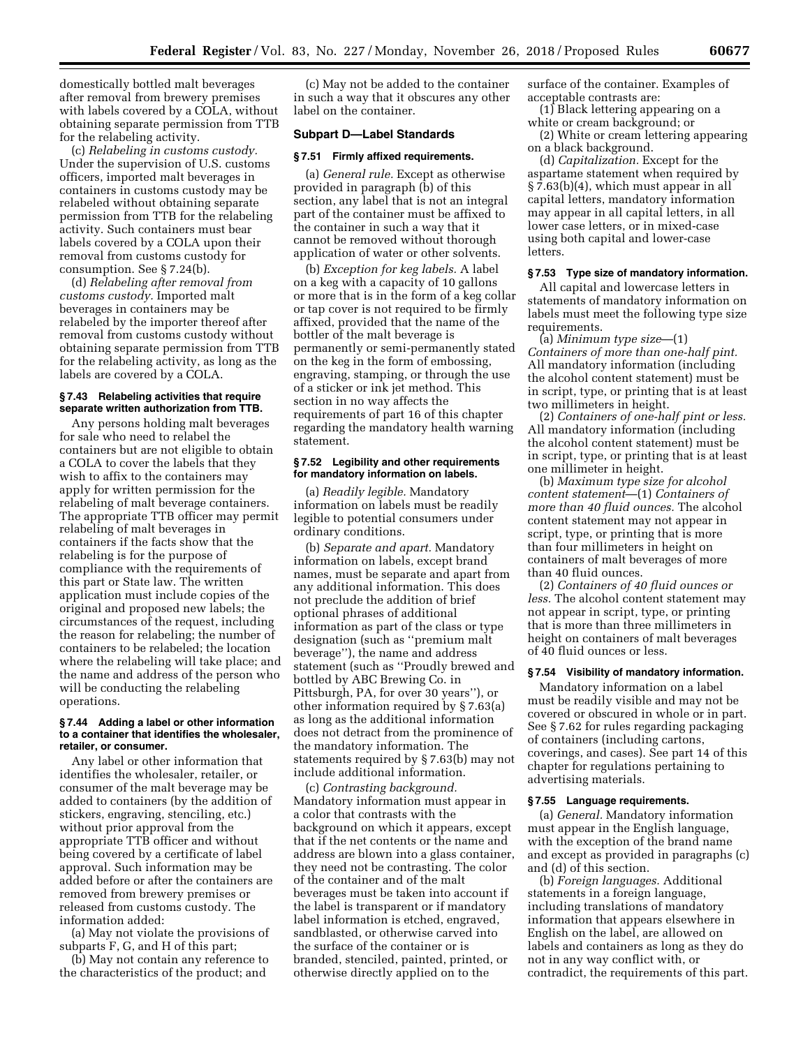domestically bottled malt beverages after removal from brewery premises with labels covered by a COLA, without obtaining separate permission from TTB for the relabeling activity.

(c) *Relabeling in customs custody.* Under the supervision of U.S. customs officers, imported malt beverages in containers in customs custody may be relabeled without obtaining separate permission from TTB for the relabeling activity. Such containers must bear labels covered by a COLA upon their removal from customs custody for consumption. See § 7.24(b).

(d) *Relabeling after removal from customs custody.* Imported malt beverages in containers may be relabeled by the importer thereof after removal from customs custody without obtaining separate permission from TTB for the relabeling activity, as long as the labels are covered by a COLA.

#### § 7.43 Relabeling activities that require separate written authorization from TTB.

Any persons holding malt beverages for sale who need to relabel the containers but are not eligible to obtain a COLA to cover the labels that they wish to affix to the containers may apply for written permission for the relabeling of malt beverage containers. The appropriate TTB officer may permit relabeling of malt beverages in containers if the facts show that the relabeling is for the purpose of compliance with the requirements of this part or State law. The written application must include copies of the original and proposed new labels; the circumstances of the request, including the reason for relabeling; the number of containers to be relabeled; the location where the relabeling will take place; and the name and address of the person who will be conducting the relabeling operations.

#### § 7.44 Adding a label or other information to a container that identifies the wholesaler, retailer, or consumer.

Any label or other information that identifies the wholesaler, retailer, or consumer of the malt beverage may be added to containers (by the addition of stickers, engraving, stenciling, etc.) without prior approval from the appropriate TTB officer and without being covered by a certificate of label approval. Such information may be added before or after the containers are removed from brewery premises or released from customs custody. The information added:

(a) May not violate the provisions of subparts F, G, and H of this part;

(b) May not contain any reference to the characteristics of the product; and

(c) May not be added to the container in such a way that it obscures any other label on the container.

### Subpart D—Label Standards

#### § 7.51 Firmly affixed requirements.

(a) *General rule.* Except as otherwise provided in paragraph (b) of this section, any label that is not an integral part of the container must be affixed to the container in such a way that it cannot be removed without thorough application of water or other solvents.

(b) *Exception for keg labels.* A label on a keg with a capacity of 10 gallons or more that is in the form of a keg collar or tap cover is not required to be firmly affixed, provided that the name of the bottler of the malt beverage is permanently or semi-permanently stated on the keg in the form of embossing, engraving, stamping, or through the use of a sticker or ink jet method. This section in no way affects the requirements of part 16 of this chapter regarding the mandatory health warning statement.

#### § 7.52 Legibility and other requirements for mandatory information on labels.

(a) *Readily legible.* Mandatory information on labels must be readily legible to potential consumers under ordinary conditions.

(b) *Separate and apart.* Mandatory information on labels, except brand names, must be separate and apart from any additional information. This does not preclude the addition of brief optional phrases of additional information as part of the class or type designation (such as "premium malt beverage"), the name and address statement (such as "Proudly brewed and bottled by ABC Brewing Co. in Pittsburgh, PA, for over 30 years"), or other information required by § 7.63(a) as long as the additional information does not detract from the prominence of the mandatory information. The statements required by § 7.63(b) may not include additional information.

(c) *Contrasting background.* Mandatory information must appear in a color that contrasts with the background on which it appears, except that if the net contents or the name and address are blown into a glass container, they need not be contrasting. The color of the container and of the malt beverages must be taken into account if the label is transparent or if mandatory label information is etched, engraved, sandblasted, or otherwise carved into the surface of the container or is branded, stenciled, painted, printed, or otherwise directly applied on to the surface of the container. Examples of acceptable contrasts are:

(1) Black lettering appearing on a white or cream background; or

(2) White or cream lettering appearing on a black background.

(d) *Capitalization.* Except for the aspartame statement when required by § 7.63(b)(4), which must appear in all capital letters, mandatory information may appear in all capital letters, in all lower case letters, or in mixed-case using both capital and lower-case letters.

#### § 7.53 Type size of mandatory information.

All capital and lowercase letters in statements of mandatory information on labels must meet the following type size requirements.

(a) *Minimum type size*—(1) *Containers of more than one-half pint.* All mandatory information (including the alcohol content statement) must be in script, type, or printing that is at least two millimeters in height.

(2) *Containers of one-half pint or less.* All mandatory information (including the alcohol content statement) must be in script, type, or printing that is at least one millimeter in height.

(b) *Maximum type size for alcohol content statement*—(1) *Containers of more than 40 fluid ounces.* The alcohol content statement may not appear in script, type, or printing that is more than four millimeters in height on containers of malt beverages of more than 40 fluid ounces.

(2) *Containers of 40 fluid ounces or less.* The alcohol content statement may not appear in script, type, or printing that is more than three millimeters in height on containers of malt beverages of 40 fluid ounces or less.

#### § 7.54 Visibility of mandatory information.

Mandatory information on a label must be readily visible and may not be covered or obscured in whole or in part. See § 7.62 for rules regarding packaging of containers (including cartons, coverings, and cases). See part 14 of this chapter for regulations pertaining to advertising materials.

#### § 7.55 Language requirements.

(a) *General.* Mandatory information must appear in the English language, with the exception of the brand name and except as provided in paragraphs (c) and (d) of this section.

(b) *Foreign languages.* Additional statements in a foreign language, including translations of mandatory information that appears elsewhere in English on the label, are allowed on labels and containers as long as they do not in any way conflict with, or contradict, the requirements of this part.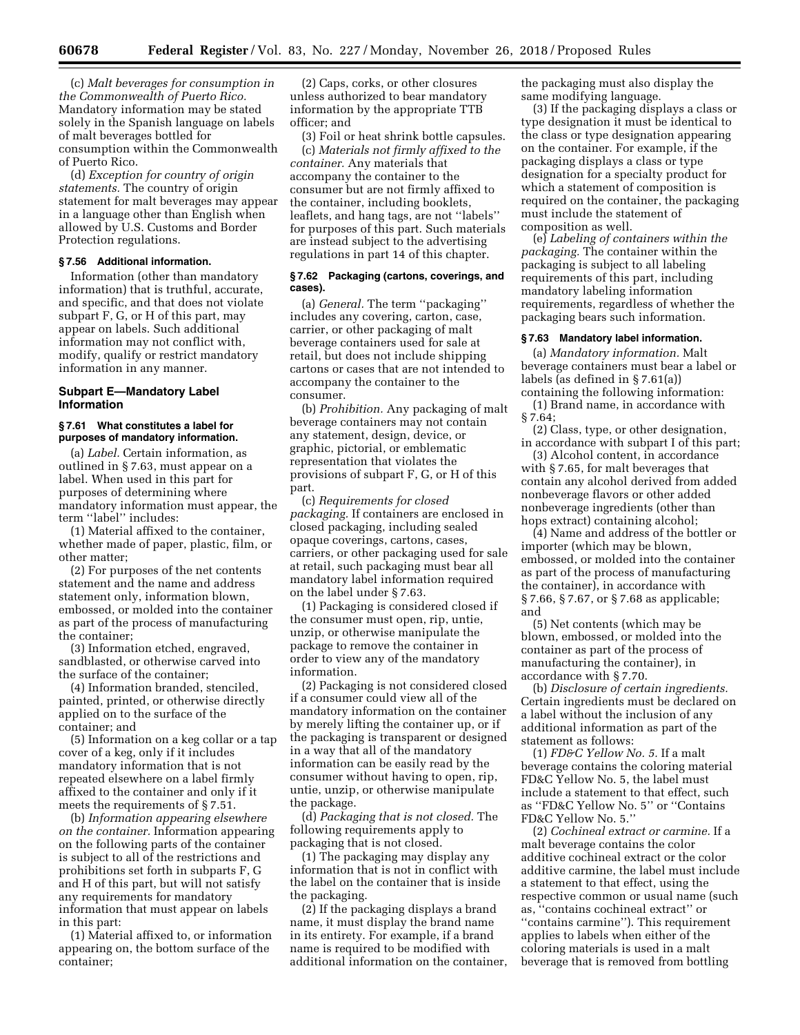(c) *Malt beverages for consumption in the Commonwealth of Puerto Rico.* Mandatory information may be stated solely in the Spanish language on labels of malt beverages bottled for consumption within the Commonwealth of Puerto Rico.

(d) *Exception for country of origin statements.* The country of origin statement for malt beverages may appear in a language other than English when allowed by U.S. Customs and Border Protection regulations.

#### § 7.56 Additional information.

Information (other than mandatory information) that is truthful, accurate, and specific, and that does not violate subpart F, G, or H of this part, may appear on labels. Such additional information may not conflict with, modify, qualify or restrict mandatory information in any manner.

### Subpart E—Mandatory Label Information

#### § 7.61 What constitutes a label for purposes of mandatory information.

(a) *Label.* Certain information, as outlined in § 7.63, must appear on a label. When used in this part for purposes of determining where mandatory information must appear, the term ''label'' includes:

(1) Material affixed to the container, whether made of paper, plastic, film, or other matter;

(2) For purposes of the net contents statement and the name and address statement only, information blown, embossed, or molded into the container as part of the process of manufacturing the container;

(3) Information etched, engraved, sandblasted, or otherwise carved into the surface of the container;

(4) Information branded, stenciled, painted, printed, or otherwise directly applied on to the surface of the container; and

(5) Information on a keg collar or a tap cover of a keg, only if it includes mandatory information that is not repeated elsewhere on a label firmly affixed to the container and only if it meets the requirements of § 7.51.

(b) *Information appearing elsewhere on the container.* Information appearing on the following parts of the container is subject to all of the restrictions and prohibitions set forth in subparts F, G and H of this part, but will not satisfy any requirements for mandatory information that must appear on labels in this part:

(1) Material affixed to, or information appearing on, the bottom surface of the container;

(2) Caps, corks, or other closures unless authorized to bear mandatory information by the appropriate TTB officer; and

(3) Foil or heat shrink bottle capsules.

(c) *Materials not firmly affixed to the container.* Any materials that accompany the container to the consumer but are not firmly affixed to the container, including booklets, leaflets, and hang tags, are not ''labels'' for purposes of this part. Such materials are instead subject to the advertising regulations in part 14 of this chapter.

#### § 7.62 Packaging (cartons, coverings, and cases).

(a) *General.* The term ''packaging'' includes any covering, carton, case, carrier, or other packaging of malt beverage containers used for sale at retail, but does not include shipping cartons or cases that are not intended to accompany the container to the consumer.

(b) *Prohibition.* Any packaging of malt beverage containers may not contain any statement, design, device, or graphic, pictorial, or emblematic representation that violates the provisions of subpart F, G, or H of this part.

(c) *Requirements for closed packaging.* If containers are enclosed in closed packaging, including sealed opaque coverings, cartons, cases, carriers, or other packaging used for sale at retail, such packaging must bear all mandatory label information required on the label under § 7.63.

(1) Packaging is considered closed if the consumer must open, rip, untie, unzip, or otherwise manipulate the package to remove the container in order to view any of the mandatory information.

(2) Packaging is not considered closed if a consumer could view all of the mandatory information on the container by merely lifting the container up, or if the packaging is transparent or designed in a way that all of the mandatory information can be easily read by the consumer without having to open, rip, untie, unzip, or otherwise manipulate the package.

(d) *Packaging that is not closed.* The following requirements apply to packaging that is not closed.

(1) The packaging may display any information that is not in conflict with the label on the container that is inside the packaging.

(2) If the packaging displays a brand name, it must display the brand name in its entirety. For example, if a brand name is required to be modified with additional information on the container, the packaging must also display the same modifying language.

(3) If the packaging displays a class or type designation it must be identical to the class or type designation appearing on the container. For example, if the packaging displays a class or type designation for a specialty product for which a statement of composition is required on the container, the packaging must include the statement of composition as well.

(e) *Labeling of containers within the packaging.* The container within the packaging is subject to all labeling requirements of this part, including mandatory labeling information requirements, regardless of whether the packaging bears such information.

#### § 7.63 Mandatory label information.

(a) *Mandatory information.* Malt beverage containers must bear a label or labels (as defined in § 7.61(a)) containing the following information:

(1) Brand name, in accordance with § 7.64;

(2) Class, type, or other designation, in accordance with subpart I of this part;

(3) Alcohol content, in accordance with § 7.65, for malt beverages that contain any alcohol derived from added nonbeverage flavors or other added nonbeverage ingredients (other than hops extract) containing alcohol;

(4) Name and address of the bottler or importer (which may be blown, embossed, or molded into the container as part of the process of manufacturing the container), in accordance with § 7.66, § 7.67, or § 7.68 as applicable; and

(5) Net contents (which may be blown, embossed, or molded into the container as part of the process of manufacturing the container), in accordance with § 7.70.

(b) *Disclosure of certain ingredients.* Certain ingredients must be declared on a label without the inclusion of any additional information as part of the statement as follows:

(1) *FD&C Yellow No. 5.* If a malt beverage contains the coloring material FD&C Yellow No. 5, the label must include a statement to that effect, such as ''FD&C Yellow No. 5'' or ''Contains FD&C Yellow No. 5.''

(2) *Cochineal extract or carmine.* If a malt beverage contains the color additive cochineal extract or the color additive carmine, the label must include a statement to that effect, using the respective common or usual name (such as, ''contains cochineal extract'' or ''contains carmine''). This requirement applies to labels when either of the coloring materials is used in a malt beverage that is removed from bottling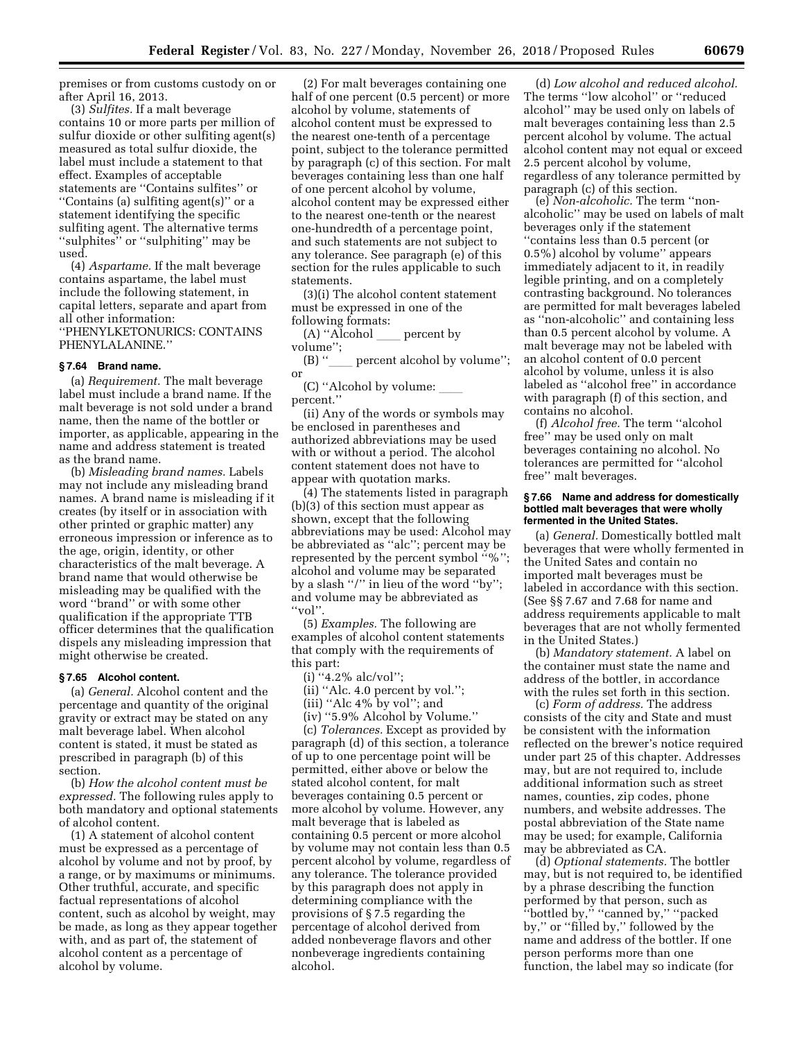premises or from customs custody on or after April 16, 2013.

(3) *Sulfites.* If a malt beverage contains 10 or more parts per million of sulfur dioxide or other sulfiting agent(s) measured as total sulfur dioxide, the label must include a statement to that effect. Examples of acceptable statements are "Contains sulfites" or "Contains (a) sulfiting agent(s)" or a statement identifying the specific sulfiting agent. The alternative terms "sulphites" or "sulphiting" may be used.

(4) *Aspartame.* If the malt beverage contains aspartame, the label must include the following statement, in capital letters, separate and apart from all other information: "PHENYLKETONURICS: CONTAINS PHENYLALANINE."

### § 7.64 Brand name.

(a) *Requirement.* The malt beverage label must include a brand name. If the malt beverage is not sold under a brand name, then the name of the bottler or importer, as applicable, appearing in the name and address statement is treated as the brand name.

(b) *Misleading brand names.* Labels may not include any misleading brand names. A brand name is misleading if it creates (by itself or in association with other printed or graphic matter) any erroneous impression or inference as to the age, origin, identity, or other characteristics of the malt beverage. A brand name that would otherwise be misleading may be qualified with the word "brand" or with some other qualification if the appropriate TTB officer determines that the qualification dispels any misleading impression that might otherwise be created.

### § 7.65 Alcohol content.

(a) *General.* Alcohol content and the percentage and quantity of the original gravity or extract may be stated on any malt beverage label. When alcohol content is stated, it must be stated as prescribed in paragraph (b) of this section.

(b) *How the alcohol content must be expressed.* The following rules apply to both mandatory and optional statements of alcohol content.

(1) A statement of alcohol content must be expressed as a percentage of alcohol by volume and not by proof, by a range, or by maximums or minimums. Other truthful, accurate, and specific factual representations of alcohol content, such as alcohol by weight, may be made, as long as they appear together with, and as part of, the statement of alcohol content as a percentage of alcohol by volume.

(2) For malt beverages containing one half of one percent (0.5 percent) or more alcohol by volume, statements of alcohol content must be expressed to the nearest one-tenth of a percentage point, subject to the tolerance permitted by paragraph (c) of this section. For malt beverages containing less than one half of one percent alcohol by volume, alcohol content may be expressed either to the nearest one-tenth or the nearest one-hundredth of a percentage point, and such statements are not subject to any tolerance. See paragraph (e) of this section for the rules applicable to such statements.

(3)(i) The alcohol content statement must be expressed in one of the following formats:

(A) "Alcohol ____ percent by volume";

(B) "____ percent alcohol by volume"; or

(C) "Alcohol by volume: ____ percent."

(ii) Any of the words or symbols may be enclosed in parentheses and authorized abbreviations may be used with or without a period. The alcohol content statement does not have to appear with quotation marks.

(4) The statements listed in paragraph (b)(3) of this section must appear as shown, except that the following abbreviations may be used: Alcohol may be abbreviated as "alc"; percent may be represented by the percent symbol "%"; alcohol and volume may be separated by a slash "/" in lieu of the word "by"; and volume may be abbreviated as "vol".

(5) *Examples.* The following are examples of alcohol content statements that comply with the requirements of this part:

(i) "4.2% alc/vol";

(ii) "Alc. 4.0 percent by vol.";

(iii) "Alc 4% by vol"; and

(iv) "5.9% Alcohol by Volume."

(c) *Tolerances.* Except as provided by paragraph (d) of this section, a tolerance of up to one percentage point will be permitted, either above or below the stated alcohol content, for malt beverages containing 0.5 percent or more alcohol by volume. However, any malt beverage that is labeled as containing 0.5 percent or more alcohol by volume may not contain less than 0.5 percent alcohol by volume, regardless of any tolerance. The tolerance provided by this paragraph does not apply in determining compliance with the provisions of § 7.5 regarding the percentage of alcohol derived from added nonbeverage flavors and other nonbeverage ingredients containing alcohol.

(d) *Low alcohol and reduced alcohol.* The terms "low alcohol" or "reduced alcohol" may be used only on labels of malt beverages containing less than 2.5 percent alcohol by volume. The actual alcohol content may not equal or exceed 2.5 percent alcohol by volume, regardless of any tolerance permitted by paragraph (c) of this section.

(e) *Non-alcoholic.* The term "non-alcoholic" may be used on labels of malt beverages only if the statement "contains less than 0.5 percent (or 0.5%) alcohol by volume" appears immediately adjacent to it, in readily legible printing, and on a completely contrasting background. No tolerances are permitted for malt beverages labeled as "non-alcoholic" and containing less than 0.5 percent alcohol by volume. A malt beverage may not be labeled with an alcohol content of 0.0 percent alcohol by volume, unless it is also labeled as "alcohol free" in accordance with paragraph (f) of this section, and contains no alcohol.

(f) *Alcohol free.* The term "alcohol free" may be used only on malt beverages containing no alcohol. No tolerances are permitted for "alcohol free" malt beverages.

### § 7.66 Name and address for domestically bottled malt beverages that were wholly fermented in the United States.

(a) *General.* Domestically bottled malt beverages that were wholly fermented in the United Sates and contain no imported malt beverages must be labeled in accordance with this section. (See §§ 7.67 and 7.68 for name and address requirements applicable to malt beverages that are not wholly fermented in the United States.)

(b) *Mandatory statement.* A label on the container must state the name and address of the bottler, in accordance with the rules set forth in this section.

(c) *Form of address.* The address consists of the city and State and must be consistent with the information reflected on the brewer's notice required under part 25 of this chapter. Addresses may, but are not required to, include additional information such as street names, counties, zip codes, phone numbers, and website addresses. The postal abbreviation of the State name may be used; for example, California may be abbreviated as CA.

(d) *Optional statements.* The bottler may, but is not required to, be identified by a phrase describing the function performed by that person, such as "bottled by," "canned by," "packed by," or "filled by," followed by the name and address of the bottler. If one person performs more than one function, the label may so indicate (for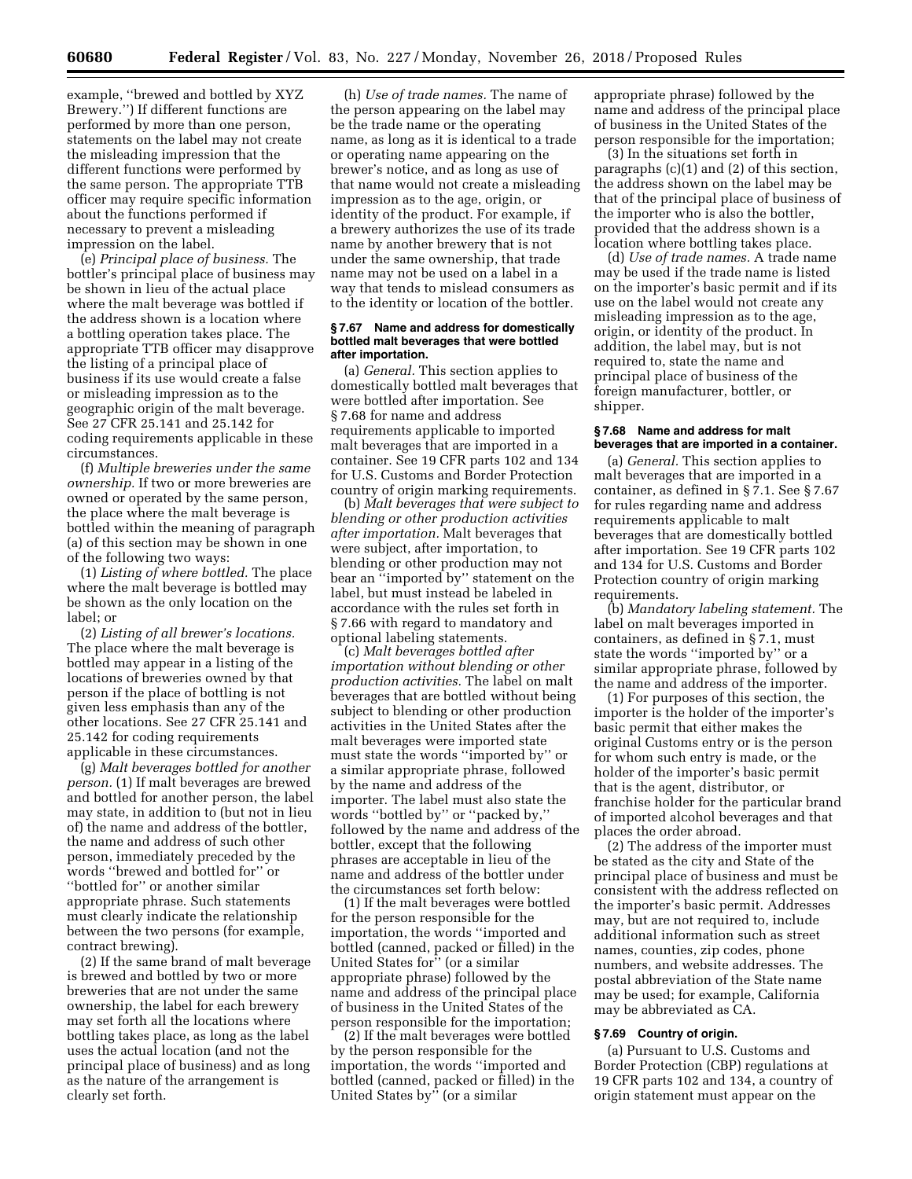example, ''brewed and bottled by XYZ Brewery.'') If different functions are performed by more than one person, statements on the label may not create the misleading impression that the different functions were performed by the same person. The appropriate TTB officer may require specific information about the functions performed if necessary to prevent a misleading impression on the label.

(e) *Principal place of business.* The bottler's principal place of business may be shown in lieu of the actual place where the malt beverage was bottled if the address shown is a location where a bottling operation takes place. The appropriate TTB officer may disapprove the listing of a principal place of business if its use would create a false or misleading impression as to the geographic origin of the malt beverage. See 27 CFR 25.141 and 25.142 for coding requirements applicable in these circumstances.

(f) *Multiple breweries under the same ownership.* If two or more breweries are owned or operated by the same person, the place where the malt beverage is bottled within the meaning of paragraph (a) of this section may be shown in one of the following two ways:

(1) *Listing of where bottled.* The place where the malt beverage is bottled may be shown as the only location on the label; or

(2) *Listing of all brewer's locations.* The place where the malt beverage is bottled may appear in a listing of the locations of breweries owned by that person if the place of bottling is not given less emphasis than any of the other locations. See 27 CFR 25.141 and 25.142 for coding requirements applicable in these circumstances.

(g) *Malt beverages bottled for another person.* (1) If malt beverages are brewed and bottled for another person, the label may state, in addition to (but not in lieu of) the name and address of the bottler, the name and address of such other person, immediately preceded by the words ''brewed and bottled for'' or ''bottled for'' or another similar appropriate phrase. Such statements must clearly indicate the relationship between the two persons (for example, contract brewing).

(2) If the same brand of malt beverage is brewed and bottled by two or more breweries that are not under the same ownership, the label for each brewery may set forth all the locations where bottling takes place, as long as the label uses the actual location (and not the principal place of business) and as long as the nature of the arrangement is clearly set forth.

(h) *Use of trade names.* The name of the person appearing on the label may be the trade name or the operating name, as long as it is identical to a trade or operating name appearing on the brewer's notice, and as long as use of that name would not create a misleading impression as to the age, origin, or identity of the product. For example, if a brewery authorizes the use of its trade name by another brewery that is not under the same ownership, that trade name may not be used on a label in a way that tends to mislead consumers as to the identity or location of the bottler.

### § 7.67 Name and address for domestically bottled malt beverages that were bottled after importation.

(a) *General.* This section applies to domestically bottled malt beverages that were bottled after importation. See § 7.68 for name and address requirements applicable to imported malt beverages that are imported in a container. See 19 CFR parts 102 and 134 for U.S. Customs and Border Protection country of origin marking requirements.

(b) *Malt beverages that were subject to blending or other production activities after importation.* Malt beverages that were subject, after importation, to blending or other production may not bear an ''imported by'' statement on the label, but must instead be labeled in accordance with the rules set forth in § 7.66 with regard to mandatory and optional labeling statements.

(c) *Malt beverages bottled after importation without blending or other production activities.* The label on malt beverages that are bottled without being subject to blending or other production activities in the United States after the malt beverages were imported state must state the words ''imported by'' or a similar appropriate phrase, followed by the name and address of the importer. The label must also state the words ''bottled by'' or ''packed by,'' followed by the name and address of the bottler, except that the following phrases are acceptable in lieu of the name and address of the bottler under the circumstances set forth below:

(1) If the malt beverages were bottled for the person responsible for the importation, the words ''imported and bottled (canned, packed or filled) in the United States for'' (or a similar appropriate phrase) followed by the name and address of the principal place of business in the United States of the person responsible for the importation;

(2) If the malt beverages were bottled by the person responsible for the importation, the words ''imported and bottled (canned, packed or filled) in the United States by'' (or a similar appropriate phrase) followed by the name and address of the principal place of business in the United States of the person responsible for the importation;

(3) In the situations set forth in paragraphs (c)(1) and (2) of this section, the address shown on the label may be that of the principal place of business of the importer who is also the bottler, provided that the address shown is a location where bottling takes place.

(d) *Use of trade names.* A trade name may be used if the trade name is listed on the importer's basic permit and if its use on the label would not create any misleading impression as to the age, origin, or identity of the product. In addition, the label may, but is not required to, state the name and principal place of business of the foreign manufacturer, bottler, or shipper.

### § 7.68 Name and address for malt beverages that are imported in a container.

(a) *General.* This section applies to malt beverages that are imported in a container, as defined in § 7.1. See § 7.67 for rules regarding name and address requirements applicable to malt beverages that are domestically bottled after importation. See 19 CFR parts 102 and 134 for U.S. Customs and Border Protection country of origin marking requirements.

(b) *Mandatory labeling statement.* The label on malt beverages imported in containers, as defined in § 7.1, must state the words ''imported by'' or a similar appropriate phrase, followed by the name and address of the importer.

(1) For purposes of this section, the importer is the holder of the importer's basic permit that either makes the original Customs entry or is the person for whom such entry is made, or the holder of the importer's basic permit that is the agent, distributor, or franchise holder for the particular brand of imported alcohol beverages and that places the order abroad.

(2) The address of the importer must be stated as the city and State of the principal place of business and must be consistent with the address reflected on the importer's basic permit. Addresses may, but are not required to, include additional information such as street names, counties, zip codes, phone numbers, and website addresses. The postal abbreviation of the State name may be used; for example, California may be abbreviated as CA.

### § 7.69 Country of origin.

(a) Pursuant to U.S. Customs and Border Protection (CBP) regulations at 19 CFR parts 102 and 134, a country of origin statement must appear on the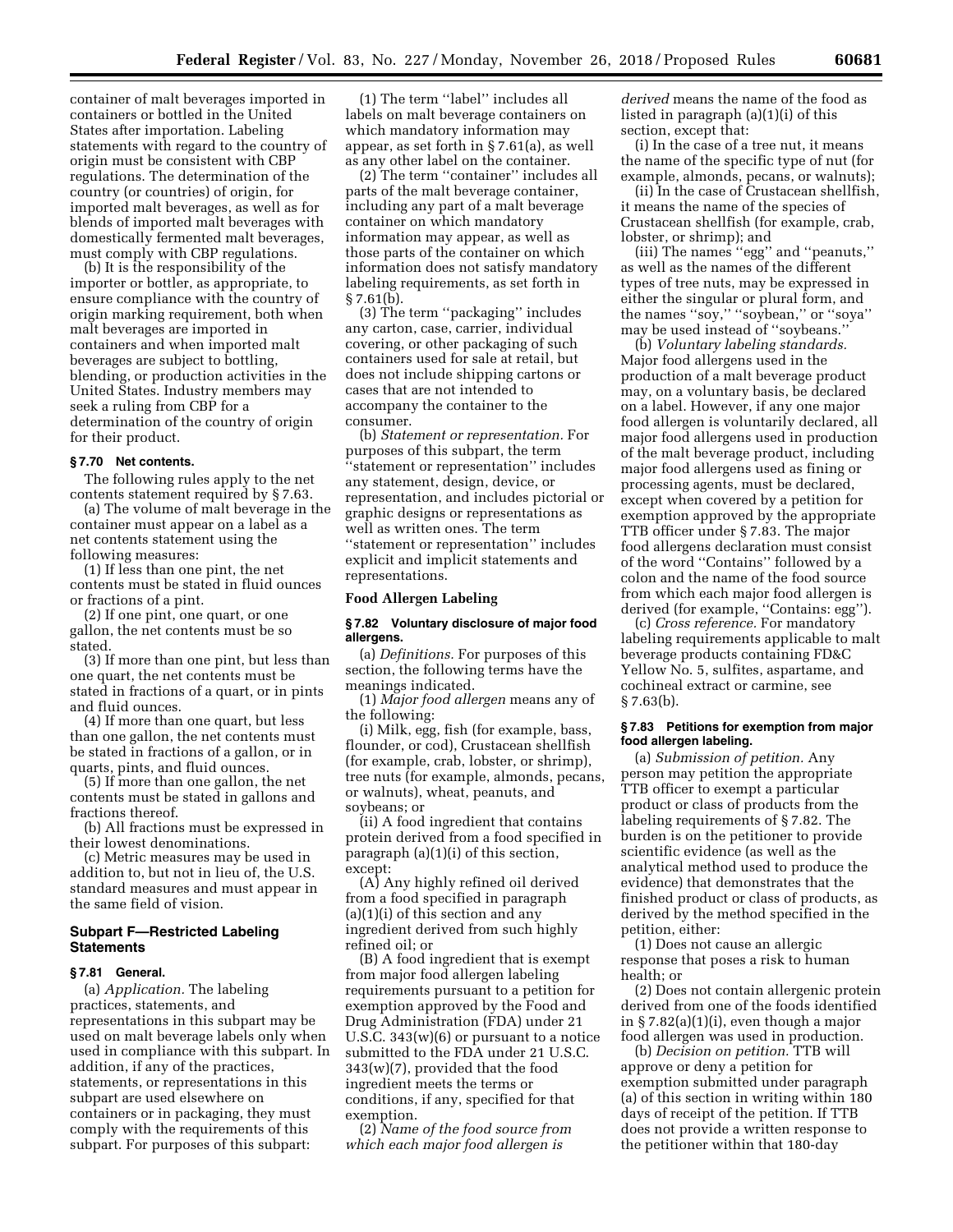container of malt beverages imported in containers or bottled in the United States after importation. Labeling statements with regard to the country of origin must be consistent with CBP regulations. The determination of the country (or countries) of origin, for imported malt beverages, as well as for blends of imported malt beverages with domestically fermented malt beverages, must comply with CBP regulations.

(b) It is the responsibility of the importer or bottler, as appropriate, to ensure compliance with the country of origin marking requirement, both when malt beverages are imported in containers and when imported malt beverages are subject to bottling, blending, or production activities in the United States. Industry members may seek a ruling from CBP for a determination of the country of origin for their product.

### § 7.70 Net contents.

The following rules apply to the net contents statement required by § 7.63.

(a) The volume of malt beverage in the container must appear on a label as a net contents statement using the following measures:

(1) If less than one pint, the net contents must be stated in fluid ounces or fractions of a pint.

(2) If one pint, one quart, or one gallon, the net contents must be so stated.

(3) If more than one pint, but less than one quart, the net contents must be stated in fractions of a quart, or in pints and fluid ounces.

(4) If more than one quart, but less than one gallon, the net contents must be stated in fractions of a gallon, or in quarts, pints, and fluid ounces.

(5) If more than one gallon, the net contents must be stated in gallons and fractions thereof.

(b) All fractions must be expressed in their lowest denominations.

(c) Metric measures may be used in addition to, but not in lieu of, the U.S. standard measures and must appear in the same field of vision.

## Subpart F—Restricted Labeling Statements

### § 7.81 General.

(a) *Application.* The labeling practices, statements, and representations in this subpart may be used on malt beverage labels only when used in compliance with this subpart. In addition, if any of the practices, statements, or representations in this subpart are used elsewhere on containers or in packaging, they must comply with the requirements of this subpart. For purposes of this subpart:

(1) The term ''label'' includes all labels on malt beverage containers on which mandatory information may appear, as set forth in § 7.61(a), as well as any other label on the container.

(2) The term ''container'' includes all parts of the malt beverage container, including any part of a malt beverage container on which mandatory information may appear, as well as those parts of the container on which information does not satisfy mandatory labeling requirements, as set forth in § 7.61(b).

(3) The term ''packaging'' includes any carton, case, carrier, individual covering, or other packaging of such containers used for sale at retail, but does not include shipping cartons or cases that are not intended to accompany the container to the consumer.

(b) *Statement or representation.* For purposes of this subpart, the term ''statement or representation'' includes any statement, design, device, or representation, and includes pictorial or graphic designs or representations as well as written ones. The term ''statement or representation'' includes explicit and implicit statements and representations.

### Food Allergen Labeling

### § 7.82 Voluntary disclosure of major food allergens.

(a) *Definitions.* For purposes of this section, the following terms have the meanings indicated.

(1) *Major food allergen* means any of the following:

(i) Milk, egg, fish (for example, bass, flounder, or cod), Crustacean shellfish (for example, crab, lobster, or shrimp), tree nuts (for example, almonds, pecans, or walnuts), wheat, peanuts, and soybeans; or

(ii) A food ingredient that contains protein derived from a food specified in paragraph (a)(1)(i) of this section, except:

(A) Any highly refined oil derived from a food specified in paragraph (a)(1)(i) of this section and any ingredient derived from such highly refined oil; or

(B) A food ingredient that is exempt from major food allergen labeling requirements pursuant to a petition for exemption approved by the Food and Drug Administration (FDA) under 21 U.S.C. 343(w)(6) or pursuant to a notice submitted to the FDA under 21 U.S.C. 343(w)(7), provided that the food ingredient meets the terms or conditions, if any, specified for that exemption.

(2) *Name of the food source from which each major food allergen is derived* means the name of the food as listed in paragraph (a)(1)(i) of this section, except that:

(i) In the case of a tree nut, it means the name of the specific type of nut (for example, almonds, pecans, or walnuts);

(ii) In the case of Crustacean shellfish, it means the name of the species of Crustacean shellfish (for example, crab, lobster, or shrimp); and

(iii) The names ''egg'' and ''peanuts,'' as well as the names of the different types of tree nuts, may be expressed in either the singular or plural form, and the names ''soy,'' ''soybean,'' or ''soya'' may be used instead of ''soybeans.''

(b) *Voluntary labeling standards.* Major food allergens used in the production of a malt beverage product may, on a voluntary basis, be declared on a label. However, if any one major food allergen is voluntarily declared, all major food allergens used in production of the malt beverage product, including major food allergens used as fining or processing agents, must be declared, except when covered by a petition for exemption approved by the appropriate TTB officer under § 7.83. The major food allergens declaration must consist of the word ''Contains'' followed by a colon and the name of the food source from which each major food allergen is derived (for example, ''Contains: egg'').

(c) *Cross reference.* For mandatory labeling requirements applicable to malt beverage products containing FD&C Yellow No. 5, sulfites, aspartame, and cochineal extract or carmine, see § 7.63(b).

### § 7.83 Petitions for exemption from major food allergen labeling.

(a) *Submission of petition.* Any person may petition the appropriate TTB officer to exempt a particular product or class of products from the labeling requirements of § 7.82. The burden is on the petitioner to provide scientific evidence (as well as the analytical method used to produce the evidence) that demonstrates that the finished product or class of products, as derived by the method specified in the petition, either:

(1) Does not cause an allergic response that poses a risk to human health; or

(2) Does not contain allergenic protein derived from one of the foods identified in § 7.82(a)(1)(i), even though a major food allergen was used in production.

(b) *Decision on petition.* TTB will approve or deny a petition for exemption submitted under paragraph (a) of this section in writing within 180 days of receipt of the petition. If TTB does not provide a written response to the petitioner within that 180-day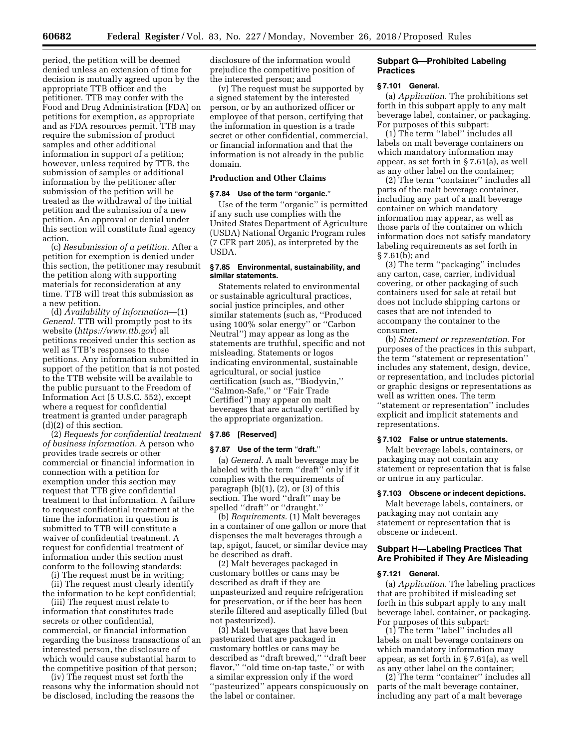period, the petition will be deemed denied unless an extension of time for decision is mutually agreed upon by the appropriate TTB officer and the petitioner. TTB may confer with the Food and Drug Administration (FDA) on petitions for exemption, as appropriate and as FDA resources permit. TTB may require the submission of product samples and other additional information in support of a petition; however, unless required by TTB, the submission of samples or additional information by the petitioner after submission of the petition will be treated as the withdrawal of the initial petition and the submission of a new petition. An approval or denial under this section will constitute final agency action.

(c) *Resubmission of a petition.* After a petition for exemption is denied under this section, the petitioner may resubmit the petition along with supporting materials for reconsideration at any time. TTB will treat this submission as a new petition.

(d) *Availability of information*—(1) *General.* TTB will promptly post to its website (*https://www.ttb.gov*) all petitions received under this section as well as TTB's responses to those petitions. Any information submitted in support of the petition that is not posted to the TTB website will be available to the public pursuant to the Freedom of Information Act (5 U.S.C. 552), except where a request for confidential treatment is granted under paragraph (d)(2) of this section.

(2) *Requests for confidential treatment of business information.* A person who provides trade secrets or other commercial or financial information in connection with a petition for exemption under this section may request that TTB give confidential treatment to that information. A failure to request confidential treatment at the time the information in question is submitted to TTB will constitute a waiver of confidential treatment. A request for confidential treatment of information under this section must conform to the following standards:

(i) The request must be in writing;

(ii) The request must clearly identify the information to be kept confidential;

(iii) The request must relate to information that constitutes trade secrets or other confidential, commercial, or financial information regarding the business transactions of an interested person, the disclosure of which would cause substantial harm to the competitive position of that person;

(iv) The request must set forth the reasons why the information should not be disclosed, including the reasons the disclosure of the information would prejudice the competitive position of the interested person; and

(v) The request must be supported by a signed statement by the interested person, or by an authorized officer or employee of that person, certifying that the information in question is a trade secret or other confidential, commercial, or financial information and that the information is not already in the public domain.

**Production and Other Claims**

**§ 7.84 Use of the term "organic."**

Use of the term "organic" is permitted if any such use complies with the United States Department of Agriculture (USDA) National Organic Program rules (7 CFR part 205), as interpreted by the USDA.

**§ 7.85 Environmental, sustainability, and similar statements.**

Statements related to environmental or sustainable agricultural practices, social justice principles, and other similar statements (such as, "Produced using 100% solar energy" or "Carbon Neutral") may appear as long as the statements are truthful, specific and not misleading. Statements or logos indicating environmental, sustainable agricultural, or social justice certification (such as, "Biodyvin," "Salmon-Safe," or "Fair Trade Certified") may appear on malt beverages that are actually certified by the appropriate organization.

**§ 7.86 [Reserved]**

**§ 7.87 Use of the term "draft."**

(a) *General.* A malt beverage may be labeled with the term "draft" only if it complies with the requirements of paragraph (b)(1), (2), or (3) of this section. The word "draft" may be spelled "draft" or "draught."

(b) *Requirements.* (1) Malt beverages in a container of one gallon or more that dispenses the malt beverages through a tap, spigot, faucet, or similar device may be described as draft.

(2) Malt beverages packaged in customary bottles or cans may be described as draft if they are unpasteurized and require refrigeration for preservation, or if the beer has been sterile filtered and aseptically filled (but not pasteurized).

(3) Malt beverages that have been pasteurized that are packaged in customary bottles or cans may be described as "draft brewed," "draft beer flavor," "old time on-tap taste," or with a similar expression only if the word "pasteurized" appears conspicuously on the label or container.

## Subpart G—Prohibited Labeling Practices

**§ 7.101 General.**

(a) *Application.* The prohibitions set forth in this subpart apply to any malt beverage label, container, or packaging. For purposes of this subpart:

(1) The term "label" includes all labels on malt beverage containers on which mandatory information may appear, as set forth in § 7.61(a), as well as any other label on the container;

(2) The term "container" includes all parts of the malt beverage container, including any part of a malt beverage container on which mandatory information may appear, as well as those parts of the container on which information does not satisfy mandatory labeling requirements as set forth in § 7.61(b); and

(3) The term "packaging" includes any carton, case, carrier, individual covering, or other packaging of such containers used for sale at retail but does not include shipping cartons or cases that are not intended to accompany the container to the consumer.

(b) *Statement or representation.* For purposes of the practices in this subpart, the term "statement or representation" includes any statement, design, device, or representation, and includes pictorial or graphic designs or representations as well as written ones. The term "statement or representation" includes explicit and implicit statements and representations.

**§ 7.102 False or untrue statements.**

Malt beverage labels, containers, or packaging may not contain any statement or representation that is false or untrue in any particular.

**§ 7.103 Obscene or indecent depictions.**

Malt beverage labels, containers, or packaging may not contain any statement or representation that is obscene or indecent.

## Subpart H—Labeling Practices That Are Prohibited if They Are Misleading

**§ 7.121 General.**

(a) *Application.* The labeling practices that are prohibited if misleading set forth in this subpart apply to any malt beverage label, container, or packaging. For purposes of this subpart:

(1) The term "label" includes all labels on malt beverage containers on which mandatory information may appear, as set forth in § 7.61(a), as well as any other label on the container;

(2) The term "container" includes all parts of the malt beverage container, including any part of a malt beverage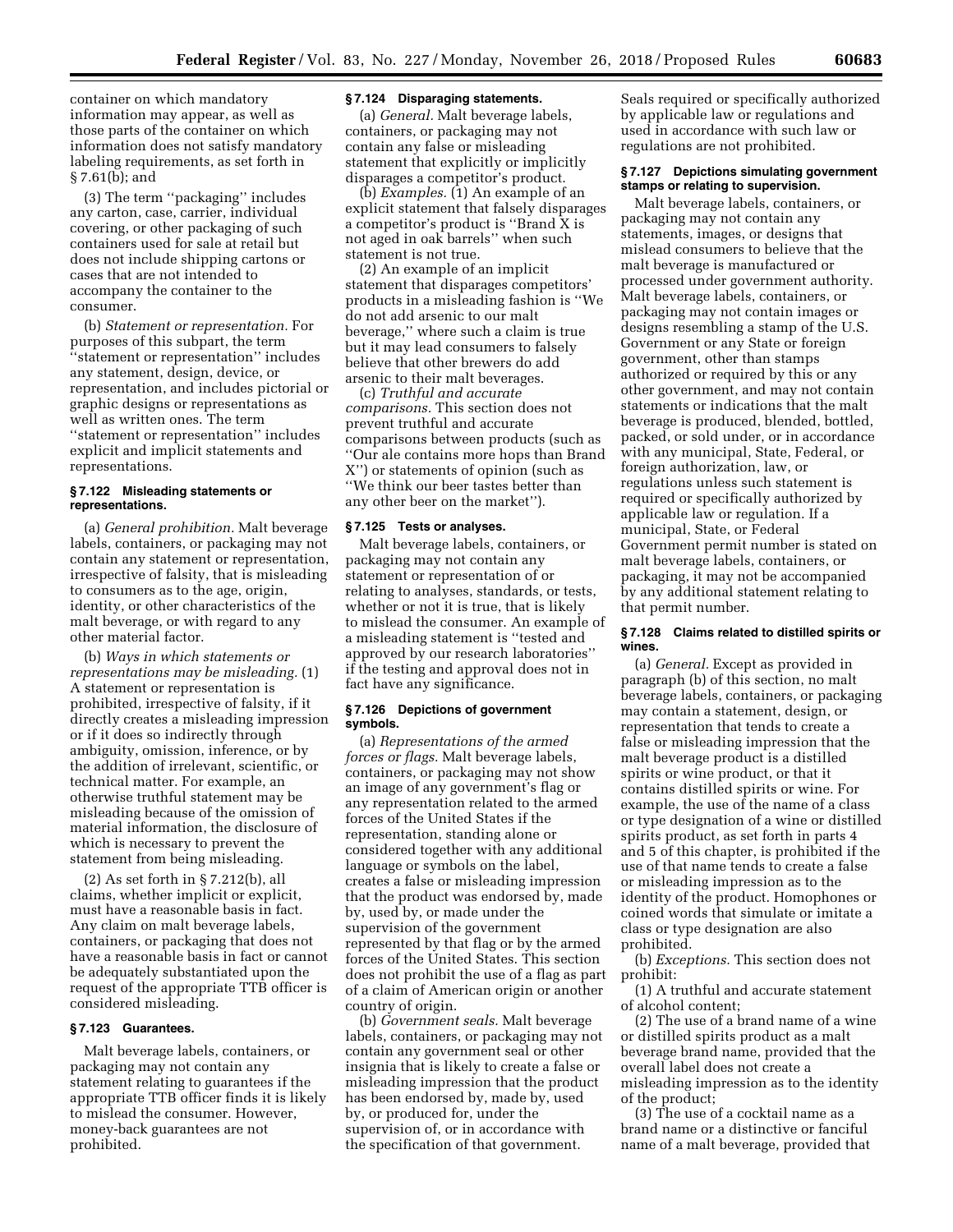container on which mandatory information may appear, as well as those parts of the container on which information does not satisfy mandatory labeling requirements, as set forth in § 7.61(b); and

(3) The term ''packaging'' includes any carton, case, carrier, individual covering, or other packaging of such containers used for sale at retail but does not include shipping cartons or cases that are not intended to accompany the container to the consumer.

(b) *Statement or representation.* For purposes of this subpart, the term ''statement or representation'' includes any statement, design, device, or representation, and includes pictorial or graphic designs or representations as well as written ones. The term ''statement or representation'' includes explicit and implicit statements and representations.

### § 7.122 Misleading statements or representations.

(a) *General prohibition.* Malt beverage labels, containers, or packaging may not contain any statement or representation, irrespective of falsity, that is misleading to consumers as to the age, origin, identity, or other characteristics of the malt beverage, or with regard to any other material factor.

(b) *Ways in which statements or representations may be misleading.* (1) A statement or representation is prohibited, irrespective of falsity, if it directly creates a misleading impression or if it does so indirectly through ambiguity, omission, inference, or by the addition of irrelevant, scientific, or technical matter. For example, an otherwise truthful statement may be misleading because of the omission of material information, the disclosure of which is necessary to prevent the statement from being misleading.

(2) As set forth in § 7.212(b), all claims, whether implicit or explicit, must have a reasonable basis in fact. Any claim on malt beverage labels, containers, or packaging that does not have a reasonable basis in fact or cannot be adequately substantiated upon the request of the appropriate TTB officer is considered misleading.

### § 7.123 Guarantees.

Malt beverage labels, containers, or packaging may not contain any statement relating to guarantees if the appropriate TTB officer finds it is likely to mislead the consumer. However, money-back guarantees are not prohibited.

### § 7.124 Disparaging statements.

(a) *General.* Malt beverage labels, containers, or packaging may not contain any false or misleading statement that explicitly or implicitly disparages a competitor's product.

(b) *Examples.* (1) An example of an explicit statement that falsely disparages a competitor's product is ''Brand X is not aged in oak barrels'' when such statement is not true.

(2) An example of an implicit statement that disparages competitors' products in a misleading fashion is ''We do not add arsenic to our malt beverage,'' where such a claim is true but it may lead consumers to falsely believe that other brewers do add arsenic to their malt beverages.

(c) *Truthful and accurate comparisons.* This section does not prevent truthful and accurate comparisons between products (such as ''Our ale contains more hops than Brand X'') or statements of opinion (such as ''We think our beer tastes better than any other beer on the market'').

### § 7.125 Tests or analyses.

Malt beverage labels, containers, or packaging may not contain any statement or representation of or relating to analyses, standards, or tests, whether or not it is true, that is likely to mislead the consumer. An example of a misleading statement is ''tested and approved by our research laboratories'' if the testing and approval does not in fact have any significance.

### § 7.126 Depictions of government symbols.

(a) *Representations of the armed forces or flags.* Malt beverage labels, containers, or packaging may not show an image of any government's flag or any representation related to the armed forces of the United States if the representation, standing alone or considered together with any additional language or symbols on the label, creates a false or misleading impression that the product was endorsed by, made by, used by, or made under the supervision of the government represented by that flag or by the armed forces of the United States. This section does not prohibit the use of a flag as part of a claim of American origin or another country of origin.

(b) *Government seals.* Malt beverage labels, containers, or packaging may not contain any government seal or other insignia that is likely to create a false or misleading impression that the product has been endorsed by, made by, used by, or produced for, under the supervision of, or in accordance with the specification of that government. Seals required or specifically authorized by applicable law or regulations and used in accordance with such law or regulations are not prohibited.

### § 7.127 Depictions simulating government stamps or relating to supervision.

Malt beverage labels, containers, or packaging may not contain any statements, images, or designs that mislead consumers to believe that the malt beverage is manufactured or processed under government authority. Malt beverage labels, containers, or packaging may not contain images or designs resembling a stamp of the U.S. Government or any State or foreign government, other than stamps authorized or required by this or any other government, and may not contain statements or indications that the malt beverage is produced, blended, bottled, packed, or sold under, or in accordance with any municipal, State, Federal, or foreign authorization, law, or regulations unless such statement is required or specifically authorized by applicable law or regulation. If a municipal, State, or Federal Government permit number is stated on malt beverage labels, containers, or packaging, it may not be accompanied by any additional statement relating to that permit number.

### § 7.128 Claims related to distilled spirits or wines.

(a) *General.* Except as provided in paragraph (b) of this section, no malt beverage labels, containers, or packaging may contain a statement, design, or representation that tends to create a false or misleading impression that the malt beverage product is a distilled spirits or wine product, or that it contains distilled spirits or wine. For example, the use of the name of a class or type designation of a wine or distilled spirits product, as set forth in parts 4 and 5 of this chapter, is prohibited if the use of that name tends to create a false or misleading impression as to the identity of the product. Homophones or coined words that simulate or imitate a class or type designation are also prohibited.

(b) *Exceptions.* This section does not prohibit:

(1) A truthful and accurate statement of alcohol content;

(2) The use of a brand name of a wine or distilled spirits product as a malt beverage brand name, provided that the overall label does not create a misleading impression as to the identity of the product;

(3) The use of a cocktail name as a brand name or a distinctive or fanciful name of a malt beverage, provided that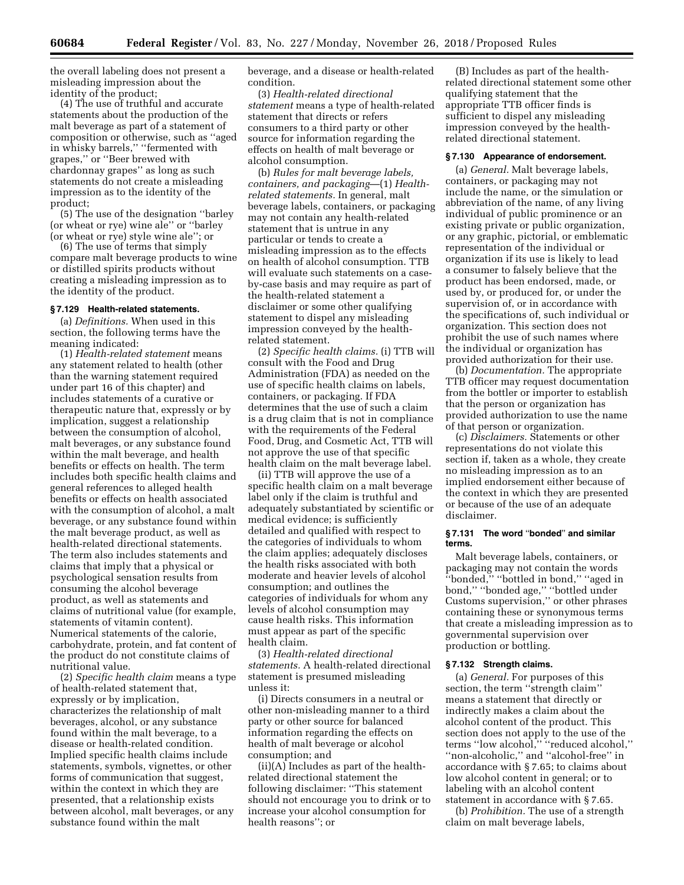the overall labeling does not present a misleading impression about the identity of the product;

(4) The use of truthful and accurate statements about the production of the malt beverage as part of a statement of composition or otherwise, such as ''aged in whisky barrels,'' ''fermented with grapes,'' or ''Beer brewed with chardonnay grapes'' as long as such statements do not create a misleading impression as to the identity of the product;

(5) The use of the designation ''barley (or wheat or rye) wine ale'' or ''barley (or wheat or rye) style wine ale''; or

(6) The use of terms that simply compare malt beverage products to wine or distilled spirits products without creating a misleading impression as to the identity of the product.

### § 7.129 Health-related statements.

(a) *Definitions.* When used in this section, the following terms have the meaning indicated:

(1) *Health-related statement* means any statement related to health (other than the warning statement required under part 16 of this chapter) and includes statements of a curative or therapeutic nature that, expressly or by implication, suggest a relationship between the consumption of alcohol, malt beverages, or any substance found within the malt beverage, and health benefits or effects on health. The term includes both specific health claims and general references to alleged health benefits or effects on health associated with the consumption of alcohol, a malt beverage, or any substance found within the malt beverage product, as well as health-related directional statements. The term also includes statements and claims that imply that a physical or psychological sensation results from consuming the alcohol beverage product, as well as statements and claims of nutritional value (for example, statements of vitamin content). Numerical statements of the calorie, carbohydrate, protein, and fat content of the product do not constitute claims of nutritional value.

(2) *Specific health claim* means a type of health-related statement that, expressly or by implication, characterizes the relationship of malt beverages, alcohol, or any substance found within the malt beverage, to a disease or health-related condition. Implied specific health claims include statements, symbols, vignettes, or other forms of communication that suggest, within the context in which they are presented, that a relationship exists between alcohol, malt beverages, or any substance found within the malt beverage, and a disease or health-related condition.

(3) *Health-related directional statement* means a type of health-related statement that directs or refers consumers to a third party or other source for information regarding the effects on health of malt beverage or alcohol consumption.

(b) *Rules for malt beverage labels, containers, and packaging*—(1) *Health-related statements.* In general, malt beverage labels, containers, or packaging may not contain any health-related statement that is untrue in any particular or tends to create a misleading impression as to the effects on health of alcohol consumption. TTB will evaluate such statements on a case-by-case basis and may require as part of the health-related statement a disclaimer or some other qualifying statement to dispel any misleading impression conveyed by the health-related statement.

(2) *Specific health claims.* (i) TTB will consult with the Food and Drug Administration (FDA) as needed on the use of specific health claims on labels, containers, or packaging. If FDA determines that the use of such a claim is a drug claim that is not in compliance with the requirements of the Federal Food, Drug, and Cosmetic Act, TTB will not approve the use of that specific health claim on the malt beverage label.

(ii) TTB will approve the use of a specific health claim on a malt beverage label only if the claim is truthful and adequately substantiated by scientific or medical evidence; is sufficiently detailed and qualified with respect to the categories of individuals to whom the claim applies; adequately discloses the health risks associated with both moderate and heavier levels of alcohol consumption; and outlines the categories of individuals for whom any levels of alcohol consumption may cause health risks. This information must appear as part of the specific health claim.

(3) *Health-related directional statements.* A health-related directional statement is presumed misleading unless it:

(i) Directs consumers in a neutral or other non-misleading manner to a third party or other source for balanced information regarding the effects on health of malt beverage or alcohol consumption; and

(ii)(A) Includes as part of the health-related directional statement the following disclaimer: ''This statement should not encourage you to drink or to increase your alcohol consumption for health reasons''; or

(B) Includes as part of the health-related directional statement some other qualifying statement that the appropriate TTB officer finds is sufficient to dispel any misleading impression conveyed by the health-related directional statement.

### § 7.130 Appearance of endorsement.

(a) *General.* Malt beverage labels, containers, or packaging may not include the name, or the simulation or abbreviation of the name, of any living individual of public prominence or an existing private or public organization, or any graphic, pictorial, or emblematic representation of the individual or organization if its use is likely to lead a consumer to falsely believe that the product has been endorsed, made, or used by, or produced for, or under the supervision of, or in accordance with the specifications of, such individual or organization. This section does not prohibit the use of such names where the individual or organization has provided authorization for their use.

(b) *Documentation.* The appropriate TTB officer may request documentation from the bottler or importer to establish that the person or organization has provided authorization to use the name of that person or organization.

(c) *Disclaimers.* Statements or other representations do not violate this section if, taken as a whole, they create no misleading impression as to an implied endorsement either because of the context in which they are presented or because of the use of an adequate disclaimer.

### § 7.131 The word ''bonded'' and similar terms.

Malt beverage labels, containers, or packaging may not contain the words ''bonded,'' ''bottled in bond,'' ''aged in bond,'' ''bonded age,'' ''bottled under Customs supervision,'' or other phrases containing these or synonymous terms that create a misleading impression as to governmental supervision over production or bottling.

### § 7.132 Strength claims.

(a) *General.* For purposes of this section, the term ''strength claim'' means a statement that directly or indirectly makes a claim about the alcohol content of the product. This section does not apply to the use of the terms ''low alcohol,'' ''reduced alcohol,'' ''non-alcoholic,'' and ''alcohol-free'' in accordance with § 7.65; to claims about low alcohol content in general; or to labeling with an alcohol content statement in accordance with § 7.65.

(b) *Prohibition.* The use of a strength claim on malt beverage labels,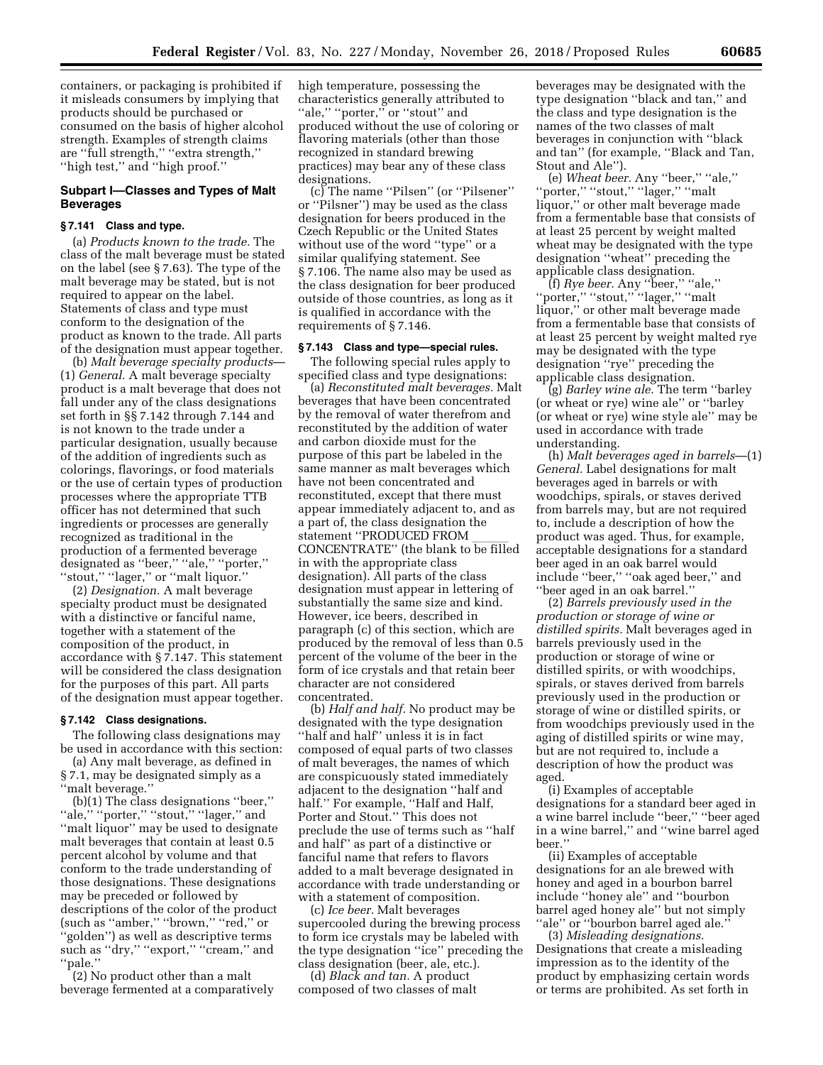containers, or packaging is prohibited if it misleads consumers by implying that products should be purchased or consumed on the basis of higher alcohol strength. Examples of strength claims are ''full strength,'' ''extra strength,'' ''high test,'' and ''high proof.''

## Subpart I—Classes and Types of Malt Beverages

### § 7.141 Class and type.

(a) *Products known to the trade.* The class of the malt beverage must be stated on the label (see § 7.63). The type of the malt beverage may be stated, but is not required to appear on the label. Statements of class and type must conform to the designation of the product as known to the trade. All parts of the designation must appear together.

(b) *Malt beverage specialty products*—(1) *General.* A malt beverage specialty product is a malt beverage that does not fall under any of the class designations set forth in §§ 7.142 through 7.144 and is not known to the trade under a particular designation, usually because of the addition of ingredients such as colorings, flavorings, or food materials or the use of certain types of production processes where the appropriate TTB officer has not determined that such ingredients or processes are generally recognized as traditional in the production of a fermented beverage designated as ''beer,'' ''ale,'' ''porter,'' ''stout,'' ''lager,'' or ''malt liquor.''

(2) *Designation.* A malt beverage specialty product must be designated with a distinctive or fanciful name, together with a statement of the composition of the product, in accordance with § 7.147. This statement will be considered the class designation for the purposes of this part. All parts of the designation must appear together.

### § 7.142 Class designations.

The following class designations may be used in accordance with this section:

(a) Any malt beverage, as defined in § 7.1, may be designated simply as a ''malt beverage.''

(b)(1) The class designations ''beer,'' ''ale,'' ''porter,'' ''stout,'' ''lager,'' and ''malt liquor'' may be used to designate malt beverages that contain at least 0.5 percent alcohol by volume and that conform to the trade understanding of those designations. These designations may be preceded or followed by descriptions of the color of the product (such as ''amber,'' ''brown,'' ''red,'' or ''golden'') as well as descriptive terms such as ''dry,'' ''export,'' ''cream,'' and ''pale.''

(2) No product other than a malt beverage fermented at a comparatively high temperature, possessing the characteristics generally attributed to ''ale,'' ''porter,'' or ''stout'' and produced without the use of coloring or flavoring materials (other than those recognized in standard brewing practices) may bear any of these class designations.

(c) The name ''Pilsen'' (or ''Pilsener'' or ''Pilsner'') may be used as the class designation for beers produced in the Czech Republic or the United States without use of the word ''type'' or a similar qualifying statement. See § 7.106. The name also may be used as the class designation for beer produced outside of those countries, as long as it is qualified in accordance with the requirements of § 7.146.

### § 7.143 Class and type—special rules.

The following special rules apply to specified class and type designations:

(a) *Reconstituted malt beverages.* Malt beverages that have been concentrated by the removal of water therefrom and reconstituted by the addition of water and carbon dioxide must for the purpose of this part be labeled in the same manner as malt beverages which have not been concentrated and reconstituted, except that there must appear immediately adjacent to, and as a part of, the class designation the statement ''PRODUCED FROM ______ CONCENTRATE'' (the blank to be filled in with the appropriate class designation). All parts of the class designation must appear in lettering of substantially the same size and kind. However, ice beers, described in paragraph (c) of this section, which are produced by the removal of less than 0.5 percent of the volume of the beer in the form of ice crystals and that retain beer character are not considered concentrated.

(b) *Half and half.* No product may be designated with the type designation ''half and half'' unless it is in fact composed of equal parts of two classes of malt beverages, the names of which are conspicuously stated immediately adjacent to the designation ''half and half.'' For example, ''Half and Half, Porter and Stout.'' This does not preclude the use of terms such as ''half and half'' as part of a distinctive or fanciful name that refers to flavors added to a malt beverage designated in accordance with trade understanding or with a statement of composition.

(c) *Ice beer.* Malt beverages supercooled during the brewing process to form ice crystals may be labeled with the type designation ''ice'' preceding the class designation (beer, ale, etc.).

(d) *Black and tan.* A product composed of two classes of malt beverages may be designated with the type designation ''black and tan,'' and the class and type designation is the names of the two classes of malt beverages in conjunction with ''black and tan'' (for example, ''Black and Tan, Stout and Ale'').

(e) *Wheat beer.* Any ''beer,'' ''ale,'' ''porter,'' ''stout,'' ''lager,'' ''malt liquor,'' or other malt beverage made from a fermentable base that consists of at least 25 percent by weight malted wheat may be designated with the type designation ''wheat'' preceding the applicable class designation.

(f) *Rye beer.* Any ''beer,'' ''ale,'' ''porter,'' ''stout,'' ''lager,'' ''malt liquor,'' or other malt beverage made from a fermentable base that consists of at least 25 percent by weight malted rye may be designated with the type designation ''rye'' preceding the applicable class designation.

(g) *Barley wine ale.* The term ''barley (or wheat or rye) wine ale'' or ''barley (or wheat or rye) wine style ale'' may be used in accordance with trade understanding.

(h) *Malt beverages aged in barrels*—(1) *General.* Label designations for malt beverages aged in barrels or with woodchips, spirals, or staves derived from barrels may, but are not required to, include a description of how the product was aged. Thus, for example, acceptable designations for a standard beer aged in an oak barrel would include ''beer,'' ''oak aged beer,'' and ''beer aged in an oak barrel.''

(2) *Barrels previously used in the production or storage of wine or distilled spirits.* Malt beverages aged in barrels previously used in the production or storage of wine or distilled spirits, or with woodchips, spirals, or staves derived from barrels previously used in the production or storage of wine or distilled spirits, or from woodchips previously used in the aging of distilled spirits or wine may, but are not required to, include a description of how the product was aged.

(i) Examples of acceptable designations for a standard beer aged in a wine barrel include ''beer,'' ''beer aged in a wine barrel,'' and ''wine barrel aged beer.''

(ii) Examples of acceptable designations for an ale brewed with honey and aged in a bourbon barrel include ''honey ale'' and ''bourbon barrel aged honey ale'' but not simply ''ale'' or ''bourbon barrel aged ale.''

(3) *Misleading designations.* Designations that create a misleading impression as to the identity of the product by emphasizing certain words or terms are prohibited. As set forth in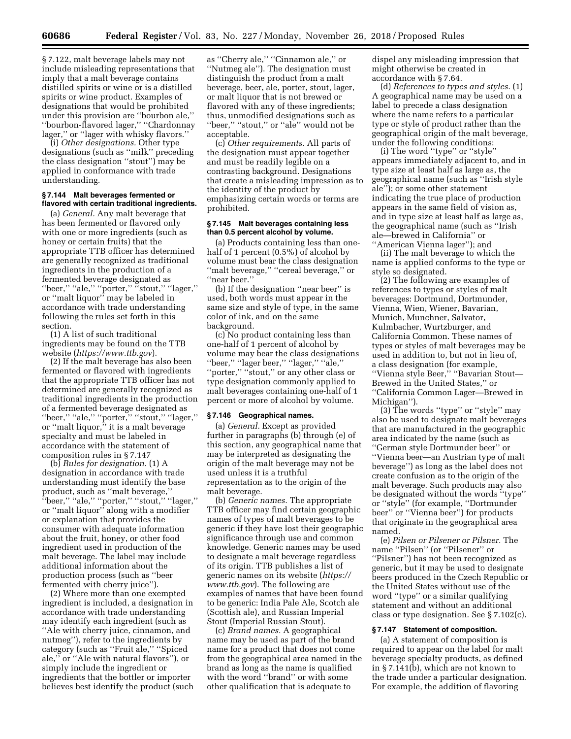§ 7.122, malt beverage labels may not include misleading representations that imply that a malt beverage contains distilled spirits or wine or is a distilled spirits or wine product. Examples of designations that would be prohibited under this provision are ''bourbon ale,'' ''bourbon-flavored lager,'' ''Chardonnay lager,'' or ''lager with whisky flavors.''

(i) *Other designations.* Other type designations (such as ''milk'' preceding the class designation ''stout'') may be applied in conformance with trade understanding.

### § 7.144 Malt beverages fermented or flavored with certain traditional ingredients.

(a) *General.* Any malt beverage that has been fermented or flavored only with one or more ingredients (such as honey or certain fruits) that the appropriate TTB officer has determined are generally recognized as traditional ingredients in the production of a fermented beverage designated as ''beer,'' ''ale,'' ''porter,'' ''stout,'' ''lager,'' or ''malt liquor'' may be labeled in accordance with trade understanding following the rules set forth in this section.

(1) A list of such traditional ingredients may be found on the TTB website (*https://www.ttb.gov*).

(2) If the malt beverage has also been fermented or flavored with ingredients that the appropriate TTB officer has not determined are generally recognized as traditional ingredients in the production of a fermented beverage designated as ''beer,'' ''ale,'' ''porter,'' ''stout,'' ''lager,'' or ''malt liquor,'' it is a malt beverage specialty and must be labeled in accordance with the statement of composition rules in § 7.147

(b) *Rules for designation.* (1) A designation in accordance with trade understanding must identify the base product, such as ''malt beverage,'' ''beer,'' ''ale,'' ''porter,'' ''stout,'' ''lager,'' or ''malt liquor'' along with a modifier or explanation that provides the consumer with adequate information about the fruit, honey, or other food ingredient used in production of the malt beverage. The label may include additional information about the production process (such as ''beer fermented with cherry juice'').

(2) Where more than one exempted ingredient is included, a designation in accordance with trade understanding may identify each ingredient (such as ''Ale with cherry juice, cinnamon, and nutmeg''), refer to the ingredients by category (such as ''Fruit ale,'' ''Spiced ale,'' or ''Ale with natural flavors''), or simply include the ingredient or ingredients that the bottler or importer believes best identify the product (such as ''Cherry ale,'' ''Cinnamon ale,'' or ''Nutmeg ale''). The designation must distinguish the product from a malt beverage, beer, ale, porter, stout, lager, or malt liquor that is not brewed or flavored with any of these ingredients; thus, unmodified designations such as ''beer,'' ''stout,'' or ''ale'' would not be acceptable.

(c) *Other requirements.* All parts of the designation must appear together and must be readily legible on a contrasting background. Designations that create a misleading impression as to the identity of the product by emphasizing certain words or terms are prohibited.

### § 7.145 Malt beverages containing less than 0.5 percent alcohol by volume.

(a) Products containing less than one-half of 1 percent (0.5%) of alcohol by volume must bear the class designation ''malt beverage,'' ''cereal beverage,'' or ''near beer.''

(b) If the designation ''near beer'' is used, both words must appear in the same size and style of type, in the same color of ink, and on the same background.

(c) No product containing less than one-half of 1 percent of alcohol by volume may bear the class designations ''beer,'' ''lager beer,'' ''lager,'' ''ale,'' ''porter,'' ''stout,'' or any other class or type designation commonly applied to malt beverages containing one-half of 1 percent or more of alcohol by volume.

### § 7.146 Geographical names.

(a) *General.* Except as provided further in paragraphs (b) through (e) of this section, any geographical name that may be interpreted as designating the origin of the malt beverage may not be used unless it is a truthful representation as to the origin of the malt beverage.

(b) *Generic names.* The appropriate TTB officer may find certain geographic names of types of malt beverages to be generic if they have lost their geographic significance through use and common knowledge. Generic names may be used to designate a malt beverage regardless of its origin. TTB publishes a list of generic names on its website (*https://www.ttb.gov*). The following are examples of names that have been found to be generic: India Pale Ale, Scotch ale (Scottish ale), and Russian Imperial Stout (Imperial Russian Stout).

(c) *Brand names.* A geographical name may be used as part of the brand name for a product that does not come from the geographical area named in the brand as long as the name is qualified with the word ''brand'' or with some other qualification that is adequate to dispel any misleading impression that might otherwise be created in accordance with § 7.64.

(d) *References to types and styles.* (1) A geographical name may be used on a label to precede a class designation where the name refers to a particular type or style of product rather than the geographical origin of the malt beverage, under the following conditions:

(i) The word ''type'' or ''style'' appears immediately adjacent to, and in type size at least half as large as, the geographical name (such as ''Irish style ale''); or some other statement indicating the true place of production appears in the same field of vision as, and in type size at least half as large as, the geographical name (such as ''Irish ale—brewed in California'' or ''American Vienna lager''); and

(ii) The malt beverage to which the name is applied conforms to the type or style so designated.

(2) The following are examples of references to types or styles of malt beverages: Dortmund, Dortmunder, Vienna, Wien, Wiener, Bavarian, Munich, Munchner, Salvator, Kulmbacher, Wurtzburger, and California Common. These names of types or styles of malt beverages may be used in addition to, but not in lieu of, a class designation (for example, ''Vienna style Beer,'' ''Bavarian Stout—Brewed in the United States,'' or ''California Common Lager—Brewed in Michigan'').

(3) The words ''type'' or ''style'' may also be used to designate malt beverages that are manufactured in the geographic area indicated by the name (such as ''German style Dortmunder beer'' or ''Vienna beer—an Austrian type of malt beverage'') as long as the label does not create confusion as to the origin of the malt beverage. Such products may also be designated without the words ''type'' or ''style'' (for example, ''Dortmunder beer'' or ''Vienna beer'') for products that originate in the geographical area named.

(e) *Pilsen or Pilsener or Pilsner.* The name ''Pilsen'' (or ''Pilsener'' or ''Pilsner'') has not been recognized as generic, but it may be used to designate beers produced in the Czech Republic or the United States without use of the word ''type'' or a similar qualifying statement and without an additional class or type designation. See § 7.102(c).

### § 7.147 Statement of composition.

(a) A statement of composition is required to appear on the label for malt beverage specialty products, as defined in § 7.141(b), which are not known to the trade under a particular designation. For example, the addition of flavoring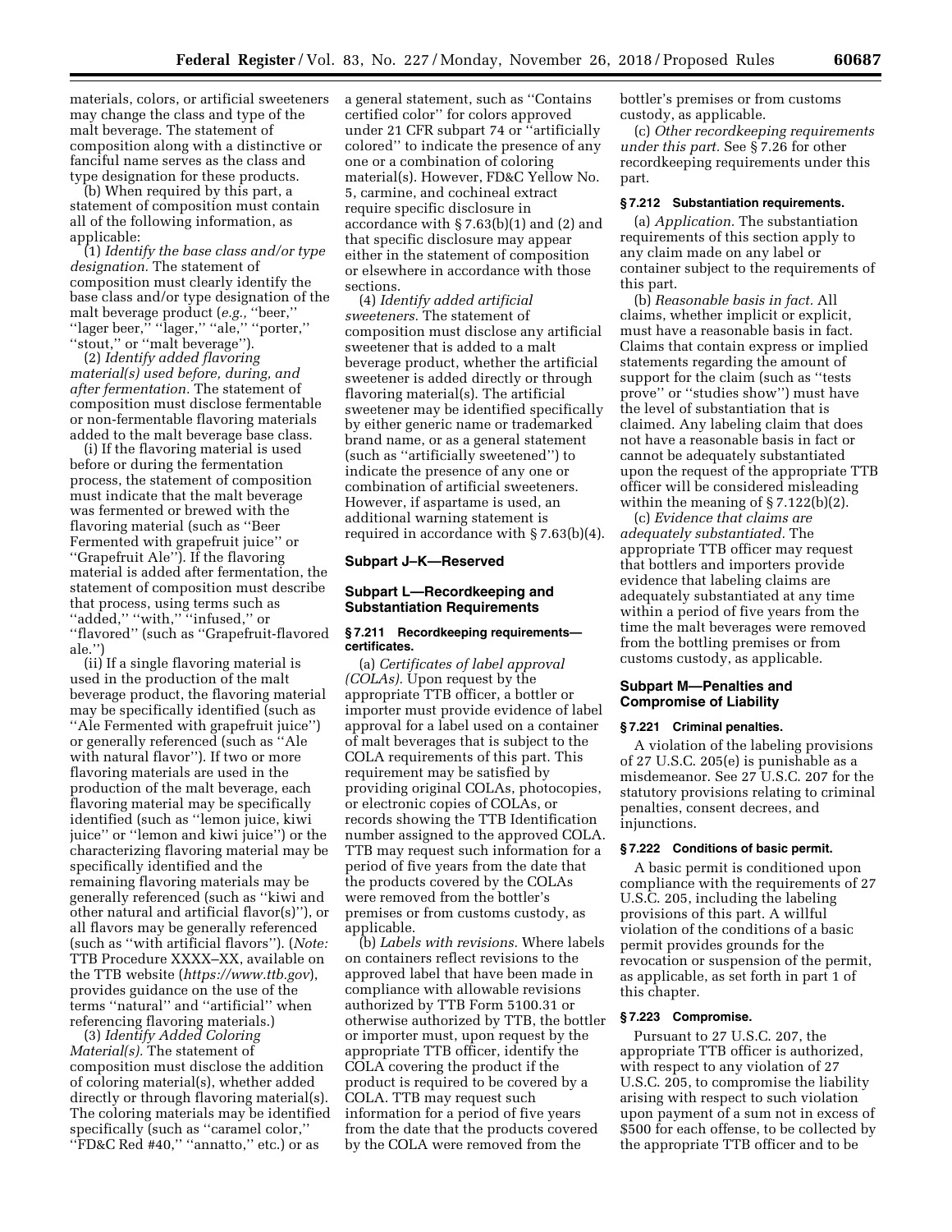materials, colors, or artificial sweeteners may change the class and type of the malt beverage. The statement of composition along with a distinctive or fanciful name serves as the class and type designation for these products.

(b) When required by this part, a statement of composition must contain all of the following information, as applicable:

(1) *Identify the base class and/or type designation.* The statement of composition must clearly identify the base class and/or type designation of the malt beverage product (*e.g.,* ''beer,'' ''lager beer,'' ''lager,'' ''ale,'' ''porter,'' ''stout,'' or ''malt beverage'').

(2) *Identify added flavoring material(s) used before, during, and after fermentation.* The statement of composition must disclose fermentable or non-fermentable flavoring materials added to the malt beverage base class.

(i) If the flavoring material is used before or during the fermentation process, the statement of composition must indicate that the malt beverage was fermented or brewed with the flavoring material (such as ''Beer Fermented with grapefruit juice'' or ''Grapefruit Ale''). If the flavoring material is added after fermentation, the statement of composition must describe that process, using terms such as ''added,'' ''with,'' ''infused,'' or ''flavored'' (such as ''Grapefruit-flavored ale.'')

(ii) If a single flavoring material is used in the production of the malt beverage product, the flavoring material may be specifically identified (such as ''Ale Fermented with grapefruit juice'') or generally referenced (such as ''Ale with natural flavor''). If two or more flavoring materials are used in the production of the malt beverage, each flavoring material may be specifically identified (such as ''lemon juice, kiwi juice'' or ''lemon and kiwi juice'') or the characterizing flavoring material may be specifically identified and the remaining flavoring materials may be generally referenced (such as ''kiwi and other natural and artificial flavor(s)''), or all flavors may be generally referenced (such as ''with artificial flavors''). (*Note:* TTB Procedure XXXX–XX, available on the TTB website (*https://www.ttb.gov*), provides guidance on the use of the terms ''natural'' and ''artificial'' when referencing flavoring materials.)

(3) *Identify Added Coloring Material(s).* The statement of composition must disclose the addition of coloring material(s), whether added directly or through flavoring material(s). The coloring materials may be identified specifically (such as ''caramel color,'' ''FD&C Red #40,'' ''annatto,'' etc.) or as a general statement, such as ''Contains certified color'' for colors approved under 21 CFR subpart 74 or ''artificially colored'' to indicate the presence of any one or a combination of coloring material(s). However, FD&C Yellow No. 5, carmine, and cochineal extract require specific disclosure in accordance with § 7.63(b)(1) and (2) and that specific disclosure may appear either in the statement of composition or elsewhere in accordance with those sections.

(4) *Identify added artificial sweeteners.* The statement of composition must disclose any artificial sweetener that is added to a malt beverage product, whether the artificial sweetener is added directly or through flavoring material(s). The artificial sweetener may be identified specifically by either generic name or trademarked brand name, or as a general statement (such as ''artificially sweetened'') to indicate the presence of any one or combination of artificial sweeteners. However, if aspartame is used, an additional warning statement is required in accordance with § 7.63(b)(4).

## Subpart J–K—Reserved

## Subpart L—Recordkeeping and Substantiation Requirements

### § 7.211 Recordkeeping requirements—certificates.

(a) *Certificates of label approval (COLAs).* Upon request by the appropriate TTB officer, a bottler or importer must provide evidence of label approval for a label used on a container of malt beverages that is subject to the COLA requirements of this part. This requirement may be satisfied by providing original COLAs, photocopies, or electronic copies of COLAs, or records showing the TTB Identification number assigned to the approved COLA. TTB may request such information for a period of five years from the date that the products covered by the COLAs were removed from the bottler's premises or from customs custody, as applicable.

(b) *Labels with revisions.* Where labels on containers reflect revisions to the approved label that have been made in compliance with allowable revisions authorized by TTB Form 5100.31 or otherwise authorized by TTB, the bottler or importer must, upon request by the appropriate TTB officer, identify the COLA covering the product if the product is required to be covered by a COLA. TTB may request such information for a period of five years from the date that the products covered by the COLA were removed from the bottler's premises or from customs custody, as applicable.

(c) *Other recordkeeping requirements under this part.* See § 7.26 for other recordkeeping requirements under this part.

### § 7.212 Substantiation requirements.

(a) *Application.* The substantiation requirements of this section apply to any claim made on any label or container subject to the requirements of this part.

(b) *Reasonable basis in fact.* All claims, whether implicit or explicit, must have a reasonable basis in fact. Claims that contain express or implied statements regarding the amount of support for the claim (such as ''tests prove'' or ''studies show'') must have the level of substantiation that is claimed. Any labeling claim that does not have a reasonable basis in fact or cannot be adequately substantiated upon the request of the appropriate TTB officer will be considered misleading within the meaning of § 7.122(b)(2).

(c) *Evidence that claims are adequately substantiated.* The appropriate TTB officer may request that bottlers and importers provide evidence that labeling claims are adequately substantiated at any time within a period of five years from the time the malt beverages were removed from the bottling premises or from customs custody, as applicable.

## Subpart M—Penalties and Compromise of Liability

### § 7.221 Criminal penalties.

A violation of the labeling provisions of 27 U.S.C. 205(e) is punishable as a misdemeanor. See 27 U.S.C. 207 for the statutory provisions relating to criminal penalties, consent decrees, and injunctions.

### § 7.222 Conditions of basic permit.

A basic permit is conditioned upon compliance with the requirements of 27 U.S.C. 205, including the labeling provisions of this part. A willful violation of the conditions of a basic permit provides grounds for the revocation or suspension of the permit, as applicable, as set forth in part 1 of this chapter.

### § 7.223 Compromise.

Pursuant to 27 U.S.C. 207, the appropriate TTB officer is authorized, with respect to any violation of 27 U.S.C. 205, to compromise the liability arising with respect to such violation upon payment of a sum not in excess of $500 for each offense, to be collected by the appropriate TTB officer and to be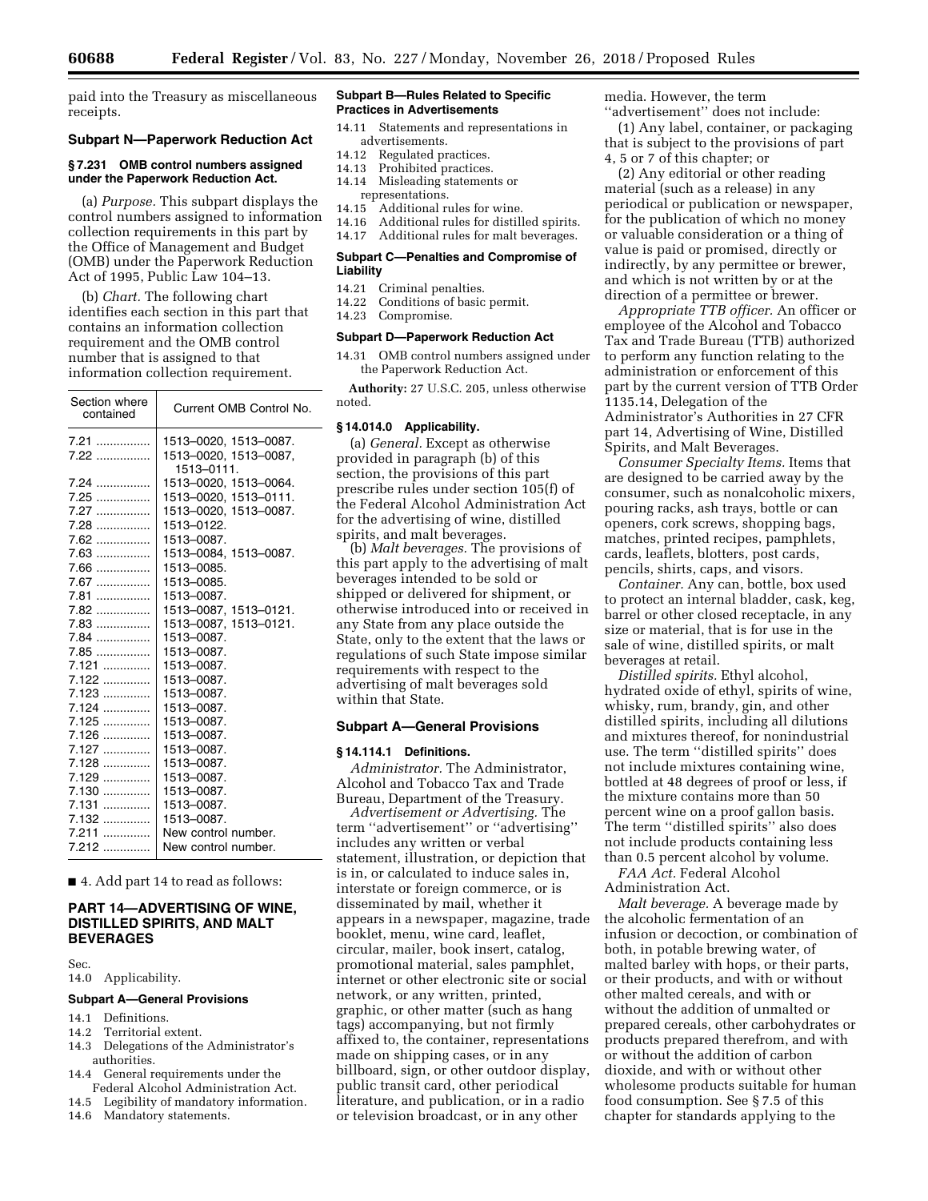paid into the Treasury as miscellaneous receipts.

## Subpart N—Paperwork Reduction Act

### § 7.231 OMB control numbers assigned under the Paperwork Reduction Act.

(a) *Purpose.* This subpart displays the control numbers assigned to information collection requirements in this part by the Office of Management and Budget (OMB) under the Paperwork Reduction Act of 1995, Public Law 104–13.

(b) *Chart.* The following chart identifies each section in this part that contains an information collection requirement and the OMB control number that is assigned to that information collection requirement.

| Section where contained | Current OMB Control No. |
|---|---|
| 7.21 | 1513–0020, 1513–0087. |
| 7.22 | 1513–0020, 1513–0087, 1513–0111. |
| 7.24 | 1513–0020, 1513–0064. |
| 7.25 | 1513–0020, 1513–0111. |
| 7.27 | 1513–0020, 1513–0087. |
| 7.28 | 1513–0122. |
| 7.62 | 1513–0087. |
| 7.63 | 1513–0084, 1513–0087. |
| 7.66 | 1513–0085. |
| 7.67 | 1513–0085. |
| 7.81 | 1513–0087. |
| 7.82 | 1513–0087, 1513–0121. |
| 7.83 | 1513–0087, 1513–0121. |
| 7.84 | 1513–0087. |
| 7.85 | 1513–0087. |
| 7.121 | 1513–0087. |
| 7.122 | 1513–0087. |
| 7.123 | 1513–0087. |
| 7.124 | 1513–0087. |
| 7.125 | 1513–0087. |
| 7.126 | 1513–0087. |
| 7.127 | 1513–0087. |
| 7.128 | 1513–0087. |
| 7.129 | 1513–0087. |
| 7.130 | 1513–0087. |
| 7.131 | 1513–0087. |
| 7.132 | 1513–0087. |
| 7.211 | New control number. |
| 7.212 | New control number. |

■ 4. Add part 14 to read as follows:

## PART 14—ADVERTISING OF WINE, DISTILLED SPIRITS, AND MALT BEVERAGES

Sec.
14.0 Applicability.

### Subpart A—General Provisions

14.1 Definitions.
14.2 Territorial extent.
14.3 Delegations of the Administrator's authorities.
14.4 General requirements under the Federal Alcohol Administration Act.
14.5 Legibility of mandatory information.
14.6 Mandatory statements.

### Subpart B—Rules Related to Specific Practices in Advertisements

14.11 Statements and representations in advertisements.
14.12 Regulated practices.
14.13 Prohibited practices.
14.14 Misleading statements or representations.
14.15 Additional rules for wine.
14.16 Additional rules for distilled spirits.
14.17 Additional rules for malt beverages.

### Subpart C—Penalties and Compromise of Liability

14.21 Criminal penalties.
14.22 Conditions of basic permit.
14.23 Compromise.

### Subpart D—Paperwork Reduction Act

14.31 OMB control numbers assigned under the Paperwork Reduction Act.

**Authority:** 27 U.S.C. 205, unless otherwise noted.

### § 14.014.0 Applicability.

(a) *General.* Except as otherwise provided in paragraph (b) of this section, the provisions of this part prescribe rules under section 105(f) of the Federal Alcohol Administration Act for the advertising of wine, distilled spirits, and malt beverages.

(b) *Malt beverages.* The provisions of this part apply to the advertising of malt beverages intended to be sold or shipped or delivered for shipment, or otherwise introduced into or received in any State from any place outside the State, only to the extent that the laws or regulations of such State impose similar requirements with respect to the advertising of malt beverages sold within that State.

## Subpart A—General Provisions

### § 14.114.1 Definitions.

*Administrator.* The Administrator, Alcohol and Tobacco Tax and Trade Bureau, Department of the Treasury.

*Advertisement or Advertising.* The term "advertisement" or "advertising" includes any written or verbal statement, illustration, or depiction that is in, or calculated to induce sales in, interstate or foreign commerce, or is disseminated by mail, whether it appears in a newspaper, magazine, trade booklet, menu, wine card, leaflet, circular, mailer, book insert, catalog, promotional material, sales pamphlet, internet or other electronic site or social network, or any written, printed, graphic, or other matter (such as hang tags) accompanying, but not firmly affixed to, the container, representations made on shipping cases, or in any billboard, sign, or other outdoor display, public transit card, other periodical literature, and publication, or in a radio or television broadcast, or in any other media. However, the term "advertisement" does not include:

(1) Any label, container, or packaging that is subject to the provisions of part 4, 5 or 7 of this chapter; or

(2) Any editorial or other reading material (such as a release) in any periodical or publication or newspaper, for the publication of which no money or valuable consideration or a thing of value is paid or promised, directly or indirectly, by any permittee or brewer, and which is not written by or at the direction of a permittee or brewer.

*Appropriate TTB officer.* An officer or employee of the Alcohol and Tobacco Tax and Trade Bureau (TTB) authorized to perform any function relating to the administration or enforcement of this part by the current version of TTB Order 1135.14, Delegation of the Administrator's Authorities in 27 CFR part 14, Advertising of Wine, Distilled Spirits, and Malt Beverages.

*Consumer Specialty Items.* Items that are designed to be carried away by the consumer, such as nonalcoholic mixers, pouring racks, ash trays, bottle or can openers, cork screws, shopping bags, matches, printed recipes, pamphlets, cards, leaflets, blotters, post cards, pencils, shirts, caps, and visors.

*Container.* Any can, bottle, box used to protect an internal bladder, cask, keg, barrel or other closed receptacle, in any size or material, that is for use in the sale of wine, distilled spirits, or malt beverages at retail.

*Distilled spirits.* Ethyl alcohol, hydrated oxide of ethyl, spirits of wine, whisky, rum, brandy, gin, and other distilled spirits, including all dilutions and mixtures thereof, for nonindustrial use. The term "distilled spirits" does not include mixtures containing wine, bottled at 48 degrees of proof or less, if the mixture contains more than 50 percent wine on a proof gallon basis. The term "distilled spirits" also does not include products containing less than 0.5 percent alcohol by volume.

*FAA Act.* Federal Alcohol Administration Act.

*Malt beverage.* A beverage made by the alcoholic fermentation of an infusion or decoction, or combination of both, in potable brewing water, of malted barley with hops, or their parts, or their products, and with or without other malted cereals, and with or without the addition of unmalted or prepared cereals, other carbohydrates or products prepared therefrom, and with or without the addition of carbon dioxide, and with or without other wholesome products suitable for human food consumption. See § 7.5 of this chapter for standards applying to the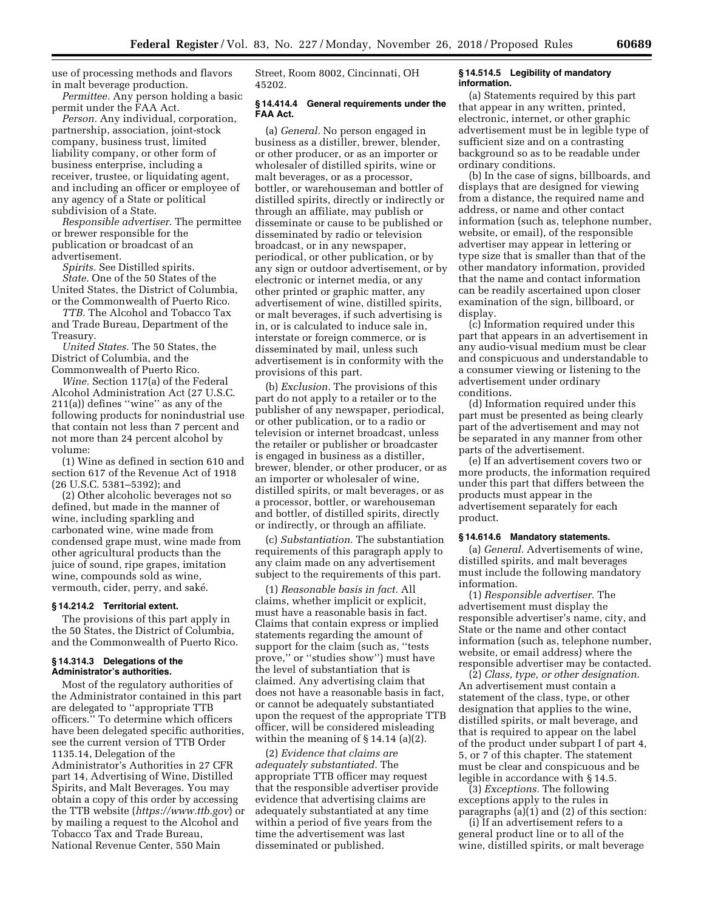use of processing methods and flavors in malt beverage production.

*Permittee.* Any person holding a basic permit under the FAA Act.

*Person.* Any individual, corporation, partnership, association, joint-stock company, business trust, limited liability company, or other form of business enterprise, including a receiver, trustee, or liquidating agent, and including an officer or employee of any agency of a State or political subdivision of a State.

*Responsible advertiser.* The permittee or brewer responsible for the publication or broadcast of an advertisement.

*Spirits.* See Distilled spirits.

*State.* One of the 50 States of the United States, the District of Columbia, or the Commonwealth of Puerto Rico.

*TTB.* The Alcohol and Tobacco Tax and Trade Bureau, Department of the Treasury.

*United States.* The 50 States, the District of Columbia, and the Commonwealth of Puerto Rico.

*Wine.* Section 117(a) of the Federal Alcohol Administration Act (27 U.S.C. 211(a)) defines ''wine'' as any of the following products for nonindustrial use that contain not less than 7 percent and not more than 24 percent alcohol by volume:

(1) Wine as defined in section 610 and section 617 of the Revenue Act of 1918 (26 U.S.C. 5381–5392); and

(2) Other alcoholic beverages not so defined, but made in the manner of wine, including sparkling and carbonated wine, wine made from condensed grape must, wine made from other agricultural products than the juice of sound, ripe grapes, imitation wine, compounds sold as wine, vermouth, cider, perry, and saké.

#### § 14.214.2 Territorial extent.

The provisions of this part apply in the 50 States, the District of Columbia, and the Commonwealth of Puerto Rico.

#### § 14.314.3 Delegations of the Administrator's authorities.

Most of the regulatory authorities of the Administrator contained in this part are delegated to ''appropriate TTB officers.'' To determine which officers have been delegated specific authorities, see the current version of TTB Order 1135.14, Delegation of the Administrator's Authorities in 27 CFR part 14, Advertising of Wine, Distilled Spirits, and Malt Beverages. You may obtain a copy of this order by accessing the TTB website (*https://www.ttb.gov*) or by mailing a request to the Alcohol and Tobacco Tax and Trade Bureau, National Revenue Center, 550 Main Street, Room 8002, Cincinnati, OH 45202.

#### § 14.414.4 General requirements under the FAA Act.

(a) *General.* No person engaged in business as a distiller, brewer, blender, or other producer, or as an importer or wholesaler of distilled spirits, wine or malt beverages, or as a processor, bottler, or warehouseman and bottler of distilled spirits, directly or indirectly or through an affiliate, may publish or disseminate or cause to be published or disseminated by radio or television broadcast, or in any newspaper, periodical, or other publication, or by any sign or outdoor advertisement, or by electronic or internet media, or any other printed or graphic matter, any advertisement of wine, distilled spirits, or malt beverages, if such advertising is in, or is calculated to induce sale in, interstate or foreign commerce, or is disseminated by mail, unless such advertisement is in conformity with the provisions of this part.

(b) *Exclusion.* The provisions of this part do not apply to a retailer or to the publisher of any newspaper, periodical, or other publication, or to a radio or television or internet broadcast, unless the retailer or publisher or broadcaster is engaged in business as a distiller, brewer, blender, or other producer, or as an importer or wholesaler of wine, distilled spirits, or malt beverages, or as a processor, bottler, or warehouseman and bottler, of distilled spirits, directly or indirectly, or through an affiliate.

(c) *Substantiation.* The substantiation requirements of this paragraph apply to any claim made on any advertisement subject to the requirements of this part.

(1) *Reasonable basis in fact.* All claims, whether implicit or explicit, must have a reasonable basis in fact. Claims that contain express or implied statements regarding the amount of support for the claim (such as, ''tests prove,'' or ''studies show'') must have the level of substantiation that is claimed. Any advertising claim that does not have a reasonable basis in fact, or cannot be adequately substantiated upon the request of the appropriate TTB officer, will be considered misleading within the meaning of § 14.14 (a)(2).

(2) *Evidence that claims are adequately substantiated.* The appropriate TTB officer may request that the responsible advertiser provide evidence that advertising claims are adequately substantiated at any time within a period of five years from the time the advertisement was last disseminated or published.

#### § 14.514.5 Legibility of mandatory information.

(a) Statements required by this part that appear in any written, printed, electronic, internet, or other graphic advertisement must be in legible type of sufficient size and on a contrasting background so as to be readable under ordinary conditions.

(b) In the case of signs, billboards, and displays that are designed for viewing from a distance, the required name and address, or name and other contact information (such as, telephone number, website, or email), of the responsible advertiser may appear in lettering or type size that is smaller than that of the other mandatory information, provided that the name and contact information can be readily ascertained upon closer examination of the sign, billboard, or display.

(c) Information required under this part that appears in an advertisement in any audio-visual medium must be clear and conspicuous and understandable to a consumer viewing or listening to the advertisement under ordinary conditions.

(d) Information required under this part must be presented as being clearly part of the advertisement and may not be separated in any manner from other parts of the advertisement.

(e) If an advertisement covers two or more products, the information required under this part that differs between the products must appear in the advertisement separately for each product.

#### § 14.614.6 Mandatory statements.

(a) *General.* Advertisements of wine, distilled spirits, and malt beverages must include the following mandatory information.

(1) *Responsible advertiser.* The advertisement must display the responsible advertiser's name, city, and State or the name and other contact information (such as, telephone number, website, or email address) where the responsible advertiser may be contacted.

(2) *Class, type, or other designation.* An advertisement must contain a statement of the class, type, or other designation that applies to the wine, distilled spirits, or malt beverage, and that is required to appear on the label of the product under subpart I of part 4, 5, or 7 of this chapter. The statement must be clear and conspicuous and be legible in accordance with § 14.5.

(3) *Exceptions.* The following exceptions apply to the rules in paragraphs (a)(1) and (2) of this section:

(i) If an advertisement refers to a general product line or to all of the wine, distilled spirits, or malt beverage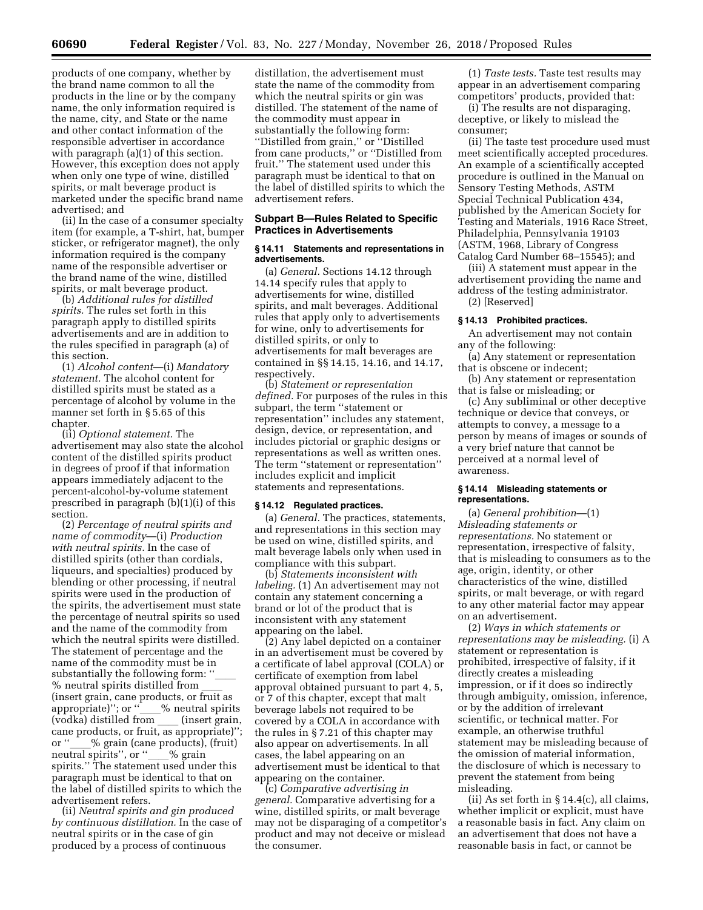products of one company, whether by the brand name common to all the products in the line or by the company name, the only information required is the name, city, and State or the name and other contact information of the responsible advertiser in accordance with paragraph (a)(1) of this section. However, this exception does not apply when only one type of wine, distilled spirits, or malt beverage product is marketed under the specific brand name advertised; and

(ii) In the case of a consumer specialty item (for example, a T-shirt, hat, bumper sticker, or refrigerator magnet), the only information required is the company name of the responsible advertiser or the brand name of the wine, distilled spirits, or malt beverage product.

(b) *Additional rules for distilled spirits.* The rules set forth in this paragraph apply to distilled spirits advertisements and are in addition to the rules specified in paragraph (a) of this section.

(1) *Alcohol content*—(i) *Mandatory statement.* The alcohol content for distilled spirits must be stated as a percentage of alcohol by volume in the manner set forth in § 5.65 of this chapter.

(ii) *Optional statement.* The advertisement may also state the alcohol content of the distilled spirits product in degrees of proof if that information appears immediately adjacent to the percent-alcohol-by-volume statement prescribed in paragraph (b)(1)(i) of this section.

(2) *Percentage of neutral spirits and name of commodity*—(i) *Production with neutral spirits.* In the case of distilled spirits (other than cordials, liqueurs, and specialties) produced by blending or other processing, if neutral spirits were used in the production of the spirits, the advertisement must state the percentage of neutral spirits so used and the name of the commodity from which the neutral spirits were distilled. The statement of percentage and the name of the commodity must be in substantially the following form: "___ % neutral spirits distilled from ___ (insert grain, cane products, or fruit as appropriate)"; or "___% neutral spirits (vodka) distilled from ___ (insert grain, cane products, or fruit, as appropriate)"; or "___% grain (cane products), (fruit) neutral spirits", or "___% grain spirits." The statement used under this paragraph must be identical to that on the label of distilled spirits to which the advertisement refers.

(ii) *Neutral spirits and gin produced by continuous distillation.* In the case of neutral spirits or in the case of gin produced by a process of continuous distillation, the advertisement must state the name of the commodity from which the neutral spirits or gin was distilled. The statement of the name of the commodity must appear in substantially the following form: "Distilled from grain," or "Distilled from cane products," or "Distilled from fruit." The statement used under this paragraph must be identical to that on the label of distilled spirits to which the advertisement refers.

### Subpart B—Rules Related to Specific Practices in Advertisements

#### § 14.11 Statements and representations in advertisements.

(a) *General.* Sections 14.12 through 14.14 specify rules that apply to advertisements for wine, distilled spirits, and malt beverages. Additional rules that apply only to advertisements for wine, only to advertisements for distilled spirits, or only to advertisements for malt beverages are contained in §§ 14.15, 14.16, and 14.17, respectively.

(b) *Statement or representation defined.* For purposes of the rules in this subpart, the term "statement or representation" includes any statement, design, device, or representation, and includes pictorial or graphic designs or representations as well as written ones. The term "statement or representation" includes explicit and implicit statements and representations.

#### § 14.12 Regulated practices.

(a) *General.* The practices, statements, and representations in this section may be used on wine, distilled spirits, and malt beverage labels only when used in compliance with this subpart.

(b) *Statements inconsistent with labeling.* (1) An advertisement may not contain any statement concerning a brand or lot of the product that is inconsistent with any statement appearing on the label.

(2) Any label depicted on a container in an advertisement must be covered by a certificate of label approval (COLA) or certificate of exemption from label approval obtained pursuant to part 4, 5, or 7 of this chapter, except that malt beverage labels not required to be covered by a COLA in accordance with the rules in § 7.21 of this chapter may also appear on advertisements. In all cases, the label appearing on an advertisement must be identical to that appearing on the container.

(c) *Comparative advertising in general.* Comparative advertising for a wine, distilled spirits, or malt beverage may not be disparaging of a competitor's product and may not deceive or mislead the consumer.

(1) *Taste tests.* Taste test results may appear in an advertisement comparing competitors' products, provided that:

(i) The results are not disparaging, deceptive, or likely to mislead the consumer;

(ii) The taste test procedure used must meet scientifically accepted procedures. An example of a scientifically accepted procedure is outlined in the Manual on Sensory Testing Methods, ASTM Special Technical Publication 434, published by the American Society for Testing and Materials, 1916 Race Street, Philadelphia, Pennsylvania 19103 (ASTM, 1968, Library of Congress Catalog Card Number 68–15545); and

(iii) A statement must appear in the advertisement providing the name and address of the testing administrator.

(2) [Reserved]

#### § 14.13 Prohibited practices.

An advertisement may not contain any of the following:

(a) Any statement or representation that is obscene or indecent;

(b) Any statement or representation that is false or misleading; or

(c) Any subliminal or other deceptive technique or device that conveys, or attempts to convey, a message to a person by means of images or sounds of a very brief nature that cannot be perceived at a normal level of awareness.

#### § 14.14 Misleading statements or representations.

(a) *General prohibition*—(1) *Misleading statements or representations.* No statement or representation, irrespective of falsity, that is misleading to consumers as to the age, origin, identity, or other characteristics of the wine, distilled spirits, or malt beverage, or with regard to any other material factor may appear on an advertisement.

(2) *Ways in which statements or representations may be misleading.* (i) A statement or representation is prohibited, irrespective of falsity, if it directly creates a misleading impression, or if it does so indirectly through ambiguity, omission, inference, or by the addition of irrelevant scientific, or technical matter. For example, an otherwise truthful statement may be misleading because of the omission of material information, the disclosure of which is necessary to prevent the statement from being misleading.

(ii) As set forth in § 14.4(c), all claims, whether implicit or explicit, must have a reasonable basis in fact. Any claim on an advertisement that does not have a reasonable basis in fact, or cannot be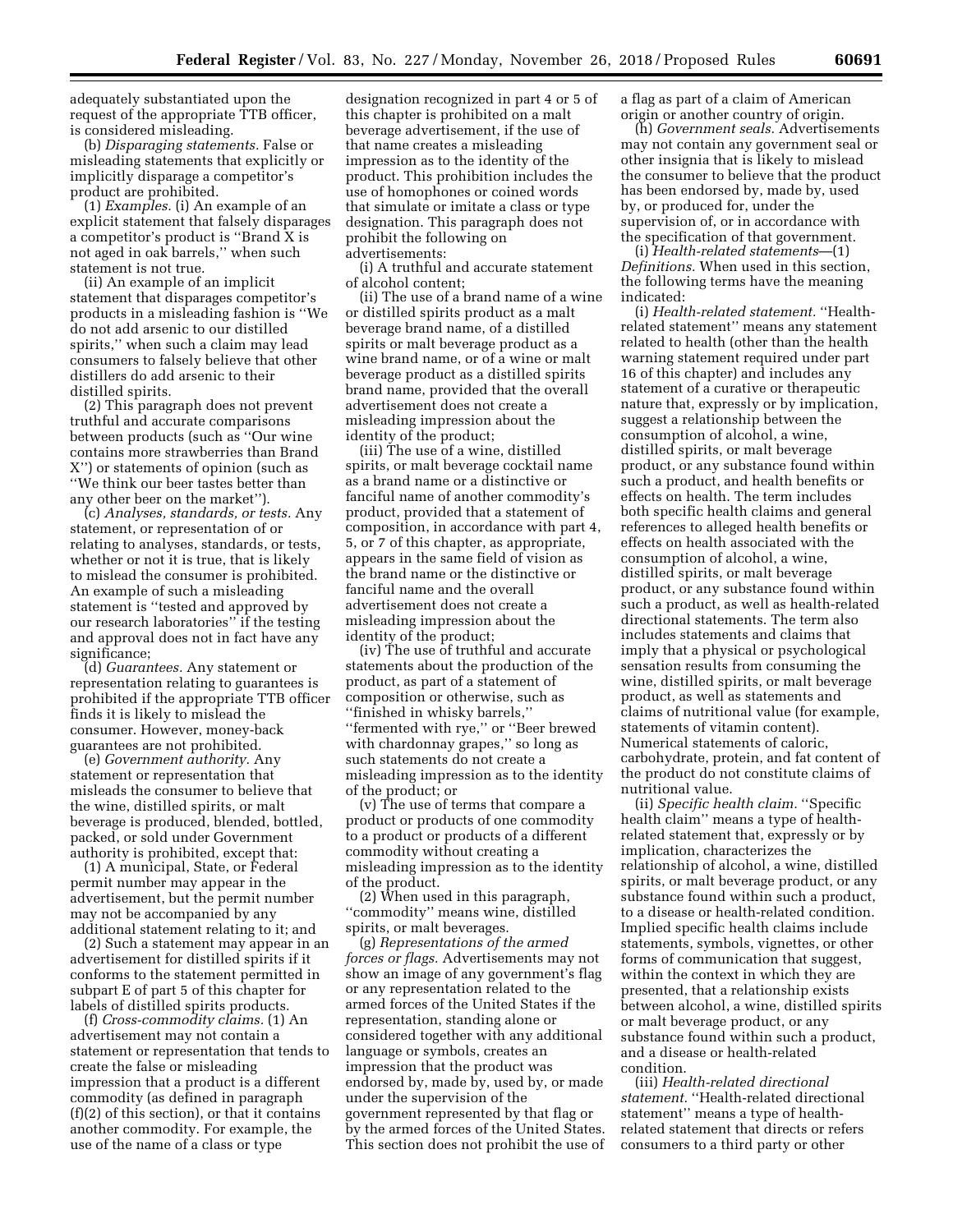adequately substantiated upon the request of the appropriate TTB officer, is considered misleading.

(b) *Disparaging statements.* False or misleading statements that explicitly or implicitly disparage a competitor's product are prohibited.

(1) *Examples.* (i) An example of an explicit statement that falsely disparages a competitor's product is ''Brand X is not aged in oak barrels,'' when such statement is not true.

(ii) An example of an implicit statement that disparages competitor's products in a misleading fashion is ''We do not add arsenic to our distilled spirits,'' when such a claim may lead consumers to falsely believe that other distillers do add arsenic to their distilled spirits.

(2) This paragraph does not prevent truthful and accurate comparisons between products (such as ''Our wine contains more strawberries than Brand X'') or statements of opinion (such as ''We think our beer tastes better than any other beer on the market'').

(c) *Analyses, standards, or tests.* Any statement, or representation of or relating to analyses, standards, or tests, whether or not it is true, that is likely to mislead the consumer is prohibited. An example of such a misleading statement is ''tested and approved by our research laboratories'' if the testing and approval does not in fact have any significance;

(d) *Guarantees.* Any statement or representation relating to guarantees is prohibited if the appropriate TTB officer finds it is likely to mislead the consumer. However, money-back guarantees are not prohibited.

(e) *Government authority.* Any statement or representation that misleads the consumer to believe that the wine, distilled spirits, or malt beverage is produced, blended, bottled, packed, or sold under Government authority is prohibited, except that:

(1) A municipal, State, or Federal permit number may appear in the advertisement, but the permit number may not be accompanied by any additional statement relating to it; and

(2) Such a statement may appear in an advertisement for distilled spirits if it conforms to the statement permitted in subpart E of part 5 of this chapter for labels of distilled spirits products.

(f) *Cross-commodity claims.* (1) An advertisement may not contain a statement or representation that tends to create the false or misleading impression that a product is a different commodity (as defined in paragraph (f)(2) of this section), or that it contains another commodity. For example, the use of the name of a class or type designation recognized in part 4 or 5 of this chapter is prohibited on a malt beverage advertisement, if the use of that name creates a misleading impression as to the identity of the product. This prohibition includes the use of homophones or coined words that simulate or imitate a class or type designation. This paragraph does not prohibit the following on advertisements:

(i) A truthful and accurate statement of alcohol content;

(ii) The use of a brand name of a wine or distilled spirits product as a malt beverage brand name, of a distilled spirits or malt beverage product as a wine brand name, or of a wine or malt beverage product as a distilled spirits brand name, provided that the overall advertisement does not create a misleading impression about the identity of the product;

(iii) The use of a wine, distilled spirits, or malt beverage cocktail name as a brand name or a distinctive or fanciful name of another commodity's product, provided that a statement of composition, in accordance with part 4, 5, or 7 of this chapter, as appropriate, appears in the same field of vision as the brand name or the distinctive or fanciful name and the overall advertisement does not create a misleading impression about the identity of the product;

(iv) The use of truthful and accurate statements about the production of the product, as part of a statement of composition or otherwise, such as ''finished in whisky barrels,'' ''fermented with rye,'' or ''Beer brewed with chardonnay grapes,'' so long as such statements do not create a misleading impression as to the identity of the product; or

(v) The use of terms that compare a product or products of one commodity to a product or products of a different commodity without creating a misleading impression as to the identity of the product.

(2) When used in this paragraph, ''commodity'' means wine, distilled spirits, or malt beverages.

(g) *Representations of the armed forces or flags.* Advertisements may not show an image of any government's flag or any representation related to the armed forces of the United States if the representation, standing alone or considered together with any additional language or symbols, creates an impression that the product was endorsed by, made by, used by, or made under the supervision of the government represented by that flag or by the armed forces of the United States. This section does not prohibit the use of a flag as part of a claim of American origin or another country of origin.

(h) *Government seals.* Advertisements may not contain any government seal or other insignia that is likely to mislead the consumer to believe that the product has been endorsed by, made by, used by, or produced for, under the supervision of, or in accordance with the specification of that government.

(i) *Health-related statements*—(1) *Definitions.* When used in this section, the following terms have the meaning indicated:

(i) *Health-related statement.* ''Health-related statement'' means any statement related to health (other than the health warning statement required under part 16 of this chapter) and includes any statement of a curative or therapeutic nature that, expressly or by implication, suggest a relationship between the consumption of alcohol, a wine, distilled spirits, or malt beverage product, or any substance found within such a product, and health benefits or effects on health. The term includes both specific health claims and general references to alleged health benefits or effects on health associated with the consumption of alcohol, a wine, distilled spirits, or malt beverage product, or any substance found within such a product, as well as health-related directional statements. The term also includes statements and claims that imply that a physical or psychological sensation results from consuming the wine, distilled spirits, or malt beverage product, as well as statements and claims of nutritional value (for example, statements of vitamin content). Numerical statements of caloric, carbohydrate, protein, and fat content of the product do not constitute claims of nutritional value.

(ii) *Specific health claim.* ''Specific health claim'' means a type of health-related statement that, expressly or by implication, characterizes the relationship of alcohol, a wine, distilled spirits, or malt beverage product, or any substance found within such a product, to a disease or health-related condition. Implied specific health claims include statements, symbols, vignettes, or other forms of communication that suggest, within the context in which they are presented, that a relationship exists between alcohol, a wine, distilled spirits or malt beverage product, or any substance found within such a product, and a disease or health-related condition.

(iii) *Health-related directional statement.* ''Health-related directional statement'' means a type of health-related statement that directs or refers consumers to a third party or other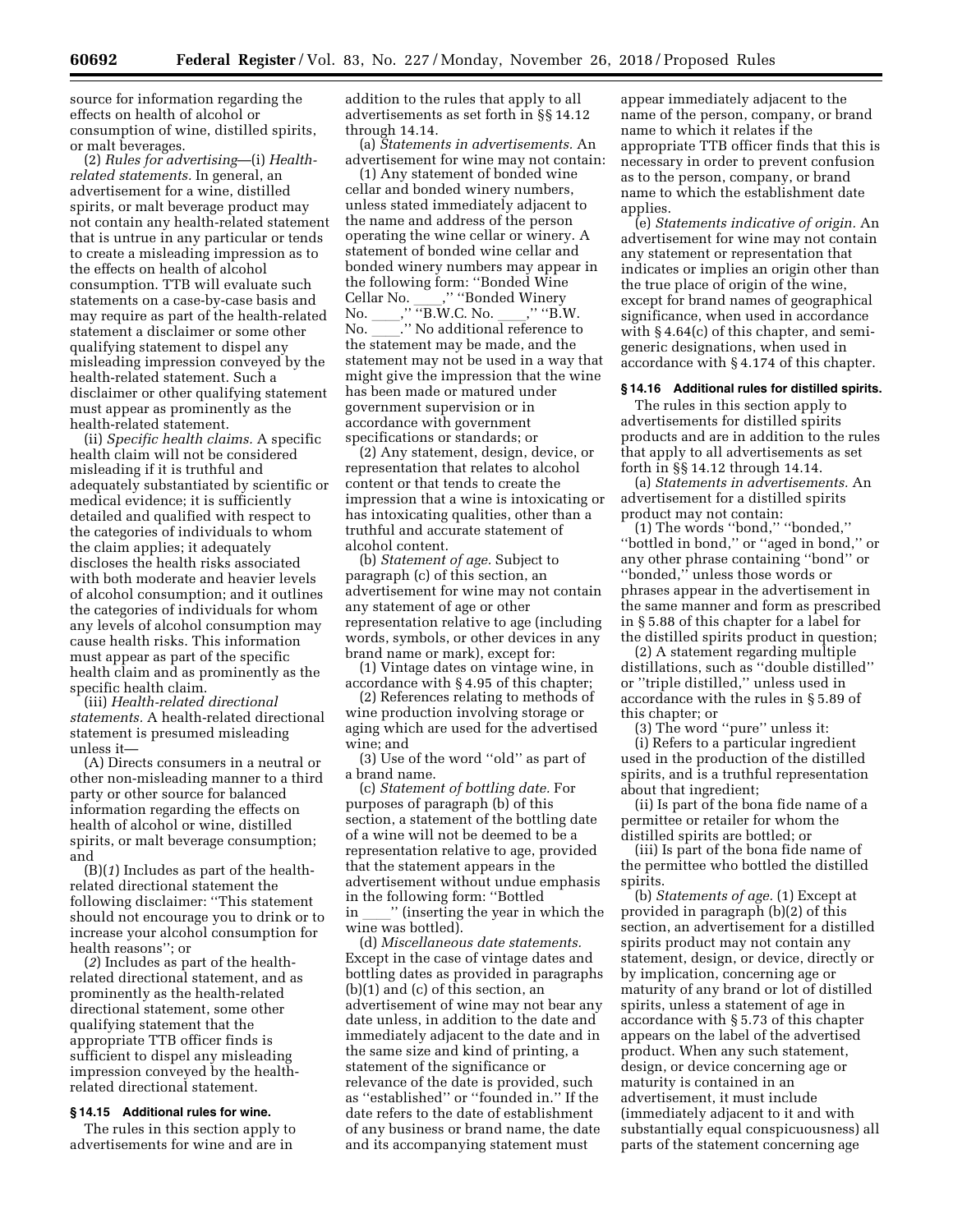source for information regarding the effects on health of alcohol or consumption of wine, distilled spirits, or malt beverages.

(2) *Rules for advertising*—(i) *Health-related statements.* In general, an advertisement for a wine, distilled spirits, or malt beverage product may not contain any health-related statement that is untrue in any particular or tends to create a misleading impression as to the effects on health of alcohol consumption. TTB will evaluate such statements on a case-by-case basis and may require as part of the health-related statement a disclaimer or some other qualifying statement to dispel any misleading impression conveyed by the health-related statement. Such a disclaimer or other qualifying statement must appear as prominently as the health-related statement.

(ii) *Specific health claims.* A specific health claim will not be considered misleading if it is truthful and adequately substantiated by scientific or medical evidence; it is sufficiently detailed and qualified with respect to the categories of individuals to whom the claim applies; it adequately discloses the health risks associated with both moderate and heavier levels of alcohol consumption; and it outlines the categories of individuals for whom any levels of alcohol consumption may cause health risks. This information must appear as part of the specific health claim and as prominently as the specific health claim.

(iii) *Health-related directional statements.* A health-related directional statement is presumed misleading unless it—

(A) Directs consumers in a neutral or other non-misleading manner to a third party or other source for balanced information regarding the effects on health of alcohol or wine, distilled spirits, or malt beverage consumption; and

(B)(*1*) Includes as part of the health-related directional statement the following disclaimer: ''This statement should not encourage you to drink or to increase your alcohol consumption for health reasons''; or

(*2*) Includes as part of the health-related directional statement, and as prominently as the health-related directional statement, some other qualifying statement that the appropriate TTB officer finds is sufficient to dispel any misleading impression conveyed by the health-related directional statement.

### § 14.15 Additional rules for wine.

The rules in this section apply to advertisements for wine and are in addition to the rules that apply to all advertisements as set forth in §§ 14.12 through 14.14.

(a) *Statements in advertisements.* An advertisement for wine may not contain:

(1) Any statement of bonded wine cellar and bonded winery numbers, unless stated immediately adjacent to the name and address of the person operating the wine cellar or winery. A statement of bonded wine cellar and bonded winery numbers may appear in the following form: ''Bonded Wine Cellar No. \_\_\_\_,'' ''Bonded Winery No. \_\_\_\_,'' ''B.W.C. No. \_\_\_\_,'' ''B.W. No. \_\_\_\_.'' No additional reference to the statement may be made, and the statement may not be used in a way that might give the impression that the wine has been made or matured under government supervision or in accordance with government specifications or standards; or

(2) Any statement, design, device, or representation that relates to alcohol content or that tends to create the impression that a wine is intoxicating or has intoxicating qualities, other than a truthful and accurate statement of alcohol content.

(b) *Statement of age.* Subject to paragraph (c) of this section, an advertisement for wine may not contain any statement of age or other representation relative to age (including words, symbols, or other devices in any brand name or mark), except for:

(1) Vintage dates on vintage wine, in accordance with § 4.95 of this chapter;

(2) References relating to methods of wine production involving storage or aging which are used for the advertised wine; and

(3) Use of the word ''old'' as part of a brand name.

(c) *Statement of bottling date.* For purposes of paragraph (b) of this section, a statement of the bottling date of a wine will not be deemed to be a representation relative to age, provided that the statement appears in the advertisement without undue emphasis in the following form: ''Bottled in \_\_\_\_'' (inserting the year in which the wine was bottled).

(d) *Miscellaneous date statements.* Except in the case of vintage dates and bottling dates as provided in paragraphs (b)(1) and (c) of this section, an advertisement of wine may not bear any date unless, in addition to the date and immediately adjacent to the date and in the same size and kind of printing, a statement of the significance or relevance of the date is provided, such as ''established'' or ''founded in.'' If the date refers to the date of establishment of any business or brand name, the date and its accompanying statement must appear immediately adjacent to the name of the person, company, or brand name to which it relates if the appropriate TTB officer finds that this is necessary in order to prevent confusion as to the person, company, or brand name to which the establishment date applies.

(e) *Statements indicative of origin.* An advertisement for wine may not contain any statement or representation that indicates or implies an origin other than the true place of origin of the wine, except for brand names of geographical significance, when used in accordance with § 4.64(c) of this chapter, and semi-generic designations, when used in accordance with § 4.174 of this chapter.

### § 14.16 Additional rules for distilled spirits.

The rules in this section apply to advertisements for distilled spirits products and are in addition to the rules that apply to all advertisements as set forth in §§ 14.12 through 14.14.

(a) *Statements in advertisements.* An advertisement for a distilled spirits product may not contain:

(1) The words ''bond,'' ''bonded,'' ''bottled in bond,'' or ''aged in bond,'' or any other phrase containing ''bond'' or ''bonded,'' unless those words or phrases appear in the advertisement in the same manner and form as prescribed in § 5.88 of this chapter for a label for the distilled spirits product in question;

(2) A statement regarding multiple distillations, such as ''double distilled'' or ''triple distilled,'' unless used in accordance with the rules in § 5.89 of this chapter; or

(3) The word ''pure'' unless it:

(i) Refers to a particular ingredient used in the production of the distilled spirits, and is a truthful representation about that ingredient;

(ii) Is part of the bona fide name of a permittee or retailer for whom the distilled spirits are bottled; or

(iii) Is part of the bona fide name of the permittee who bottled the distilled spirits.

(b) *Statements of age.* (1) Except at provided in paragraph (b)(2) of this section, an advertisement for a distilled spirits product may not contain any statement, design, or device, directly or by implication, concerning age or maturity of any brand or lot of distilled spirits, unless a statement of age in accordance with § 5.73 of this chapter appears on the label of the advertised product. When any such statement, design, or device concerning age or maturity is contained in an advertisement, it must include (immediately adjacent to it and with substantially equal conspicuousness) all parts of the statement concerning age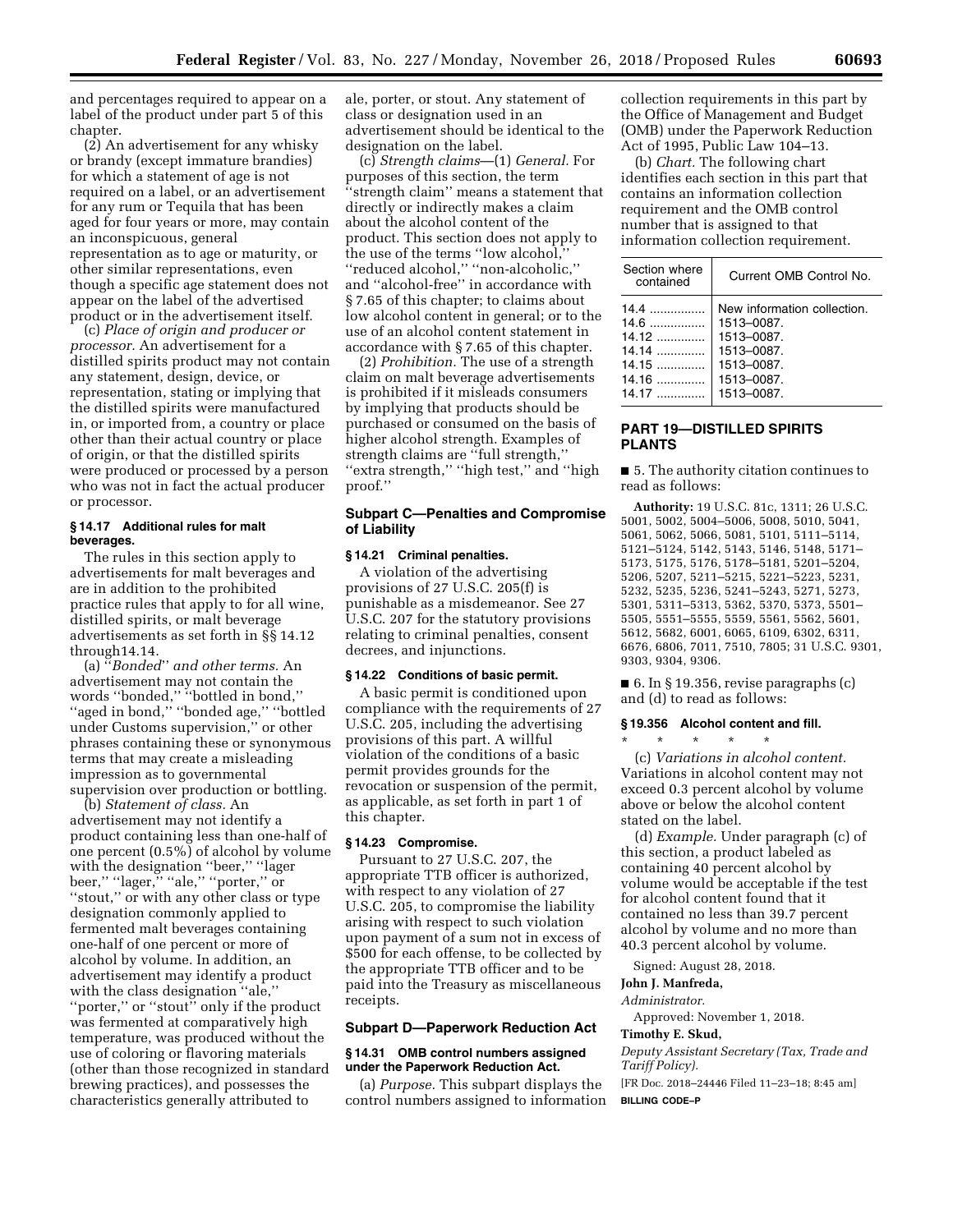and percentages required to appear on a label of the product under part 5 of this chapter.

(2) An advertisement for any whisky or brandy (except immature brandies) for which a statement of age is not required on a label, or an advertisement for any rum or Tequila that has been aged for four years or more, may contain an inconspicuous, general representation as to age or maturity, or other similar representations, even though a specific age statement does not appear on the label of the advertised product or in the advertisement itself.

(c) *Place of origin and producer or processor.* An advertisement for a distilled spirits product may not contain any statement, design, device, or representation, stating or implying that the distilled spirits were manufactured in, or imported from, a country or place other than their actual country or place of origin, or that the distilled spirits were produced or processed by a person who was not in fact the actual producer or processor.

**§ 14.17 Additional rules for malt beverages.**

The rules in this section apply to advertisements for malt beverages and are in addition to the prohibited practice rules that apply to for all wine, distilled spirits, or malt beverage advertisements as set forth in §§ 14.12 through14.14.

(a) *''Bonded'' and other terms.* An advertisement may not contain the words ''bonded,'' ''bottled in bond,'' ''aged in bond,'' ''bonded age,'' ''bottled under Customs supervision,'' or other phrases containing these or synonymous terms that may create a misleading impression as to governmental supervision over production or bottling.

(b) *Statement of class.* An advertisement may not identify a product containing less than one-half of one percent (0.5%) of alcohol by volume with the designation ''beer,'' ''lager beer,'' ''lager,'' ''ale,'' ''porter,'' or ''stout,'' or with any other class or type designation commonly applied to fermented malt beverages containing one-half of one percent or more of alcohol by volume. In addition, an advertisement may identify a product with the class designation ''ale,'' ''porter,'' or ''stout'' only if the product was fermented at comparatively high temperature, was produced without the use of coloring or flavoring materials (other than those recognized in standard brewing practices), and possesses the characteristics generally attributed to ale, porter, or stout. Any statement of class or designation used in an advertisement should be identical to the designation on the label.

(c) *Strength claims*—(1) *General.* For purposes of this section, the term ''strength claim'' means a statement that directly or indirectly makes a claim about the alcohol content of the product. This section does not apply to the use of the terms ''low alcohol,'' ''reduced alcohol,'' ''non-alcoholic,'' and ''alcohol-free'' in accordance with § 7.65 of this chapter; to claims about low alcohol content in general; or to the use of an alcohol content statement in accordance with § 7.65 of this chapter.

(2) *Prohibition.* The use of a strength claim on malt beverage advertisements is prohibited if it misleads consumers by implying that products should be purchased or consumed on the basis of higher alcohol strength. Examples of strength claims are ''full strength,'' ''extra strength,'' ''high test,'' and ''high proof.''

## Subpart C—Penalties and Compromise of Liability

**§ 14.21 Criminal penalties.**

A violation of the advertising provisions of 27 U.S.C. 205(f) is punishable as a misdemeanor. See 27 U.S.C. 207 for the statutory provisions relating to criminal penalties, consent decrees, and injunctions.

**§ 14.22 Conditions of basic permit.**

A basic permit is conditioned upon compliance with the requirements of 27 U.S.C. 205, including the advertising provisions of this part. A willful violation of the conditions of a basic permit provides grounds for the revocation or suspension of the permit, as applicable, as set forth in part 1 of this chapter.

**§ 14.23 Compromise.**

Pursuant to 27 U.S.C. 207, the appropriate TTB officer is authorized, with respect to any violation of 27 U.S.C. 205, to compromise the liability arising with respect to such violation upon payment of a sum not in excess of $500 for each offense, to be collected by the appropriate TTB officer and to be paid into the Treasury as miscellaneous receipts.

## Subpart D—Paperwork Reduction Act

**§ 14.31 OMB control numbers assigned under the Paperwork Reduction Act.**

(a) *Purpose.* This subpart displays the control numbers assigned to information collection requirements in this part by the Office of Management and Budget (OMB) under the Paperwork Reduction Act of 1995, Public Law 104–13.

(b) *Chart.* The following chart identifies each section in this part that contains an information collection requirement and the OMB control number that is assigned to that information collection requirement.

| Section where contained | Current OMB Control No. |
|---|---|
| 14.4 | New information collection. |
| 14.6 | 1513–0087. |
| 14.12 | 1513–0087. |
| 14.14 | 1513–0087. |
| 14.15 | 1513–0087. |
| 14.16 | 1513–0087. |
| 14.17 | 1513–0087. |

## PART 19—DISTILLED SPIRITS PLANTS

■ 5. The authority citation continues to read as follows:

**Authority:** 19 U.S.C. 81c, 1311; 26 U.S.C. 5001, 5002, 5004–5006, 5008, 5010, 5041, 5061, 5062, 5066, 5081, 5101, 5111–5114, 5121–5124, 5142, 5143, 5146, 5148, 5171–5173, 5175, 5176, 5178–5181, 5201–5204, 5206, 5207, 5211–5215, 5221–5223, 5231, 5232, 5235, 5236, 5241–5243, 5271, 5273, 5301, 5311–5313, 5362, 5370, 5373, 5501–5505, 5551–5555, 5559, 5561, 5562, 5601, 5612, 5682, 6001, 6065, 6109, 6302, 6311, 6676, 6806, 7011, 7510, 7805; 31 U.S.C. 9301, 9303, 9304, 9306.

■ 6. In § 19.356, revise paragraphs (c) and (d) to read as follows:

**§ 19.356 Alcohol content and fill.**

\* \* \* \* \*

(c) *Variations in alcohol content.* Variations in alcohol content may not exceed 0.3 percent alcohol by volume above or below the alcohol content stated on the label.

(d) *Example.* Under paragraph (c) of this section, a product labeled as containing 40 percent alcohol by volume would be acceptable if the test for alcohol content found that it contained no less than 39.7 percent alcohol by volume and no more than 40.3 percent alcohol by volume.

Signed: August 28, 2018.

**John J. Manfreda,**

*Administrator.*

Approved: November 1, 2018.

**Timothy E. Skud,**

*Deputy Assistant Secretary (Tax, Trade and Tariff Policy).*

[FR Doc. 2018–24446 Filed 11–23–18; 8:45 am]

**BILLING CODE–P**